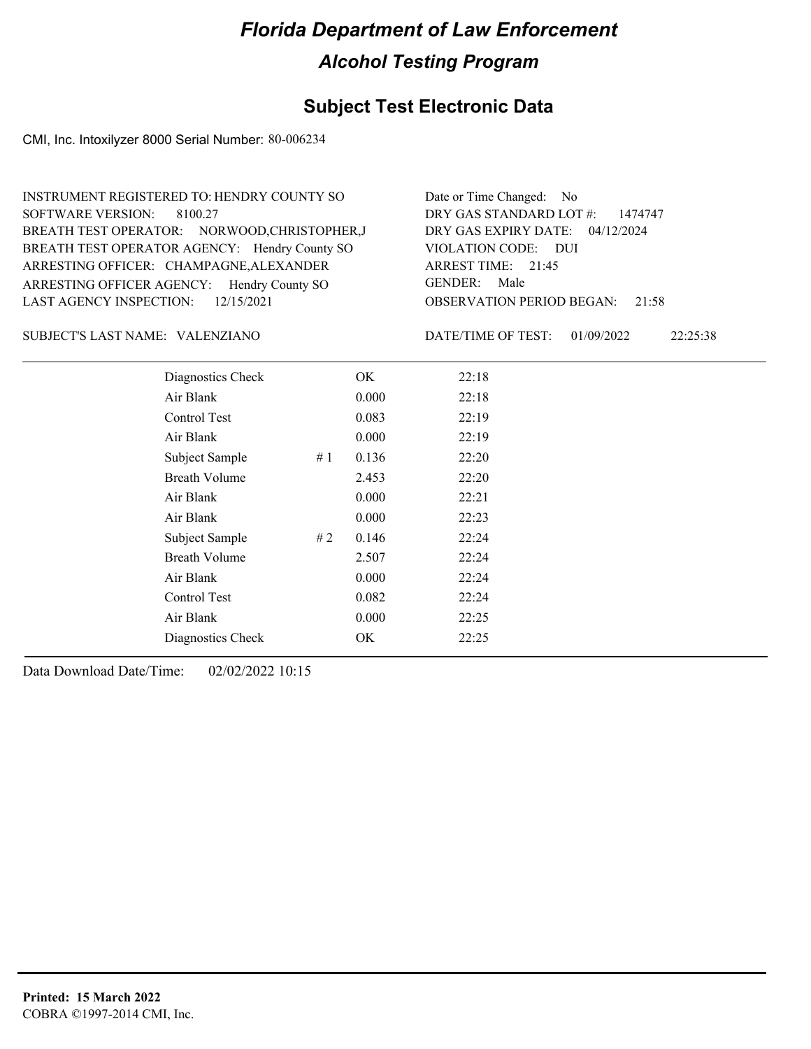# Florida Department of Law Enforcement

## Alcohol Testing Program

## Subject Test Electronic Data

CMI, Inc. Intoxilyzer 8000 Serial Number: 80-006234

INSTRUMENT REGISTERED TO: HENDRY COUNTY SO
SOFTWARE VERSION: 8100.27
BREATH TEST OPERATOR: NORWOOD,CHRISTOPHER,J
BREATH TEST OPERATOR AGENCY: Hendry County SO
ARRESTING OFFICER: CHAMPAGNE,ALEXANDER
ARRESTING OFFICER AGENCY: Hendry County SO
LAST AGENCY INSPECTION: 12/15/2021

Date or Time Changed: No
DRY GAS STANDARD LOT #: 1474747
DRY GAS EXPIRY DATE: 04/12/2024
VIOLATION CODE: DUI
ARREST TIME: 21:45
GENDER: Male
OBSERVATION PERIOD BEGAN: 21:58

SUBJECT'S LAST NAME: VALENZIANO

DATE/TIME OF TEST: 01/09/2022 22:25:38

| Test | # | Result | Time |
|---|---|---|---|
| Diagnostics Check | | OK | 22:18 |
| Air Blank | | 0.000 | 22:18 |
| Control Test | | 0.083 | 22:19 |
| Air Blank | | 0.000 | 22:19 |
| Subject Sample | # 1 | 0.136 | 22:20 |
| Breath Volume | | 2.453 | 22:20 |
| Air Blank | | 0.000 | 22:21 |
| Air Blank | | 0.000 | 22:23 |
| Subject Sample | # 2 | 0.146 | 22:24 |
| Breath Volume | | 2.507 | 22:24 |
| Air Blank | | 0.000 | 22:24 |
| Control Test | | 0.082 | 22:24 |
| Air Blank | | 0.000 | 22:25 |
| Diagnostics Check | | OK | 22:25 |

Data Download Date/Time: 02/02/2022 10:15

**Printed: 15 March 2022**
COBRA ©1997-2014 CMI, Inc.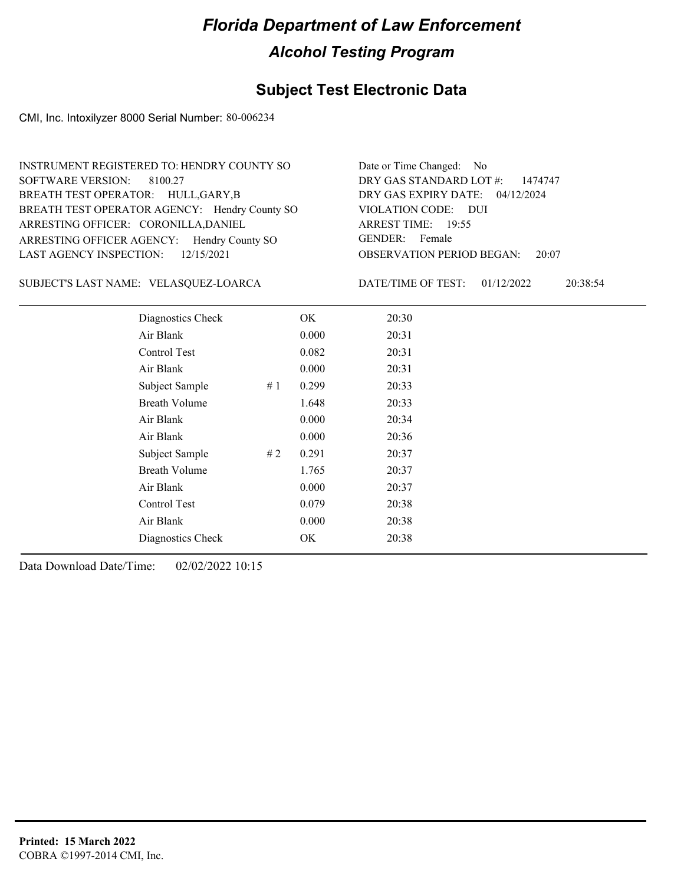# Florida Department of Law Enforcement

## Alcohol Testing Program

## Subject Test Electronic Data

CMI, Inc. Intoxilyzer 8000 Serial Number: 80-006234

INSTRUMENT REGISTERED TO: HENDRY COUNTY SO
SOFTWARE VERSION: 8100.27
BREATH TEST OPERATOR: HULL,GARY,B
BREATH TEST OPERATOR AGENCY: Hendry County SO
ARRESTING OFFICER: CORONILLA,DANIEL
ARRESTING OFFICER AGENCY: Hendry County SO
LAST AGENCY INSPECTION: 12/15/2021

Date or Time Changed: No
DRY GAS STANDARD LOT #: 1474747
DRY GAS EXPIRY DATE: 04/12/2024
VIOLATION CODE: DUI
ARREST TIME: 19:55
GENDER: Female
OBSERVATION PERIOD BEGAN: 20:07

SUBJECT'S LAST NAME: VELASQUEZ-LOARCA

DATE/TIME OF TEST: 01/12/2022 20:38:54

| | | | |
|---|---|---|---|
| Diagnostics Check | | OK | 20:30 |
| Air Blank | | 0.000 | 20:31 |
| Control Test | | 0.082 | 20:31 |
| Air Blank | | 0.000 | 20:31 |
| Subject Sample | # 1 | 0.299 | 20:33 |
| Breath Volume | | 1.648 | 20:33 |
| Air Blank | | 0.000 | 20:34 |
| Air Blank | | 0.000 | 20:36 |
| Subject Sample | # 2 | 0.291 | 20:37 |
| Breath Volume | | 1.765 | 20:37 |
| Air Blank | | 0.000 | 20:37 |
| Control Test | | 0.079 | 20:38 |
| Air Blank | | 0.000 | 20:38 |
| Diagnostics Check | | OK | 20:38 |

Data Download Date/Time: 02/02/2022 10:15

**Printed: 15 March 2022**
COBRA ©1997-2014 CMI, Inc.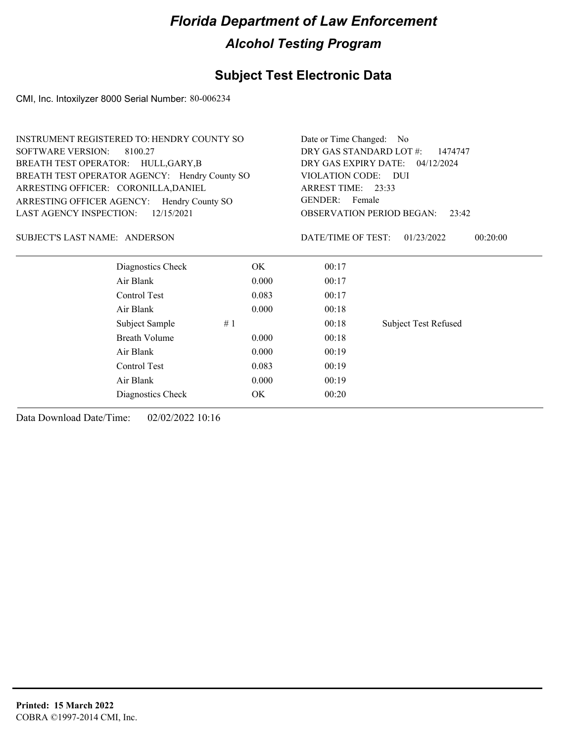# Florida Department of Law Enforcement

## Alcohol Testing Program

## Subject Test Electronic Data

CMI, Inc. Intoxilyzer 8000 Serial Number: 80-006234

INSTRUMENT REGISTERED TO: HENDRY COUNTY SO
SOFTWARE VERSION: 8100.27
BREATH TEST OPERATOR: HULL,GARY,B
BREATH TEST OPERATOR AGENCY: Hendry County SO
ARRESTING OFFICER: CORONILLA,DANIEL
ARRESTING OFFICER AGENCY: Hendry County SO
LAST AGENCY INSPECTION: 12/15/2021

Date or Time Changed: No
DRY GAS STANDARD LOT #: 1474747
DRY GAS EXPIRY DATE: 04/12/2024
VIOLATION CODE: DUI
ARREST TIME: 23:33
GENDER: Female
OBSERVATION PERIOD BEGAN: 23:42

SUBJECT'S LAST NAME: ANDERSON

DATE/TIME OF TEST: 01/23/2022 00:20:00

| | | | | |
|---|---|---|---|---|
| Diagnostics Check | | OK | 00:17 | |
| Air Blank | | 0.000 | 00:17 | |
| Control Test | | 0.083 | 00:17 | |
| Air Blank | | 0.000 | 00:18 | |
| Subject Sample | # 1 | | 00:18 | Subject Test Refused |
| Breath Volume | | 0.000 | 00:18 | |
| Air Blank | | 0.000 | 00:19 | |
| Control Test | | 0.083 | 00:19 | |
| Air Blank | | 0.000 | 00:19 | |
| Diagnostics Check | | OK | 00:20 | |

Data Download Date/Time: 02/02/2022 10:16

**Printed: 15 March 2022**
COBRA ©1997-2014 CMI, Inc.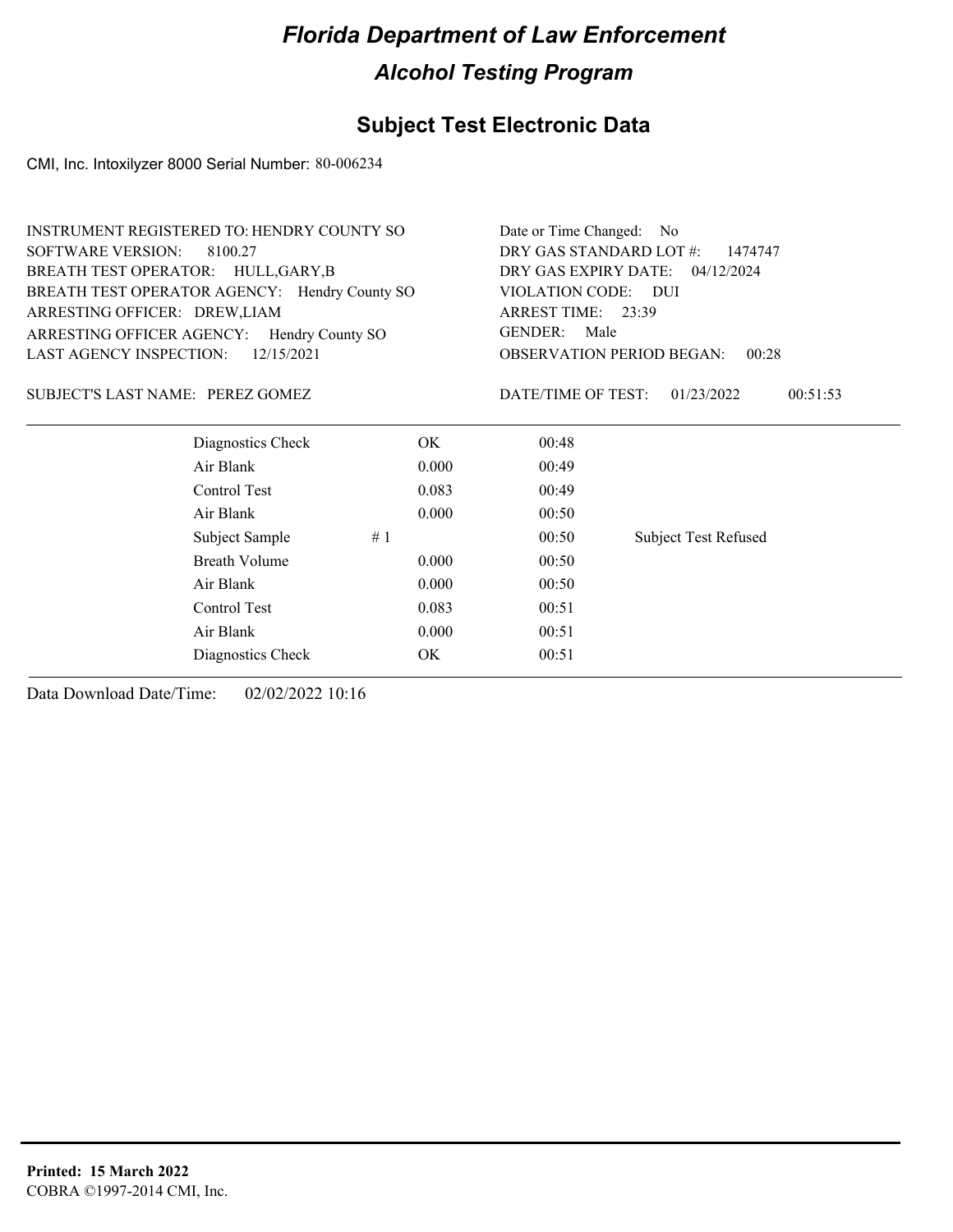# Florida Department of Law Enforcement

## Alcohol Testing Program

### Subject Test Electronic Data

CMI, Inc. Intoxilyzer 8000 Serial Number: 80-006234

INSTRUMENT REGISTERED TO: HENDRY COUNTY SO
SOFTWARE VERSION: 8100.27
BREATH TEST OPERATOR: HULL,GARY,B
BREATH TEST OPERATOR AGENCY: Hendry County SO
ARRESTING OFFICER: DREW,LIAM
ARRESTING OFFICER AGENCY: Hendry County SO
LAST AGENCY INSPECTION: 12/15/2021

Date or Time Changed: No
DRY GAS STANDARD LOT #: 1474747
DRY GAS EXPIRY DATE: 04/12/2024
VIOLATION CODE: DUI
ARREST TIME: 23:39
GENDER: Male
OBSERVATION PERIOD BEGAN: 00:28

SUBJECT'S LAST NAME: PEREZ GOMEZ

DATE/TIME OF TEST: 01/23/2022 00:51:53

| | | | |
|---|---|---|---|
| Diagnostics Check | OK | 00:48 | |
| Air Blank | 0.000 | 00:49 | |
| Control Test | 0.083 | 00:49 | |
| Air Blank | 0.000 | 00:50 | |
| Subject Sample # 1 | | 00:50 | Subject Test Refused |
| Breath Volume | 0.000 | 00:50 | |
| Air Blank | 0.000 | 00:50 | |
| Control Test | 0.083 | 00:51 | |
| Air Blank | 0.000 | 00:51 | |
| Diagnostics Check | OK | 00:51 | |

Data Download Date/Time: 02/02/2022 10:16

**Printed: 15 March 2022**
COBRA ©1997-2014 CMI, Inc.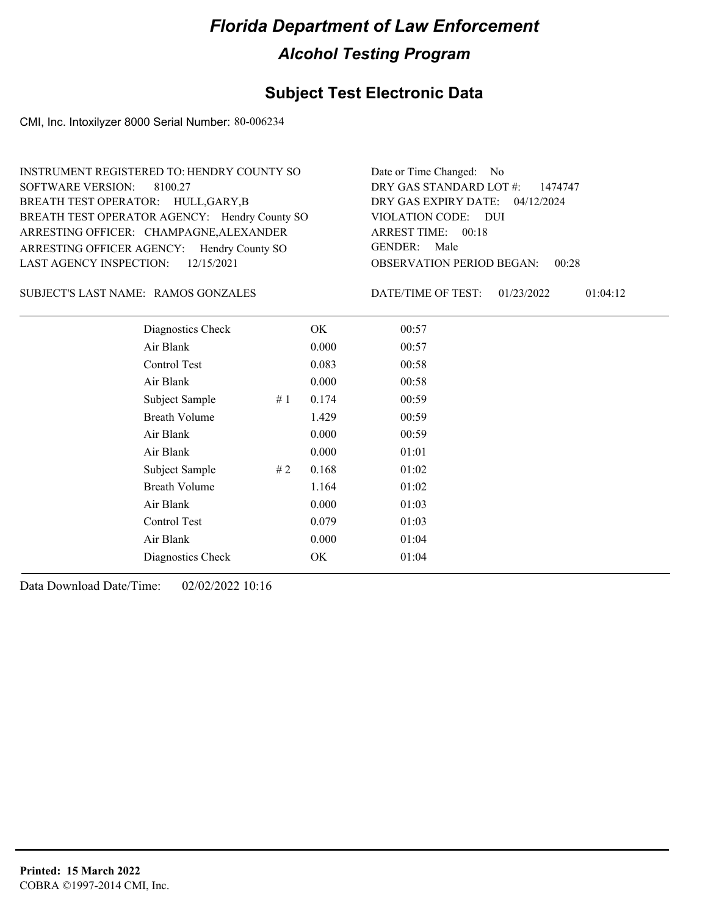# *Florida Department of Law Enforcement*

## *Alcohol Testing Program*

## Subject Test Electronic Data

CMI, Inc. Intoxilyzer 8000 Serial Number: 80-006234

INSTRUMENT REGISTERED TO: HENDRY COUNTY SO
SOFTWARE VERSION: 8100.27
BREATH TEST OPERATOR: HULL,GARY,B
BREATH TEST OPERATOR AGENCY: Hendry County SO
ARRESTING OFFICER: CHAMPAGNE,ALEXANDER
ARRESTING OFFICER AGENCY: Hendry County SO
LAST AGENCY INSPECTION: 12/15/2021

Date or Time Changed: No
DRY GAS STANDARD LOT #: 1474747
DRY GAS EXPIRY DATE: 04/12/2024
VIOLATION CODE: DUI
ARREST TIME: 00:18
GENDER: Male
OBSERVATION PERIOD BEGAN: 00:28

SUBJECT'S LAST NAME: RAMOS GONZALES

DATE/TIME OF TEST: 01/23/2022 01:04:12

| | | | |
|---|---|---|---|
| Diagnostics Check | | OK | 00:57 |
| Air Blank | | 0.000 | 00:57 |
| Control Test | | 0.083 | 00:58 |
| Air Blank | | 0.000 | 00:58 |
| Subject Sample | # 1 | 0.174 | 00:59 |
| Breath Volume | | 1.429 | 00:59 |
| Air Blank | | 0.000 | 00:59 |
| Air Blank | | 0.000 | 01:01 |
| Subject Sample | # 2 | 0.168 | 01:02 |
| Breath Volume | | 1.164 | 01:02 |
| Air Blank | | 0.000 | 01:03 |
| Control Test | | 0.079 | 01:03 |
| Air Blank | | 0.000 | 01:04 |
| Diagnostics Check | | OK | 01:04 |

Data Download Date/Time: 02/02/2022 10:16

**Printed: 15 March 2022**
COBRA ©1997-2014 CMI, Inc.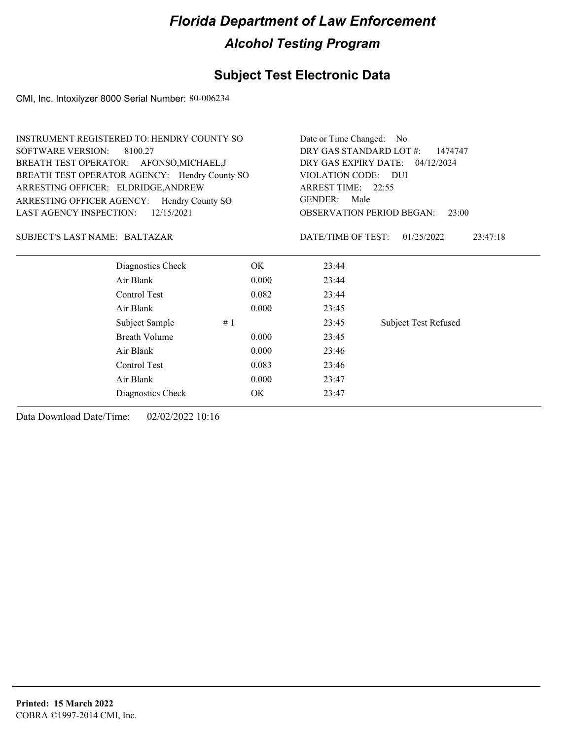# *Florida Department of Law Enforcement*

## *Alcohol Testing Program*

## Subject Test Electronic Data

CMI, Inc. Intoxilyzer 8000 Serial Number: 80-006234

INSTRUMENT REGISTERED TO: HENDRY COUNTY SO
SOFTWARE VERSION: 8100.27
BREATH TEST OPERATOR: AFONSO,MICHAEL,J
BREATH TEST OPERATOR AGENCY: Hendry County SO
ARRESTING OFFICER: ELDRIDGE,ANDREW
ARRESTING OFFICER AGENCY: Hendry County SO
LAST AGENCY INSPECTION: 12/15/2021

Date or Time Changed: No
DRY GAS STANDARD LOT #: 1474747
DRY GAS EXPIRY DATE: 04/12/2024
VIOLATION CODE: DUI
ARREST TIME: 22:55
GENDER: Male
OBSERVATION PERIOD BEGAN: 23:00

SUBJECT'S LAST NAME: BALTAZAR

DATE/TIME OF TEST: 01/25/2022 23:47:18

| | | | |
|---|---|---|---|
| Diagnostics Check | OK | 23:44 | |
| Air Blank | 0.000 | 23:44 | |
| Control Test | 0.082 | 23:44 | |
| Air Blank | 0.000 | 23:45 | |
| Subject Sample # 1 | | 23:45 | Subject Test Refused |
| Breath Volume | 0.000 | 23:45 | |
| Air Blank | 0.000 | 23:46 | |
| Control Test | 0.083 | 23:46 | |
| Air Blank | 0.000 | 23:47 | |
| Diagnostics Check | OK | 23:47 | |

Data Download Date/Time: 02/02/2022 10:16

**Printed: 15 March 2022**
COBRA ©1997-2014 CMI, Inc.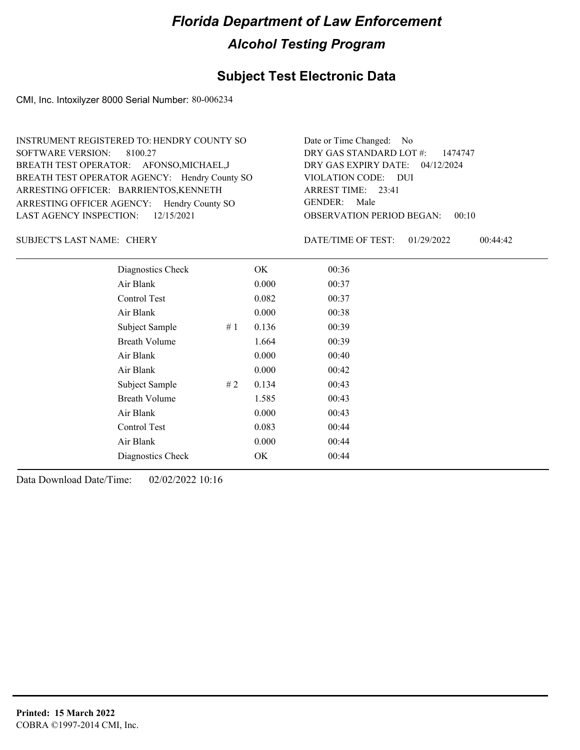# Florida Department of Law Enforcement

## Alcohol Testing Program

### Subject Test Electronic Data

CMI, Inc. Intoxilyzer 8000 Serial Number: 80-006234

INSTRUMENT REGISTERED TO: HENDRY COUNTY SO
SOFTWARE VERSION: 8100.27
BREATH TEST OPERATOR: AFONSO,MICHAEL,J
BREATH TEST OPERATOR AGENCY: Hendry County SO
ARRESTING OFFICER: BARRIENTOS,KENNETH
ARRESTING OFFICER AGENCY: Hendry County SO
LAST AGENCY INSPECTION: 12/15/2021

Date or Time Changed: No
DRY GAS STANDARD LOT #: 1474747
DRY GAS EXPIRY DATE: 04/12/2024
VIOLATION CODE: DUI
ARREST TIME: 23:41
GENDER: Male
OBSERVATION PERIOD BEGAN: 00:10

SUBJECT'S LAST NAME: CHERY

DATE/TIME OF TEST: 01/29/2022 00:44:42

| | | | |
|---|---|---|---|
| Diagnostics Check | | OK | 00:36 |
| Air Blank | | 0.000 | 00:37 |
| Control Test | | 0.082 | 00:37 |
| Air Blank | | 0.000 | 00:38 |
| Subject Sample | # 1 | 0.136 | 00:39 |
| Breath Volume | | 1.664 | 00:39 |
| Air Blank | | 0.000 | 00:40 |
| Air Blank | | 0.000 | 00:42 |
| Subject Sample | # 2 | 0.134 | 00:43 |
| Breath Volume | | 1.585 | 00:43 |
| Air Blank | | 0.000 | 00:43 |
| Control Test | | 0.083 | 00:44 |
| Air Blank | | 0.000 | 00:44 |
| Diagnostics Check | | OK | 00:44 |

Data Download Date/Time: 02/02/2022 10:16

**Printed: 15 March 2022**
COBRA ©1997-2014 CMI, Inc.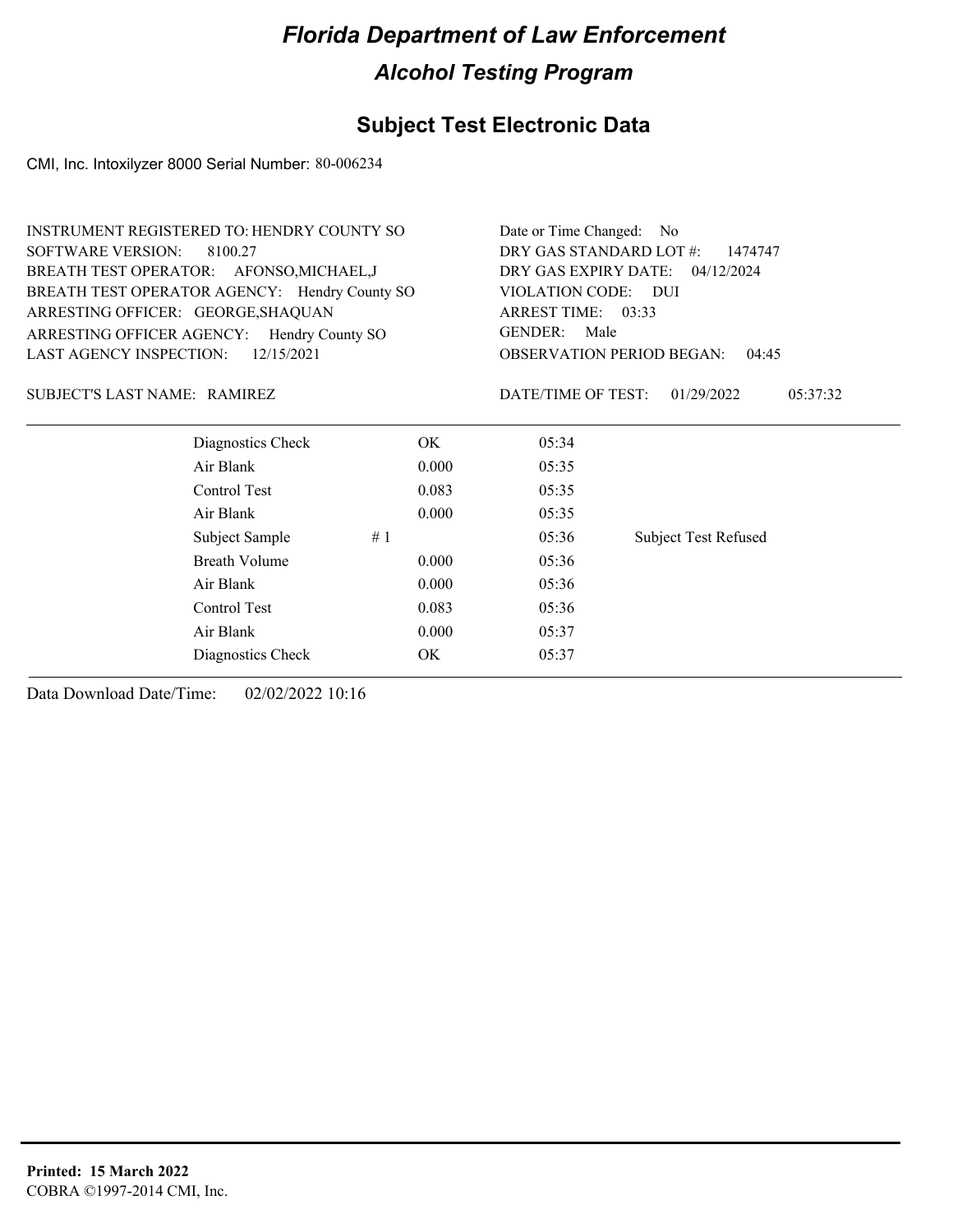# Florida Department of Law Enforcement

## Alcohol Testing Program

## Subject Test Electronic Data

CMI, Inc. Intoxilyzer 8000 Serial Number: 80-006234

INSTRUMENT REGISTERED TO: HENDRY COUNTY SO
SOFTWARE VERSION: 8100.27
BREATH TEST OPERATOR: AFONSO,MICHAEL,J
BREATH TEST OPERATOR AGENCY: Hendry County SO
ARRESTING OFFICER: GEORGE,SHAQUAN
ARRESTING OFFICER AGENCY: Hendry County SO
LAST AGENCY INSPECTION: 12/15/2021

Date or Time Changed: No
DRY GAS STANDARD LOT #: 1474747
DRY GAS EXPIRY DATE: 04/12/2024
VIOLATION CODE: DUI
ARREST TIME: 03:33
GENDER: Male
OBSERVATION PERIOD BEGAN: 04:45

SUBJECT'S LAST NAME: RAMIREZ

DATE/TIME OF TEST: 01/29/2022 05:37:32

| | | | |
|---|---|---|---|
| Diagnostics Check | OK | 05:34 | |
| Air Blank | 0.000 | 05:35 | |
| Control Test | 0.083 | 05:35 | |
| Air Blank | 0.000 | 05:35 | |
| Subject Sample # 1 | | 05:36 | Subject Test Refused |
| Breath Volume | 0.000 | 05:36 | |
| Air Blank | 0.000 | 05:36 | |
| Control Test | 0.083 | 05:36 | |
| Air Blank | 0.000 | 05:37 | |
| Diagnostics Check | OK | 05:37 | |

Data Download Date/Time: 02/02/2022 10:16

**Printed: 15 March 2022**
COBRA ©1997-2014 CMI, Inc.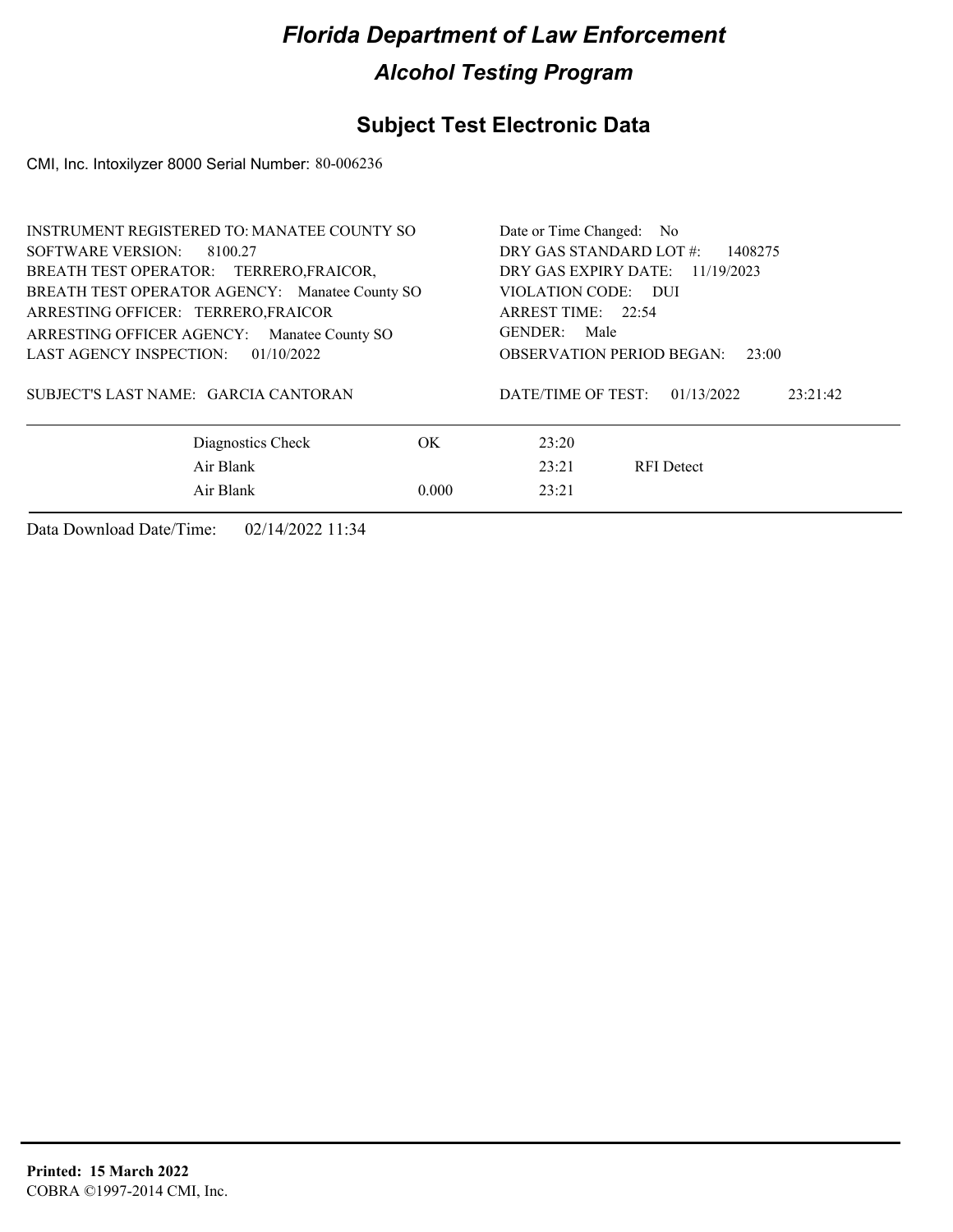# Florida Department of Law Enforcement

## Alcohol Testing Program

## Subject Test Electronic Data

CMI, Inc. Intoxilyzer 8000 Serial Number: 80-006236

INSTRUMENT REGISTERED TO: MANATEE COUNTY SO
SOFTWARE VERSION: 8100.27
BREATH TEST OPERATOR: TERRERO,FRAICOR,
BREATH TEST OPERATOR AGENCY: Manatee County SO
ARRESTING OFFICER: TERRERO,FRAICOR
ARRESTING OFFICER AGENCY: Manatee County SO
LAST AGENCY INSPECTION: 01/10/2022

Date or Time Changed: No
DRY GAS STANDARD LOT #: 1408275
DRY GAS EXPIRY DATE: 11/19/2023
VIOLATION CODE: DUI
ARREST TIME: 22:54
GENDER: Male
OBSERVATION PERIOD BEGAN: 23:00

SUBJECT'S LAST NAME: GARCIA CANTORAN

DATE/TIME OF TEST: 01/13/2022 23:21:42

| | | | |
|---|---|---|---|
| Diagnostics Check | OK | 23:20 | |
| Air Blank | | 23:21 | RFI Detect |
| Air Blank | 0.000 | 23:21 | |

Data Download Date/Time: 02/14/2022 11:34

**Printed: 15 March 2022**
COBRA ©1997-2014 CMI, Inc.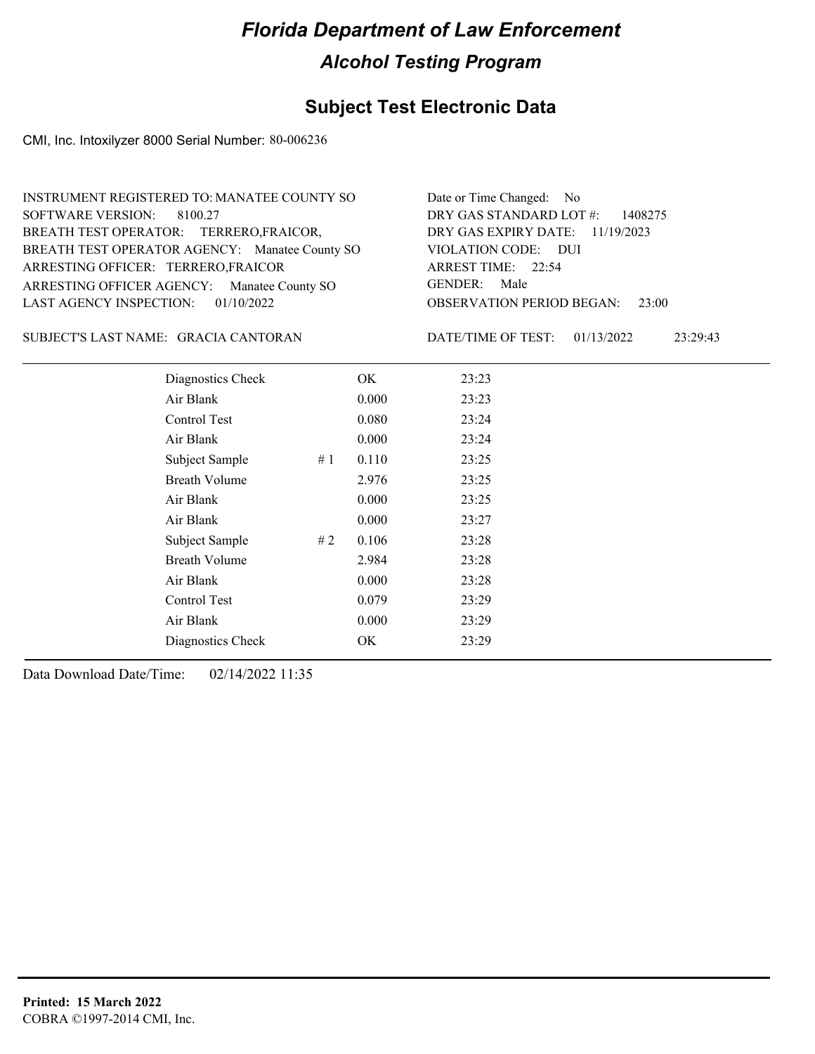# Florida Department of Law Enforcement

## Alcohol Testing Program

### Subject Test Electronic Data

CMI, Inc. Intoxilyzer 8000 Serial Number: 80-006236

INSTRUMENT REGISTERED TO: MANATEE COUNTY SO
SOFTWARE VERSION: 8100.27
BREATH TEST OPERATOR: TERRERO,FRAICOR,
BREATH TEST OPERATOR AGENCY: Manatee County SO
ARRESTING OFFICER: TERRERO,FRAICOR
ARRESTING OFFICER AGENCY: Manatee County SO
LAST AGENCY INSPECTION: 01/10/2022

Date or Time Changed: No
DRY GAS STANDARD LOT #: 1408275
DRY GAS EXPIRY DATE: 11/19/2023
VIOLATION CODE: DUI
ARREST TIME: 22:54
GENDER: Male
OBSERVATION PERIOD BEGAN: 23:00

SUBJECT'S LAST NAME: GRACIA CANTORAN

DATE/TIME OF TEST: 01/13/2022 23:29:43

| | | | |
|---|---|---|---|
| Diagnostics Check | | OK | 23:23 |
| Air Blank | | 0.000 | 23:23 |
| Control Test | | 0.080 | 23:24 |
| Air Blank | | 0.000 | 23:24 |
| Subject Sample | # 1 | 0.110 | 23:25 |
| Breath Volume | | 2.976 | 23:25 |
| Air Blank | | 0.000 | 23:25 |
| Air Blank | | 0.000 | 23:27 |
| Subject Sample | # 2 | 0.106 | 23:28 |
| Breath Volume | | 2.984 | 23:28 |
| Air Blank | | 0.000 | 23:28 |
| Control Test | | 0.079 | 23:29 |
| Air Blank | | 0.000 | 23:29 |
| Diagnostics Check | | OK | 23:29 |

Data Download Date/Time: 02/14/2022 11:35

**Printed: 15 March 2022**
COBRA ©1997-2014 CMI, Inc.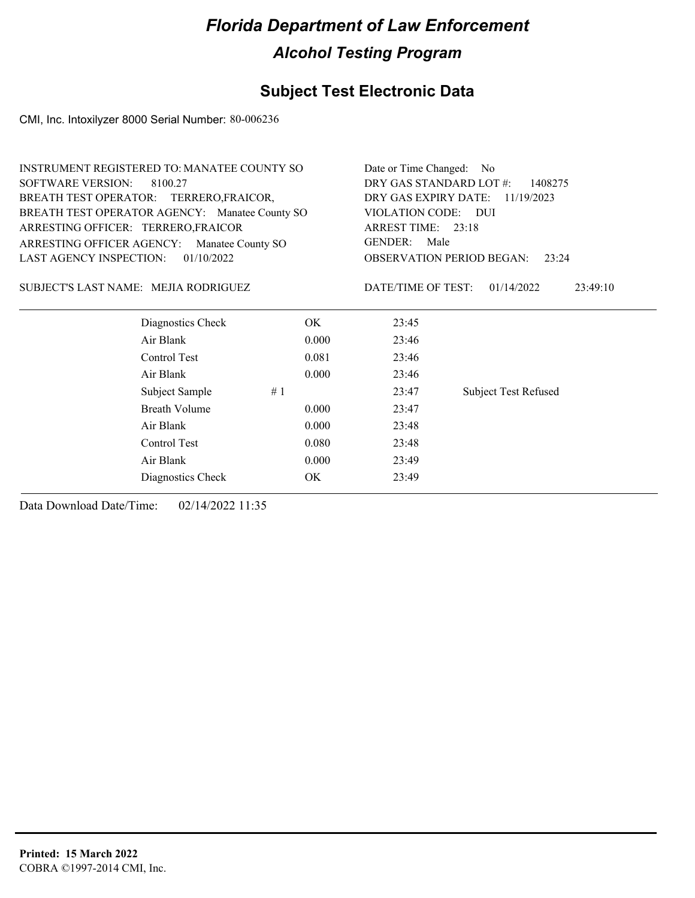# Florida Department of Law Enforcement

## Alcohol Testing Program

### Subject Test Electronic Data

CMI, Inc. Intoxilyzer 8000 Serial Number: 80-006236

INSTRUMENT REGISTERED TO: MANATEE COUNTY SO
SOFTWARE VERSION: 8100.27
BREATH TEST OPERATOR: TERRERO,FRAICOR,
BREATH TEST OPERATOR AGENCY: Manatee County SO
ARRESTING OFFICER: TERRERO,FRAICOR
ARRESTING OFFICER AGENCY: Manatee County SO
LAST AGENCY INSPECTION: 01/10/2022

Date or Time Changed: No
DRY GAS STANDARD LOT #: 1408275
DRY GAS EXPIRY DATE: 11/19/2023
VIOLATION CODE: DUI
ARREST TIME: 23:18
GENDER: Male
OBSERVATION PERIOD BEGAN: 23:24

SUBJECT'S LAST NAME: MEJIA RODRIGUEZ

DATE/TIME OF TEST: 01/14/2022 23:49:10

| | | | |
|---|---|---|---|
| Diagnostics Check | OK | 23:45 | |
| Air Blank | 0.000 | 23:46 | |
| Control Test | 0.081 | 23:46 | |
| Air Blank | 0.000 | 23:46 | |
| Subject Sample # 1 | | 23:47 | Subject Test Refused |
| Breath Volume | 0.000 | 23:47 | |
| Air Blank | 0.000 | 23:48 | |
| Control Test | 0.080 | 23:48 | |
| Air Blank | 0.000 | 23:49 | |
| Diagnostics Check | OK | 23:49 | |

Data Download Date/Time: 02/14/2022 11:35

**Printed: 15 March 2022**
COBRA ©1997-2014 CMI, Inc.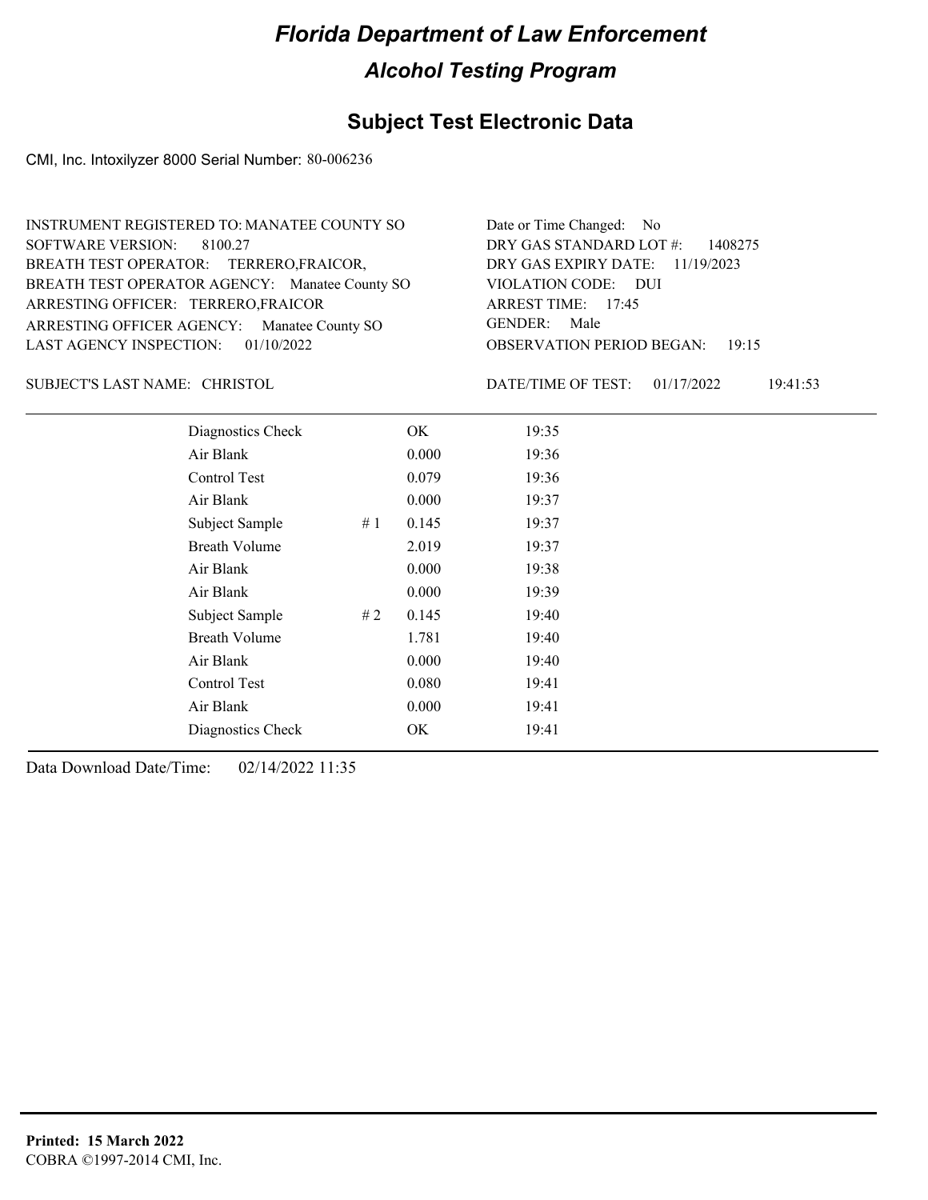# Florida Department of Law Enforcement

## Alcohol Testing Program

### Subject Test Electronic Data

CMI, Inc. Intoxilyzer 8000 Serial Number: 80-006236

INSTRUMENT REGISTERED TO: MANATEE COUNTY SO
SOFTWARE VERSION: 8100.27
BREATH TEST OPERATOR: TERRERO,FRAICOR,
BREATH TEST OPERATOR AGENCY: Manatee County SO
ARRESTING OFFICER: TERRERO,FRAICOR
ARRESTING OFFICER AGENCY: Manatee County SO
LAST AGENCY INSPECTION: 01/10/2022

Date or Time Changed: No
DRY GAS STANDARD LOT #: 1408275
DRY GAS EXPIRY DATE: 11/19/2023
VIOLATION CODE: DUI
ARREST TIME: 17:45
GENDER: Male
OBSERVATION PERIOD BEGAN: 19:15

SUBJECT'S LAST NAME: CHRISTOL

DATE/TIME OF TEST: 01/17/2022 19:41:53

| Test | | Result | Time |
|---|---|---|---|
| Diagnostics Check | | OK | 19:35 |
| Air Blank | | 0.000 | 19:36 |
| Control Test | | 0.079 | 19:36 |
| Air Blank | | 0.000 | 19:37 |
| Subject Sample | # 1 | 0.145 | 19:37 |
| Breath Volume | | 2.019 | 19:37 |
| Air Blank | | 0.000 | 19:38 |
| Air Blank | | 0.000 | 19:39 |
| Subject Sample | # 2 | 0.145 | 19:40 |
| Breath Volume | | 1.781 | 19:40 |
| Air Blank | | 0.000 | 19:40 |
| Control Test | | 0.080 | 19:41 |
| Air Blank | | 0.000 | 19:41 |
| Diagnostics Check | | OK | 19:41 |

Data Download Date/Time: 02/14/2022 11:35

**Printed: 15 March 2022**
COBRA ©1997-2014 CMI, Inc.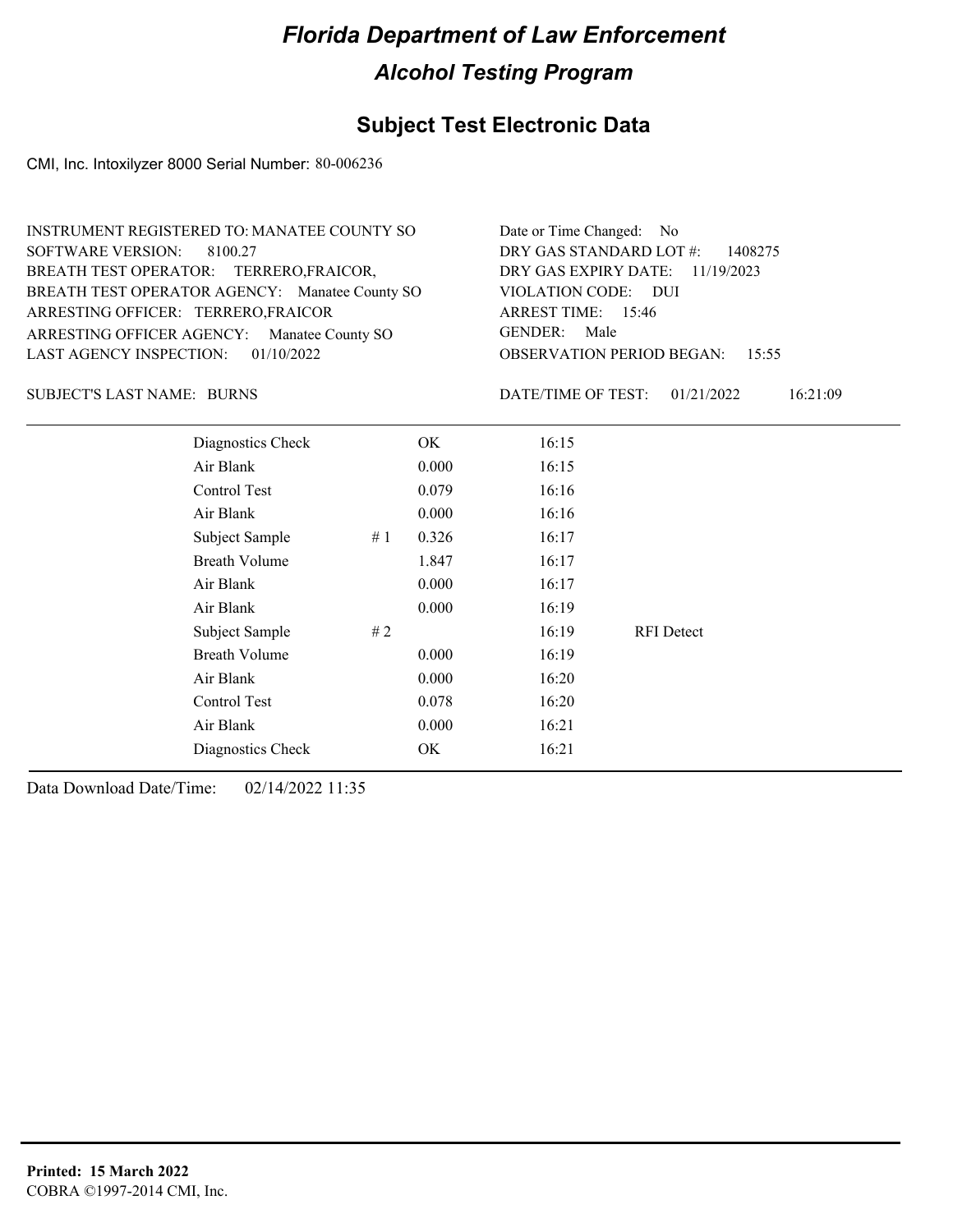# Florida Department of Law Enforcement

## Alcohol Testing Program

## Subject Test Electronic Data

CMI, Inc. Intoxilyzer 8000 Serial Number: 80-006236

INSTRUMENT REGISTERED TO: MANATEE COUNTY SO
SOFTWARE VERSION: 8100.27
BREATH TEST OPERATOR: TERRERO,FRAICOR,
BREATH TEST OPERATOR AGENCY: Manatee County SO
ARRESTING OFFICER: TERRERO,FRAICOR
ARRESTING OFFICER AGENCY: Manatee County SO
LAST AGENCY INSPECTION: 01/10/2022

Date or Time Changed: No
DRY GAS STANDARD LOT #: 1408275
DRY GAS EXPIRY DATE: 11/19/2023
VIOLATION CODE: DUI
ARREST TIME: 15:46
GENDER: Male
OBSERVATION PERIOD BEGAN: 15:55

SUBJECT'S LAST NAME: BURNS

DATE/TIME OF TEST: 01/21/2022 16:21:09

| Test | # | Result | Time | Note |
|---|---|---|---|---|
| Diagnostics Check | | OK | 16:15 | |
| Air Blank | | 0.000 | 16:15 | |
| Control Test | | 0.079 | 16:16 | |
| Air Blank | | 0.000 | 16:16 | |
| Subject Sample | # 1 | 0.326 | 16:17 | |
| Breath Volume | | 1.847 | 16:17 | |
| Air Blank | | 0.000 | 16:17 | |
| Air Blank | | 0.000 | 16:19 | |
| Subject Sample | # 2 | | 16:19 | RFI Detect |
| Breath Volume | | 0.000 | 16:19 | |
| Air Blank | | 0.000 | 16:20 | |
| Control Test | | 0.078 | 16:20 | |
| Air Blank | | 0.000 | 16:21 | |
| Diagnostics Check | | OK | 16:21 | |

Data Download Date/Time: 02/14/2022 11:35

**Printed: 15 March 2022**
COBRA ©1997-2014 CMI, Inc.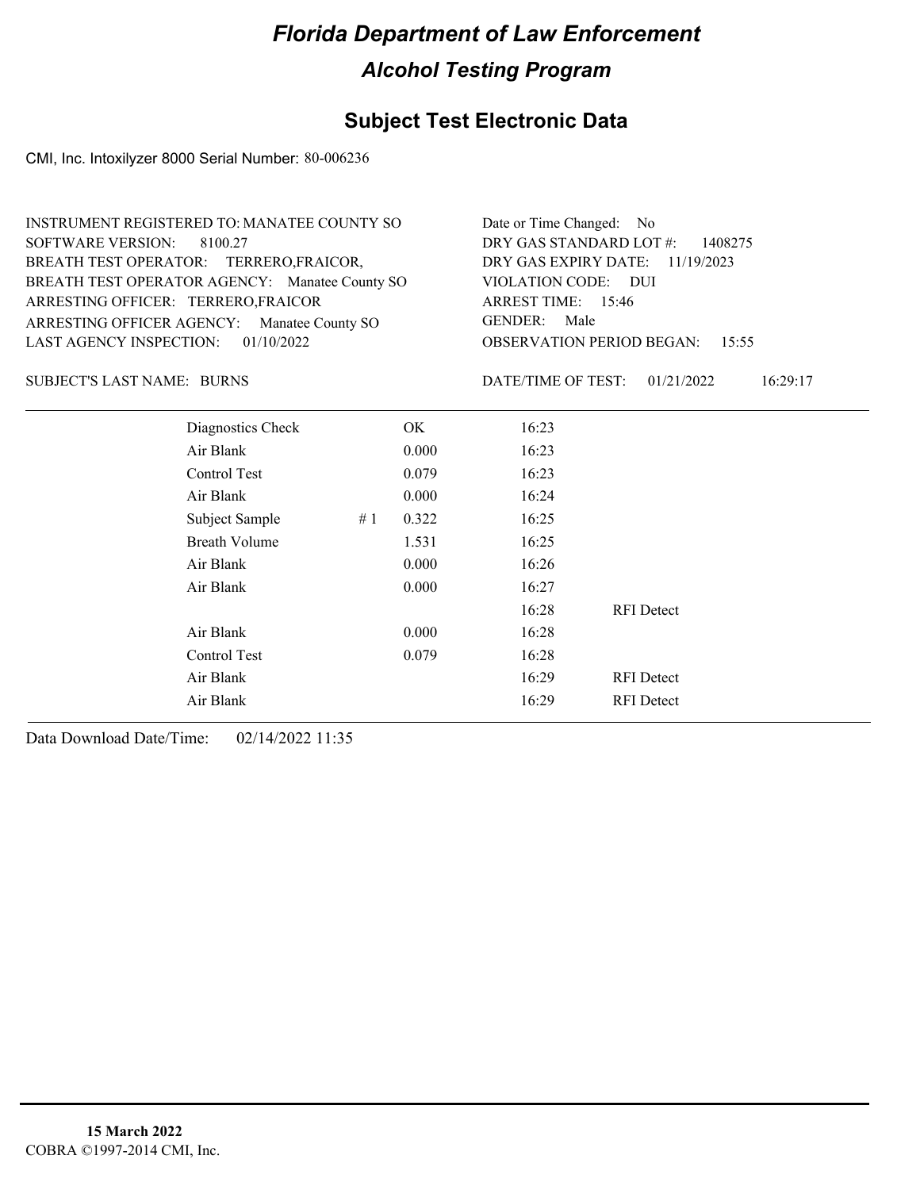# Florida Department of Law Enforcement

## Alcohol Testing Program

## Subject Test Electronic Data

CMI, Inc. Intoxilyzer 8000 Serial Number: 80-006236

INSTRUMENT REGISTERED TO: MANATEE COUNTY SO
SOFTWARE VERSION: 8100.27
BREATH TEST OPERATOR: TERRERO,FRAICOR,
BREATH TEST OPERATOR AGENCY: Manatee County SO
ARRESTING OFFICER: TERRERO,FRAICOR
ARRESTING OFFICER AGENCY: Manatee County SO
LAST AGENCY INSPECTION: 01/10/2022

Date or Time Changed: No
DRY GAS STANDARD LOT #: 1408275
DRY GAS EXPIRY DATE: 11/19/2023
VIOLATION CODE: DUI
ARREST TIME: 15:46
GENDER: Male
OBSERVATION PERIOD BEGAN: 15:55

SUBJECT'S LAST NAME: BURNS

DATE/TIME OF TEST: 01/21/2022 16:29:17

| Test | # | Result | Time | Note |
|---|---|---|---|---|
| Diagnostics Check | | OK | 16:23 | |
| Air Blank | | 0.000 | 16:23 | |
| Control Test | | 0.079 | 16:23 | |
| Air Blank | | 0.000 | 16:24 | |
| Subject Sample | # 1 | 0.322 | 16:25 | |
| Breath Volume | | 1.531 | 16:25 | |
| Air Blank | | 0.000 | 16:26 | |
| Air Blank | | 0.000 | 16:27 | |
| | | | 16:28 | RFI Detect |
| Air Blank | | 0.000 | 16:28 | |
| Control Test | | 0.079 | 16:28 | |
| Air Blank | | | 16:29 | RFI Detect |
| Air Blank | | | 16:29 | RFI Detect |

Data Download Date/Time: 02/14/2022 11:35

**15 March 2022**
COBRA ©1997-2014 CMI, Inc.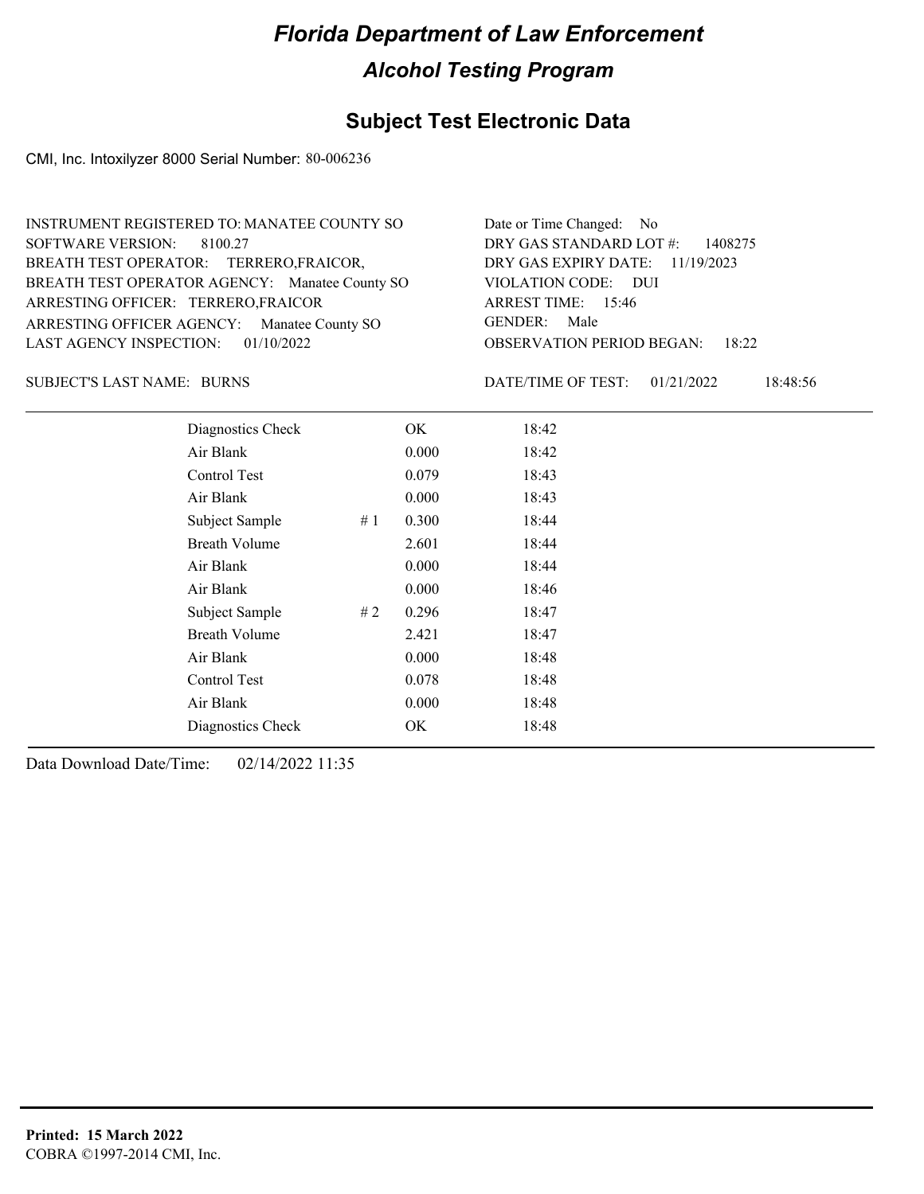# Florida Department of Law Enforcement

## Alcohol Testing Program

### Subject Test Electronic Data

CMI, Inc. Intoxilyzer 8000 Serial Number: 80-006236

INSTRUMENT REGISTERED TO: MANATEE COUNTY SO
SOFTWARE VERSION: 8100.27
BREATH TEST OPERATOR: TERRERO,FRAICOR,
BREATH TEST OPERATOR AGENCY: Manatee County SO
ARRESTING OFFICER: TERRERO,FRAICOR
ARRESTING OFFICER AGENCY: Manatee County SO
LAST AGENCY INSPECTION: 01/10/2022

Date or Time Changed: No
DRY GAS STANDARD LOT #: 1408275
DRY GAS EXPIRY DATE: 11/19/2023
VIOLATION CODE: DUI
ARREST TIME: 15:46
GENDER: Male
OBSERVATION PERIOD BEGAN: 18:22

SUBJECT'S LAST NAME: BURNS

DATE/TIME OF TEST: 01/21/2022 18:48:56

| Test | # | Result | Time |
|---|---|---|---|
| Diagnostics Check | | OK | 18:42 |
| Air Blank | | 0.000 | 18:42 |
| Control Test | | 0.079 | 18:43 |
| Air Blank | | 0.000 | 18:43 |
| Subject Sample | # 1 | 0.300 | 18:44 |
| Breath Volume | | 2.601 | 18:44 |
| Air Blank | | 0.000 | 18:44 |
| Air Blank | | 0.000 | 18:46 |
| Subject Sample | # 2 | 0.296 | 18:47 |
| Breath Volume | | 2.421 | 18:47 |
| Air Blank | | 0.000 | 18:48 |
| Control Test | | 0.078 | 18:48 |
| Air Blank | | 0.000 | 18:48 |
| Diagnostics Check | | OK | 18:48 |

Data Download Date/Time: 02/14/2022 11:35

**Printed: 15 March 2022**
COBRA ©1997-2014 CMI, Inc.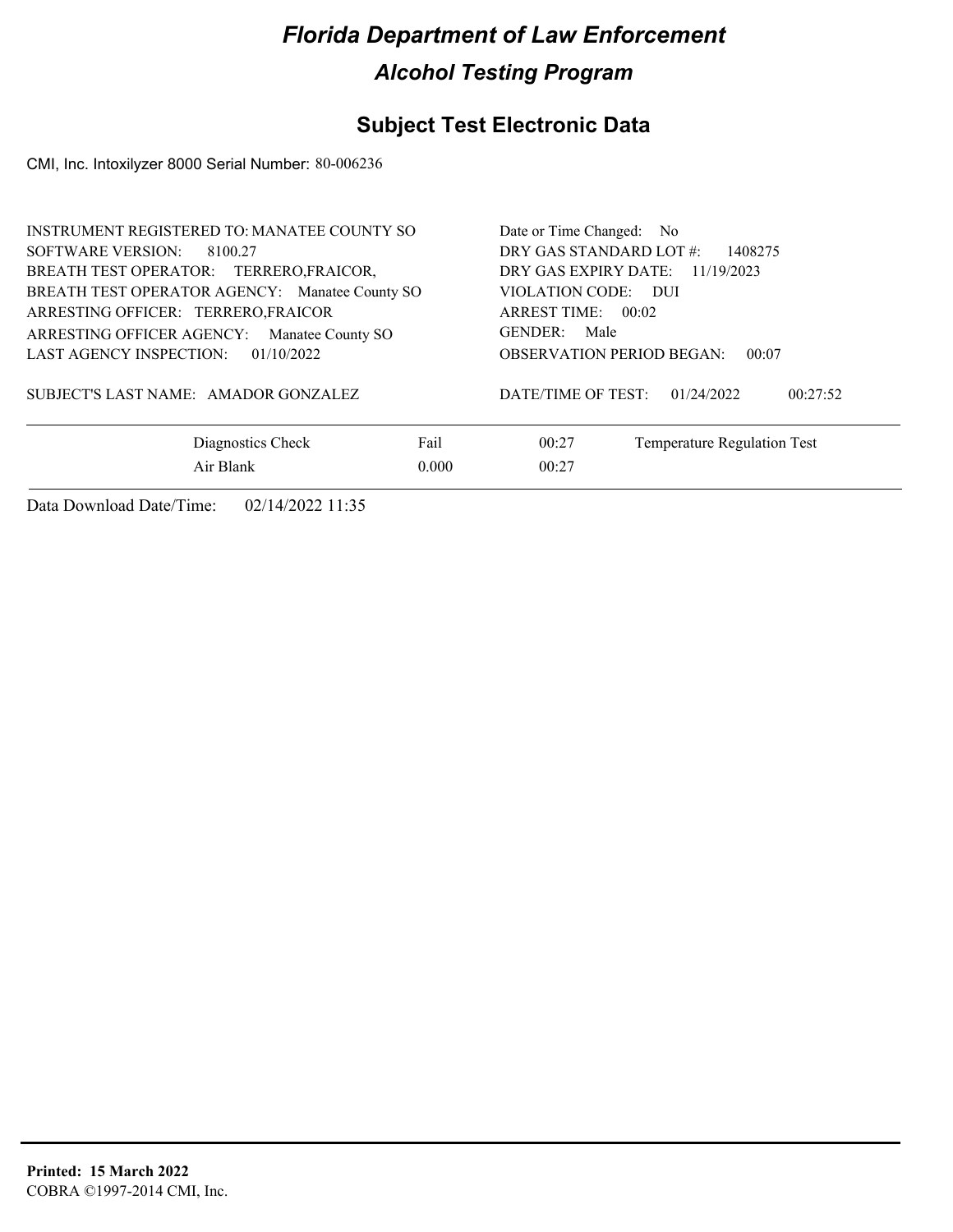# *Florida Department of Law Enforcement*

## *Alcohol Testing Program*

## Subject Test Electronic Data

CMI, Inc. Intoxilyzer 8000 Serial Number: 80-006236

INSTRUMENT REGISTERED TO: MANATEE COUNTY SO
SOFTWARE VERSION: 8100.27
BREATH TEST OPERATOR: TERRERO,FRAICOR,
BREATH TEST OPERATOR AGENCY: Manatee County SO
ARRESTING OFFICER: TERRERO,FRAICOR
ARRESTING OFFICER AGENCY: Manatee County SO
LAST AGENCY INSPECTION: 01/10/2022

Date or Time Changed: No
DRY GAS STANDARD LOT #: 1408275
DRY GAS EXPIRY DATE: 11/19/2023
VIOLATION CODE: DUI
ARREST TIME: 00:02
GENDER: Male
OBSERVATION PERIOD BEGAN: 00:07

SUBJECT'S LAST NAME: AMADOR GONZALEZ

DATE/TIME OF TEST: 01/24/2022 00:27:52

| | | | |
|---|---|---|---|
| Diagnostics Check | Fail | 00:27 | Temperature Regulation Test |
| Air Blank | 0.000 | 00:27 | |

Data Download Date/Time: 02/14/2022 11:35

**Printed: 15 March 2022**
COBRA ©1997-2014 CMI, Inc.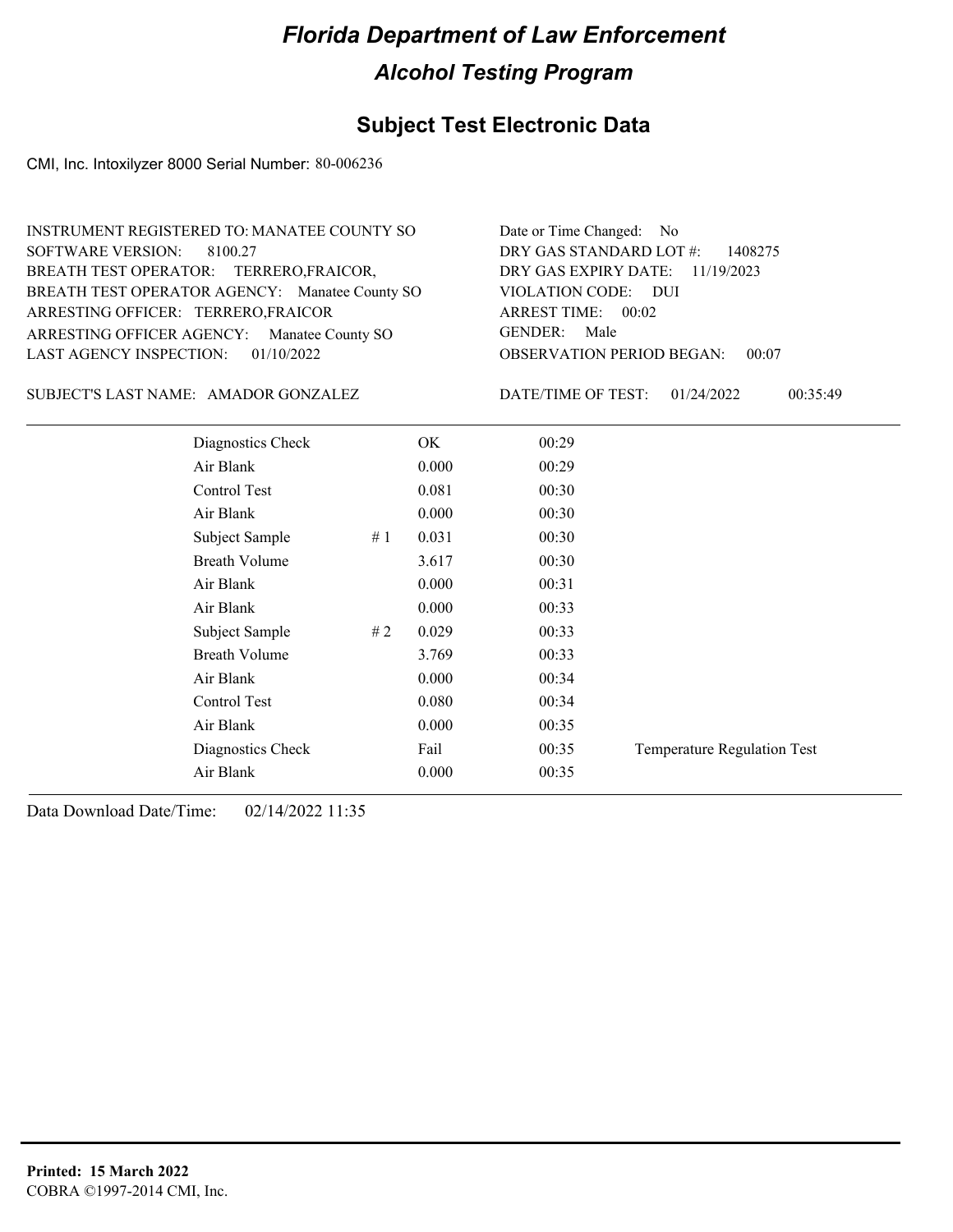# Florida Department of Law Enforcement

## Alcohol Testing Program

### Subject Test Electronic Data

CMI, Inc. Intoxilyzer 8000 Serial Number: 80-006236

INSTRUMENT REGISTERED TO: MANATEE COUNTY SO
SOFTWARE VERSION: 8100.27
BREATH TEST OPERATOR: TERRERO,FRAICOR,
BREATH TEST OPERATOR AGENCY: Manatee County SO
ARRESTING OFFICER: TERRERO,FRAICOR
ARRESTING OFFICER AGENCY: Manatee County SO
LAST AGENCY INSPECTION: 01/10/2022

Date or Time Changed: No
DRY GAS STANDARD LOT #: 1408275
DRY GAS EXPIRY DATE: 11/19/2023
VIOLATION CODE: DUI
ARREST TIME: 00:02
GENDER: Male
OBSERVATION PERIOD BEGAN: 00:07

SUBJECT'S LAST NAME: AMADOR GONZALEZ

DATE/TIME OF TEST: 01/24/2022 00:35:49

| | | | | |
|---|---|---|---|---|
| Diagnostics Check | | OK | 00:29 | |
| Air Blank | | 0.000 | 00:29 | |
| Control Test | | 0.081 | 00:30 | |
| Air Blank | | 0.000 | 00:30 | |
| Subject Sample | # 1 | 0.031 | 00:30 | |
| Breath Volume | | 3.617 | 00:30 | |
| Air Blank | | 0.000 | 00:31 | |
| Air Blank | | 0.000 | 00:33 | |
| Subject Sample | # 2 | 0.029 | 00:33 | |
| Breath Volume | | 3.769 | 00:33 | |
| Air Blank | | 0.000 | 00:34 | |
| Control Test | | 0.080 | 00:34 | |
| Air Blank | | 0.000 | 00:35 | |
| Diagnostics Check | | Fail | 00:35 | Temperature Regulation Test |
| Air Blank | | 0.000 | 00:35 | |

Data Download Date/Time: 02/14/2022 11:35

**Printed: 15 March 2022**
COBRA ©1997-2014 CMI, Inc.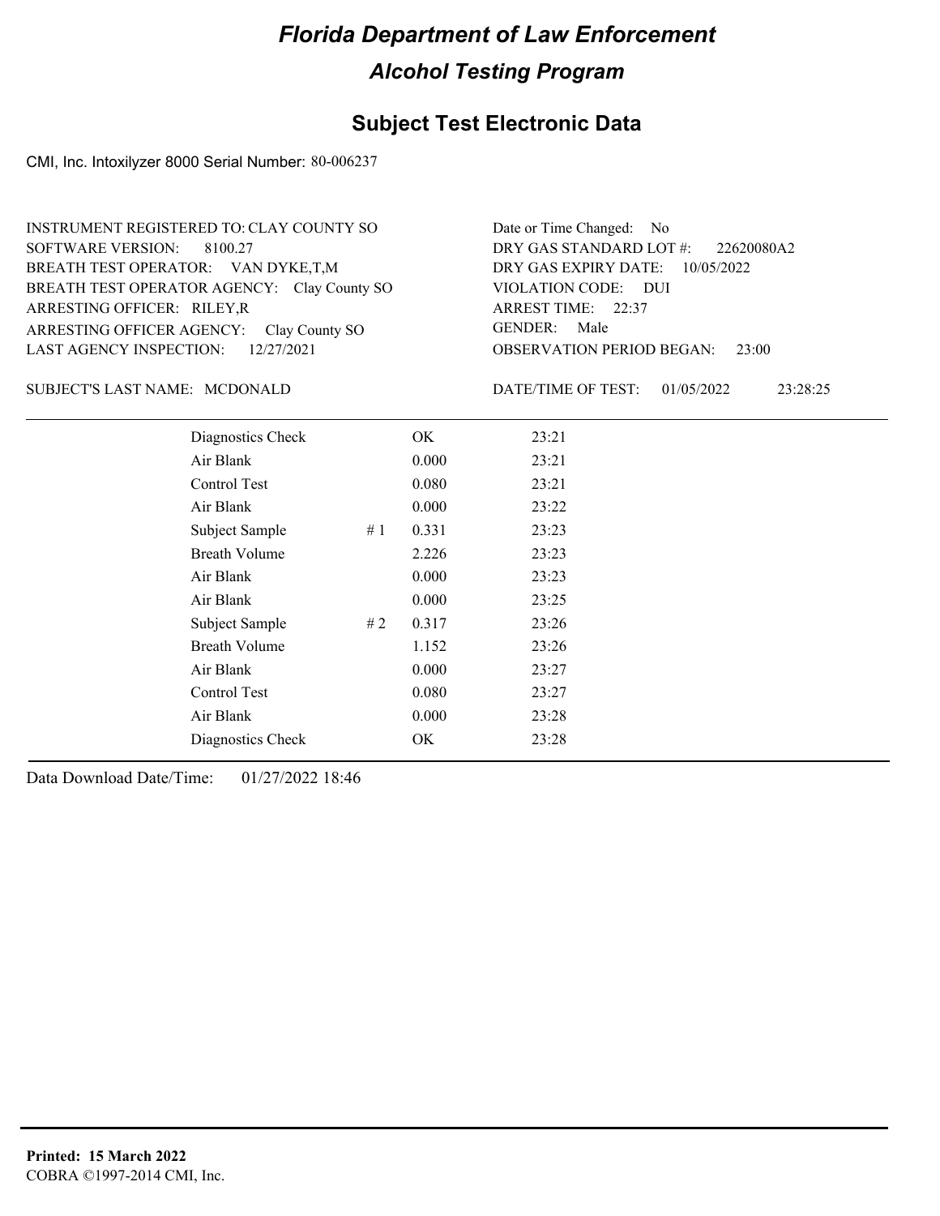# Florida Department of Law Enforcement

## Alcohol Testing Program

### Subject Test Electronic Data

CMI, Inc. Intoxilyzer 8000 Serial Number: 80-006237

INSTRUMENT REGISTERED TO: CLAY COUNTY SO
SOFTWARE VERSION: 8100.27
BREATH TEST OPERATOR: VAN DYKE,T,M
BREATH TEST OPERATOR AGENCY: Clay County SO
ARRESTING OFFICER: RILEY,R
ARRESTING OFFICER AGENCY: Clay County SO
LAST AGENCY INSPECTION: 12/27/2021

Date or Time Changed: No
DRY GAS STANDARD LOT #: 22620080A2
DRY GAS EXPIRY DATE: 10/05/2022
VIOLATION CODE: DUI
ARREST TIME: 22:37
GENDER: Male
OBSERVATION PERIOD BEGAN: 23:00

SUBJECT'S LAST NAME: MCDONALD

DATE/TIME OF TEST: 01/05/2022 23:28:25

| | | | |
|---|---|---|---|
| Diagnostics Check | | OK | 23:21 |
| Air Blank | | 0.000 | 23:21 |
| Control Test | | 0.080 | 23:21 |
| Air Blank | | 0.000 | 23:22 |
| Subject Sample | # 1 | 0.331 | 23:23 |
| Breath Volume | | 2.226 | 23:23 |
| Air Blank | | 0.000 | 23:23 |
| Air Blank | | 0.000 | 23:25 |
| Subject Sample | # 2 | 0.317 | 23:26 |
| Breath Volume | | 1.152 | 23:26 |
| Air Blank | | 0.000 | 23:27 |
| Control Test | | 0.080 | 23:27 |
| Air Blank | | 0.000 | 23:28 |
| Diagnostics Check | | OK | 23:28 |

Data Download Date/Time: 01/27/2022 18:46

**Printed: 15 March 2022**
COBRA ©1997-2014 CMI, Inc.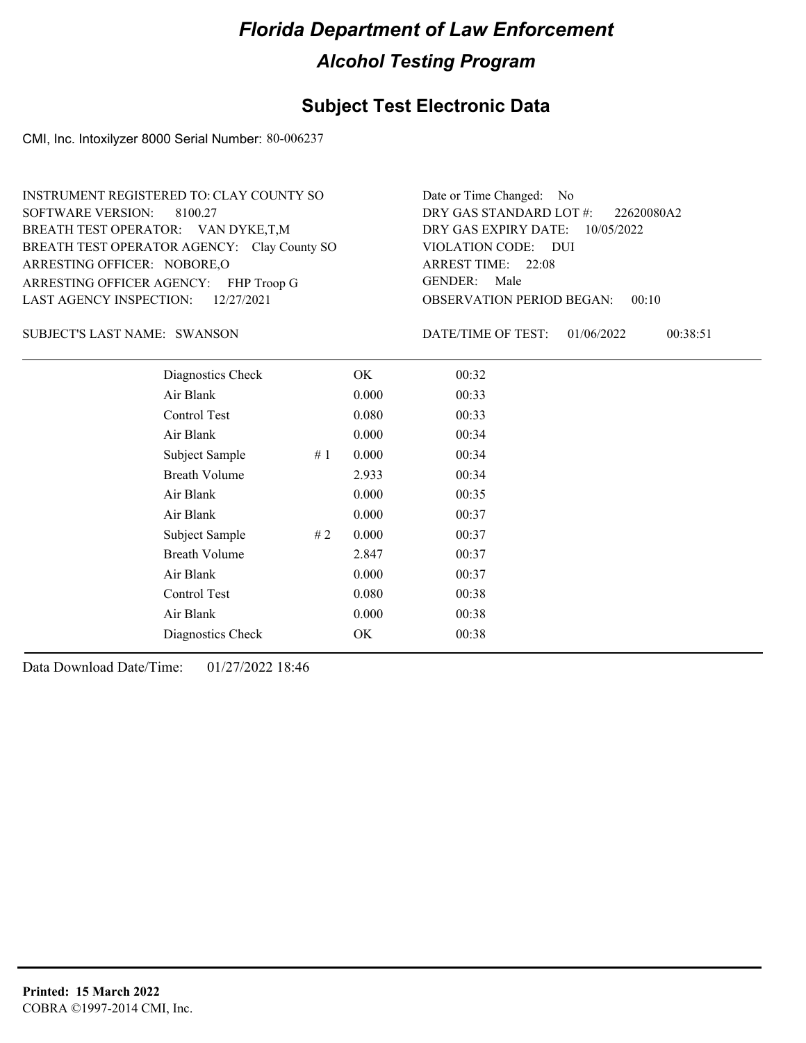# Florida Department of Law Enforcement

## Alcohol Testing Program

## Subject Test Electronic Data

CMI, Inc. Intoxilyzer 8000 Serial Number: 80-006237

INSTRUMENT REGISTERED TO: CLAY COUNTY SO
SOFTWARE VERSION: 8100.27
BREATH TEST OPERATOR: VAN DYKE,T,M
BREATH TEST OPERATOR AGENCY: Clay County SO
ARRESTING OFFICER: NOBORE,O
ARRESTING OFFICER AGENCY: FHP Troop G
LAST AGENCY INSPECTION: 12/27/2021

Date or Time Changed: No
DRY GAS STANDARD LOT #: 22620080A2
DRY GAS EXPIRY DATE: 10/05/2022
VIOLATION CODE: DUI
ARREST TIME: 22:08
GENDER: Male
OBSERVATION PERIOD BEGAN: 00:10

SUBJECT'S LAST NAME: SWANSON

DATE/TIME OF TEST: 01/06/2022 00:38:51

| | | | |
|---|---|---|---|
| Diagnostics Check | | OK | 00:32 |
| Air Blank | | 0.000 | 00:33 |
| Control Test | | 0.080 | 00:33 |
| Air Blank | | 0.000 | 00:34 |
| Subject Sample | # 1 | 0.000 | 00:34 |
| Breath Volume | | 2.933 | 00:34 |
| Air Blank | | 0.000 | 00:35 |
| Air Blank | | 0.000 | 00:37 |
| Subject Sample | # 2 | 0.000 | 00:37 |
| Breath Volume | | 2.847 | 00:37 |
| Air Blank | | 0.000 | 00:37 |
| Control Test | | 0.080 | 00:38 |
| Air Blank | | 0.000 | 00:38 |
| Diagnostics Check | | OK | 00:38 |

Data Download Date/Time: 01/27/2022 18:46

**Printed: 15 March 2022**
COBRA ©1997-2014 CMI, Inc.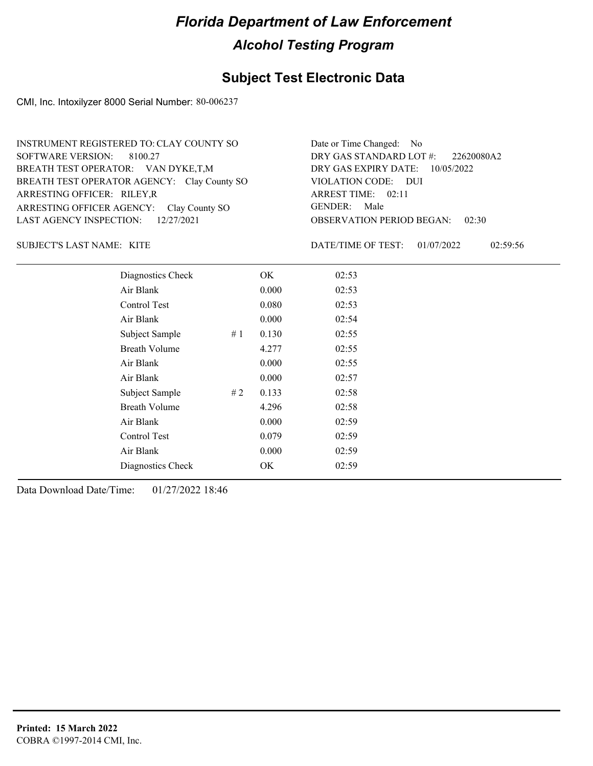# Florida Department of Law Enforcement

## Alcohol Testing Program

### Subject Test Electronic Data

CMI, Inc. Intoxilyzer 8000 Serial Number: 80-006237

INSTRUMENT REGISTERED TO: CLAY COUNTY SO
SOFTWARE VERSION: 8100.27
BREATH TEST OPERATOR: VAN DYKE,T,M
BREATH TEST OPERATOR AGENCY: Clay County SO
ARRESTING OFFICER: RILEY,R
ARRESTING OFFICER AGENCY: Clay County SO
LAST AGENCY INSPECTION: 12/27/2021

Date or Time Changed: No
DRY GAS STANDARD LOT #: 22620080A2
DRY GAS EXPIRY DATE: 10/05/2022
VIOLATION CODE: DUI
ARREST TIME: 02:11
GENDER: Male
OBSERVATION PERIOD BEGAN: 02:30

SUBJECT'S LAST NAME: KITE

DATE/TIME OF TEST: 01/07/2022 02:59:56

| | | | |
|---|---|---|---|
| Diagnostics Check | | OK | 02:53 |
| Air Blank | | 0.000 | 02:53 |
| Control Test | | 0.080 | 02:53 |
| Air Blank | | 0.000 | 02:54 |
| Subject Sample | # 1 | 0.130 | 02:55 |
| Breath Volume | | 4.277 | 02:55 |
| Air Blank | | 0.000 | 02:55 |
| Air Blank | | 0.000 | 02:57 |
| Subject Sample | # 2 | 0.133 | 02:58 |
| Breath Volume | | 4.296 | 02:58 |
| Air Blank | | 0.000 | 02:59 |
| Control Test | | 0.079 | 02:59 |
| Air Blank | | 0.000 | 02:59 |
| Diagnostics Check | | OK | 02:59 |

Data Download Date/Time: 01/27/2022 18:46

**Printed: 15 March 2022**
COBRA ©1997-2014 CMI, Inc.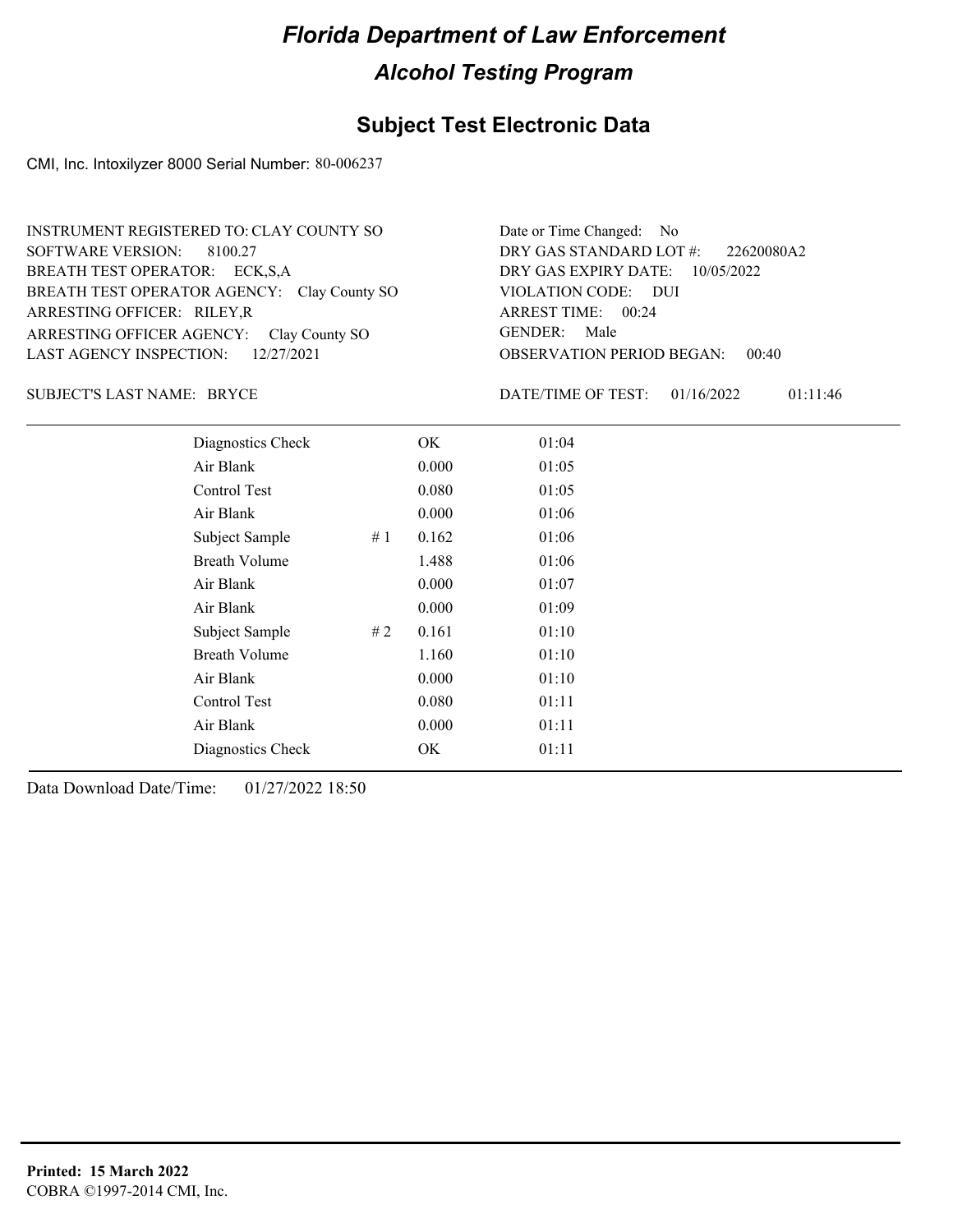# Florida Department of Law Enforcement

## Alcohol Testing Program

### Subject Test Electronic Data

CMI, Inc. Intoxilyzer 8000 Serial Number: 80-006237

INSTRUMENT REGISTERED TO: CLAY COUNTY SO
SOFTWARE VERSION: 8100.27
BREATH TEST OPERATOR: ECK,S,A
BREATH TEST OPERATOR AGENCY: Clay County SO
ARRESTING OFFICER: RILEY,R
ARRESTING OFFICER AGENCY: Clay County SO
LAST AGENCY INSPECTION: 12/27/2021

Date or Time Changed: No
DRY GAS STANDARD LOT #: 22620080A2
DRY GAS EXPIRY DATE: 10/05/2022
VIOLATION CODE: DUI
ARREST TIME: 00:24
GENDER: Male
OBSERVATION PERIOD BEGAN: 00:40

SUBJECT'S LAST NAME: BRYCE

DATE/TIME OF TEST: 01/16/2022 01:11:46

| | | | |
|---|---|---|---|
| Diagnostics Check | | OK | 01:04 |
| Air Blank | | 0.000 | 01:05 |
| Control Test | | 0.080 | 01:05 |
| Air Blank | | 0.000 | 01:06 |
| Subject Sample | # 1 | 0.162 | 01:06 |
| Breath Volume | | 1.488 | 01:06 |
| Air Blank | | 0.000 | 01:07 |
| Air Blank | | 0.000 | 01:09 |
| Subject Sample | # 2 | 0.161 | 01:10 |
| Breath Volume | | 1.160 | 01:10 |
| Air Blank | | 0.000 | 01:10 |
| Control Test | | 0.080 | 01:11 |
| Air Blank | | 0.000 | 01:11 |
| Diagnostics Check | | OK | 01:11 |

Data Download Date/Time: 01/27/2022 18:50

**Printed: 15 March 2022**
COBRA ©1997-2014 CMI, Inc.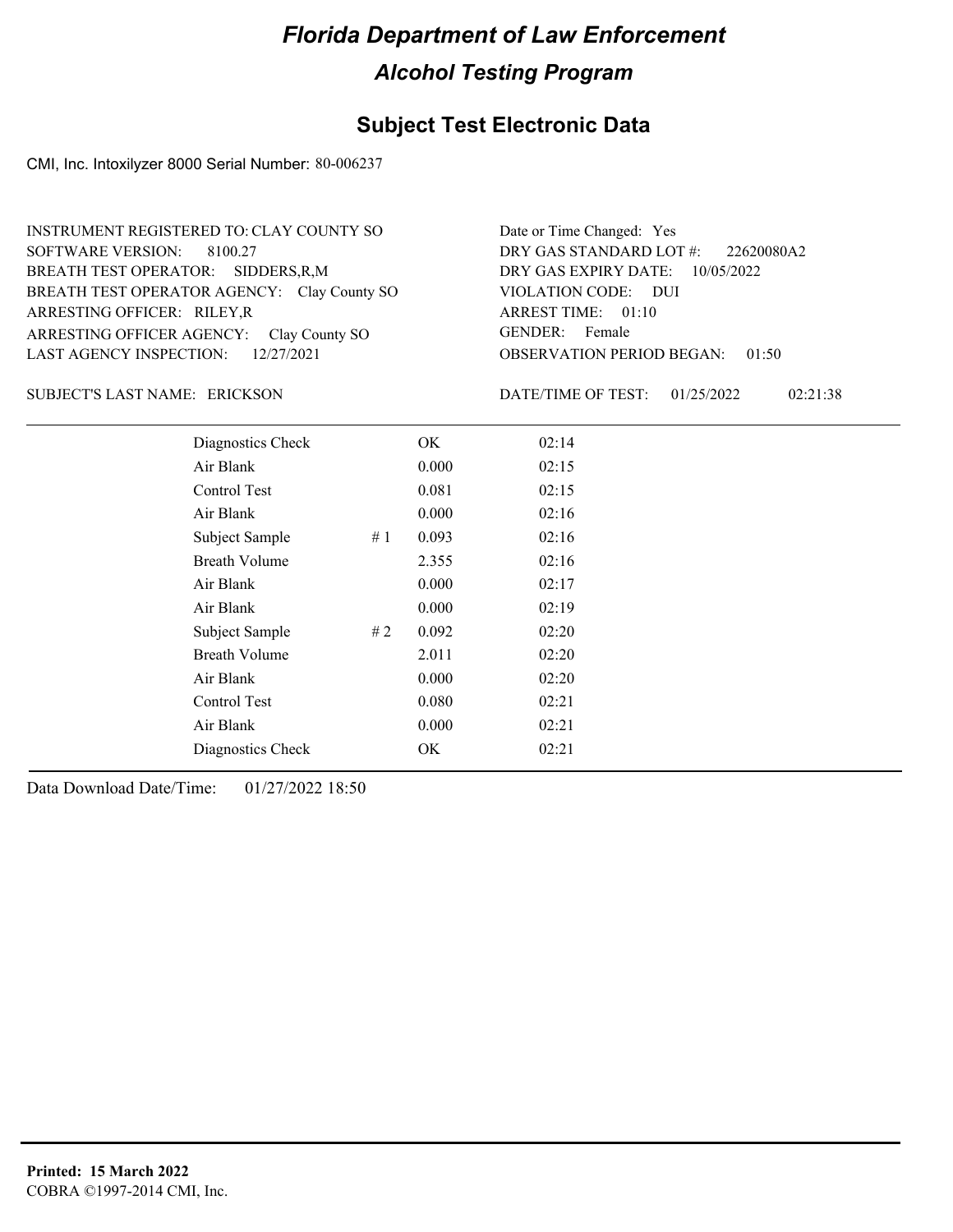# Florida Department of Law Enforcement

## Alcohol Testing Program

### Subject Test Electronic Data

CMI, Inc. Intoxilyzer 8000 Serial Number: 80-006237

INSTRUMENT REGISTERED TO: CLAY COUNTY SO
SOFTWARE VERSION: 8100.27
BREATH TEST OPERATOR: SIDDERS,R,M
BREATH TEST OPERATOR AGENCY: Clay County SO
ARRESTING OFFICER: RILEY,R
ARRESTING OFFICER AGENCY: Clay County SO
LAST AGENCY INSPECTION: 12/27/2021

Date or Time Changed: Yes
DRY GAS STANDARD LOT #: 22620080A2
DRY GAS EXPIRY DATE: 10/05/2022
VIOLATION CODE: DUI
ARREST TIME: 01:10
GENDER: Female
OBSERVATION PERIOD BEGAN: 01:50

SUBJECT'S LAST NAME: ERICKSON

DATE/TIME OF TEST: 01/25/2022 02:21:38

| | | | |
|---|---|---|---|
| Diagnostics Check | | OK | 02:14 |
| Air Blank | | 0.000 | 02:15 |
| Control Test | | 0.081 | 02:15 |
| Air Blank | | 0.000 | 02:16 |
| Subject Sample | # 1 | 0.093 | 02:16 |
| Breath Volume | | 2.355 | 02:16 |
| Air Blank | | 0.000 | 02:17 |
| Air Blank | | 0.000 | 02:19 |
| Subject Sample | # 2 | 0.092 | 02:20 |
| Breath Volume | | 2.011 | 02:20 |
| Air Blank | | 0.000 | 02:20 |
| Control Test | | 0.080 | 02:21 |
| Air Blank | | 0.000 | 02:21 |
| Diagnostics Check | | OK | 02:21 |

Data Download Date/Time: 01/27/2022 18:50

**Printed: 15 March 2022**
COBRA ©1997-2014 CMI, Inc.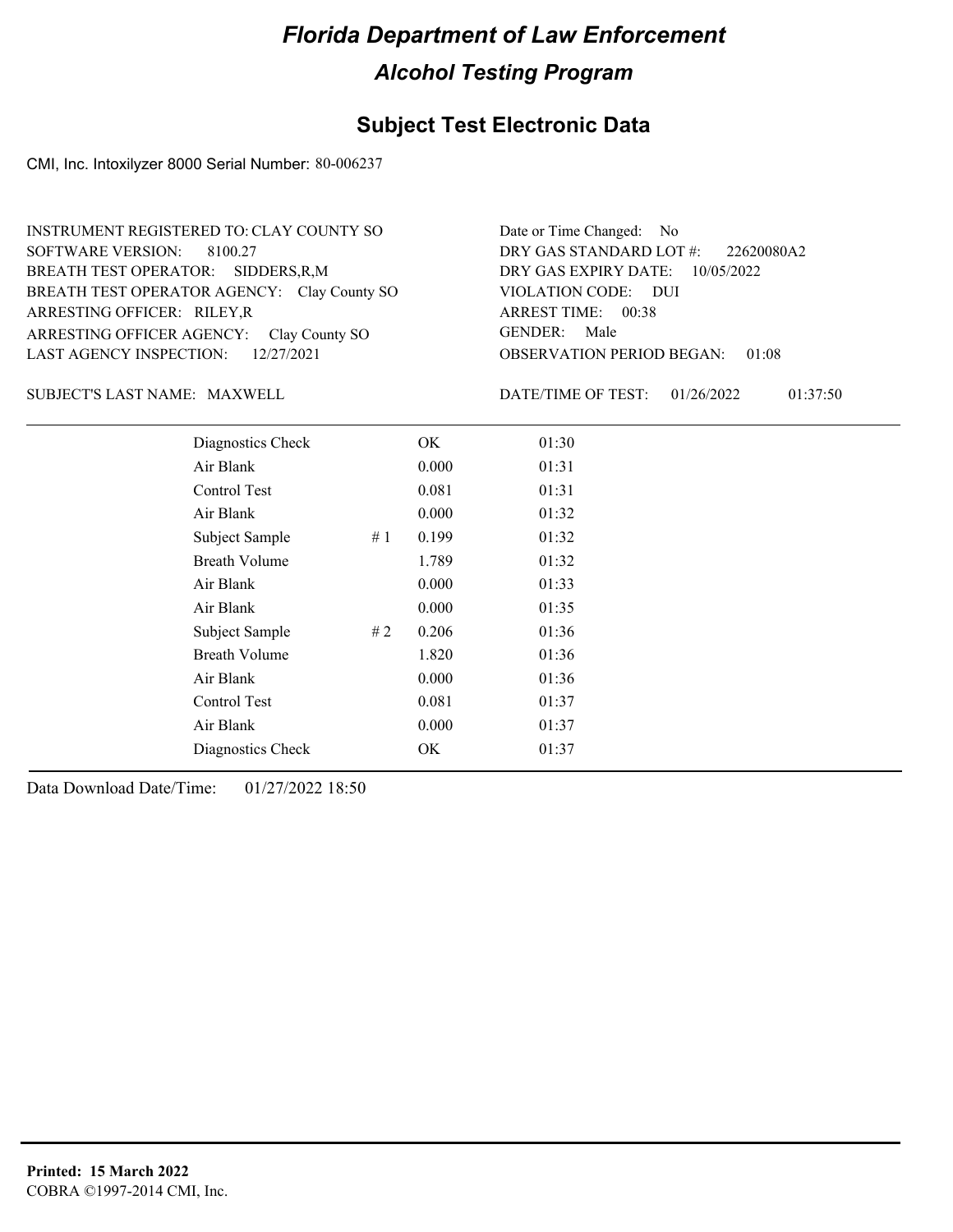# Florida Department of Law Enforcement

## Alcohol Testing Program

## Subject Test Electronic Data

CMI, Inc. Intoxilyzer 8000 Serial Number: 80-006237

INSTRUMENT REGISTERED TO: CLAY COUNTY SO
SOFTWARE VERSION: 8100.27
BREATH TEST OPERATOR: SIDDERS,R,M
BREATH TEST OPERATOR AGENCY: Clay County SO
ARRESTING OFFICER: RILEY,R
ARRESTING OFFICER AGENCY: Clay County SO
LAST AGENCY INSPECTION: 12/27/2021

Date or Time Changed: No
DRY GAS STANDARD LOT #: 22620080A2
DRY GAS EXPIRY DATE: 10/05/2022
VIOLATION CODE: DUI
ARREST TIME: 00:38
GENDER: Male
OBSERVATION PERIOD BEGAN: 01:08

SUBJECT'S LAST NAME: MAXWELL

DATE/TIME OF TEST: 01/26/2022 01:37:50

| | | | |
|---|---|---|---|
| Diagnostics Check | | OK | 01:30 |
| Air Blank | | 0.000 | 01:31 |
| Control Test | | 0.081 | 01:31 |
| Air Blank | | 0.000 | 01:32 |
| Subject Sample | # 1 | 0.199 | 01:32 |
| Breath Volume | | 1.789 | 01:32 |
| Air Blank | | 0.000 | 01:33 |
| Air Blank | | 0.000 | 01:35 |
| Subject Sample | # 2 | 0.206 | 01:36 |
| Breath Volume | | 1.820 | 01:36 |
| Air Blank | | 0.000 | 01:36 |
| Control Test | | 0.081 | 01:37 |
| Air Blank | | 0.000 | 01:37 |
| Diagnostics Check | | OK | 01:37 |

Data Download Date/Time: 01/27/2022 18:50

**Printed: 15 March 2022**
COBRA ©1997-2014 CMI, Inc.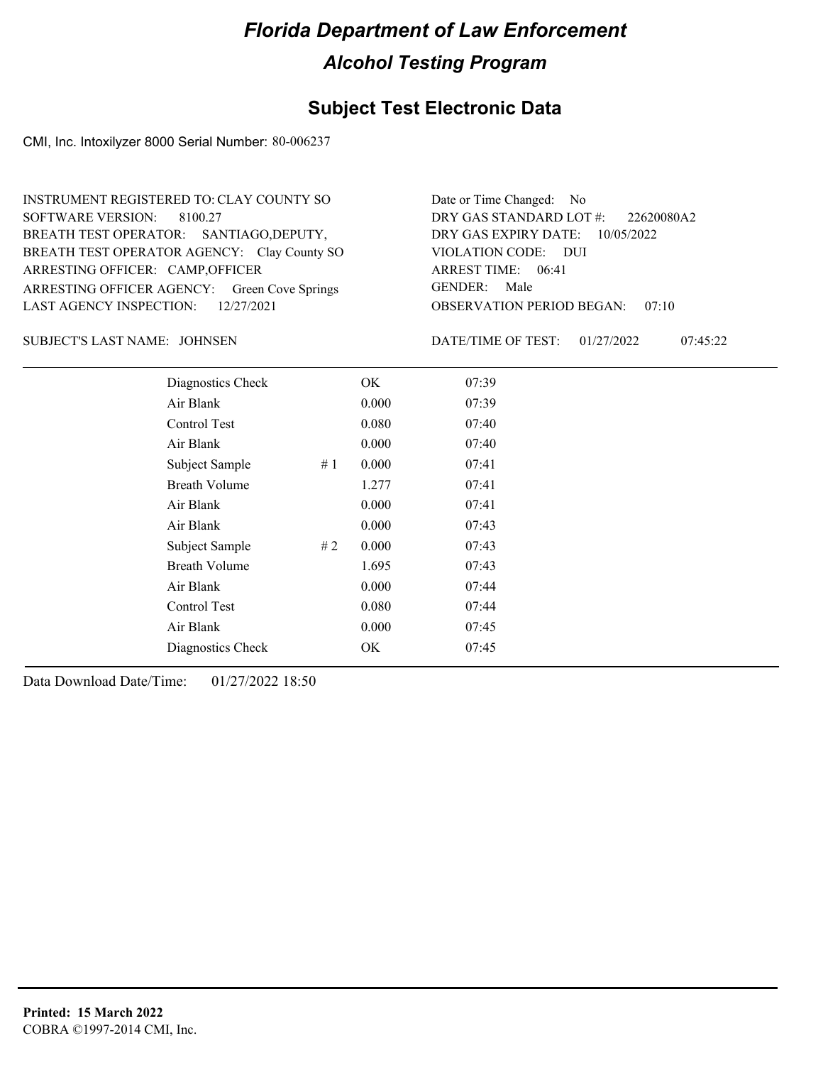# Florida Department of Law Enforcement

## Alcohol Testing Program

### Subject Test Electronic Data

CMI, Inc. Intoxilyzer 8000 Serial Number: 80-006237

INSTRUMENT REGISTERED TO: CLAY COUNTY SO
SOFTWARE VERSION: 8100.27
BREATH TEST OPERATOR: SANTIAGO,DEPUTY,
BREATH TEST OPERATOR AGENCY: Clay County SO
ARRESTING OFFICER: CAMP,OFFICER
ARRESTING OFFICER AGENCY: Green Cove Springs
LAST AGENCY INSPECTION: 12/27/2021

Date or Time Changed: No
DRY GAS STANDARD LOT #: 22620080A2
DRY GAS EXPIRY DATE: 10/05/2022
VIOLATION CODE: DUI
ARREST TIME: 06:41
GENDER: Male
OBSERVATION PERIOD BEGAN: 07:10

SUBJECT'S LAST NAME: JOHNSEN

DATE/TIME OF TEST: 01/27/2022 07:45:22

| | | | |
|---|---|---|---|
| Diagnostics Check | | OK | 07:39 |
| Air Blank | | 0.000 | 07:39 |
| Control Test | | 0.080 | 07:40 |
| Air Blank | | 0.000 | 07:40 |
| Subject Sample | # 1 | 0.000 | 07:41 |
| Breath Volume | | 1.277 | 07:41 |
| Air Blank | | 0.000 | 07:41 |
| Air Blank | | 0.000 | 07:43 |
| Subject Sample | # 2 | 0.000 | 07:43 |
| Breath Volume | | 1.695 | 07:43 |
| Air Blank | | 0.000 | 07:44 |
| Control Test | | 0.080 | 07:44 |
| Air Blank | | 0.000 | 07:45 |
| Diagnostics Check | | OK | 07:45 |

Data Download Date/Time: 01/27/2022 18:50

**Printed: 15 March 2022**
COBRA ©1997-2014 CMI, Inc.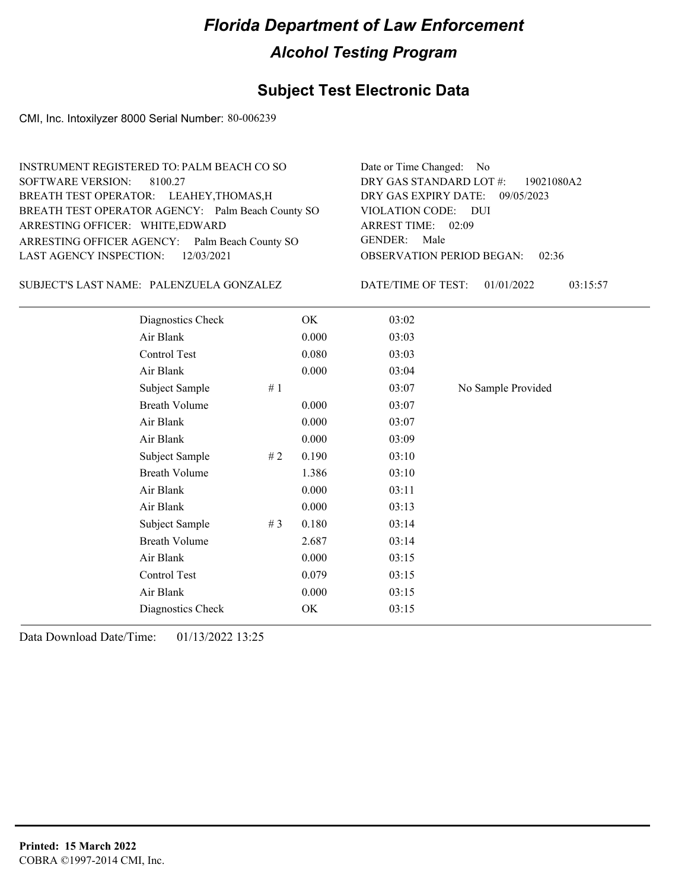# Florida Department of Law Enforcement

## Alcohol Testing Program

## Subject Test Electronic Data

CMI, Inc. Intoxilyzer 8000 Serial Number: 80-006239

INSTRUMENT REGISTERED TO: PALM BEACH CO SO
SOFTWARE VERSION: 8100.27
BREATH TEST OPERATOR: LEAHEY,THOMAS,H
BREATH TEST OPERATOR AGENCY: Palm Beach County SO
ARRESTING OFFICER: WHITE,EDWARD
ARRESTING OFFICER AGENCY: Palm Beach County SO
LAST AGENCY INSPECTION: 12/03/2021

Date or Time Changed: No
DRY GAS STANDARD LOT #: 19021080A2
DRY GAS EXPIRY DATE: 09/05/2023
VIOLATION CODE: DUI
ARREST TIME: 02:09
GENDER: Male
OBSERVATION PERIOD BEGAN: 02:36

SUBJECT'S LAST NAME: PALENZUELA GONZALEZ

DATE/TIME OF TEST: 01/01/2022 03:15:57

| | | | | |
|---|---|---|---|---|
| Diagnostics Check | | OK | 03:02 | |
| Air Blank | | 0.000 | 03:03 | |
| Control Test | | 0.080 | 03:03 | |
| Air Blank | | 0.000 | 03:04 | |
| Subject Sample | # 1 | | 03:07 | No Sample Provided |
| Breath Volume | | 0.000 | 03:07 | |
| Air Blank | | 0.000 | 03:07 | |
| Air Blank | | 0.000 | 03:09 | |
| Subject Sample | # 2 | 0.190 | 03:10 | |
| Breath Volume | | 1.386 | 03:10 | |
| Air Blank | | 0.000 | 03:11 | |
| Air Blank | | 0.000 | 03:13 | |
| Subject Sample | # 3 | 0.180 | 03:14 | |
| Breath Volume | | 2.687 | 03:14 | |
| Air Blank | | 0.000 | 03:15 | |
| Control Test | | 0.079 | 03:15 | |
| Air Blank | | 0.000 | 03:15 | |
| Diagnostics Check | | OK | 03:15 | |

Data Download Date/Time: 01/13/2022 13:25

**Printed: 15 March 2022**
COBRA ©1997-2014 CMI, Inc.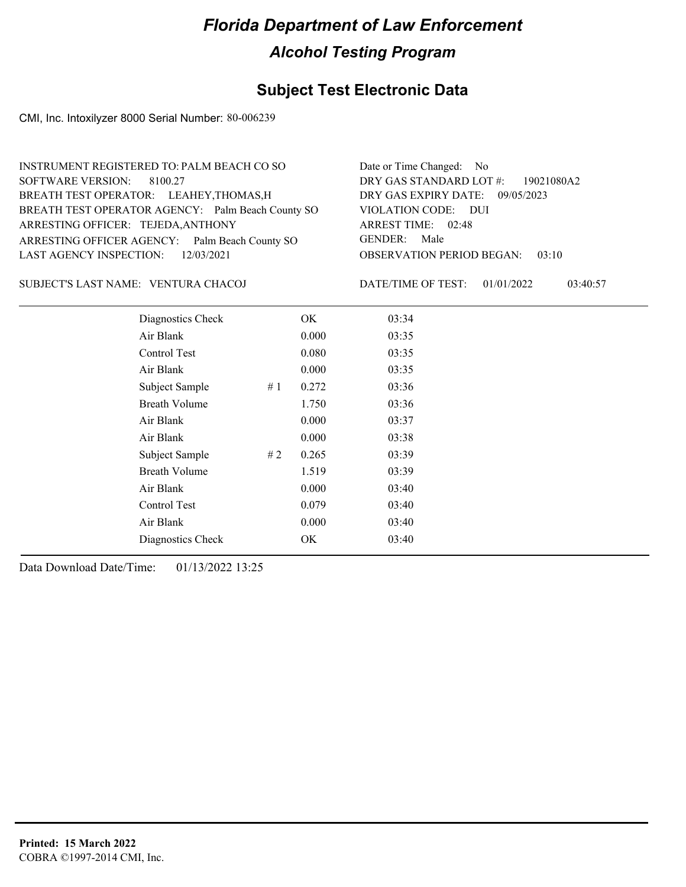# Florida Department of Law Enforcement

## Alcohol Testing Program

## Subject Test Electronic Data

CMI, Inc. Intoxilyzer 8000 Serial Number: 80-006239

INSTRUMENT REGISTERED TO: PALM BEACH CO SO
SOFTWARE VERSION: 8100.27
BREATH TEST OPERATOR: LEAHEY,THOMAS,H
BREATH TEST OPERATOR AGENCY: Palm Beach County SO
ARRESTING OFFICER: TEJEDA,ANTHONY
ARRESTING OFFICER AGENCY: Palm Beach County SO
LAST AGENCY INSPECTION: 12/03/2021

Date or Time Changed: No
DRY GAS STANDARD LOT #: 19021080A2
DRY GAS EXPIRY DATE: 09/05/2023
VIOLATION CODE: DUI
ARREST TIME: 02:48
GENDER: Male
OBSERVATION PERIOD BEGAN: 03:10

SUBJECT'S LAST NAME: VENTURA CHACOJ

DATE/TIME OF TEST: 01/01/2022 03:40:57

| | | | |
|---|---|---|---|
| Diagnostics Check | | OK | 03:34 |
| Air Blank | | 0.000 | 03:35 |
| Control Test | | 0.080 | 03:35 |
| Air Blank | | 0.000 | 03:35 |
| Subject Sample | # 1 | 0.272 | 03:36 |
| Breath Volume | | 1.750 | 03:36 |
| Air Blank | | 0.000 | 03:37 |
| Air Blank | | 0.000 | 03:38 |
| Subject Sample | # 2 | 0.265 | 03:39 |
| Breath Volume | | 1.519 | 03:39 |
| Air Blank | | 0.000 | 03:40 |
| Control Test | | 0.079 | 03:40 |
| Air Blank | | 0.000 | 03:40 |
| Diagnostics Check | | OK | 03:40 |

Data Download Date/Time: 01/13/2022 13:25

**Printed: 15 March 2022**
COBRA ©1997-2014 CMI, Inc.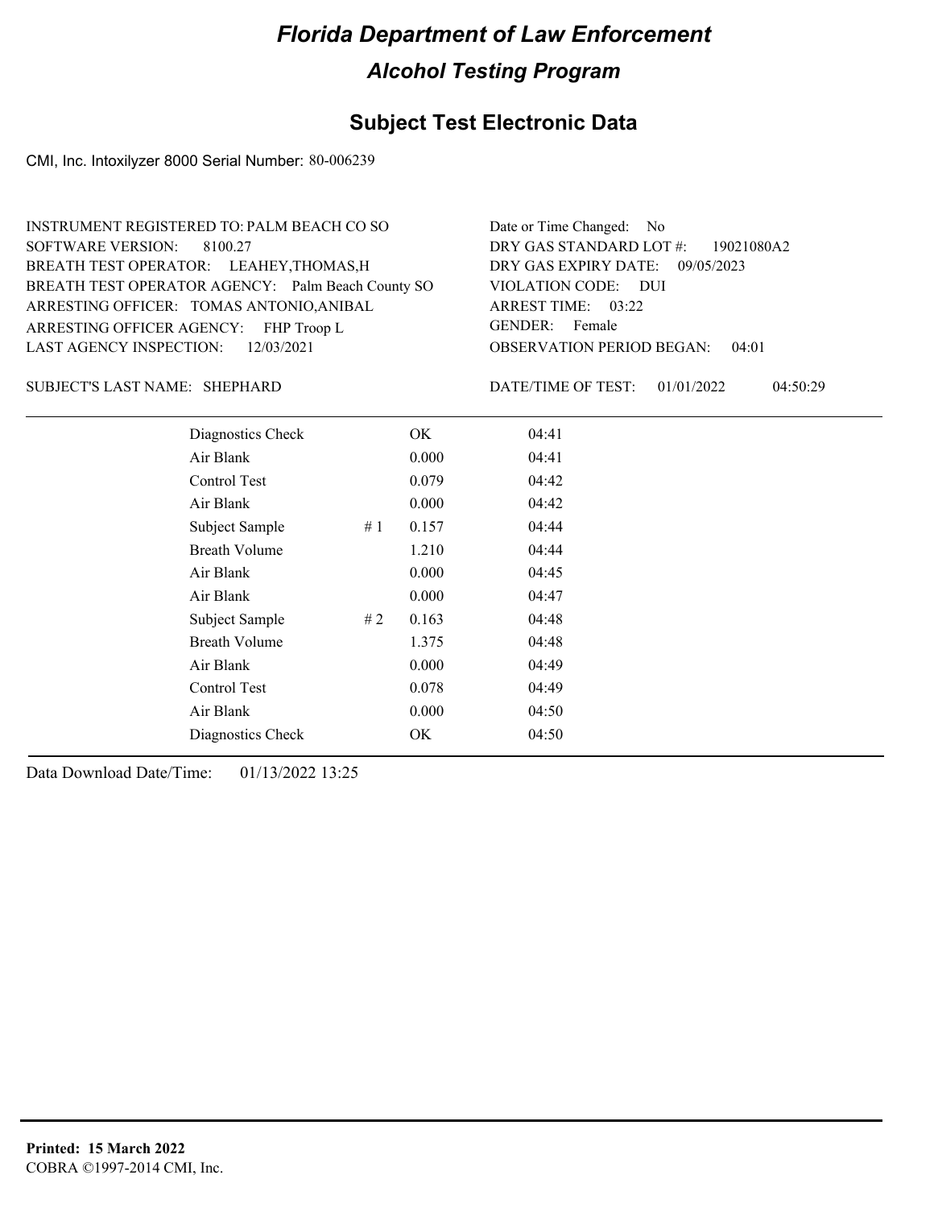# *Florida Department of Law Enforcement*

## *Alcohol Testing Program*

## Subject Test Electronic Data

CMI, Inc. Intoxilyzer 8000 Serial Number: 80-006239

INSTRUMENT REGISTERED TO: PALM BEACH CO SO
SOFTWARE VERSION: 8100.27
BREATH TEST OPERATOR: LEAHEY,THOMAS,H
BREATH TEST OPERATOR AGENCY: Palm Beach County SO
ARRESTING OFFICER: TOMAS ANTONIO,ANIBAL
ARRESTING OFFICER AGENCY: FHP Troop L
LAST AGENCY INSPECTION: 12/03/2021

Date or Time Changed: No
DRY GAS STANDARD LOT #: 19021080A2
DRY GAS EXPIRY DATE: 09/05/2023
VIOLATION CODE: DUI
ARREST TIME: 03:22
GENDER: Female
OBSERVATION PERIOD BEGAN: 04:01

SUBJECT'S LAST NAME: SHEPHARD

DATE/TIME OF TEST: 01/01/2022 04:50:29

| | | | |
|---|---|---|---|
| Diagnostics Check | | OK | 04:41 |
| Air Blank | | 0.000 | 04:41 |
| Control Test | | 0.079 | 04:42 |
| Air Blank | | 0.000 | 04:42 |
| Subject Sample | # 1 | 0.157 | 04:44 |
| Breath Volume | | 1.210 | 04:44 |
| Air Blank | | 0.000 | 04:45 |
| Air Blank | | 0.000 | 04:47 |
| Subject Sample | # 2 | 0.163 | 04:48 |
| Breath Volume | | 1.375 | 04:48 |
| Air Blank | | 0.000 | 04:49 |
| Control Test | | 0.078 | 04:49 |
| Air Blank | | 0.000 | 04:50 |
| Diagnostics Check | | OK | 04:50 |

Data Download Date/Time: 01/13/2022 13:25

**Printed: 15 March 2022**
COBRA ©1997-2014 CMI, Inc.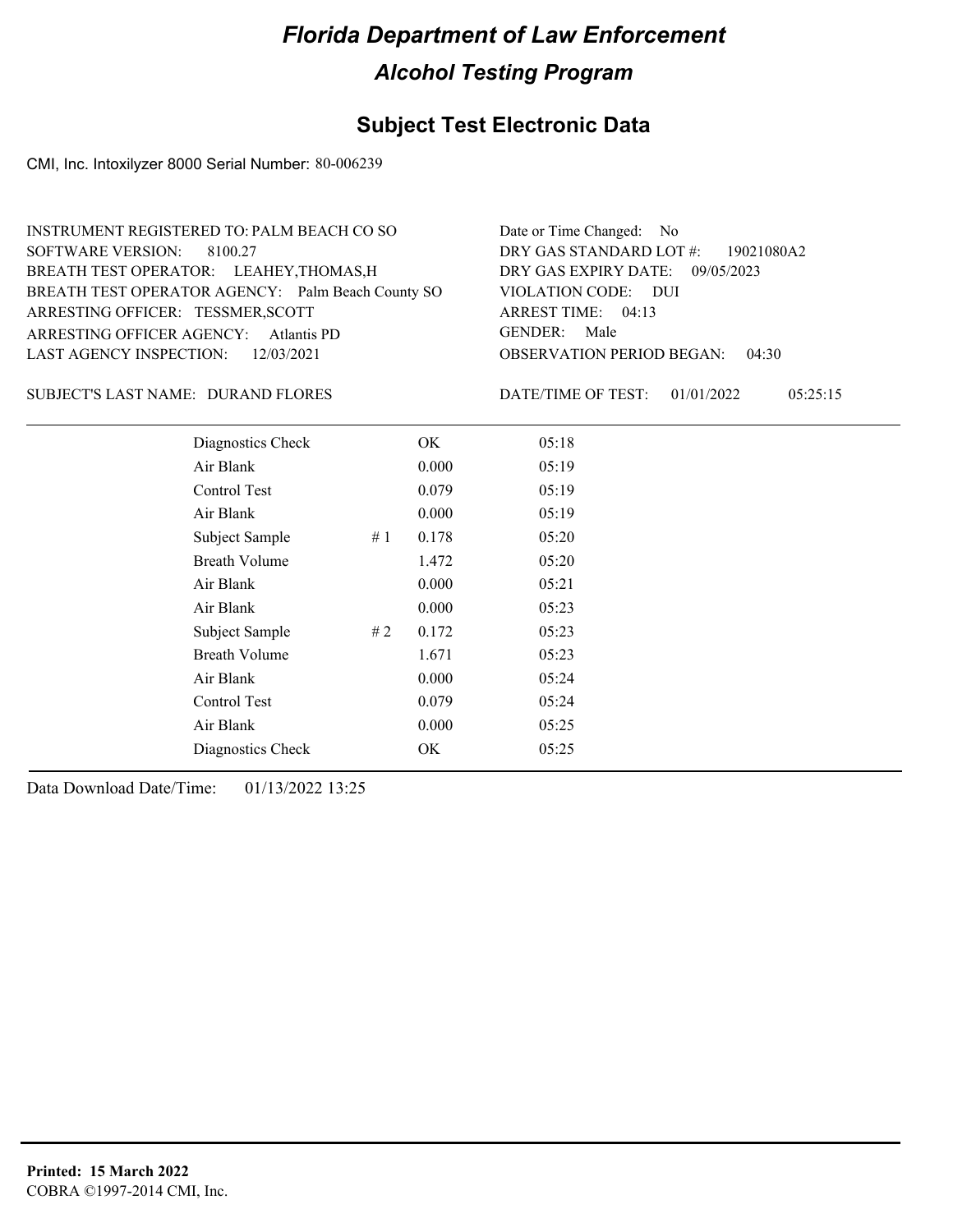# Florida Department of Law Enforcement

## Alcohol Testing Program

## Subject Test Electronic Data

CMI, Inc. Intoxilyzer 8000 Serial Number: 80-006239

INSTRUMENT REGISTERED TO: PALM BEACH CO SO
SOFTWARE VERSION: 8100.27
BREATH TEST OPERATOR: LEAHEY,THOMAS,H
BREATH TEST OPERATOR AGENCY: Palm Beach County SO
ARRESTING OFFICER: TESSMER,SCOTT
ARRESTING OFFICER AGENCY: Atlantis PD
LAST AGENCY INSPECTION: 12/03/2021

Date or Time Changed: No
DRY GAS STANDARD LOT #: 19021080A2
DRY GAS EXPIRY DATE: 09/05/2023
VIOLATION CODE: DUI
ARREST TIME: 04:13
GENDER: Male
OBSERVATION PERIOD BEGAN: 04:30

SUBJECT'S LAST NAME: DURAND FLORES

DATE/TIME OF TEST: 01/01/2022 05:25:15

| | | | |
|---|---|---|---|
| Diagnostics Check | | OK | 05:18 |
| Air Blank | | 0.000 | 05:19 |
| Control Test | | 0.079 | 05:19 |
| Air Blank | | 0.000 | 05:19 |
| Subject Sample | # 1 | 0.178 | 05:20 |
| Breath Volume | | 1.472 | 05:20 |
| Air Blank | | 0.000 | 05:21 |
| Air Blank | | 0.000 | 05:23 |
| Subject Sample | # 2 | 0.172 | 05:23 |
| Breath Volume | | 1.671 | 05:23 |
| Air Blank | | 0.000 | 05:24 |
| Control Test | | 0.079 | 05:24 |
| Air Blank | | 0.000 | 05:25 |
| Diagnostics Check | | OK | 05:25 |

Data Download Date/Time: 01/13/2022 13:25

**Printed: 15 March 2022**
COBRA ©1997-2014 CMI, Inc.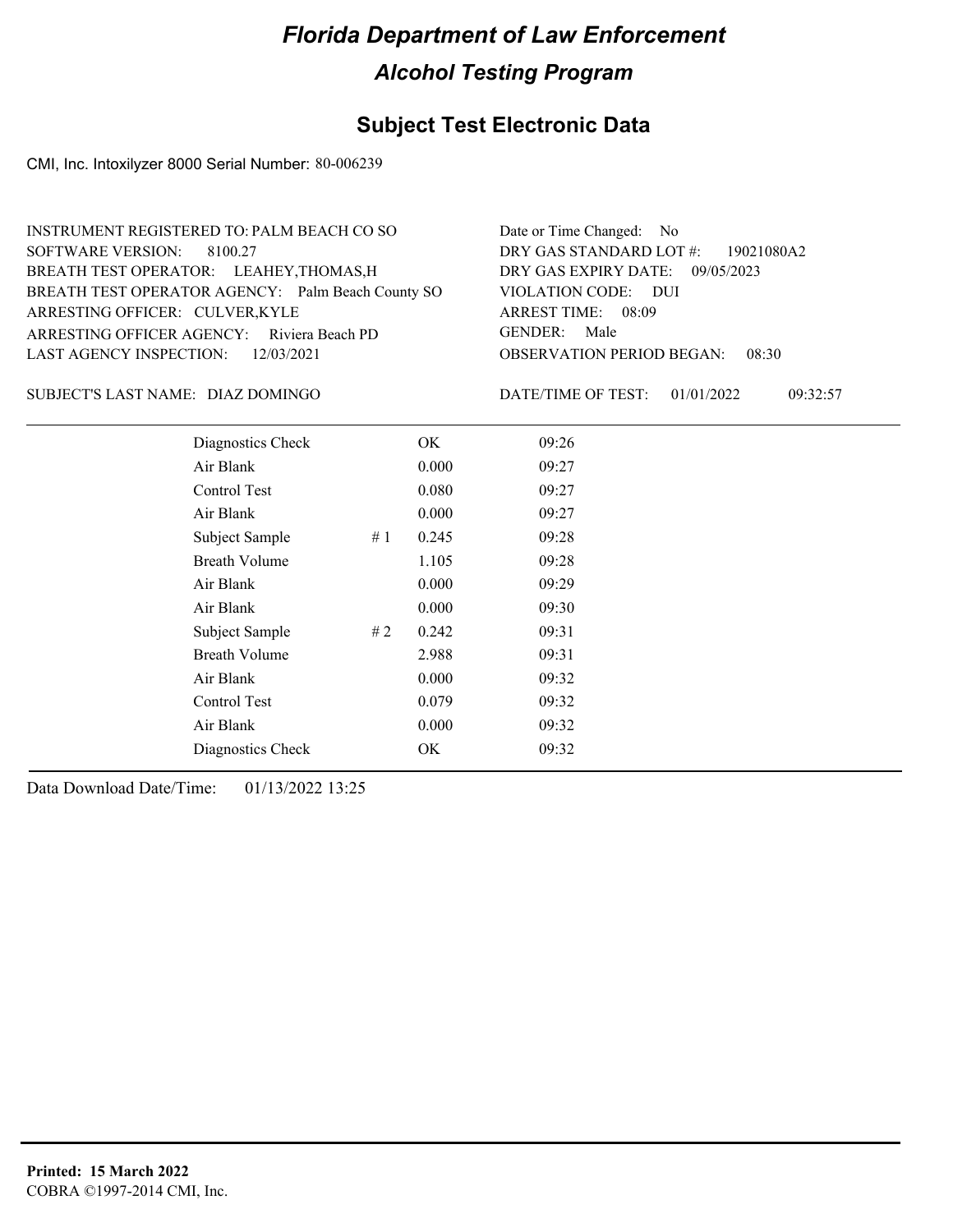# Florida Department of Law Enforcement

## Alcohol Testing Program

## Subject Test Electronic Data

CMI, Inc. Intoxilyzer 8000 Serial Number: 80-006239

INSTRUMENT REGISTERED TO: PALM BEACH CO SO
SOFTWARE VERSION: 8100.27
BREATH TEST OPERATOR: LEAHEY,THOMAS,H
BREATH TEST OPERATOR AGENCY: Palm Beach County SO
ARRESTING OFFICER: CULVER,KYLE
ARRESTING OFFICER AGENCY: Riviera Beach PD
LAST AGENCY INSPECTION: 12/03/2021

Date or Time Changed: No
DRY GAS STANDARD LOT #: 19021080A2
DRY GAS EXPIRY DATE: 09/05/2023
VIOLATION CODE: DUI
ARREST TIME: 08:09
GENDER: Male
OBSERVATION PERIOD BEGAN: 08:30

SUBJECT'S LAST NAME: DIAZ DOMINGO

DATE/TIME OF TEST: 01/01/2022 09:32:57

| | | | |
|---|---|---|---|
| Diagnostics Check | | OK | 09:26 |
| Air Blank | | 0.000 | 09:27 |
| Control Test | | 0.080 | 09:27 |
| Air Blank | | 0.000 | 09:27 |
| Subject Sample | # 1 | 0.245 | 09:28 |
| Breath Volume | | 1.105 | 09:28 |
| Air Blank | | 0.000 | 09:29 |
| Air Blank | | 0.000 | 09:30 |
| Subject Sample | # 2 | 0.242 | 09:31 |
| Breath Volume | | 2.988 | 09:31 |
| Air Blank | | 0.000 | 09:32 |
| Control Test | | 0.079 | 09:32 |
| Air Blank | | 0.000 | 09:32 |
| Diagnostics Check | | OK | 09:32 |

Data Download Date/Time: 01/13/2022 13:25

**Printed: 15 March 2022**
COBRA ©1997-2014 CMI, Inc.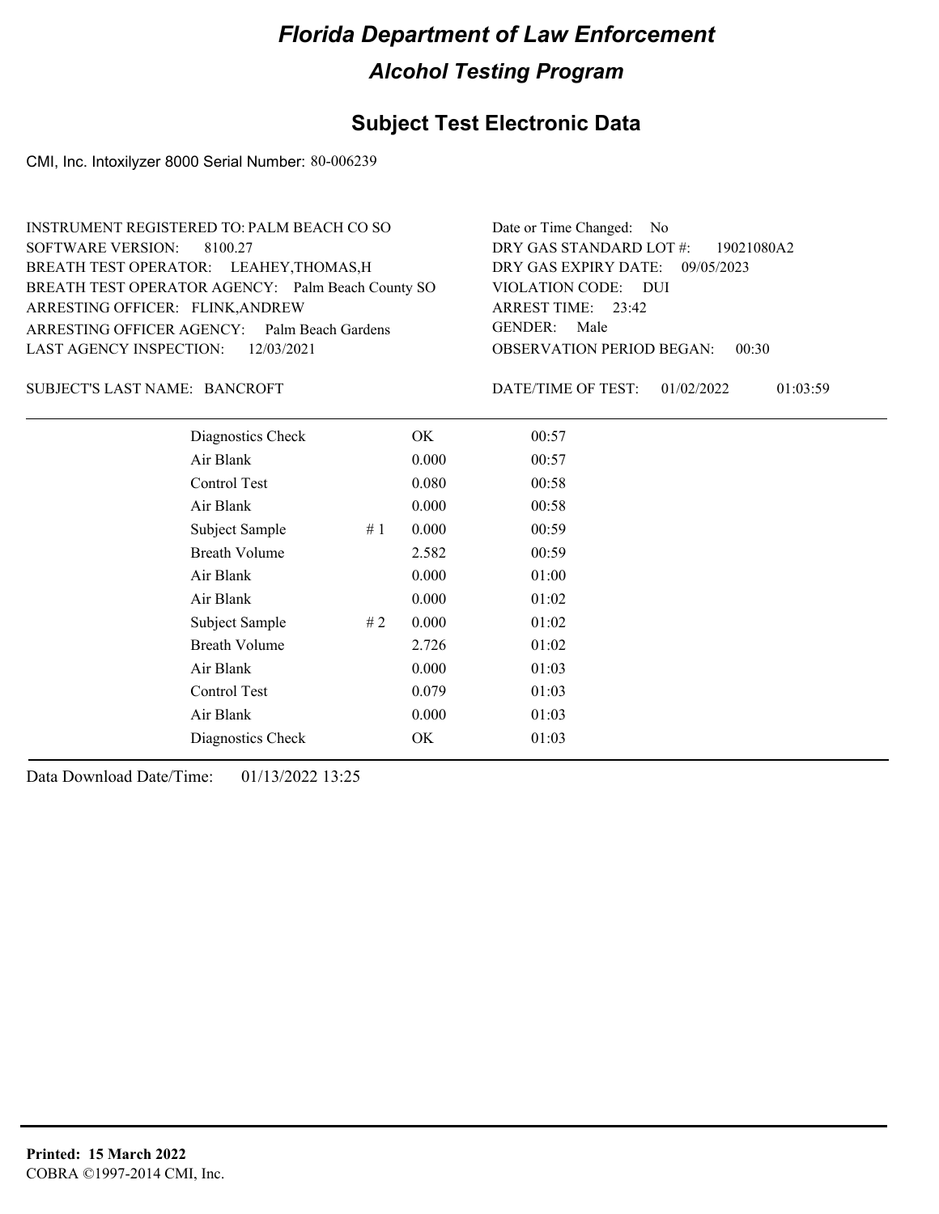# Florida Department of Law Enforcement

## Alcohol Testing Program

### Subject Test Electronic Data

CMI, Inc. Intoxilyzer 8000 Serial Number: 80-006239

INSTRUMENT REGISTERED TO: PALM BEACH CO SO
SOFTWARE VERSION: 8100.27
BREATH TEST OPERATOR: LEAHEY,THOMAS,H
BREATH TEST OPERATOR AGENCY: Palm Beach County SO
ARRESTING OFFICER: FLINK,ANDREW
ARRESTING OFFICER AGENCY: Palm Beach Gardens
LAST AGENCY INSPECTION: 12/03/2021

Date or Time Changed: No
DRY GAS STANDARD LOT #: 19021080A2
DRY GAS EXPIRY DATE: 09/05/2023
VIOLATION CODE: DUI
ARREST TIME: 23:42
GENDER: Male
OBSERVATION PERIOD BEGAN: 00:30

SUBJECT'S LAST NAME: BANCROFT

DATE/TIME OF TEST: 01/02/2022 01:03:59

| | | | |
|---|---|---|---|
| Diagnostics Check | | OK | 00:57 |
| Air Blank | | 0.000 | 00:57 |
| Control Test | | 0.080 | 00:58 |
| Air Blank | | 0.000 | 00:58 |
| Subject Sample | # 1 | 0.000 | 00:59 |
| Breath Volume | | 2.582 | 00:59 |
| Air Blank | | 0.000 | 01:00 |
| Air Blank | | 0.000 | 01:02 |
| Subject Sample | # 2 | 0.000 | 01:02 |
| Breath Volume | | 2.726 | 01:02 |
| Air Blank | | 0.000 | 01:03 |
| Control Test | | 0.079 | 01:03 |
| Air Blank | | 0.000 | 01:03 |
| Diagnostics Check | | OK | 01:03 |

Data Download Date/Time: 01/13/2022 13:25

**Printed: 15 March 2022**
COBRA ©1997-2014 CMI, Inc.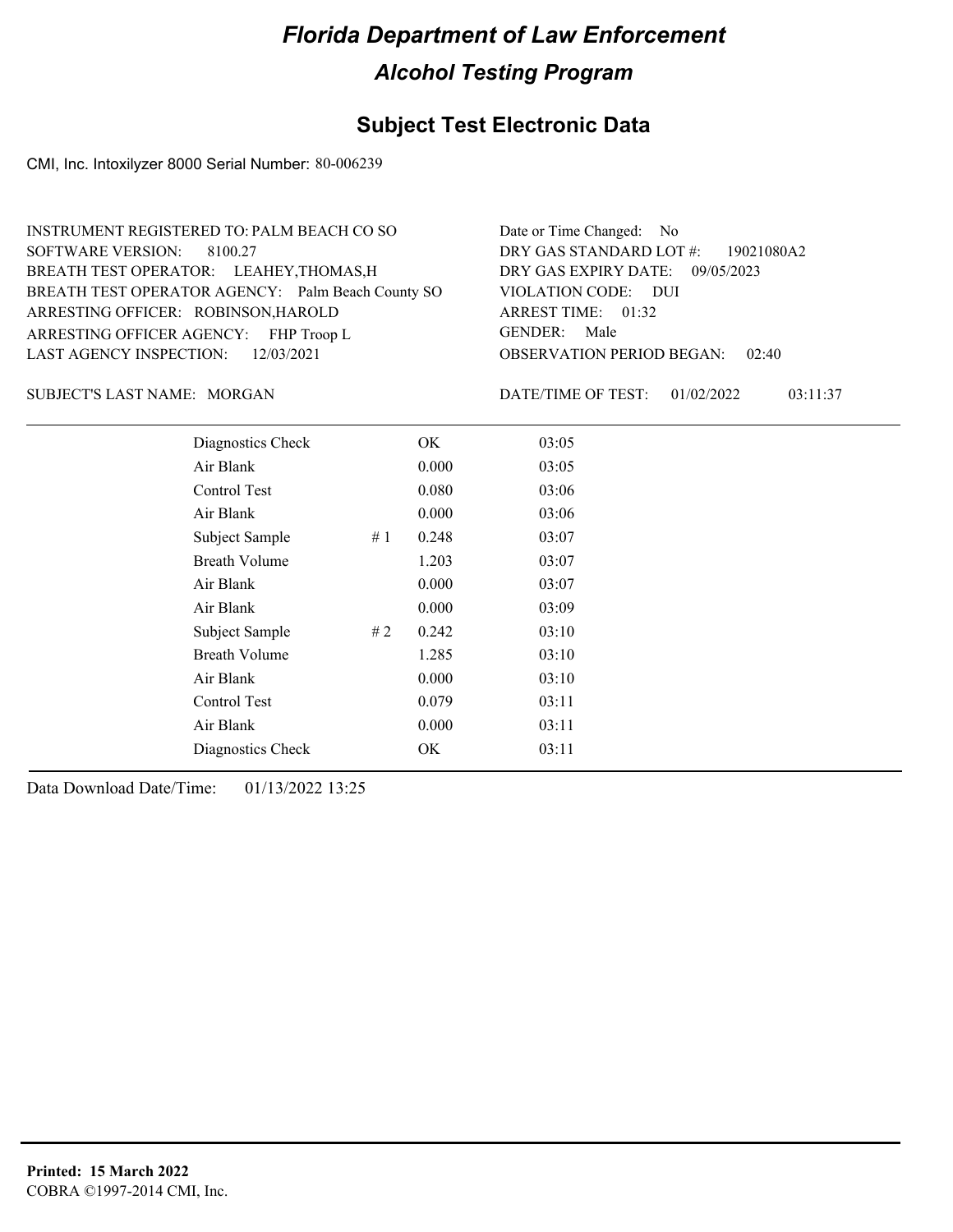# Florida Department of Law Enforcement

## Alcohol Testing Program

## Subject Test Electronic Data

CMI, Inc. Intoxilyzer 8000 Serial Number: 80-006239

INSTRUMENT REGISTERED TO: PALM BEACH CO SO
SOFTWARE VERSION: 8100.27
BREATH TEST OPERATOR: LEAHEY,THOMAS,H
BREATH TEST OPERATOR AGENCY: Palm Beach County SO
ARRESTING OFFICER: ROBINSON,HAROLD
ARRESTING OFFICER AGENCY: FHP Troop L
LAST AGENCY INSPECTION: 12/03/2021

Date or Time Changed: No
DRY GAS STANDARD LOT #: 19021080A2
DRY GAS EXPIRY DATE: 09/05/2023
VIOLATION CODE: DUI
ARREST TIME: 01:32
GENDER: Male
OBSERVATION PERIOD BEGAN: 02:40

SUBJECT'S LAST NAME: MORGAN

DATE/TIME OF TEST: 01/02/2022 03:11:37

| | | | |
|---|---|---|---|
| Diagnostics Check | | OK | 03:05 |
| Air Blank | | 0.000 | 03:05 |
| Control Test | | 0.080 | 03:06 |
| Air Blank | | 0.000 | 03:06 |
| Subject Sample | # 1 | 0.248 | 03:07 |
| Breath Volume | | 1.203 | 03:07 |
| Air Blank | | 0.000 | 03:07 |
| Air Blank | | 0.000 | 03:09 |
| Subject Sample | # 2 | 0.242 | 03:10 |
| Breath Volume | | 1.285 | 03:10 |
| Air Blank | | 0.000 | 03:10 |
| Control Test | | 0.079 | 03:11 |
| Air Blank | | 0.000 | 03:11 |
| Diagnostics Check | | OK | 03:11 |

Data Download Date/Time: 01/13/2022 13:25

**Printed: 15 March 2022**
COBRA ©1997-2014 CMI, Inc.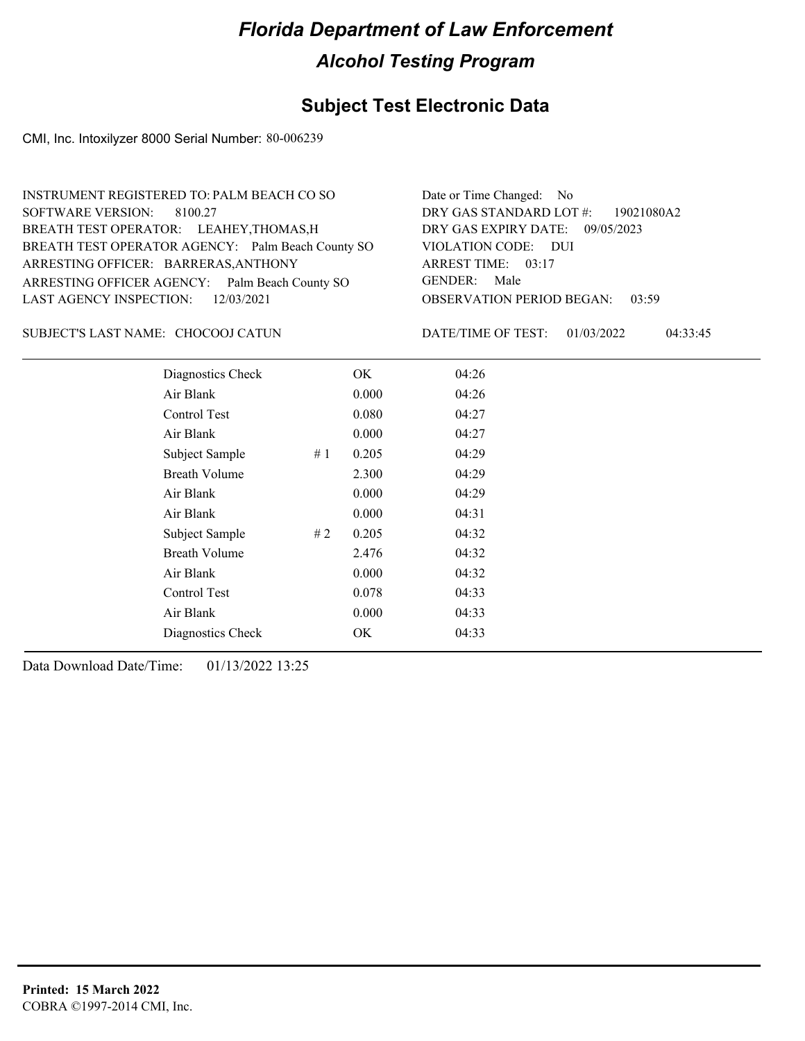# *Florida Department of Law Enforcement*

## *Alcohol Testing Program*

## Subject Test Electronic Data

CMI, Inc. Intoxilyzer 8000 Serial Number: 80-006239

INSTRUMENT REGISTERED TO: PALM BEACH CO SO
SOFTWARE VERSION: 8100.27
BREATH TEST OPERATOR: LEAHEY,THOMAS,H
BREATH TEST OPERATOR AGENCY: Palm Beach County SO
ARRESTING OFFICER: BARRERAS,ANTHONY
ARRESTING OFFICER AGENCY: Palm Beach County SO
LAST AGENCY INSPECTION: 12/03/2021

Date or Time Changed: No
DRY GAS STANDARD LOT #: 19021080A2
DRY GAS EXPIRY DATE: 09/05/2023
VIOLATION CODE: DUI
ARREST TIME: 03:17
GENDER: Male
OBSERVATION PERIOD BEGAN: 03:59

SUBJECT'S LAST NAME: CHOCOOJ CATUN

DATE/TIME OF TEST: 01/03/2022 04:33:45

| | | | |
|---|---|---|---|
| Diagnostics Check | | OK | 04:26 |
| Air Blank | | 0.000 | 04:26 |
| Control Test | | 0.080 | 04:27 |
| Air Blank | | 0.000 | 04:27 |
| Subject Sample | # 1 | 0.205 | 04:29 |
| Breath Volume | | 2.300 | 04:29 |
| Air Blank | | 0.000 | 04:29 |
| Air Blank | | 0.000 | 04:31 |
| Subject Sample | # 2 | 0.205 | 04:32 |
| Breath Volume | | 2.476 | 04:32 |
| Air Blank | | 0.000 | 04:32 |
| Control Test | | 0.078 | 04:33 |
| Air Blank | | 0.000 | 04:33 |
| Diagnostics Check | | OK | 04:33 |

Data Download Date/Time: 01/13/2022 13:25

**Printed: 15 March 2022**
COBRA ©1997-2014 CMI, Inc.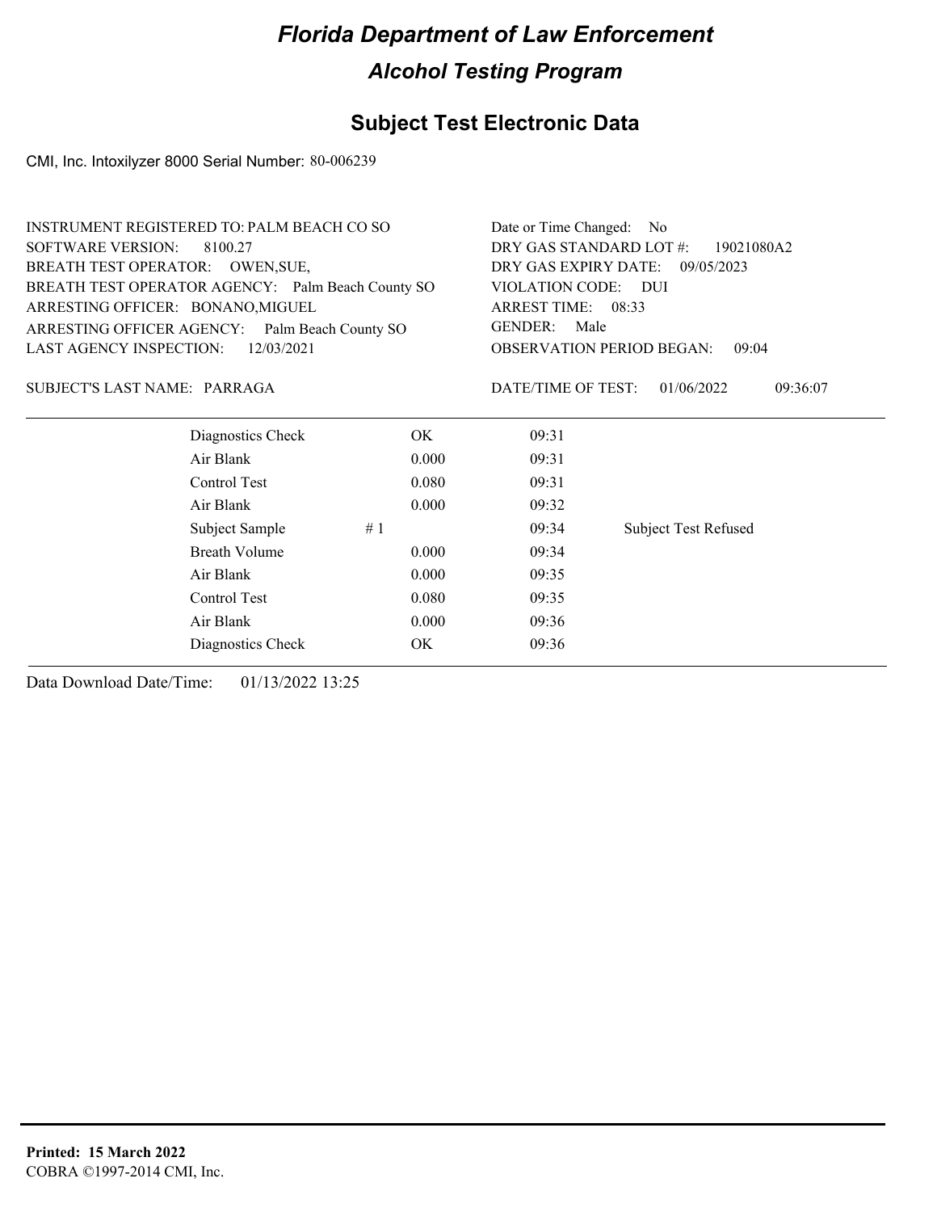# Florida Department of Law Enforcement

## Alcohol Testing Program

## Subject Test Electronic Data

CMI, Inc. Intoxilyzer 8000 Serial Number: 80-006239

INSTRUMENT REGISTERED TO: PALM BEACH CO SO
SOFTWARE VERSION: 8100.27
BREATH TEST OPERATOR: OWEN,SUE,
BREATH TEST OPERATOR AGENCY: Palm Beach County SO
ARRESTING OFFICER: BONANO,MIGUEL
ARRESTING OFFICER AGENCY: Palm Beach County SO
LAST AGENCY INSPECTION: 12/03/2021

Date or Time Changed: No
DRY GAS STANDARD LOT #: 19021080A2
DRY GAS EXPIRY DATE: 09/05/2023
VIOLATION CODE: DUI
ARREST TIME: 08:33
GENDER: Male
OBSERVATION PERIOD BEGAN: 09:04

SUBJECT'S LAST NAME: PARRAGA

DATE/TIME OF TEST: 01/06/2022 09:36:07

| | | | |
|---|---|---|---|
| Diagnostics Check | OK | 09:31 | |
| Air Blank | 0.000 | 09:31 | |
| Control Test | 0.080 | 09:31 | |
| Air Blank | 0.000 | 09:32 | |
| Subject Sample #1 | | 09:34 | Subject Test Refused |
| Breath Volume | 0.000 | 09:34 | |
| Air Blank | 0.000 | 09:35 | |
| Control Test | 0.080 | 09:35 | |
| Air Blank | 0.000 | 09:36 | |
| Diagnostics Check | OK | 09:36 | |

Data Download Date/Time: 01/13/2022 13:25

**Printed: 15 March 2022**
COBRA ©1997-2014 CMI, Inc.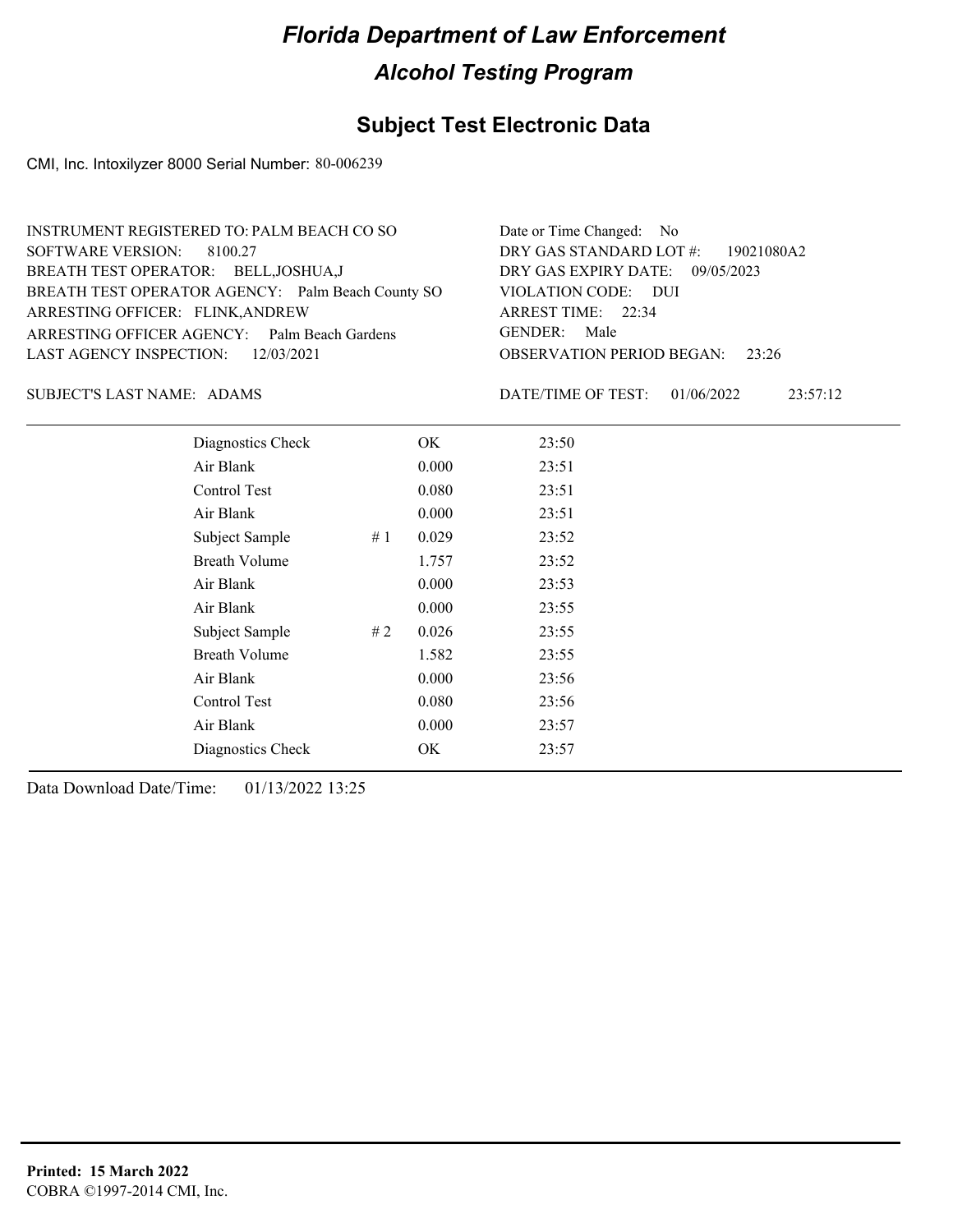# Florida Department of Law Enforcement

## Alcohol Testing Program

### Subject Test Electronic Data

CMI, Inc. Intoxilyzer 8000 Serial Number: 80-006239

INSTRUMENT REGISTERED TO: PALM BEACH CO SO
SOFTWARE VERSION: 8100.27
BREATH TEST OPERATOR: BELL,JOSHUA,J
BREATH TEST OPERATOR AGENCY: Palm Beach County SO
ARRESTING OFFICER: FLINK,ANDREW
ARRESTING OFFICER AGENCY: Palm Beach Gardens
LAST AGENCY INSPECTION: 12/03/2021

Date or Time Changed: No
DRY GAS STANDARD LOT #: 19021080A2
DRY GAS EXPIRY DATE: 09/05/2023
VIOLATION CODE: DUI
ARREST TIME: 22:34
GENDER: Male
OBSERVATION PERIOD BEGAN: 23:26

SUBJECT'S LAST NAME: ADAMS

DATE/TIME OF TEST: 01/06/2022 23:57:12

| | | | |
|---|---|---|---|
| Diagnostics Check | | OK | 23:50 |
| Air Blank | | 0.000 | 23:51 |
| Control Test | | 0.080 | 23:51 |
| Air Blank | | 0.000 | 23:51 |
| Subject Sample | # 1 | 0.029 | 23:52 |
| Breath Volume | | 1.757 | 23:52 |
| Air Blank | | 0.000 | 23:53 |
| Air Blank | | 0.000 | 23:55 |
| Subject Sample | # 2 | 0.026 | 23:55 |
| Breath Volume | | 1.582 | 23:55 |
| Air Blank | | 0.000 | 23:56 |
| Control Test | | 0.080 | 23:56 |
| Air Blank | | 0.000 | 23:57 |
| Diagnostics Check | | OK | 23:57 |

Data Download Date/Time: 01/13/2022 13:25

**Printed: 15 March 2022**
COBRA ©1997-2014 CMI, Inc.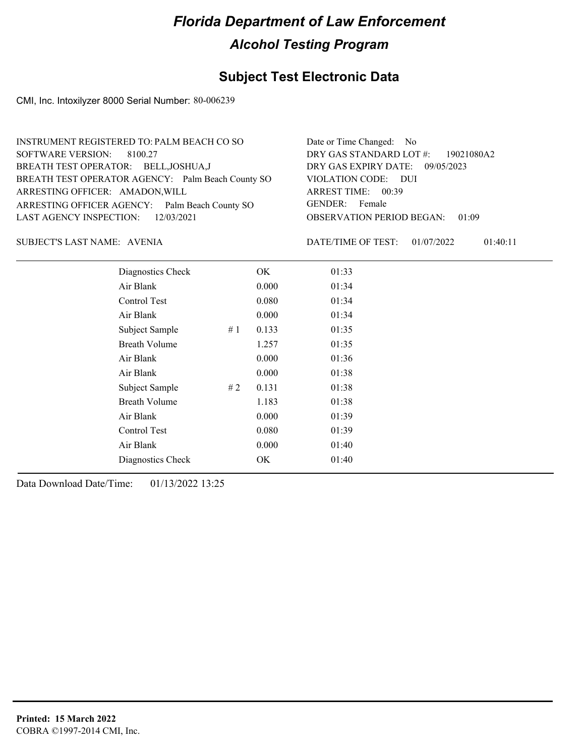# Florida Department of Law Enforcement

## Alcohol Testing Program

### Subject Test Electronic Data

CMI, Inc. Intoxilyzer 8000 Serial Number: 80-006239

INSTRUMENT REGISTERED TO: PALM BEACH CO SO
SOFTWARE VERSION: 8100.27
BREATH TEST OPERATOR: BELL,JOSHUA,J
BREATH TEST OPERATOR AGENCY: Palm Beach County SO
ARRESTING OFFICER: AMADON,WILL
ARRESTING OFFICER AGENCY: Palm Beach County SO
LAST AGENCY INSPECTION: 12/03/2021

Date or Time Changed: No
DRY GAS STANDARD LOT #: 19021080A2
DRY GAS EXPIRY DATE: 09/05/2023
VIOLATION CODE: DUI
ARREST TIME: 00:39
GENDER: Female
OBSERVATION PERIOD BEGAN: 01:09

SUBJECT'S LAST NAME: AVENIA

DATE/TIME OF TEST: 01/07/2022 01:40:11

| | | | |
|---|---|---|---|
| Diagnostics Check | | OK | 01:33 |
| Air Blank | | 0.000 | 01:34 |
| Control Test | | 0.080 | 01:34 |
| Air Blank | | 0.000 | 01:34 |
| Subject Sample | # 1 | 0.133 | 01:35 |
| Breath Volume | | 1.257 | 01:35 |
| Air Blank | | 0.000 | 01:36 |
| Air Blank | | 0.000 | 01:38 |
| Subject Sample | # 2 | 0.131 | 01:38 |
| Breath Volume | | 1.183 | 01:38 |
| Air Blank | | 0.000 | 01:39 |
| Control Test | | 0.080 | 01:39 |
| Air Blank | | 0.000 | 01:40 |
| Diagnostics Check | | OK | 01:40 |

Data Download Date/Time: 01/13/2022 13:25

**Printed: 15 March 2022**
COBRA ©1997-2014 CMI, Inc.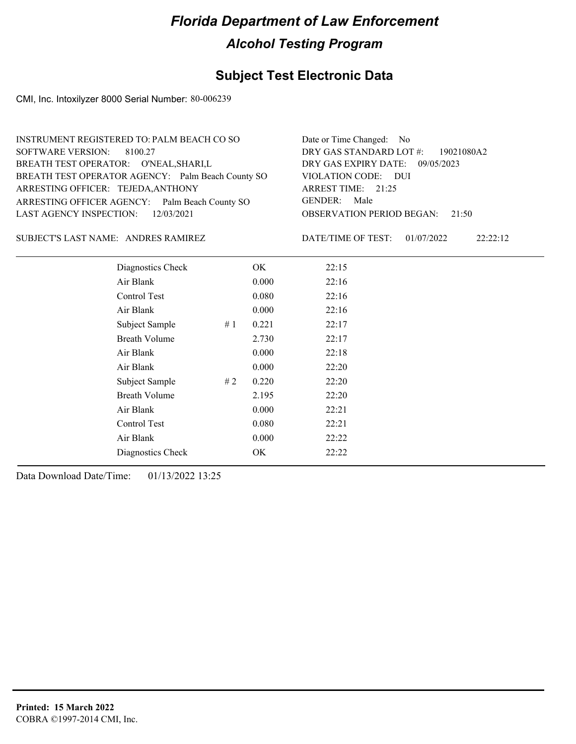# Florida Department of Law Enforcement

## Alcohol Testing Program

### Subject Test Electronic Data

CMI, Inc. Intoxilyzer 8000 Serial Number: 80-006239

INSTRUMENT REGISTERED TO: PALM BEACH CO SO
SOFTWARE VERSION: 8100.27
BREATH TEST OPERATOR: O'NEAL,SHARI,L
BREATH TEST OPERATOR AGENCY: Palm Beach County SO
ARRESTING OFFICER: TEJEDA,ANTHONY
ARRESTING OFFICER AGENCY: Palm Beach County SO
LAST AGENCY INSPECTION: 12/03/2021

Date or Time Changed: No
DRY GAS STANDARD LOT #: 19021080A2
DRY GAS EXPIRY DATE: 09/05/2023
VIOLATION CODE: DUI
ARREST TIME: 21:25
GENDER: Male
OBSERVATION PERIOD BEGAN: 21:50

SUBJECT'S LAST NAME: ANDRES RAMIREZ

DATE/TIME OF TEST: 01/07/2022 22:22:12

| | | | |
|---|---|---|---|
| Diagnostics Check | | OK | 22:15 |
| Air Blank | | 0.000 | 22:16 |
| Control Test | | 0.080 | 22:16 |
| Air Blank | | 0.000 | 22:16 |
| Subject Sample | # 1 | 0.221 | 22:17 |
| Breath Volume | | 2.730 | 22:17 |
| Air Blank | | 0.000 | 22:18 |
| Air Blank | | 0.000 | 22:20 |
| Subject Sample | # 2 | 0.220 | 22:20 |
| Breath Volume | | 2.195 | 22:20 |
| Air Blank | | 0.000 | 22:21 |
| Control Test | | 0.080 | 22:21 |
| Air Blank | | 0.000 | 22:22 |
| Diagnostics Check | | OK | 22:22 |

Data Download Date/Time: 01/13/2022 13:25

**Printed: 15 March 2022**
COBRA ©1997-2014 CMI, Inc.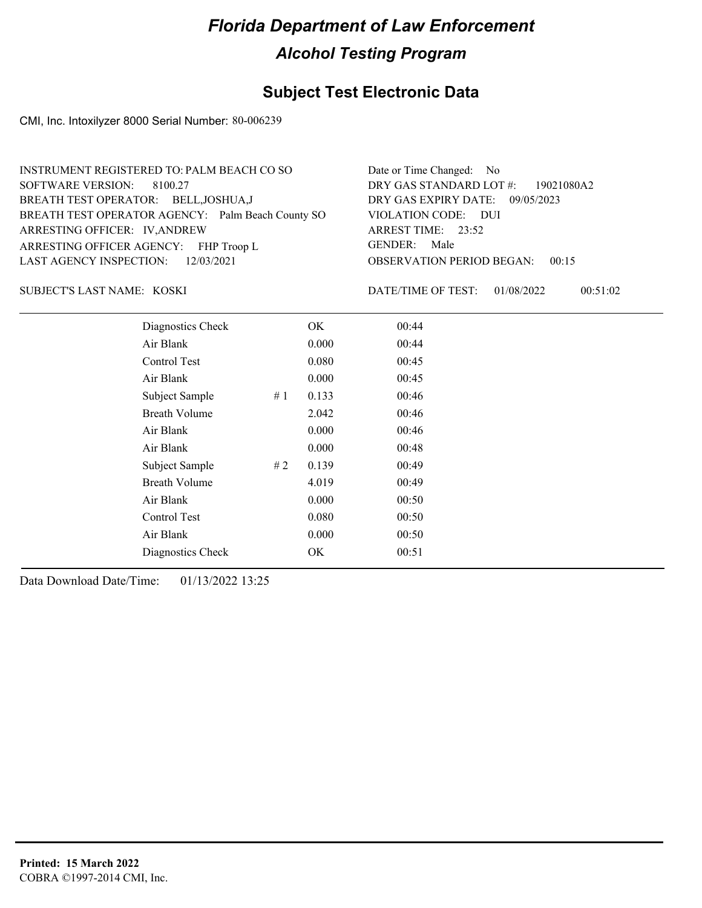# *Florida Department of Law Enforcement*

## *Alcohol Testing Program*

## Subject Test Electronic Data

CMI, Inc. Intoxilyzer 8000 Serial Number: 80-006239

INSTRUMENT REGISTERED TO: PALM BEACH CO SO
SOFTWARE VERSION: 8100.27
BREATH TEST OPERATOR: BELL,JOSHUA,J
BREATH TEST OPERATOR AGENCY: Palm Beach County SO
ARRESTING OFFICER: IV,ANDREW
ARRESTING OFFICER AGENCY: FHP Troop L
LAST AGENCY INSPECTION: 12/03/2021

Date or Time Changed: No
DRY GAS STANDARD LOT #: 19021080A2
DRY GAS EXPIRY DATE: 09/05/2023
VIOLATION CODE: DUI
ARREST TIME: 23:52
GENDER: Male
OBSERVATION PERIOD BEGAN: 00:15

SUBJECT'S LAST NAME: KOSKI

DATE/TIME OF TEST: 01/08/2022 00:51:02

| | | | |
|---|---|---|---|
| Diagnostics Check | | OK | 00:44 |
| Air Blank | | 0.000 | 00:44 |
| Control Test | | 0.080 | 00:45 |
| Air Blank | | 0.000 | 00:45 |
| Subject Sample | # 1 | 0.133 | 00:46 |
| Breath Volume | | 2.042 | 00:46 |
| Air Blank | | 0.000 | 00:46 |
| Air Blank | | 0.000 | 00:48 |
| Subject Sample | # 2 | 0.139 | 00:49 |
| Breath Volume | | 4.019 | 00:49 |
| Air Blank | | 0.000 | 00:50 |
| Control Test | | 0.080 | 00:50 |
| Air Blank | | 0.000 | 00:50 |
| Diagnostics Check | | OK | 00:51 |

Data Download Date/Time: 01/13/2022 13:25

**Printed: 15 March 2022**
COBRA ©1997-2014 CMI, Inc.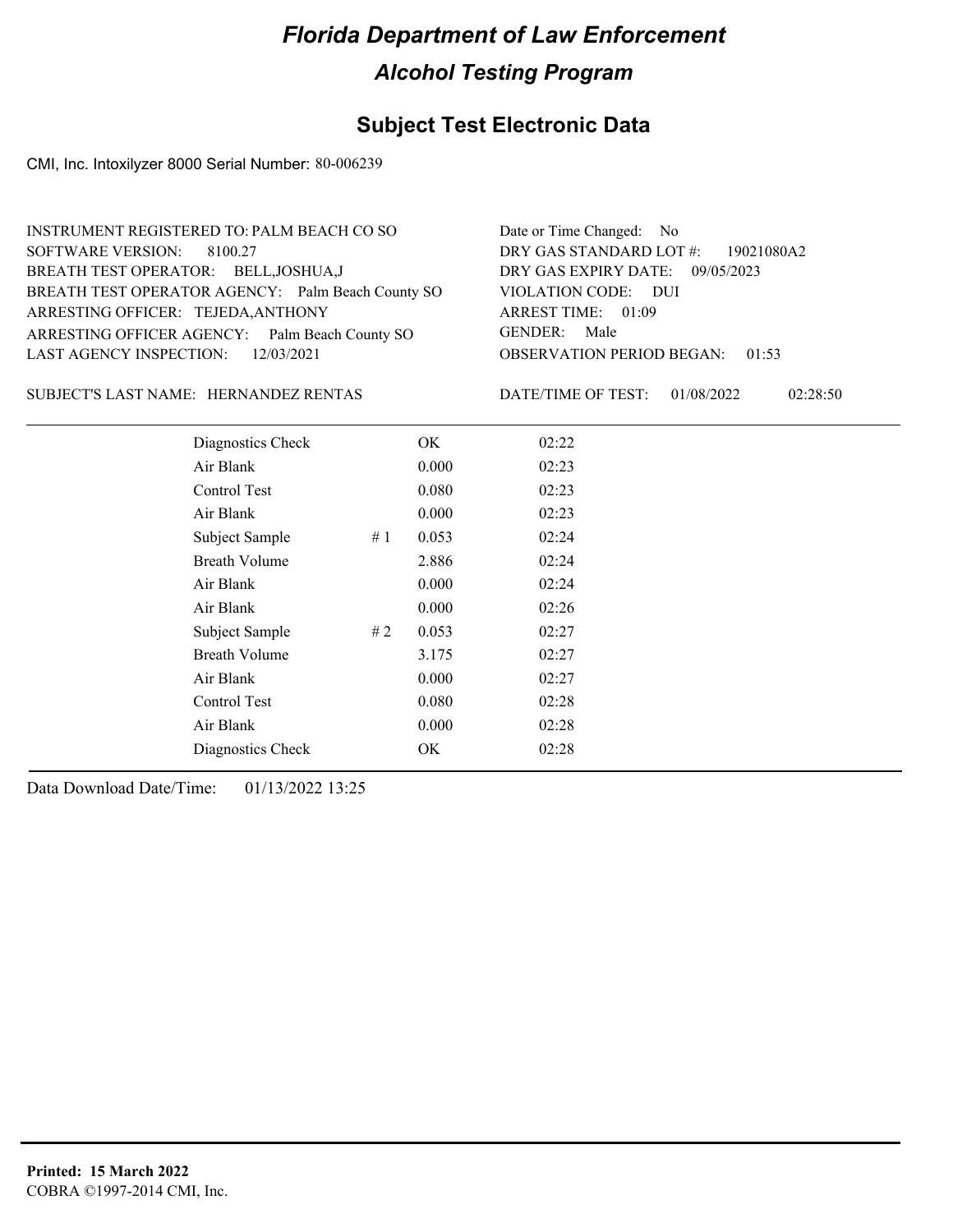# *Florida Department of Law Enforcement*

## *Alcohol Testing Program*

## Subject Test Electronic Data

CMI, Inc. Intoxilyzer 8000 Serial Number: 80-006239

INSTRUMENT REGISTERED TO: PALM BEACH CO SO
SOFTWARE VERSION: 8100.27
BREATH TEST OPERATOR: BELL,JOSHUA,J
BREATH TEST OPERATOR AGENCY: Palm Beach County SO
ARRESTING OFFICER: TEJEDA,ANTHONY
ARRESTING OFFICER AGENCY: Palm Beach County SO
LAST AGENCY INSPECTION: 12/03/2021

Date or Time Changed: No
DRY GAS STANDARD LOT #: 19021080A2
DRY GAS EXPIRY DATE: 09/05/2023
VIOLATION CODE: DUI
ARREST TIME: 01:09
GENDER: Male
OBSERVATION PERIOD BEGAN: 01:53

SUBJECT'S LAST NAME: HERNANDEZ RENTAS

DATE/TIME OF TEST: 01/08/2022 02:28:50

| | | | |
|---|---|---|---|
| Diagnostics Check | | OK | 02:22 |
| Air Blank | | 0.000 | 02:23 |
| Control Test | | 0.080 | 02:23 |
| Air Blank | | 0.000 | 02:23 |
| Subject Sample | # 1 | 0.053 | 02:24 |
| Breath Volume | | 2.886 | 02:24 |
| Air Blank | | 0.000 | 02:24 |
| Air Blank | | 0.000 | 02:26 |
| Subject Sample | # 2 | 0.053 | 02:27 |
| Breath Volume | | 3.175 | 02:27 |
| Air Blank | | 0.000 | 02:27 |
| Control Test | | 0.080 | 02:28 |
| Air Blank | | 0.000 | 02:28 |
| Diagnostics Check | | OK | 02:28 |

Data Download Date/Time: 01/13/2022 13:25

**Printed: 15 March 2022**
COBRA ©1997-2014 CMI, Inc.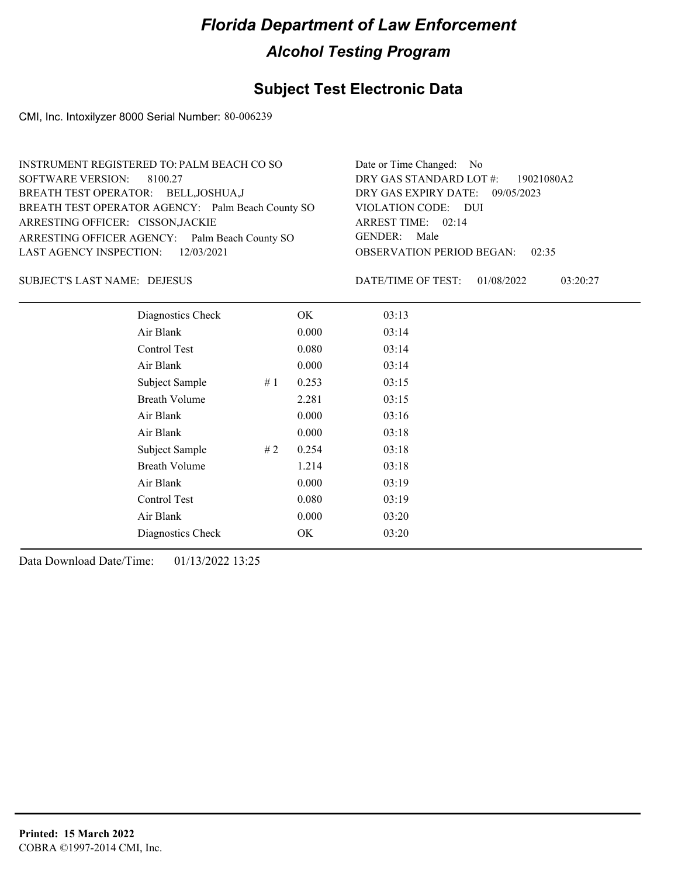# Florida Department of Law Enforcement

## Alcohol Testing Program

### Subject Test Electronic Data

CMI, Inc. Intoxilyzer 8000 Serial Number: 80-006239

INSTRUMENT REGISTERED TO: PALM BEACH CO SO
SOFTWARE VERSION: 8100.27
BREATH TEST OPERATOR: BELL,JOSHUA,J
BREATH TEST OPERATOR AGENCY: Palm Beach County SO
ARRESTING OFFICER: CISSON,JACKIE
ARRESTING OFFICER AGENCY: Palm Beach County SO
LAST AGENCY INSPECTION: 12/03/2021

Date or Time Changed: No
DRY GAS STANDARD LOT #: 19021080A2
DRY GAS EXPIRY DATE: 09/05/2023
VIOLATION CODE: DUI
ARREST TIME: 02:14
GENDER: Male
OBSERVATION PERIOD BEGAN: 02:35

SUBJECT'S LAST NAME: DEJESUS

DATE/TIME OF TEST: 01/08/2022 03:20:27

| | | | |
|---|---|---|---|
| Diagnostics Check | | OK | 03:13 |
| Air Blank | | 0.000 | 03:14 |
| Control Test | | 0.080 | 03:14 |
| Air Blank | | 0.000 | 03:14 |
| Subject Sample | # 1 | 0.253 | 03:15 |
| Breath Volume | | 2.281 | 03:15 |
| Air Blank | | 0.000 | 03:16 |
| Air Blank | | 0.000 | 03:18 |
| Subject Sample | # 2 | 0.254 | 03:18 |
| Breath Volume | | 1.214 | 03:18 |
| Air Blank | | 0.000 | 03:19 |
| Control Test | | 0.080 | 03:19 |
| Air Blank | | 0.000 | 03:20 |
| Diagnostics Check | | OK | 03:20 |

Data Download Date/Time: 01/13/2022 13:25

**Printed: 15 March 2022**
COBRA ©1997-2014 CMI, Inc.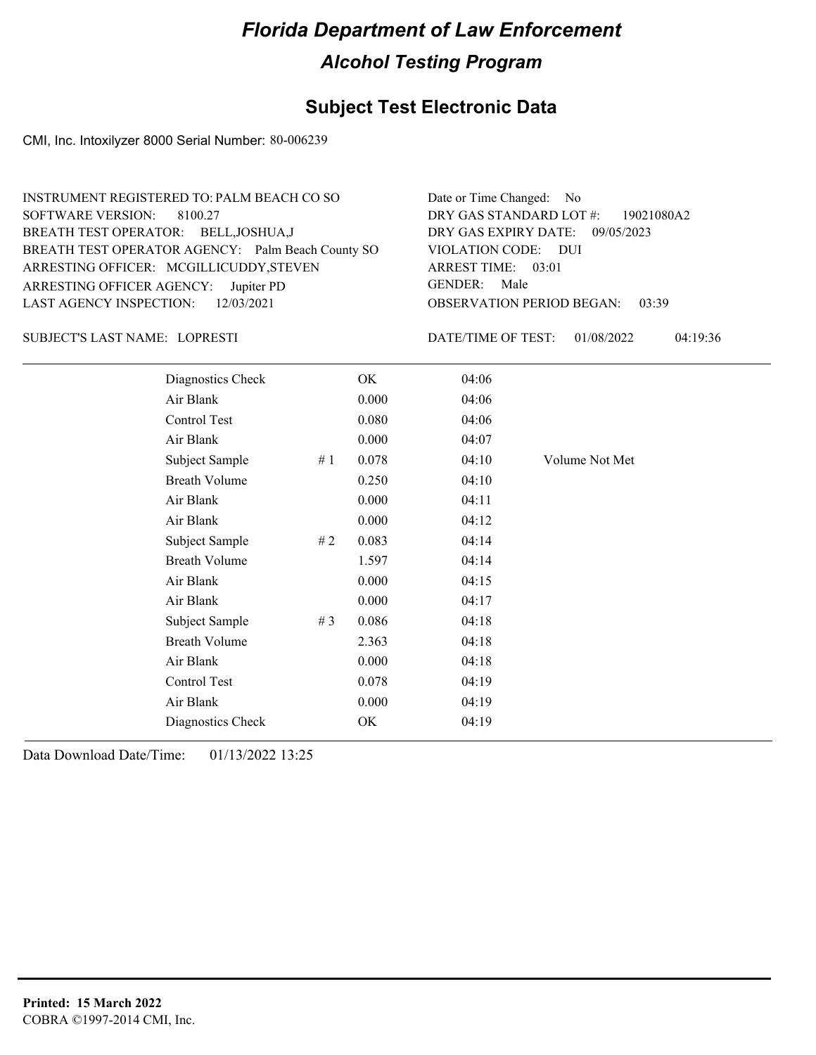# Florida Department of Law Enforcement

## Alcohol Testing Program

### Subject Test Electronic Data

CMI, Inc. Intoxilyzer 8000 Serial Number: 80-006239

INSTRUMENT REGISTERED TO: PALM BEACH CO SO
SOFTWARE VERSION: 8100.27
BREATH TEST OPERATOR: BELL,JOSHUA,J
BREATH TEST OPERATOR AGENCY: Palm Beach County SO
ARRESTING OFFICER: MCGILLICUDDY,STEVEN
ARRESTING OFFICER AGENCY: Jupiter PD
LAST AGENCY INSPECTION: 12/03/2021

Date or Time Changed: No
DRY GAS STANDARD LOT #: 19021080A2
DRY GAS EXPIRY DATE: 09/05/2023
VIOLATION CODE: DUI
ARREST TIME: 03:01
GENDER: Male
OBSERVATION PERIOD BEGAN: 03:39

SUBJECT'S LAST NAME: LOPRESTI

DATE/TIME OF TEST: 01/08/2022 04:19:36

| | | | | |
|---|---|---|---|---|
| Diagnostics Check | | OK | 04:06 | |
| Air Blank | | 0.000 | 04:06 | |
| Control Test | | 0.080 | 04:06 | |
| Air Blank | | 0.000 | 04:07 | |
| Subject Sample | # 1 | 0.078 | 04:10 | Volume Not Met |
| Breath Volume | | 0.250 | 04:10 | |
| Air Blank | | 0.000 | 04:11 | |
| Air Blank | | 0.000 | 04:12 | |
| Subject Sample | # 2 | 0.083 | 04:14 | |
| Breath Volume | | 1.597 | 04:14 | |
| Air Blank | | 0.000 | 04:15 | |
| Air Blank | | 0.000 | 04:17 | |
| Subject Sample | # 3 | 0.086 | 04:18 | |
| Breath Volume | | 2.363 | 04:18 | |
| Air Blank | | 0.000 | 04:18 | |
| Control Test | | 0.078 | 04:19 | |
| Air Blank | | 0.000 | 04:19 | |
| Diagnostics Check | | OK | 04:19 | |

Data Download Date/Time: 01/13/2022 13:25

**Printed: 15 March 2022**
COBRA ©1997-2014 CMI, Inc.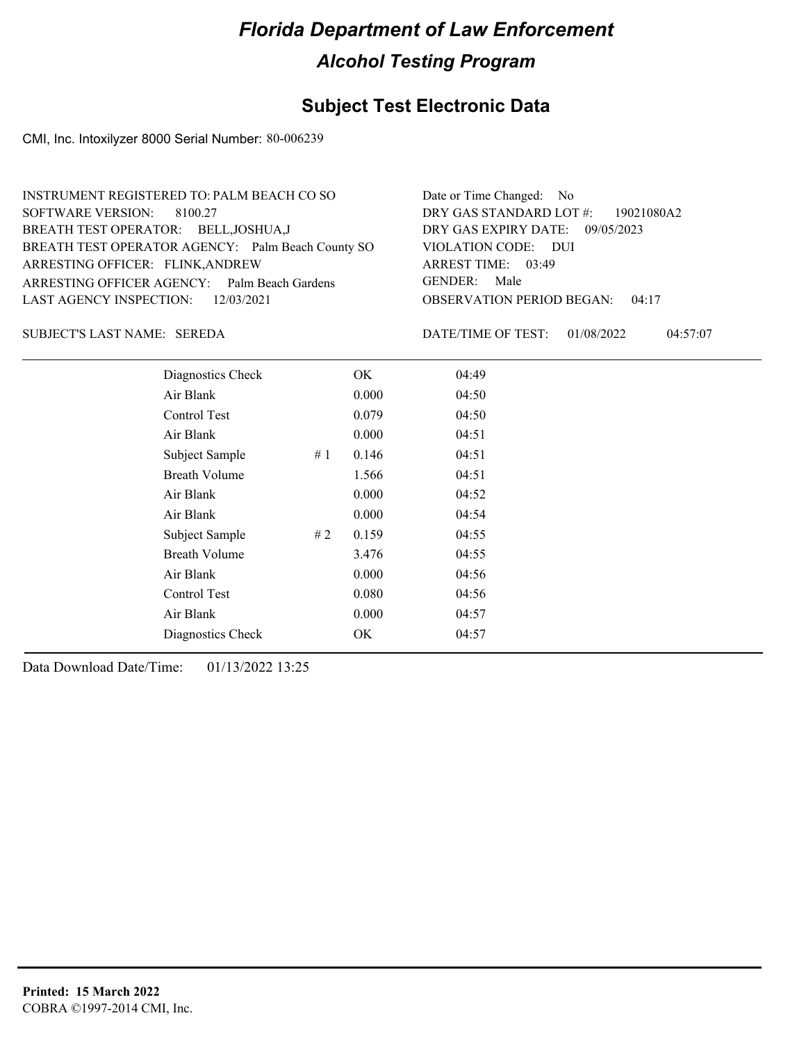# Florida Department of Law Enforcement

## Alcohol Testing Program

## Subject Test Electronic Data

CMI, Inc. Intoxilyzer 8000 Serial Number: 80-006239

INSTRUMENT REGISTERED TO: PALM BEACH CO SO
SOFTWARE VERSION: 8100.27
BREATH TEST OPERATOR: BELL,JOSHUA,J
BREATH TEST OPERATOR AGENCY: Palm Beach County SO
ARRESTING OFFICER: FLINK,ANDREW
ARRESTING OFFICER AGENCY: Palm Beach Gardens
LAST AGENCY INSPECTION: 12/03/2021

Date or Time Changed: No
DRY GAS STANDARD LOT #: 19021080A2
DRY GAS EXPIRY DATE: 09/05/2023
VIOLATION CODE: DUI
ARREST TIME: 03:49
GENDER: Male
OBSERVATION PERIOD BEGAN: 04:17

SUBJECT'S LAST NAME: SEREDA

DATE/TIME OF TEST: 01/08/2022 04:57:07

| | | | |
|---|---|---|---|
| Diagnostics Check | | OK | 04:49 |
| Air Blank | | 0.000 | 04:50 |
| Control Test | | 0.079 | 04:50 |
| Air Blank | | 0.000 | 04:51 |
| Subject Sample | # 1 | 0.146 | 04:51 |
| Breath Volume | | 1.566 | 04:51 |
| Air Blank | | 0.000 | 04:52 |
| Air Blank | | 0.000 | 04:54 |
| Subject Sample | # 2 | 0.159 | 04:55 |
| Breath Volume | | 3.476 | 04:55 |
| Air Blank | | 0.000 | 04:56 |
| Control Test | | 0.080 | 04:56 |
| Air Blank | | 0.000 | 04:57 |
| Diagnostics Check | | OK | 04:57 |

Data Download Date/Time: 01/13/2022 13:25

**Printed: 15 March 2022**
COBRA ©1997-2014 CMI, Inc.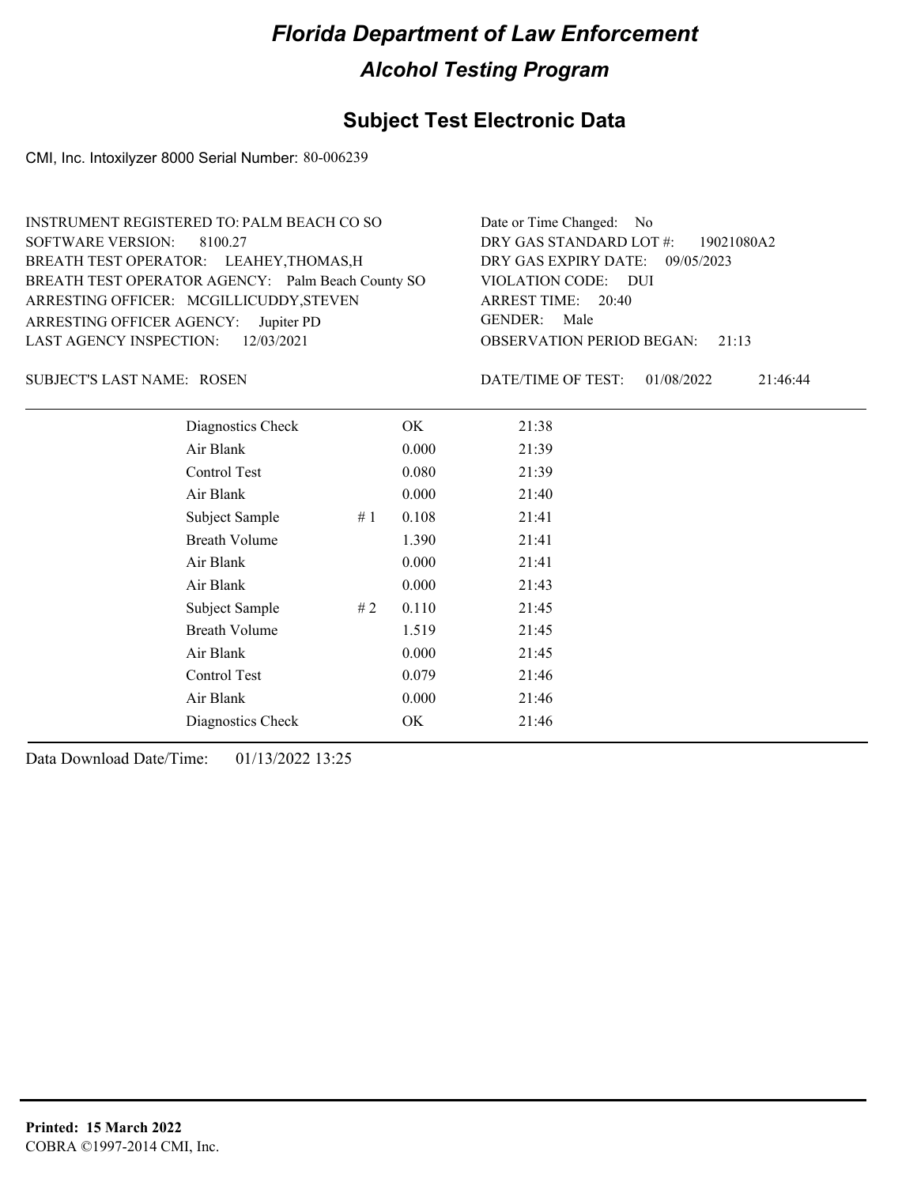# *Florida Department of Law Enforcement*

## *Alcohol Testing Program*

### Subject Test Electronic Data

CMI, Inc. Intoxilyzer 8000 Serial Number: 80-006239

INSTRUMENT REGISTERED TO: PALM BEACH CO SO
SOFTWARE VERSION: 8100.27
BREATH TEST OPERATOR: LEAHEY,THOMAS,H
BREATH TEST OPERATOR AGENCY: Palm Beach County SO
ARRESTING OFFICER: MCGILLICUDDY,STEVEN
ARRESTING OFFICER AGENCY: Jupiter PD
LAST AGENCY INSPECTION: 12/03/2021

Date or Time Changed: No
DRY GAS STANDARD LOT #: 19021080A2
DRY GAS EXPIRY DATE: 09/05/2023
VIOLATION CODE: DUI
ARREST TIME: 20:40
GENDER: Male
OBSERVATION PERIOD BEGAN: 21:13

SUBJECT'S LAST NAME: ROSEN

DATE/TIME OF TEST: 01/08/2022 21:46:44

| | | | |
|---|---|---|---|
| Diagnostics Check | | OK | 21:38 |
| Air Blank | | 0.000 | 21:39 |
| Control Test | | 0.080 | 21:39 |
| Air Blank | | 0.000 | 21:40 |
| Subject Sample | # 1 | 0.108 | 21:41 |
| Breath Volume | | 1.390 | 21:41 |
| Air Blank | | 0.000 | 21:41 |
| Air Blank | | 0.000 | 21:43 |
| Subject Sample | # 2 | 0.110 | 21:45 |
| Breath Volume | | 1.519 | 21:45 |
| Air Blank | | 0.000 | 21:45 |
| Control Test | | 0.079 | 21:46 |
| Air Blank | | 0.000 | 21:46 |
| Diagnostics Check | | OK | 21:46 |

Data Download Date/Time: 01/13/2022 13:25

**Printed: 15 March 2022**
COBRA ©1997-2014 CMI, Inc.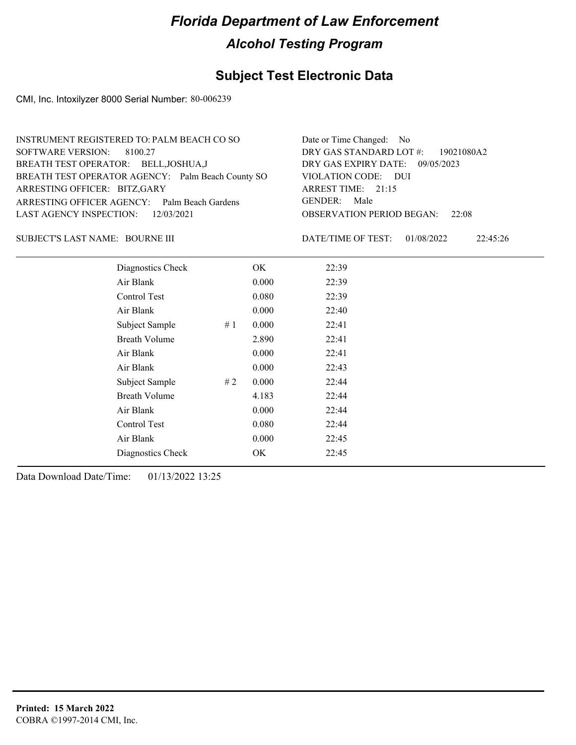# Florida Department of Law Enforcement

## Alcohol Testing Program

## Subject Test Electronic Data

CMI, Inc. Intoxilyzer 8000 Serial Number: 80-006239

INSTRUMENT REGISTERED TO: PALM BEACH CO SO
SOFTWARE VERSION: 8100.27
BREATH TEST OPERATOR: BELL,JOSHUA,J
BREATH TEST OPERATOR AGENCY: Palm Beach County SO
ARRESTING OFFICER: BITZ,GARY
ARRESTING OFFICER AGENCY: Palm Beach Gardens
LAST AGENCY INSPECTION: 12/03/2021

Date or Time Changed: No
DRY GAS STANDARD LOT #: 19021080A2
DRY GAS EXPIRY DATE: 09/05/2023
VIOLATION CODE: DUI
ARREST TIME: 21:15
GENDER: Male
OBSERVATION PERIOD BEGAN: 22:08

SUBJECT'S LAST NAME: BOURNE III

DATE/TIME OF TEST: 01/08/2022 22:45:26

| | | | |
|---|---|---|---|
| Diagnostics Check | | OK | 22:39 |
| Air Blank | | 0.000 | 22:39 |
| Control Test | | 0.080 | 22:39 |
| Air Blank | | 0.000 | 22:40 |
| Subject Sample | # 1 | 0.000 | 22:41 |
| Breath Volume | | 2.890 | 22:41 |
| Air Blank | | 0.000 | 22:41 |
| Air Blank | | 0.000 | 22:43 |
| Subject Sample | # 2 | 0.000 | 22:44 |
| Breath Volume | | 4.183 | 22:44 |
| Air Blank | | 0.000 | 22:44 |
| Control Test | | 0.080 | 22:44 |
| Air Blank | | 0.000 | 22:45 |
| Diagnostics Check | | OK | 22:45 |

Data Download Date/Time: 01/13/2022 13:25

**Printed: 15 March 2022**
COBRA ©1997-2014 CMI, Inc.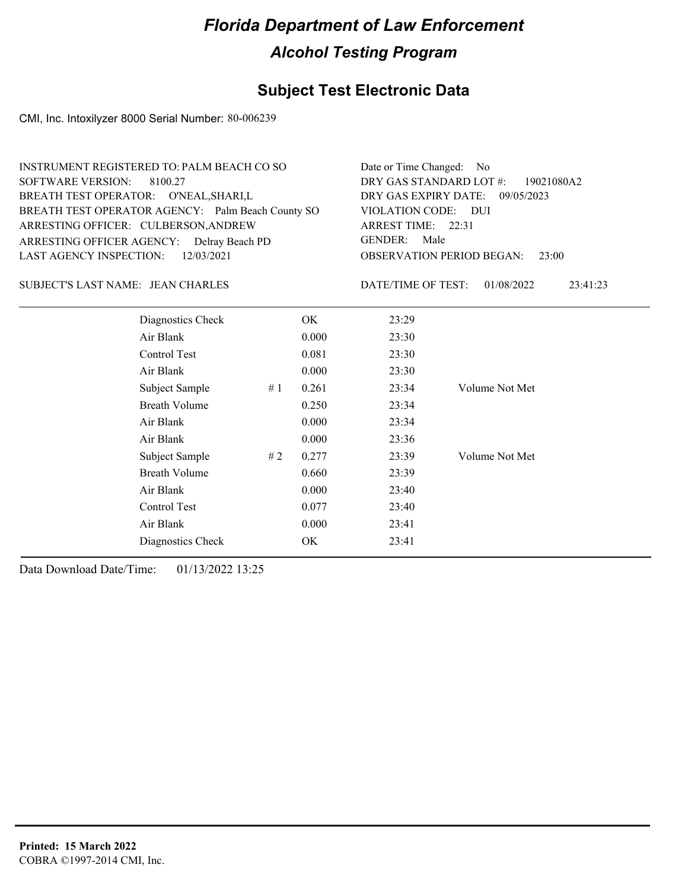# Florida Department of Law Enforcement

## Alcohol Testing Program

## Subject Test Electronic Data

CMI, Inc. Intoxilyzer 8000 Serial Number: 80-006239

INSTRUMENT REGISTERED TO: PALM BEACH CO SO
SOFTWARE VERSION: 8100.27
BREATH TEST OPERATOR: O'NEAL,SHARI,L
BREATH TEST OPERATOR AGENCY: Palm Beach County SO
ARRESTING OFFICER: CULBERSON,ANDREW
ARRESTING OFFICER AGENCY: Delray Beach PD
LAST AGENCY INSPECTION: 12/03/2021

Date or Time Changed: No
DRY GAS STANDARD LOT #: 19021080A2
DRY GAS EXPIRY DATE: 09/05/2023
VIOLATION CODE: DUI
ARREST TIME: 22:31
GENDER: Male
OBSERVATION PERIOD BEGAN: 23:00

SUBJECT'S LAST NAME: JEAN CHARLES

DATE/TIME OF TEST: 01/08/2022 23:41:23

| | | | | |
|---|---|---|---|---|
| Diagnostics Check | | OK | 23:29 | |
| Air Blank | | 0.000 | 23:30 | |
| Control Test | | 0.081 | 23:30 | |
| Air Blank | | 0.000 | 23:30 | |
| Subject Sample | # 1 | 0.261 | 23:34 | Volume Not Met |
| Breath Volume | | 0.250 | 23:34 | |
| Air Blank | | 0.000 | 23:34 | |
| Air Blank | | 0.000 | 23:36 | |
| Subject Sample | # 2 | 0.277 | 23:39 | Volume Not Met |
| Breath Volume | | 0.660 | 23:39 | |
| Air Blank | | 0.000 | 23:40 | |
| Control Test | | 0.077 | 23:40 | |
| Air Blank | | 0.000 | 23:41 | |
| Diagnostics Check | | OK | 23:41 | |

Data Download Date/Time: 01/13/2022 13:25

**Printed: 15 March 2022**
COBRA ©1997-2014 CMI, Inc.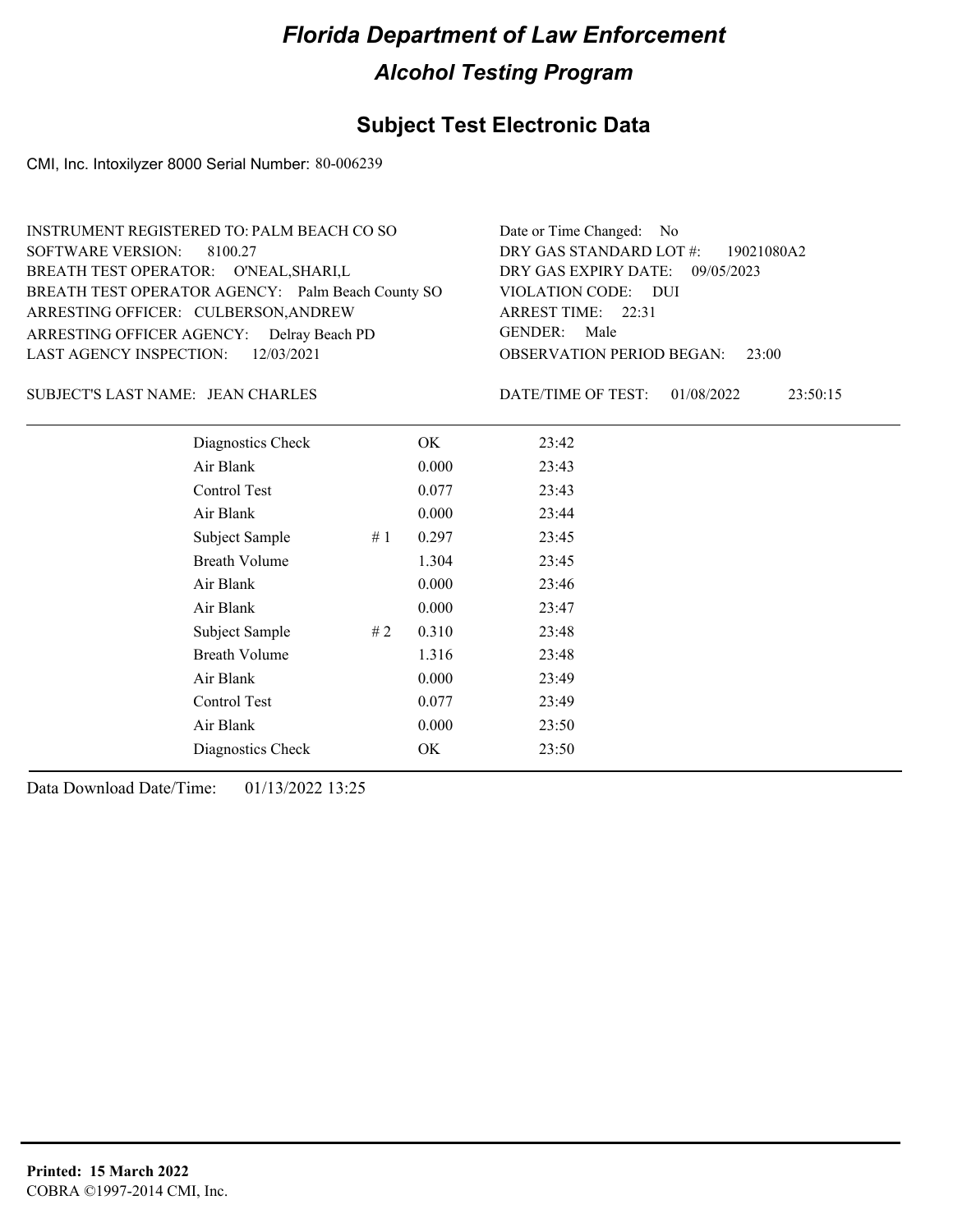# *Florida Department of Law Enforcement*

## *Alcohol Testing Program*

## Subject Test Electronic Data

CMI, Inc. Intoxilyzer 8000 Serial Number: 80-006239

INSTRUMENT REGISTERED TO: PALM BEACH CO SO
SOFTWARE VERSION: 8100.27
BREATH TEST OPERATOR: O'NEAL,SHARI,L
BREATH TEST OPERATOR AGENCY: Palm Beach County SO
ARRESTING OFFICER: CULBERSON,ANDREW
ARRESTING OFFICER AGENCY: Delray Beach PD
LAST AGENCY INSPECTION: 12/03/2021

Date or Time Changed: No
DRY GAS STANDARD LOT #: 19021080A2
DRY GAS EXPIRY DATE: 09/05/2023
VIOLATION CODE: DUI
ARREST TIME: 22:31
GENDER: Male
OBSERVATION PERIOD BEGAN: 23:00

SUBJECT'S LAST NAME: JEAN CHARLES

DATE/TIME OF TEST: 01/08/2022 23:50:15

| | | | |
|---|---|---|---|
| Diagnostics Check | | OK | 23:42 |
| Air Blank | | 0.000 | 23:43 |
| Control Test | | 0.077 | 23:43 |
| Air Blank | | 0.000 | 23:44 |
| Subject Sample | # 1 | 0.297 | 23:45 |
| Breath Volume | | 1.304 | 23:45 |
| Air Blank | | 0.000 | 23:46 |
| Air Blank | | 0.000 | 23:47 |
| Subject Sample | # 2 | 0.310 | 23:48 |
| Breath Volume | | 1.316 | 23:48 |
| Air Blank | | 0.000 | 23:49 |
| Control Test | | 0.077 | 23:49 |
| Air Blank | | 0.000 | 23:50 |
| Diagnostics Check | | OK | 23:50 |

Data Download Date/Time: 01/13/2022 13:25

**Printed: 15 March 2022**
COBRA ©1997-2014 CMI, Inc.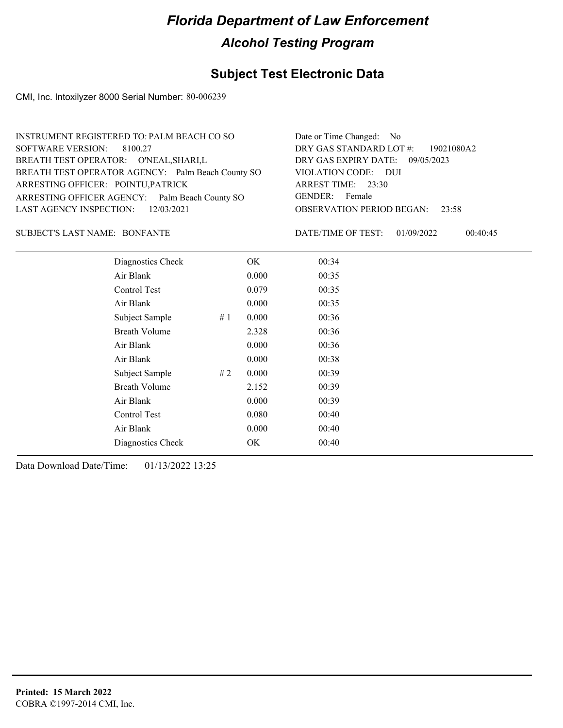# *Florida Department of Law Enforcement*

## *Alcohol Testing Program*

## Subject Test Electronic Data

CMI, Inc. Intoxilyzer 8000 Serial Number: 80-006239

INSTRUMENT REGISTERED TO: PALM BEACH CO SO
SOFTWARE VERSION: 8100.27
BREATH TEST OPERATOR: O'NEAL,SHARI,L
BREATH TEST OPERATOR AGENCY: Palm Beach County SO
ARRESTING OFFICER: POINTU,PATRICK
ARRESTING OFFICER AGENCY: Palm Beach County SO
LAST AGENCY INSPECTION: 12/03/2021

Date or Time Changed: No
DRY GAS STANDARD LOT #: 19021080A2
DRY GAS EXPIRY DATE: 09/05/2023
VIOLATION CODE: DUI
ARREST TIME: 23:30
GENDER: Female
OBSERVATION PERIOD BEGAN: 23:58

SUBJECT'S LAST NAME: BONFANTE

DATE/TIME OF TEST: 01/09/2022 00:40:45

| | | | |
|---|---|---|---|
| Diagnostics Check | | OK | 00:34 |
| Air Blank | | 0.000 | 00:35 |
| Control Test | | 0.079 | 00:35 |
| Air Blank | | 0.000 | 00:35 |
| Subject Sample | # 1 | 0.000 | 00:36 |
| Breath Volume | | 2.328 | 00:36 |
| Air Blank | | 0.000 | 00:36 |
| Air Blank | | 0.000 | 00:38 |
| Subject Sample | # 2 | 0.000 | 00:39 |
| Breath Volume | | 2.152 | 00:39 |
| Air Blank | | 0.000 | 00:39 |
| Control Test | | 0.080 | 00:40 |
| Air Blank | | 0.000 | 00:40 |
| Diagnostics Check | | OK | 00:40 |

Data Download Date/Time: 01/13/2022 13:25

**Printed: 15 March 2022**
COBRA ©1997-2014 CMI, Inc.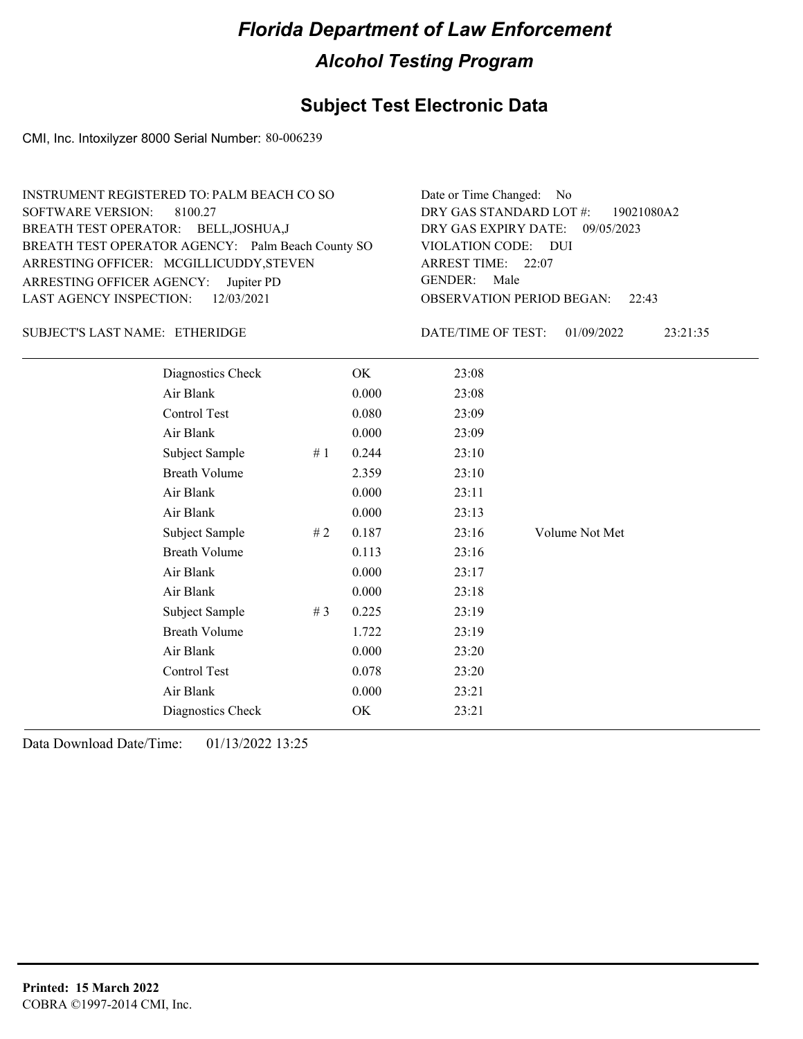# *Florida Department of Law Enforcement*

## *Alcohol Testing Program*

## Subject Test Electronic Data

CMI, Inc. Intoxilyzer 8000 Serial Number: 80-006239

INSTRUMENT REGISTERED TO: PALM BEACH CO SO
SOFTWARE VERSION: 8100.27
BREATH TEST OPERATOR: BELL,JOSHUA,J
BREATH TEST OPERATOR AGENCY: Palm Beach County SO
ARRESTING OFFICER: MCGILLICUDDY,STEVEN
ARRESTING OFFICER AGENCY: Jupiter PD
LAST AGENCY INSPECTION: 12/03/2021

Date or Time Changed: No
DRY GAS STANDARD LOT #: 19021080A2
DRY GAS EXPIRY DATE: 09/05/2023
VIOLATION CODE: DUI
ARREST TIME: 22:07
GENDER: Male
OBSERVATION PERIOD BEGAN: 22:43

SUBJECT'S LAST NAME: ETHERIDGE

DATE/TIME OF TEST: 01/09/2022 23:21:35

| | | | | |
|---|---|---|---|---|
| Diagnostics Check | | OK | 23:08 | |
| Air Blank | | 0.000 | 23:08 | |
| Control Test | | 0.080 | 23:09 | |
| Air Blank | | 0.000 | 23:09 | |
| Subject Sample | # 1 | 0.244 | 23:10 | |
| Breath Volume | | 2.359 | 23:10 | |
| Air Blank | | 0.000 | 23:11 | |
| Air Blank | | 0.000 | 23:13 | |
| Subject Sample | # 2 | 0.187 | 23:16 | Volume Not Met |
| Breath Volume | | 0.113 | 23:16 | |
| Air Blank | | 0.000 | 23:17 | |
| Air Blank | | 0.000 | 23:18 | |
| Subject Sample | # 3 | 0.225 | 23:19 | |
| Breath Volume | | 1.722 | 23:19 | |
| Air Blank | | 0.000 | 23:20 | |
| Control Test | | 0.078 | 23:20 | |
| Air Blank | | 0.000 | 23:21 | |
| Diagnostics Check | | OK | 23:21 | |

Data Download Date/Time: 01/13/2022 13:25

**Printed: 15 March 2022**
COBRA ©1997-2014 CMI, Inc.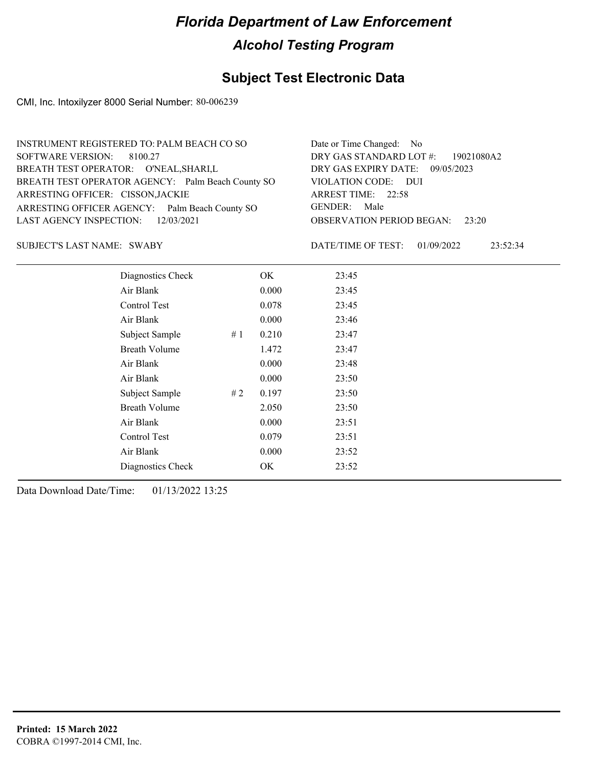# Florida Department of Law Enforcement

## Alcohol Testing Program

### Subject Test Electronic Data

CMI, Inc. Intoxilyzer 8000 Serial Number: 80-006239

INSTRUMENT REGISTERED TO: PALM BEACH CO SO
SOFTWARE VERSION: 8100.27
BREATH TEST OPERATOR: O'NEAL,SHARI,L
BREATH TEST OPERATOR AGENCY: Palm Beach County SO
ARRESTING OFFICER: CISSON,JACKIE
ARRESTING OFFICER AGENCY: Palm Beach County SO
LAST AGENCY INSPECTION: 12/03/2021

Date or Time Changed: No
DRY GAS STANDARD LOT #: 19021080A2
DRY GAS EXPIRY DATE: 09/05/2023
VIOLATION CODE: DUI
ARREST TIME: 22:58
GENDER: Male
OBSERVATION PERIOD BEGAN: 23:20

SUBJECT'S LAST NAME: SWABY

DATE/TIME OF TEST: 01/09/2022 23:52:34

| Test | | Result | Time |
|---|---|---|---|
| Diagnostics Check | | OK | 23:45 |
| Air Blank | | 0.000 | 23:45 |
| Control Test | | 0.078 | 23:45 |
| Air Blank | | 0.000 | 23:46 |
| Subject Sample | # 1 | 0.210 | 23:47 |
| Breath Volume | | 1.472 | 23:47 |
| Air Blank | | 0.000 | 23:48 |
| Air Blank | | 0.000 | 23:50 |
| Subject Sample | # 2 | 0.197 | 23:50 |
| Breath Volume | | 2.050 | 23:50 |
| Air Blank | | 0.000 | 23:51 |
| Control Test | | 0.079 | 23:51 |
| Air Blank | | 0.000 | 23:52 |
| Diagnostics Check | | OK | 23:52 |

Data Download Date/Time: 01/13/2022 13:25

**Printed: 15 March 2022**
COBRA ©1997-2014 CMI, Inc.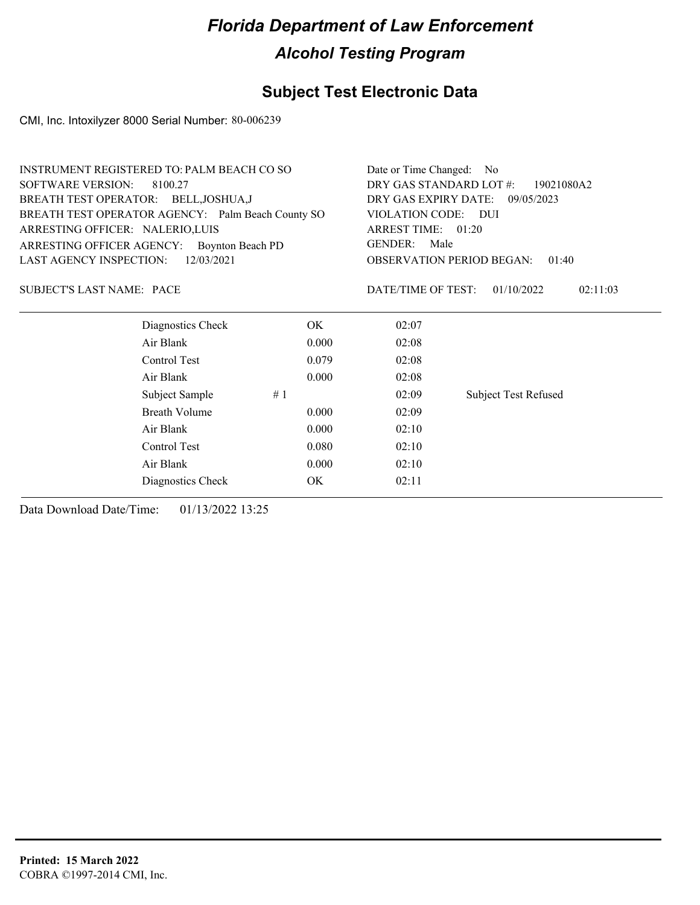# Florida Department of Law Enforcement

## Alcohol Testing Program

### Subject Test Electronic Data

CMI, Inc. Intoxilyzer 8000 Serial Number: 80-006239

INSTRUMENT REGISTERED TO: PALM BEACH CO SO
SOFTWARE VERSION: 8100.27
BREATH TEST OPERATOR: BELL,JOSHUA,J
BREATH TEST OPERATOR AGENCY: Palm Beach County SO
ARRESTING OFFICER: NALERIO,LUIS
ARRESTING OFFICER AGENCY: Boynton Beach PD
LAST AGENCY INSPECTION: 12/03/2021

Date or Time Changed: No
DRY GAS STANDARD LOT #: 19021080A2
DRY GAS EXPIRY DATE: 09/05/2023
VIOLATION CODE: DUI
ARREST TIME: 01:20
GENDER: Male
OBSERVATION PERIOD BEGAN: 01:40

SUBJECT'S LAST NAME: PACE

DATE/TIME OF TEST: 01/10/2022 02:11:03

| | | | |
|---|---|---|---|
| Diagnostics Check | OK | 02:07 | |
| Air Blank | 0.000 | 02:08 | |
| Control Test | 0.079 | 02:08 | |
| Air Blank | 0.000 | 02:08 | |
| Subject Sample # 1 | | 02:09 | Subject Test Refused |
| Breath Volume | 0.000 | 02:09 | |
| Air Blank | 0.000 | 02:10 | |
| Control Test | 0.080 | 02:10 | |
| Air Blank | 0.000 | 02:10 | |
| Diagnostics Check | OK | 02:11 | |

Data Download Date/Time: 01/13/2022 13:25

**Printed: 15 March 2022**
COBRA ©1997-2014 CMI, Inc.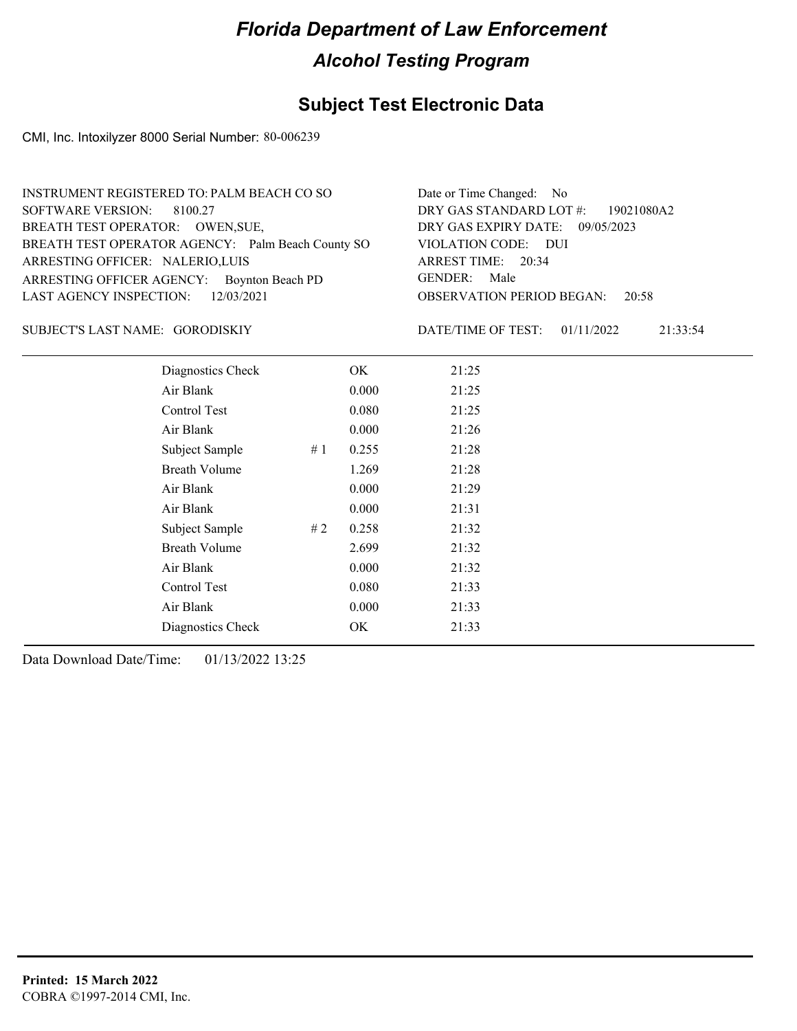# Florida Department of Law Enforcement

## Alcohol Testing Program

## Subject Test Electronic Data

CMI, Inc. Intoxilyzer 8000 Serial Number: 80-006239

INSTRUMENT REGISTERED TO: PALM BEACH CO SO
SOFTWARE VERSION: 8100.27
BREATH TEST OPERATOR: OWEN,SUE,
BREATH TEST OPERATOR AGENCY: Palm Beach County SO
ARRESTING OFFICER: NALERIO,LUIS
ARRESTING OFFICER AGENCY: Boynton Beach PD
LAST AGENCY INSPECTION: 12/03/2021

Date or Time Changed: No
DRY GAS STANDARD LOT #: 19021080A2
DRY GAS EXPIRY DATE: 09/05/2023
VIOLATION CODE: DUI
ARREST TIME: 20:34
GENDER: Male
OBSERVATION PERIOD BEGAN: 20:58

SUBJECT'S LAST NAME: GORODISKIY

DATE/TIME OF TEST: 01/11/2022 21:33:54

| | | | |
|---|---|---|---|
| Diagnostics Check | | OK | 21:25 |
| Air Blank | | 0.000 | 21:25 |
| Control Test | | 0.080 | 21:25 |
| Air Blank | | 0.000 | 21:26 |
| Subject Sample | # 1 | 0.255 | 21:28 |
| Breath Volume | | 1.269 | 21:28 |
| Air Blank | | 0.000 | 21:29 |
| Air Blank | | 0.000 | 21:31 |
| Subject Sample | # 2 | 0.258 | 21:32 |
| Breath Volume | | 2.699 | 21:32 |
| Air Blank | | 0.000 | 21:32 |
| Control Test | | 0.080 | 21:33 |
| Air Blank | | 0.000 | 21:33 |
| Diagnostics Check | | OK | 21:33 |

Data Download Date/Time: 01/13/2022 13:25

**Printed: 15 March 2022**
COBRA ©1997-2014 CMI, Inc.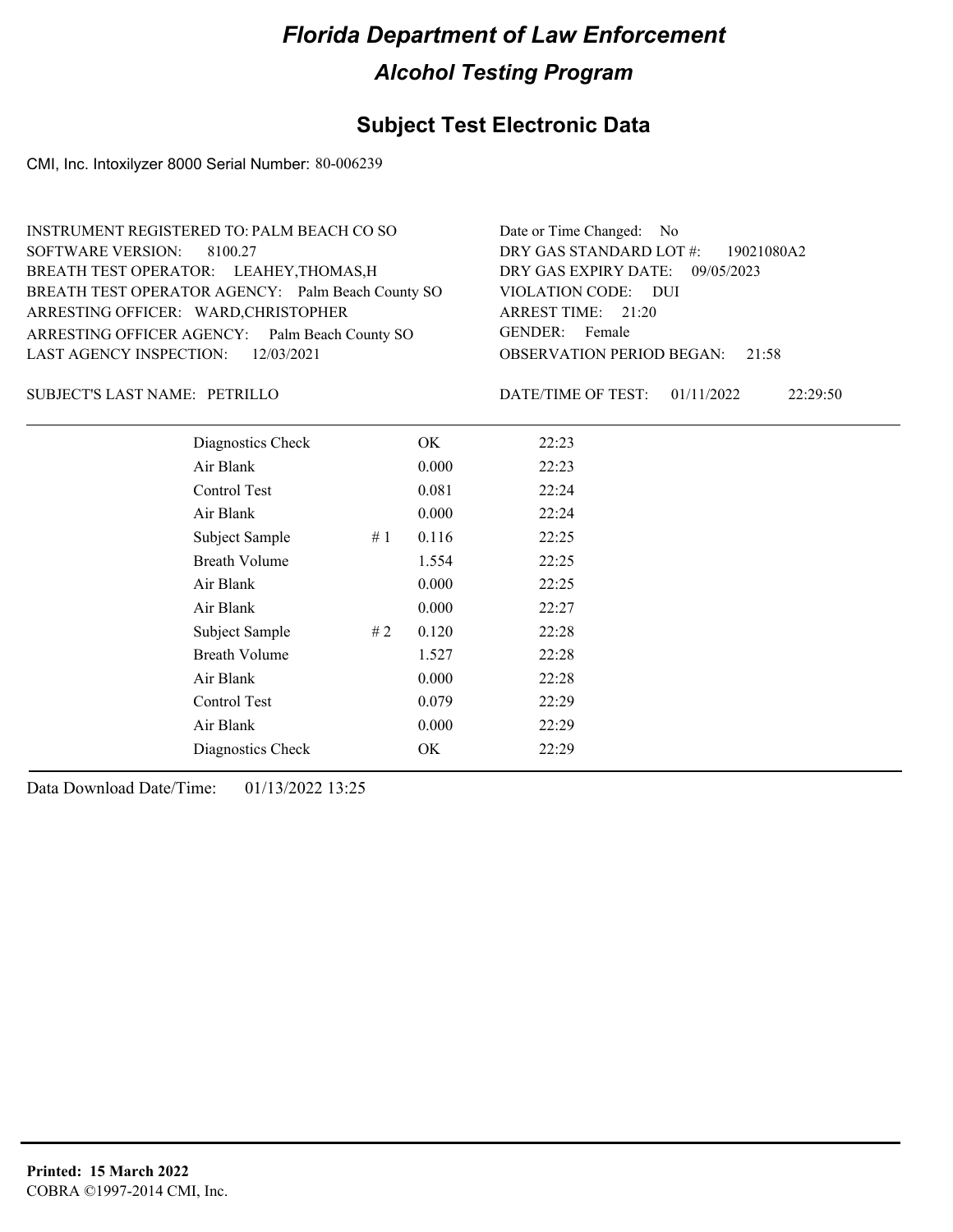# Florida Department of Law Enforcement

## Alcohol Testing Program

### Subject Test Electronic Data

CMI, Inc. Intoxilyzer 8000 Serial Number: 80-006239

INSTRUMENT REGISTERED TO: PALM BEACH CO SO
SOFTWARE VERSION: 8100.27
BREATH TEST OPERATOR: LEAHEY,THOMAS,H
BREATH TEST OPERATOR AGENCY: Palm Beach County SO
ARRESTING OFFICER: WARD,CHRISTOPHER
ARRESTING OFFICER AGENCY: Palm Beach County SO
LAST AGENCY INSPECTION: 12/03/2021

Date or Time Changed: No
DRY GAS STANDARD LOT #: 19021080A2
DRY GAS EXPIRY DATE: 09/05/2023
VIOLATION CODE: DUI
ARREST TIME: 21:20
GENDER: Female
OBSERVATION PERIOD BEGAN: 21:58

SUBJECT'S LAST NAME: PETRILLO

DATE/TIME OF TEST: 01/11/2022 22:29:50

| | | | |
|---|---|---|---|
| Diagnostics Check | | OK | 22:23 |
| Air Blank | | 0.000 | 22:23 |
| Control Test | | 0.081 | 22:24 |
| Air Blank | | 0.000 | 22:24 |
| Subject Sample | # 1 | 0.116 | 22:25 |
| Breath Volume | | 1.554 | 22:25 |
| Air Blank | | 0.000 | 22:25 |
| Air Blank | | 0.000 | 22:27 |
| Subject Sample | # 2 | 0.120 | 22:28 |
| Breath Volume | | 1.527 | 22:28 |
| Air Blank | | 0.000 | 22:28 |
| Control Test | | 0.079 | 22:29 |
| Air Blank | | 0.000 | 22:29 |
| Diagnostics Check | | OK | 22:29 |

Data Download Date/Time: 01/13/2022 13:25

**Printed: 15 March 2022**
COBRA ©1997-2014 CMI, Inc.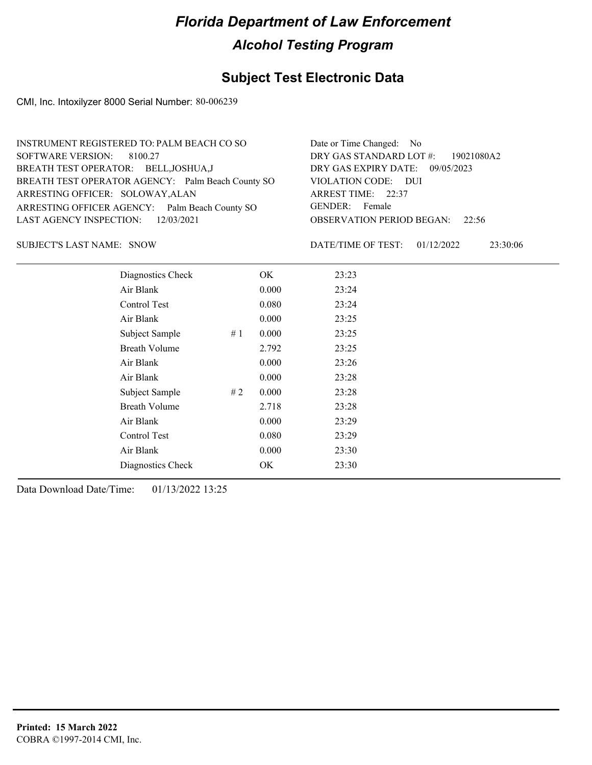# Florida Department of Law Enforcement

## Alcohol Testing Program

### Subject Test Electronic Data

CMI, Inc. Intoxilyzer 8000 Serial Number: 80-006239

INSTRUMENT REGISTERED TO: PALM BEACH CO SO
SOFTWARE VERSION: 8100.27
BREATH TEST OPERATOR: BELL,JOSHUA,J
BREATH TEST OPERATOR AGENCY: Palm Beach County SO
ARRESTING OFFICER: SOLOWAY,ALAN
ARRESTING OFFICER AGENCY: Palm Beach County SO
LAST AGENCY INSPECTION: 12/03/2021

Date or Time Changed: No
DRY GAS STANDARD LOT #: 19021080A2
DRY GAS EXPIRY DATE: 09/05/2023
VIOLATION CODE: DUI
ARREST TIME: 22:37
GENDER: Female
OBSERVATION PERIOD BEGAN: 22:56

SUBJECT'S LAST NAME: SNOW

DATE/TIME OF TEST: 01/12/2022 23:30:06

| | | | |
|---|---|---|---|
| Diagnostics Check | | OK | 23:23 |
| Air Blank | | 0.000 | 23:24 |
| Control Test | | 0.080 | 23:24 |
| Air Blank | | 0.000 | 23:25 |
| Subject Sample | # 1 | 0.000 | 23:25 |
| Breath Volume | | 2.792 | 23:25 |
| Air Blank | | 0.000 | 23:26 |
| Air Blank | | 0.000 | 23:28 |
| Subject Sample | # 2 | 0.000 | 23:28 |
| Breath Volume | | 2.718 | 23:28 |
| Air Blank | | 0.000 | 23:29 |
| Control Test | | 0.080 | 23:29 |
| Air Blank | | 0.000 | 23:30 |
| Diagnostics Check | | OK | 23:30 |

Data Download Date/Time: 01/13/2022 13:25

**Printed: 15 March 2022**
COBRA ©1997-2014 CMI, Inc.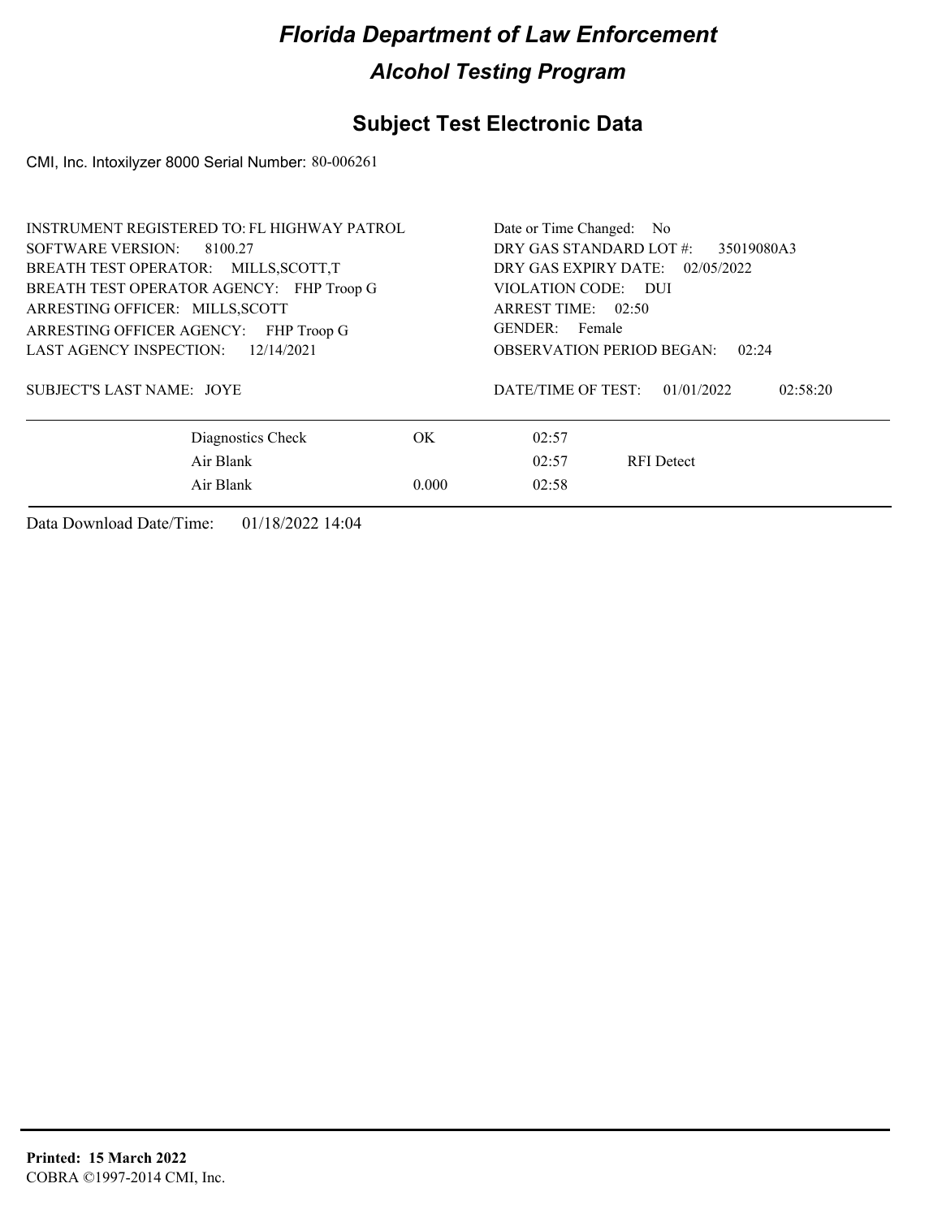# Florida Department of Law Enforcement

## Alcohol Testing Program

## Subject Test Electronic Data

CMI, Inc. Intoxilyzer 8000 Serial Number: 80-006261

INSTRUMENT REGISTERED TO: FL HIGHWAY PATROL
SOFTWARE VERSION: 8100.27
BREATH TEST OPERATOR: MILLS,SCOTT,T
BREATH TEST OPERATOR AGENCY: FHP Troop G
ARRESTING OFFICER: MILLS,SCOTT
ARRESTING OFFICER AGENCY: FHP Troop G
LAST AGENCY INSPECTION: 12/14/2021

Date or Time Changed: No
DRY GAS STANDARD LOT #: 35019080A3
DRY GAS EXPIRY DATE: 02/05/2022
VIOLATION CODE: DUI
ARREST TIME: 02:50
GENDER: Female
OBSERVATION PERIOD BEGAN: 02:24

SUBJECT'S LAST NAME: JOYE

DATE/TIME OF TEST: 01/01/2022 02:58:20

| | | | |
|---|---|---|---|
| Diagnostics Check | OK | 02:57 | |
| Air Blank | | 02:57 | RFI Detect |
| Air Blank | 0.000 | 02:58 | |

Data Download Date/Time: 01/18/2022 14:04

**Printed: 15 March 2022**
COBRA ©1997-2014 CMI, Inc.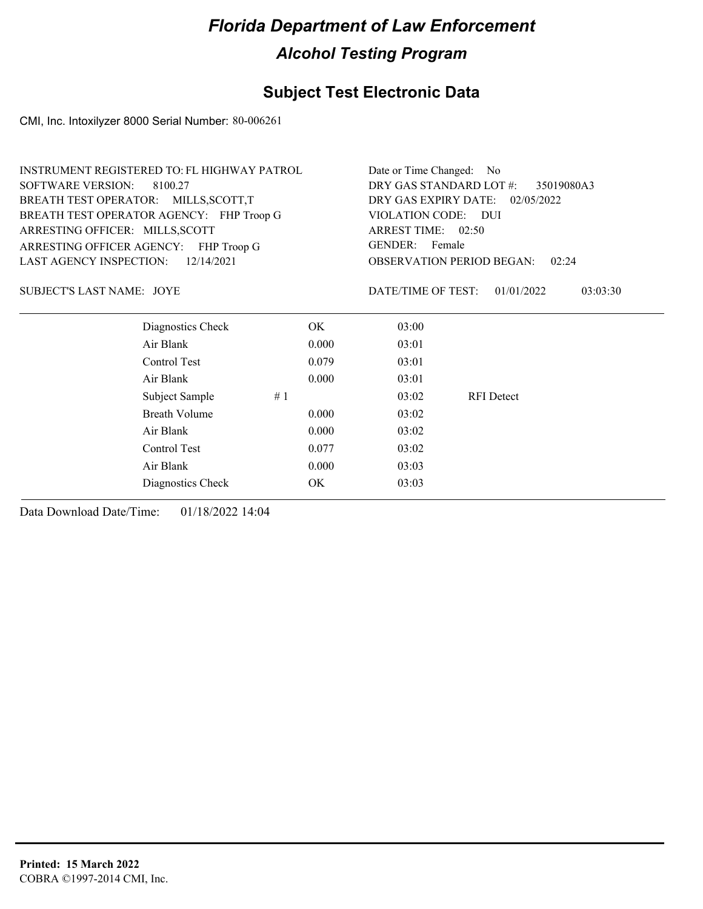# Florida Department of Law Enforcement

## Alcohol Testing Program

### Subject Test Electronic Data

CMI, Inc. Intoxilyzer 8000 Serial Number: 80-006261

INSTRUMENT REGISTERED TO: FL HIGHWAY PATROL
SOFTWARE VERSION: 8100.27
BREATH TEST OPERATOR: MILLS,SCOTT,T
BREATH TEST OPERATOR AGENCY: FHP Troop G
ARRESTING OFFICER: MILLS,SCOTT
ARRESTING OFFICER AGENCY: FHP Troop G
LAST AGENCY INSPECTION: 12/14/2021

Date or Time Changed: No
DRY GAS STANDARD LOT #: 35019080A3
DRY GAS EXPIRY DATE: 02/05/2022
VIOLATION CODE: DUI
ARREST TIME: 02:50
GENDER: Female
OBSERVATION PERIOD BEGAN: 02:24

SUBJECT'S LAST NAME: JOYE

DATE/TIME OF TEST: 01/01/2022 03:03:30

| | | | | |
|---|---|---|---|---|
| Diagnostics Check | | OK | 03:00 | |
| Air Blank | | 0.000 | 03:01 | |
| Control Test | | 0.079 | 03:01 | |
| Air Blank | | 0.000 | 03:01 | |
| Subject Sample | # 1 | | 03:02 | RFI Detect |
| Breath Volume | | 0.000 | 03:02 | |
| Air Blank | | 0.000 | 03:02 | |
| Control Test | | 0.077 | 03:02 | |
| Air Blank | | 0.000 | 03:03 | |
| Diagnostics Check | | OK | 03:03 | |

Data Download Date/Time: 01/18/2022 14:04

**Printed: 15 March 2022**
COBRA ©1997-2014 CMI, Inc.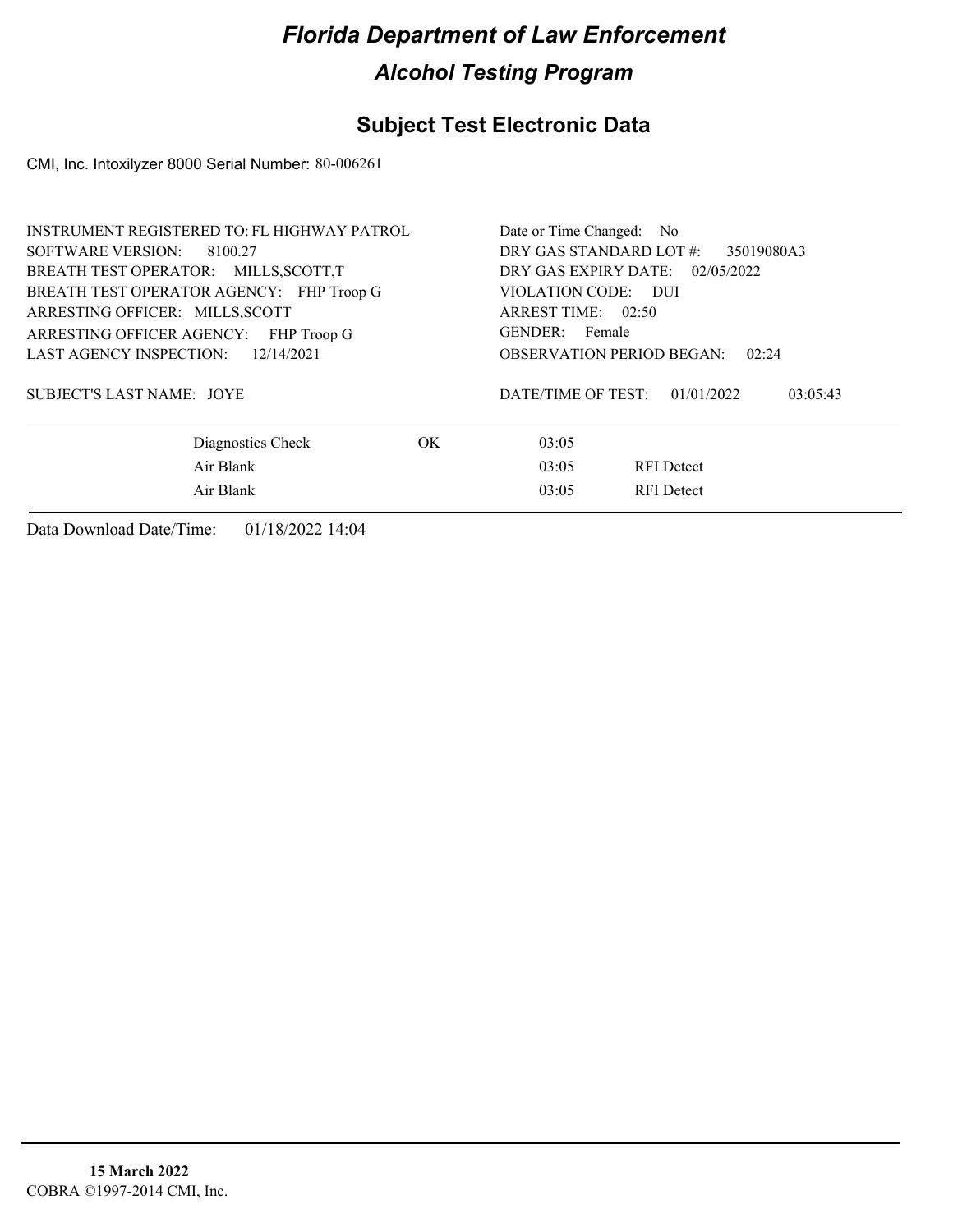# *Florida Department of Law Enforcement*

## *Alcohol Testing Program*

## Subject Test Electronic Data

CMI, Inc. Intoxilyzer 8000 Serial Number: 80-006261

INSTRUMENT REGISTERED TO: FL HIGHWAY PATROL
SOFTWARE VERSION: 8100.27
BREATH TEST OPERATOR: MILLS,SCOTT,T
BREATH TEST OPERATOR AGENCY: FHP Troop G
ARRESTING OFFICER: MILLS,SCOTT
ARRESTING OFFICER AGENCY: FHP Troop G
LAST AGENCY INSPECTION: 12/14/2021

SUBJECT'S LAST NAME: JOYE

Date or Time Changed: No
DRY GAS STANDARD LOT #: 35019080A3
DRY GAS EXPIRY DATE: 02/05/2022
VIOLATION CODE: DUI
ARREST TIME: 02:50
GENDER: Female
OBSERVATION PERIOD BEGAN: 02:24

DATE/TIME OF TEST: 01/01/2022 03:05:43

| | | | |
|---|---|---|---|
| Diagnostics Check | OK | 03:05 | |
| Air Blank | | 03:05 | RFI Detect |
| Air Blank | | 03:05 | RFI Detect |

Data Download Date/Time: 01/18/2022 14:04

**15 March 2022**
COBRA ©1997-2014 CMI, Inc.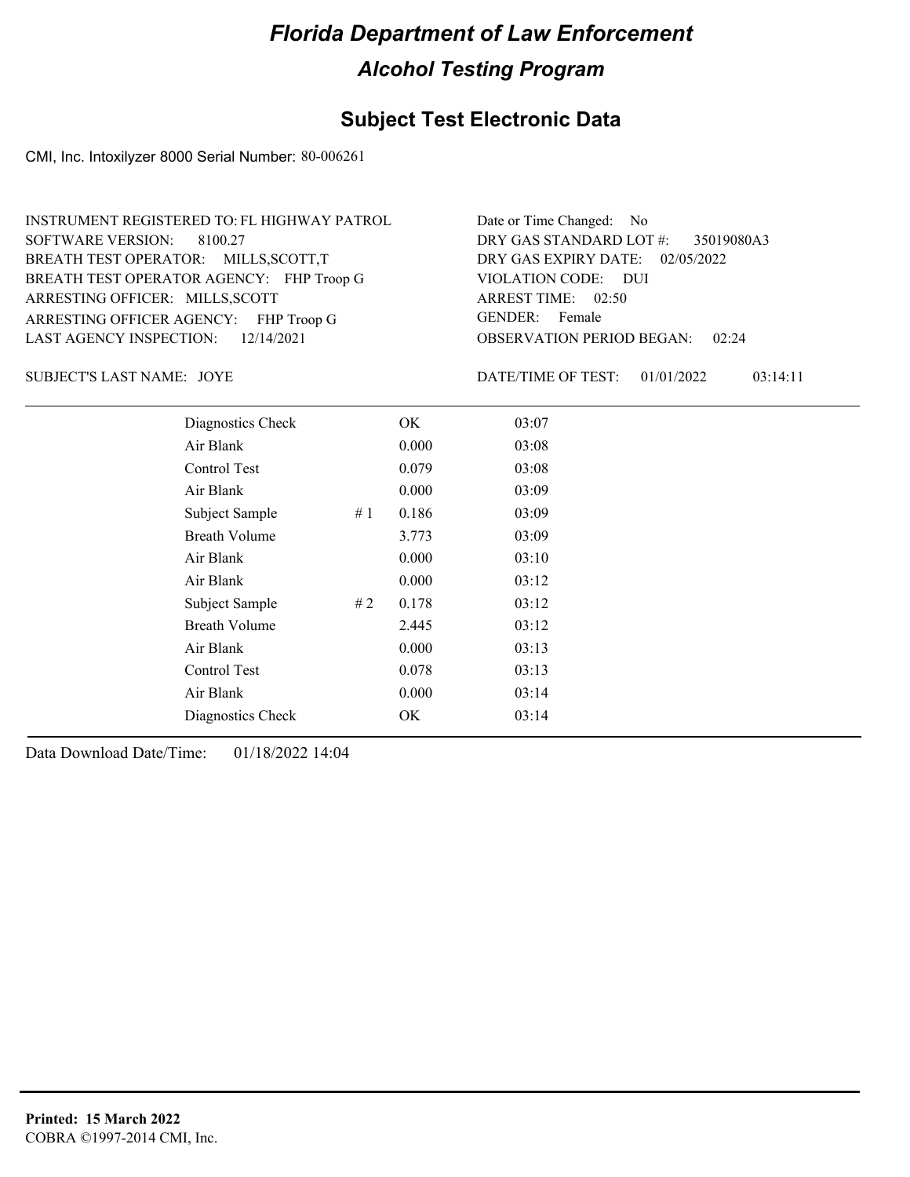# *Florida Department of Law Enforcement*

## *Alcohol Testing Program*

## Subject Test Electronic Data

CMI, Inc. Intoxilyzer 8000 Serial Number: 80-006261

INSTRUMENT REGISTERED TO: FL HIGHWAY PATROL
SOFTWARE VERSION: 8100.27
BREATH TEST OPERATOR: MILLS,SCOTT,T
BREATH TEST OPERATOR AGENCY: FHP Troop G
ARRESTING OFFICER: MILLS,SCOTT
ARRESTING OFFICER AGENCY: FHP Troop G
LAST AGENCY INSPECTION: 12/14/2021

Date or Time Changed: No
DRY GAS STANDARD LOT #: 35019080A3
DRY GAS EXPIRY DATE: 02/05/2022
VIOLATION CODE: DUI
ARREST TIME: 02:50
GENDER: Female
OBSERVATION PERIOD BEGAN: 02:24

SUBJECT'S LAST NAME: JOYE

DATE/TIME OF TEST: 01/01/2022 03:14:11

| | | | |
|---|---|---|---|
| Diagnostics Check | | OK | 03:07 |
| Air Blank | | 0.000 | 03:08 |
| Control Test | | 0.079 | 03:08 |
| Air Blank | | 0.000 | 03:09 |
| Subject Sample | # 1 | 0.186 | 03:09 |
| Breath Volume | | 3.773 | 03:09 |
| Air Blank | | 0.000 | 03:10 |
| Air Blank | | 0.000 | 03:12 |
| Subject Sample | # 2 | 0.178 | 03:12 |
| Breath Volume | | 2.445 | 03:12 |
| Air Blank | | 0.000 | 03:13 |
| Control Test | | 0.078 | 03:13 |
| Air Blank | | 0.000 | 03:14 |
| Diagnostics Check | | OK | 03:14 |

Data Download Date/Time: 01/18/2022 14:04

**Printed: 15 March 2022**
COBRA ©1997-2014 CMI, Inc.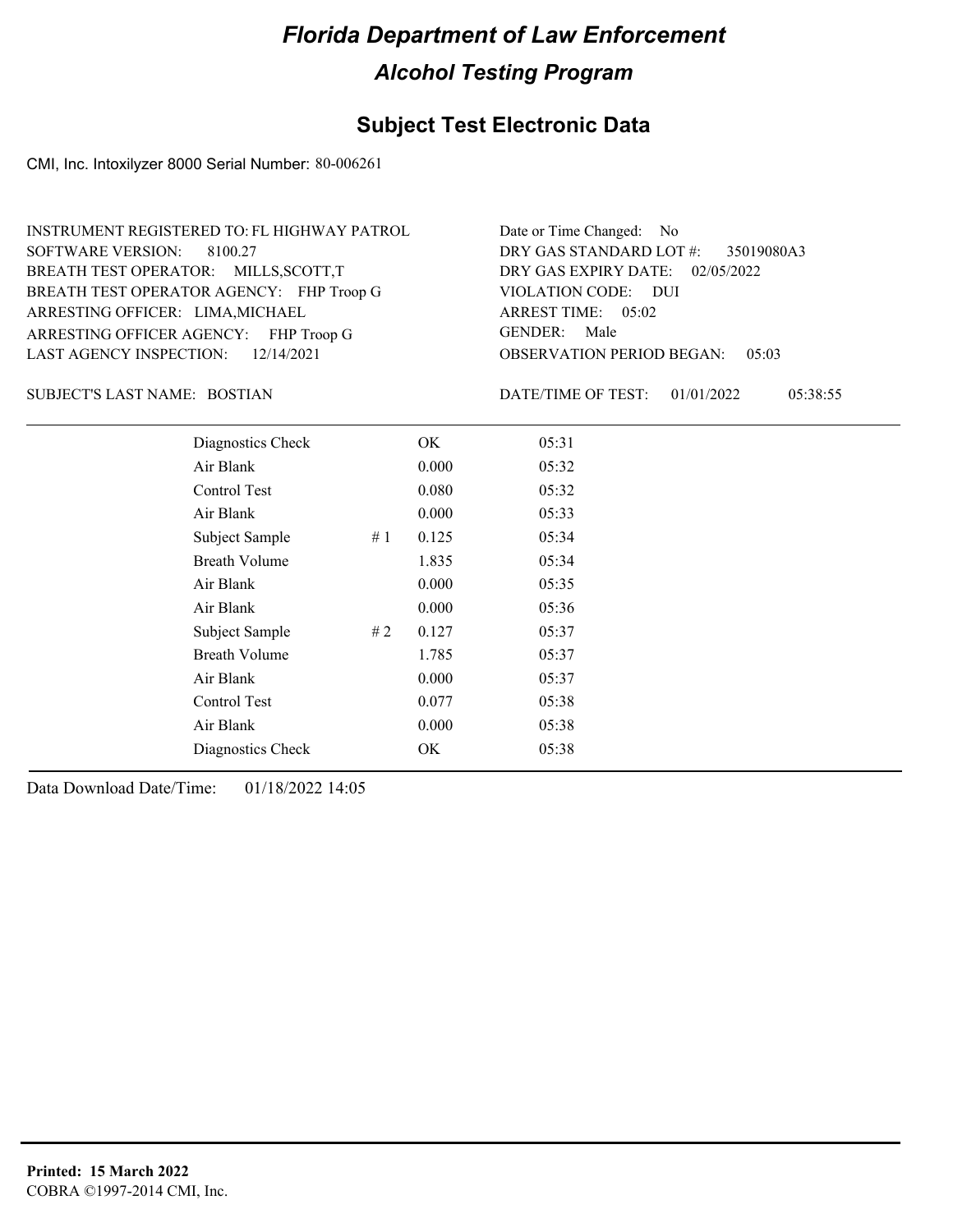# Florida Department of Law Enforcement

## Alcohol Testing Program

### Subject Test Electronic Data

CMI, Inc. Intoxilyzer 8000 Serial Number: 80-006261

INSTRUMENT REGISTERED TO: FL HIGHWAY PATROL
SOFTWARE VERSION: 8100.27
BREATH TEST OPERATOR: MILLS,SCOTT,T
BREATH TEST OPERATOR AGENCY: FHP Troop G
ARRESTING OFFICER: LIMA,MICHAEL
ARRESTING OFFICER AGENCY: FHP Troop G
LAST AGENCY INSPECTION: 12/14/2021

Date or Time Changed: No
DRY GAS STANDARD LOT #: 35019080A3
DRY GAS EXPIRY DATE: 02/05/2022
VIOLATION CODE: DUI
ARREST TIME: 05:02
GENDER: Male
OBSERVATION PERIOD BEGAN: 05:03

SUBJECT'S LAST NAME: BOSTIAN

DATE/TIME OF TEST: 01/01/2022 05:38:55

| | | | |
|---|---|---|---|
| Diagnostics Check | | OK | 05:31 |
| Air Blank | | 0.000 | 05:32 |
| Control Test | | 0.080 | 05:32 |
| Air Blank | | 0.000 | 05:33 |
| Subject Sample | # 1 | 0.125 | 05:34 |
| Breath Volume | | 1.835 | 05:34 |
| Air Blank | | 0.000 | 05:35 |
| Air Blank | | 0.000 | 05:36 |
| Subject Sample | # 2 | 0.127 | 05:37 |
| Breath Volume | | 1.785 | 05:37 |
| Air Blank | | 0.000 | 05:37 |
| Control Test | | 0.077 | 05:38 |
| Air Blank | | 0.000 | 05:38 |
| Diagnostics Check | | OK | 05:38 |

Data Download Date/Time: 01/18/2022 14:05

**Printed: 15 March 2022**
COBRA ©1997-2014 CMI, Inc.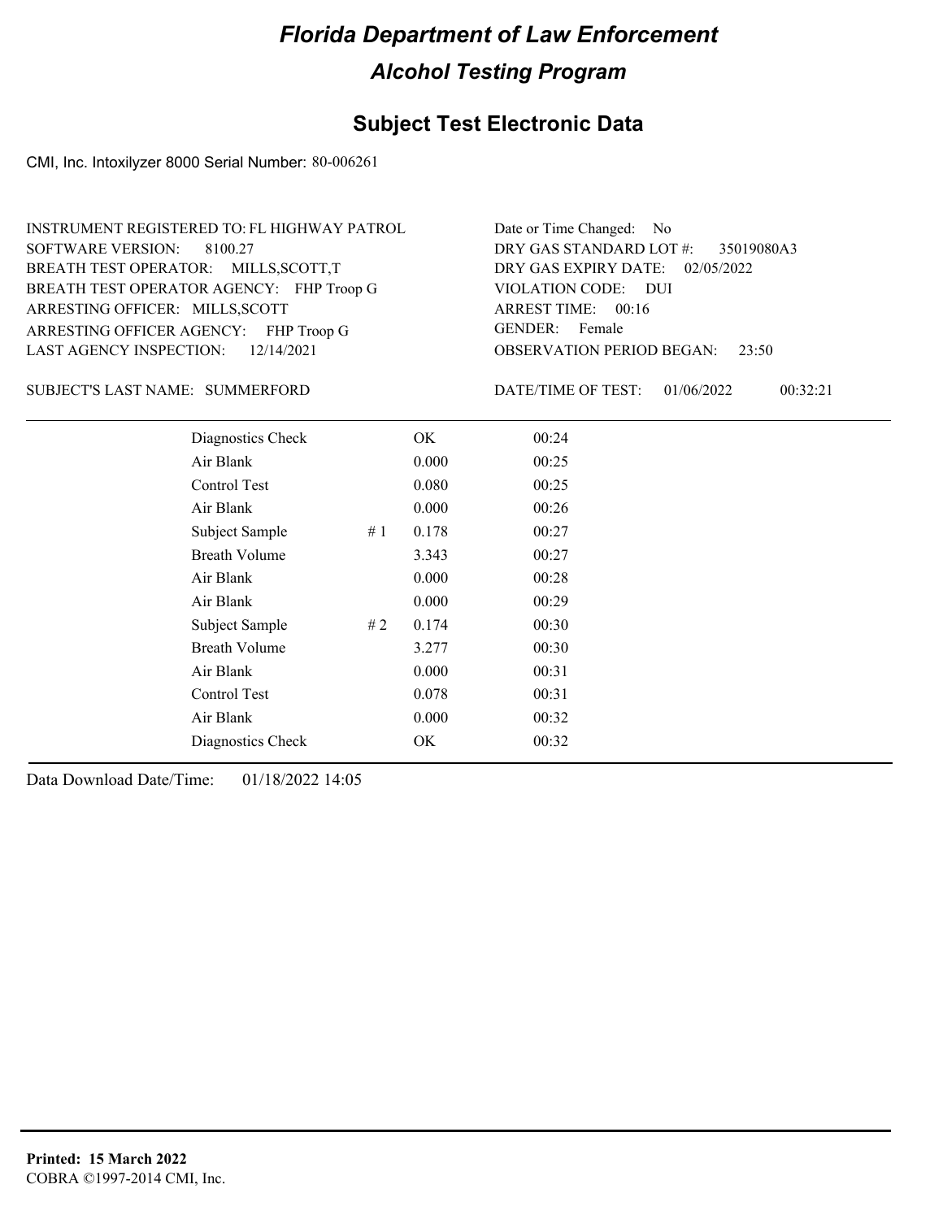# Florida Department of Law Enforcement

## Alcohol Testing Program

## Subject Test Electronic Data

CMI, Inc. Intoxilyzer 8000 Serial Number: 80-006261

INSTRUMENT REGISTERED TO: FL HIGHWAY PATROL
SOFTWARE VERSION: 8100.27
BREATH TEST OPERATOR: MILLS,SCOTT,T
BREATH TEST OPERATOR AGENCY: FHP Troop G
ARRESTING OFFICER: MILLS,SCOTT
ARRESTING OFFICER AGENCY: FHP Troop G
LAST AGENCY INSPECTION: 12/14/2021

Date or Time Changed: No
DRY GAS STANDARD LOT #: 35019080A3
DRY GAS EXPIRY DATE: 02/05/2022
VIOLATION CODE: DUI
ARREST TIME: 00:16
GENDER: Female
OBSERVATION PERIOD BEGAN: 23:50

SUBJECT'S LAST NAME: SUMMERFORD

DATE/TIME OF TEST: 01/06/2022 00:32:21

| Test | # | Result | Time |
|---|---|---|---|
| Diagnostics Check | | OK | 00:24 |
| Air Blank | | 0.000 | 00:25 |
| Control Test | | 0.080 | 00:25 |
| Air Blank | | 0.000 | 00:26 |
| Subject Sample | # 1 | 0.178 | 00:27 |
| Breath Volume | | 3.343 | 00:27 |
| Air Blank | | 0.000 | 00:28 |
| Air Blank | | 0.000 | 00:29 |
| Subject Sample | # 2 | 0.174 | 00:30 |
| Breath Volume | | 3.277 | 00:30 |
| Air Blank | | 0.000 | 00:31 |
| Control Test | | 0.078 | 00:31 |
| Air Blank | | 0.000 | 00:32 |
| Diagnostics Check | | OK | 00:32 |

Data Download Date/Time: 01/18/2022 14:05

**Printed: 15 March 2022**
COBRA ©1997-2014 CMI, Inc.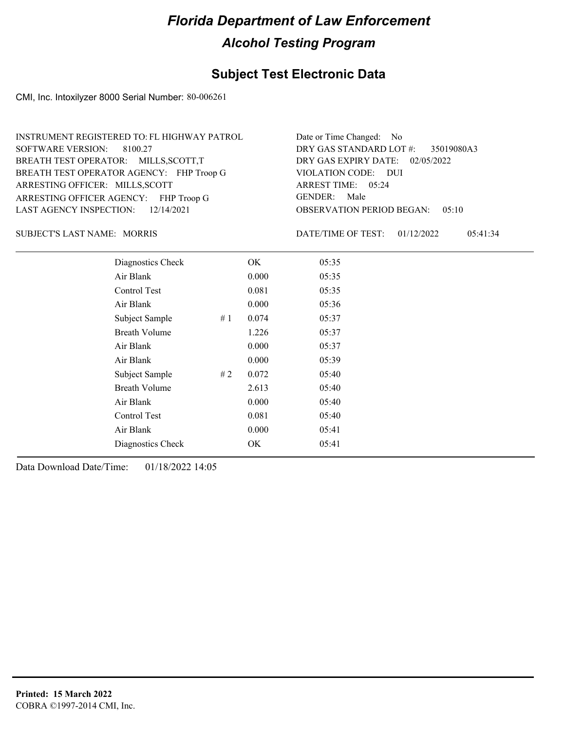# Florida Department of Law Enforcement

## Alcohol Testing Program

## Subject Test Electronic Data

CMI, Inc. Intoxilyzer 8000 Serial Number: 80-006261

INSTRUMENT REGISTERED TO: FL HIGHWAY PATROL
SOFTWARE VERSION: 8100.27
BREATH TEST OPERATOR: MILLS,SCOTT,T
BREATH TEST OPERATOR AGENCY: FHP Troop G
ARRESTING OFFICER: MILLS,SCOTT
ARRESTING OFFICER AGENCY: FHP Troop G
LAST AGENCY INSPECTION: 12/14/2021

Date or Time Changed: No
DRY GAS STANDARD LOT #: 35019080A3
DRY GAS EXPIRY DATE: 02/05/2022
VIOLATION CODE: DUI
ARREST TIME: 05:24
GENDER: Male
OBSERVATION PERIOD BEGAN: 05:10

SUBJECT'S LAST NAME: MORRIS

DATE/TIME OF TEST: 01/12/2022 05:41:34

| | | | |
|---|---|---|---|
| Diagnostics Check | | OK | 05:35 |
| Air Blank | | 0.000 | 05:35 |
| Control Test | | 0.081 | 05:35 |
| Air Blank | | 0.000 | 05:36 |
| Subject Sample | # 1 | 0.074 | 05:37 |
| Breath Volume | | 1.226 | 05:37 |
| Air Blank | | 0.000 | 05:37 |
| Air Blank | | 0.000 | 05:39 |
| Subject Sample | # 2 | 0.072 | 05:40 |
| Breath Volume | | 2.613 | 05:40 |
| Air Blank | | 0.000 | 05:40 |
| Control Test | | 0.081 | 05:40 |
| Air Blank | | 0.000 | 05:41 |
| Diagnostics Check | | OK | 05:41 |

Data Download Date/Time: 01/18/2022 14:05

**Printed: 15 March 2022**
COBRA ©1997-2014 CMI, Inc.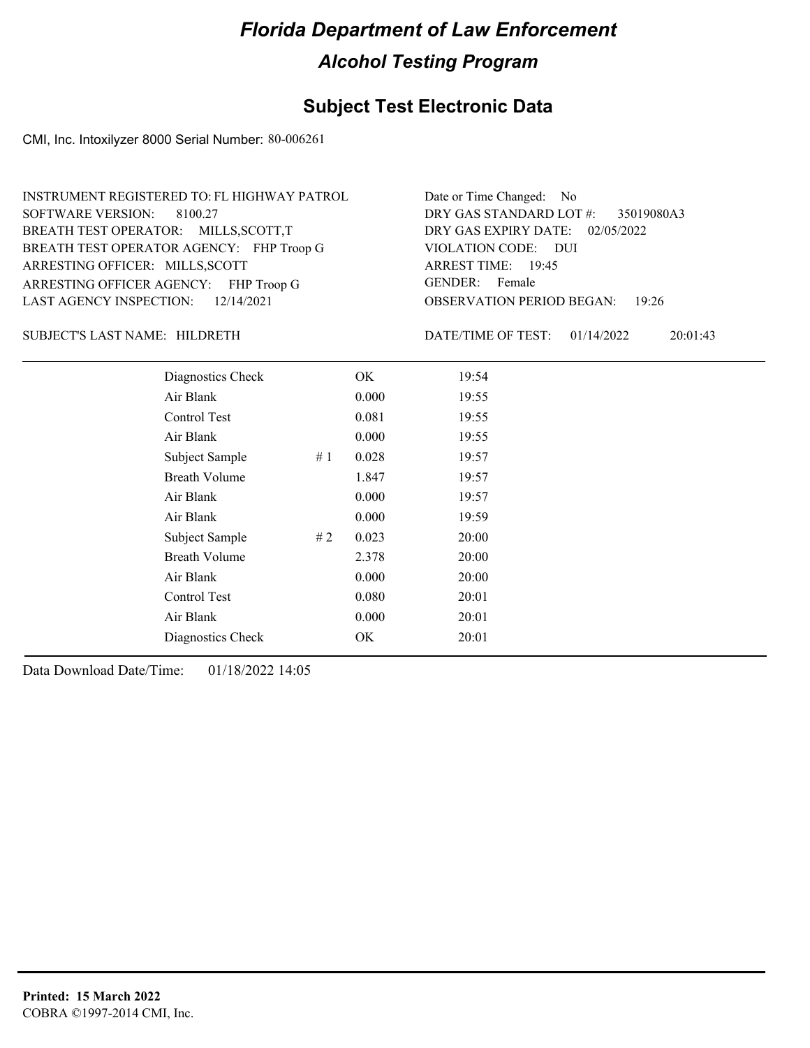# Florida Department of Law Enforcement

## Alcohol Testing Program

## Subject Test Electronic Data

CMI, Inc. Intoxilyzer 8000 Serial Number: 80-006261

INSTRUMENT REGISTERED TO: FL HIGHWAY PATROL
SOFTWARE VERSION: 8100.27
BREATH TEST OPERATOR: MILLS,SCOTT,T
BREATH TEST OPERATOR AGENCY: FHP Troop G
ARRESTING OFFICER: MILLS,SCOTT
ARRESTING OFFICER AGENCY: FHP Troop G
LAST AGENCY INSPECTION: 12/14/2021

Date or Time Changed: No
DRY GAS STANDARD LOT #: 35019080A3
DRY GAS EXPIRY DATE: 02/05/2022
VIOLATION CODE: DUI
ARREST TIME: 19:45
GENDER: Female
OBSERVATION PERIOD BEGAN: 19:26

SUBJECT'S LAST NAME: HILDRETH

DATE/TIME OF TEST: 01/14/2022 20:01:43

| Test | # | Result | Time |
|---|---|---|---|
| Diagnostics Check | | OK | 19:54 |
| Air Blank | | 0.000 | 19:55 |
| Control Test | | 0.081 | 19:55 |
| Air Blank | | 0.000 | 19:55 |
| Subject Sample | # 1 | 0.028 | 19:57 |
| Breath Volume | | 1.847 | 19:57 |
| Air Blank | | 0.000 | 19:57 |
| Air Blank | | 0.000 | 19:59 |
| Subject Sample | # 2 | 0.023 | 20:00 |
| Breath Volume | | 2.378 | 20:00 |
| Air Blank | | 0.000 | 20:00 |
| Control Test | | 0.080 | 20:01 |
| Air Blank | | 0.000 | 20:01 |
| Diagnostics Check | | OK | 20:01 |

Data Download Date/Time: 01/18/2022 14:05

**Printed: 15 March 2022**
COBRA ©1997-2014 CMI, Inc.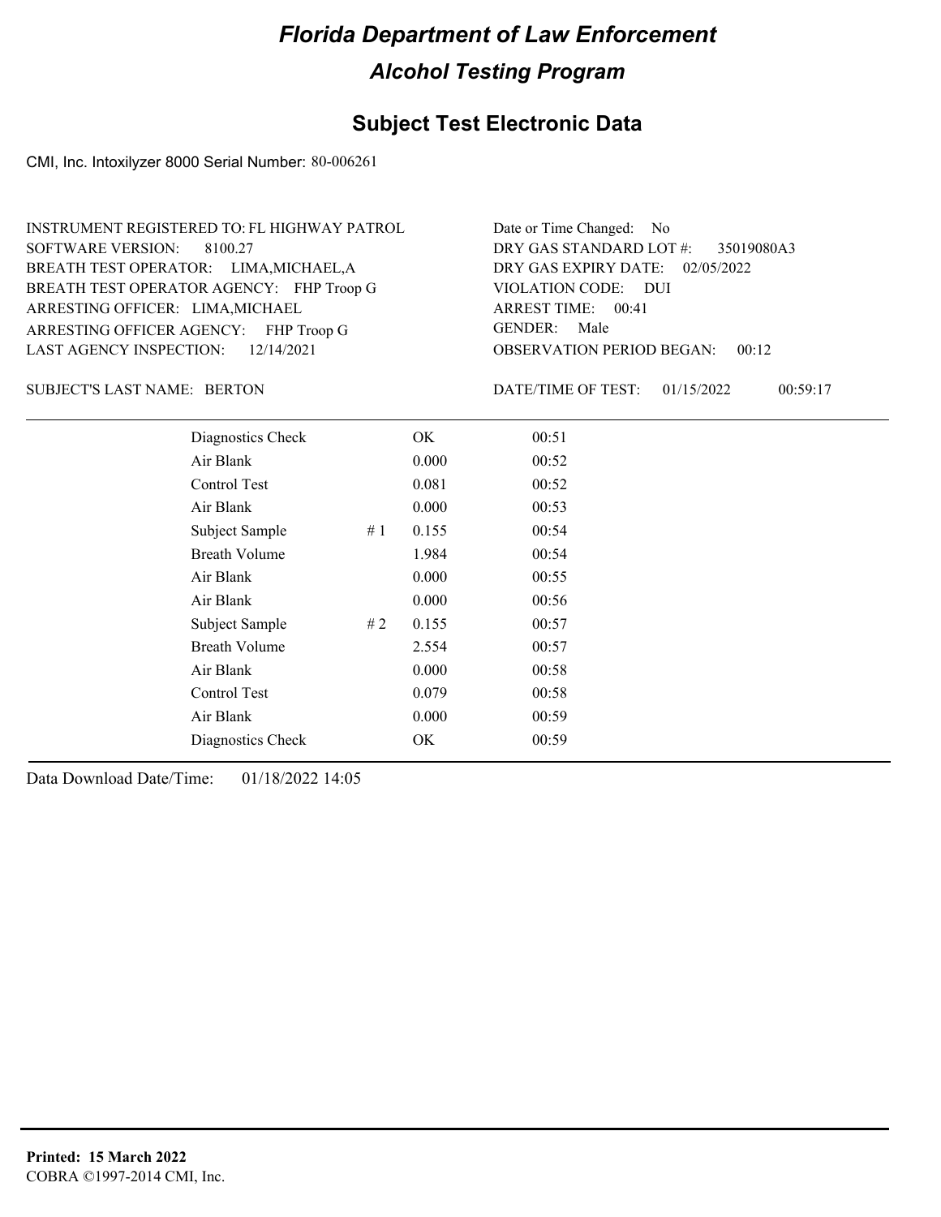# Florida Department of Law Enforcement

## Alcohol Testing Program

### Subject Test Electronic Data

CMI, Inc. Intoxilyzer 8000 Serial Number: 80-006261

INSTRUMENT REGISTERED TO: FL HIGHWAY PATROL
SOFTWARE VERSION: 8100.27
BREATH TEST OPERATOR: LIMA,MICHAEL,A
BREATH TEST OPERATOR AGENCY: FHP Troop G
ARRESTING OFFICER: LIMA,MICHAEL
ARRESTING OFFICER AGENCY: FHP Troop G
LAST AGENCY INSPECTION: 12/14/2021

Date or Time Changed: No
DRY GAS STANDARD LOT #: 35019080A3
DRY GAS EXPIRY DATE: 02/05/2022
VIOLATION CODE: DUI
ARREST TIME: 00:41
GENDER: Male
OBSERVATION PERIOD BEGAN: 00:12

SUBJECT'S LAST NAME: BERTON

DATE/TIME OF TEST: 01/15/2022 00:59:17

| | | | |
|---|---|---|---|
| Diagnostics Check | | OK | 00:51 |
| Air Blank | | 0.000 | 00:52 |
| Control Test | | 0.081 | 00:52 |
| Air Blank | | 0.000 | 00:53 |
| Subject Sample | # 1 | 0.155 | 00:54 |
| Breath Volume | | 1.984 | 00:54 |
| Air Blank | | 0.000 | 00:55 |
| Air Blank | | 0.000 | 00:56 |
| Subject Sample | # 2 | 0.155 | 00:57 |
| Breath Volume | | 2.554 | 00:57 |
| Air Blank | | 0.000 | 00:58 |
| Control Test | | 0.079 | 00:58 |
| Air Blank | | 0.000 | 00:59 |
| Diagnostics Check | | OK | 00:59 |

Data Download Date/Time: 01/18/2022 14:05

**Printed: 15 March 2022**
COBRA ©1997-2014 CMI, Inc.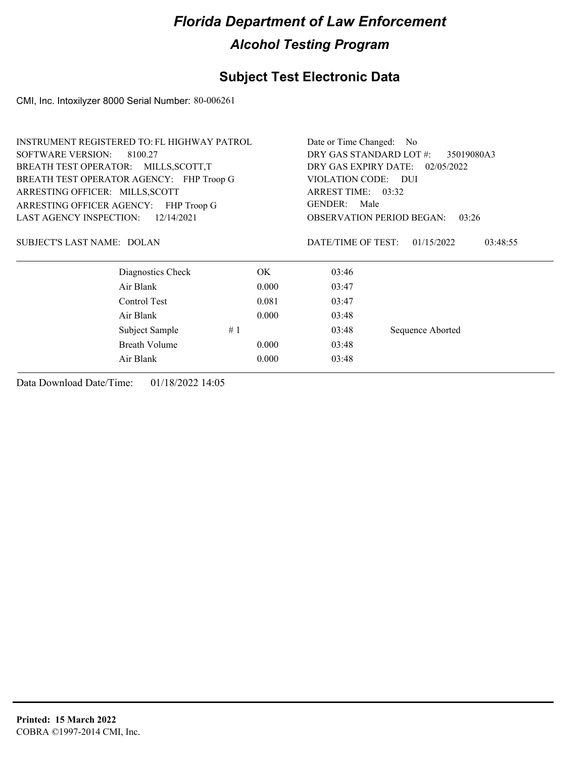# Florida Department of Law Enforcement

## Alcohol Testing Program

## Subject Test Electronic Data

CMI, Inc. Intoxilyzer 8000 Serial Number: 80-006261

INSTRUMENT REGISTERED TO: FL HIGHWAY PATROL
SOFTWARE VERSION: 8100.27
BREATH TEST OPERATOR: MILLS,SCOTT,T
BREATH TEST OPERATOR AGENCY: FHP Troop G
ARRESTING OFFICER: MILLS,SCOTT
ARRESTING OFFICER AGENCY: FHP Troop G
LAST AGENCY INSPECTION: 12/14/2021

Date or Time Changed: No
DRY GAS STANDARD LOT #: 35019080A3
DRY GAS EXPIRY DATE: 02/05/2022
VIOLATION CODE: DUI
ARREST TIME: 03:32
GENDER: Male
OBSERVATION PERIOD BEGAN: 03:26

SUBJECT'S LAST NAME: DOLAN

DATE/TIME OF TEST: 01/15/2022 03:48:55

| | | | |
|---|---|---|---|
| Diagnostics Check | OK | 03:46 | |
| Air Blank | 0.000 | 03:47 | |
| Control Test | 0.081 | 03:47 | |
| Air Blank | 0.000 | 03:48 | |
| Subject Sample # 1 | | 03:48 | Sequence Aborted |
| Breath Volume | 0.000 | 03:48 | |
| Air Blank | 0.000 | 03:48 | |

Data Download Date/Time: 01/18/2022 14:05

**Printed: 15 March 2022**
COBRA ©1997-2014 CMI, Inc.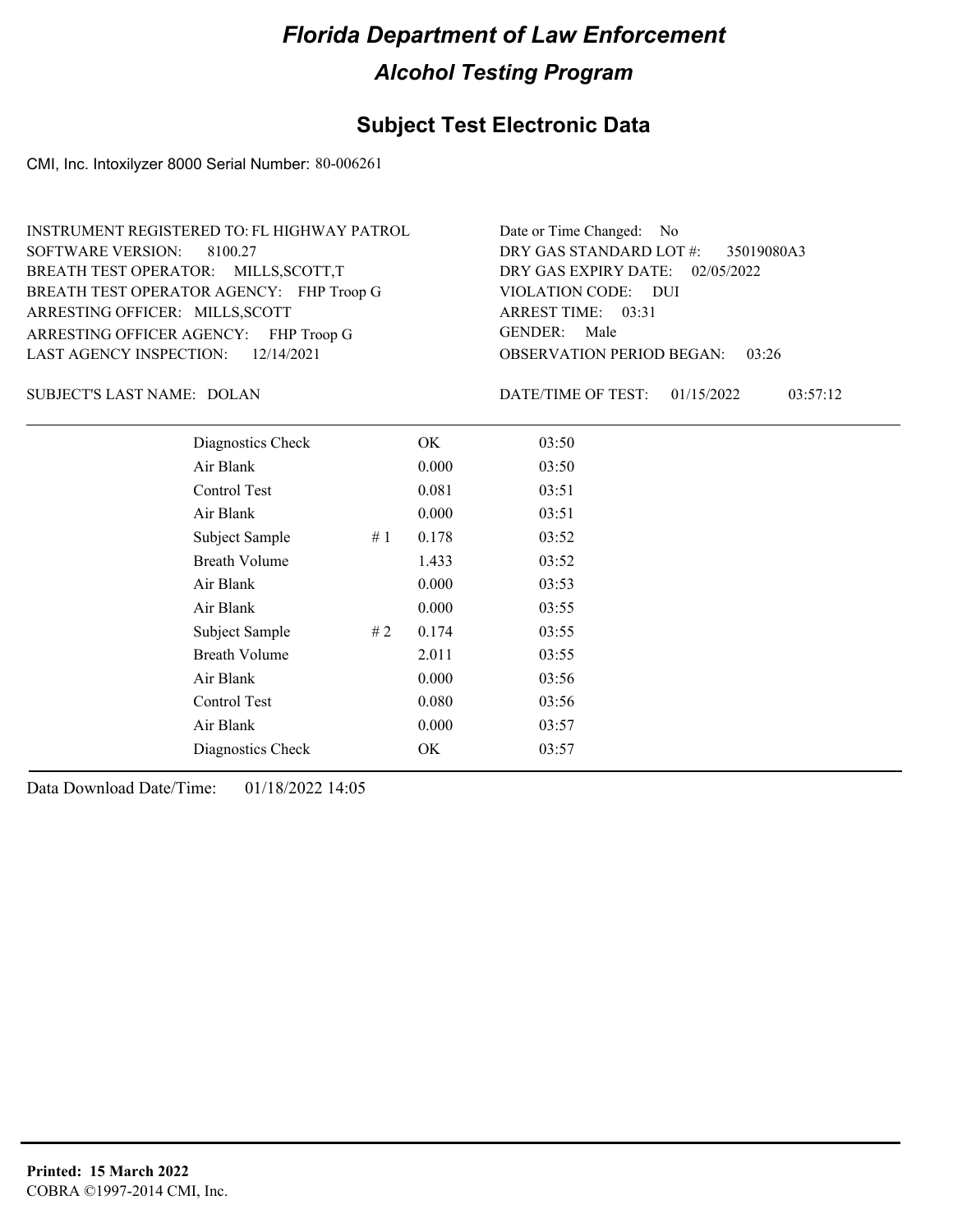# Florida Department of Law Enforcement

## Alcohol Testing Program

### Subject Test Electronic Data

CMI, Inc. Intoxilyzer 8000 Serial Number: 80-006261

INSTRUMENT REGISTERED TO: FL HIGHWAY PATROL
SOFTWARE VERSION: 8100.27
BREATH TEST OPERATOR: MILLS,SCOTT,T
BREATH TEST OPERATOR AGENCY: FHP Troop G
ARRESTING OFFICER: MILLS,SCOTT
ARRESTING OFFICER AGENCY: FHP Troop G
LAST AGENCY INSPECTION: 12/14/2021

Date or Time Changed: No
DRY GAS STANDARD LOT #: 35019080A3
DRY GAS EXPIRY DATE: 02/05/2022
VIOLATION CODE: DUI
ARREST TIME: 03:31
GENDER: Male
OBSERVATION PERIOD BEGAN: 03:26

SUBJECT'S LAST NAME: DOLAN

DATE/TIME OF TEST: 01/15/2022 03:57:12

| | | | |
|---|---|---|---|
| Diagnostics Check | | OK | 03:50 |
| Air Blank | | 0.000 | 03:50 |
| Control Test | | 0.081 | 03:51 |
| Air Blank | | 0.000 | 03:51 |
| Subject Sample | # 1 | 0.178 | 03:52 |
| Breath Volume | | 1.433 | 03:52 |
| Air Blank | | 0.000 | 03:53 |
| Air Blank | | 0.000 | 03:55 |
| Subject Sample | # 2 | 0.174 | 03:55 |
| Breath Volume | | 2.011 | 03:55 |
| Air Blank | | 0.000 | 03:56 |
| Control Test | | 0.080 | 03:56 |
| Air Blank | | 0.000 | 03:57 |
| Diagnostics Check | | OK | 03:57 |

Data Download Date/Time: 01/18/2022 14:05

**Printed: 15 March 2022**
COBRA ©1997-2014 CMI, Inc.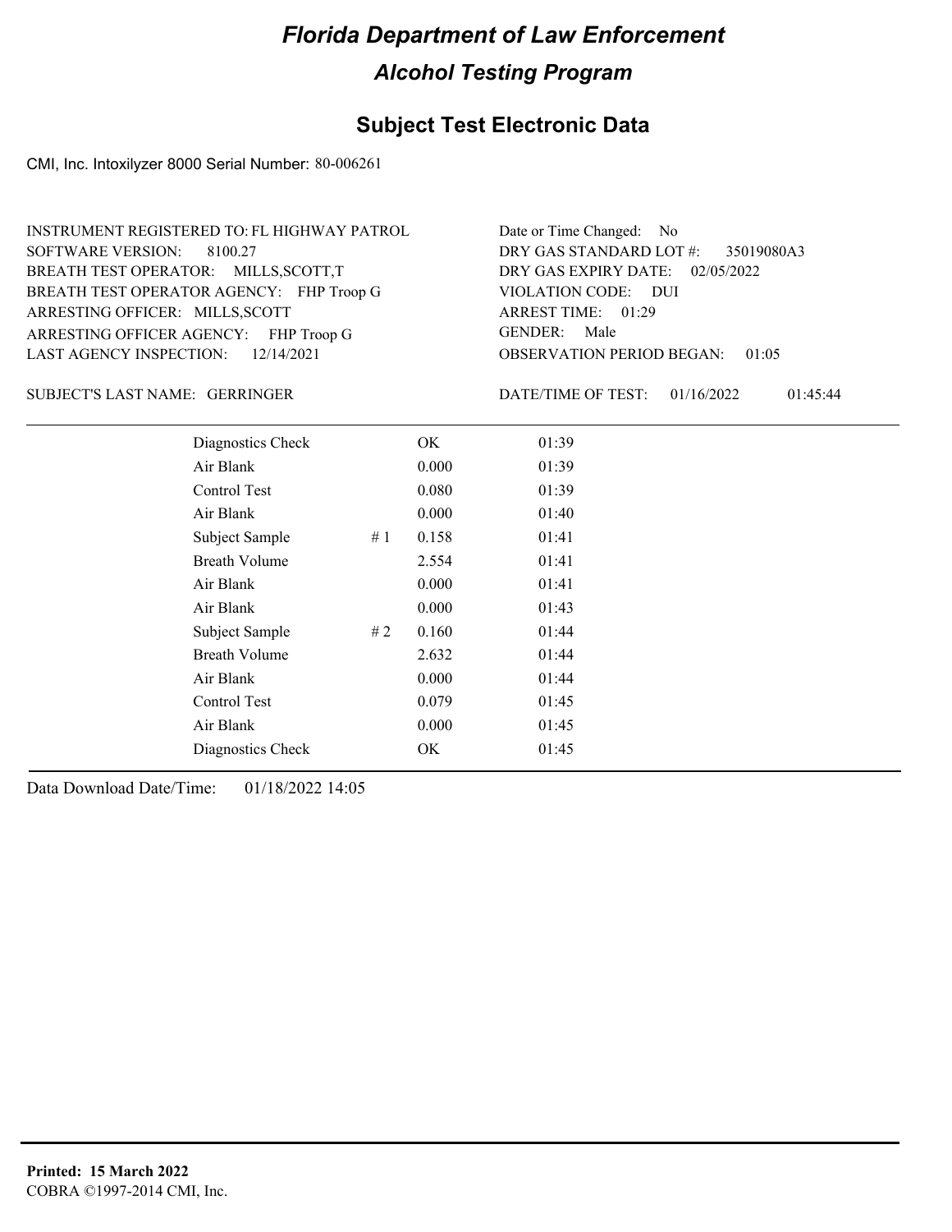# Florida Department of Law Enforcement

## Alcohol Testing Program

### Subject Test Electronic Data

CMI, Inc. Intoxilyzer 8000 Serial Number: 80-006261

INSTRUMENT REGISTERED TO: FL HIGHWAY PATROL
SOFTWARE VERSION: 8100.27
BREATH TEST OPERATOR: MILLS,SCOTT,T
BREATH TEST OPERATOR AGENCY: FHP Troop G
ARRESTING OFFICER: MILLS,SCOTT
ARRESTING OFFICER AGENCY: FHP Troop G
LAST AGENCY INSPECTION: 12/14/2021

Date or Time Changed: No
DRY GAS STANDARD LOT #: 35019080A3
DRY GAS EXPIRY DATE: 02/05/2022
VIOLATION CODE: DUI
ARREST TIME: 01:29
GENDER: Male
OBSERVATION PERIOD BEGAN: 01:05

SUBJECT'S LAST NAME: GERRINGER

DATE/TIME OF TEST: 01/16/2022 01:45:44

| | | | |
|---|---|---|---|
| Diagnostics Check | | OK | 01:39 |
| Air Blank | | 0.000 | 01:39 |
| Control Test | | 0.080 | 01:39 |
| Air Blank | | 0.000 | 01:40 |
| Subject Sample | # 1 | 0.158 | 01:41 |
| Breath Volume | | 2.554 | 01:41 |
| Air Blank | | 0.000 | 01:41 |
| Air Blank | | 0.000 | 01:43 |
| Subject Sample | # 2 | 0.160 | 01:44 |
| Breath Volume | | 2.632 | 01:44 |
| Air Blank | | 0.000 | 01:44 |
| Control Test | | 0.079 | 01:45 |
| Air Blank | | 0.000 | 01:45 |
| Diagnostics Check | | OK | 01:45 |

Data Download Date/Time: 01/18/2022 14:05

**Printed: 15 March 2022**
COBRA ©1997-2014 CMI, Inc.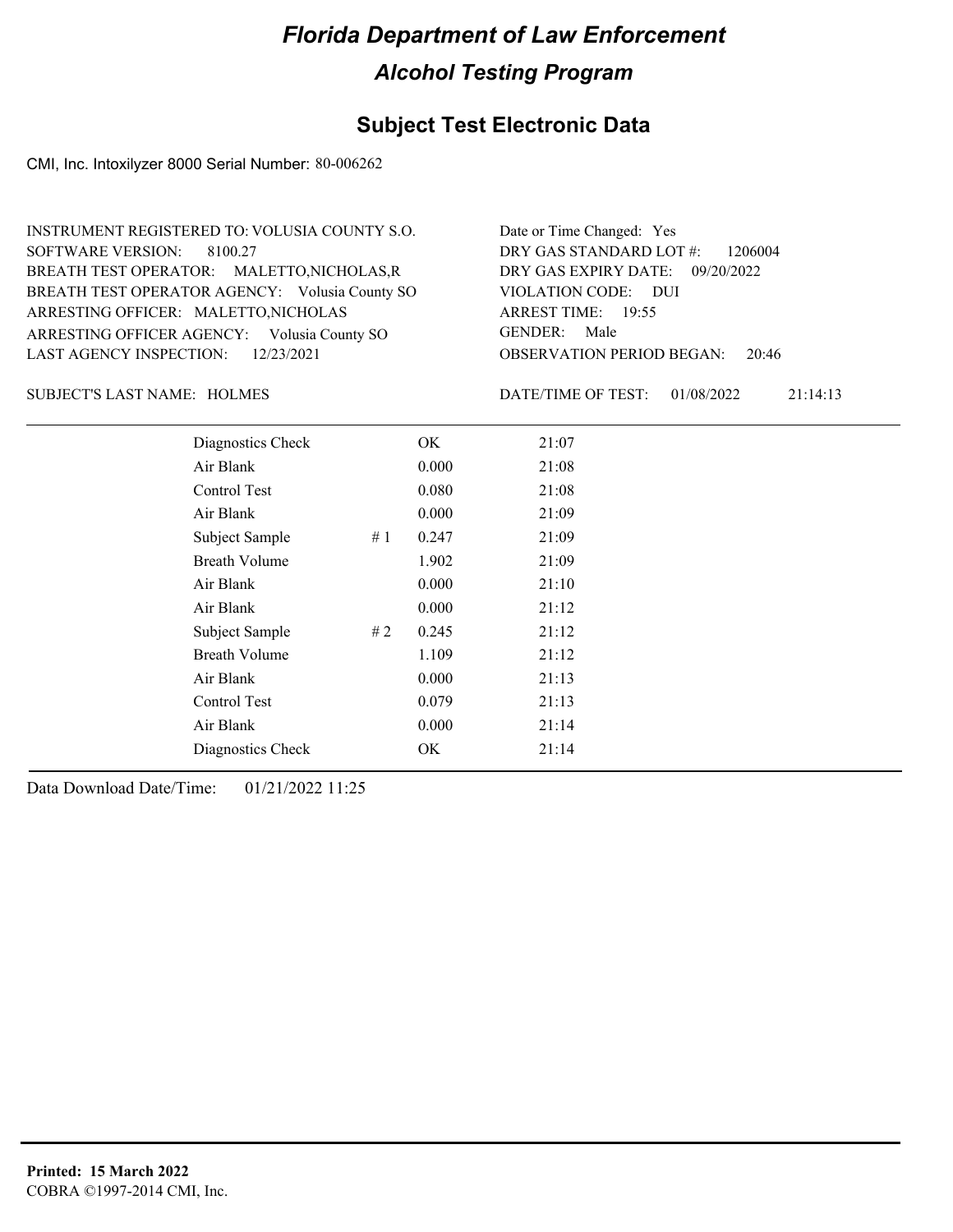# *Florida Department of Law Enforcement*

## *Alcohol Testing Program*

### Subject Test Electronic Data

CMI, Inc. Intoxilyzer 8000 Serial Number: 80-006262

INSTRUMENT REGISTERED TO: VOLUSIA COUNTY S.O.
SOFTWARE VERSION: 8100.27
BREATH TEST OPERATOR: MALETTO,NICHOLAS,R
BREATH TEST OPERATOR AGENCY: Volusia County SO
ARRESTING OFFICER: MALETTO,NICHOLAS
ARRESTING OFFICER AGENCY: Volusia County SO
LAST AGENCY INSPECTION: 12/23/2021

Date or Time Changed: Yes
DRY GAS STANDARD LOT #: 1206004
DRY GAS EXPIRY DATE: 09/20/2022
VIOLATION CODE: DUI
ARREST TIME: 19:55
GENDER: Male
OBSERVATION PERIOD BEGAN: 20:46

SUBJECT'S LAST NAME: HOLMES

DATE/TIME OF TEST: 01/08/2022 21:14:13

| | | | |
|---|---|---|---|
| Diagnostics Check | | OK | 21:07 |
| Air Blank | | 0.000 | 21:08 |
| Control Test | | 0.080 | 21:08 |
| Air Blank | | 0.000 | 21:09 |
| Subject Sample | # 1 | 0.247 | 21:09 |
| Breath Volume | | 1.902 | 21:09 |
| Air Blank | | 0.000 | 21:10 |
| Air Blank | | 0.000 | 21:12 |
| Subject Sample | # 2 | 0.245 | 21:12 |
| Breath Volume | | 1.109 | 21:12 |
| Air Blank | | 0.000 | 21:13 |
| Control Test | | 0.079 | 21:13 |
| Air Blank | | 0.000 | 21:14 |
| Diagnostics Check | | OK | 21:14 |

Data Download Date/Time: 01/21/2022 11:25

**Printed: 15 March 2022**
COBRA ©1997-2014 CMI, Inc.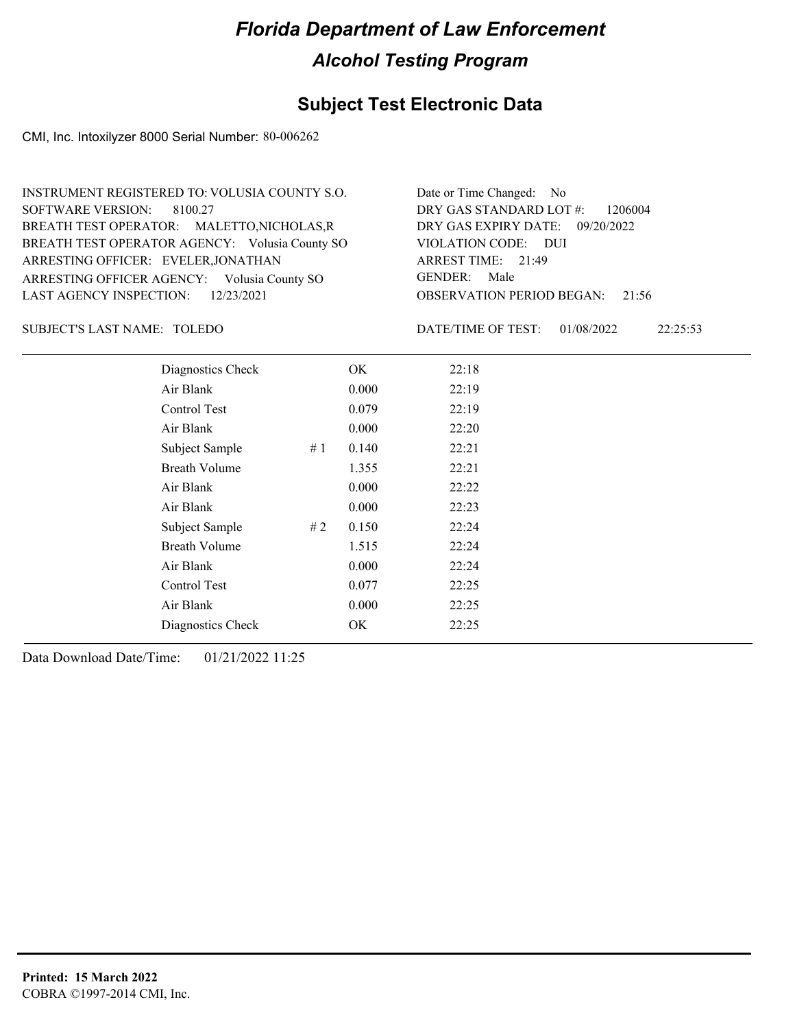# Florida Department of Law Enforcement

## Alcohol Testing Program

### Subject Test Electronic Data

CMI, Inc. Intoxilyzer 8000 Serial Number: 80-006262

INSTRUMENT REGISTERED TO: VOLUSIA COUNTY S.O.
SOFTWARE VERSION: 8100.27
BREATH TEST OPERATOR: MALETTO,NICHOLAS,R
BREATH TEST OPERATOR AGENCY: Volusia County SO
ARRESTING OFFICER: EVELER,JONATHAN
ARRESTING OFFICER AGENCY: Volusia County SO
LAST AGENCY INSPECTION: 12/23/2021

Date or Time Changed: No
DRY GAS STANDARD LOT #: 1206004
DRY GAS EXPIRY DATE: 09/20/2022
VIOLATION CODE: DUI
ARREST TIME: 21:49
GENDER: Male
OBSERVATION PERIOD BEGAN: 21:56

SUBJECT'S LAST NAME: TOLEDO

DATE/TIME OF TEST: 01/08/2022 22:25:53

| Test | | Result | Time |
|---|---|---|---|
| Diagnostics Check | | OK | 22:18 |
| Air Blank | | 0.000 | 22:19 |
| Control Test | | 0.079 | 22:19 |
| Air Blank | | 0.000 | 22:20 |
| Subject Sample | # 1 | 0.140 | 22:21 |
| Breath Volume | | 1.355 | 22:21 |
| Air Blank | | 0.000 | 22:22 |
| Air Blank | | 0.000 | 22:23 |
| Subject Sample | # 2 | 0.150 | 22:24 |
| Breath Volume | | 1.515 | 22:24 |
| Air Blank | | 0.000 | 22:24 |
| Control Test | | 0.077 | 22:25 |
| Air Blank | | 0.000 | 22:25 |
| Diagnostics Check | | OK | 22:25 |

Data Download Date/Time: 01/21/2022 11:25

**Printed: 15 March 2022**
COBRA ©1997-2014 CMI, Inc.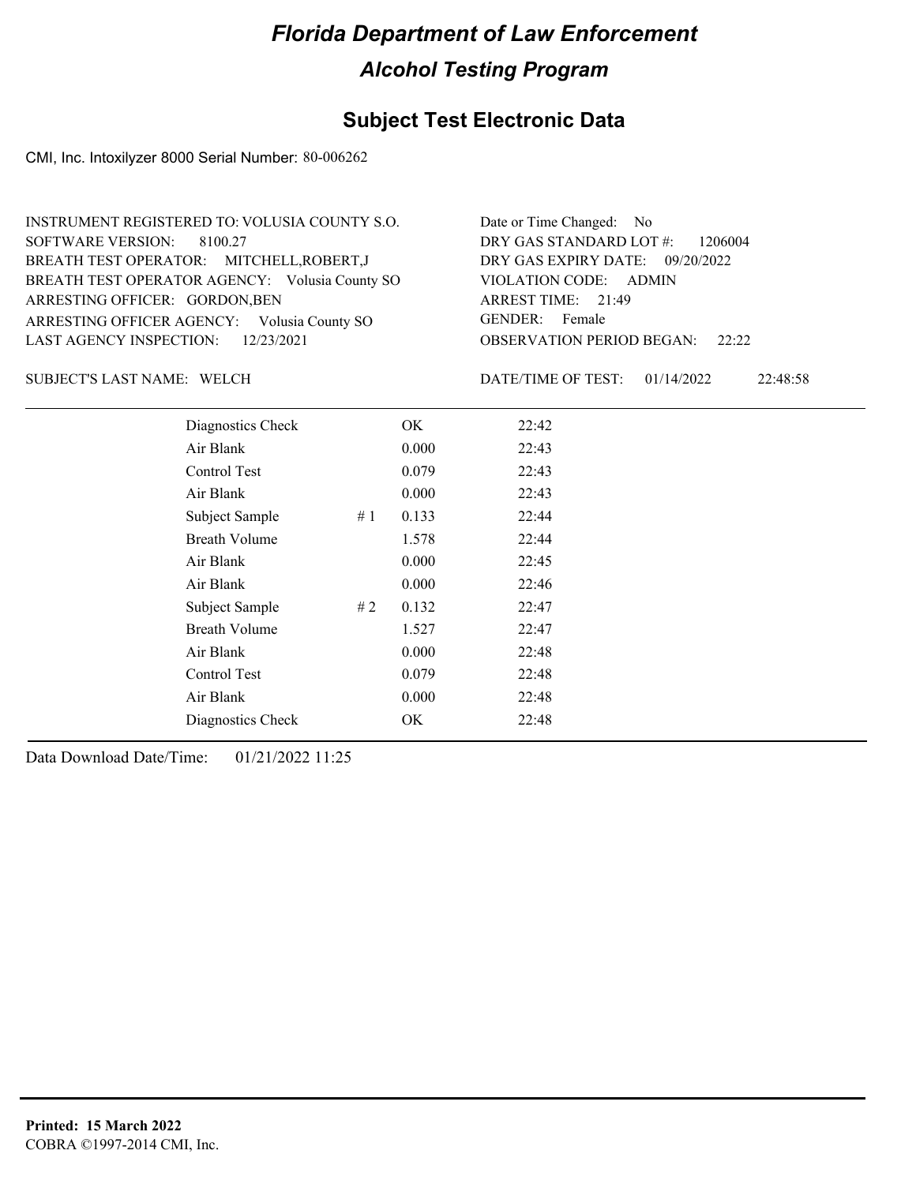# Florida Department of Law Enforcement

## Alcohol Testing Program

## Subject Test Electronic Data

CMI, Inc. Intoxilyzer 8000 Serial Number: 80-006262

INSTRUMENT REGISTERED TO: VOLUSIA COUNTY S.O.
SOFTWARE VERSION: 8100.27
BREATH TEST OPERATOR: MITCHELL,ROBERT,J
BREATH TEST OPERATOR AGENCY: Volusia County SO
ARRESTING OFFICER: GORDON,BEN
ARRESTING OFFICER AGENCY: Volusia County SO
LAST AGENCY INSPECTION: 12/23/2021

Date or Time Changed: No
DRY GAS STANDARD LOT #: 1206004
DRY GAS EXPIRY DATE: 09/20/2022
VIOLATION CODE: ADMIN
ARREST TIME: 21:49
GENDER: Female
OBSERVATION PERIOD BEGAN: 22:22

SUBJECT'S LAST NAME: WELCH

DATE/TIME OF TEST: 01/14/2022 22:48:58

| | | | |
|---|---|---|---|
| Diagnostics Check | | OK | 22:42 |
| Air Blank | | 0.000 | 22:43 |
| Control Test | | 0.079 | 22:43 |
| Air Blank | | 0.000 | 22:43 |
| Subject Sample | # 1 | 0.133 | 22:44 |
| Breath Volume | | 1.578 | 22:44 |
| Air Blank | | 0.000 | 22:45 |
| Air Blank | | 0.000 | 22:46 |
| Subject Sample | # 2 | 0.132 | 22:47 |
| Breath Volume | | 1.527 | 22:47 |
| Air Blank | | 0.000 | 22:48 |
| Control Test | | 0.079 | 22:48 |
| Air Blank | | 0.000 | 22:48 |
| Diagnostics Check | | OK | 22:48 |

Data Download Date/Time: 01/21/2022 11:25

**Printed: 15 March 2022**
COBRA ©1997-2014 CMI, Inc.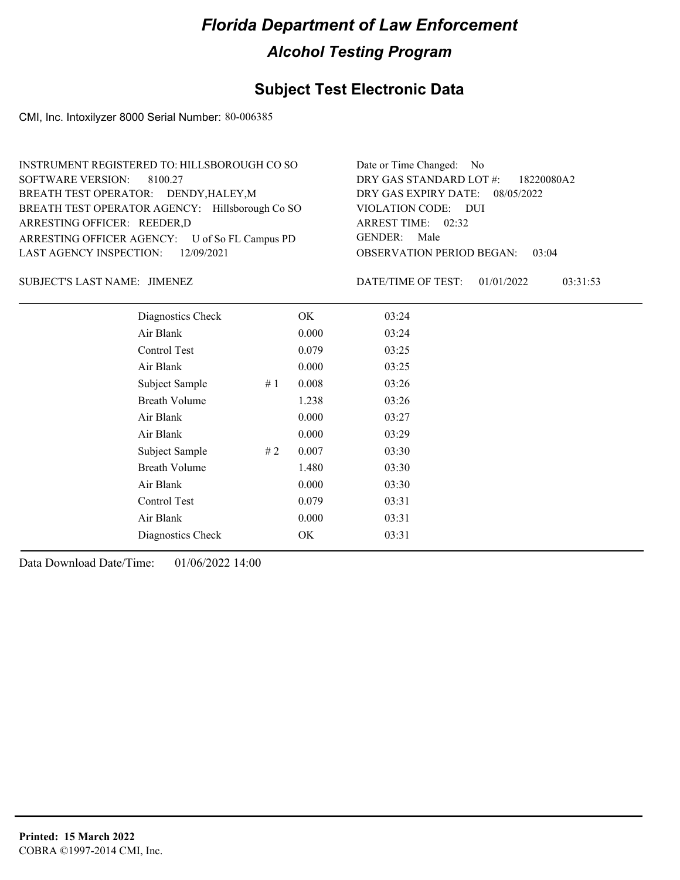# Florida Department of Law Enforcement

## Alcohol Testing Program

## Subject Test Electronic Data

CMI, Inc. Intoxilyzer 8000 Serial Number: 80-006385

INSTRUMENT REGISTERED TO: HILLSBOROUGH CO SO
SOFTWARE VERSION: 8100.27
BREATH TEST OPERATOR: DENDY,HALEY,M
BREATH TEST OPERATOR AGENCY: Hillsborough Co SO
ARRESTING OFFICER: REEDER,D
ARRESTING OFFICER AGENCY: U of So FL Campus PD
LAST AGENCY INSPECTION: 12/09/2021

Date or Time Changed: No
DRY GAS STANDARD LOT #: 18220080A2
DRY GAS EXPIRY DATE: 08/05/2022
VIOLATION CODE: DUI
ARREST TIME: 02:32
GENDER: Male
OBSERVATION PERIOD BEGAN: 03:04

SUBJECT'S LAST NAME: JIMENEZ

DATE/TIME OF TEST: 01/01/2022 03:31:53

| | | | |
|---|---|---|---|
| Diagnostics Check | | OK | 03:24 |
| Air Blank | | 0.000 | 03:24 |
| Control Test | | 0.079 | 03:25 |
| Air Blank | | 0.000 | 03:25 |
| Subject Sample | # 1 | 0.008 | 03:26 |
| Breath Volume | | 1.238 | 03:26 |
| Air Blank | | 0.000 | 03:27 |
| Air Blank | | 0.000 | 03:29 |
| Subject Sample | # 2 | 0.007 | 03:30 |
| Breath Volume | | 1.480 | 03:30 |
| Air Blank | | 0.000 | 03:30 |
| Control Test | | 0.079 | 03:31 |
| Air Blank | | 0.000 | 03:31 |
| Diagnostics Check | | OK | 03:31 |

Data Download Date/Time: 01/06/2022 14:00

**Printed: 15 March 2022**
COBRA ©1997-2014 CMI, Inc.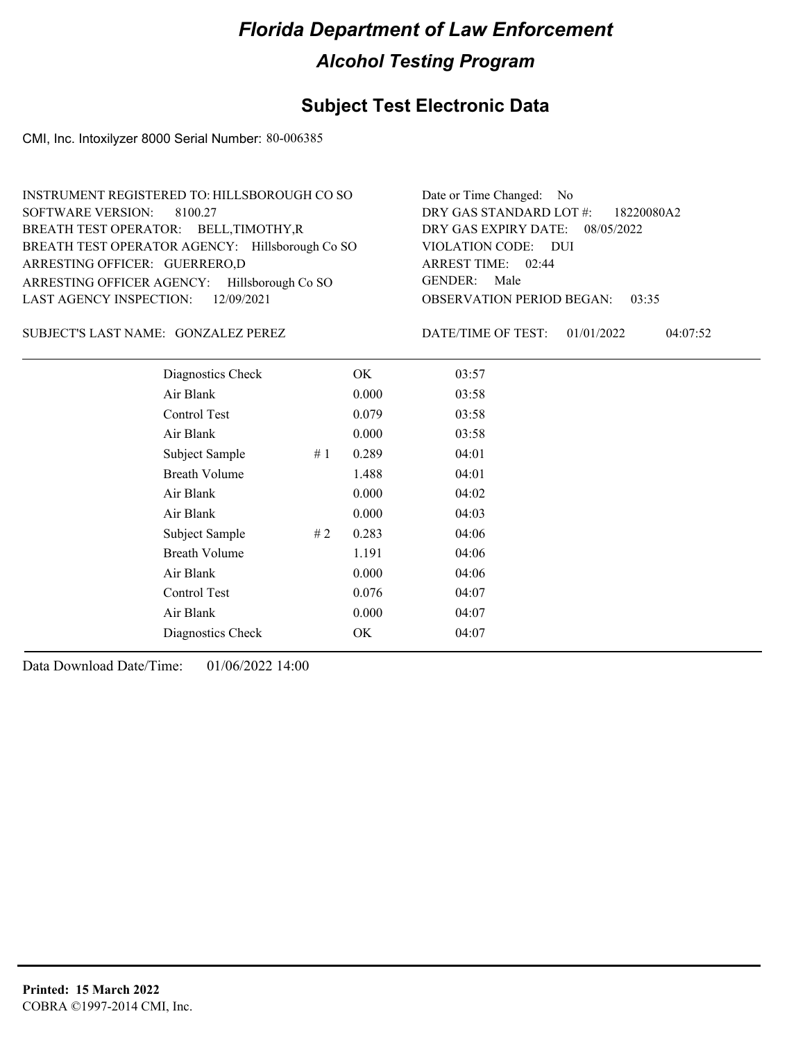# *Florida Department of Law Enforcement*

## *Alcohol Testing Program*

## Subject Test Electronic Data

CMI, Inc. Intoxilyzer 8000 Serial Number: 80-006385

INSTRUMENT REGISTERED TO: HILLSBOROUGH CO SO
SOFTWARE VERSION: 8100.27
BREATH TEST OPERATOR: BELL,TIMOTHY,R
BREATH TEST OPERATOR AGENCY: Hillsborough Co SO
ARRESTING OFFICER: GUERRERO,D
ARRESTING OFFICER AGENCY: Hillsborough Co SO
LAST AGENCY INSPECTION: 12/09/2021

Date or Time Changed: No
DRY GAS STANDARD LOT #: 18220080A2
DRY GAS EXPIRY DATE: 08/05/2022
VIOLATION CODE: DUI
ARREST TIME: 02:44
GENDER: Male
OBSERVATION PERIOD BEGAN: 03:35

SUBJECT'S LAST NAME: GONZALEZ PEREZ

DATE/TIME OF TEST: 01/01/2022 04:07:52

| | | | |
|---|---|---|---|
| Diagnostics Check | | OK | 03:57 |
| Air Blank | | 0.000 | 03:58 |
| Control Test | | 0.079 | 03:58 |
| Air Blank | | 0.000 | 03:58 |
| Subject Sample | # 1 | 0.289 | 04:01 |
| Breath Volume | | 1.488 | 04:01 |
| Air Blank | | 0.000 | 04:02 |
| Air Blank | | 0.000 | 04:03 |
| Subject Sample | # 2 | 0.283 | 04:06 |
| Breath Volume | | 1.191 | 04:06 |
| Air Blank | | 0.000 | 04:06 |
| Control Test | | 0.076 | 04:07 |
| Air Blank | | 0.000 | 04:07 |
| Diagnostics Check | | OK | 04:07 |

Data Download Date/Time: 01/06/2022 14:00

**Printed: 15 March 2022**
COBRA ©1997-2014 CMI, Inc.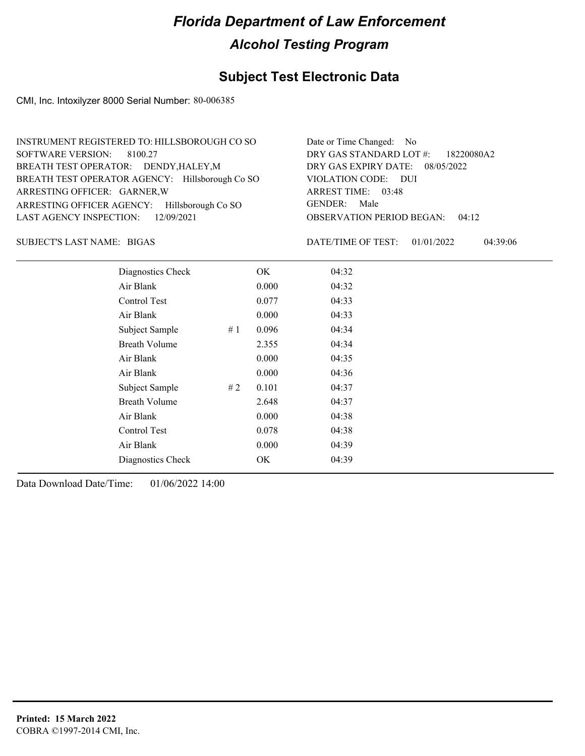# Florida Department of Law Enforcement

## Alcohol Testing Program

## Subject Test Electronic Data

CMI, Inc. Intoxilyzer 8000 Serial Number: 80-006385

INSTRUMENT REGISTERED TO: HILLSBOROUGH CO SO
SOFTWARE VERSION: 8100.27
BREATH TEST OPERATOR: DENDY,HALEY,M
BREATH TEST OPERATOR AGENCY: Hillsborough Co SO
ARRESTING OFFICER: GARNER,W
ARRESTING OFFICER AGENCY: Hillsborough Co SO
LAST AGENCY INSPECTION: 12/09/2021

Date or Time Changed: No
DRY GAS STANDARD LOT #: 18220080A2
DRY GAS EXPIRY DATE: 08/05/2022
VIOLATION CODE: DUI
ARREST TIME: 03:48
GENDER: Male
OBSERVATION PERIOD BEGAN: 04:12

SUBJECT'S LAST NAME: BIGAS

DATE/TIME OF TEST: 01/01/2022 04:39:06

| | | | |
|---|---|---|---|
| Diagnostics Check | | OK | 04:32 |
| Air Blank | | 0.000 | 04:32 |
| Control Test | | 0.077 | 04:33 |
| Air Blank | | 0.000 | 04:33 |
| Subject Sample | # 1 | 0.096 | 04:34 |
| Breath Volume | | 2.355 | 04:34 |
| Air Blank | | 0.000 | 04:35 |
| Air Blank | | 0.000 | 04:36 |
| Subject Sample | # 2 | 0.101 | 04:37 |
| Breath Volume | | 2.648 | 04:37 |
| Air Blank | | 0.000 | 04:38 |
| Control Test | | 0.078 | 04:38 |
| Air Blank | | 0.000 | 04:39 |
| Diagnostics Check | | OK | 04:39 |

Data Download Date/Time: 01/06/2022 14:00

**Printed: 15 March 2022**
COBRA ©1997-2014 CMI, Inc.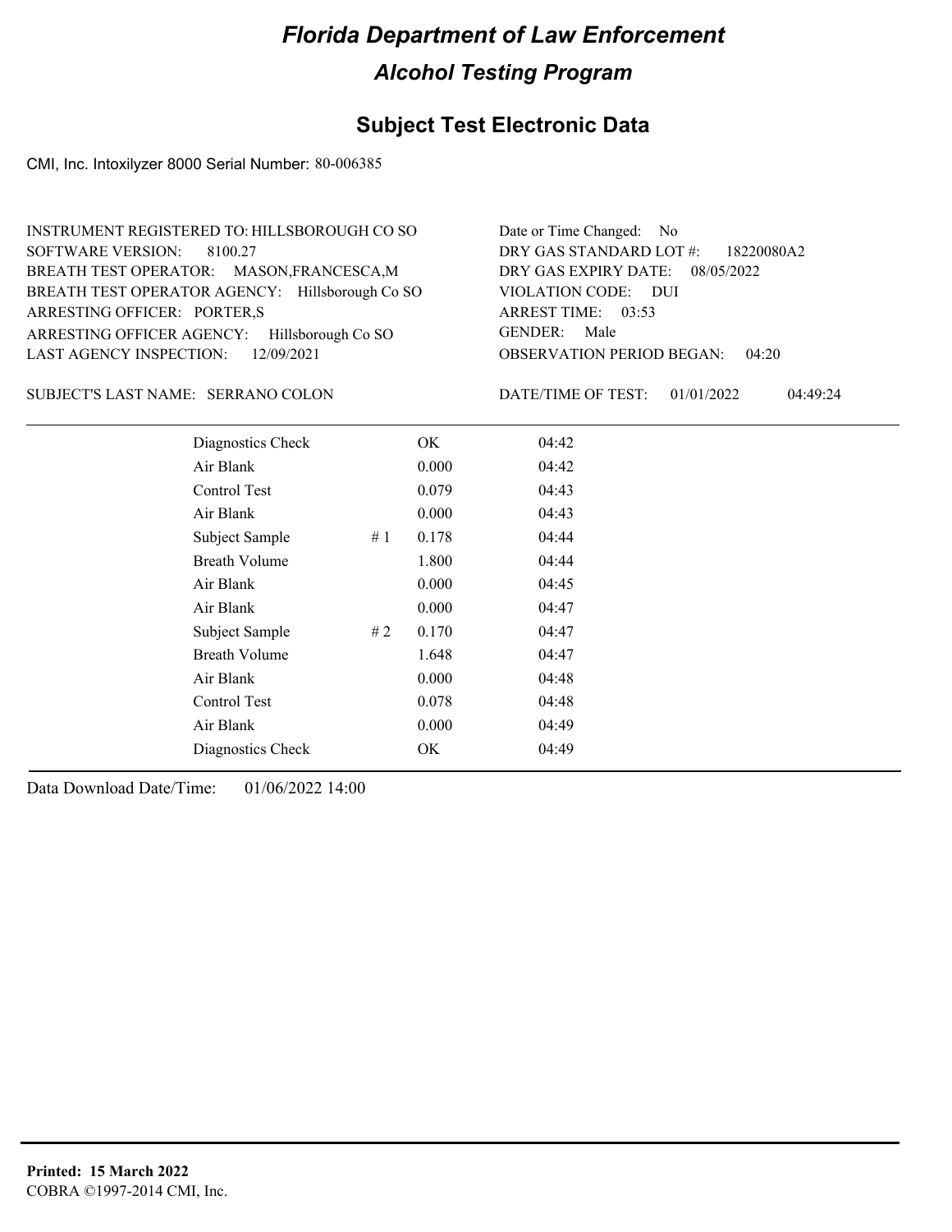# Florida Department of Law Enforcement

## Alcohol Testing Program

### Subject Test Electronic Data

CMI, Inc. Intoxilyzer 8000 Serial Number: 80-006385

INSTRUMENT REGISTERED TO: HILLSBOROUGH CO SO
SOFTWARE VERSION: 8100.27
BREATH TEST OPERATOR: MASON,FRANCESCA,M
BREATH TEST OPERATOR AGENCY: Hillsborough Co SO
ARRESTING OFFICER: PORTER,S
ARRESTING OFFICER AGENCY: Hillsborough Co SO
LAST AGENCY INSPECTION: 12/09/2021

Date or Time Changed: No
DRY GAS STANDARD LOT #: 18220080A2
DRY GAS EXPIRY DATE: 08/05/2022
VIOLATION CODE: DUI
ARREST TIME: 03:53
GENDER: Male
OBSERVATION PERIOD BEGAN: 04:20

SUBJECT'S LAST NAME: SERRANO COLON

DATE/TIME OF TEST: 01/01/2022 04:49:24

| | | | |
|---|---|---|---|
| Diagnostics Check | | OK | 04:42 |
| Air Blank | | 0.000 | 04:42 |
| Control Test | | 0.079 | 04:43 |
| Air Blank | | 0.000 | 04:43 |
| Subject Sample | # 1 | 0.178 | 04:44 |
| Breath Volume | | 1.800 | 04:44 |
| Air Blank | | 0.000 | 04:45 |
| Air Blank | | 0.000 | 04:47 |
| Subject Sample | # 2 | 0.170 | 04:47 |
| Breath Volume | | 1.648 | 04:47 |
| Air Blank | | 0.000 | 04:48 |
| Control Test | | 0.078 | 04:48 |
| Air Blank | | 0.000 | 04:49 |
| Diagnostics Check | | OK | 04:49 |

Data Download Date/Time: 01/06/2022 14:00

**Printed: 15 March 2022**
COBRA ©1997-2014 CMI, Inc.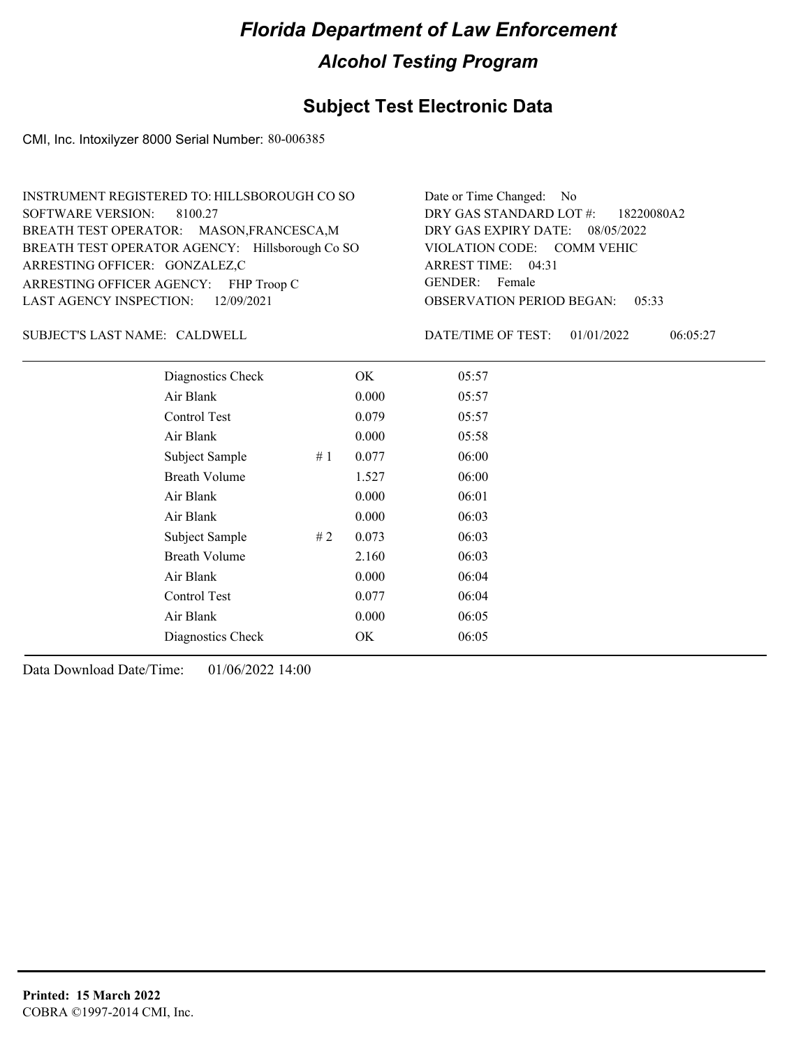# Florida Department of Law Enforcement

## Alcohol Testing Program

### Subject Test Electronic Data

CMI, Inc. Intoxilyzer 8000 Serial Number: 80-006385

INSTRUMENT REGISTERED TO: HILLSBOROUGH CO SO
SOFTWARE VERSION: 8100.27
BREATH TEST OPERATOR: MASON,FRANCESCA,M
BREATH TEST OPERATOR AGENCY: Hillsborough Co SO
ARRESTING OFFICER: GONZALEZ,C
ARRESTING OFFICER AGENCY: FHP Troop C
LAST AGENCY INSPECTION: 12/09/2021

Date or Time Changed: No
DRY GAS STANDARD LOT #: 18220080A2
DRY GAS EXPIRY DATE: 08/05/2022
VIOLATION CODE: COMM VEHIC
ARREST TIME: 04:31
GENDER: Female
OBSERVATION PERIOD BEGAN: 05:33

SUBJECT'S LAST NAME: CALDWELL

DATE/TIME OF TEST: 01/01/2022 06:05:27

| | | | |
|---|---|---|---|
| Diagnostics Check | | OK | 05:57 |
| Air Blank | | 0.000 | 05:57 |
| Control Test | | 0.079 | 05:57 |
| Air Blank | | 0.000 | 05:58 |
| Subject Sample | # 1 | 0.077 | 06:00 |
| Breath Volume | | 1.527 | 06:00 |
| Air Blank | | 0.000 | 06:01 |
| Air Blank | | 0.000 | 06:03 |
| Subject Sample | # 2 | 0.073 | 06:03 |
| Breath Volume | | 2.160 | 06:03 |
| Air Blank | | 0.000 | 06:04 |
| Control Test | | 0.077 | 06:04 |
| Air Blank | | 0.000 | 06:05 |
| Diagnostics Check | | OK | 06:05 |

Data Download Date/Time: 01/06/2022 14:00

**Printed: 15 March 2022**
COBRA ©1997-2014 CMI, Inc.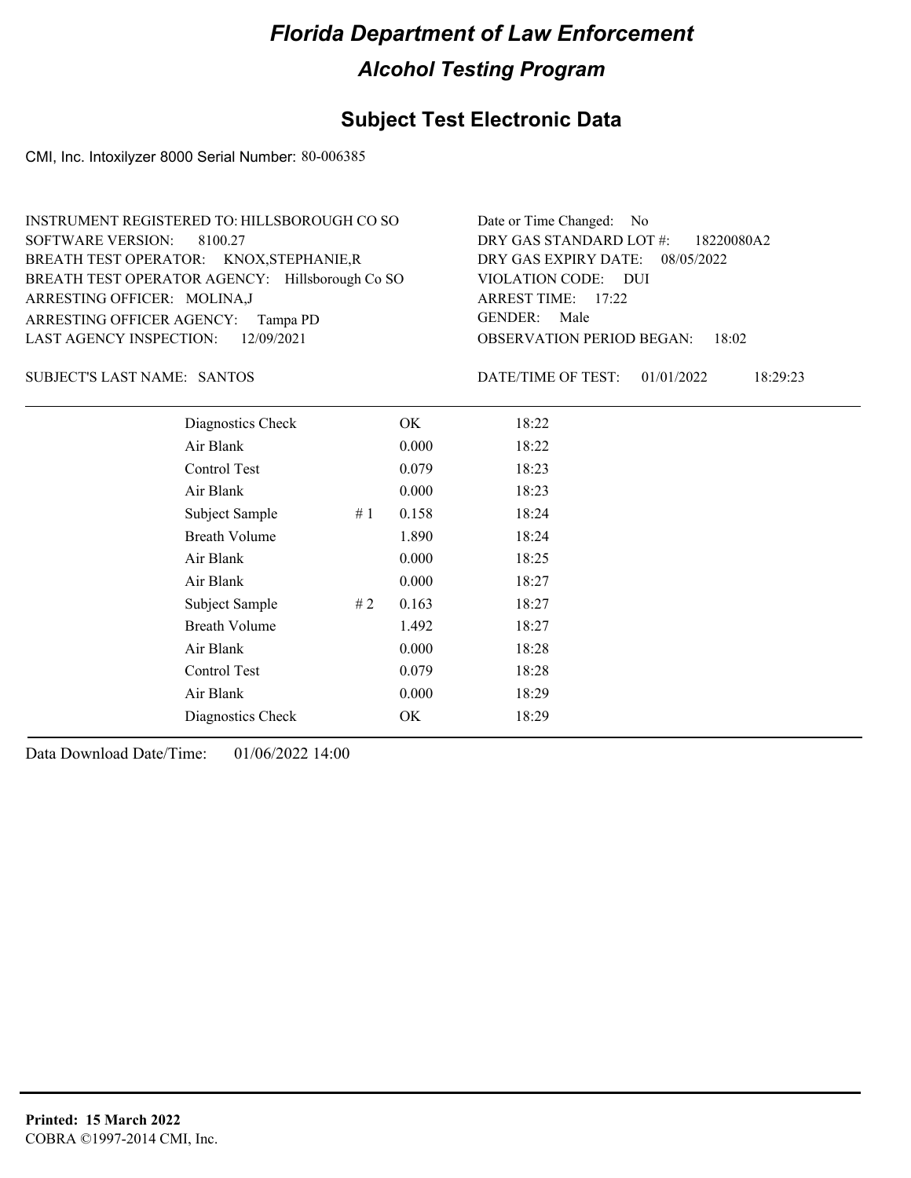# Florida Department of Law Enforcement

## Alcohol Testing Program

### Subject Test Electronic Data

CMI, Inc. Intoxilyzer 8000 Serial Number: 80-006385

INSTRUMENT REGISTERED TO: HILLSBOROUGH CO SO
SOFTWARE VERSION: 8100.27
BREATH TEST OPERATOR: KNOX,STEPHANIE,R
BREATH TEST OPERATOR AGENCY: Hillsborough Co SO
ARRESTING OFFICER: MOLINA,J
ARRESTING OFFICER AGENCY: Tampa PD
LAST AGENCY INSPECTION: 12/09/2021

Date or Time Changed: No
DRY GAS STANDARD LOT #: 18220080A2
DRY GAS EXPIRY DATE: 08/05/2022
VIOLATION CODE: DUI
ARREST TIME: 17:22
GENDER: Male
OBSERVATION PERIOD BEGAN: 18:02

SUBJECT'S LAST NAME: SANTOS

DATE/TIME OF TEST: 01/01/2022 18:29:23

| | | | |
|---|---|---|---|
| Diagnostics Check | | OK | 18:22 |
| Air Blank | | 0.000 | 18:22 |
| Control Test | | 0.079 | 18:23 |
| Air Blank | | 0.000 | 18:23 |
| Subject Sample | # 1 | 0.158 | 18:24 |
| Breath Volume | | 1.890 | 18:24 |
| Air Blank | | 0.000 | 18:25 |
| Air Blank | | 0.000 | 18:27 |
| Subject Sample | # 2 | 0.163 | 18:27 |
| Breath Volume | | 1.492 | 18:27 |
| Air Blank | | 0.000 | 18:28 |
| Control Test | | 0.079 | 18:28 |
| Air Blank | | 0.000 | 18:29 |
| Diagnostics Check | | OK | 18:29 |

Data Download Date/Time: 01/06/2022 14:00

**Printed: 15 March 2022**
COBRA ©1997-2014 CMI, Inc.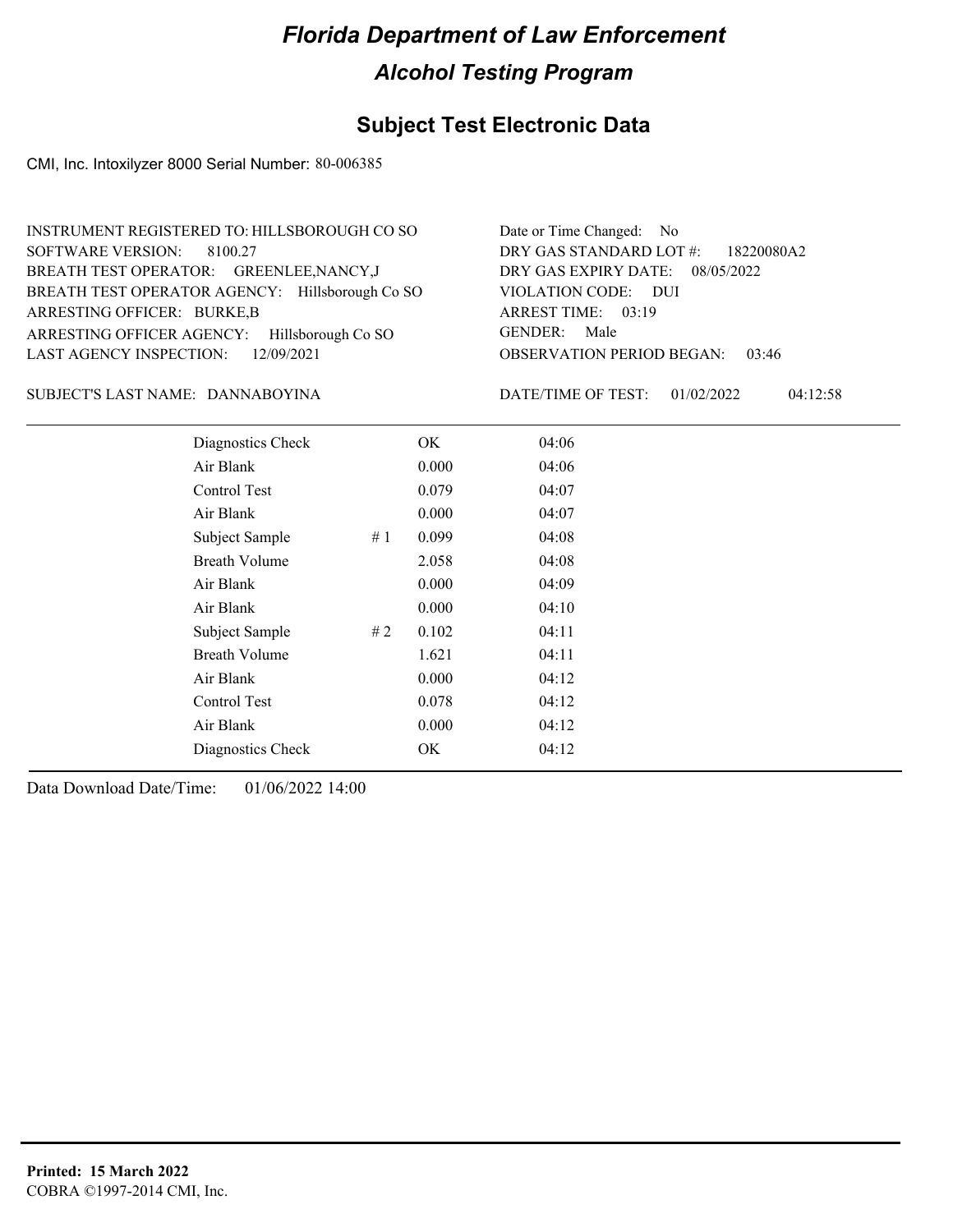# Florida Department of Law Enforcement

## Alcohol Testing Program

### Subject Test Electronic Data

CMI, Inc. Intoxilyzer 8000 Serial Number: 80-006385

INSTRUMENT REGISTERED TO: HILLSBOROUGH CO SO
SOFTWARE VERSION: 8100.27
BREATH TEST OPERATOR: GREENLEE,NANCY,J
BREATH TEST OPERATOR AGENCY: Hillsborough Co SO
ARRESTING OFFICER: BURKE,B
ARRESTING OFFICER AGENCY: Hillsborough Co SO
LAST AGENCY INSPECTION: 12/09/2021

Date or Time Changed: No
DRY GAS STANDARD LOT #: 18220080A2
DRY GAS EXPIRY DATE: 08/05/2022
VIOLATION CODE: DUI
ARREST TIME: 03:19
GENDER: Male
OBSERVATION PERIOD BEGAN: 03:46

SUBJECT'S LAST NAME: DANNABOYINA

DATE/TIME OF TEST: 01/02/2022 04:12:58

| | | | |
|---|---|---|---|
| Diagnostics Check | | OK | 04:06 |
| Air Blank | | 0.000 | 04:06 |
| Control Test | | 0.079 | 04:07 |
| Air Blank | | 0.000 | 04:07 |
| Subject Sample | # 1 | 0.099 | 04:08 |
| Breath Volume | | 2.058 | 04:08 |
| Air Blank | | 0.000 | 04:09 |
| Air Blank | | 0.000 | 04:10 |
| Subject Sample | # 2 | 0.102 | 04:11 |
| Breath Volume | | 1.621 | 04:11 |
| Air Blank | | 0.000 | 04:12 |
| Control Test | | 0.078 | 04:12 |
| Air Blank | | 0.000 | 04:12 |
| Diagnostics Check | | OK | 04:12 |

Data Download Date/Time: 01/06/2022 14:00

**Printed: 15 March 2022**
COBRA ©1997-2014 CMI, Inc.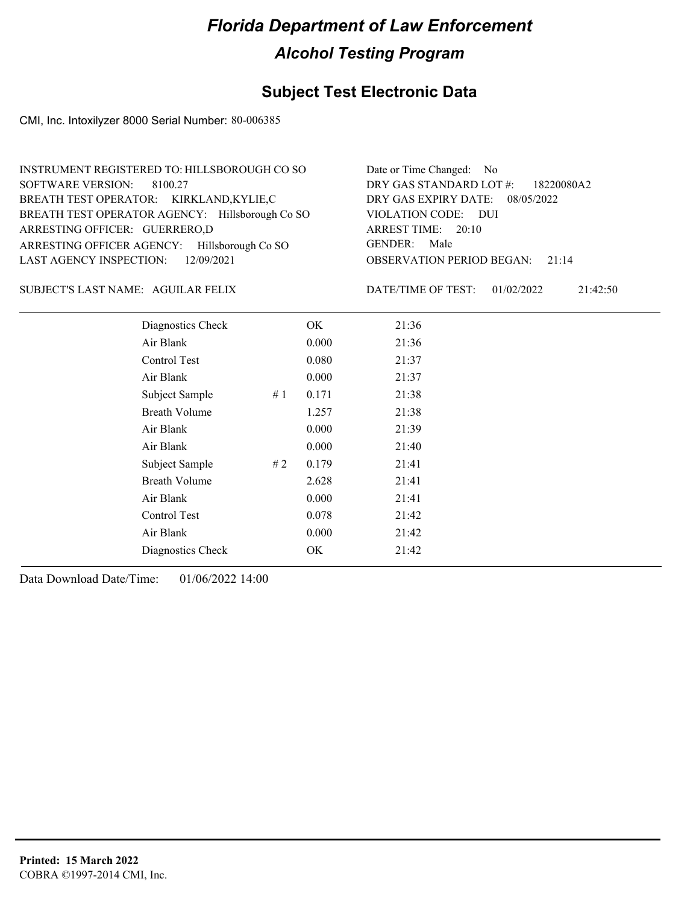# Florida Department of Law Enforcement

## Alcohol Testing Program

### Subject Test Electronic Data

CMI, Inc. Intoxilyzer 8000 Serial Number: 80-006385

INSTRUMENT REGISTERED TO: HILLSBOROUGH CO SO
SOFTWARE VERSION: 8100.27
BREATH TEST OPERATOR: KIRKLAND,KYLIE,C
BREATH TEST OPERATOR AGENCY: Hillsborough Co SO
ARRESTING OFFICER: GUERRERO,D
ARRESTING OFFICER AGENCY: Hillsborough Co SO
LAST AGENCY INSPECTION: 12/09/2021

Date or Time Changed: No
DRY GAS STANDARD LOT #: 18220080A2
DRY GAS EXPIRY DATE: 08/05/2022
VIOLATION CODE: DUI
ARREST TIME: 20:10
GENDER: Male
OBSERVATION PERIOD BEGAN: 21:14

SUBJECT'S LAST NAME: AGUILAR FELIX

DATE/TIME OF TEST: 01/02/2022 21:42:50

| | | | |
|---|---|---|---|
| Diagnostics Check | | OK | 21:36 |
| Air Blank | | 0.000 | 21:36 |
| Control Test | | 0.080 | 21:37 |
| Air Blank | | 0.000 | 21:37 |
| Subject Sample | # 1 | 0.171 | 21:38 |
| Breath Volume | | 1.257 | 21:38 |
| Air Blank | | 0.000 | 21:39 |
| Air Blank | | 0.000 | 21:40 |
| Subject Sample | # 2 | 0.179 | 21:41 |
| Breath Volume | | 2.628 | 21:41 |
| Air Blank | | 0.000 | 21:41 |
| Control Test | | 0.078 | 21:42 |
| Air Blank | | 0.000 | 21:42 |
| Diagnostics Check | | OK | 21:42 |

Data Download Date/Time: 01/06/2022 14:00

**Printed: 15 March 2022**
COBRA ©1997-2014 CMI, Inc.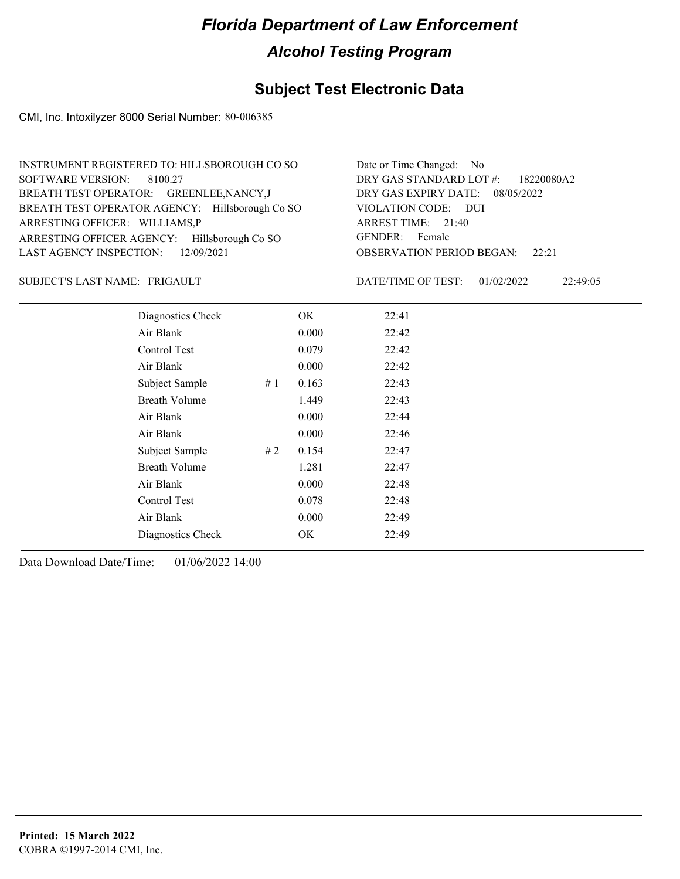# Florida Department of Law Enforcement

## Alcohol Testing Program

### Subject Test Electronic Data

CMI, Inc. Intoxilyzer 8000 Serial Number: 80-006385

INSTRUMENT REGISTERED TO: HILLSBOROUGH CO SO
SOFTWARE VERSION: 8100.27
BREATH TEST OPERATOR: GREENLEE,NANCY,J
BREATH TEST OPERATOR AGENCY: Hillsborough Co SO
ARRESTING OFFICER: WILLIAMS,P
ARRESTING OFFICER AGENCY: Hillsborough Co SO
LAST AGENCY INSPECTION: 12/09/2021

Date or Time Changed: No
DRY GAS STANDARD LOT #: 18220080A2
DRY GAS EXPIRY DATE: 08/05/2022
VIOLATION CODE: DUI
ARREST TIME: 21:40
GENDER: Female
OBSERVATION PERIOD BEGAN: 22:21

SUBJECT'S LAST NAME: FRIGAULT

DATE/TIME OF TEST: 01/02/2022 22:49:05

| | | | |
|---|---|---|---|
| Diagnostics Check | | OK | 22:41 |
| Air Blank | | 0.000 | 22:42 |
| Control Test | | 0.079 | 22:42 |
| Air Blank | | 0.000 | 22:42 |
| Subject Sample | # 1 | 0.163 | 22:43 |
| Breath Volume | | 1.449 | 22:43 |
| Air Blank | | 0.000 | 22:44 |
| Air Blank | | 0.000 | 22:46 |
| Subject Sample | # 2 | 0.154 | 22:47 |
| Breath Volume | | 1.281 | 22:47 |
| Air Blank | | 0.000 | 22:48 |
| Control Test | | 0.078 | 22:48 |
| Air Blank | | 0.000 | 22:49 |
| Diagnostics Check | | OK | 22:49 |

Data Download Date/Time: 01/06/2022 14:00

**Printed: 15 March 2022**
COBRA ©1997-2014 CMI, Inc.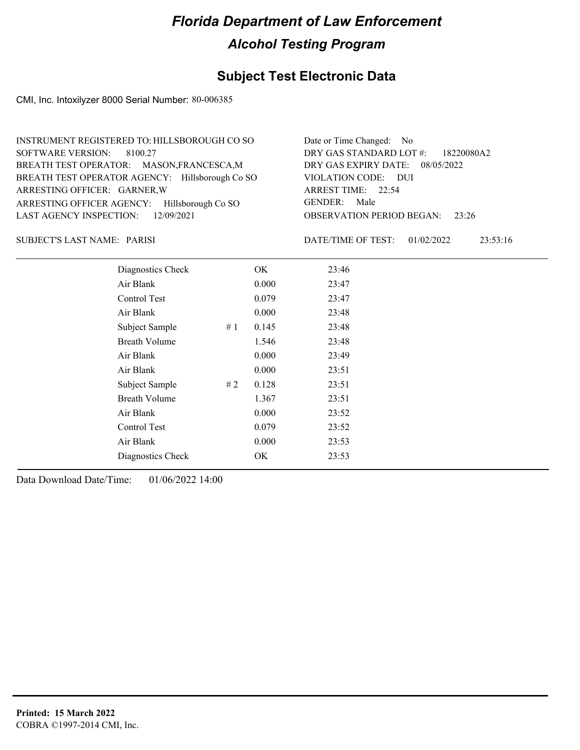# Florida Department of Law Enforcement

## Alcohol Testing Program

## Subject Test Electronic Data

CMI, Inc. Intoxilyzer 8000 Serial Number: 80-006385

INSTRUMENT REGISTERED TO: HILLSBOROUGH CO SO
SOFTWARE VERSION: 8100.27
BREATH TEST OPERATOR: MASON,FRANCESCA,M
BREATH TEST OPERATOR AGENCY: Hillsborough Co SO
ARRESTING OFFICER: GARNER,W
ARRESTING OFFICER AGENCY: Hillsborough Co SO
LAST AGENCY INSPECTION: 12/09/2021

Date or Time Changed: No
DRY GAS STANDARD LOT #: 18220080A2
DRY GAS EXPIRY DATE: 08/05/2022
VIOLATION CODE: DUI
ARREST TIME: 22:54
GENDER: Male
OBSERVATION PERIOD BEGAN: 23:26

SUBJECT'S LAST NAME: PARISI

DATE/TIME OF TEST: 01/02/2022 23:53:16

| | | | |
|---|---|---|---|
| Diagnostics Check | | OK | 23:46 |
| Air Blank | | 0.000 | 23:47 |
| Control Test | | 0.079 | 23:47 |
| Air Blank | | 0.000 | 23:48 |
| Subject Sample | # 1 | 0.145 | 23:48 |
| Breath Volume | | 1.546 | 23:48 |
| Air Blank | | 0.000 | 23:49 |
| Air Blank | | 0.000 | 23:51 |
| Subject Sample | # 2 | 0.128 | 23:51 |
| Breath Volume | | 1.367 | 23:51 |
| Air Blank | | 0.000 | 23:52 |
| Control Test | | 0.079 | 23:52 |
| Air Blank | | 0.000 | 23:53 |
| Diagnostics Check | | OK | 23:53 |

Data Download Date/Time: 01/06/2022 14:00

**Printed: 15 March 2022**
COBRA ©1997-2014 CMI, Inc.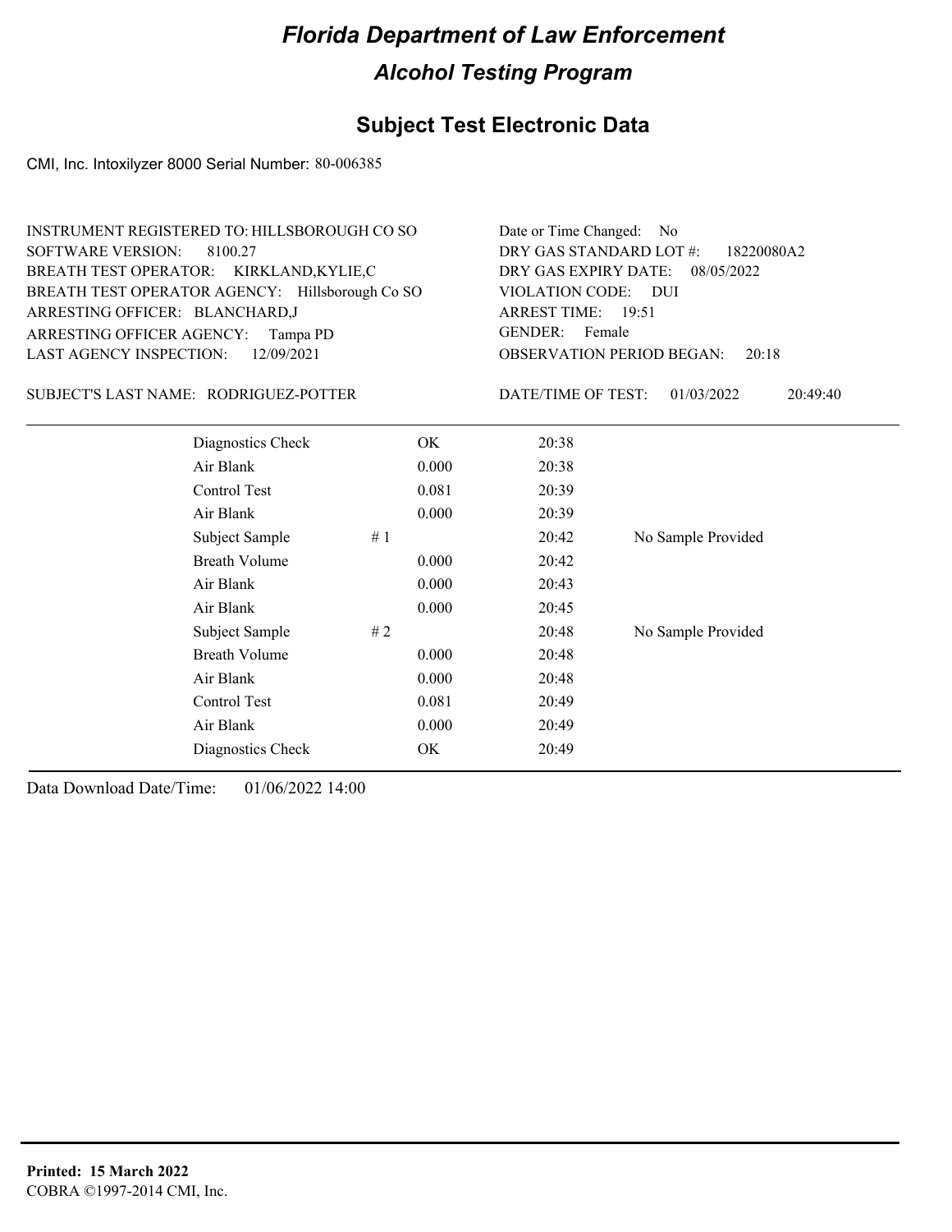# Florida Department of Law Enforcement

## Alcohol Testing Program

### Subject Test Electronic Data

CMI, Inc. Intoxilyzer 8000 Serial Number: 80-006385

INSTRUMENT REGISTERED TO: HILLSBOROUGH CO SO
SOFTWARE VERSION: 8100.27
BREATH TEST OPERATOR: KIRKLAND,KYLIE,C
BREATH TEST OPERATOR AGENCY: Hillsborough Co SO
ARRESTING OFFICER: BLANCHARD,J
ARRESTING OFFICER AGENCY: Tampa PD
LAST AGENCY INSPECTION: 12/09/2021

Date or Time Changed: No
DRY GAS STANDARD LOT #: 18220080A2
DRY GAS EXPIRY DATE: 08/05/2022
VIOLATION CODE: DUI
ARREST TIME: 19:51
GENDER: Female
OBSERVATION PERIOD BEGAN: 20:18

SUBJECT'S LAST NAME: RODRIGUEZ-POTTER

DATE/TIME OF TEST: 01/03/2022 20:49:40

| | | | | |
|---|---|---|---|---|
| Diagnostics Check | | OK | 20:38 | |
| Air Blank | | 0.000 | 20:38 | |
| Control Test | | 0.081 | 20:39 | |
| Air Blank | | 0.000 | 20:39 | |
| Subject Sample | # 1 | | 20:42 | No Sample Provided |
| Breath Volume | | 0.000 | 20:42 | |
| Air Blank | | 0.000 | 20:43 | |
| Air Blank | | 0.000 | 20:45 | |
| Subject Sample | # 2 | | 20:48 | No Sample Provided |
| Breath Volume | | 0.000 | 20:48 | |
| Air Blank | | 0.000 | 20:48 | |
| Control Test | | 0.081 | 20:49 | |
| Air Blank | | 0.000 | 20:49 | |
| Diagnostics Check | | OK | 20:49 | |

Data Download Date/Time: 01/06/2022 14:00

**Printed: 15 March 2022**
COBRA ©1997-2014 CMI, Inc.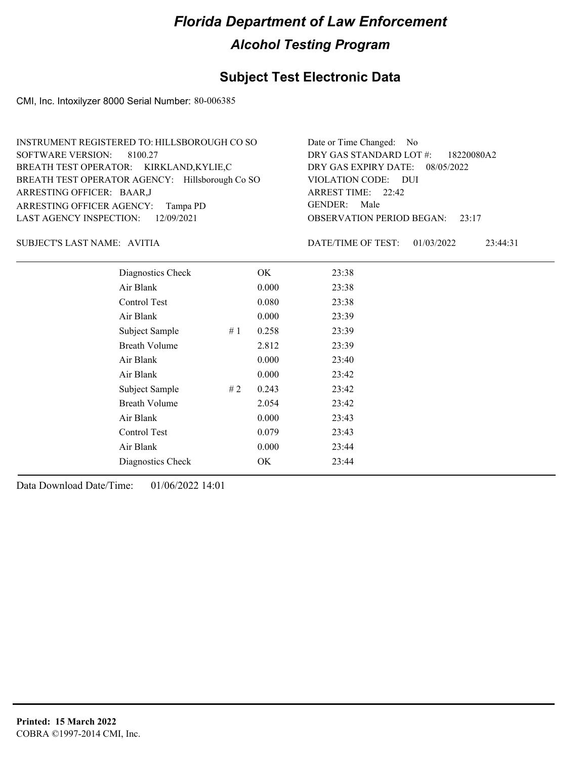# *Florida Department of Law Enforcement*

## *Alcohol Testing Program*

## Subject Test Electronic Data

CMI, Inc. Intoxilyzer 8000 Serial Number: 80-006385

INSTRUMENT REGISTERED TO: HILLSBOROUGH CO SO
SOFTWARE VERSION: 8100.27
BREATH TEST OPERATOR: KIRKLAND,KYLIE,C
BREATH TEST OPERATOR AGENCY: Hillsborough Co SO
ARRESTING OFFICER: BAAR,J
ARRESTING OFFICER AGENCY: Tampa PD
LAST AGENCY INSPECTION: 12/09/2021

Date or Time Changed: No
DRY GAS STANDARD LOT #: 18220080A2
DRY GAS EXPIRY DATE: 08/05/2022
VIOLATION CODE: DUI
ARREST TIME: 22:42
GENDER: Male
OBSERVATION PERIOD BEGAN: 23:17

SUBJECT'S LAST NAME: AVITIA

DATE/TIME OF TEST: 01/03/2022 23:44:31

| | | | |
|---|---|---|---|
| Diagnostics Check | | OK | 23:38 |
| Air Blank | | 0.000 | 23:38 |
| Control Test | | 0.080 | 23:38 |
| Air Blank | | 0.000 | 23:39 |
| Subject Sample | # 1 | 0.258 | 23:39 |
| Breath Volume | | 2.812 | 23:39 |
| Air Blank | | 0.000 | 23:40 |
| Air Blank | | 0.000 | 23:42 |
| Subject Sample | # 2 | 0.243 | 23:42 |
| Breath Volume | | 2.054 | 23:42 |
| Air Blank | | 0.000 | 23:43 |
| Control Test | | 0.079 | 23:43 |
| Air Blank | | 0.000 | 23:44 |
| Diagnostics Check | | OK | 23:44 |

Data Download Date/Time: 01/06/2022 14:01

**Printed: 15 March 2022**
COBRA ©1997-2014 CMI, Inc.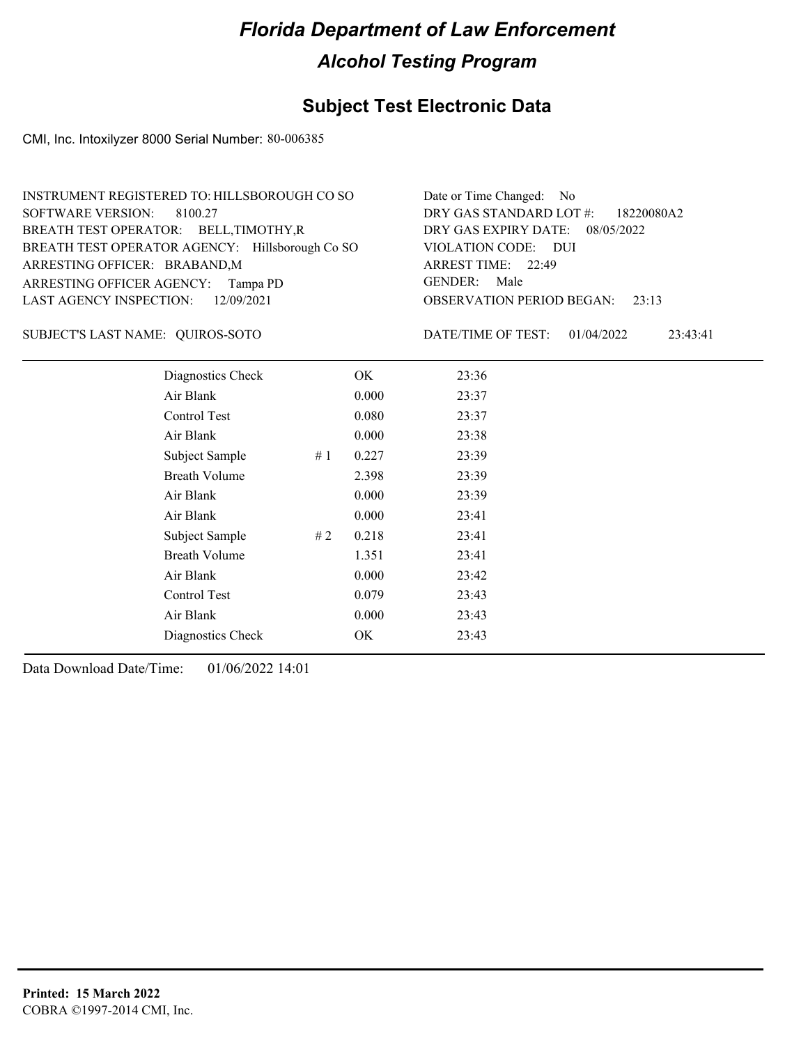# *Florida Department of Law Enforcement*

## *Alcohol Testing Program*

## Subject Test Electronic Data

CMI, Inc. Intoxilyzer 8000 Serial Number: 80-006385

INSTRUMENT REGISTERED TO: HILLSBOROUGH CO SO
SOFTWARE VERSION: 8100.27
BREATH TEST OPERATOR: BELL,TIMOTHY,R
BREATH TEST OPERATOR AGENCY: Hillsborough Co SO
ARRESTING OFFICER: BRABAND,M
ARRESTING OFFICER AGENCY: Tampa PD
LAST AGENCY INSPECTION: 12/09/2021

Date or Time Changed: No
DRY GAS STANDARD LOT #: 18220080A2
DRY GAS EXPIRY DATE: 08/05/2022
VIOLATION CODE: DUI
ARREST TIME: 22:49
GENDER: Male
OBSERVATION PERIOD BEGAN: 23:13

SUBJECT'S LAST NAME: QUIROS-SOTO

DATE/TIME OF TEST: 01/04/2022 23:43:41

| | | | |
|---|---|---|---|
| Diagnostics Check | | OK | 23:36 |
| Air Blank | | 0.000 | 23:37 |
| Control Test | | 0.080 | 23:37 |
| Air Blank | | 0.000 | 23:38 |
| Subject Sample | # 1 | 0.227 | 23:39 |
| Breath Volume | | 2.398 | 23:39 |
| Air Blank | | 0.000 | 23:39 |
| Air Blank | | 0.000 | 23:41 |
| Subject Sample | # 2 | 0.218 | 23:41 |
| Breath Volume | | 1.351 | 23:41 |
| Air Blank | | 0.000 | 23:42 |
| Control Test | | 0.079 | 23:43 |
| Air Blank | | 0.000 | 23:43 |
| Diagnostics Check | | OK | 23:43 |

Data Download Date/Time: 01/06/2022 14:01

**Printed: 15 March 2022**
COBRA ©1997-2014 CMI, Inc.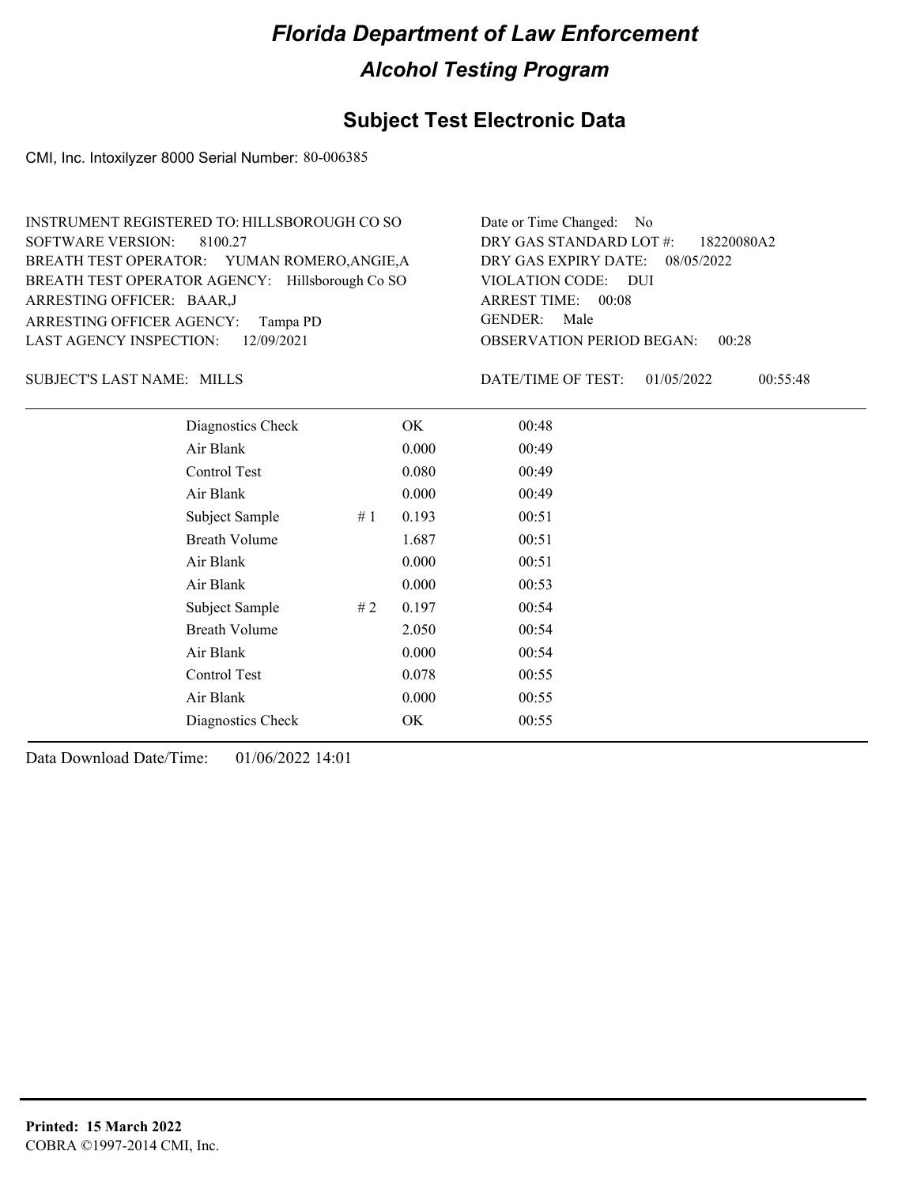# Florida Department of Law Enforcement

## Alcohol Testing Program

### Subject Test Electronic Data

CMI, Inc. Intoxilyzer 8000 Serial Number: 80-006385

INSTRUMENT REGISTERED TO: HILLSBOROUGH CO SO
SOFTWARE VERSION: 8100.27
BREATH TEST OPERATOR: YUMAN ROMERO,ANGIE,A
BREATH TEST OPERATOR AGENCY: Hillsborough Co SO
ARRESTING OFFICER: BAAR,J
ARRESTING OFFICER AGENCY: Tampa PD
LAST AGENCY INSPECTION: 12/09/2021

Date or Time Changed: No
DRY GAS STANDARD LOT #: 18220080A2
DRY GAS EXPIRY DATE: 08/05/2022
VIOLATION CODE: DUI
ARREST TIME: 00:08
GENDER: Male
OBSERVATION PERIOD BEGAN: 00:28

SUBJECT'S LAST NAME: MILLS

DATE/TIME OF TEST: 01/05/2022 00:55:48

| | | | |
|---|---|---|---|
| Diagnostics Check | | OK | 00:48 |
| Air Blank | | 0.000 | 00:49 |
| Control Test | | 0.080 | 00:49 |
| Air Blank | | 0.000 | 00:49 |
| Subject Sample | # 1 | 0.193 | 00:51 |
| Breath Volume | | 1.687 | 00:51 |
| Air Blank | | 0.000 | 00:51 |
| Air Blank | | 0.000 | 00:53 |
| Subject Sample | # 2 | 0.197 | 00:54 |
| Breath Volume | | 2.050 | 00:54 |
| Air Blank | | 0.000 | 00:54 |
| Control Test | | 0.078 | 00:55 |
| Air Blank | | 0.000 | 00:55 |
| Diagnostics Check | | OK | 00:55 |

Data Download Date/Time: 01/06/2022 14:01

**Printed: 15 March 2022**
COBRA ©1997-2014 CMI, Inc.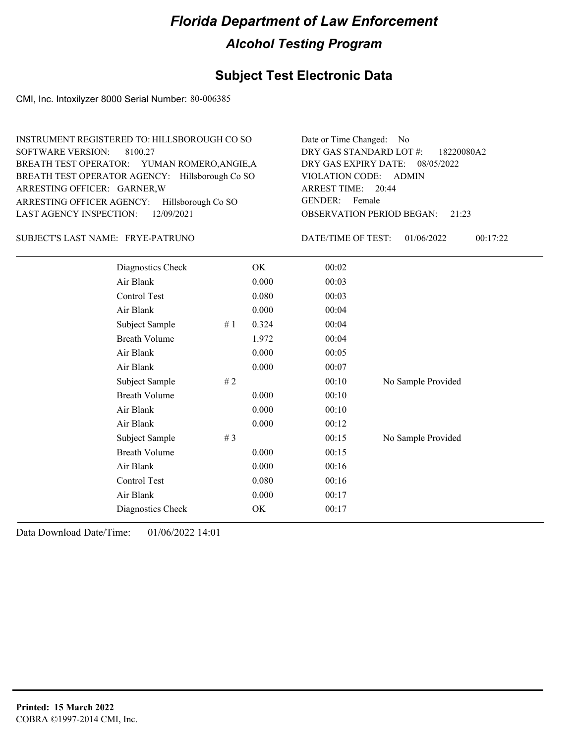# Florida Department of Law Enforcement

## Alcohol Testing Program

### Subject Test Electronic Data

CMI, Inc. Intoxilyzer 8000 Serial Number: 80-006385

INSTRUMENT REGISTERED TO: HILLSBOROUGH CO SO
SOFTWARE VERSION: 8100.27
BREATH TEST OPERATOR: YUMAN ROMERO,ANGIE,A
BREATH TEST OPERATOR AGENCY: Hillsborough Co SO
ARRESTING OFFICER: GARNER,W
ARRESTING OFFICER AGENCY: Hillsborough Co SO
LAST AGENCY INSPECTION: 12/09/2021

Date or Time Changed: No
DRY GAS STANDARD LOT #: 18220080A2
DRY GAS EXPIRY DATE: 08/05/2022
VIOLATION CODE: ADMIN
ARREST TIME: 20:44
GENDER: Female
OBSERVATION PERIOD BEGAN: 21:23

SUBJECT'S LAST NAME: FRYE-PATRUNO

DATE/TIME OF TEST: 01/06/2022 00:17:22

| | | | | |
|---|---|---|---|---|
| Diagnostics Check | | OK | 00:02 | |
| Air Blank | | 0.000 | 00:03 | |
| Control Test | | 0.080 | 00:03 | |
| Air Blank | | 0.000 | 00:04 | |
| Subject Sample | # 1 | 0.324 | 00:04 | |
| Breath Volume | | 1.972 | 00:04 | |
| Air Blank | | 0.000 | 00:05 | |
| Air Blank | | 0.000 | 00:07 | |
| Subject Sample | # 2 | | 00:10 | No Sample Provided |
| Breath Volume | | 0.000 | 00:10 | |
| Air Blank | | 0.000 | 00:10 | |
| Air Blank | | 0.000 | 00:12 | |
| Subject Sample | # 3 | | 00:15 | No Sample Provided |
| Breath Volume | | 0.000 | 00:15 | |
| Air Blank | | 0.000 | 00:16 | |
| Control Test | | 0.080 | 00:16 | |
| Air Blank | | 0.000 | 00:17 | |
| Diagnostics Check | | OK | 00:17 | |

Data Download Date/Time: 01/06/2022 14:01

**Printed: 15 March 2022**
COBRA ©1997-2014 CMI, Inc.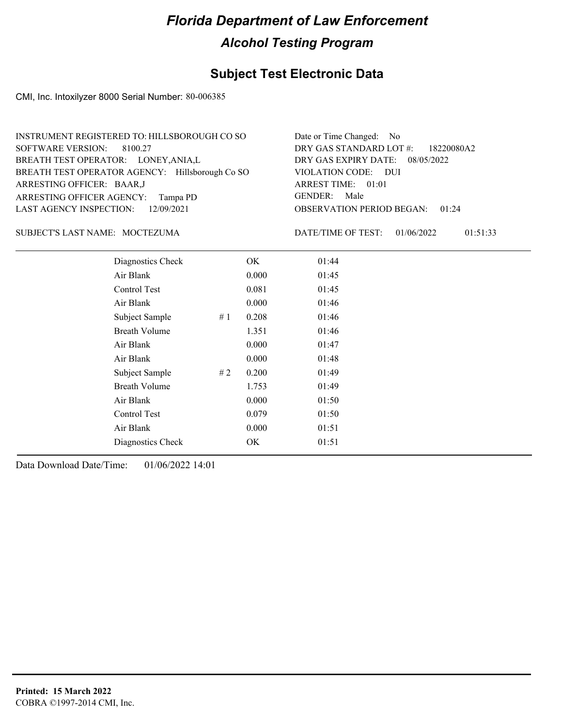# Florida Department of Law Enforcement

## Alcohol Testing Program

### Subject Test Electronic Data

CMI, Inc. Intoxilyzer 8000 Serial Number: 80-006385

INSTRUMENT REGISTERED TO: HILLSBOROUGH CO SO
SOFTWARE VERSION: 8100.27
BREATH TEST OPERATOR: LONEY,ANIA,L
BREATH TEST OPERATOR AGENCY: Hillsborough Co SO
ARRESTING OFFICER: BAAR,J
ARRESTING OFFICER AGENCY: Tampa PD
LAST AGENCY INSPECTION: 12/09/2021

Date or Time Changed: No
DRY GAS STANDARD LOT #: 18220080A2
DRY GAS EXPIRY DATE: 08/05/2022
VIOLATION CODE: DUI
ARREST TIME: 01:01
GENDER: Male
OBSERVATION PERIOD BEGAN: 01:24

SUBJECT'S LAST NAME: MOCTEZUMA

DATE/TIME OF TEST: 01/06/2022 01:51:33

| | | | |
|---|---|---|---|
| Diagnostics Check | | OK | 01:44 |
| Air Blank | | 0.000 | 01:45 |
| Control Test | | 0.081 | 01:45 |
| Air Blank | | 0.000 | 01:46 |
| Subject Sample | # 1 | 0.208 | 01:46 |
| Breath Volume | | 1.351 | 01:46 |
| Air Blank | | 0.000 | 01:47 |
| Air Blank | | 0.000 | 01:48 |
| Subject Sample | # 2 | 0.200 | 01:49 |
| Breath Volume | | 1.753 | 01:49 |
| Air Blank | | 0.000 | 01:50 |
| Control Test | | 0.079 | 01:50 |
| Air Blank | | 0.000 | 01:51 |
| Diagnostics Check | | OK | 01:51 |

Data Download Date/Time: 01/06/2022 14:01

**Printed: 15 March 2022**
COBRA ©1997-2014 CMI, Inc.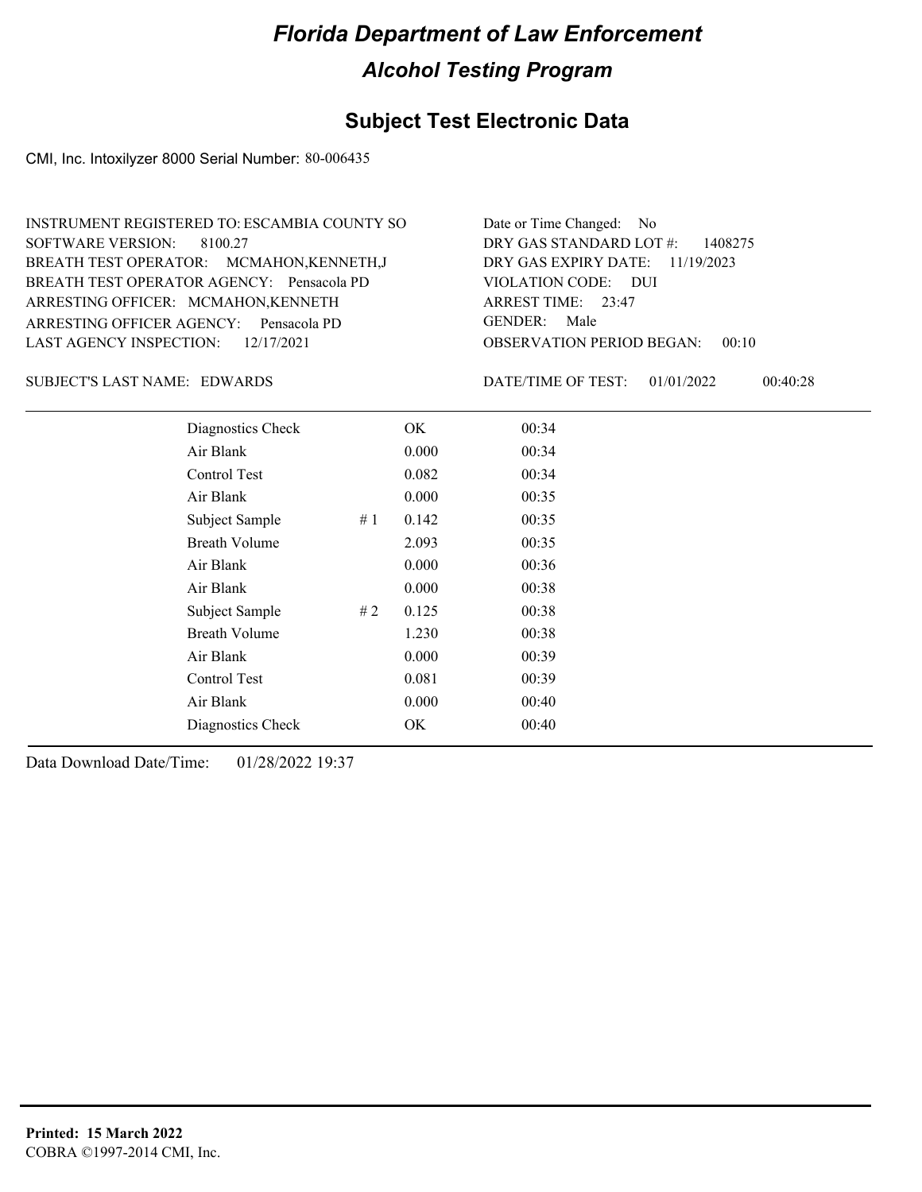# Florida Department of Law Enforcement

## Alcohol Testing Program

## Subject Test Electronic Data

CMI, Inc. Intoxilyzer 8000 Serial Number: 80-006435

INSTRUMENT REGISTERED TO: ESCAMBIA COUNTY SO
SOFTWARE VERSION: 8100.27
BREATH TEST OPERATOR: MCMAHON,KENNETH,J
BREATH TEST OPERATOR AGENCY: Pensacola PD
ARRESTING OFFICER: MCMAHON,KENNETH
ARRESTING OFFICER AGENCY: Pensacola PD
LAST AGENCY INSPECTION: 12/17/2021

Date or Time Changed: No
DRY GAS STANDARD LOT #: 1408275
DRY GAS EXPIRY DATE: 11/19/2023
VIOLATION CODE: DUI
ARREST TIME: 23:47
GENDER: Male
OBSERVATION PERIOD BEGAN: 00:10

SUBJECT'S LAST NAME: EDWARDS

DATE/TIME OF TEST: 01/01/2022 00:40:28

| | | | |
|---|---|---|---|
| Diagnostics Check | | OK | 00:34 |
| Air Blank | | 0.000 | 00:34 |
| Control Test | | 0.082 | 00:34 |
| Air Blank | | 0.000 | 00:35 |
| Subject Sample | # 1 | 0.142 | 00:35 |
| Breath Volume | | 2.093 | 00:35 |
| Air Blank | | 0.000 | 00:36 |
| Air Blank | | 0.000 | 00:38 |
| Subject Sample | # 2 | 0.125 | 00:38 |
| Breath Volume | | 1.230 | 00:38 |
| Air Blank | | 0.000 | 00:39 |
| Control Test | | 0.081 | 00:39 |
| Air Blank | | 0.000 | 00:40 |
| Diagnostics Check | | OK | 00:40 |

Data Download Date/Time: 01/28/2022 19:37

**Printed: 15 March 2022**
COBRA ©1997-2014 CMI, Inc.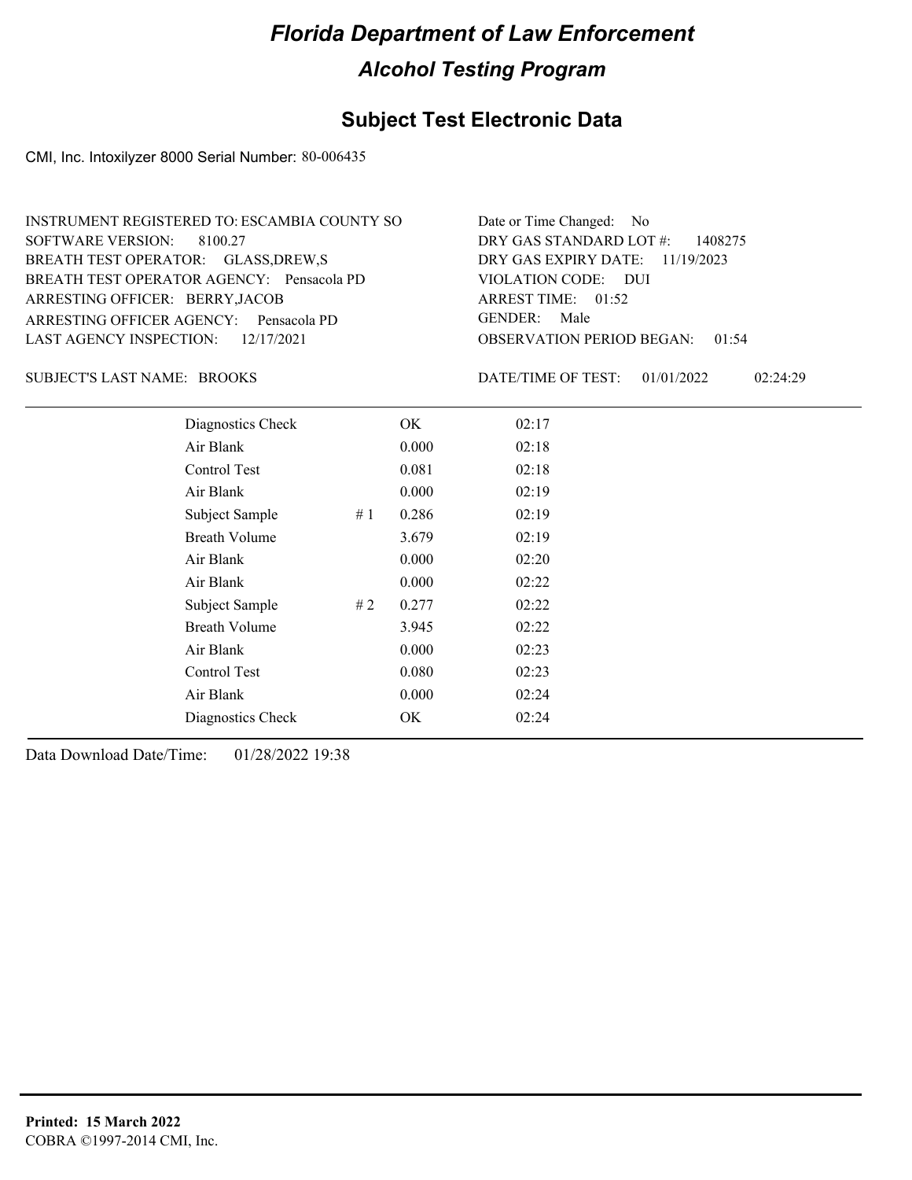# Florida Department of Law Enforcement

## Alcohol Testing Program

## Subject Test Electronic Data

CMI, Inc. Intoxilyzer 8000 Serial Number: 80-006435

INSTRUMENT REGISTERED TO: ESCAMBIA COUNTY SO
SOFTWARE VERSION: 8100.27
BREATH TEST OPERATOR: GLASS,DREW,S
BREATH TEST OPERATOR AGENCY: Pensacola PD
ARRESTING OFFICER: BERRY,JACOB
ARRESTING OFFICER AGENCY: Pensacola PD
LAST AGENCY INSPECTION: 12/17/2021

Date or Time Changed: No
DRY GAS STANDARD LOT #: 1408275
DRY GAS EXPIRY DATE: 11/19/2023
VIOLATION CODE: DUI
ARREST TIME: 01:52
GENDER: Male
OBSERVATION PERIOD BEGAN: 01:54

SUBJECT'S LAST NAME: BROOKS

DATE/TIME OF TEST: 01/01/2022 02:24:29

| | | | |
|---|---|---|---|
| Diagnostics Check | | OK | 02:17 |
| Air Blank | | 0.000 | 02:18 |
| Control Test | | 0.081 | 02:18 |
| Air Blank | | 0.000 | 02:19 |
| Subject Sample | # 1 | 0.286 | 02:19 |
| Breath Volume | | 3.679 | 02:19 |
| Air Blank | | 0.000 | 02:20 |
| Air Blank | | 0.000 | 02:22 |
| Subject Sample | # 2 | 0.277 | 02:22 |
| Breath Volume | | 3.945 | 02:22 |
| Air Blank | | 0.000 | 02:23 |
| Control Test | | 0.080 | 02:23 |
| Air Blank | | 0.000 | 02:24 |
| Diagnostics Check | | OK | 02:24 |

Data Download Date/Time: 01/28/2022 19:38

**Printed: 15 March 2022**
COBRA ©1997-2014 CMI, Inc.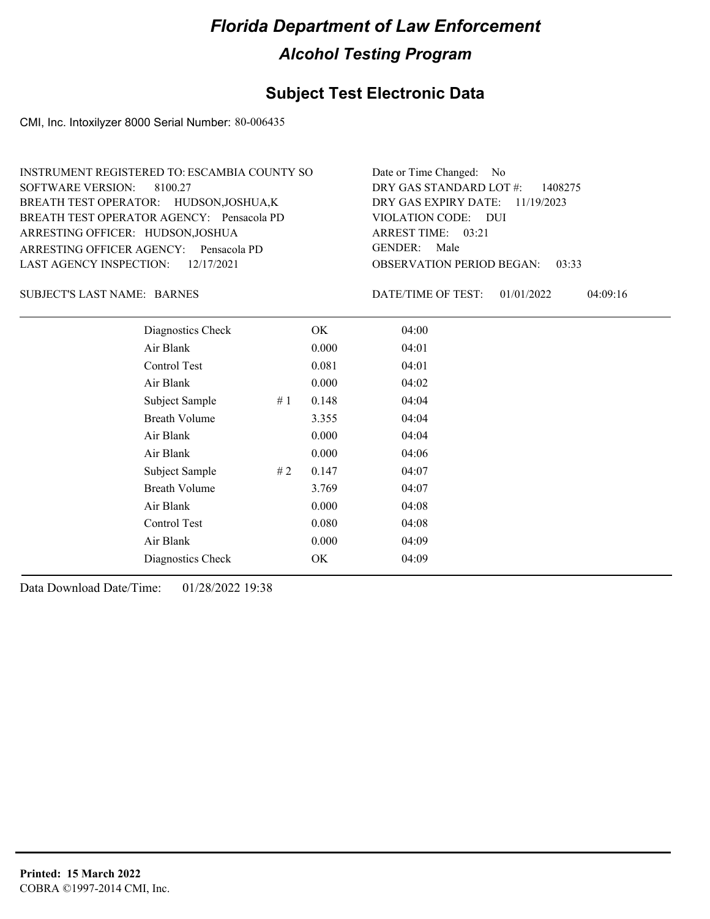# Florida Department of Law Enforcement

## Alcohol Testing Program

### Subject Test Electronic Data

CMI, Inc. Intoxilyzer 8000 Serial Number: 80-006435

INSTRUMENT REGISTERED TO: ESCAMBIA COUNTY SO
SOFTWARE VERSION: 8100.27
BREATH TEST OPERATOR: HUDSON,JOSHUA,K
BREATH TEST OPERATOR AGENCY: Pensacola PD
ARRESTING OFFICER: HUDSON,JOSHUA
ARRESTING OFFICER AGENCY: Pensacola PD
LAST AGENCY INSPECTION: 12/17/2021

Date or Time Changed: No
DRY GAS STANDARD LOT #: 1408275
DRY GAS EXPIRY DATE: 11/19/2023
VIOLATION CODE: DUI
ARREST TIME: 03:21
GENDER: Male
OBSERVATION PERIOD BEGAN: 03:33

SUBJECT'S LAST NAME: BARNES

DATE/TIME OF TEST: 01/01/2022 04:09:16

| | | | |
|---|---|---|---|
| Diagnostics Check | | OK | 04:00 |
| Air Blank | | 0.000 | 04:01 |
| Control Test | | 0.081 | 04:01 |
| Air Blank | | 0.000 | 04:02 |
| Subject Sample | # 1 | 0.148 | 04:04 |
| Breath Volume | | 3.355 | 04:04 |
| Air Blank | | 0.000 | 04:04 |
| Air Blank | | 0.000 | 04:06 |
| Subject Sample | # 2 | 0.147 | 04:07 |
| Breath Volume | | 3.769 | 04:07 |
| Air Blank | | 0.000 | 04:08 |
| Control Test | | 0.080 | 04:08 |
| Air Blank | | 0.000 | 04:09 |
| Diagnostics Check | | OK | 04:09 |

Data Download Date/Time: 01/28/2022 19:38

**Printed: 15 March 2022**
COBRA ©1997-2014 CMI, Inc.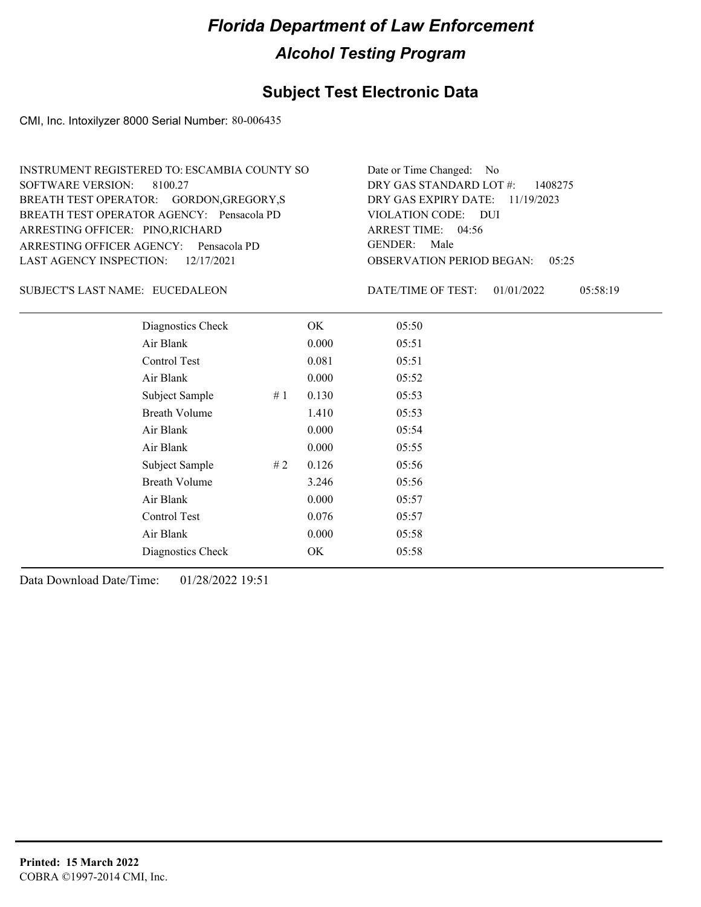# *Florida Department of Law Enforcement*

## *Alcohol Testing Program*

## Subject Test Electronic Data

CMI, Inc. Intoxilyzer 8000 Serial Number: 80-006435

INSTRUMENT REGISTERED TO: ESCAMBIA COUNTY SO
SOFTWARE VERSION: 8100.27
BREATH TEST OPERATOR: GORDON,GREGORY,S
BREATH TEST OPERATOR AGENCY: Pensacola PD
ARRESTING OFFICER: PINO,RICHARD
ARRESTING OFFICER AGENCY: Pensacola PD
LAST AGENCY INSPECTION: 12/17/2021

Date or Time Changed: No
DRY GAS STANDARD LOT #: 1408275
DRY GAS EXPIRY DATE: 11/19/2023
VIOLATION CODE: DUI
ARREST TIME: 04:56
GENDER: Male
OBSERVATION PERIOD BEGAN: 05:25

SUBJECT'S LAST NAME: EUCEDALEON

DATE/TIME OF TEST: 01/01/2022 05:58:19

| | | | |
|---|---|---|---|
| Diagnostics Check | | OK | 05:50 |
| Air Blank | | 0.000 | 05:51 |
| Control Test | | 0.081 | 05:51 |
| Air Blank | | 0.000 | 05:52 |
| Subject Sample | # 1 | 0.130 | 05:53 |
| Breath Volume | | 1.410 | 05:53 |
| Air Blank | | 0.000 | 05:54 |
| Air Blank | | 0.000 | 05:55 |
| Subject Sample | # 2 | 0.126 | 05:56 |
| Breath Volume | | 3.246 | 05:56 |
| Air Blank | | 0.000 | 05:57 |
| Control Test | | 0.076 | 05:57 |
| Air Blank | | 0.000 | 05:58 |
| Diagnostics Check | | OK | 05:58 |

Data Download Date/Time: 01/28/2022 19:51

**Printed: 15 March 2022**
COBRA ©1997-2014 CMI, Inc.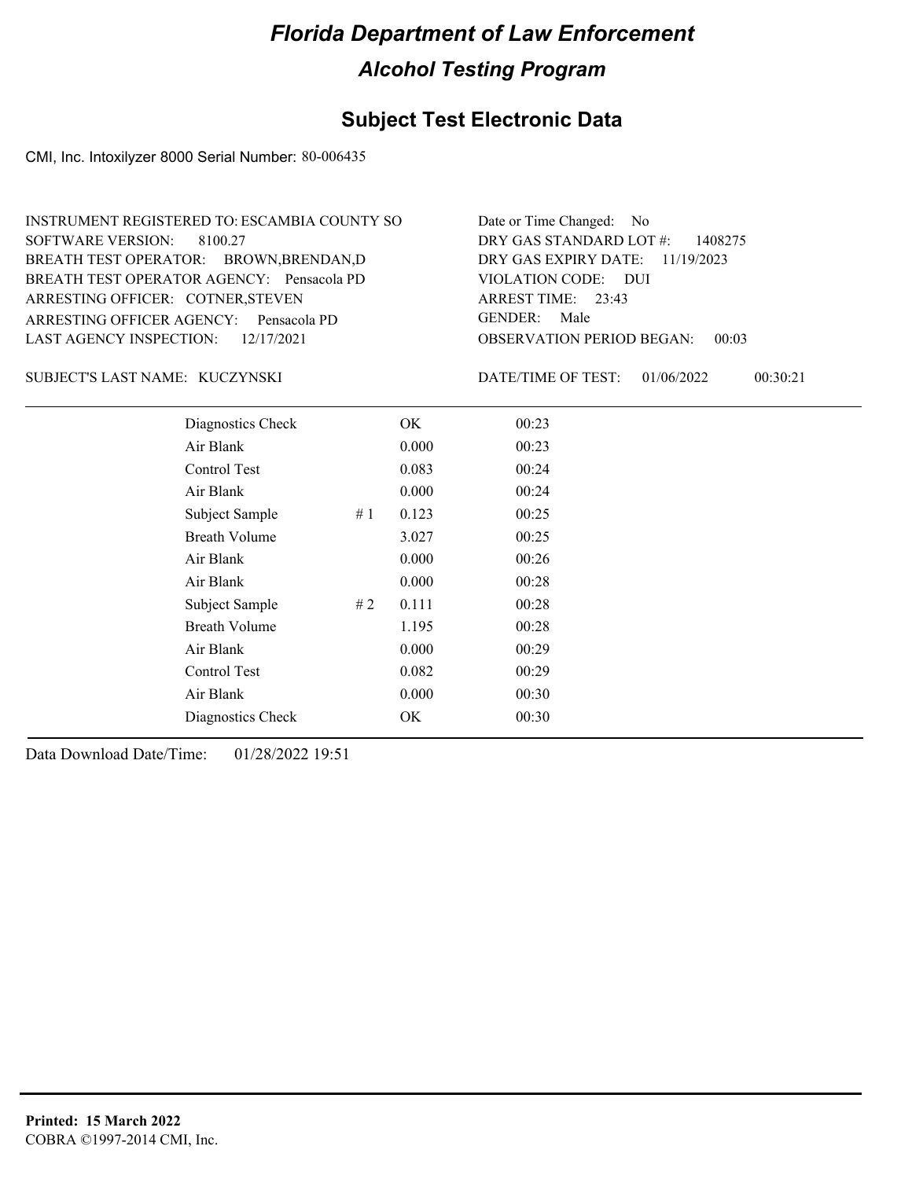# Florida Department of Law Enforcement

## Alcohol Testing Program

### Subject Test Electronic Data

CMI, Inc. Intoxilyzer 8000 Serial Number: 80-006435

INSTRUMENT REGISTERED TO: ESCAMBIA COUNTY SO
SOFTWARE VERSION: 8100.27
BREATH TEST OPERATOR: BROWN,BRENDAN,D
BREATH TEST OPERATOR AGENCY: Pensacola PD
ARRESTING OFFICER: COTNER,STEVEN
ARRESTING OFFICER AGENCY: Pensacola PD
LAST AGENCY INSPECTION: 12/17/2021

Date or Time Changed: No
DRY GAS STANDARD LOT #: 1408275
DRY GAS EXPIRY DATE: 11/19/2023
VIOLATION CODE: DUI
ARREST TIME: 23:43
GENDER: Male
OBSERVATION PERIOD BEGAN: 00:03

SUBJECT'S LAST NAME: KUCZYNSKI

DATE/TIME OF TEST: 01/06/2022 00:30:21

| | | | |
|---|---|---|---|
| Diagnostics Check | | OK | 00:23 |
| Air Blank | | 0.000 | 00:23 |
| Control Test | | 0.083 | 00:24 |
| Air Blank | | 0.000 | 00:24 |
| Subject Sample | # 1 | 0.123 | 00:25 |
| Breath Volume | | 3.027 | 00:25 |
| Air Blank | | 0.000 | 00:26 |
| Air Blank | | 0.000 | 00:28 |
| Subject Sample | # 2 | 0.111 | 00:28 |
| Breath Volume | | 1.195 | 00:28 |
| Air Blank | | 0.000 | 00:29 |
| Control Test | | 0.082 | 00:29 |
| Air Blank | | 0.000 | 00:30 |
| Diagnostics Check | | OK | 00:30 |

Data Download Date/Time: 01/28/2022 19:51

**Printed: 15 March 2022**
COBRA ©1997-2014 CMI, Inc.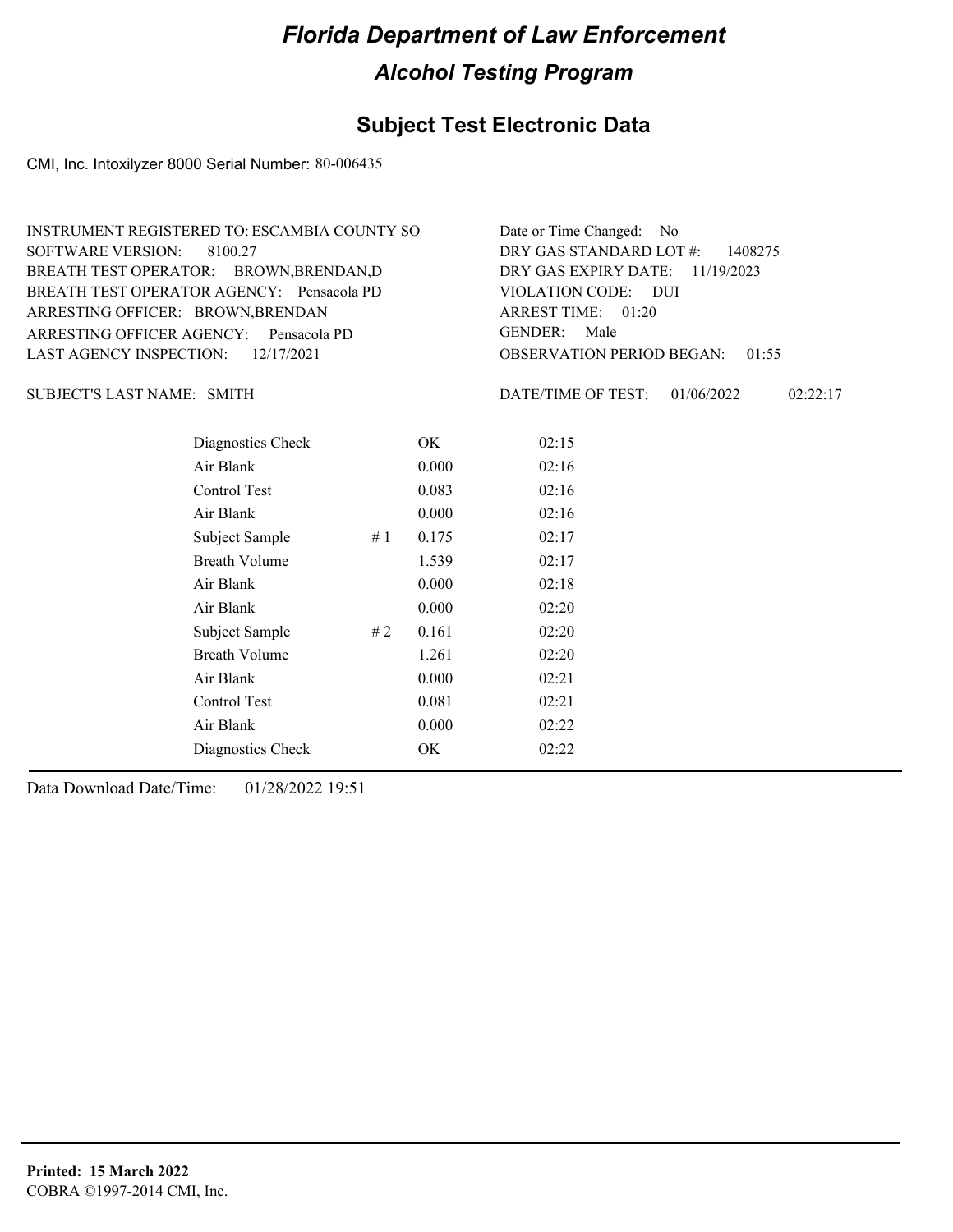# Florida Department of Law Enforcement

## Alcohol Testing Program

## Subject Test Electronic Data

CMI, Inc. Intoxilyzer 8000 Serial Number: 80-006435

INSTRUMENT REGISTERED TO: ESCAMBIA COUNTY SO
SOFTWARE VERSION: 8100.27
BREATH TEST OPERATOR: BROWN,BRENDAN,D
BREATH TEST OPERATOR AGENCY: Pensacola PD
ARRESTING OFFICER: BROWN,BRENDAN
ARRESTING OFFICER AGENCY: Pensacola PD
LAST AGENCY INSPECTION: 12/17/2021

Date or Time Changed: No
DRY GAS STANDARD LOT #: 1408275
DRY GAS EXPIRY DATE: 11/19/2023
VIOLATION CODE: DUI
ARREST TIME: 01:20
GENDER: Male
OBSERVATION PERIOD BEGAN: 01:55

SUBJECT'S LAST NAME: SMITH

DATE/TIME OF TEST: 01/06/2022 02:22:17

| | | | |
|---|---|---|---|
| Diagnostics Check | | OK | 02:15 |
| Air Blank | | 0.000 | 02:16 |
| Control Test | | 0.083 | 02:16 |
| Air Blank | | 0.000 | 02:16 |
| Subject Sample | # 1 | 0.175 | 02:17 |
| Breath Volume | | 1.539 | 02:17 |
| Air Blank | | 0.000 | 02:18 |
| Air Blank | | 0.000 | 02:20 |
| Subject Sample | # 2 | 0.161 | 02:20 |
| Breath Volume | | 1.261 | 02:20 |
| Air Blank | | 0.000 | 02:21 |
| Control Test | | 0.081 | 02:21 |
| Air Blank | | 0.000 | 02:22 |
| Diagnostics Check | | OK | 02:22 |

Data Download Date/Time: 01/28/2022 19:51

**Printed: 15 March 2022**
COBRA ©1997-2014 CMI, Inc.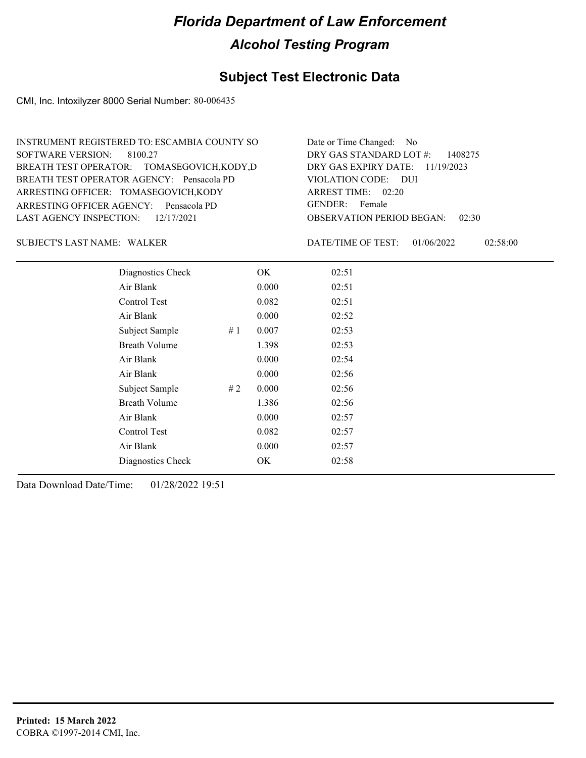# Florida Department of Law Enforcement

## Alcohol Testing Program

## Subject Test Electronic Data

CMI, Inc. Intoxilyzer 8000 Serial Number: 80-006435

INSTRUMENT REGISTERED TO: ESCAMBIA COUNTY SO
SOFTWARE VERSION: 8100.27
BREATH TEST OPERATOR: TOMASEGOVICH,KODY,D
BREATH TEST OPERATOR AGENCY: Pensacola PD
ARRESTING OFFICER: TOMASEGOVICH,KODY
ARRESTING OFFICER AGENCY: Pensacola PD
LAST AGENCY INSPECTION: 12/17/2021

Date or Time Changed: No
DRY GAS STANDARD LOT #: 1408275
DRY GAS EXPIRY DATE: 11/19/2023
VIOLATION CODE: DUI
ARREST TIME: 02:20
GENDER: Female
OBSERVATION PERIOD BEGAN: 02:30

SUBJECT'S LAST NAME: WALKER

DATE/TIME OF TEST: 01/06/2022 02:58:00

| | | | |
|---|---|---|---|
| Diagnostics Check | | OK | 02:51 |
| Air Blank | | 0.000 | 02:51 |
| Control Test | | 0.082 | 02:51 |
| Air Blank | | 0.000 | 02:52 |
| Subject Sample | # 1 | 0.007 | 02:53 |
| Breath Volume | | 1.398 | 02:53 |
| Air Blank | | 0.000 | 02:54 |
| Air Blank | | 0.000 | 02:56 |
| Subject Sample | # 2 | 0.000 | 02:56 |
| Breath Volume | | 1.386 | 02:56 |
| Air Blank | | 0.000 | 02:57 |
| Control Test | | 0.082 | 02:57 |
| Air Blank | | 0.000 | 02:57 |
| Diagnostics Check | | OK | 02:58 |

Data Download Date/Time: 01/28/2022 19:51

**Printed: 15 March 2022**
COBRA ©1997-2014 CMI, Inc.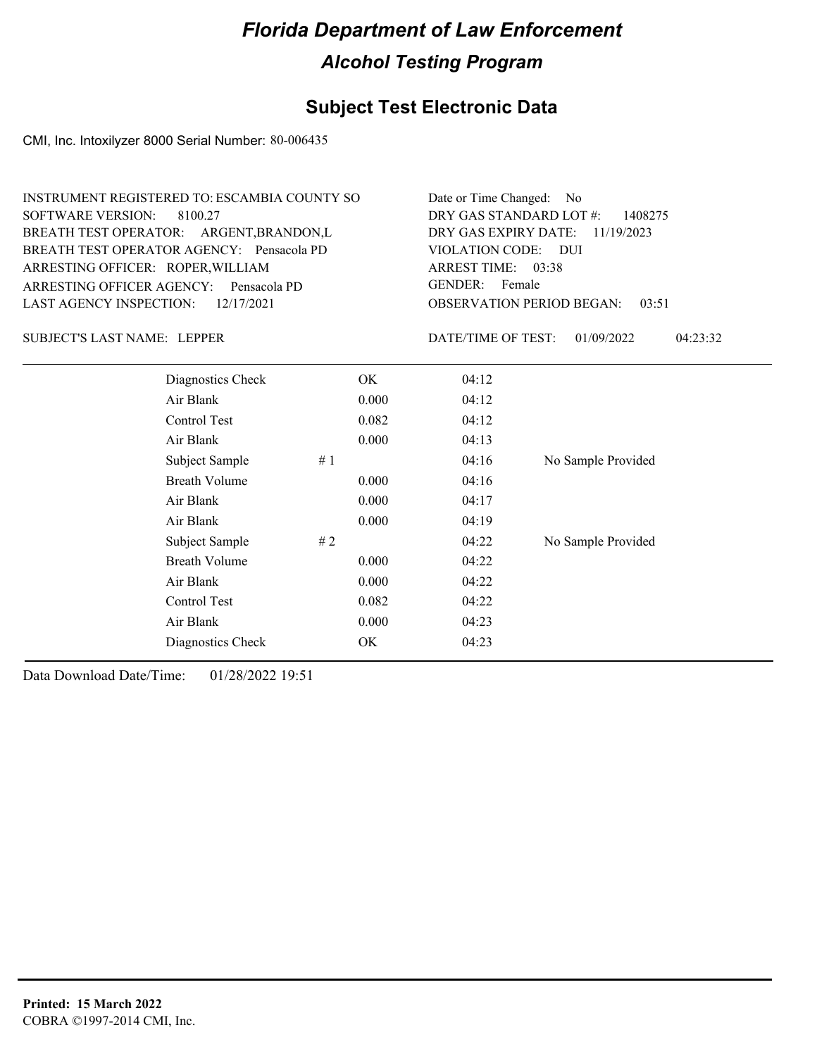# Florida Department of Law Enforcement

## Alcohol Testing Program

### Subject Test Electronic Data

CMI, Inc. Intoxilyzer 8000 Serial Number: 80-006435

INSTRUMENT REGISTERED TO: ESCAMBIA COUNTY SO
SOFTWARE VERSION: 8100.27
BREATH TEST OPERATOR: ARGENT,BRANDON,L
BREATH TEST OPERATOR AGENCY: Pensacola PD
ARRESTING OFFICER: ROPER,WILLIAM
ARRESTING OFFICER AGENCY: Pensacola PD
LAST AGENCY INSPECTION: 12/17/2021

Date or Time Changed: No
DRY GAS STANDARD LOT #: 1408275
DRY GAS EXPIRY DATE: 11/19/2023
VIOLATION CODE: DUI
ARREST TIME: 03:38
GENDER: Female
OBSERVATION PERIOD BEGAN: 03:51

SUBJECT'S LAST NAME: LEPPER

DATE/TIME OF TEST: 01/09/2022 04:23:32

| | | | |
|---|---|---|---|
| Diagnostics Check | OK | 04:12 | |
| Air Blank | 0.000 | 04:12 | |
| Control Test | 0.082 | 04:12 | |
| Air Blank | 0.000 | 04:13 | |
| Subject Sample | # 1 | 04:16 | No Sample Provided |
| Breath Volume | 0.000 | 04:16 | |
| Air Blank | 0.000 | 04:17 | |
| Air Blank | 0.000 | 04:19 | |
| Subject Sample | # 2 | 04:22 | No Sample Provided |
| Breath Volume | 0.000 | 04:22 | |
| Air Blank | 0.000 | 04:22 | |
| Control Test | 0.082 | 04:22 | |
| Air Blank | 0.000 | 04:23 | |
| Diagnostics Check | OK | 04:23 | |

Data Download Date/Time: 01/28/2022 19:51

**Printed: 15 March 2022**
COBRA ©1997-2014 CMI, Inc.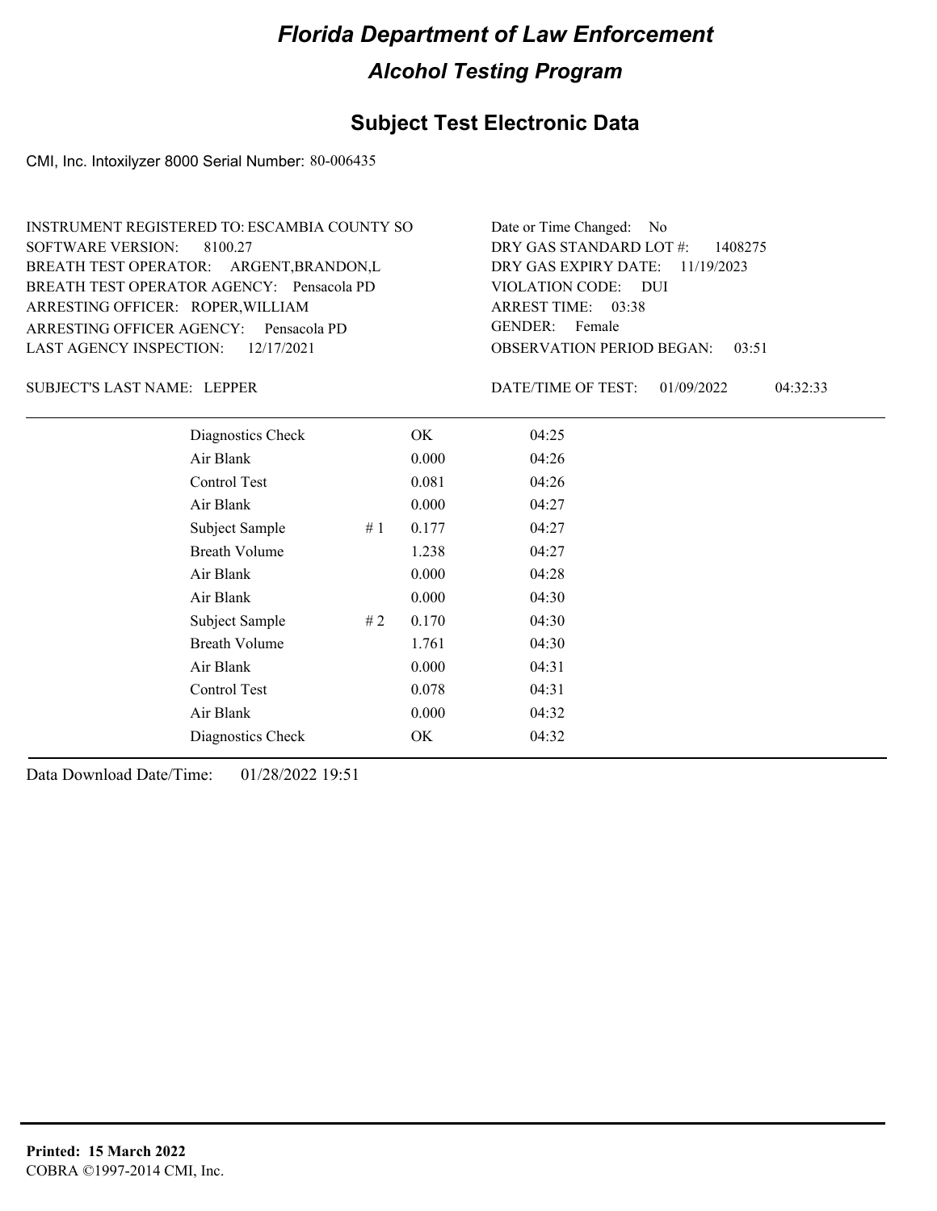# Florida Department of Law Enforcement

## Alcohol Testing Program

## Subject Test Electronic Data

CMI, Inc. Intoxilyzer 8000 Serial Number: 80-006435

INSTRUMENT REGISTERED TO: ESCAMBIA COUNTY SO
SOFTWARE VERSION: 8100.27
BREATH TEST OPERATOR: ARGENT,BRANDON,L
BREATH TEST OPERATOR AGENCY: Pensacola PD
ARRESTING OFFICER: ROPER,WILLIAM
ARRESTING OFFICER AGENCY: Pensacola PD
LAST AGENCY INSPECTION: 12/17/2021

Date or Time Changed: No
DRY GAS STANDARD LOT #: 1408275
DRY GAS EXPIRY DATE: 11/19/2023
VIOLATION CODE: DUI
ARREST TIME: 03:38
GENDER: Female
OBSERVATION PERIOD BEGAN: 03:51

SUBJECT'S LAST NAME: LEPPER

DATE/TIME OF TEST: 01/09/2022 04:32:33

| Test | | Result | Time |
|---|---|---|---|
| Diagnostics Check | | OK | 04:25 |
| Air Blank | | 0.000 | 04:26 |
| Control Test | | 0.081 | 04:26 |
| Air Blank | | 0.000 | 04:27 |
| Subject Sample | # 1 | 0.177 | 04:27 |
| Breath Volume | | 1.238 | 04:27 |
| Air Blank | | 0.000 | 04:28 |
| Air Blank | | 0.000 | 04:30 |
| Subject Sample | # 2 | 0.170 | 04:30 |
| Breath Volume | | 1.761 | 04:30 |
| Air Blank | | 0.000 | 04:31 |
| Control Test | | 0.078 | 04:31 |
| Air Blank | | 0.000 | 04:32 |
| Diagnostics Check | | OK | 04:32 |

Data Download Date/Time: 01/28/2022 19:51

**Printed: 15 March 2022**
COBRA ©1997-2014 CMI, Inc.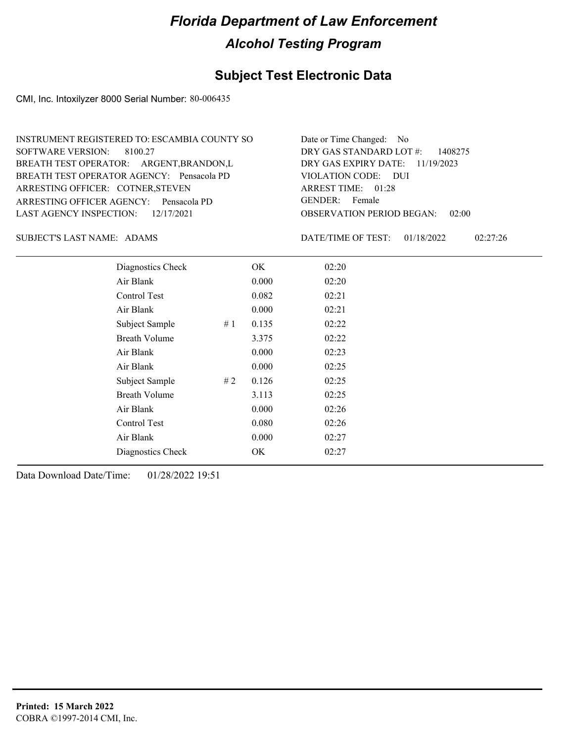# Florida Department of Law Enforcement

## Alcohol Testing Program

### Subject Test Electronic Data

CMI, Inc. Intoxilyzer 8000 Serial Number: 80-006435

INSTRUMENT REGISTERED TO: ESCAMBIA COUNTY SO
SOFTWARE VERSION: 8100.27
BREATH TEST OPERATOR: ARGENT,BRANDON,L
BREATH TEST OPERATOR AGENCY: Pensacola PD
ARRESTING OFFICER: COTNER,STEVEN
ARRESTING OFFICER AGENCY: Pensacola PD
LAST AGENCY INSPECTION: 12/17/2021

Date or Time Changed: No
DRY GAS STANDARD LOT #: 1408275
DRY GAS EXPIRY DATE: 11/19/2023
VIOLATION CODE: DUI
ARREST TIME: 01:28
GENDER: Female
OBSERVATION PERIOD BEGAN: 02:00

SUBJECT'S LAST NAME: ADAMS

DATE/TIME OF TEST: 01/18/2022 02:27:26

| | | | |
|---|---|---|---|
| Diagnostics Check | | OK | 02:20 |
| Air Blank | | 0.000 | 02:20 |
| Control Test | | 0.082 | 02:21 |
| Air Blank | | 0.000 | 02:21 |
| Subject Sample | # 1 | 0.135 | 02:22 |
| Breath Volume | | 3.375 | 02:22 |
| Air Blank | | 0.000 | 02:23 |
| Air Blank | | 0.000 | 02:25 |
| Subject Sample | # 2 | 0.126 | 02:25 |
| Breath Volume | | 3.113 | 02:25 |
| Air Blank | | 0.000 | 02:26 |
| Control Test | | 0.080 | 02:26 |
| Air Blank | | 0.000 | 02:27 |
| Diagnostics Check | | OK | 02:27 |

Data Download Date/Time: 01/28/2022 19:51

**Printed: 15 March 2022**
COBRA ©1997-2014 CMI, Inc.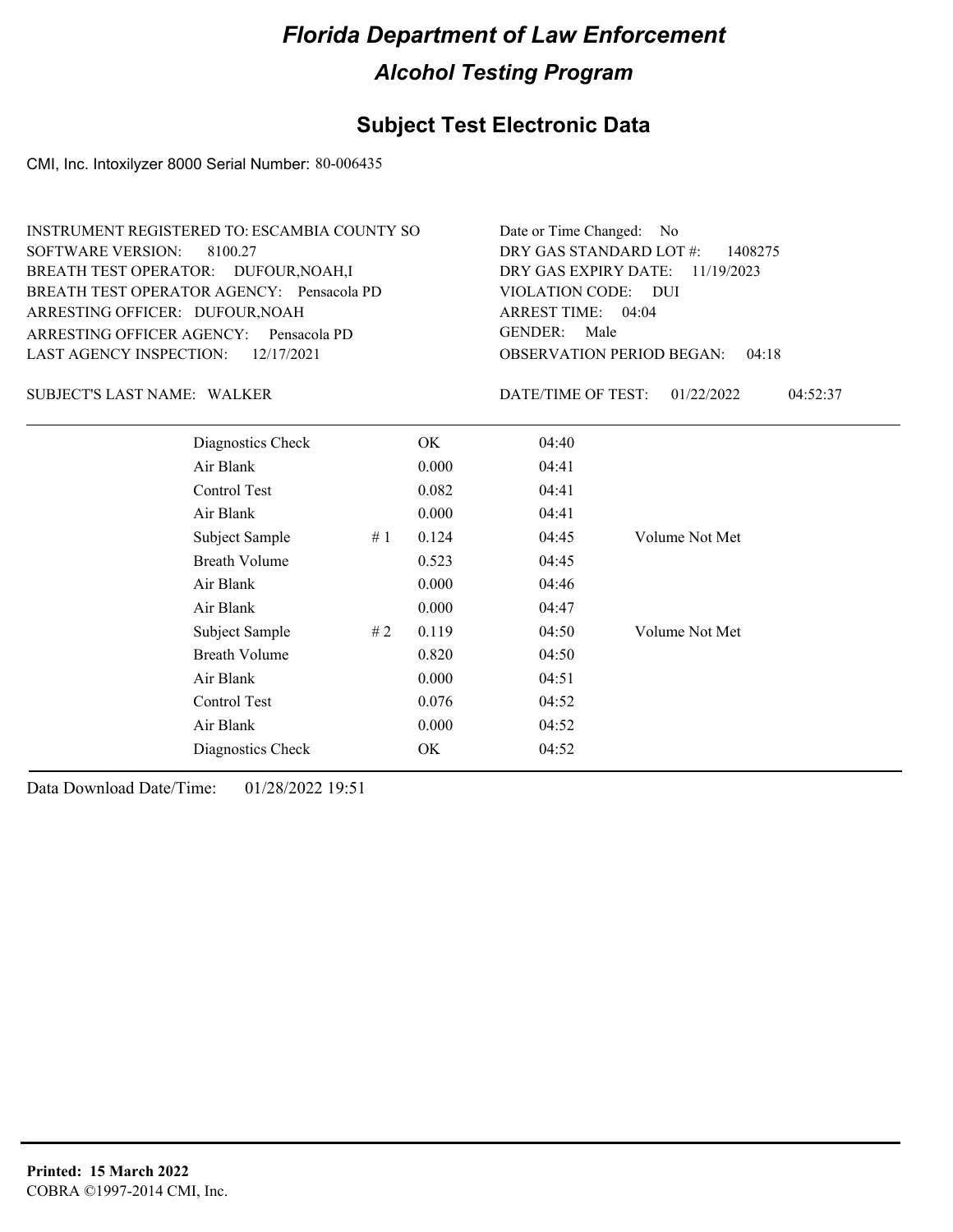# Florida Department of Law Enforcement

## Alcohol Testing Program

## Subject Test Electronic Data

CMI, Inc. Intoxilyzer 8000 Serial Number: 80-006435

INSTRUMENT REGISTERED TO: ESCAMBIA COUNTY SO
SOFTWARE VERSION: 8100.27
BREATH TEST OPERATOR: DUFOUR,NOAH,I
BREATH TEST OPERATOR AGENCY: Pensacola PD
ARRESTING OFFICER: DUFOUR,NOAH
ARRESTING OFFICER AGENCY: Pensacola PD
LAST AGENCY INSPECTION: 12/17/2021

Date or Time Changed: No
DRY GAS STANDARD LOT #: 1408275
DRY GAS EXPIRY DATE: 11/19/2023
VIOLATION CODE: DUI
ARREST TIME: 04:04
GENDER: Male
OBSERVATION PERIOD BEGAN: 04:18

SUBJECT'S LAST NAME: WALKER

DATE/TIME OF TEST: 01/22/2022 04:52:37

| | | | | |
|---|---|---|---|---|
| Diagnostics Check | | OK | 04:40 | |
| Air Blank | | 0.000 | 04:41 | |
| Control Test | | 0.082 | 04:41 | |
| Air Blank | | 0.000 | 04:41 | |
| Subject Sample | # 1 | 0.124 | 04:45 | Volume Not Met |
| Breath Volume | | 0.523 | 04:45 | |
| Air Blank | | 0.000 | 04:46 | |
| Air Blank | | 0.000 | 04:47 | |
| Subject Sample | # 2 | 0.119 | 04:50 | Volume Not Met |
| Breath Volume | | 0.820 | 04:50 | |
| Air Blank | | 0.000 | 04:51 | |
| Control Test | | 0.076 | 04:52 | |
| Air Blank | | 0.000 | 04:52 | |
| Diagnostics Check | | OK | 04:52 | |

Data Download Date/Time: 01/28/2022 19:51

**Printed: 15 March 2022**
COBRA ©1997-2014 CMI, Inc.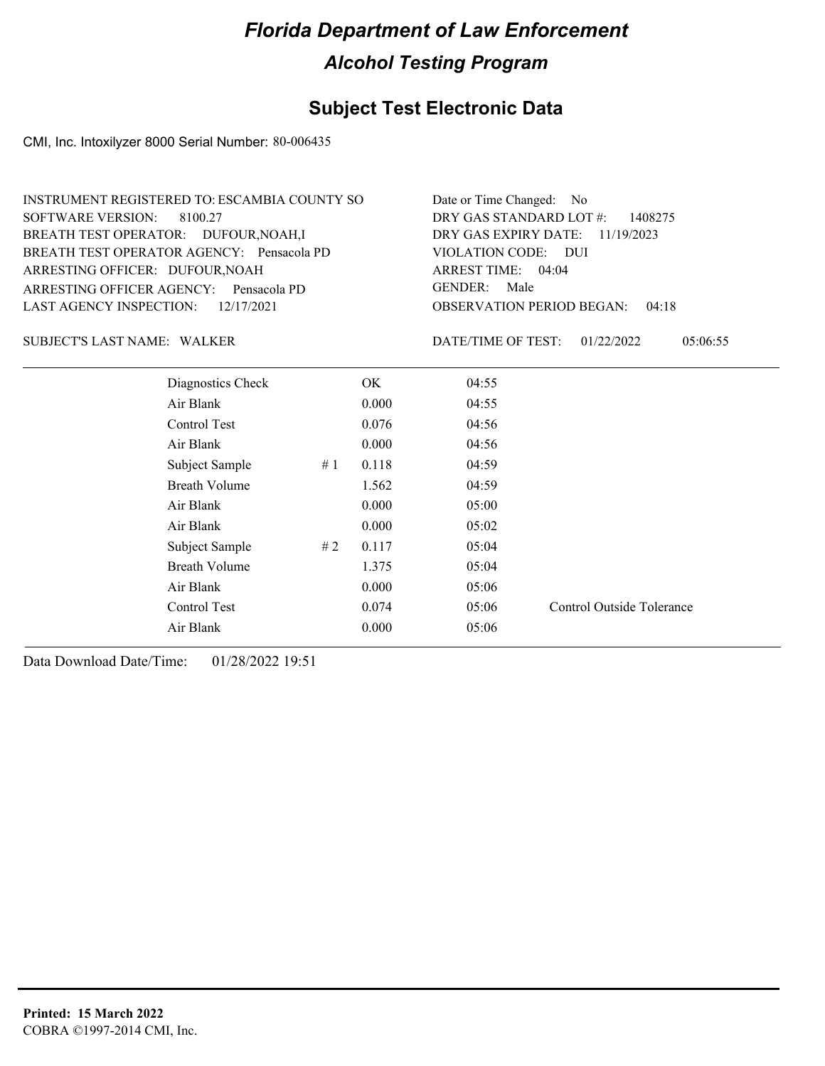# Florida Department of Law Enforcement

## Alcohol Testing Program

## Subject Test Electronic Data

CMI, Inc. Intoxilyzer 8000 Serial Number: 80-006435

INSTRUMENT REGISTERED TO: ESCAMBIA COUNTY SO
SOFTWARE VERSION: 8100.27
BREATH TEST OPERATOR: DUFOUR,NOAH,I
BREATH TEST OPERATOR AGENCY: Pensacola PD
ARRESTING OFFICER: DUFOUR,NOAH
ARRESTING OFFICER AGENCY: Pensacola PD
LAST AGENCY INSPECTION: 12/17/2021

Date or Time Changed: No
DRY GAS STANDARD LOT #: 1408275
DRY GAS EXPIRY DATE: 11/19/2023
VIOLATION CODE: DUI
ARREST TIME: 04:04
GENDER: Male
OBSERVATION PERIOD BEGAN: 04:18

SUBJECT'S LAST NAME: WALKER

DATE/TIME OF TEST: 01/22/2022 05:06:55

| | | | | |
|---|---|---|---|---|
| Diagnostics Check | | OK | 04:55 | |
| Air Blank | | 0.000 | 04:55 | |
| Control Test | | 0.076 | 04:56 | |
| Air Blank | | 0.000 | 04:56 | |
| Subject Sample | # 1 | 0.118 | 04:59 | |
| Breath Volume | | 1.562 | 04:59 | |
| Air Blank | | 0.000 | 05:00 | |
| Air Blank | | 0.000 | 05:02 | |
| Subject Sample | # 2 | 0.117 | 05:04 | |
| Breath Volume | | 1.375 | 05:04 | |
| Air Blank | | 0.000 | 05:06 | |
| Control Test | | 0.074 | 05:06 | Control Outside Tolerance |
| Air Blank | | 0.000 | 05:06 | |

Data Download Date/Time: 01/28/2022 19:51

**Printed: 15 March 2022**
COBRA ©1997-2014 CMI, Inc.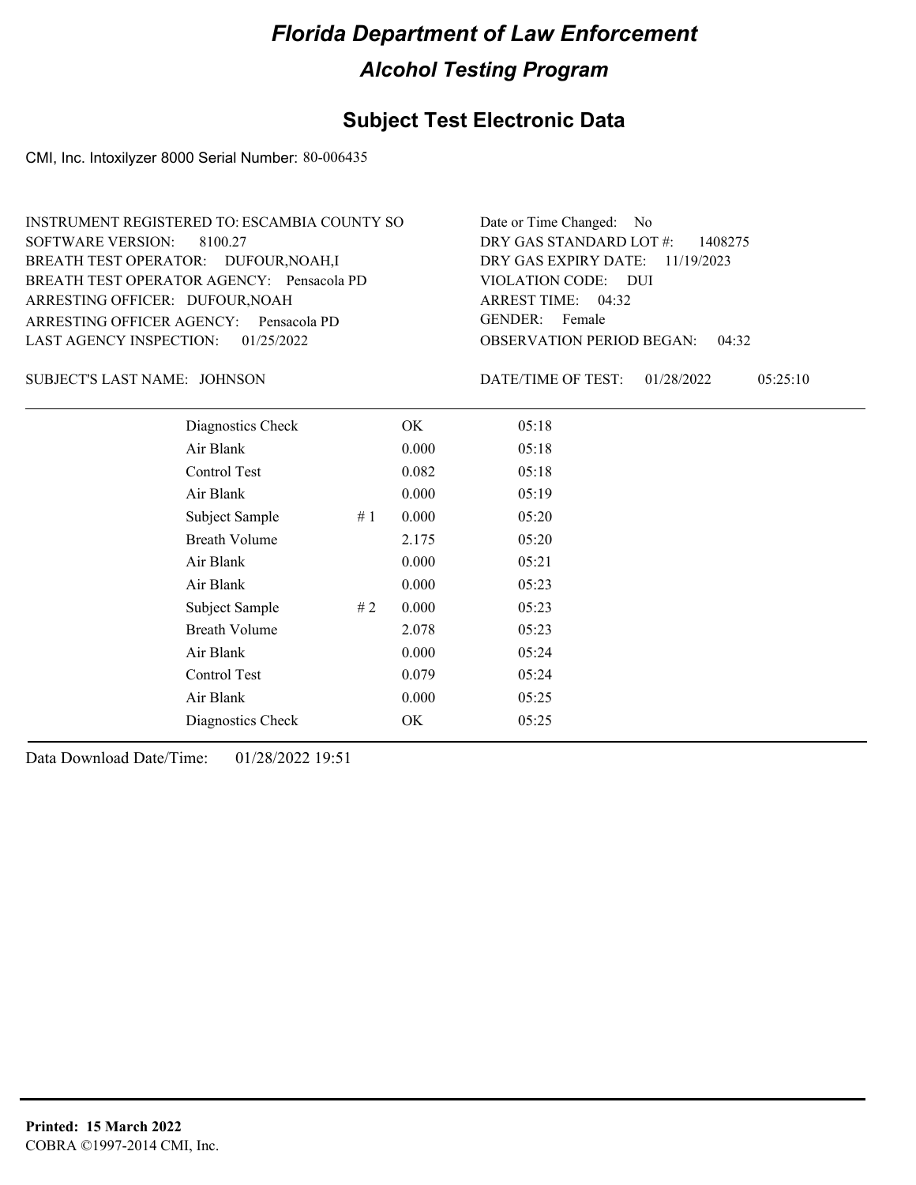# Florida Department of Law Enforcement

## Alcohol Testing Program

## Subject Test Electronic Data

CMI, Inc. Intoxilyzer 8000 Serial Number: 80-006435

INSTRUMENT REGISTERED TO: ESCAMBIA COUNTY SO
SOFTWARE VERSION: 8100.27
BREATH TEST OPERATOR: DUFOUR,NOAH,I
BREATH TEST OPERATOR AGENCY: Pensacola PD
ARRESTING OFFICER: DUFOUR,NOAH
ARRESTING OFFICER AGENCY: Pensacola PD
LAST AGENCY INSPECTION: 01/25/2022

Date or Time Changed: No
DRY GAS STANDARD LOT #: 1408275
DRY GAS EXPIRY DATE: 11/19/2023
VIOLATION CODE: DUI
ARREST TIME: 04:32
GENDER: Female
OBSERVATION PERIOD BEGAN: 04:32

SUBJECT'S LAST NAME: JOHNSON

DATE/TIME OF TEST: 01/28/2022 05:25:10

| | | | |
|---|---|---|---|
| Diagnostics Check | | OK | 05:18 |
| Air Blank | | 0.000 | 05:18 |
| Control Test | | 0.082 | 05:18 |
| Air Blank | | 0.000 | 05:19 |
| Subject Sample | # 1 | 0.000 | 05:20 |
| Breath Volume | | 2.175 | 05:20 |
| Air Blank | | 0.000 | 05:21 |
| Air Blank | | 0.000 | 05:23 |
| Subject Sample | # 2 | 0.000 | 05:23 |
| Breath Volume | | 2.078 | 05:23 |
| Air Blank | | 0.000 | 05:24 |
| Control Test | | 0.079 | 05:24 |
| Air Blank | | 0.000 | 05:25 |
| Diagnostics Check | | OK | 05:25 |

Data Download Date/Time: 01/28/2022 19:51

**Printed: 15 March 2022**
COBRA ©1997-2014 CMI, Inc.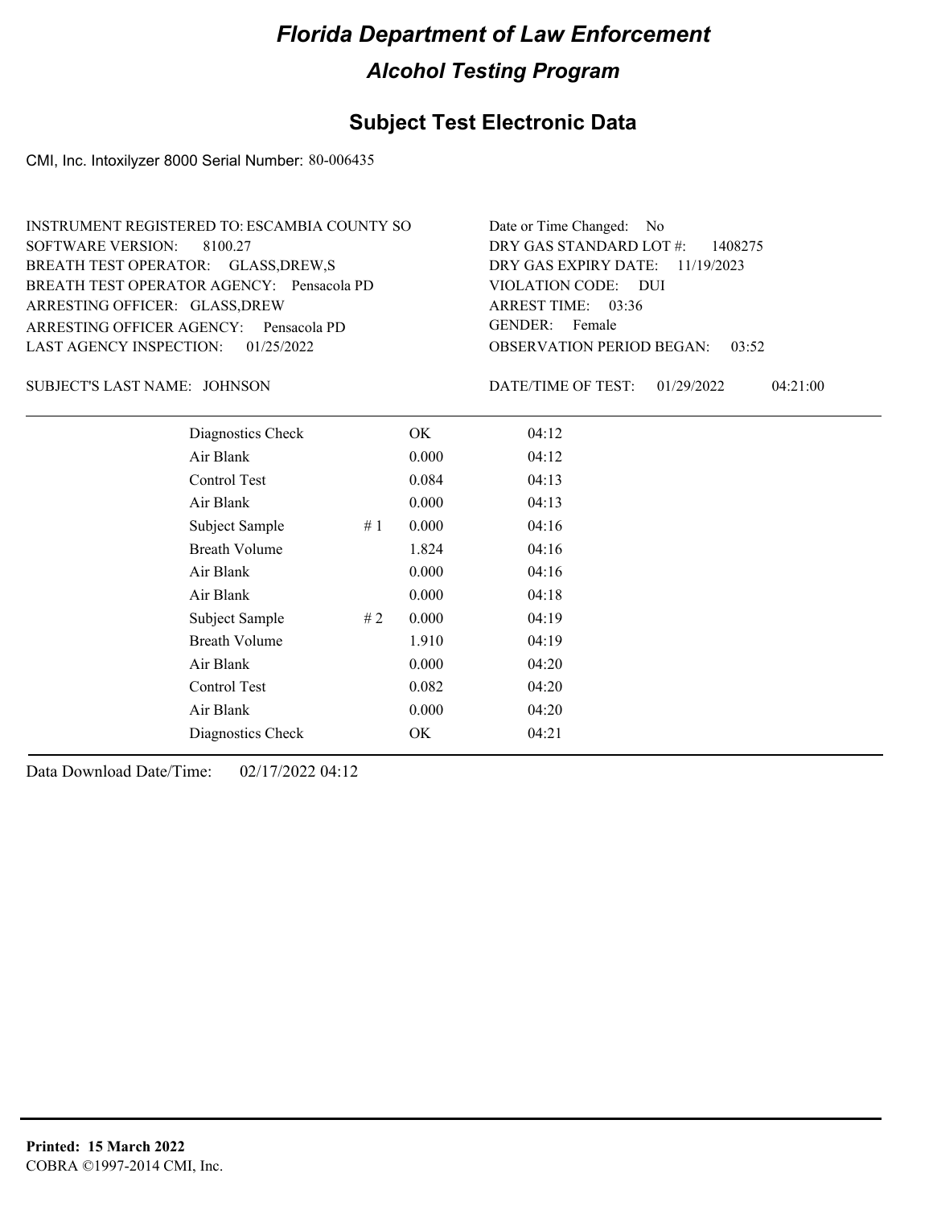# Florida Department of Law Enforcement

## Alcohol Testing Program

### Subject Test Electronic Data

CMI, Inc. Intoxilyzer 8000 Serial Number: 80-006435

INSTRUMENT REGISTERED TO: ESCAMBIA COUNTY SO
SOFTWARE VERSION: 8100.27
BREATH TEST OPERATOR: GLASS,DREW,S
BREATH TEST OPERATOR AGENCY: Pensacola PD
ARRESTING OFFICER: GLASS,DREW
ARRESTING OFFICER AGENCY: Pensacola PD
LAST AGENCY INSPECTION: 01/25/2022

Date or Time Changed: No
DRY GAS STANDARD LOT #: 1408275
DRY GAS EXPIRY DATE: 11/19/2023
VIOLATION CODE: DUI
ARREST TIME: 03:36
GENDER: Female
OBSERVATION PERIOD BEGAN: 03:52

SUBJECT'S LAST NAME: JOHNSON

DATE/TIME OF TEST: 01/29/2022 04:21:00

| Test | # | Result | Time |
|---|---|---|---|
| Diagnostics Check | | OK | 04:12 |
| Air Blank | | 0.000 | 04:12 |
| Control Test | | 0.084 | 04:13 |
| Air Blank | | 0.000 | 04:13 |
| Subject Sample | # 1 | 0.000 | 04:16 |
| Breath Volume | | 1.824 | 04:16 |
| Air Blank | | 0.000 | 04:16 |
| Air Blank | | 0.000 | 04:18 |
| Subject Sample | # 2 | 0.000 | 04:19 |
| Breath Volume | | 1.910 | 04:19 |
| Air Blank | | 0.000 | 04:20 |
| Control Test | | 0.082 | 04:20 |
| Air Blank | | 0.000 | 04:20 |
| Diagnostics Check | | OK | 04:21 |

Data Download Date/Time: 02/17/2022 04:12

**Printed: 15 March 2022**
COBRA ©1997-2014 CMI, Inc.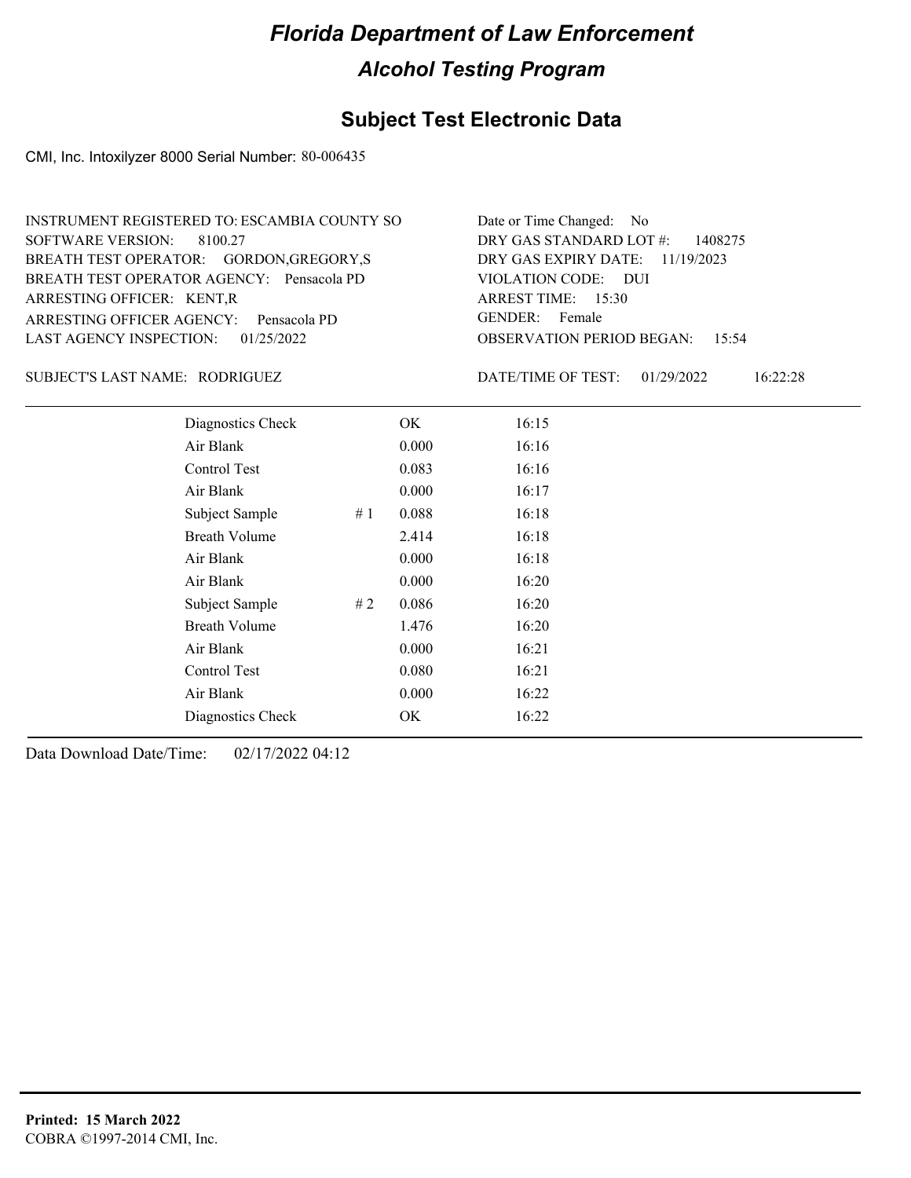# Florida Department of Law Enforcement

## Alcohol Testing Program

## Subject Test Electronic Data

CMI, Inc. Intoxilyzer 8000 Serial Number: 80-006435

INSTRUMENT REGISTERED TO: ESCAMBIA COUNTY SO
SOFTWARE VERSION: 8100.27
BREATH TEST OPERATOR: GORDON,GREGORY,S
BREATH TEST OPERATOR AGENCY: Pensacola PD
ARRESTING OFFICER: KENT,R
ARRESTING OFFICER AGENCY: Pensacola PD
LAST AGENCY INSPECTION: 01/25/2022

Date or Time Changed: No
DRY GAS STANDARD LOT #: 1408275
DRY GAS EXPIRY DATE: 11/19/2023
VIOLATION CODE: DUI
ARREST TIME: 15:30
GENDER: Female
OBSERVATION PERIOD BEGAN: 15:54

SUBJECT'S LAST NAME: RODRIGUEZ

DATE/TIME OF TEST: 01/29/2022 16:22:28

| Test | | Result | Time |
|---|---|---|---|
| Diagnostics Check | | OK | 16:15 |
| Air Blank | | 0.000 | 16:16 |
| Control Test | | 0.083 | 16:16 |
| Air Blank | | 0.000 | 16:17 |
| Subject Sample | # 1 | 0.088 | 16:18 |
| Breath Volume | | 2.414 | 16:18 |
| Air Blank | | 0.000 | 16:18 |
| Air Blank | | 0.000 | 16:20 |
| Subject Sample | # 2 | 0.086 | 16:20 |
| Breath Volume | | 1.476 | 16:20 |
| Air Blank | | 0.000 | 16:21 |
| Control Test | | 0.080 | 16:21 |
| Air Blank | | 0.000 | 16:22 |
| Diagnostics Check | | OK | 16:22 |

Data Download Date/Time: 02/17/2022 04:12

**Printed: 15 March 2022**
COBRA ©1997-2014 CMI, Inc.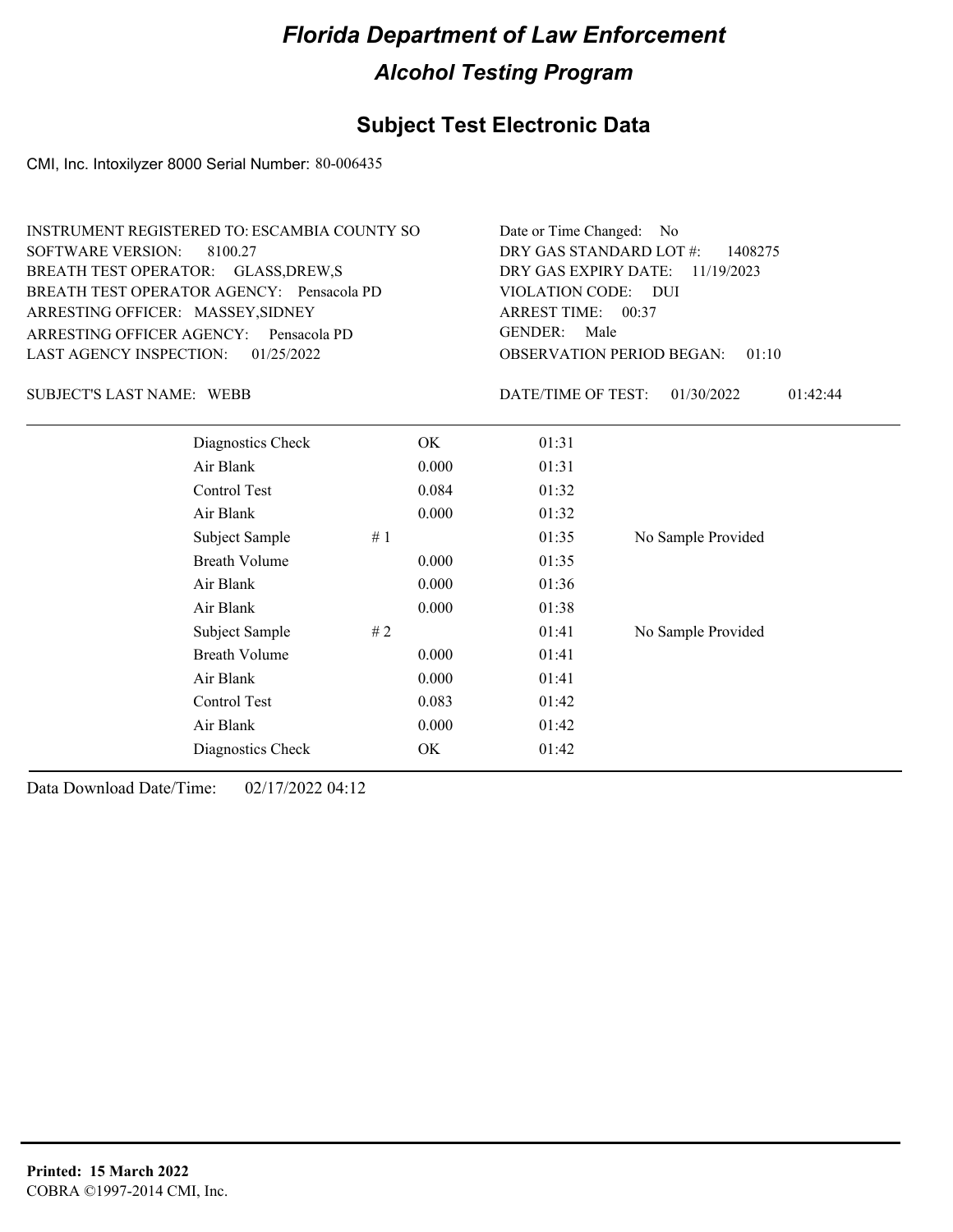# Florida Department of Law Enforcement

## Alcohol Testing Program

## Subject Test Electronic Data

CMI, Inc. Intoxilyzer 8000 Serial Number: 80-006435

INSTRUMENT REGISTERED TO: ESCAMBIA COUNTY SO
SOFTWARE VERSION: 8100.27
BREATH TEST OPERATOR: GLASS,DREW,S
BREATH TEST OPERATOR AGENCY: Pensacola PD
ARRESTING OFFICER: MASSEY,SIDNEY
ARRESTING OFFICER AGENCY: Pensacola PD
LAST AGENCY INSPECTION: 01/25/2022

Date or Time Changed: No
DRY GAS STANDARD LOT #: 1408275
DRY GAS EXPIRY DATE: 11/19/2023
VIOLATION CODE: DUI
ARREST TIME: 00:37
GENDER: Male
OBSERVATION PERIOD BEGAN: 01:10

SUBJECT'S LAST NAME: WEBB

DATE/TIME OF TEST: 01/30/2022 01:42:44

| | | | | |
|---|---|---|---|---|
| Diagnostics Check | | OK | 01:31 | |
| Air Blank | | 0.000 | 01:31 | |
| Control Test | | 0.084 | 01:32 | |
| Air Blank | | 0.000 | 01:32 | |
| Subject Sample | # 1 | | 01:35 | No Sample Provided |
| Breath Volume | | 0.000 | 01:35 | |
| Air Blank | | 0.000 | 01:36 | |
| Air Blank | | 0.000 | 01:38 | |
| Subject Sample | # 2 | | 01:41 | No Sample Provided |
| Breath Volume | | 0.000 | 01:41 | |
| Air Blank | | 0.000 | 01:41 | |
| Control Test | | 0.083 | 01:42 | |
| Air Blank | | 0.000 | 01:42 | |
| Diagnostics Check | | OK | 01:42 | |

Data Download Date/Time: 02/17/2022 04:12

**Printed: 15 March 2022**
COBRA ©1997-2014 CMI, Inc.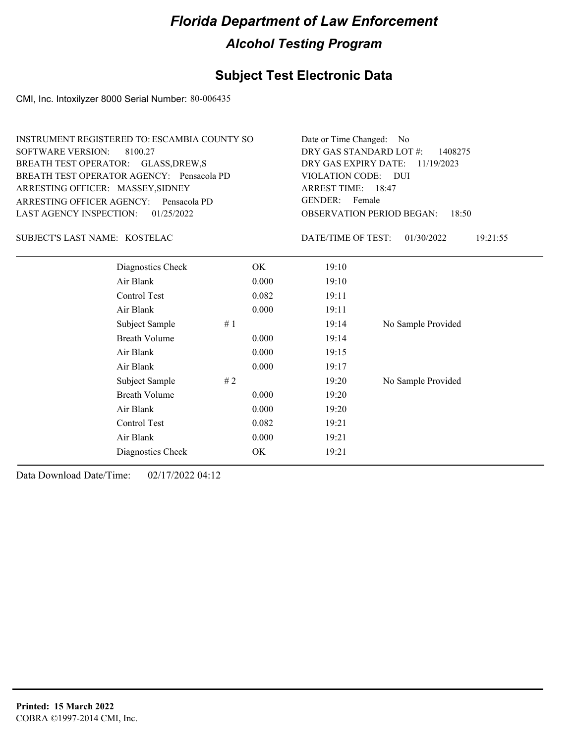# Florida Department of Law Enforcement

## Alcohol Testing Program

## Subject Test Electronic Data

CMI, Inc. Intoxilyzer 8000 Serial Number: 80-006435

INSTRUMENT REGISTERED TO: ESCAMBIA COUNTY SO
SOFTWARE VERSION: 8100.27
BREATH TEST OPERATOR: GLASS,DREW,S
BREATH TEST OPERATOR AGENCY: Pensacola PD
ARRESTING OFFICER: MASSEY,SIDNEY
ARRESTING OFFICER AGENCY: Pensacola PD
LAST AGENCY INSPECTION: 01/25/2022

Date or Time Changed: No
DRY GAS STANDARD LOT #: 1408275
DRY GAS EXPIRY DATE: 11/19/2023
VIOLATION CODE: DUI
ARREST TIME: 18:47
GENDER: Female
OBSERVATION PERIOD BEGAN: 18:50

SUBJECT'S LAST NAME: KOSTELAC

DATE/TIME OF TEST: 01/30/2022 19:21:55

| | | | |
|---|---|---|---|
| Diagnostics Check | OK | 19:10 | |
| Air Blank | 0.000 | 19:10 | |
| Control Test | 0.082 | 19:11 | |
| Air Blank | 0.000 | 19:11 | |
| Subject Sample | # 1 | 19:14 | No Sample Provided |
| Breath Volume | 0.000 | 19:14 | |
| Air Blank | 0.000 | 19:15 | |
| Air Blank | 0.000 | 19:17 | |
| Subject Sample | # 2 | 19:20 | No Sample Provided |
| Breath Volume | 0.000 | 19:20 | |
| Air Blank | 0.000 | 19:20 | |
| Control Test | 0.082 | 19:21 | |
| Air Blank | 0.000 | 19:21 | |
| Diagnostics Check | OK | 19:21 | |

Data Download Date/Time: 02/17/2022 04:12

**Printed: 15 March 2022**
COBRA ©1997-2014 CMI, Inc.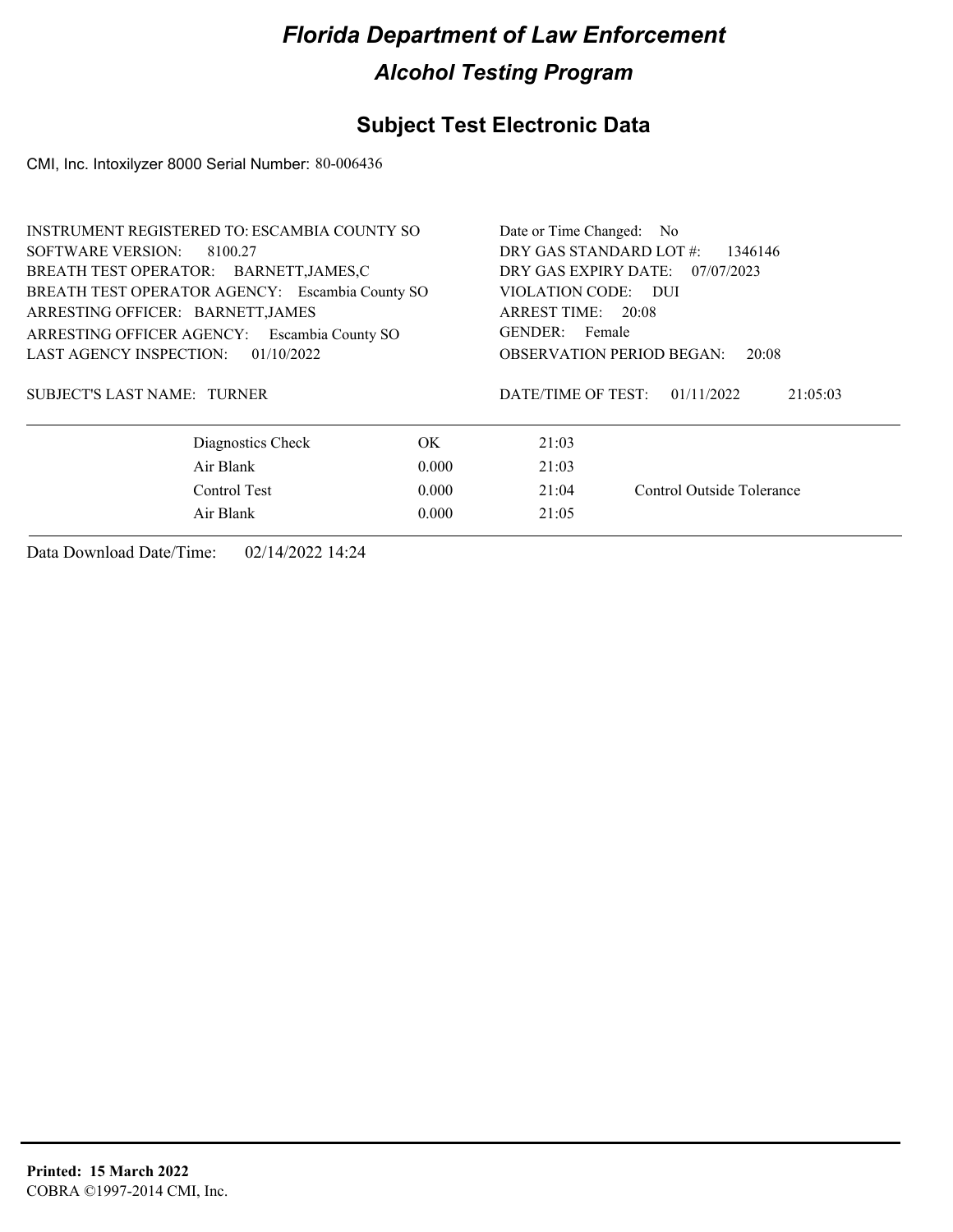# Florida Department of Law Enforcement

## Alcohol Testing Program

## Subject Test Electronic Data

CMI, Inc. Intoxilyzer 8000 Serial Number: 80-006436

INSTRUMENT REGISTERED TO: ESCAMBIA COUNTY SO
SOFTWARE VERSION: 8100.27
BREATH TEST OPERATOR: BARNETT,JAMES,C
BREATH TEST OPERATOR AGENCY: Escambia County SO
ARRESTING OFFICER: BARNETT,JAMES
ARRESTING OFFICER AGENCY: Escambia County SO
LAST AGENCY INSPECTION: 01/10/2022

Date or Time Changed: No
DRY GAS STANDARD LOT #: 1346146
DRY GAS EXPIRY DATE: 07/07/2023
VIOLATION CODE: DUI
ARREST TIME: 20:08
GENDER: Female
OBSERVATION PERIOD BEGAN: 20:08

SUBJECT'S LAST NAME: TURNER

DATE/TIME OF TEST: 01/11/2022 21:05:03

| | | | |
|---|---|---|---|
| Diagnostics Check | OK | 21:03 | |
| Air Blank | 0.000 | 21:03 | |
| Control Test | 0.000 | 21:04 | Control Outside Tolerance |
| Air Blank | 0.000 | 21:05 | |

Data Download Date/Time: 02/14/2022 14:24

**Printed: 15 March 2022**
COBRA ©1997-2014 CMI, Inc.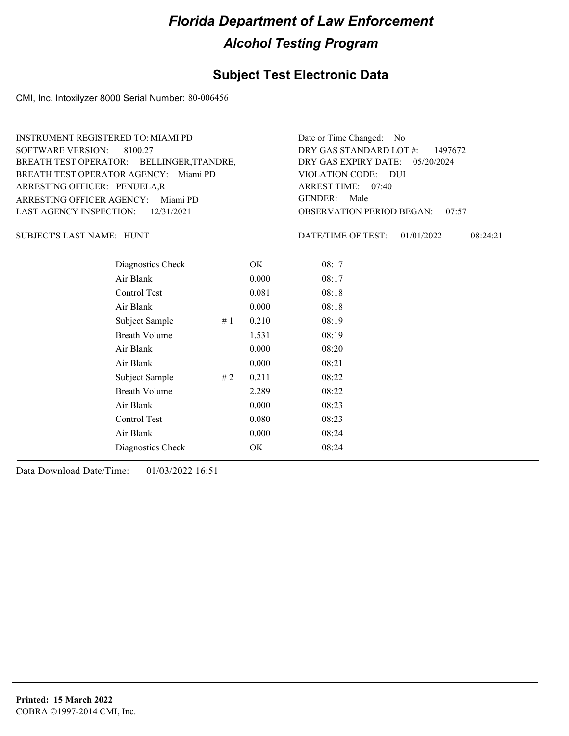# Florida Department of Law Enforcement

## Alcohol Testing Program

### Subject Test Electronic Data

CMI, Inc. Intoxilyzer 8000 Serial Number: 80-006456

INSTRUMENT REGISTERED TO: MIAMI PD
SOFTWARE VERSION: 8100.27
BREATH TEST OPERATOR: BELLINGER,TI'ANDRE,
BREATH TEST OPERATOR AGENCY: Miami PD
ARRESTING OFFICER: PENUELA,R
ARRESTING OFFICER AGENCY: Miami PD
LAST AGENCY INSPECTION: 12/31/2021

Date or Time Changed: No
DRY GAS STANDARD LOT #: 1497672
DRY GAS EXPIRY DATE: 05/20/2024
VIOLATION CODE: DUI
ARREST TIME: 07:40
GENDER: Male
OBSERVATION PERIOD BEGAN: 07:57

SUBJECT'S LAST NAME: HUNT

DATE/TIME OF TEST: 01/01/2022 08:24:21

| | | | |
|---|---|---|---|
| Diagnostics Check | | OK | 08:17 |
| Air Blank | | 0.000 | 08:17 |
| Control Test | | 0.081 | 08:18 |
| Air Blank | | 0.000 | 08:18 |
| Subject Sample | # 1 | 0.210 | 08:19 |
| Breath Volume | | 1.531 | 08:19 |
| Air Blank | | 0.000 | 08:20 |
| Air Blank | | 0.000 | 08:21 |
| Subject Sample | # 2 | 0.211 | 08:22 |
| Breath Volume | | 2.289 | 08:22 |
| Air Blank | | 0.000 | 08:23 |
| Control Test | | 0.080 | 08:23 |
| Air Blank | | 0.000 | 08:24 |
| Diagnostics Check | | OK | 08:24 |

Data Download Date/Time: 01/03/2022 16:51

**Printed: 15 March 2022**
COBRA ©1997-2014 CMI, Inc.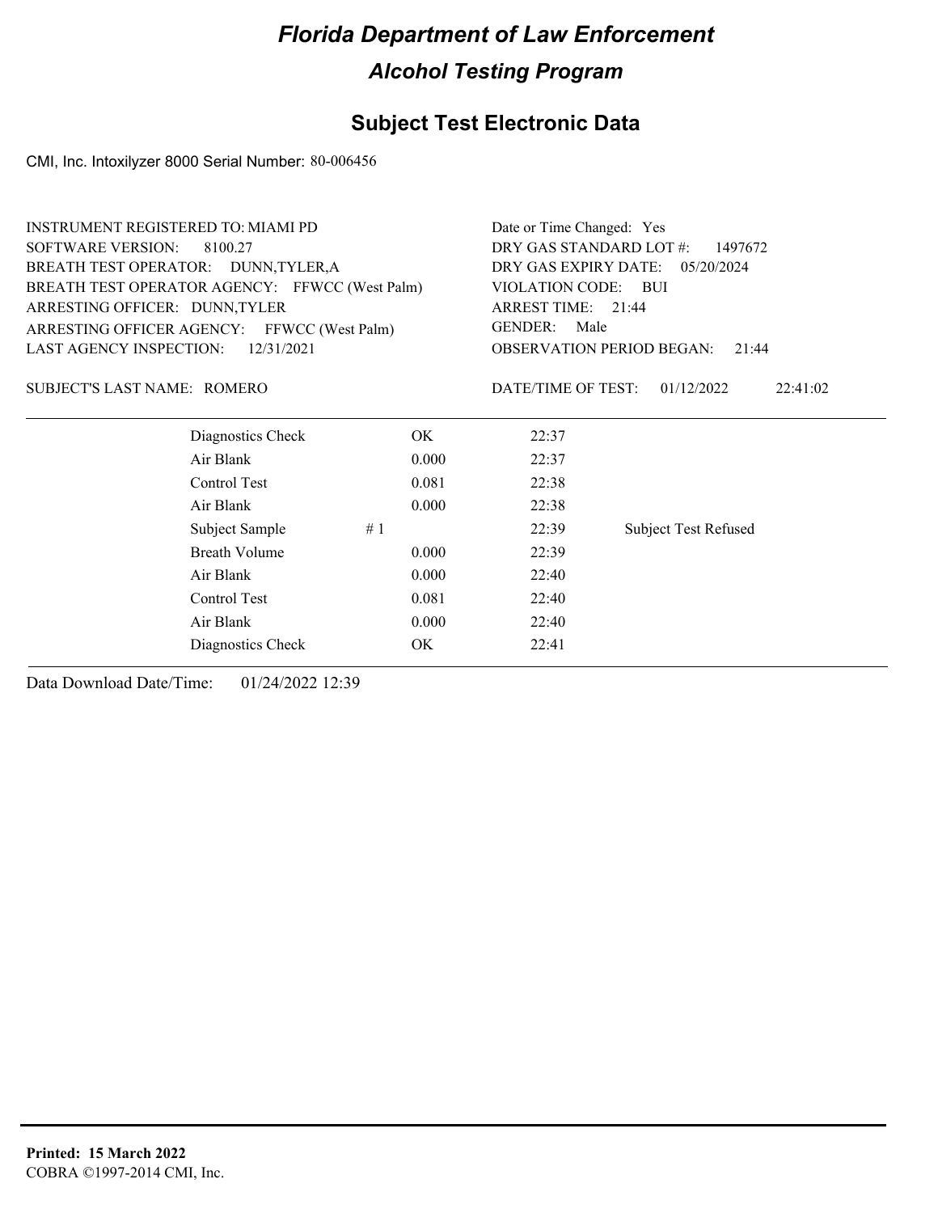# Florida Department of Law Enforcement

## Alcohol Testing Program

### Subject Test Electronic Data

CMI, Inc. Intoxilyzer 8000 Serial Number: 80-006456

INSTRUMENT REGISTERED TO: MIAMI PD
SOFTWARE VERSION: 8100.27
BREATH TEST OPERATOR: DUNN,TYLER,A
BREATH TEST OPERATOR AGENCY: FFWCC (West Palm)
ARRESTING OFFICER: DUNN,TYLER
ARRESTING OFFICER AGENCY: FFWCC (West Palm)
LAST AGENCY INSPECTION: 12/31/2021

Date or Time Changed: Yes
DRY GAS STANDARD LOT #: 1497672
DRY GAS EXPIRY DATE: 05/20/2024
VIOLATION CODE: BUI
ARREST TIME: 21:44
GENDER: Male
OBSERVATION PERIOD BEGAN: 21:44

SUBJECT'S LAST NAME: ROMERO

DATE/TIME OF TEST: 01/12/2022 22:41:02

| | | | |
|---|---|---|---|
| Diagnostics Check | OK | 22:37 | |
| Air Blank | 0.000 | 22:37 | |
| Control Test | 0.081 | 22:38 | |
| Air Blank | 0.000 | 22:38 | |
| Subject Sample # 1 | | 22:39 | Subject Test Refused |
| Breath Volume | 0.000 | 22:39 | |
| Air Blank | 0.000 | 22:40 | |
| Control Test | 0.081 | 22:40 | |
| Air Blank | 0.000 | 22:40 | |
| Diagnostics Check | OK | 22:41 | |

Data Download Date/Time: 01/24/2022 12:39

**Printed: 15 March 2022**
COBRA ©1997-2014 CMI, Inc.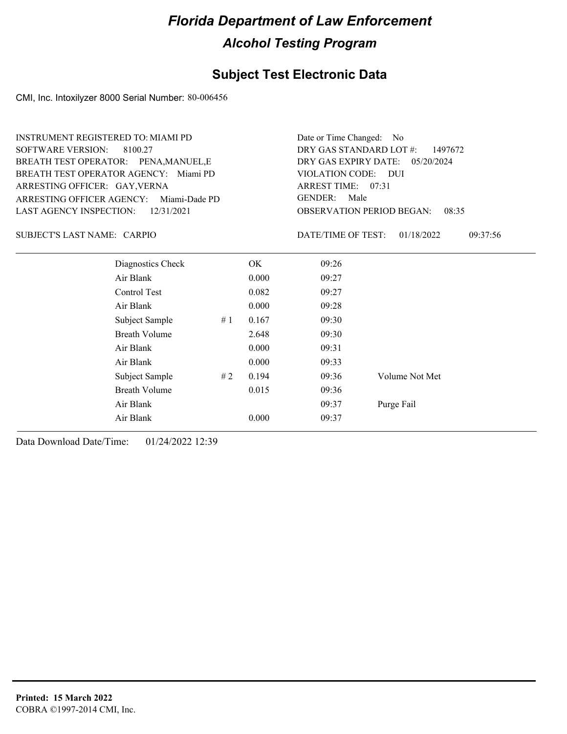# Florida Department of Law Enforcement

## Alcohol Testing Program

## Subject Test Electronic Data

CMI, Inc. Intoxilyzer 8000 Serial Number: 80-006456

INSTRUMENT REGISTERED TO: MIAMI PD
SOFTWARE VERSION: 8100.27
BREATH TEST OPERATOR: PENA,MANUEL,E
BREATH TEST OPERATOR AGENCY: Miami PD
ARRESTING OFFICER: GAY,VERNA
ARRESTING OFFICER AGENCY: Miami-Dade PD
LAST AGENCY INSPECTION: 12/31/2021

Date or Time Changed: No
DRY GAS STANDARD LOT #: 1497672
DRY GAS EXPIRY DATE: 05/20/2024
VIOLATION CODE: DUI
ARREST TIME: 07:31
GENDER: Male
OBSERVATION PERIOD BEGAN: 08:35

SUBJECT'S LAST NAME: CARPIO

DATE/TIME OF TEST: 01/18/2022 09:37:56

| Test | # | Result | Time | Note |
|---|---|---|---|---|
| Diagnostics Check | | OK | 09:26 | |
| Air Blank | | 0.000 | 09:27 | |
| Control Test | | 0.082 | 09:27 | |
| Air Blank | | 0.000 | 09:28 | |
| Subject Sample | # 1 | 0.167 | 09:30 | |
| Breath Volume | | 2.648 | 09:30 | |
| Air Blank | | 0.000 | 09:31 | |
| Air Blank | | 0.000 | 09:33 | |
| Subject Sample | # 2 | 0.194 | 09:36 | Volume Not Met |
| Breath Volume | | 0.015 | 09:36 | |
| Air Blank | | | 09:37 | Purge Fail |
| Air Blank | | 0.000 | 09:37 | |

Data Download Date/Time: 01/24/2022 12:39

**Printed: 15 March 2022**
COBRA ©1997-2014 CMI, Inc.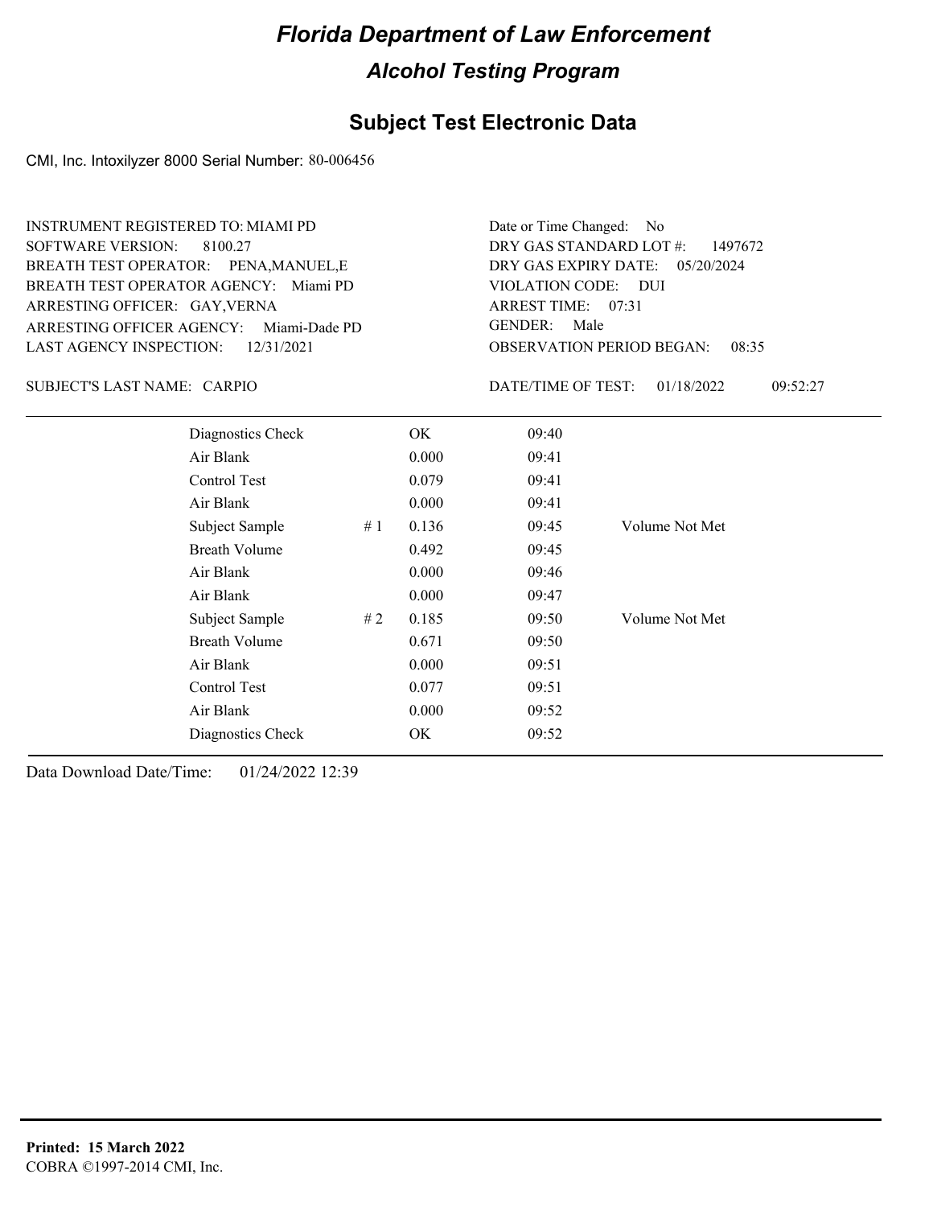# Florida Department of Law Enforcement

## Alcohol Testing Program

### Subject Test Electronic Data

CMI, Inc. Intoxilyzer 8000 Serial Number: 80-006456

INSTRUMENT REGISTERED TO: MIAMI PD
SOFTWARE VERSION: 8100.27
BREATH TEST OPERATOR: PENA,MANUEL,E
BREATH TEST OPERATOR AGENCY: Miami PD
ARRESTING OFFICER: GAY,VERNA
ARRESTING OFFICER AGENCY: Miami-Dade PD
LAST AGENCY INSPECTION: 12/31/2021

Date or Time Changed: No
DRY GAS STANDARD LOT #: 1497672
DRY GAS EXPIRY DATE: 05/20/2024
VIOLATION CODE: DUI
ARREST TIME: 07:31
GENDER: Male
OBSERVATION PERIOD BEGAN: 08:35

SUBJECT'S LAST NAME: CARPIO

DATE/TIME OF TEST: 01/18/2022 09:52:27

| | | | | |
|---|---|---|---|---|
| Diagnostics Check | | OK | 09:40 | |
| Air Blank | | 0.000 | 09:41 | |
| Control Test | | 0.079 | 09:41 | |
| Air Blank | | 0.000 | 09:41 | |
| Subject Sample | # 1 | 0.136 | 09:45 | Volume Not Met |
| Breath Volume | | 0.492 | 09:45 | |
| Air Blank | | 0.000 | 09:46 | |
| Air Blank | | 0.000 | 09:47 | |
| Subject Sample | # 2 | 0.185 | 09:50 | Volume Not Met |
| Breath Volume | | 0.671 | 09:50 | |
| Air Blank | | 0.000 | 09:51 | |
| Control Test | | 0.077 | 09:51 | |
| Air Blank | | 0.000 | 09:52 | |
| Diagnostics Check | | OK | 09:52 | |

Data Download Date/Time: 01/24/2022 12:39

**Printed: 15 March 2022**
COBRA ©1997-2014 CMI, Inc.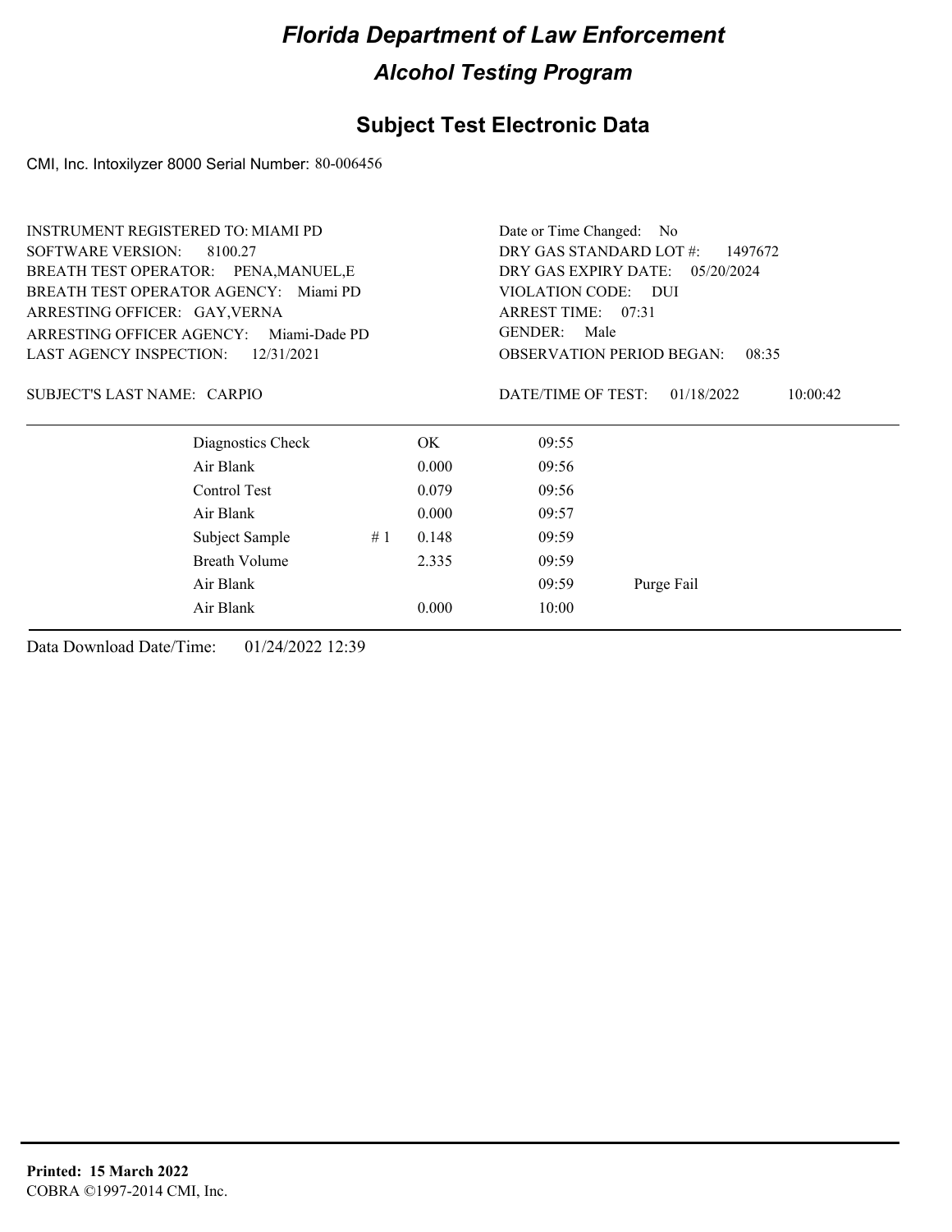# Florida Department of Law Enforcement

## Alcohol Testing Program

### Subject Test Electronic Data

CMI, Inc. Intoxilyzer 8000 Serial Number: 80-006456

INSTRUMENT REGISTERED TO: MIAMI PD
SOFTWARE VERSION: 8100.27
BREATH TEST OPERATOR: PENA,MANUEL,E
BREATH TEST OPERATOR AGENCY: Miami PD
ARRESTING OFFICER: GAY,VERNA
ARRESTING OFFICER AGENCY: Miami-Dade PD
LAST AGENCY INSPECTION: 12/31/2021

Date or Time Changed: No
DRY GAS STANDARD LOT #: 1497672
DRY GAS EXPIRY DATE: 05/20/2024
VIOLATION CODE: DUI
ARREST TIME: 07:31
GENDER: Male
OBSERVATION PERIOD BEGAN: 08:35

SUBJECT'S LAST NAME: CARPIO

DATE/TIME OF TEST: 01/18/2022 10:00:42

| | | | | |
|---|---|---|---|---|
| Diagnostics Check | | OK | 09:55 | |
| Air Blank | | 0.000 | 09:56 | |
| Control Test | | 0.079 | 09:56 | |
| Air Blank | | 0.000 | 09:57 | |
| Subject Sample | # 1 | 0.148 | 09:59 | |
| Breath Volume | | 2.335 | 09:59 | |
| Air Blank | | | 09:59 | Purge Fail |
| Air Blank | | 0.000 | 10:00 | |

Data Download Date/Time: 01/24/2022 12:39

**Printed: 15 March 2022**
COBRA ©1997-2014 CMI, Inc.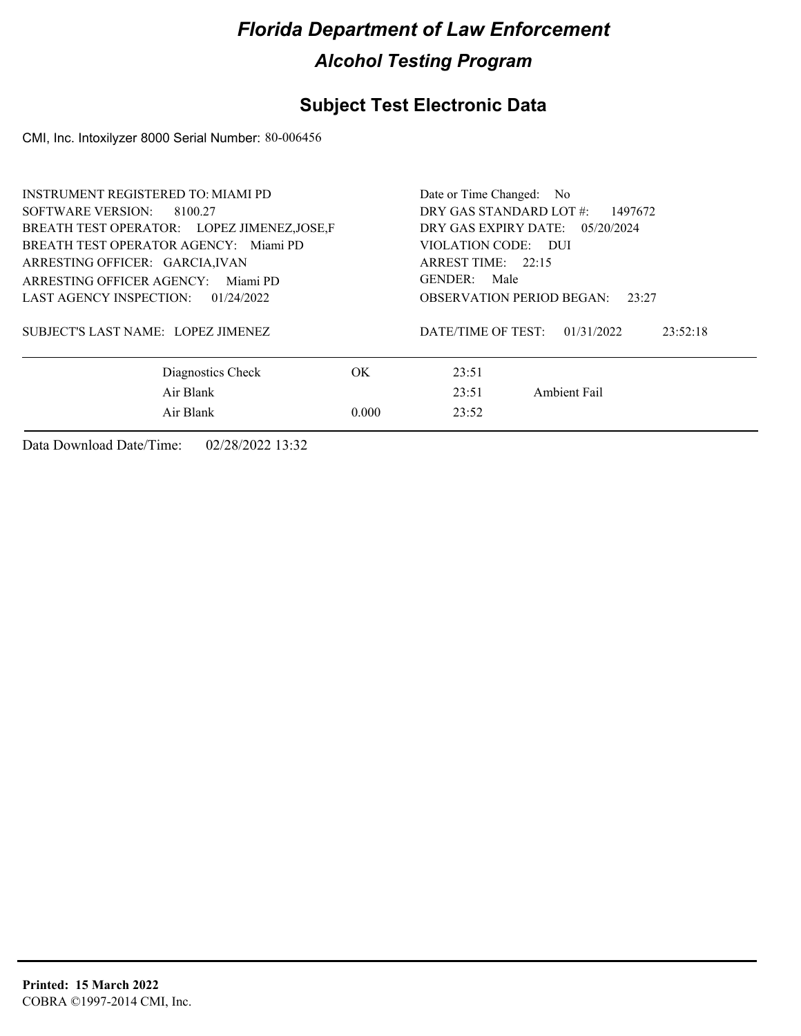# *Florida Department of Law Enforcement*

## *Alcohol Testing Program*

### Subject Test Electronic Data

CMI, Inc. Intoxilyzer 8000 Serial Number: 80-006456

| | |
|---|---|
| INSTRUMENT REGISTERED TO: MIAMI PD | Date or Time Changed: No |
| SOFTWARE VERSION: 8100.27 | DRY GAS STANDARD LOT #: 1497672 |
| BREATH TEST OPERATOR: LOPEZ JIMENEZ,JOSE,F | DRY GAS EXPIRY DATE: 05/20/2024 |
| BREATH TEST OPERATOR AGENCY: Miami PD | VIOLATION CODE: DUI |
| ARRESTING OFFICER: GARCIA,IVAN | ARREST TIME: 22:15 |
| ARRESTING OFFICER AGENCY: Miami PD | GENDER: Male |
| LAST AGENCY INSPECTION: 01/24/2022 | OBSERVATION PERIOD BEGAN: 23:27 |
| SUBJECT'S LAST NAME: LOPEZ JIMENEZ | DATE/TIME OF TEST: 01/31/2022 23:52:18 |

| | | | |
|---|---|---|---|
| Diagnostics Check | OK | 23:51 | |
| Air Blank | | 23:51 | Ambient Fail |
| Air Blank | 0.000 | 23:52 | |

Data Download Date/Time: 02/28/2022 13:32

**Printed: 15 March 2022**
COBRA ©1997-2014 CMI, Inc.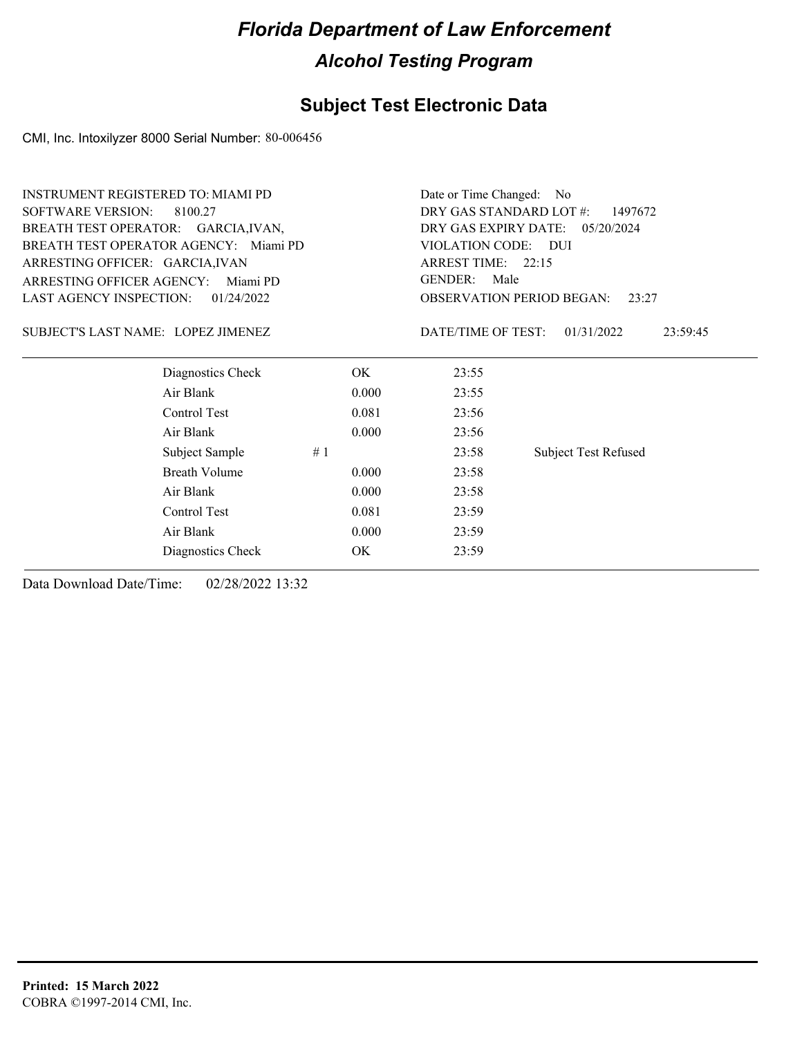# Florida Department of Law Enforcement

## Alcohol Testing Program

### Subject Test Electronic Data

CMI, Inc. Intoxilyzer 8000 Serial Number: 80-006456

INSTRUMENT REGISTERED TO: MIAMI PD
SOFTWARE VERSION: 8100.27
BREATH TEST OPERATOR: GARCIA,IVAN,
BREATH TEST OPERATOR AGENCY: Miami PD
ARRESTING OFFICER: GARCIA,IVAN
ARRESTING OFFICER AGENCY: Miami PD
LAST AGENCY INSPECTION: 01/24/2022

Date or Time Changed: No
DRY GAS STANDARD LOT #: 1497672
DRY GAS EXPIRY DATE: 05/20/2024
VIOLATION CODE: DUI
ARREST TIME: 22:15
GENDER: Male
OBSERVATION PERIOD BEGAN: 23:27

SUBJECT'S LAST NAME: LOPEZ JIMENEZ

DATE/TIME OF TEST: 01/31/2022 23:59:45

| | | | | |
|---|---|---|---|---|
| Diagnostics Check | | OK | 23:55 | |
| Air Blank | | 0.000 | 23:55 | |
| Control Test | | 0.081 | 23:56 | |
| Air Blank | | 0.000 | 23:56 | |
| Subject Sample | # 1 | | 23:58 | Subject Test Refused |
| Breath Volume | | 0.000 | 23:58 | |
| Air Blank | | 0.000 | 23:58 | |
| Control Test | | 0.081 | 23:59 | |
| Air Blank | | 0.000 | 23:59 | |
| Diagnostics Check | | OK | 23:59 | |

Data Download Date/Time: 02/28/2022 13:32

**Printed: 15 March 2022**
COBRA ©1997-2014 CMI, Inc.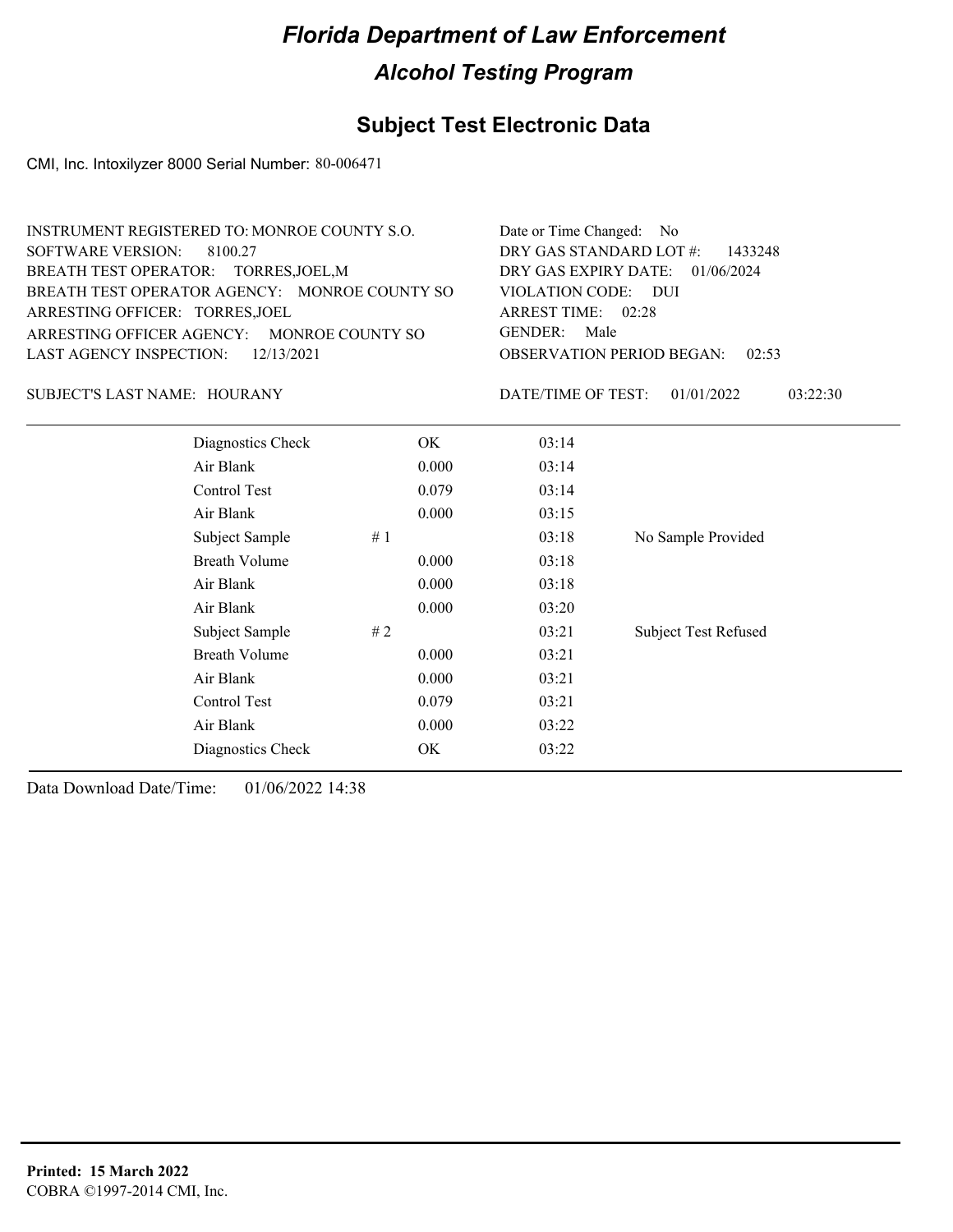# Florida Department of Law Enforcement

## Alcohol Testing Program

### Subject Test Electronic Data

CMI, Inc. Intoxilyzer 8000 Serial Number: 80-006471

INSTRUMENT REGISTERED TO: MONROE COUNTY S.O.
SOFTWARE VERSION: 8100.27
BREATH TEST OPERATOR: TORRES,JOEL,M
BREATH TEST OPERATOR AGENCY: MONROE COUNTY SO
ARRESTING OFFICER: TORRES,JOEL
ARRESTING OFFICER AGENCY: MONROE COUNTY SO
LAST AGENCY INSPECTION: 12/13/2021

Date or Time Changed: No
DRY GAS STANDARD LOT #: 1433248
DRY GAS EXPIRY DATE: 01/06/2024
VIOLATION CODE: DUI
ARREST TIME: 02:28
GENDER: Male
OBSERVATION PERIOD BEGAN: 02:53

SUBJECT'S LAST NAME: HOURANY

DATE/TIME OF TEST: 01/01/2022 03:22:30

| | | | |
|---|---|---|---|
| Diagnostics Check | OK | 03:14 | |
| Air Blank | 0.000 | 03:14 | |
| Control Test | 0.079 | 03:14 | |
| Air Blank | 0.000 | 03:15 | |
| Subject Sample | # 1 | 03:18 | No Sample Provided |
| Breath Volume | 0.000 | 03:18 | |
| Air Blank | 0.000 | 03:18 | |
| Air Blank | 0.000 | 03:20 | |
| Subject Sample | # 2 | 03:21 | Subject Test Refused |
| Breath Volume | 0.000 | 03:21 | |
| Air Blank | 0.000 | 03:21 | |
| Control Test | 0.079 | 03:21 | |
| Air Blank | 0.000 | 03:22 | |
| Diagnostics Check | OK | 03:22 | |

Data Download Date/Time: 01/06/2022 14:38

**Printed: 15 March 2022**
COBRA ©1997-2014 CMI, Inc.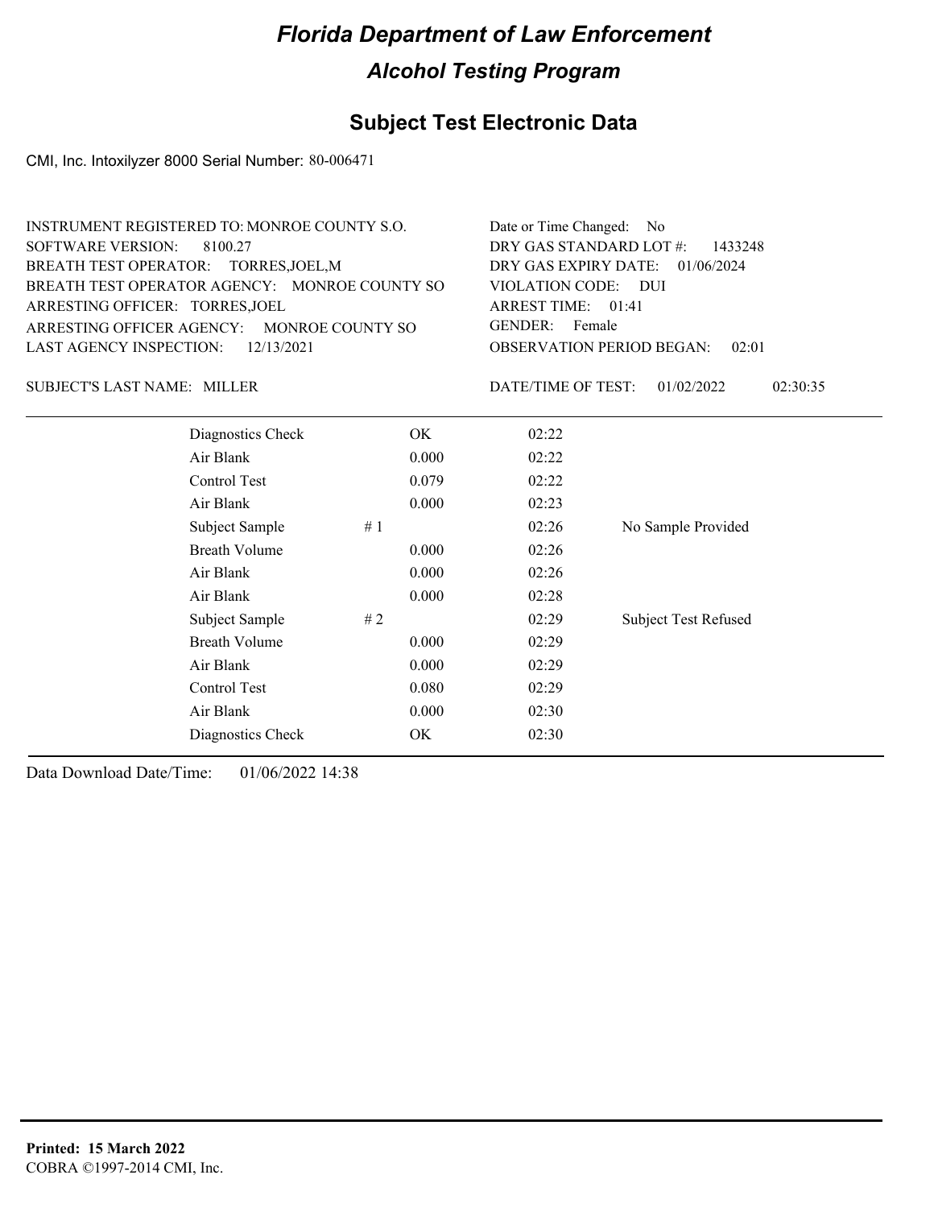# Florida Department of Law Enforcement

## Alcohol Testing Program

## Subject Test Electronic Data

CMI, Inc. Intoxilyzer 8000 Serial Number: 80-006471

INSTRUMENT REGISTERED TO: MONROE COUNTY S.O.
SOFTWARE VERSION: 8100.27
BREATH TEST OPERATOR: TORRES,JOEL,M
BREATH TEST OPERATOR AGENCY: MONROE COUNTY SO
ARRESTING OFFICER: TORRES,JOEL
ARRESTING OFFICER AGENCY: MONROE COUNTY SO
LAST AGENCY INSPECTION: 12/13/2021

Date or Time Changed: No
DRY GAS STANDARD LOT #: 1433248
DRY GAS EXPIRY DATE: 01/06/2024
VIOLATION CODE: DUI
ARREST TIME: 01:41
GENDER: Female
OBSERVATION PERIOD BEGAN: 02:01

SUBJECT'S LAST NAME: MILLER

DATE/TIME OF TEST: 01/02/2022 02:30:35

| | | | |
|---|---|---|---|
| Diagnostics Check | OK | 02:22 | |
| Air Blank | 0.000 | 02:22 | |
| Control Test | 0.079 | 02:22 | |
| Air Blank | 0.000 | 02:23 | |
| Subject Sample | # 1 | 02:26 | No Sample Provided |
| Breath Volume | 0.000 | 02:26 | |
| Air Blank | 0.000 | 02:26 | |
| Air Blank | 0.000 | 02:28 | |
| Subject Sample | # 2 | 02:29 | Subject Test Refused |
| Breath Volume | 0.000 | 02:29 | |
| Air Blank | 0.000 | 02:29 | |
| Control Test | 0.080 | 02:29 | |
| Air Blank | 0.000 | 02:30 | |
| Diagnostics Check | OK | 02:30 | |

Data Download Date/Time: 01/06/2022 14:38

**Printed: 15 March 2022**
COBRA ©1997-2014 CMI, Inc.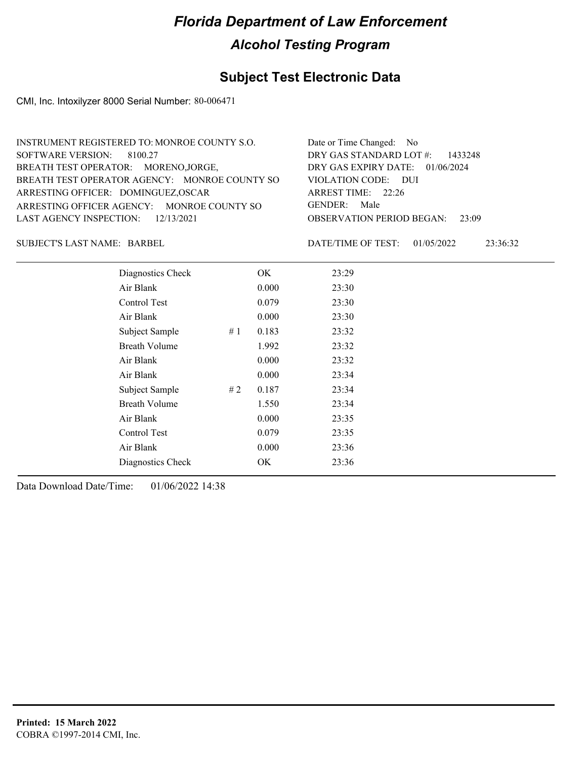# Florida Department of Law Enforcement

## Alcohol Testing Program

## Subject Test Electronic Data

CMI, Inc. Intoxilyzer 8000 Serial Number: 80-006471

INSTRUMENT REGISTERED TO: MONROE COUNTY S.O.
SOFTWARE VERSION: 8100.27
BREATH TEST OPERATOR: MORENO,JORGE,
BREATH TEST OPERATOR AGENCY: MONROE COUNTY SO
ARRESTING OFFICER: DOMINGUEZ,OSCAR
ARRESTING OFFICER AGENCY: MONROE COUNTY SO
LAST AGENCY INSPECTION: 12/13/2021

Date or Time Changed: No
DRY GAS STANDARD LOT #: 1433248
DRY GAS EXPIRY DATE: 01/06/2024
VIOLATION CODE: DUI
ARREST TIME: 22:26
GENDER: Male
OBSERVATION PERIOD BEGAN: 23:09

SUBJECT'S LAST NAME: BARBEL

DATE/TIME OF TEST: 01/05/2022 23:36:32

| | | | |
|---|---|---|---|
| Diagnostics Check | | OK | 23:29 |
| Air Blank | | 0.000 | 23:30 |
| Control Test | | 0.079 | 23:30 |
| Air Blank | | 0.000 | 23:30 |
| Subject Sample | # 1 | 0.183 | 23:32 |
| Breath Volume | | 1.992 | 23:32 |
| Air Blank | | 0.000 | 23:32 |
| Air Blank | | 0.000 | 23:34 |
| Subject Sample | # 2 | 0.187 | 23:34 |
| Breath Volume | | 1.550 | 23:34 |
| Air Blank | | 0.000 | 23:35 |
| Control Test | | 0.079 | 23:35 |
| Air Blank | | 0.000 | 23:36 |
| Diagnostics Check | | OK | 23:36 |

Data Download Date/Time: 01/06/2022 14:38

**Printed: 15 March 2022**
COBRA ©1997-2014 CMI, Inc.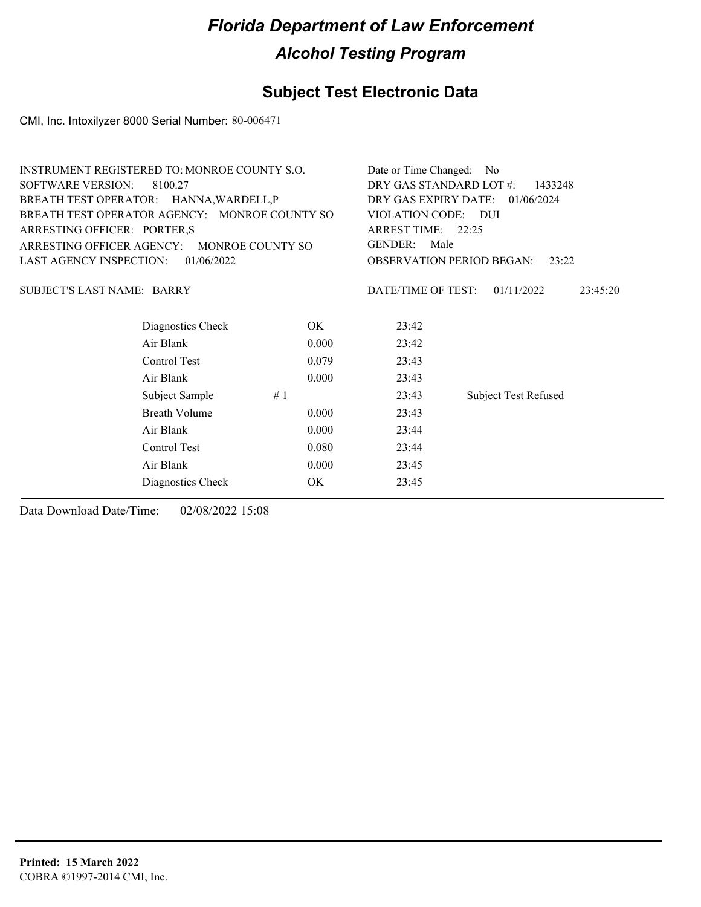# *Florida Department of Law Enforcement*

## *Alcohol Testing Program*

## Subject Test Electronic Data

CMI, Inc. Intoxilyzer 8000 Serial Number: 80-006471

INSTRUMENT REGISTERED TO: MONROE COUNTY S.O.
SOFTWARE VERSION: 8100.27
BREATH TEST OPERATOR: HANNA,WARDELL,P
BREATH TEST OPERATOR AGENCY: MONROE COUNTY SO
ARRESTING OFFICER: PORTER,S
ARRESTING OFFICER AGENCY: MONROE COUNTY SO
LAST AGENCY INSPECTION: 01/06/2022

Date or Time Changed: No
DRY GAS STANDARD LOT #: 1433248
DRY GAS EXPIRY DATE: 01/06/2024
VIOLATION CODE: DUI
ARREST TIME: 22:25
GENDER: Male
OBSERVATION PERIOD BEGAN: 23:22

SUBJECT'S LAST NAME: BARRY

DATE/TIME OF TEST: 01/11/2022 23:45:20

| | | | |
|---|---|---|---|
| Diagnostics Check | OK | 23:42 | |
| Air Blank | 0.000 | 23:42 | |
| Control Test | 0.079 | 23:43 | |
| Air Blank | 0.000 | 23:43 | |
| Subject Sample | # 1 | 23:43 | Subject Test Refused |
| Breath Volume | 0.000 | 23:43 | |
| Air Blank | 0.000 | 23:44 | |
| Control Test | 0.080 | 23:44 | |
| Air Blank | 0.000 | 23:45 | |
| Diagnostics Check | OK | 23:45 | |

Data Download Date/Time: 02/08/2022 15:08

**Printed: 15 March 2022**
COBRA ©1997-2014 CMI, Inc.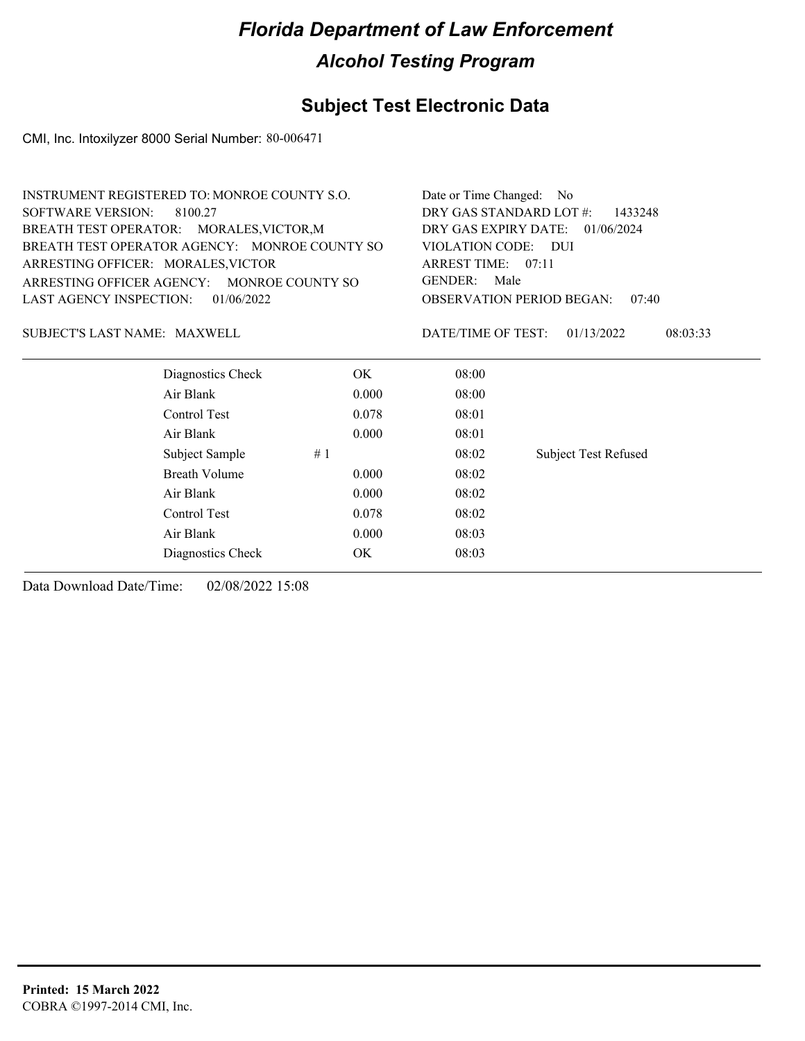# Florida Department of Law Enforcement

## Alcohol Testing Program

### Subject Test Electronic Data

CMI, Inc. Intoxilyzer 8000 Serial Number: 80-006471

INSTRUMENT REGISTERED TO: MONROE COUNTY S.O.
SOFTWARE VERSION: 8100.27
BREATH TEST OPERATOR: MORALES,VICTOR,M
BREATH TEST OPERATOR AGENCY: MONROE COUNTY SO
ARRESTING OFFICER: MORALES,VICTOR
ARRESTING OFFICER AGENCY: MONROE COUNTY SO
LAST AGENCY INSPECTION: 01/06/2022

Date or Time Changed: No
DRY GAS STANDARD LOT #: 1433248
DRY GAS EXPIRY DATE: 01/06/2024
VIOLATION CODE: DUI
ARREST TIME: 07:11
GENDER: Male
OBSERVATION PERIOD BEGAN: 07:40

SUBJECT'S LAST NAME: MAXWELL

DATE/TIME OF TEST: 01/13/2022 08:03:33

| | | | |
|---|---|---|---|
| Diagnostics Check | OK | 08:00 | |
| Air Blank | 0.000 | 08:00 | |
| Control Test | 0.078 | 08:01 | |
| Air Blank | 0.000 | 08:01 | |
| Subject Sample # 1 | | 08:02 | Subject Test Refused |
| Breath Volume | 0.000 | 08:02 | |
| Air Blank | 0.000 | 08:02 | |
| Control Test | 0.078 | 08:02 | |
| Air Blank | 0.000 | 08:03 | |
| Diagnostics Check | OK | 08:03 | |

Data Download Date/Time: 02/08/2022 15:08

**Printed: 15 March 2022**
COBRA ©1997-2014 CMI, Inc.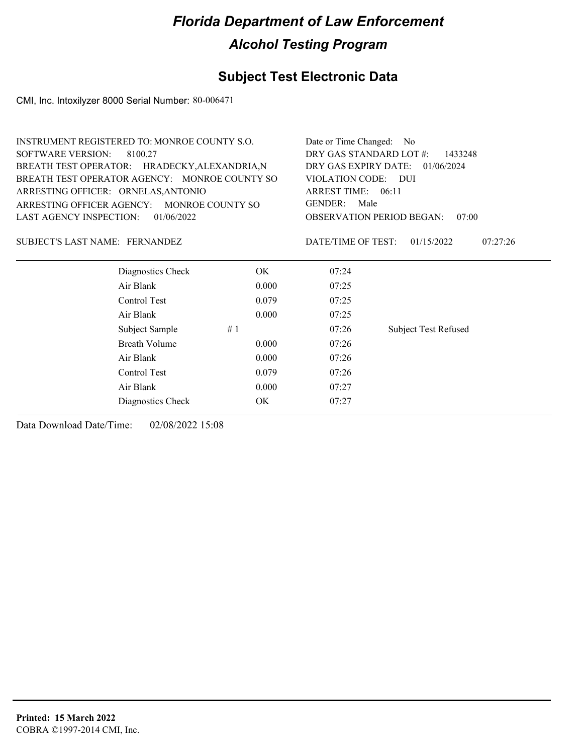# Florida Department of Law Enforcement

## Alcohol Testing Program

### Subject Test Electronic Data

CMI, Inc. Intoxilyzer 8000 Serial Number: 80-006471

INSTRUMENT REGISTERED TO: MONROE COUNTY S.O.
SOFTWARE VERSION: 8100.27
BREATH TEST OPERATOR: HRADECKY,ALEXANDRIA,N
BREATH TEST OPERATOR AGENCY: MONROE COUNTY SO
ARRESTING OFFICER: ORNELAS,ANTONIO
ARRESTING OFFICER AGENCY: MONROE COUNTY SO
LAST AGENCY INSPECTION: 01/06/2022

Date or Time Changed: No
DRY GAS STANDARD LOT #: 1433248
DRY GAS EXPIRY DATE: 01/06/2024
VIOLATION CODE: DUI
ARREST TIME: 06:11
GENDER: Male
OBSERVATION PERIOD BEGAN: 07:00

SUBJECT'S LAST NAME: FERNANDEZ

DATE/TIME OF TEST: 01/15/2022 07:27:26

| | | | |
|---|---|---|---|
| Diagnostics Check | OK | 07:24 | |
| Air Blank | 0.000 | 07:25 | |
| Control Test | 0.079 | 07:25 | |
| Air Blank | 0.000 | 07:25 | |
| Subject Sample | # 1 | 07:26 | Subject Test Refused |
| Breath Volume | 0.000 | 07:26 | |
| Air Blank | 0.000 | 07:26 | |
| Control Test | 0.079 | 07:26 | |
| Air Blank | 0.000 | 07:27 | |
| Diagnostics Check | OK | 07:27 | |

Data Download Date/Time: 02/08/2022 15:08

**Printed: 15 March 2022**
COBRA ©1997-2014 CMI, Inc.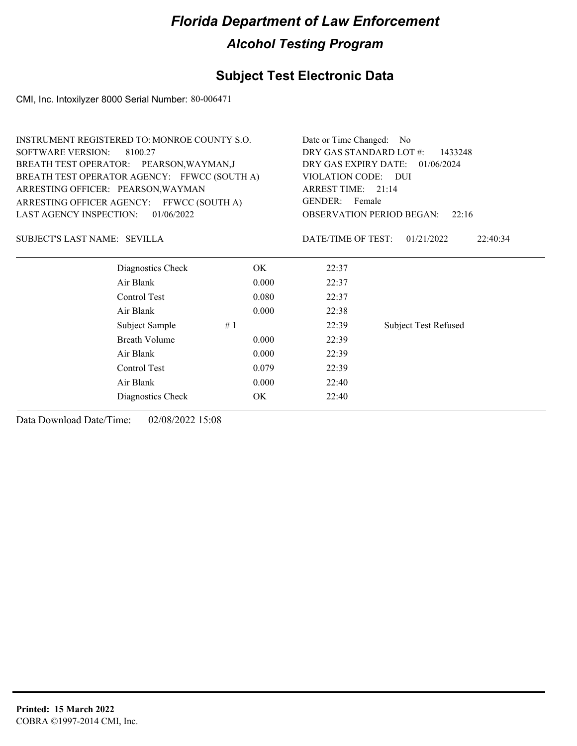# *Florida Department of Law Enforcement*

## *Alcohol Testing Program*

## Subject Test Electronic Data

CMI, Inc. Intoxilyzer 8000 Serial Number: 80-006471

INSTRUMENT REGISTERED TO: MONROE COUNTY S.O.
SOFTWARE VERSION: 8100.27
BREATH TEST OPERATOR: PEARSON,WAYMAN,J
BREATH TEST OPERATOR AGENCY: FFWCC (SOUTH A)
ARRESTING OFFICER: PEARSON,WAYMAN
ARRESTING OFFICER AGENCY: FFWCC (SOUTH A)
LAST AGENCY INSPECTION: 01/06/2022

Date or Time Changed: No
DRY GAS STANDARD LOT #: 1433248
DRY GAS EXPIRY DATE: 01/06/2024
VIOLATION CODE: DUI
ARREST TIME: 21:14
GENDER: Female
OBSERVATION PERIOD BEGAN: 22:16

SUBJECT'S LAST NAME: SEVILLA

DATE/TIME OF TEST: 01/21/2022 22:40:34

| | | | |
|---|---|---|---|
| Diagnostics Check | OK | 22:37 | |
| Air Blank | 0.000 | 22:37 | |
| Control Test | 0.080 | 22:37 | |
| Air Blank | 0.000 | 22:38 | |
| Subject Sample # 1 | | 22:39 | Subject Test Refused |
| Breath Volume | 0.000 | 22:39 | |
| Air Blank | 0.000 | 22:39 | |
| Control Test | 0.079 | 22:39 | |
| Air Blank | 0.000 | 22:40 | |
| Diagnostics Check | OK | 22:40 | |

Data Download Date/Time: 02/08/2022 15:08

**Printed: 15 March 2022**
COBRA ©1997-2014 CMI, Inc.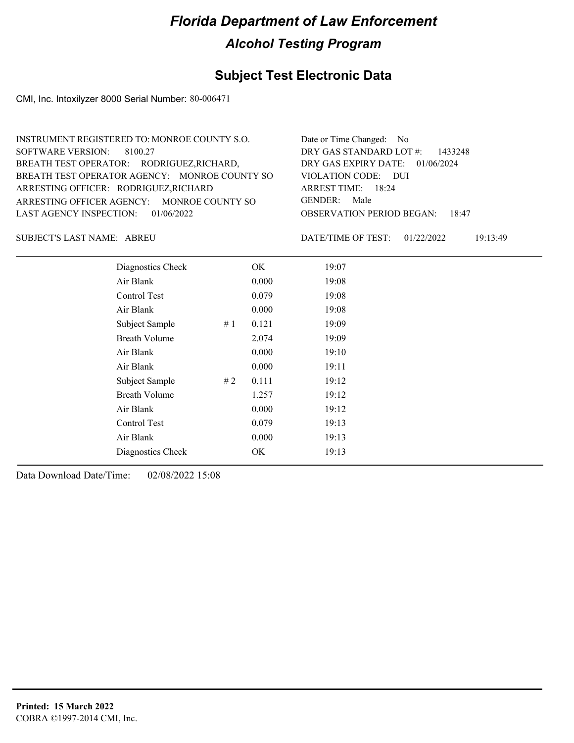# Florida Department of Law Enforcement

## Alcohol Testing Program

### Subject Test Electronic Data

CMI, Inc. Intoxilyzer 8000 Serial Number: 80-006471

INSTRUMENT REGISTERED TO: MONROE COUNTY S.O.
SOFTWARE VERSION: 8100.27
BREATH TEST OPERATOR: RODRIGUEZ,RICHARD,
BREATH TEST OPERATOR AGENCY: MONROE COUNTY SO
ARRESTING OFFICER: RODRIGUEZ,RICHARD
ARRESTING OFFICER AGENCY: MONROE COUNTY SO
LAST AGENCY INSPECTION: 01/06/2022

Date or Time Changed: No
DRY GAS STANDARD LOT #: 1433248
DRY GAS EXPIRY DATE: 01/06/2024
VIOLATION CODE: DUI
ARREST TIME: 18:24
GENDER: Male
OBSERVATION PERIOD BEGAN: 18:47

SUBJECT'S LAST NAME: ABREU

DATE/TIME OF TEST: 01/22/2022 19:13:49

| | | | |
|---|---|---|---|
| Diagnostics Check | | OK | 19:07 |
| Air Blank | | 0.000 | 19:08 |
| Control Test | | 0.079 | 19:08 |
| Air Blank | | 0.000 | 19:08 |
| Subject Sample | # 1 | 0.121 | 19:09 |
| Breath Volume | | 2.074 | 19:09 |
| Air Blank | | 0.000 | 19:10 |
| Air Blank | | 0.000 | 19:11 |
| Subject Sample | # 2 | 0.111 | 19:12 |
| Breath Volume | | 1.257 | 19:12 |
| Air Blank | | 0.000 | 19:12 |
| Control Test | | 0.079 | 19:13 |
| Air Blank | | 0.000 | 19:13 |
| Diagnostics Check | | OK | 19:13 |

Data Download Date/Time: 02/08/2022 15:08

**Printed: 15 March 2022**
COBRA ©1997-2014 CMI, Inc.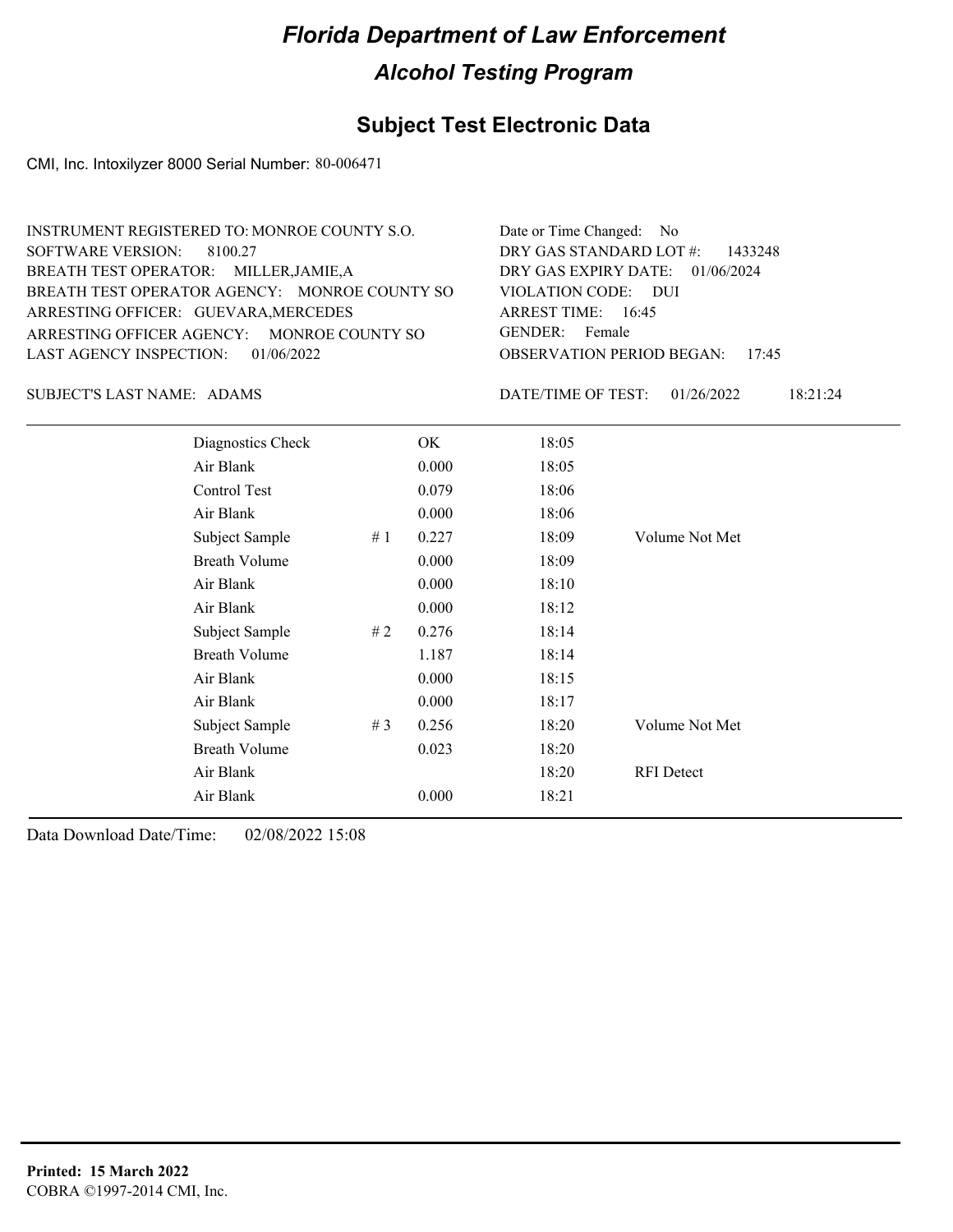# Florida Department of Law Enforcement

## Alcohol Testing Program

## Subject Test Electronic Data

CMI, Inc. Intoxilyzer 8000 Serial Number: 80-006471

INSTRUMENT REGISTERED TO: MONROE COUNTY S.O.
SOFTWARE VERSION: 8100.27
BREATH TEST OPERATOR: MILLER,JAMIE,A
BREATH TEST OPERATOR AGENCY: MONROE COUNTY SO
ARRESTING OFFICER: GUEVARA,MERCEDES
ARRESTING OFFICER AGENCY: MONROE COUNTY SO
LAST AGENCY INSPECTION: 01/06/2022

Date or Time Changed: No
DRY GAS STANDARD LOT #: 1433248
DRY GAS EXPIRY DATE: 01/06/2024
VIOLATION CODE: DUI
ARREST TIME: 16:45
GENDER: Female
OBSERVATION PERIOD BEGAN: 17:45

SUBJECT'S LAST NAME: ADAMS

DATE/TIME OF TEST: 01/26/2022 18:21:24

| | | | | |
|---|---|---|---|---|
| Diagnostics Check | | OK | 18:05 | |
| Air Blank | | 0.000 | 18:05 | |
| Control Test | | 0.079 | 18:06 | |
| Air Blank | | 0.000 | 18:06 | |
| Subject Sample | # 1 | 0.227 | 18:09 | Volume Not Met |
| Breath Volume | | 0.000 | 18:09 | |
| Air Blank | | 0.000 | 18:10 | |
| Air Blank | | 0.000 | 18:12 | |
| Subject Sample | # 2 | 0.276 | 18:14 | |
| Breath Volume | | 1.187 | 18:14 | |
| Air Blank | | 0.000 | 18:15 | |
| Air Blank | | 0.000 | 18:17 | |
| Subject Sample | # 3 | 0.256 | 18:20 | Volume Not Met |
| Breath Volume | | 0.023 | 18:20 | |
| Air Blank | | | 18:20 | RFI Detect |
| Air Blank | | 0.000 | 18:21 | |

Data Download Date/Time: 02/08/2022 15:08

**Printed: 15 March 2022**
COBRA ©1997-2014 CMI, Inc.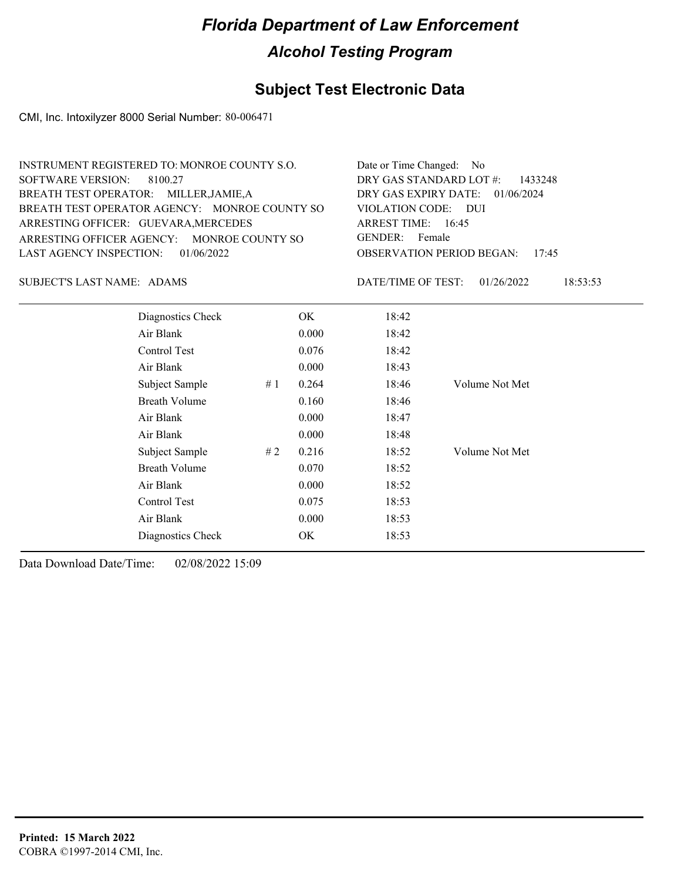# Florida Department of Law Enforcement

## Alcohol Testing Program

## Subject Test Electronic Data

CMI, Inc. Intoxilyzer 8000 Serial Number: 80-006471

INSTRUMENT REGISTERED TO: MONROE COUNTY S.O.
SOFTWARE VERSION: 8100.27
BREATH TEST OPERATOR: MILLER,JAMIE,A
BREATH TEST OPERATOR AGENCY: MONROE COUNTY SO
ARRESTING OFFICER: GUEVARA,MERCEDES
ARRESTING OFFICER AGENCY: MONROE COUNTY SO
LAST AGENCY INSPECTION: 01/06/2022

Date or Time Changed: No
DRY GAS STANDARD LOT #: 1433248
DRY GAS EXPIRY DATE: 01/06/2024
VIOLATION CODE: DUI
ARREST TIME: 16:45
GENDER: Female
OBSERVATION PERIOD BEGAN: 17:45

SUBJECT'S LAST NAME: ADAMS

DATE/TIME OF TEST: 01/26/2022 18:53:53

| | | | | |
|---|---|---|---|---|
| Diagnostics Check | | OK | 18:42 | |
| Air Blank | | 0.000 | 18:42 | |
| Control Test | | 0.076 | 18:42 | |
| Air Blank | | 0.000 | 18:43 | |
| Subject Sample | # 1 | 0.264 | 18:46 | Volume Not Met |
| Breath Volume | | 0.160 | 18:46 | |
| Air Blank | | 0.000 | 18:47 | |
| Air Blank | | 0.000 | 18:48 | |
| Subject Sample | # 2 | 0.216 | 18:52 | Volume Not Met |
| Breath Volume | | 0.070 | 18:52 | |
| Air Blank | | 0.000 | 18:52 | |
| Control Test | | 0.075 | 18:53 | |
| Air Blank | | 0.000 | 18:53 | |
| Diagnostics Check | | OK | 18:53 | |

Data Download Date/Time: 02/08/2022 15:09

**Printed: 15 March 2022**
COBRA ©1997-2014 CMI, Inc.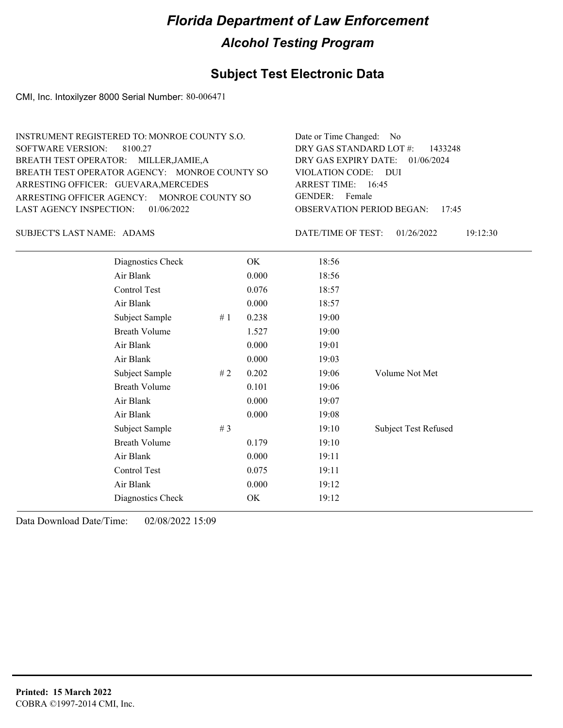# Florida Department of Law Enforcement

## Alcohol Testing Program

### Subject Test Electronic Data

CMI, Inc. Intoxilyzer 8000 Serial Number: 80-006471

INSTRUMENT REGISTERED TO: MONROE COUNTY S.O.
SOFTWARE VERSION: 8100.27
BREATH TEST OPERATOR: MILLER,JAMIE,A
BREATH TEST OPERATOR AGENCY: MONROE COUNTY SO
ARRESTING OFFICER: GUEVARA,MERCEDES
ARRESTING OFFICER AGENCY: MONROE COUNTY SO
LAST AGENCY INSPECTION: 01/06/2022

Date or Time Changed: No
DRY GAS STANDARD LOT #: 1433248
DRY GAS EXPIRY DATE: 01/06/2024
VIOLATION CODE: DUI
ARREST TIME: 16:45
GENDER: Female
OBSERVATION PERIOD BEGAN: 17:45

SUBJECT'S LAST NAME: ADAMS

DATE/TIME OF TEST: 01/26/2022 19:12:30

| | | | | |
|---|---|---|---|---|
| Diagnostics Check | | OK | 18:56 | |
| Air Blank | | 0.000 | 18:56 | |
| Control Test | | 0.076 | 18:57 | |
| Air Blank | | 0.000 | 18:57 | |
| Subject Sample | # 1 | 0.238 | 19:00 | |
| Breath Volume | | 1.527 | 19:00 | |
| Air Blank | | 0.000 | 19:01 | |
| Air Blank | | 0.000 | 19:03 | |
| Subject Sample | # 2 | 0.202 | 19:06 | Volume Not Met |
| Breath Volume | | 0.101 | 19:06 | |
| Air Blank | | 0.000 | 19:07 | |
| Air Blank | | 0.000 | 19:08 | |
| Subject Sample | # 3 | | 19:10 | Subject Test Refused |
| Breath Volume | | 0.179 | 19:10 | |
| Air Blank | | 0.000 | 19:11 | |
| Control Test | | 0.075 | 19:11 | |
| Air Blank | | 0.000 | 19:12 | |
| Diagnostics Check | | OK | 19:12 | |

Data Download Date/Time: 02/08/2022 15:09

**Printed: 15 March 2022**
COBRA ©1997-2014 CMI, Inc.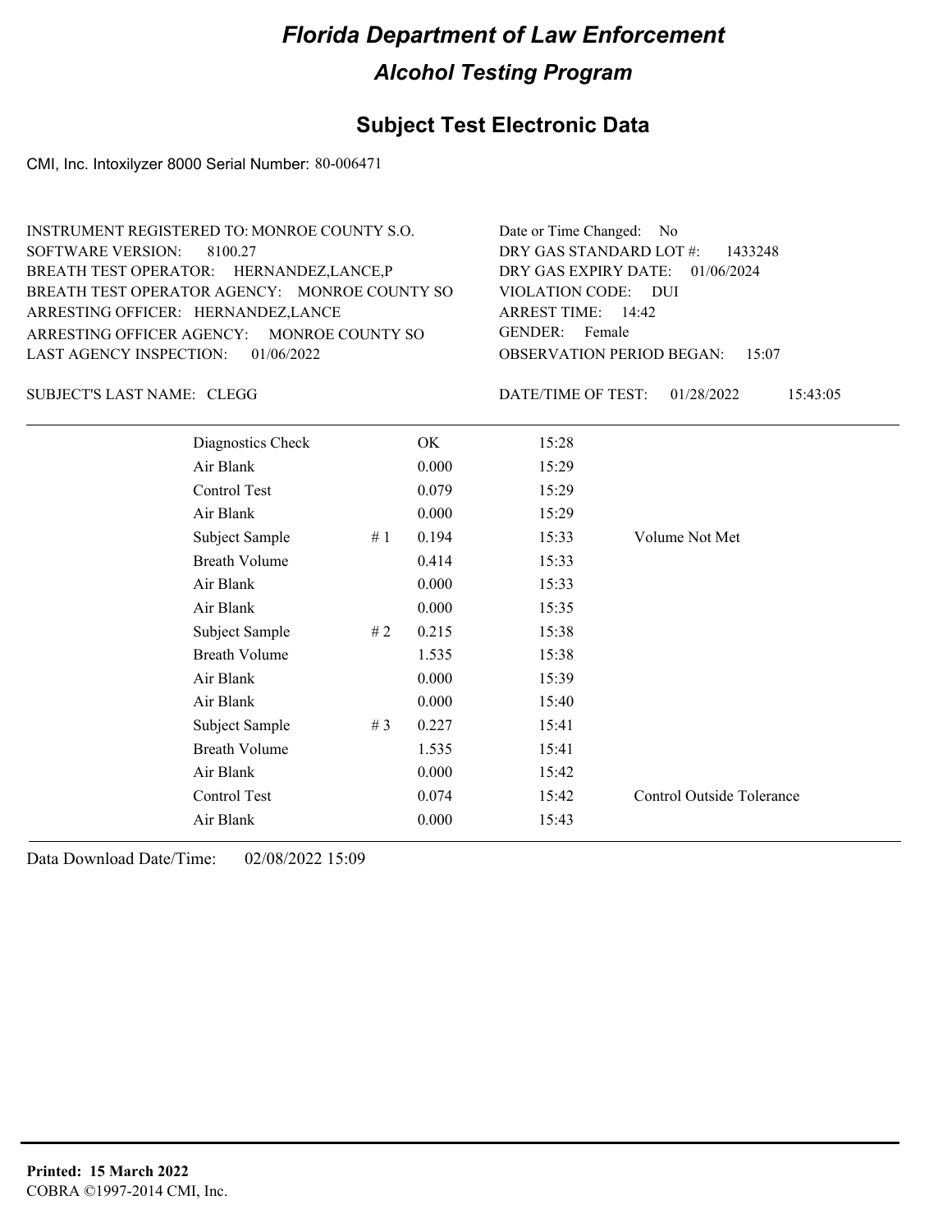# Florida Department of Law Enforcement

## Alcohol Testing Program

## Subject Test Electronic Data

CMI, Inc. Intoxilyzer 8000 Serial Number: 80-006471

INSTRUMENT REGISTERED TO: MONROE COUNTY S.O.
SOFTWARE VERSION: 8100.27
BREATH TEST OPERATOR: HERNANDEZ,LANCE,P
BREATH TEST OPERATOR AGENCY: MONROE COUNTY SO
ARRESTING OFFICER: HERNANDEZ,LANCE
ARRESTING OFFICER AGENCY: MONROE COUNTY SO
LAST AGENCY INSPECTION: 01/06/2022

Date or Time Changed: No
DRY GAS STANDARD LOT #: 1433248
DRY GAS EXPIRY DATE: 01/06/2024
VIOLATION CODE: DUI
ARREST TIME: 14:42
GENDER: Female
OBSERVATION PERIOD BEGAN: 15:07

SUBJECT'S LAST NAME: CLEGG

DATE/TIME OF TEST: 01/28/2022 15:43:05

| | | | | |
|---|---|---|---|---|
| Diagnostics Check | | OK | 15:28 | |
| Air Blank | | 0.000 | 15:29 | |
| Control Test | | 0.079 | 15:29 | |
| Air Blank | | 0.000 | 15:29 | |
| Subject Sample | # 1 | 0.194 | 15:33 | Volume Not Met |
| Breath Volume | | 0.414 | 15:33 | |
| Air Blank | | 0.000 | 15:33 | |
| Air Blank | | 0.000 | 15:35 | |
| Subject Sample | # 2 | 0.215 | 15:38 | |
| Breath Volume | | 1.535 | 15:38 | |
| Air Blank | | 0.000 | 15:39 | |
| Air Blank | | 0.000 | 15:40 | |
| Subject Sample | # 3 | 0.227 | 15:41 | |
| Breath Volume | | 1.535 | 15:41 | |
| Air Blank | | 0.000 | 15:42 | |
| Control Test | | 0.074 | 15:42 | Control Outside Tolerance |
| Air Blank | | 0.000 | 15:43 | |

Data Download Date/Time: 02/08/2022 15:09

**Printed: 15 March 2022**
COBRA ©1997-2014 CMI, Inc.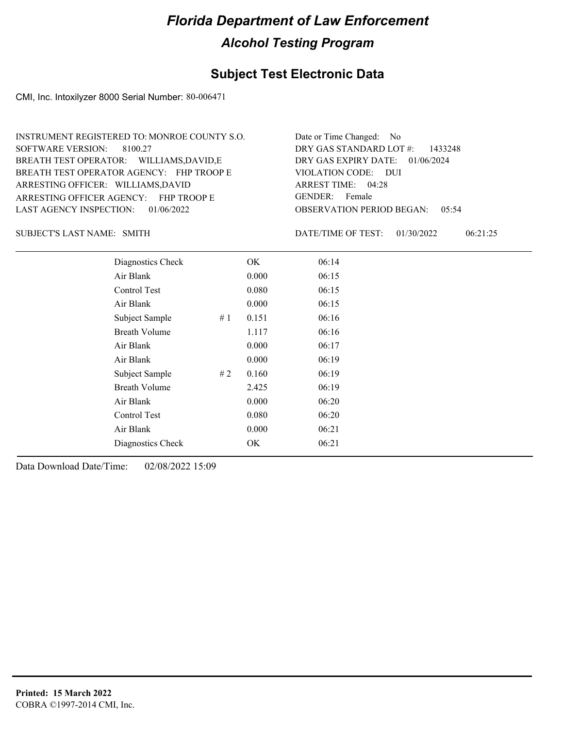# Florida Department of Law Enforcement

## Alcohol Testing Program

## Subject Test Electronic Data

CMI, Inc. Intoxilyzer 8000 Serial Number: 80-006471

INSTRUMENT REGISTERED TO: MONROE COUNTY S.O.
SOFTWARE VERSION: 8100.27
BREATH TEST OPERATOR: WILLIAMS,DAVID,E
BREATH TEST OPERATOR AGENCY: FHP TROOP E
ARRESTING OFFICER: WILLIAMS,DAVID
ARRESTING OFFICER AGENCY: FHP TROOP E
LAST AGENCY INSPECTION: 01/06/2022

Date or Time Changed: No
DRY GAS STANDARD LOT #: 1433248
DRY GAS EXPIRY DATE: 01/06/2024
VIOLATION CODE: DUI
ARREST TIME: 04:28
GENDER: Female
OBSERVATION PERIOD BEGAN: 05:54

SUBJECT'S LAST NAME: SMITH

DATE/TIME OF TEST: 01/30/2022 06:21:25

| | | | |
|---|---|---|---|
| Diagnostics Check | | OK | 06:14 |
| Air Blank | | 0.000 | 06:15 |
| Control Test | | 0.080 | 06:15 |
| Air Blank | | 0.000 | 06:15 |
| Subject Sample | # 1 | 0.151 | 06:16 |
| Breath Volume | | 1.117 | 06:16 |
| Air Blank | | 0.000 | 06:17 |
| Air Blank | | 0.000 | 06:19 |
| Subject Sample | # 2 | 0.160 | 06:19 |
| Breath Volume | | 2.425 | 06:19 |
| Air Blank | | 0.000 | 06:20 |
| Control Test | | 0.080 | 06:20 |
| Air Blank | | 0.000 | 06:21 |
| Diagnostics Check | | OK | 06:21 |

Data Download Date/Time: 02/08/2022 15:09

**Printed: 15 March 2022**
COBRA ©1997-2014 CMI, Inc.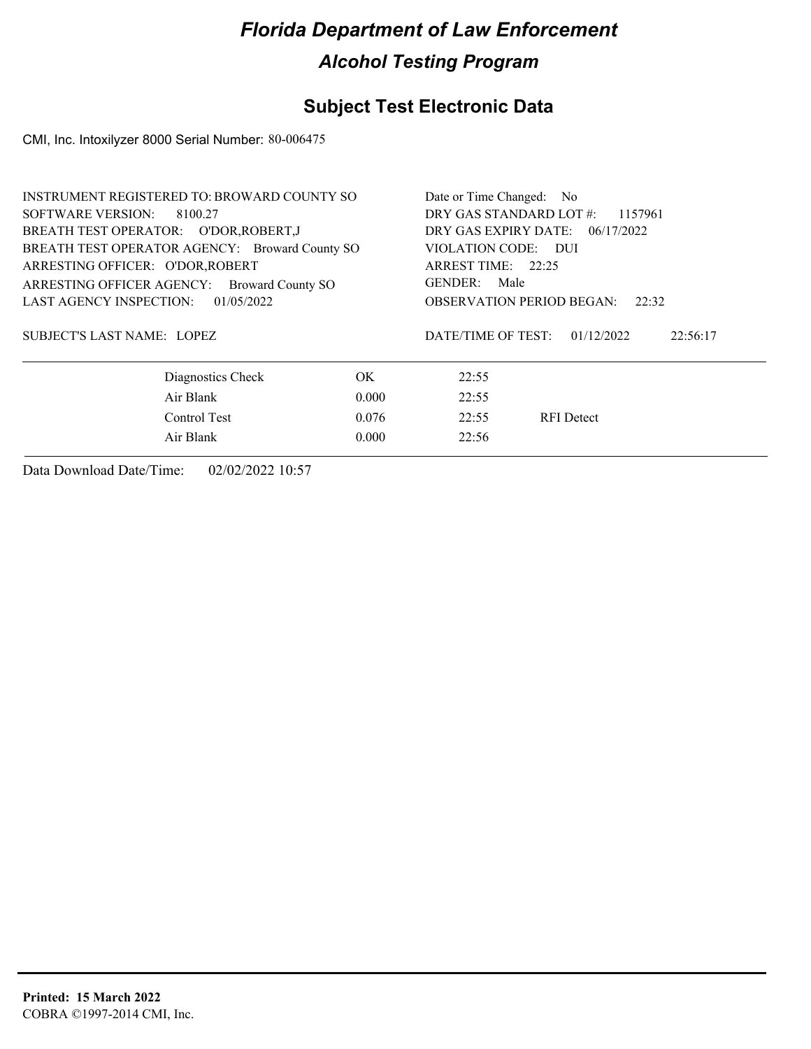# Florida Department of Law Enforcement

## Alcohol Testing Program

### Subject Test Electronic Data

CMI, Inc. Intoxilyzer 8000 Serial Number: 80-006475

INSTRUMENT REGISTERED TO: BROWARD COUNTY SO
SOFTWARE VERSION: 8100.27
BREATH TEST OPERATOR: O'DOR,ROBERT,J
BREATH TEST OPERATOR AGENCY: Broward County SO
ARRESTING OFFICER: O'DOR,ROBERT
ARRESTING OFFICER AGENCY: Broward County SO
LAST AGENCY INSPECTION: 01/05/2022

SUBJECT'S LAST NAME: LOPEZ

Date or Time Changed: No
DRY GAS STANDARD LOT #: 1157961
DRY GAS EXPIRY DATE: 06/17/2022
VIOLATION CODE: DUI
ARREST TIME: 22:25
GENDER: Male
OBSERVATION PERIOD BEGAN: 22:32

DATE/TIME OF TEST: 01/12/2022 22:56:17

| Test | Result | Time | Note |
|---|---|---|---|
| Diagnostics Check | OK | 22:55 | |
| Air Blank | 0.000 | 22:55 | |
| Control Test | 0.076 | 22:55 | RFI Detect |
| Air Blank | 0.000 | 22:56 | |

Data Download Date/Time: 02/02/2022 10:57

**Printed: 15 March 2022**
COBRA ©1997-2014 CMI, Inc.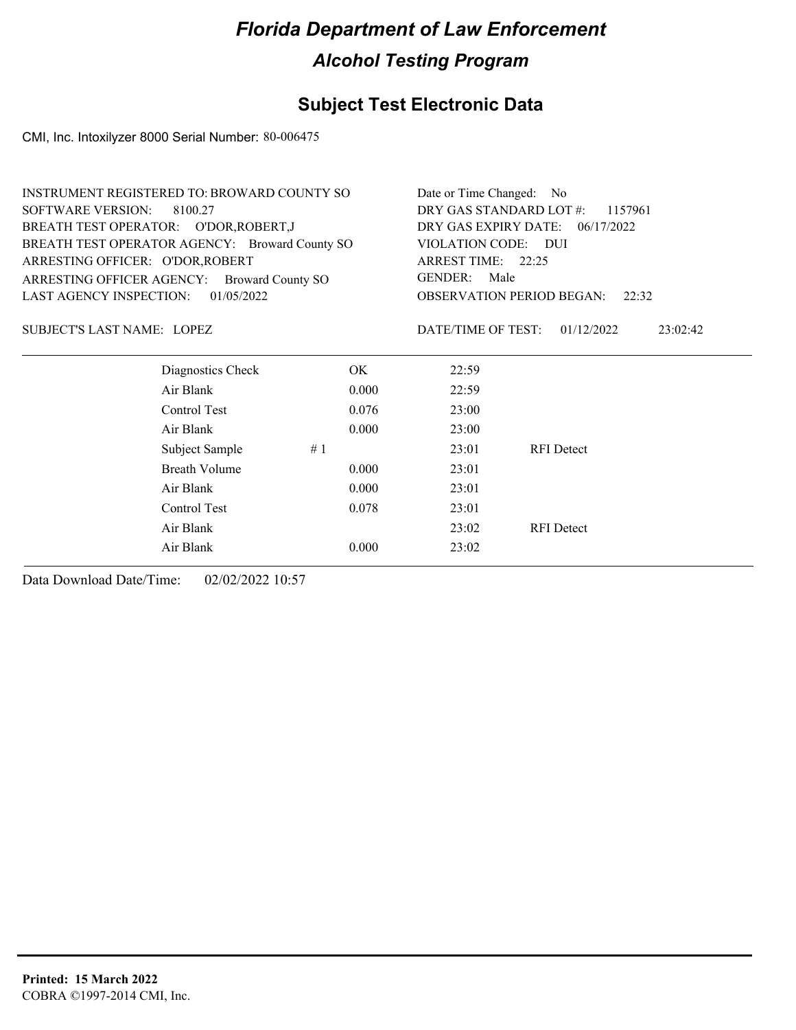# Florida Department of Law Enforcement

## Alcohol Testing Program

## Subject Test Electronic Data

CMI, Inc. Intoxilyzer 8000 Serial Number: 80-006475

INSTRUMENT REGISTERED TO: BROWARD COUNTY SO
SOFTWARE VERSION: 8100.27
BREATH TEST OPERATOR: O'DOR,ROBERT,J
BREATH TEST OPERATOR AGENCY: Broward County SO
ARRESTING OFFICER: O'DOR,ROBERT
ARRESTING OFFICER AGENCY: Broward County SO
LAST AGENCY INSPECTION: 01/05/2022

Date or Time Changed: No
DRY GAS STANDARD LOT #: 1157961
DRY GAS EXPIRY DATE: 06/17/2022
VIOLATION CODE: DUI
ARREST TIME: 22:25
GENDER: Male
OBSERVATION PERIOD BEGAN: 22:32

SUBJECT'S LAST NAME: LOPEZ

DATE/TIME OF TEST: 01/12/2022 23:02:42

| | | | |
|---|---|---|---|
| Diagnostics Check | OK | 22:59 | |
| Air Blank | 0.000 | 22:59 | |
| Control Test | 0.076 | 23:00 | |
| Air Blank | 0.000 | 23:00 | |
| Subject Sample | # 1 | 23:01 | RFI Detect |
| Breath Volume | 0.000 | 23:01 | |
| Air Blank | 0.000 | 23:01 | |
| Control Test | 0.078 | 23:01 | |
| Air Blank | | 23:02 | RFI Detect |
| Air Blank | 0.000 | 23:02 | |

Data Download Date/Time: 02/02/2022 10:57

**Printed: 15 March 2022**
COBRA ©1997-2014 CMI, Inc.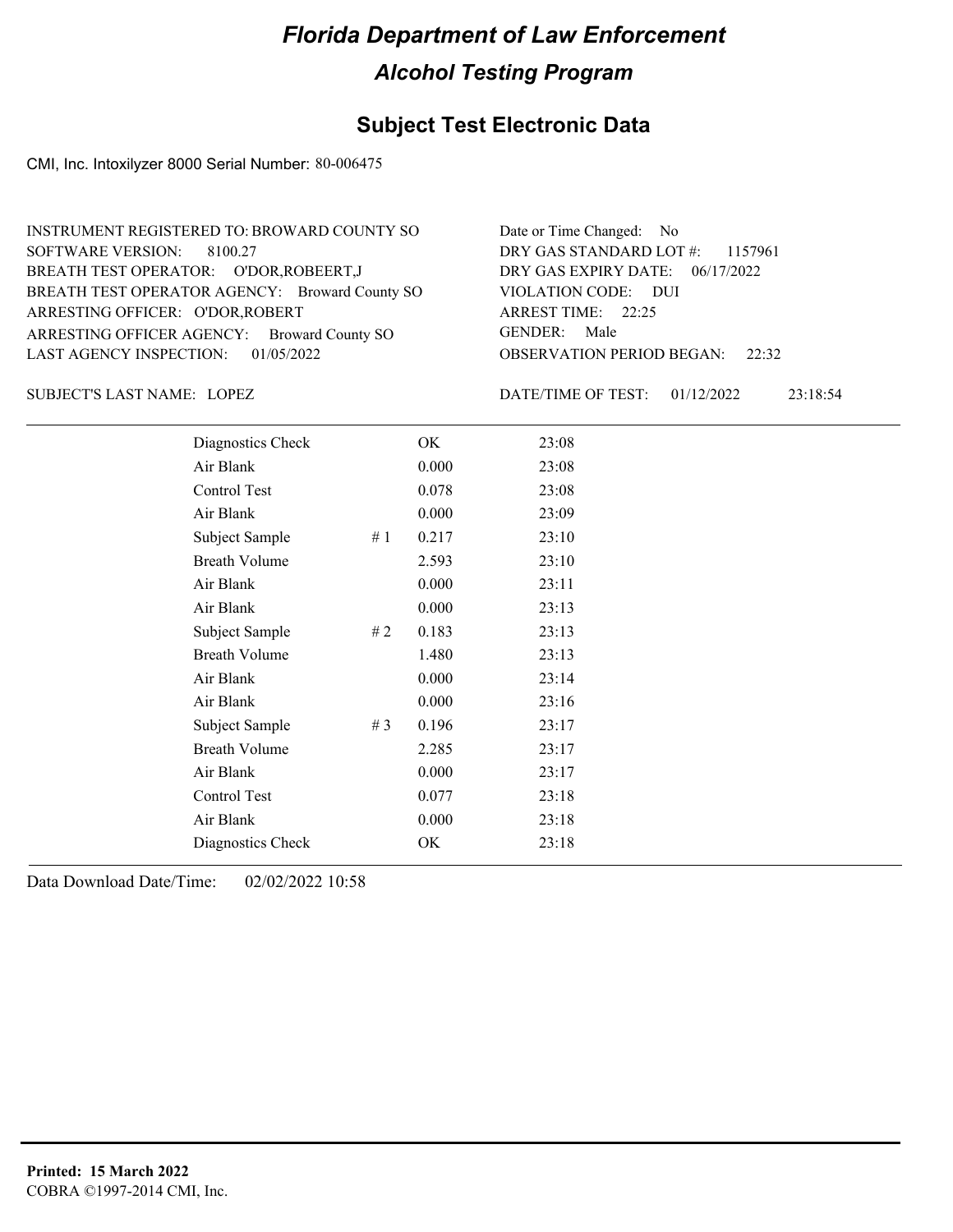# Florida Department of Law Enforcement

## Alcohol Testing Program

### Subject Test Electronic Data

CMI, Inc. Intoxilyzer 8000 Serial Number: 80-006475

INSTRUMENT REGISTERED TO: BROWARD COUNTY SO
SOFTWARE VERSION: 8100.27
BREATH TEST OPERATOR: O'DOR,ROBEERT,J
BREATH TEST OPERATOR AGENCY: Broward County SO
ARRESTING OFFICER: O'DOR,ROBERT
ARRESTING OFFICER AGENCY: Broward County SO
LAST AGENCY INSPECTION: 01/05/2022

Date or Time Changed: No
DRY GAS STANDARD LOT #: 1157961
DRY GAS EXPIRY DATE: 06/17/2022
VIOLATION CODE: DUI
ARREST TIME: 22:25
GENDER: Male
OBSERVATION PERIOD BEGAN: 22:32

SUBJECT'S LAST NAME: LOPEZ

DATE/TIME OF TEST: 01/12/2022 23:18:54

| | | | |
|---|---|---|---|
| Diagnostics Check | | OK | 23:08 |
| Air Blank | | 0.000 | 23:08 |
| Control Test | | 0.078 | 23:08 |
| Air Blank | | 0.000 | 23:09 |
| Subject Sample | # 1 | 0.217 | 23:10 |
| Breath Volume | | 2.593 | 23:10 |
| Air Blank | | 0.000 | 23:11 |
| Air Blank | | 0.000 | 23:13 |
| Subject Sample | # 2 | 0.183 | 23:13 |
| Breath Volume | | 1.480 | 23:13 |
| Air Blank | | 0.000 | 23:14 |
| Air Blank | | 0.000 | 23:16 |
| Subject Sample | # 3 | 0.196 | 23:17 |
| Breath Volume | | 2.285 | 23:17 |
| Air Blank | | 0.000 | 23:17 |
| Control Test | | 0.077 | 23:18 |
| Air Blank | | 0.000 | 23:18 |
| Diagnostics Check | | OK | 23:18 |

Data Download Date/Time: 02/02/2022 10:58

**Printed: 15 March 2022**
COBRA ©1997-2014 CMI, Inc.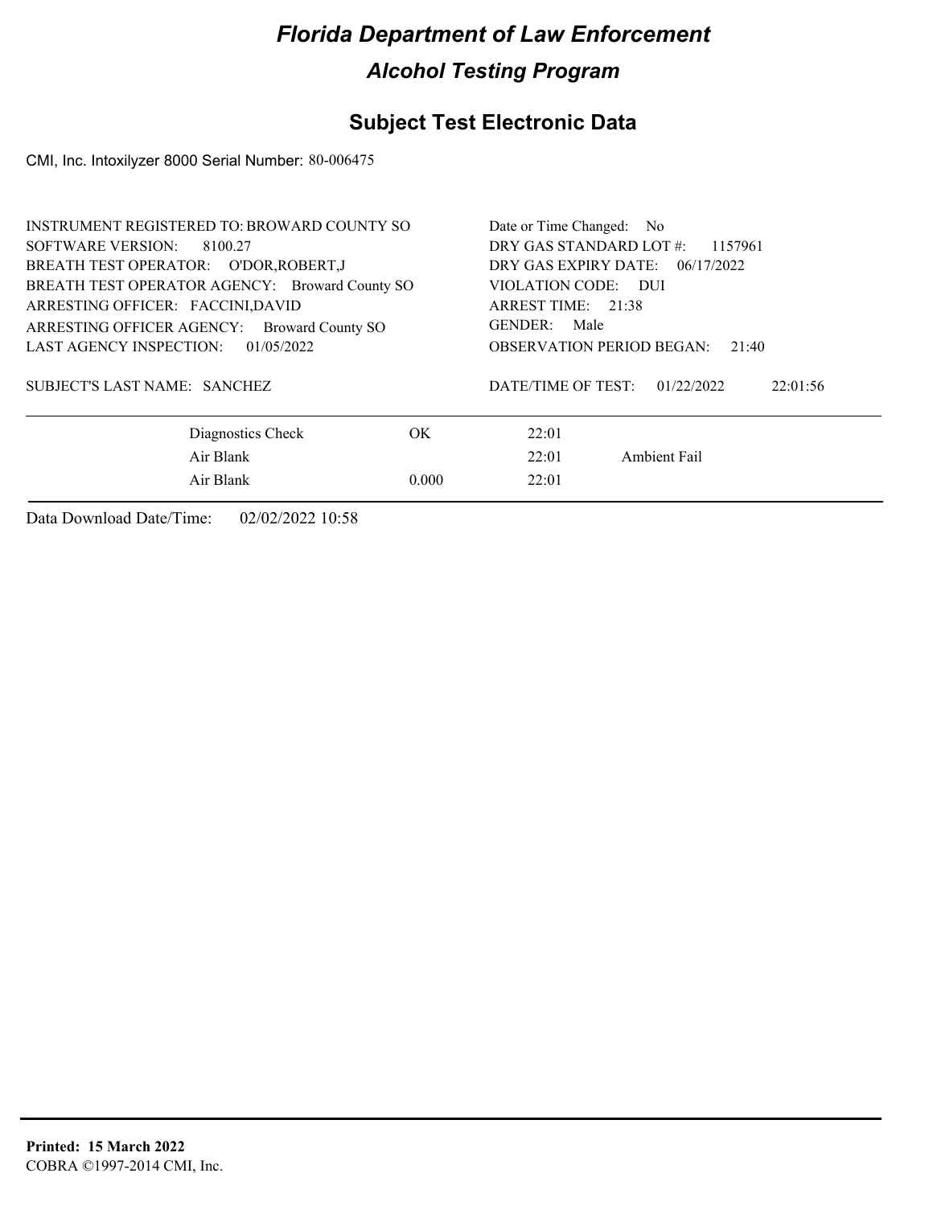# Florida Department of Law Enforcement

## Alcohol Testing Program

## Subject Test Electronic Data

CMI, Inc. Intoxilyzer 8000 Serial Number: 80-006475

INSTRUMENT REGISTERED TO: BROWARD COUNTY SO
SOFTWARE VERSION: 8100.27
BREATH TEST OPERATOR: O'DOR,ROBERT,J
BREATH TEST OPERATOR AGENCY: Broward County SO
ARRESTING OFFICER: FACCINI,DAVID
ARRESTING OFFICER AGENCY: Broward County SO
LAST AGENCY INSPECTION: 01/05/2022

SUBJECT'S LAST NAME: SANCHEZ

Date or Time Changed: No
DRY GAS STANDARD LOT #: 1157961
DRY GAS EXPIRY DATE: 06/17/2022
VIOLATION CODE: DUI
ARREST TIME: 21:38
GENDER: Male
OBSERVATION PERIOD BEGAN: 21:40

DATE/TIME OF TEST: 01/22/2022 22:01:56

| | | | |
|---|---|---|---|
| Diagnostics Check | OK | 22:01 | |
| Air Blank | | 22:01 | Ambient Fail |
| Air Blank | 0.000 | 22:01 | |

Data Download Date/Time: 02/02/2022 10:58

**Printed: 15 March 2022**
COBRA ©1997-2014 CMI, Inc.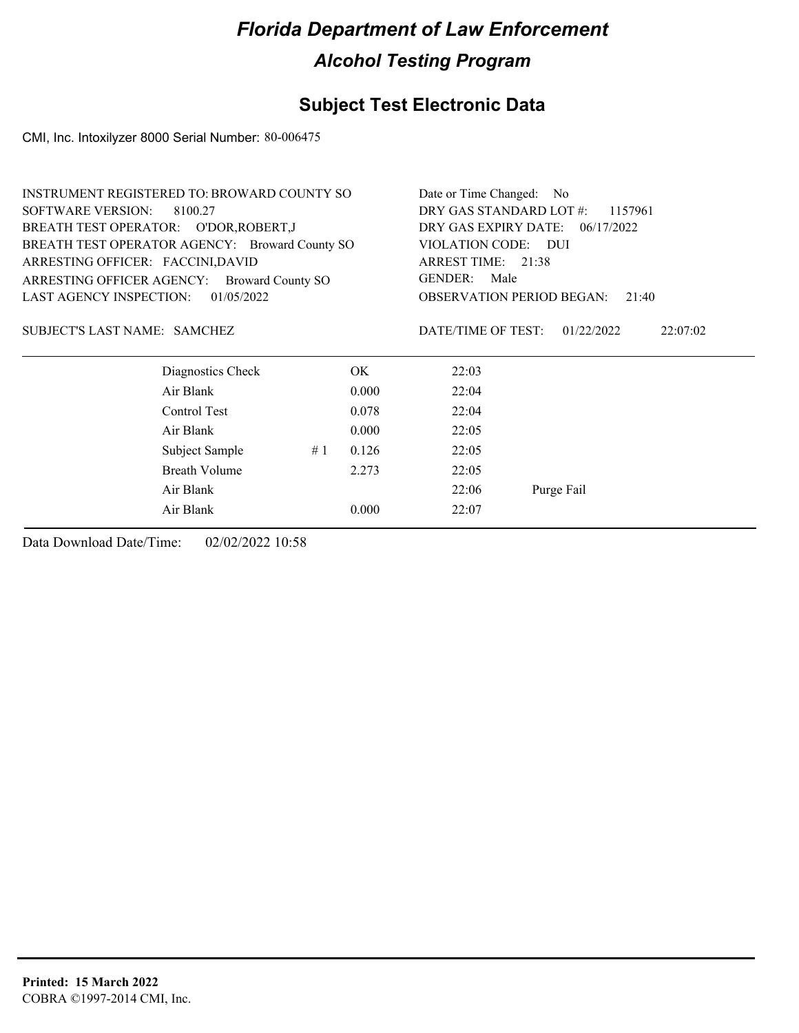# Florida Department of Law Enforcement

## Alcohol Testing Program

## Subject Test Electronic Data

CMI, Inc. Intoxilyzer 8000 Serial Number: 80-006475

INSTRUMENT REGISTERED TO: BROWARD COUNTY SO
SOFTWARE VERSION: 8100.27
BREATH TEST OPERATOR: O'DOR,ROBERT,J
BREATH TEST OPERATOR AGENCY: Broward County SO
ARRESTING OFFICER: FACCINI,DAVID
ARRESTING OFFICER AGENCY: Broward County SO
LAST AGENCY INSPECTION: 01/05/2022

Date or Time Changed: No
DRY GAS STANDARD LOT #: 1157961
DRY GAS EXPIRY DATE: 06/17/2022
VIOLATION CODE: DUI
ARREST TIME: 21:38
GENDER: Male
OBSERVATION PERIOD BEGAN: 21:40

SUBJECT'S LAST NAME: SAMCHEZ

DATE/TIME OF TEST: 01/22/2022 22:07:02

| | | | | |
|---|---|---|---|---|
| Diagnostics Check | | OK | 22:03 | |
| Air Blank | | 0.000 | 22:04 | |
| Control Test | | 0.078 | 22:04 | |
| Air Blank | | 0.000 | 22:05 | |
| Subject Sample | # 1 | 0.126 | 22:05 | |
| Breath Volume | | 2.273 | 22:05 | |
| Air Blank | | | 22:06 | Purge Fail |
| Air Blank | | 0.000 | 22:07 | |

Data Download Date/Time: 02/02/2022 10:58

**Printed: 15 March 2022**
COBRA ©1997-2014 CMI, Inc.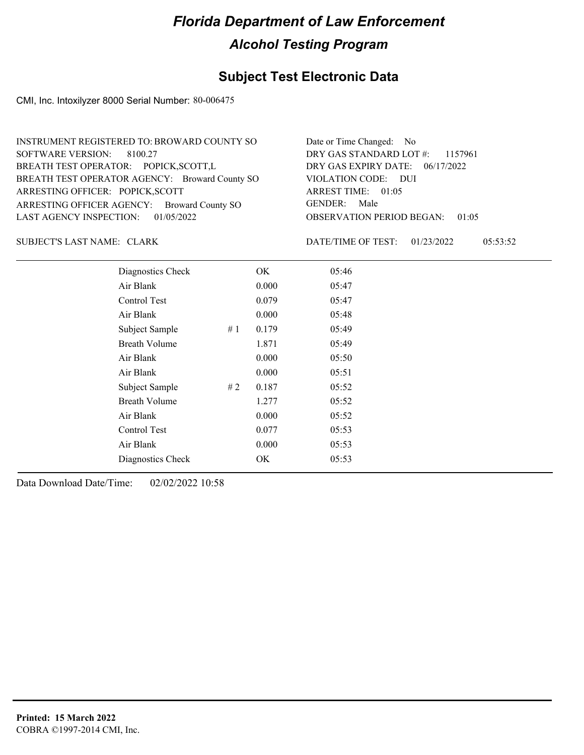# Florida Department of Law Enforcement

## Alcohol Testing Program

### Subject Test Electronic Data

CMI, Inc. Intoxilyzer 8000 Serial Number: 80-006475

INSTRUMENT REGISTERED TO: BROWARD COUNTY SO
SOFTWARE VERSION: 8100.27
BREATH TEST OPERATOR: POPICK,SCOTT,L
BREATH TEST OPERATOR AGENCY: Broward County SO
ARRESTING OFFICER: POPICK,SCOTT
ARRESTING OFFICER AGENCY: Broward County SO
LAST AGENCY INSPECTION: 01/05/2022

Date or Time Changed: No
DRY GAS STANDARD LOT #: 1157961
DRY GAS EXPIRY DATE: 06/17/2022
VIOLATION CODE: DUI
ARREST TIME: 01:05
GENDER: Male
OBSERVATION PERIOD BEGAN: 01:05

SUBJECT'S LAST NAME: CLARK

DATE/TIME OF TEST: 01/23/2022 05:53:52

| | | | |
|---|---|---|---|
| Diagnostics Check | | OK | 05:46 |
| Air Blank | | 0.000 | 05:47 |
| Control Test | | 0.079 | 05:47 |
| Air Blank | | 0.000 | 05:48 |
| Subject Sample | # 1 | 0.179 | 05:49 |
| Breath Volume | | 1.871 | 05:49 |
| Air Blank | | 0.000 | 05:50 |
| Air Blank | | 0.000 | 05:51 |
| Subject Sample | # 2 | 0.187 | 05:52 |
| Breath Volume | | 1.277 | 05:52 |
| Air Blank | | 0.000 | 05:52 |
| Control Test | | 0.077 | 05:53 |
| Air Blank | | 0.000 | 05:53 |
| Diagnostics Check | | OK | 05:53 |

Data Download Date/Time: 02/02/2022 10:58

**Printed: 15 March 2022**
COBRA ©1997-2014 CMI, Inc.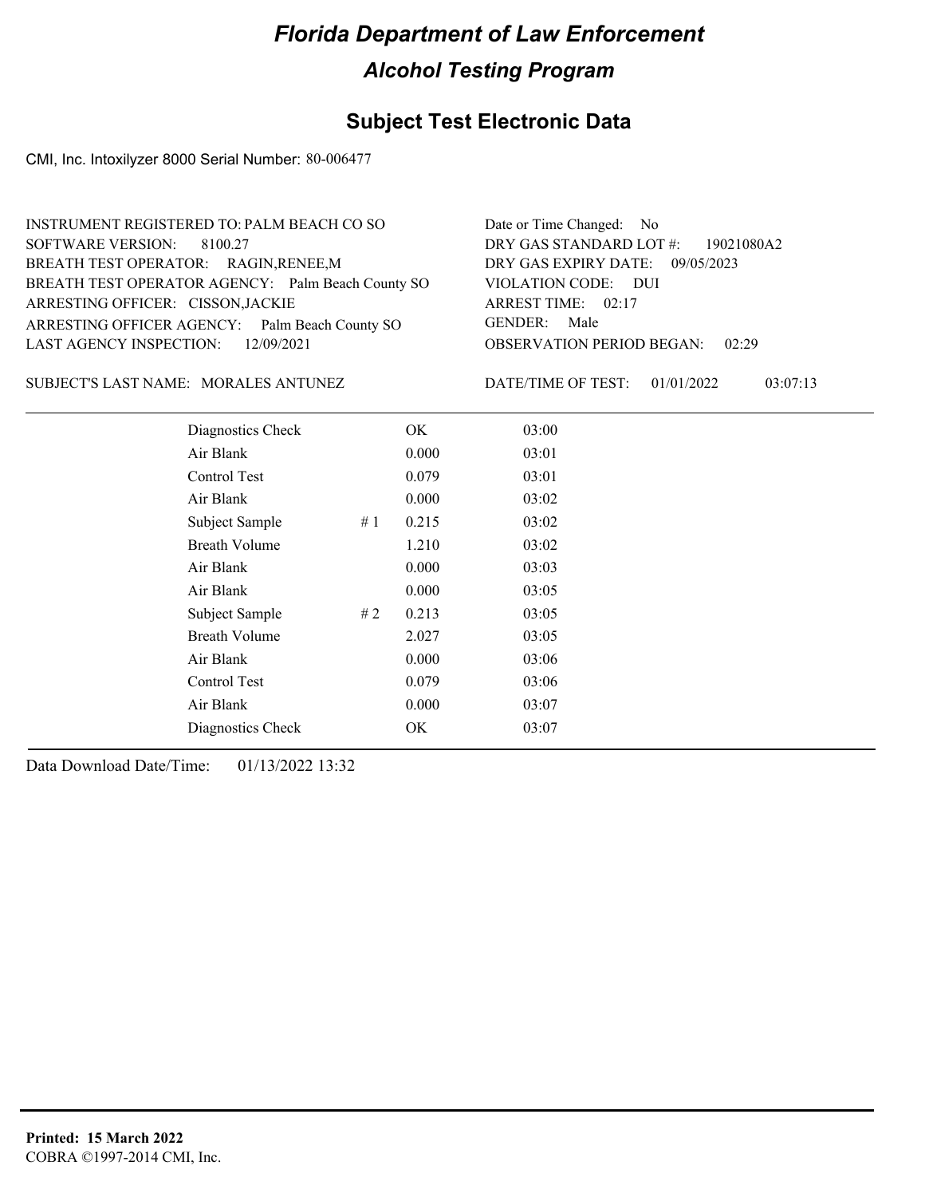# Florida Department of Law Enforcement

## Alcohol Testing Program

### Subject Test Electronic Data

CMI, Inc. Intoxilyzer 8000 Serial Number: 80-006477

INSTRUMENT REGISTERED TO: PALM BEACH CO SO
SOFTWARE VERSION: 8100.27
BREATH TEST OPERATOR: RAGIN,RENEE,M
BREATH TEST OPERATOR AGENCY: Palm Beach County SO
ARRESTING OFFICER: CISSON,JACKIE
ARRESTING OFFICER AGENCY: Palm Beach County SO
LAST AGENCY INSPECTION: 12/09/2021

Date or Time Changed: No
DRY GAS STANDARD LOT #: 19021080A2
DRY GAS EXPIRY DATE: 09/05/2023
VIOLATION CODE: DUI
ARREST TIME: 02:17
GENDER: Male
OBSERVATION PERIOD BEGAN: 02:29

SUBJECT'S LAST NAME: MORALES ANTUNEZ

DATE/TIME OF TEST: 01/01/2022 03:07:13

| | | | |
|---|---|---|---|
| Diagnostics Check | | OK | 03:00 |
| Air Blank | | 0.000 | 03:01 |
| Control Test | | 0.079 | 03:01 |
| Air Blank | | 0.000 | 03:02 |
| Subject Sample | # 1 | 0.215 | 03:02 |
| Breath Volume | | 1.210 | 03:02 |
| Air Blank | | 0.000 | 03:03 |
| Air Blank | | 0.000 | 03:05 |
| Subject Sample | # 2 | 0.213 | 03:05 |
| Breath Volume | | 2.027 | 03:05 |
| Air Blank | | 0.000 | 03:06 |
| Control Test | | 0.079 | 03:06 |
| Air Blank | | 0.000 | 03:07 |
| Diagnostics Check | | OK | 03:07 |

Data Download Date/Time: 01/13/2022 13:32

**Printed: 15 March 2022**
COBRA ©1997-2014 CMI, Inc.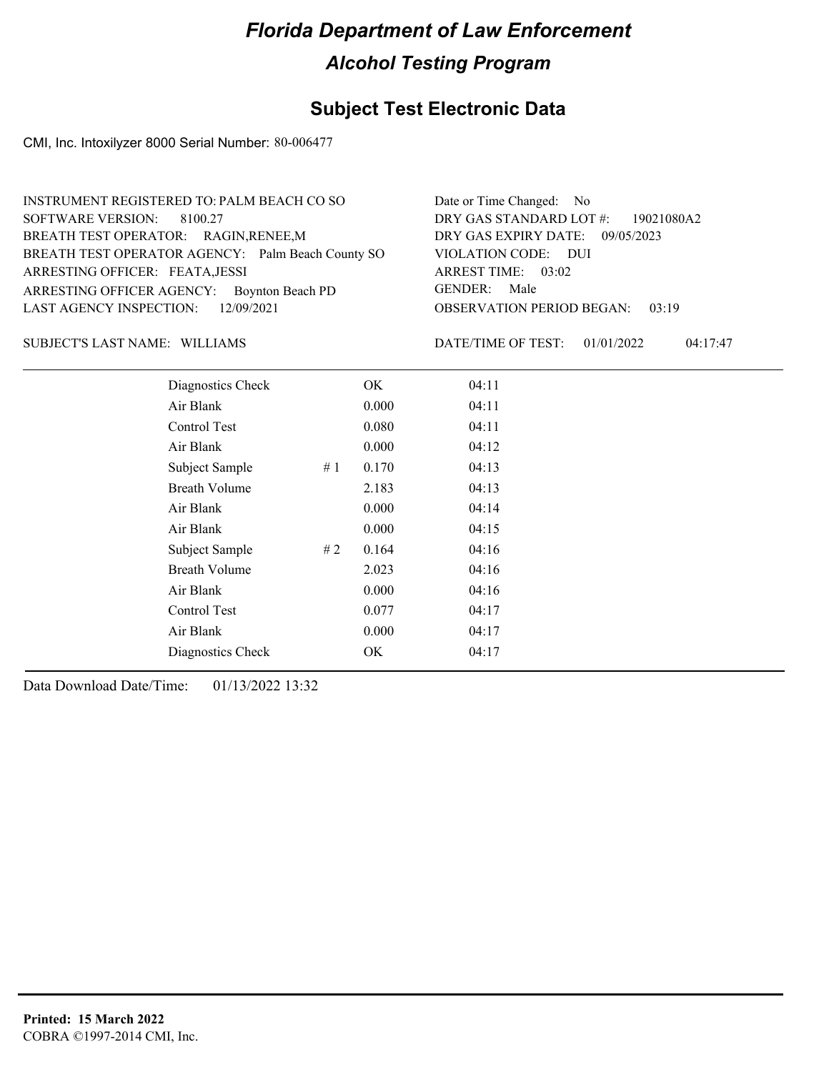# Florida Department of Law Enforcement

## Alcohol Testing Program

### Subject Test Electronic Data

CMI, Inc. Intoxilyzer 8000 Serial Number: 80-006477

INSTRUMENT REGISTERED TO: PALM BEACH CO SO
SOFTWARE VERSION: 8100.27
BREATH TEST OPERATOR: RAGIN,RENEE,M
BREATH TEST OPERATOR AGENCY: Palm Beach County SO
ARRESTING OFFICER: FEATA,JESSI
ARRESTING OFFICER AGENCY: Boynton Beach PD
LAST AGENCY INSPECTION: 12/09/2021

Date or Time Changed: No
DRY GAS STANDARD LOT #: 19021080A2
DRY GAS EXPIRY DATE: 09/05/2023
VIOLATION CODE: DUI
ARREST TIME: 03:02
GENDER: Male
OBSERVATION PERIOD BEGAN: 03:19

SUBJECT'S LAST NAME: WILLIAMS

DATE/TIME OF TEST: 01/01/2022 04:17:47

| | | | |
|---|---|---|---|
| Diagnostics Check | | OK | 04:11 |
| Air Blank | | 0.000 | 04:11 |
| Control Test | | 0.080 | 04:11 |
| Air Blank | | 0.000 | 04:12 |
| Subject Sample | # 1 | 0.170 | 04:13 |
| Breath Volume | | 2.183 | 04:13 |
| Air Blank | | 0.000 | 04:14 |
| Air Blank | | 0.000 | 04:15 |
| Subject Sample | # 2 | 0.164 | 04:16 |
| Breath Volume | | 2.023 | 04:16 |
| Air Blank | | 0.000 | 04:16 |
| Control Test | | 0.077 | 04:17 |
| Air Blank | | 0.000 | 04:17 |
| Diagnostics Check | | OK | 04:17 |

Data Download Date/Time: 01/13/2022 13:32

**Printed: 15 March 2022**
COBRA ©1997-2014 CMI, Inc.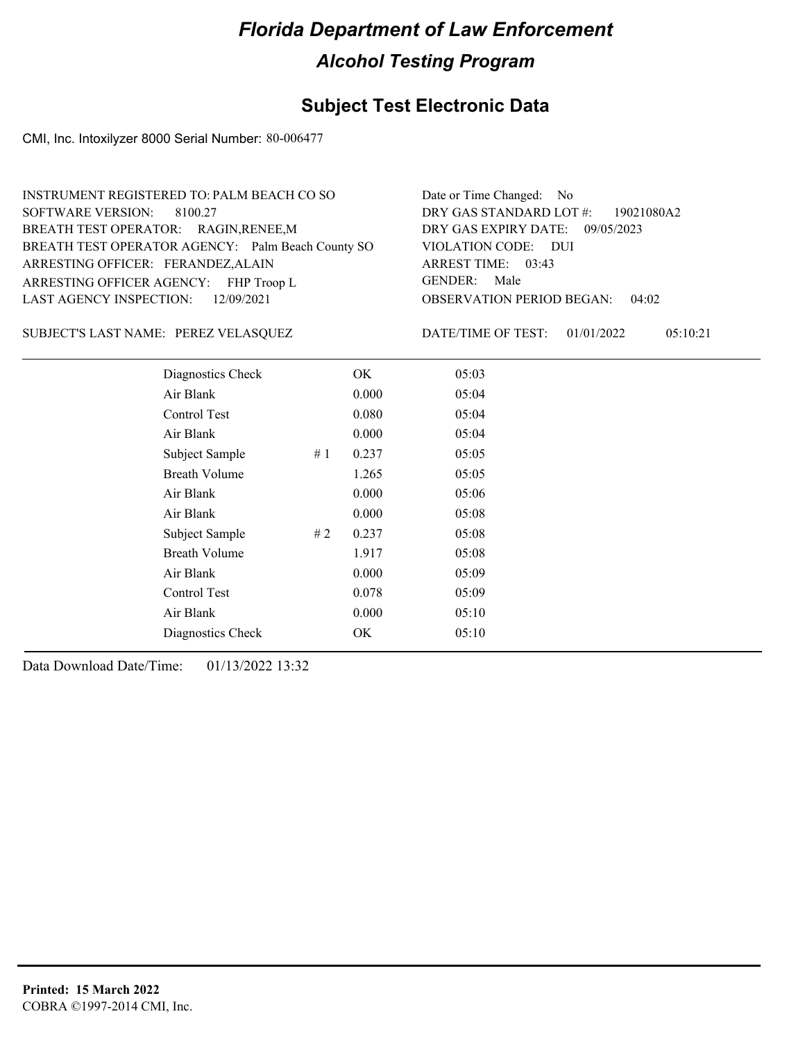# Florida Department of Law Enforcement

## Alcohol Testing Program

## Subject Test Electronic Data

CMI, Inc. Intoxilyzer 8000 Serial Number: 80-006477

INSTRUMENT REGISTERED TO: PALM BEACH CO SO
SOFTWARE VERSION: 8100.27
BREATH TEST OPERATOR: RAGIN,RENEE,M
BREATH TEST OPERATOR AGENCY: Palm Beach County SO
ARRESTING OFFICER: FERANDEZ,ALAIN
ARRESTING OFFICER AGENCY: FHP Troop L
LAST AGENCY INSPECTION: 12/09/2021

Date or Time Changed: No
DRY GAS STANDARD LOT #: 19021080A2
DRY GAS EXPIRY DATE: 09/05/2023
VIOLATION CODE: DUI
ARREST TIME: 03:43
GENDER: Male
OBSERVATION PERIOD BEGAN: 04:02

SUBJECT'S LAST NAME: PEREZ VELASQUEZ

DATE/TIME OF TEST: 01/01/2022 05:10:21

| | | | |
|---|---|---|---|
| Diagnostics Check | | OK | 05:03 |
| Air Blank | | 0.000 | 05:04 |
| Control Test | | 0.080 | 05:04 |
| Air Blank | | 0.000 | 05:04 |
| Subject Sample | # 1 | 0.237 | 05:05 |
| Breath Volume | | 1.265 | 05:05 |
| Air Blank | | 0.000 | 05:06 |
| Air Blank | | 0.000 | 05:08 |
| Subject Sample | # 2 | 0.237 | 05:08 |
| Breath Volume | | 1.917 | 05:08 |
| Air Blank | | 0.000 | 05:09 |
| Control Test | | 0.078 | 05:09 |
| Air Blank | | 0.000 | 05:10 |
| Diagnostics Check | | OK | 05:10 |

Data Download Date/Time: 01/13/2022 13:32

**Printed: 15 March 2022**
COBRA ©1997-2014 CMI, Inc.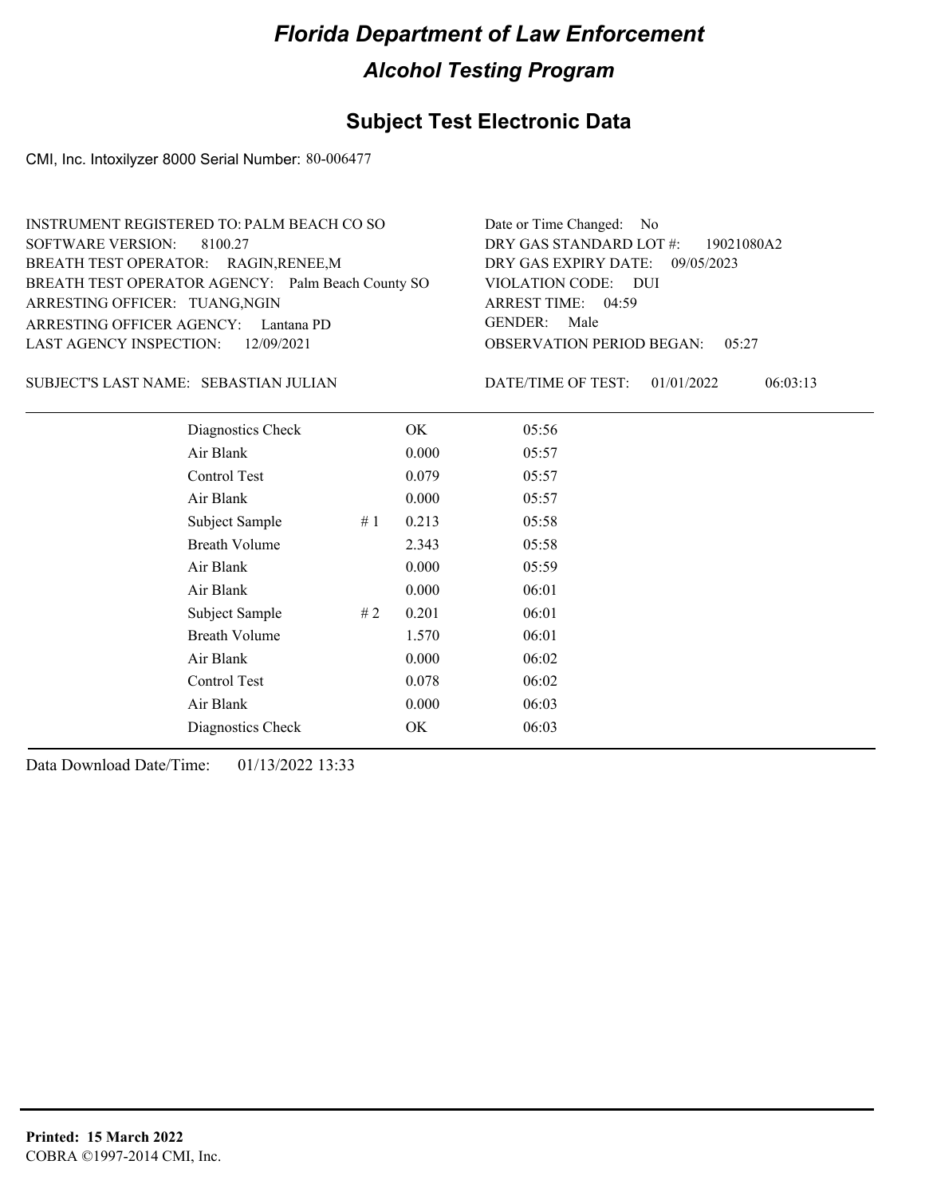# Florida Department of Law Enforcement

## Alcohol Testing Program

## Subject Test Electronic Data

CMI, Inc. Intoxilyzer 8000 Serial Number: 80-006477

INSTRUMENT REGISTERED TO: PALM BEACH CO SO
SOFTWARE VERSION: 8100.27
BREATH TEST OPERATOR: RAGIN,RENEE,M
BREATH TEST OPERATOR AGENCY: Palm Beach County SO
ARRESTING OFFICER: TUANG,NGIN
ARRESTING OFFICER AGENCY: Lantana PD
LAST AGENCY INSPECTION: 12/09/2021

Date or Time Changed: No
DRY GAS STANDARD LOT #: 19021080A2
DRY GAS EXPIRY DATE: 09/05/2023
VIOLATION CODE: DUI
ARREST TIME: 04:59
GENDER: Male
OBSERVATION PERIOD BEGAN: 05:27

SUBJECT'S LAST NAME: SEBASTIAN JULIAN

DATE/TIME OF TEST: 01/01/2022 06:03:13

| | | | |
|---|---|---|---|
| Diagnostics Check | | OK | 05:56 |
| Air Blank | | 0.000 | 05:57 |
| Control Test | | 0.079 | 05:57 |
| Air Blank | | 0.000 | 05:57 |
| Subject Sample | # 1 | 0.213 | 05:58 |
| Breath Volume | | 2.343 | 05:58 |
| Air Blank | | 0.000 | 05:59 |
| Air Blank | | 0.000 | 06:01 |
| Subject Sample | # 2 | 0.201 | 06:01 |
| Breath Volume | | 1.570 | 06:01 |
| Air Blank | | 0.000 | 06:02 |
| Control Test | | 0.078 | 06:02 |
| Air Blank | | 0.000 | 06:03 |
| Diagnostics Check | | OK | 06:03 |

Data Download Date/Time: 01/13/2022 13:33

**Printed: 15 March 2022**
COBRA ©1997-2014 CMI, Inc.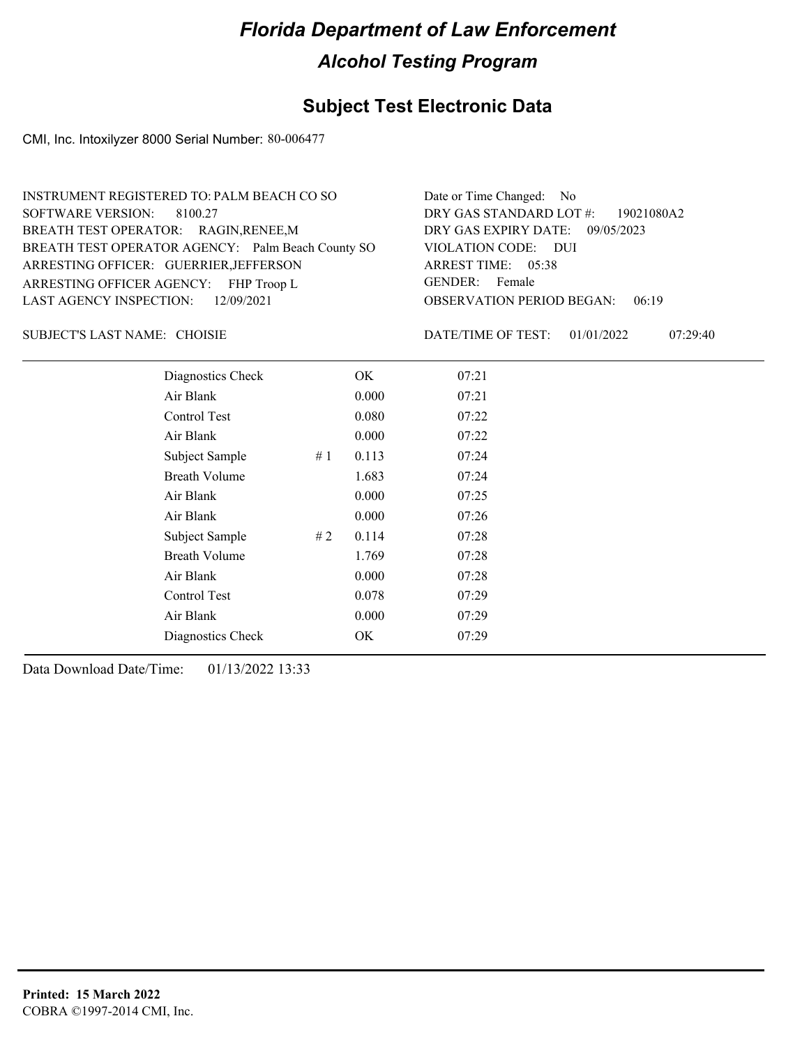# Florida Department of Law Enforcement

## Alcohol Testing Program

### Subject Test Electronic Data

CMI, Inc. Intoxilyzer 8000 Serial Number: 80-006477

INSTRUMENT REGISTERED TO: PALM BEACH CO SO
SOFTWARE VERSION: 8100.27
BREATH TEST OPERATOR: RAGIN,RENEE,M
BREATH TEST OPERATOR AGENCY: Palm Beach County SO
ARRESTING OFFICER: GUERRIER,JEFFERSON
ARRESTING OFFICER AGENCY: FHP Troop L
LAST AGENCY INSPECTION: 12/09/2021

Date or Time Changed: No
DRY GAS STANDARD LOT #: 19021080A2
DRY GAS EXPIRY DATE: 09/05/2023
VIOLATION CODE: DUI
ARREST TIME: 05:38
GENDER: Female
OBSERVATION PERIOD BEGAN: 06:19

SUBJECT'S LAST NAME: CHOISIE

DATE/TIME OF TEST: 01/01/2022 07:29:40

| | | | |
|---|---|---|---|
| Diagnostics Check | | OK | 07:21 |
| Air Blank | | 0.000 | 07:21 |
| Control Test | | 0.080 | 07:22 |
| Air Blank | | 0.000 | 07:22 |
| Subject Sample | # 1 | 0.113 | 07:24 |
| Breath Volume | | 1.683 | 07:24 |
| Air Blank | | 0.000 | 07:25 |
| Air Blank | | 0.000 | 07:26 |
| Subject Sample | # 2 | 0.114 | 07:28 |
| Breath Volume | | 1.769 | 07:28 |
| Air Blank | | 0.000 | 07:28 |
| Control Test | | 0.078 | 07:29 |
| Air Blank | | 0.000 | 07:29 |
| Diagnostics Check | | OK | 07:29 |

Data Download Date/Time: 01/13/2022 13:33

**Printed: 15 March 2022**
COBRA ©1997-2014 CMI, Inc.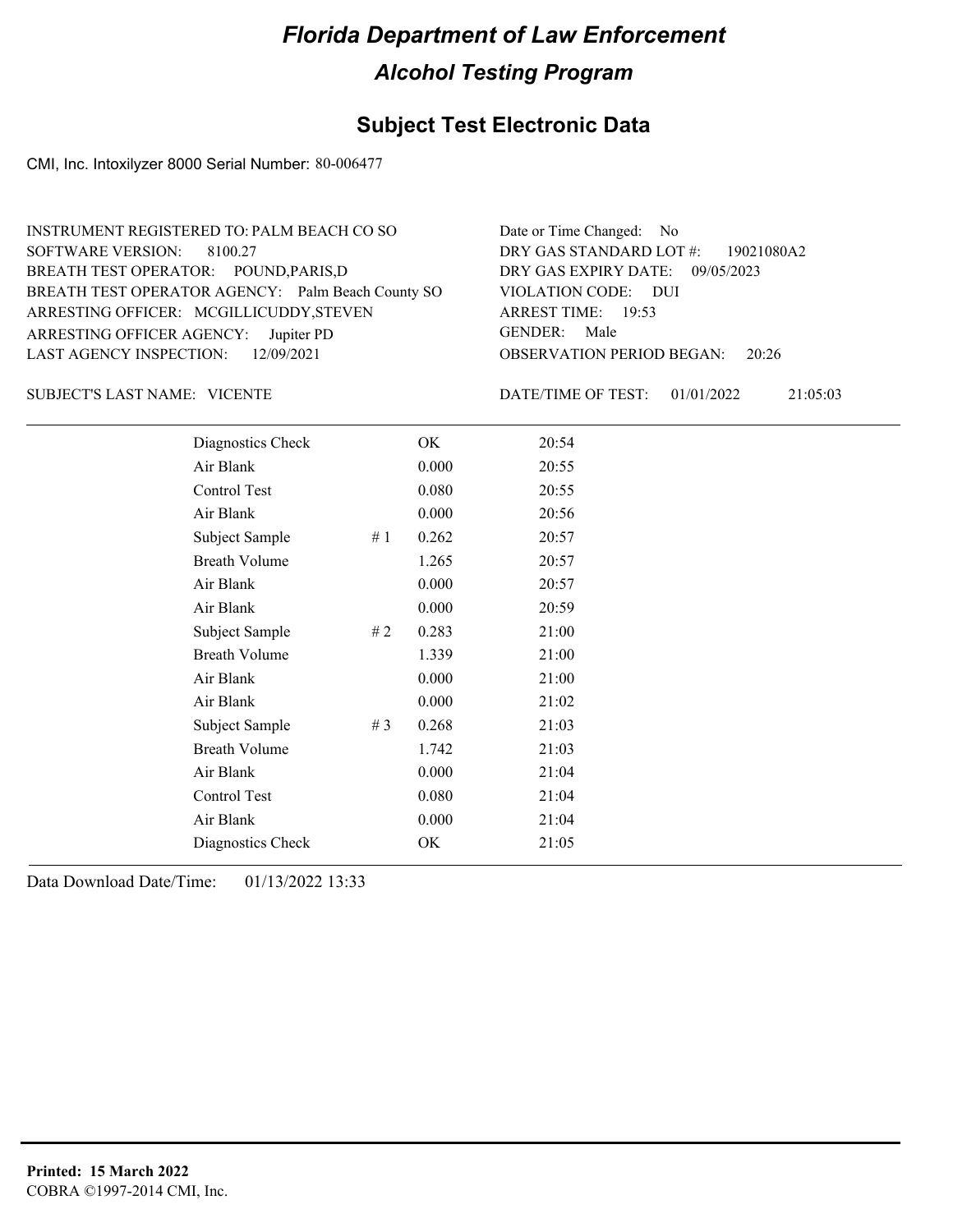# Florida Department of Law Enforcement

## Alcohol Testing Program

### Subject Test Electronic Data

CMI, Inc. Intoxilyzer 8000 Serial Number: 80-006477

INSTRUMENT REGISTERED TO: PALM BEACH CO SO
SOFTWARE VERSION: 8100.27
BREATH TEST OPERATOR: POUND,PARIS,D
BREATH TEST OPERATOR AGENCY: Palm Beach County SO
ARRESTING OFFICER: MCGILLICUDDY,STEVEN
ARRESTING OFFICER AGENCY: Jupiter PD
LAST AGENCY INSPECTION: 12/09/2021

Date or Time Changed: No
DRY GAS STANDARD LOT #: 19021080A2
DRY GAS EXPIRY DATE: 09/05/2023
VIOLATION CODE: DUI
ARREST TIME: 19:53
GENDER: Male
OBSERVATION PERIOD BEGAN: 20:26

SUBJECT'S LAST NAME: VICENTE

DATE/TIME OF TEST: 01/01/2022 21:05:03

| | | | |
|---|---|---|---|
| Diagnostics Check | | OK | 20:54 |
| Air Blank | | 0.000 | 20:55 |
| Control Test | | 0.080 | 20:55 |
| Air Blank | | 0.000 | 20:56 |
| Subject Sample | # 1 | 0.262 | 20:57 |
| Breath Volume | | 1.265 | 20:57 |
| Air Blank | | 0.000 | 20:57 |
| Air Blank | | 0.000 | 20:59 |
| Subject Sample | # 2 | 0.283 | 21:00 |
| Breath Volume | | 1.339 | 21:00 |
| Air Blank | | 0.000 | 21:00 |
| Air Blank | | 0.000 | 21:02 |
| Subject Sample | # 3 | 0.268 | 21:03 |
| Breath Volume | | 1.742 | 21:03 |
| Air Blank | | 0.000 | 21:04 |
| Control Test | | 0.080 | 21:04 |
| Air Blank | | 0.000 | 21:04 |
| Diagnostics Check | | OK | 21:05 |

Data Download Date/Time: 01/13/2022 13:33

**Printed: 15 March 2022**
COBRA ©1997-2014 CMI, Inc.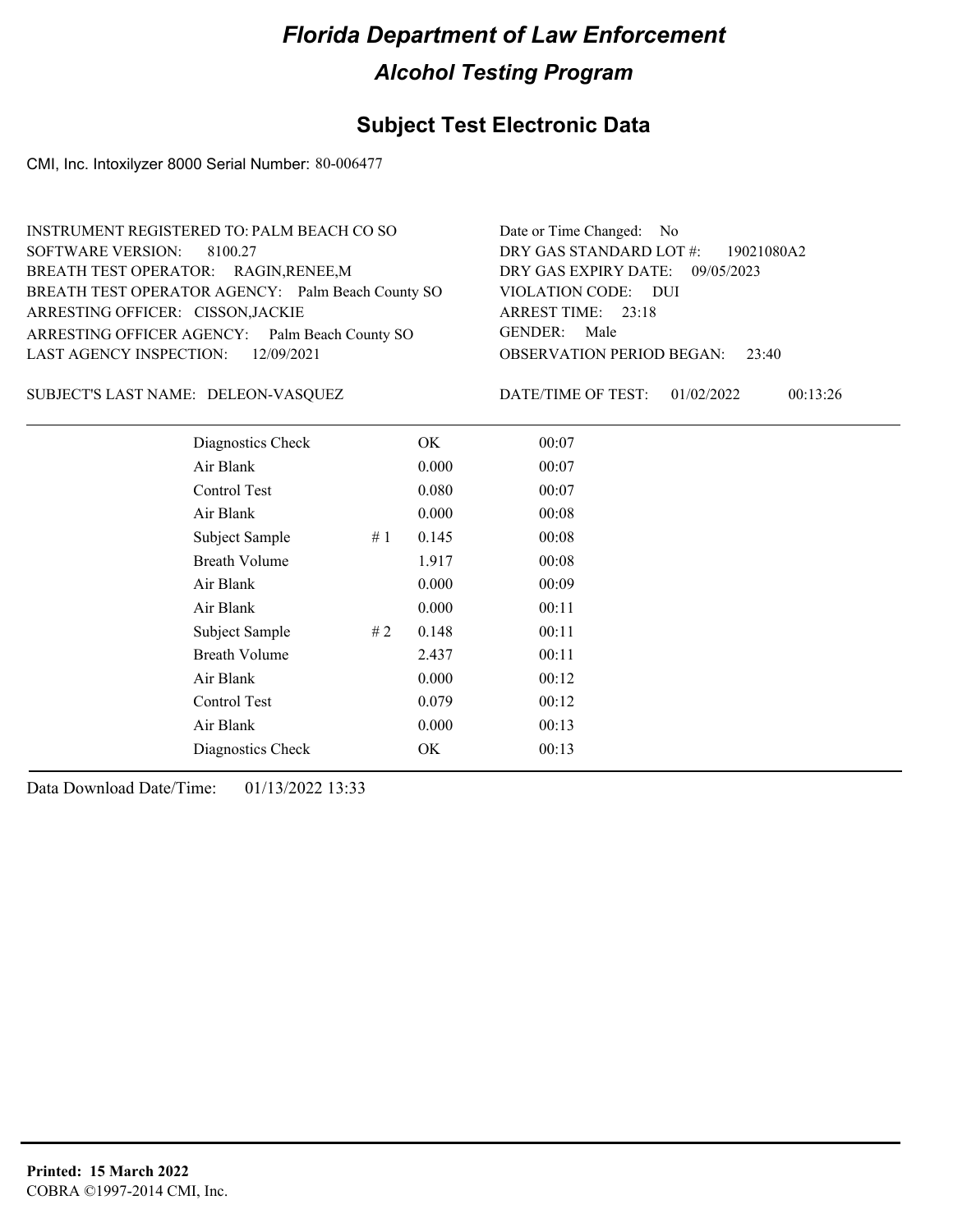# Florida Department of Law Enforcement

## Alcohol Testing Program

### Subject Test Electronic Data

CMI, Inc. Intoxilyzer 8000 Serial Number: 80-006477

INSTRUMENT REGISTERED TO: PALM BEACH CO SO
SOFTWARE VERSION: 8100.27
BREATH TEST OPERATOR: RAGIN,RENEE,M
BREATH TEST OPERATOR AGENCY: Palm Beach County SO
ARRESTING OFFICER: CISSON,JACKIE
ARRESTING OFFICER AGENCY: Palm Beach County SO
LAST AGENCY INSPECTION: 12/09/2021

Date or Time Changed: No
DRY GAS STANDARD LOT #: 19021080A2
DRY GAS EXPIRY DATE: 09/05/2023
VIOLATION CODE: DUI
ARREST TIME: 23:18
GENDER: Male
OBSERVATION PERIOD BEGAN: 23:40

SUBJECT'S LAST NAME: DELEON-VASQUEZ

DATE/TIME OF TEST: 01/02/2022 00:13:26

| | | | |
|---|---|---|---|
| Diagnostics Check | | OK | 00:07 |
| Air Blank | | 0.000 | 00:07 |
| Control Test | | 0.080 | 00:07 |
| Air Blank | | 0.000 | 00:08 |
| Subject Sample | # 1 | 0.145 | 00:08 |
| Breath Volume | | 1.917 | 00:08 |
| Air Blank | | 0.000 | 00:09 |
| Air Blank | | 0.000 | 00:11 |
| Subject Sample | # 2 | 0.148 | 00:11 |
| Breath Volume | | 2.437 | 00:11 |
| Air Blank | | 0.000 | 00:12 |
| Control Test | | 0.079 | 00:12 |
| Air Blank | | 0.000 | 00:13 |
| Diagnostics Check | | OK | 00:13 |

Data Download Date/Time: 01/13/2022 13:33

**Printed: 15 March 2022**
COBRA ©1997-2014 CMI, Inc.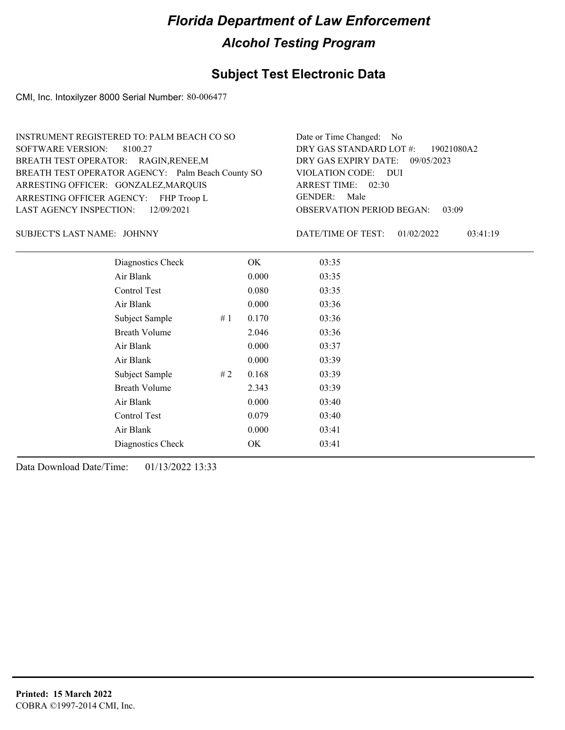# Florida Department of Law Enforcement

## Alcohol Testing Program

### Subject Test Electronic Data

CMI, Inc. Intoxilyzer 8000 Serial Number: 80-006477

INSTRUMENT REGISTERED TO: PALM BEACH CO SO
SOFTWARE VERSION: 8100.27
BREATH TEST OPERATOR: RAGIN,RENEE,M
BREATH TEST OPERATOR AGENCY: Palm Beach County SO
ARRESTING OFFICER: GONZALEZ,MARQUIS
ARRESTING OFFICER AGENCY: FHP Troop L
LAST AGENCY INSPECTION: 12/09/2021

Date or Time Changed: No
DRY GAS STANDARD LOT #: 19021080A2
DRY GAS EXPIRY DATE: 09/05/2023
VIOLATION CODE: DUI
ARREST TIME: 02:30
GENDER: Male
OBSERVATION PERIOD BEGAN: 03:09

SUBJECT'S LAST NAME: JOHNNY

DATE/TIME OF TEST: 01/02/2022 03:41:19

| | | | |
|---|---|---|---|
| Diagnostics Check | | OK | 03:35 |
| Air Blank | | 0.000 | 03:35 |
| Control Test | | 0.080 | 03:35 |
| Air Blank | | 0.000 | 03:36 |
| Subject Sample | # 1 | 0.170 | 03:36 |
| Breath Volume | | 2.046 | 03:36 |
| Air Blank | | 0.000 | 03:37 |
| Air Blank | | 0.000 | 03:39 |
| Subject Sample | # 2 | 0.168 | 03:39 |
| Breath Volume | | 2.343 | 03:39 |
| Air Blank | | 0.000 | 03:40 |
| Control Test | | 0.079 | 03:40 |
| Air Blank | | 0.000 | 03:41 |
| Diagnostics Check | | OK | 03:41 |

Data Download Date/Time: 01/13/2022 13:33

**Printed: 15 March 2022**
COBRA ©1997-2014 CMI, Inc.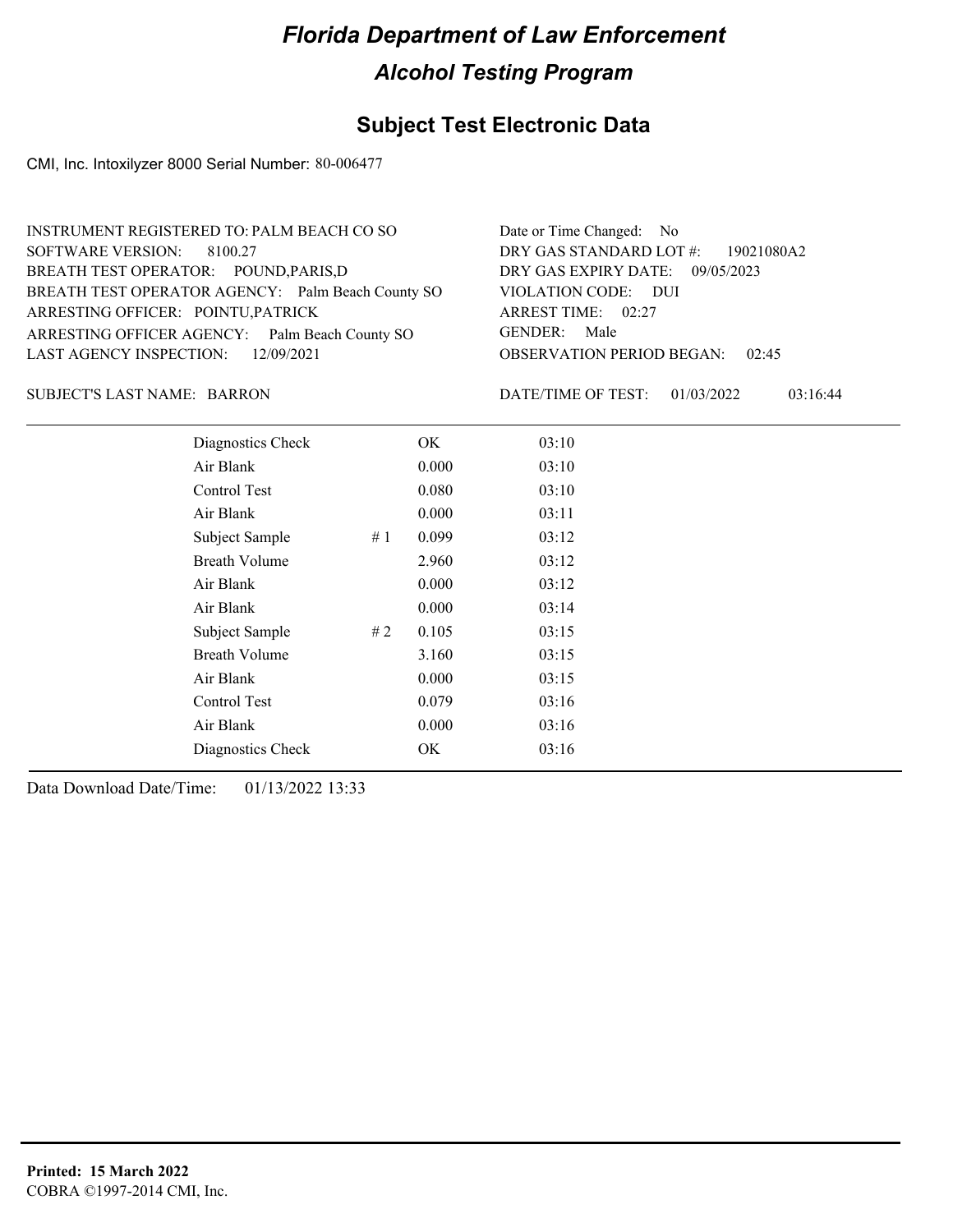# Florida Department of Law Enforcement

## Alcohol Testing Program

### Subject Test Electronic Data

CMI, Inc. Intoxilyzer 8000 Serial Number: 80-006477

INSTRUMENT REGISTERED TO: PALM BEACH CO SO
SOFTWARE VERSION: 8100.27
BREATH TEST OPERATOR: POUND,PARIS,D
BREATH TEST OPERATOR AGENCY: Palm Beach County SO
ARRESTING OFFICER: POINTU,PATRICK
ARRESTING OFFICER AGENCY: Palm Beach County SO
LAST AGENCY INSPECTION: 12/09/2021

Date or Time Changed: No
DRY GAS STANDARD LOT #: 19021080A2
DRY GAS EXPIRY DATE: 09/05/2023
VIOLATION CODE: DUI
ARREST TIME: 02:27
GENDER: Male
OBSERVATION PERIOD BEGAN: 02:45

SUBJECT'S LAST NAME: BARRON

DATE/TIME OF TEST: 01/03/2022 03:16:44

| | | | |
|---|---|---|---|
| Diagnostics Check | | OK | 03:10 |
| Air Blank | | 0.000 | 03:10 |
| Control Test | | 0.080 | 03:10 |
| Air Blank | | 0.000 | 03:11 |
| Subject Sample | # 1 | 0.099 | 03:12 |
| Breath Volume | | 2.960 | 03:12 |
| Air Blank | | 0.000 | 03:12 |
| Air Blank | | 0.000 | 03:14 |
| Subject Sample | # 2 | 0.105 | 03:15 |
| Breath Volume | | 3.160 | 03:15 |
| Air Blank | | 0.000 | 03:15 |
| Control Test | | 0.079 | 03:16 |
| Air Blank | | 0.000 | 03:16 |
| Diagnostics Check | | OK | 03:16 |

Data Download Date/Time: 01/13/2022 13:33

**Printed: 15 March 2022**
COBRA ©1997-2014 CMI, Inc.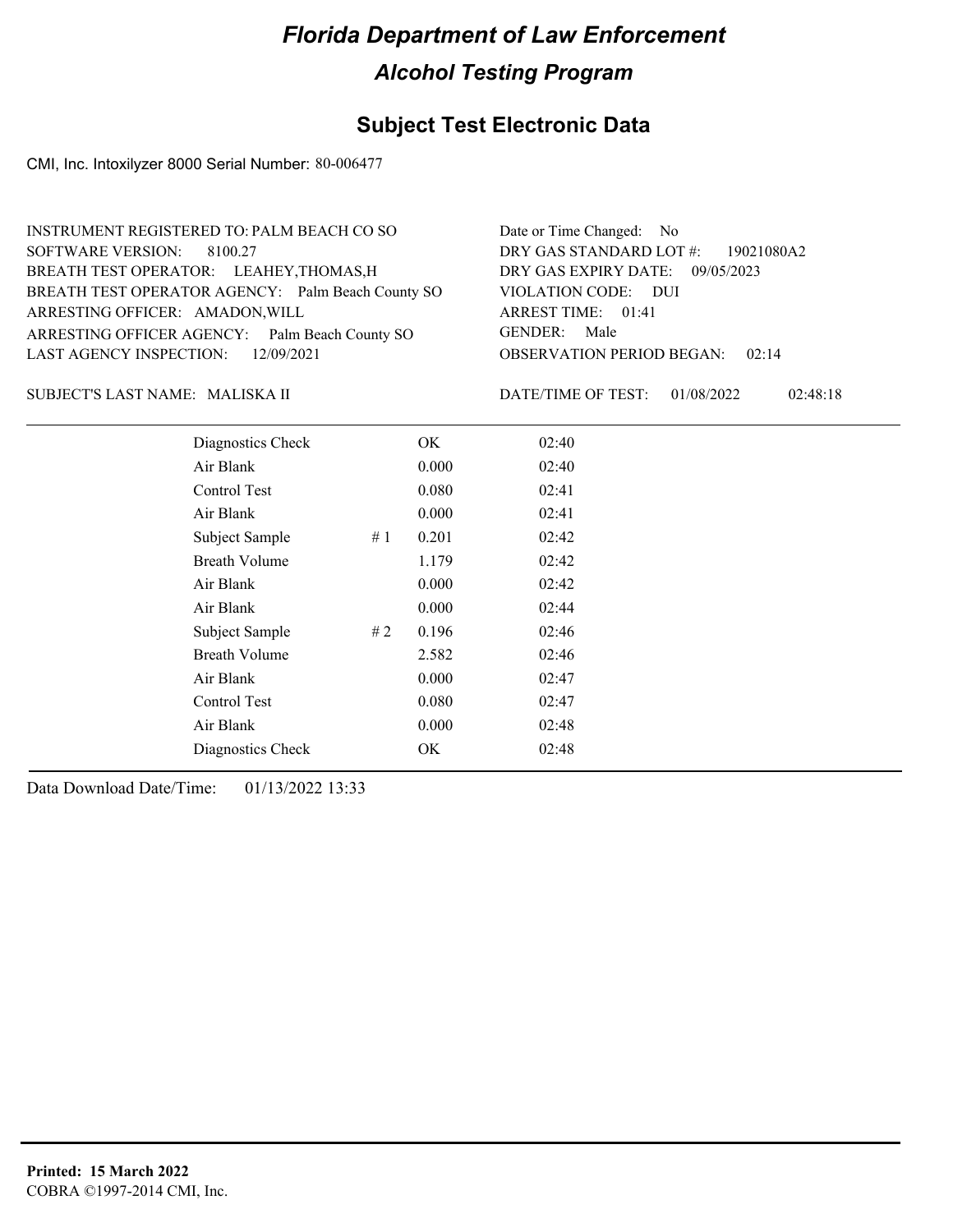# Florida Department of Law Enforcement

## Alcohol Testing Program

### Subject Test Electronic Data

CMI, Inc. Intoxilyzer 8000 Serial Number: 80-006477

INSTRUMENT REGISTERED TO: PALM BEACH CO SO
SOFTWARE VERSION: 8100.27
BREATH TEST OPERATOR: LEAHEY,THOMAS,H
BREATH TEST OPERATOR AGENCY: Palm Beach County SO
ARRESTING OFFICER: AMADON,WILL
ARRESTING OFFICER AGENCY: Palm Beach County SO
LAST AGENCY INSPECTION: 12/09/2021

Date or Time Changed: No
DRY GAS STANDARD LOT #: 19021080A2
DRY GAS EXPIRY DATE: 09/05/2023
VIOLATION CODE: DUI
ARREST TIME: 01:41
GENDER: Male
OBSERVATION PERIOD BEGAN: 02:14

SUBJECT'S LAST NAME: MALISKA II

DATE/TIME OF TEST: 01/08/2022 02:48:18

| | | | |
|---|---|---|---|
| Diagnostics Check | | OK | 02:40 |
| Air Blank | | 0.000 | 02:40 |
| Control Test | | 0.080 | 02:41 |
| Air Blank | | 0.000 | 02:41 |
| Subject Sample | # 1 | 0.201 | 02:42 |
| Breath Volume | | 1.179 | 02:42 |
| Air Blank | | 0.000 | 02:42 |
| Air Blank | | 0.000 | 02:44 |
| Subject Sample | # 2 | 0.196 | 02:46 |
| Breath Volume | | 2.582 | 02:46 |
| Air Blank | | 0.000 | 02:47 |
| Control Test | | 0.080 | 02:47 |
| Air Blank | | 0.000 | 02:48 |
| Diagnostics Check | | OK | 02:48 |

Data Download Date/Time: 01/13/2022 13:33

**Printed: 15 March 2022**
COBRA ©1997-2014 CMI, Inc.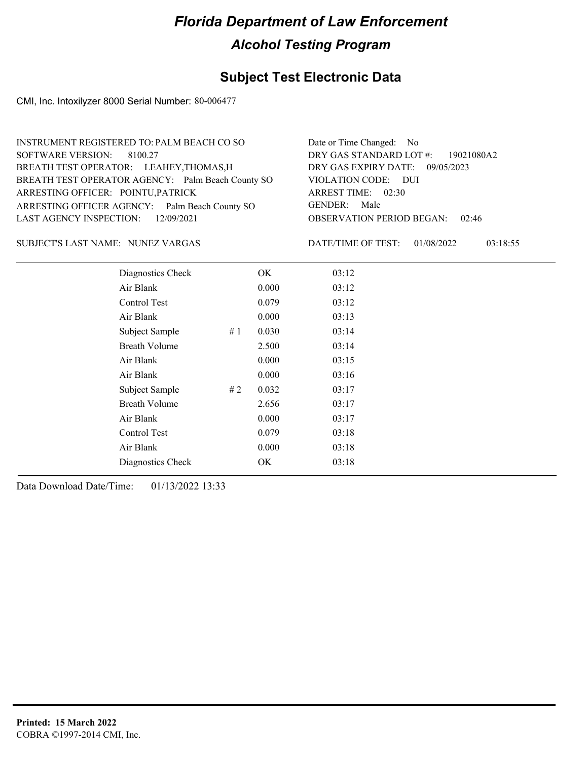# Florida Department of Law Enforcement

## Alcohol Testing Program

### Subject Test Electronic Data

CMI, Inc. Intoxilyzer 8000 Serial Number: 80-006477

INSTRUMENT REGISTERED TO: PALM BEACH CO SO
SOFTWARE VERSION: 8100.27
BREATH TEST OPERATOR: LEAHEY,THOMAS,H
BREATH TEST OPERATOR AGENCY: Palm Beach County SO
ARRESTING OFFICER: POINTU,PATRICK
ARRESTING OFFICER AGENCY: Palm Beach County SO
LAST AGENCY INSPECTION: 12/09/2021

Date or Time Changed: No
DRY GAS STANDARD LOT #: 19021080A2
DRY GAS EXPIRY DATE: 09/05/2023
VIOLATION CODE: DUI
ARREST TIME: 02:30
GENDER: Male
OBSERVATION PERIOD BEGAN: 02:46

SUBJECT'S LAST NAME: NUNEZ VARGAS

DATE/TIME OF TEST: 01/08/2022 03:18:55

| | | | |
|---|---|---|---|
| Diagnostics Check | | OK | 03:12 |
| Air Blank | | 0.000 | 03:12 |
| Control Test | | 0.079 | 03:12 |
| Air Blank | | 0.000 | 03:13 |
| Subject Sample | # 1 | 0.030 | 03:14 |
| Breath Volume | | 2.500 | 03:14 |
| Air Blank | | 0.000 | 03:15 |
| Air Blank | | 0.000 | 03:16 |
| Subject Sample | # 2 | 0.032 | 03:17 |
| Breath Volume | | 2.656 | 03:17 |
| Air Blank | | 0.000 | 03:17 |
| Control Test | | 0.079 | 03:18 |
| Air Blank | | 0.000 | 03:18 |
| Diagnostics Check | | OK | 03:18 |

Data Download Date/Time: 01/13/2022 13:33

**Printed: 15 March 2022**
COBRA ©1997-2014 CMI, Inc.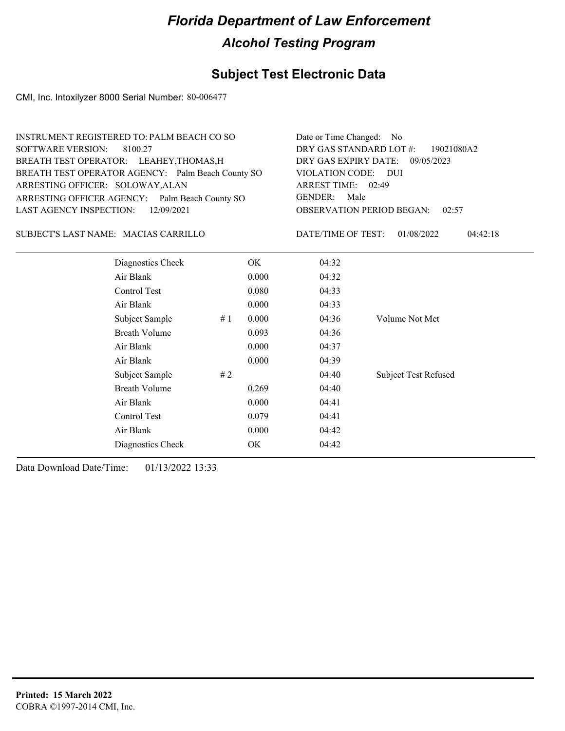# Florida Department of Law Enforcement

## Alcohol Testing Program

### Subject Test Electronic Data

CMI, Inc. Intoxilyzer 8000 Serial Number: 80-006477

INSTRUMENT REGISTERED TO: PALM BEACH CO SO
SOFTWARE VERSION: 8100.27
BREATH TEST OPERATOR: LEAHEY,THOMAS,H
BREATH TEST OPERATOR AGENCY: Palm Beach County SO
ARRESTING OFFICER: SOLOWAY,ALAN
ARRESTING OFFICER AGENCY: Palm Beach County SO
LAST AGENCY INSPECTION: 12/09/2021

Date or Time Changed: No
DRY GAS STANDARD LOT #: 19021080A2
DRY GAS EXPIRY DATE: 09/05/2023
VIOLATION CODE: DUI
ARREST TIME: 02:49
GENDER: Male
OBSERVATION PERIOD BEGAN: 02:57

SUBJECT'S LAST NAME: MACIAS CARRILLO

DATE/TIME OF TEST: 01/08/2022 04:42:18

| | | | | |
|---|---|---|---|---|
| Diagnostics Check | | OK | 04:32 | |
| Air Blank | | 0.000 | 04:32 | |
| Control Test | | 0.080 | 04:33 | |
| Air Blank | | 0.000 | 04:33 | |
| Subject Sample | # 1 | 0.000 | 04:36 | Volume Not Met |
| Breath Volume | | 0.093 | 04:36 | |
| Air Blank | | 0.000 | 04:37 | |
| Air Blank | | 0.000 | 04:39 | |
| Subject Sample | # 2 | | 04:40 | Subject Test Refused |
| Breath Volume | | 0.269 | 04:40 | |
| Air Blank | | 0.000 | 04:41 | |
| Control Test | | 0.079 | 04:41 | |
| Air Blank | | 0.000 | 04:42 | |
| Diagnostics Check | | OK | 04:42 | |

Data Download Date/Time: 01/13/2022 13:33

**Printed: 15 March 2022**
COBRA ©1997-2014 CMI, Inc.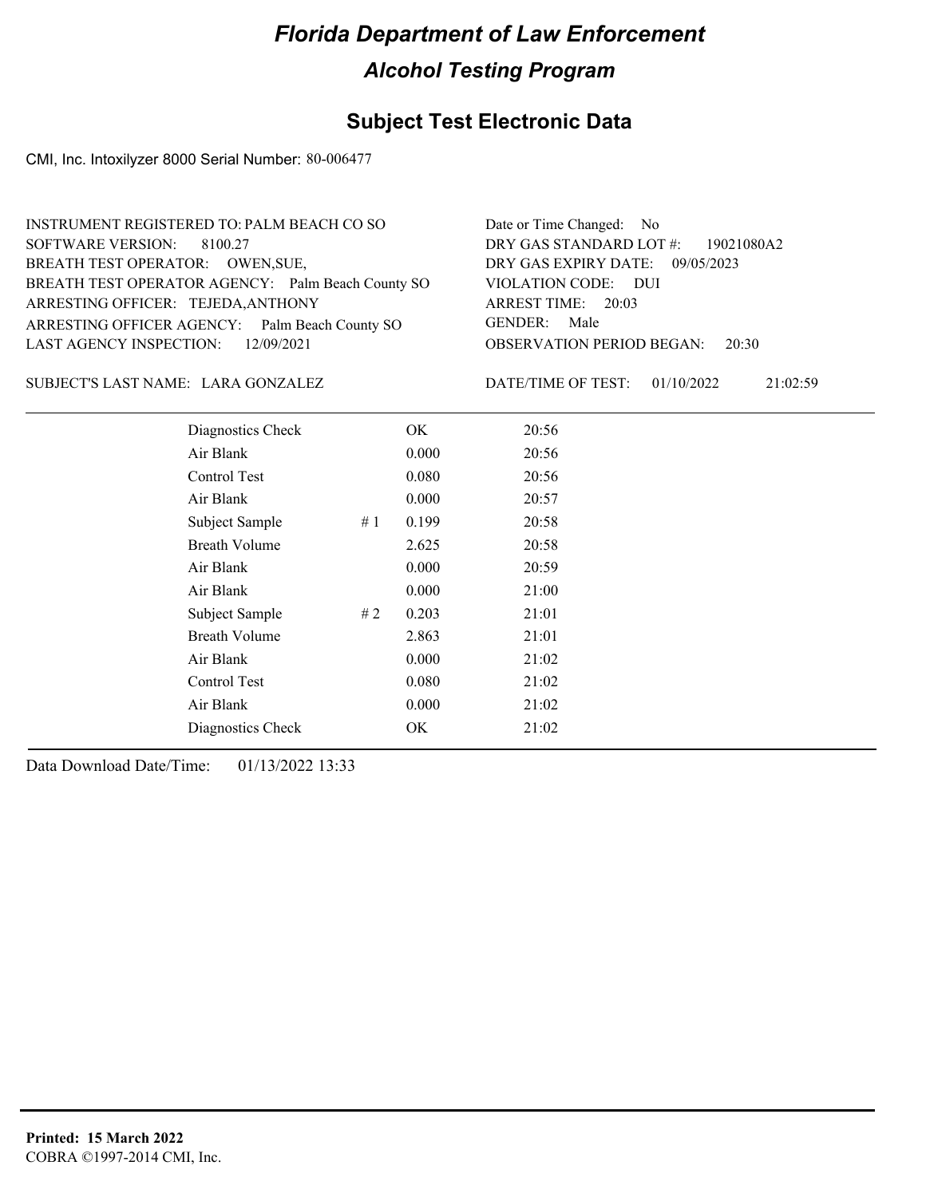# Florida Department of Law Enforcement

## Alcohol Testing Program

### Subject Test Electronic Data

CMI, Inc. Intoxilyzer 8000 Serial Number: 80-006477

INSTRUMENT REGISTERED TO: PALM BEACH CO SO
SOFTWARE VERSION: 8100.27
BREATH TEST OPERATOR: OWEN,SUE,
BREATH TEST OPERATOR AGENCY: Palm Beach County SO
ARRESTING OFFICER: TEJEDA,ANTHONY
ARRESTING OFFICER AGENCY: Palm Beach County SO
LAST AGENCY INSPECTION: 12/09/2021

Date or Time Changed: No
DRY GAS STANDARD LOT #: 19021080A2
DRY GAS EXPIRY DATE: 09/05/2023
VIOLATION CODE: DUI
ARREST TIME: 20:03
GENDER: Male
OBSERVATION PERIOD BEGAN: 20:30

SUBJECT'S LAST NAME: LARA GONZALEZ

DATE/TIME OF TEST: 01/10/2022 21:02:59

| | | | |
|---|---|---|---|
| Diagnostics Check | | OK | 20:56 |
| Air Blank | | 0.000 | 20:56 |
| Control Test | | 0.080 | 20:56 |
| Air Blank | | 0.000 | 20:57 |
| Subject Sample | # 1 | 0.199 | 20:58 |
| Breath Volume | | 2.625 | 20:58 |
| Air Blank | | 0.000 | 20:59 |
| Air Blank | | 0.000 | 21:00 |
| Subject Sample | # 2 | 0.203 | 21:01 |
| Breath Volume | | 2.863 | 21:01 |
| Air Blank | | 0.000 | 21:02 |
| Control Test | | 0.080 | 21:02 |
| Air Blank | | 0.000 | 21:02 |
| Diagnostics Check | | OK | 21:02 |

Data Download Date/Time: 01/13/2022 13:33

**Printed: 15 March 2022**
COBRA ©1997-2014 CMI, Inc.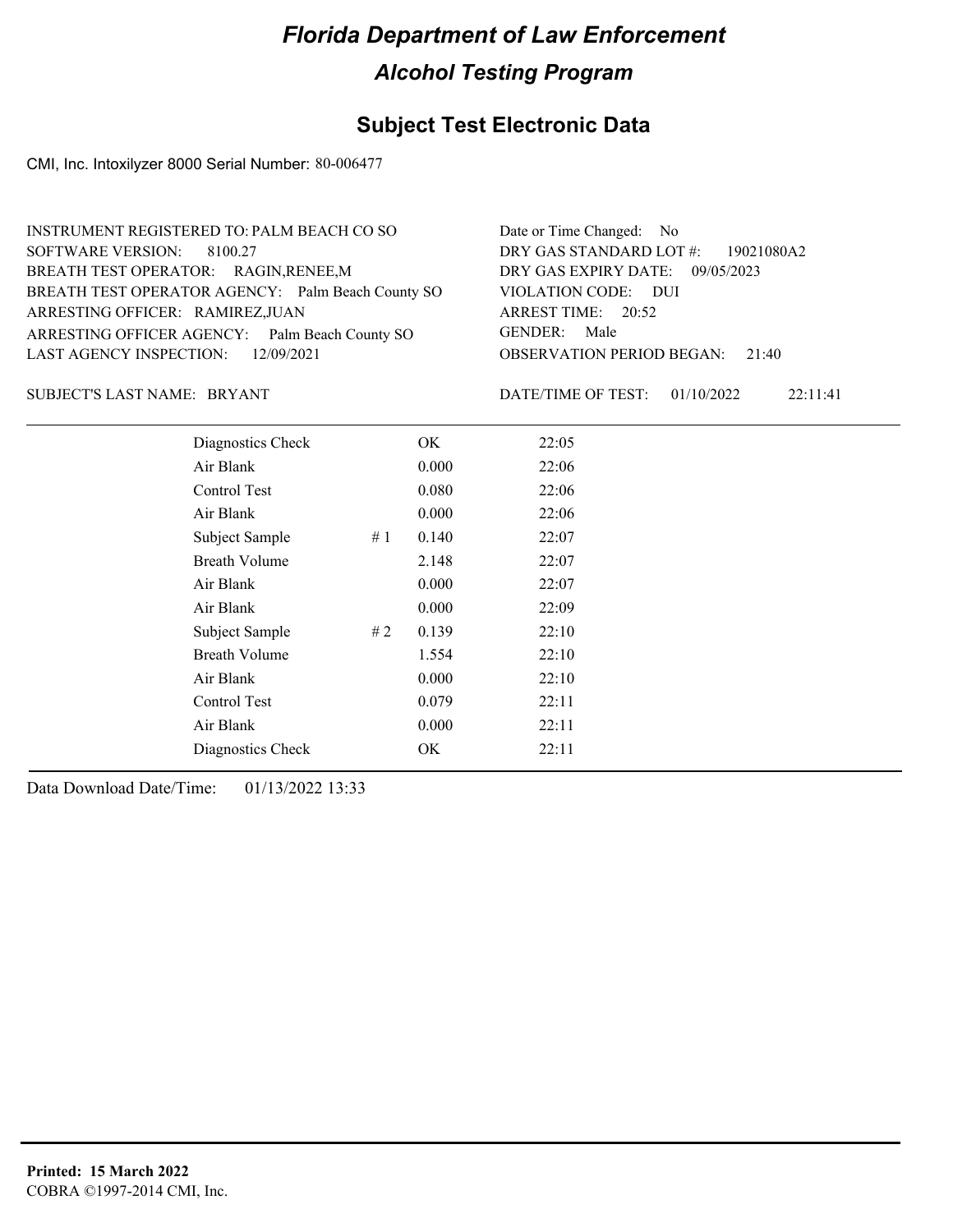# Florida Department of Law Enforcement

## Alcohol Testing Program

### Subject Test Electronic Data

CMI, Inc. Intoxilyzer 8000 Serial Number: 80-006477

INSTRUMENT REGISTERED TO: PALM BEACH CO SO
SOFTWARE VERSION: 8100.27
BREATH TEST OPERATOR: RAGIN,RENEE,M
BREATH TEST OPERATOR AGENCY: Palm Beach County SO
ARRESTING OFFICER: RAMIREZ,JUAN
ARRESTING OFFICER AGENCY: Palm Beach County SO
LAST AGENCY INSPECTION: 12/09/2021

Date or Time Changed: No
DRY GAS STANDARD LOT #: 19021080A2
DRY GAS EXPIRY DATE: 09/05/2023
VIOLATION CODE: DUI
ARREST TIME: 20:52
GENDER: Male
OBSERVATION PERIOD BEGAN: 21:40

SUBJECT'S LAST NAME: BRYANT

DATE/TIME OF TEST: 01/10/2022 22:11:41

| | | | |
|---|---|---|---|
| Diagnostics Check | | OK | 22:05 |
| Air Blank | | 0.000 | 22:06 |
| Control Test | | 0.080 | 22:06 |
| Air Blank | | 0.000 | 22:06 |
| Subject Sample | # 1 | 0.140 | 22:07 |
| Breath Volume | | 2.148 | 22:07 |
| Air Blank | | 0.000 | 22:07 |
| Air Blank | | 0.000 | 22:09 |
| Subject Sample | # 2 | 0.139 | 22:10 |
| Breath Volume | | 1.554 | 22:10 |
| Air Blank | | 0.000 | 22:10 |
| Control Test | | 0.079 | 22:11 |
| Air Blank | | 0.000 | 22:11 |
| Diagnostics Check | | OK | 22:11 |

Data Download Date/Time: 01/13/2022 13:33

**Printed: 15 March 2022**
COBRA ©1997-2014 CMI, Inc.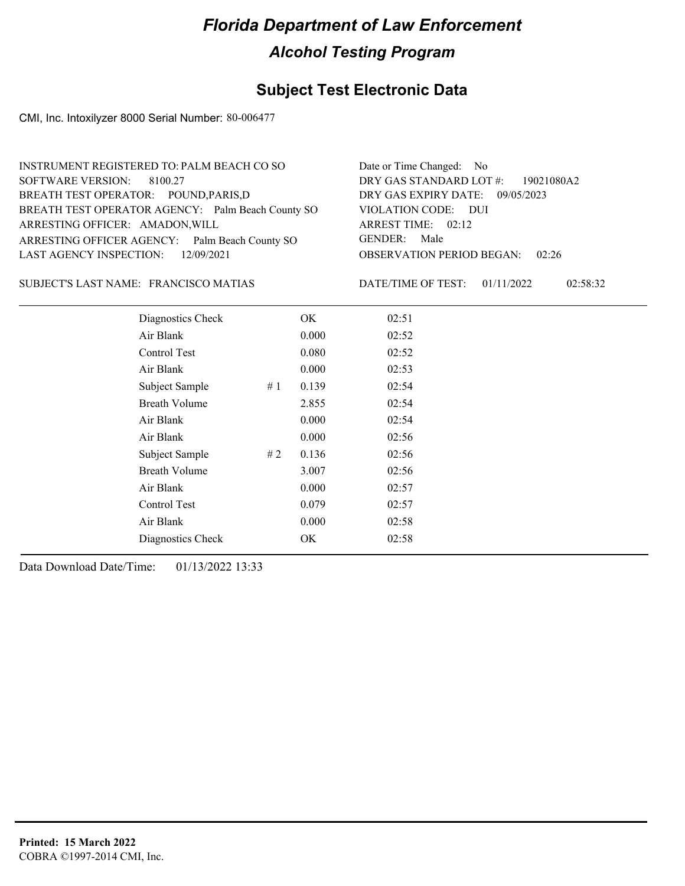# Florida Department of Law Enforcement

## Alcohol Testing Program

### Subject Test Electronic Data

CMI, Inc. Intoxilyzer 8000 Serial Number: 80-006477

INSTRUMENT REGISTERED TO: PALM BEACH CO SO
SOFTWARE VERSION: 8100.27
BREATH TEST OPERATOR: POUND,PARIS,D
BREATH TEST OPERATOR AGENCY: Palm Beach County SO
ARRESTING OFFICER: AMADON,WILL
ARRESTING OFFICER AGENCY: Palm Beach County SO
LAST AGENCY INSPECTION: 12/09/2021

Date or Time Changed: No
DRY GAS STANDARD LOT #: 19021080A2
DRY GAS EXPIRY DATE: 09/05/2023
VIOLATION CODE: DUI
ARREST TIME: 02:12
GENDER: Male
OBSERVATION PERIOD BEGAN: 02:26

SUBJECT'S LAST NAME: FRANCISCO MATIAS

DATE/TIME OF TEST: 01/11/2022 02:58:32

| | | | |
|---|---|---|---|
| Diagnostics Check | | OK | 02:51 |
| Air Blank | | 0.000 | 02:52 |
| Control Test | | 0.080 | 02:52 |
| Air Blank | | 0.000 | 02:53 |
| Subject Sample | # 1 | 0.139 | 02:54 |
| Breath Volume | | 2.855 | 02:54 |
| Air Blank | | 0.000 | 02:54 |
| Air Blank | | 0.000 | 02:56 |
| Subject Sample | # 2 | 0.136 | 02:56 |
| Breath Volume | | 3.007 | 02:56 |
| Air Blank | | 0.000 | 02:57 |
| Control Test | | 0.079 | 02:57 |
| Air Blank | | 0.000 | 02:58 |
| Diagnostics Check | | OK | 02:58 |

Data Download Date/Time: 01/13/2022 13:33

**Printed: 15 March 2022**
COBRA ©1997-2014 CMI, Inc.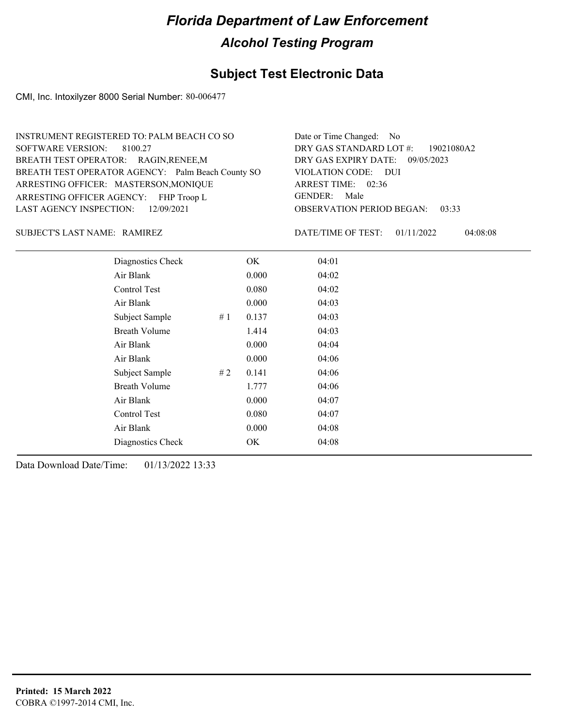# *Florida Department of Law Enforcement*

## *Alcohol Testing Program*

## Subject Test Electronic Data

CMI, Inc. Intoxilyzer 8000 Serial Number: 80-006477

INSTRUMENT REGISTERED TO: PALM BEACH CO SO
SOFTWARE VERSION: 8100.27
BREATH TEST OPERATOR: RAGIN,RENEE,M
BREATH TEST OPERATOR AGENCY: Palm Beach County SO
ARRESTING OFFICER: MASTERSON,MONIQUE
ARRESTING OFFICER AGENCY: FHP Troop L
LAST AGENCY INSPECTION: 12/09/2021

Date or Time Changed: No
DRY GAS STANDARD LOT #: 19021080A2
DRY GAS EXPIRY DATE: 09/05/2023
VIOLATION CODE: DUI
ARREST TIME: 02:36
GENDER: Male
OBSERVATION PERIOD BEGAN: 03:33

SUBJECT'S LAST NAME: RAMIREZ

DATE/TIME OF TEST: 01/11/2022 04:08:08

| | | | |
|---|---|---|---|
| Diagnostics Check | | OK | 04:01 |
| Air Blank | | 0.000 | 04:02 |
| Control Test | | 0.080 | 04:02 |
| Air Blank | | 0.000 | 04:03 |
| Subject Sample | # 1 | 0.137 | 04:03 |
| Breath Volume | | 1.414 | 04:03 |
| Air Blank | | 0.000 | 04:04 |
| Air Blank | | 0.000 | 04:06 |
| Subject Sample | # 2 | 0.141 | 04:06 |
| Breath Volume | | 1.777 | 04:06 |
| Air Blank | | 0.000 | 04:07 |
| Control Test | | 0.080 | 04:07 |
| Air Blank | | 0.000 | 04:08 |
| Diagnostics Check | | OK | 04:08 |

Data Download Date/Time: 01/13/2022 13:33

**Printed: 15 March 2022**
COBRA ©1997-2014 CMI, Inc.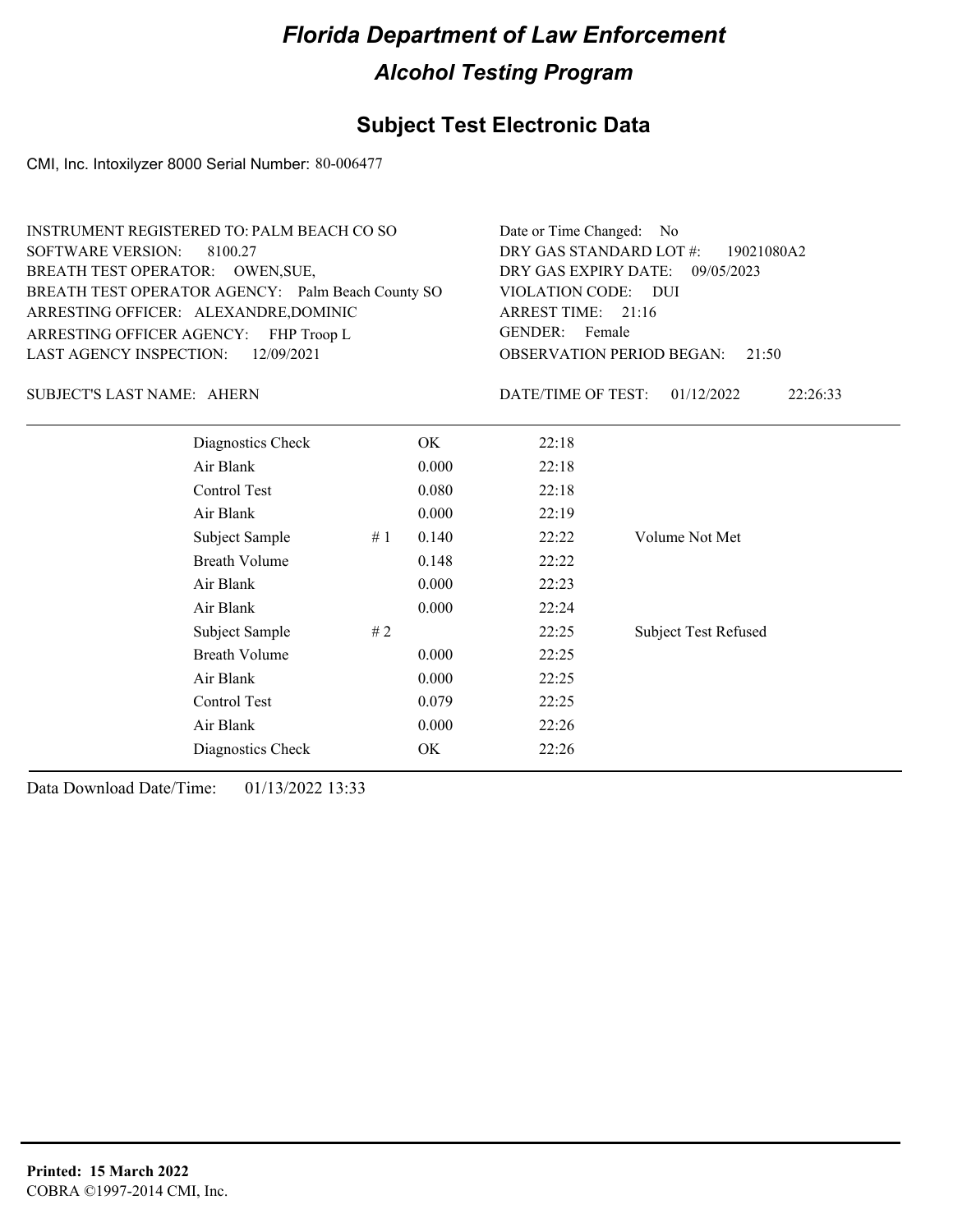# Florida Department of Law Enforcement

## Alcohol Testing Program

### Subject Test Electronic Data

CMI, Inc. Intoxilyzer 8000 Serial Number: 80-006477

INSTRUMENT REGISTERED TO: PALM BEACH CO SO
SOFTWARE VERSION: 8100.27
BREATH TEST OPERATOR: OWEN,SUE,
BREATH TEST OPERATOR AGENCY: Palm Beach County SO
ARRESTING OFFICER: ALEXANDRE,DOMINIC
ARRESTING OFFICER AGENCY: FHP Troop L
LAST AGENCY INSPECTION: 12/09/2021

Date or Time Changed: No
DRY GAS STANDARD LOT #: 19021080A2
DRY GAS EXPIRY DATE: 09/05/2023
VIOLATION CODE: DUI
ARREST TIME: 21:16
GENDER: Female
OBSERVATION PERIOD BEGAN: 21:50

SUBJECT'S LAST NAME: AHERN

DATE/TIME OF TEST: 01/12/2022 22:26:33

| | | | | |
|---|---|---|---|---|
| Diagnostics Check | | OK | 22:18 | |
| Air Blank | | 0.000 | 22:18 | |
| Control Test | | 0.080 | 22:18 | |
| Air Blank | | 0.000 | 22:19 | |
| Subject Sample | # 1 | 0.140 | 22:22 | Volume Not Met |
| Breath Volume | | 0.148 | 22:22 | |
| Air Blank | | 0.000 | 22:23 | |
| Air Blank | | 0.000 | 22:24 | |
| Subject Sample | # 2 | | 22:25 | Subject Test Refused |
| Breath Volume | | 0.000 | 22:25 | |
| Air Blank | | 0.000 | 22:25 | |
| Control Test | | 0.079 | 22:25 | |
| Air Blank | | 0.000 | 22:26 | |
| Diagnostics Check | | OK | 22:26 | |

Data Download Date/Time: 01/13/2022 13:33

**Printed: 15 March 2022**
COBRA ©1997-2014 CMI, Inc.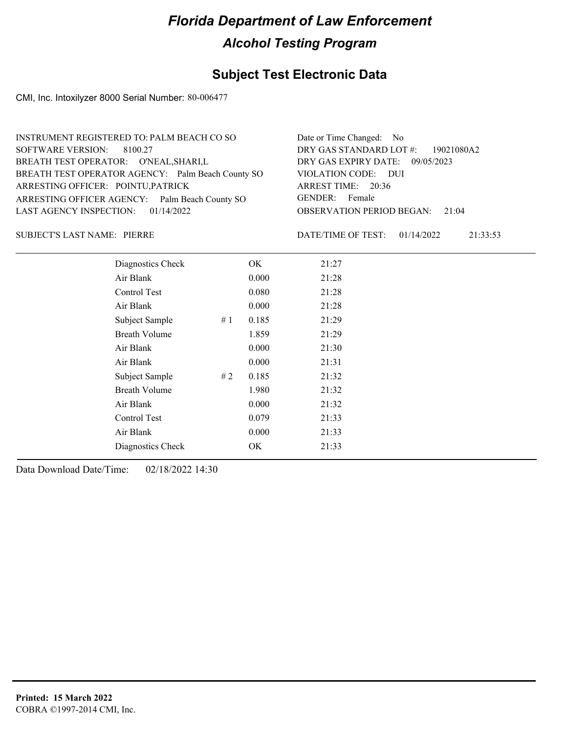# Florida Department of Law Enforcement

## Alcohol Testing Program

### Subject Test Electronic Data

CMI, Inc. Intoxilyzer 8000 Serial Number: 80-006477

INSTRUMENT REGISTERED TO: PALM BEACH CO SO
SOFTWARE VERSION: 8100.27
BREATH TEST OPERATOR: O'NEAL,SHARI,L
BREATH TEST OPERATOR AGENCY: Palm Beach County SO
ARRESTING OFFICER: POINTU,PATRICK
ARRESTING OFFICER AGENCY: Palm Beach County SO
LAST AGENCY INSPECTION: 01/14/2022

Date or Time Changed: No
DRY GAS STANDARD LOT #: 19021080A2
DRY GAS EXPIRY DATE: 09/05/2023
VIOLATION CODE: DUI
ARREST TIME: 20:36
GENDER: Female
OBSERVATION PERIOD BEGAN: 21:04

SUBJECT'S LAST NAME: PIERRE

DATE/TIME OF TEST: 01/14/2022 21:33:53

| | | | |
|---|---|---|---|
| Diagnostics Check | | OK | 21:27 |
| Air Blank | | 0.000 | 21:28 |
| Control Test | | 0.080 | 21:28 |
| Air Blank | | 0.000 | 21:28 |
| Subject Sample | # 1 | 0.185 | 21:29 |
| Breath Volume | | 1.859 | 21:29 |
| Air Blank | | 0.000 | 21:30 |
| Air Blank | | 0.000 | 21:31 |
| Subject Sample | # 2 | 0.185 | 21:32 |
| Breath Volume | | 1.980 | 21:32 |
| Air Blank | | 0.000 | 21:32 |
| Control Test | | 0.079 | 21:33 |
| Air Blank | | 0.000 | 21:33 |
| Diagnostics Check | | OK | 21:33 |

Data Download Date/Time: 02/18/2022 14:30

**Printed: 15 March 2022**
COBRA ©1997-2014 CMI, Inc.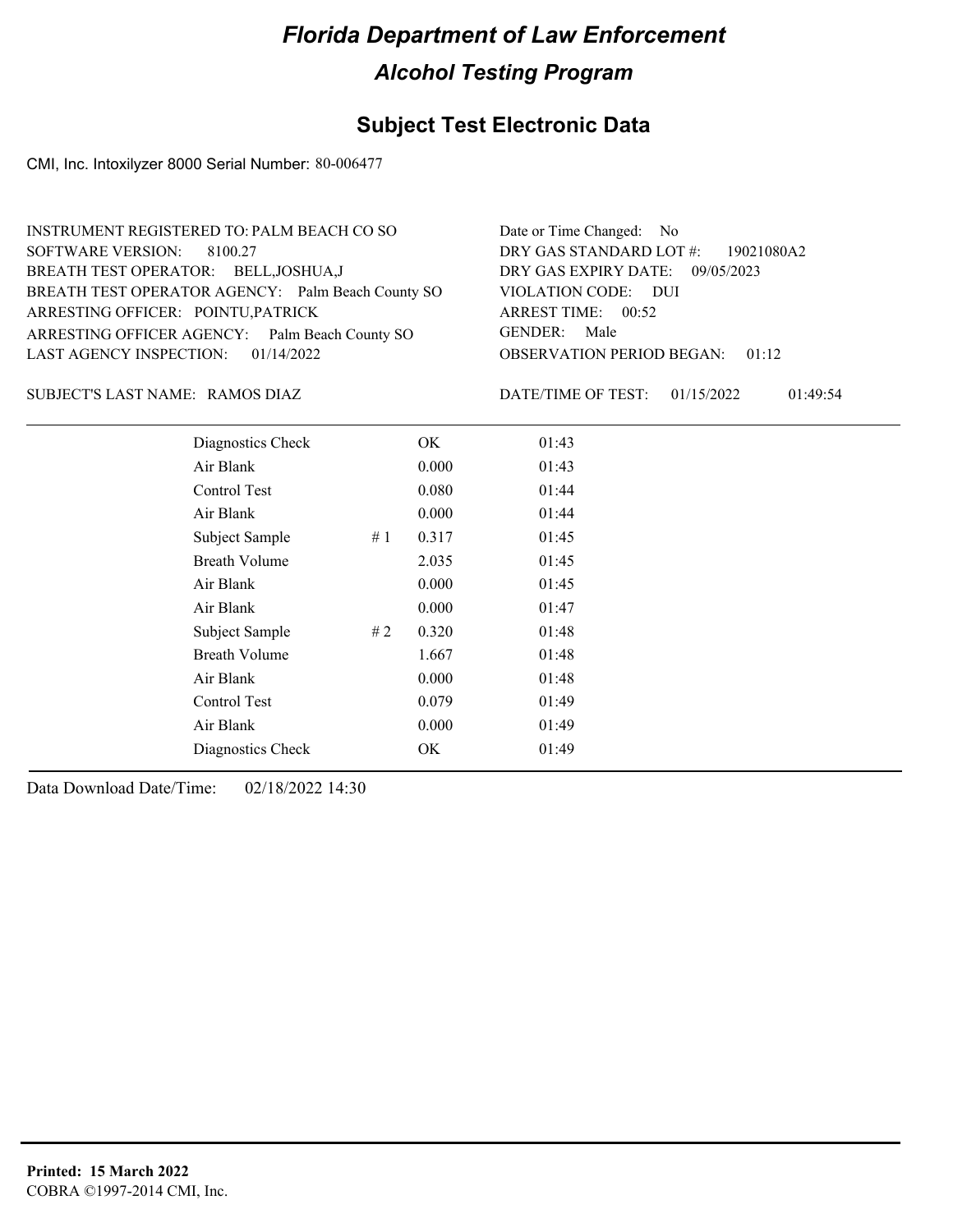# Florida Department of Law Enforcement

## Alcohol Testing Program

### Subject Test Electronic Data

CMI, Inc. Intoxilyzer 8000 Serial Number: 80-006477

INSTRUMENT REGISTERED TO: PALM BEACH CO SO
SOFTWARE VERSION: 8100.27
BREATH TEST OPERATOR: BELL,JOSHUA,J
BREATH TEST OPERATOR AGENCY: Palm Beach County SO
ARRESTING OFFICER: POINTU,PATRICK
ARRESTING OFFICER AGENCY: Palm Beach County SO
LAST AGENCY INSPECTION: 01/14/2022

Date or Time Changed: No
DRY GAS STANDARD LOT #: 19021080A2
DRY GAS EXPIRY DATE: 09/05/2023
VIOLATION CODE: DUI
ARREST TIME: 00:52
GENDER: Male
OBSERVATION PERIOD BEGAN: 01:12

SUBJECT'S LAST NAME: RAMOS DIAZ

DATE/TIME OF TEST: 01/15/2022 01:49:54

| | | | |
|---|---|---|---|
| Diagnostics Check | | OK | 01:43 |
| Air Blank | | 0.000 | 01:43 |
| Control Test | | 0.080 | 01:44 |
| Air Blank | | 0.000 | 01:44 |
| Subject Sample | # 1 | 0.317 | 01:45 |
| Breath Volume | | 2.035 | 01:45 |
| Air Blank | | 0.000 | 01:45 |
| Air Blank | | 0.000 | 01:47 |
| Subject Sample | # 2 | 0.320 | 01:48 |
| Breath Volume | | 1.667 | 01:48 |
| Air Blank | | 0.000 | 01:48 |
| Control Test | | 0.079 | 01:49 |
| Air Blank | | 0.000 | 01:49 |
| Diagnostics Check | | OK | 01:49 |

Data Download Date/Time: 02/18/2022 14:30

**Printed: 15 March 2022**
COBRA ©1997-2014 CMI, Inc.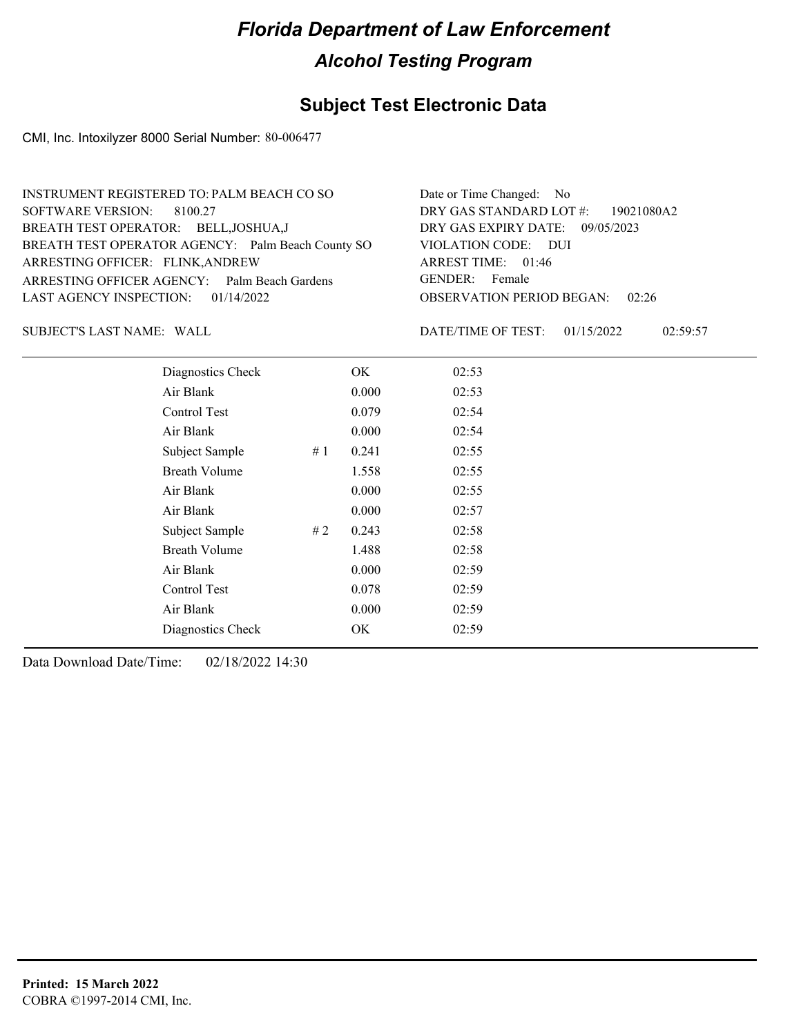# *Florida Department of Law Enforcement*

## *Alcohol Testing Program*

## Subject Test Electronic Data

CMI, Inc. Intoxilyzer 8000 Serial Number: 80-006477

INSTRUMENT REGISTERED TO: PALM BEACH CO SO
SOFTWARE VERSION: 8100.27
BREATH TEST OPERATOR: BELL,JOSHUA,J
BREATH TEST OPERATOR AGENCY: Palm Beach County SO
ARRESTING OFFICER: FLINK,ANDREW
ARRESTING OFFICER AGENCY: Palm Beach Gardens
LAST AGENCY INSPECTION: 01/14/2022

Date or Time Changed: No
DRY GAS STANDARD LOT #: 19021080A2
DRY GAS EXPIRY DATE: 09/05/2023
VIOLATION CODE: DUI
ARREST TIME: 01:46
GENDER: Female
OBSERVATION PERIOD BEGAN: 02:26

SUBJECT'S LAST NAME: WALL

DATE/TIME OF TEST: 01/15/2022 02:59:57

| | | | |
|---|---|---|---|
| Diagnostics Check | | OK | 02:53 |
| Air Blank | | 0.000 | 02:53 |
| Control Test | | 0.079 | 02:54 |
| Air Blank | | 0.000 | 02:54 |
| Subject Sample | # 1 | 0.241 | 02:55 |
| Breath Volume | | 1.558 | 02:55 |
| Air Blank | | 0.000 | 02:55 |
| Air Blank | | 0.000 | 02:57 |
| Subject Sample | # 2 | 0.243 | 02:58 |
| Breath Volume | | 1.488 | 02:58 |
| Air Blank | | 0.000 | 02:59 |
| Control Test | | 0.078 | 02:59 |
| Air Blank | | 0.000 | 02:59 |
| Diagnostics Check | | OK | 02:59 |

Data Download Date/Time: 02/18/2022 14:30

**Printed: 15 March 2022**
COBRA ©1997-2014 CMI, Inc.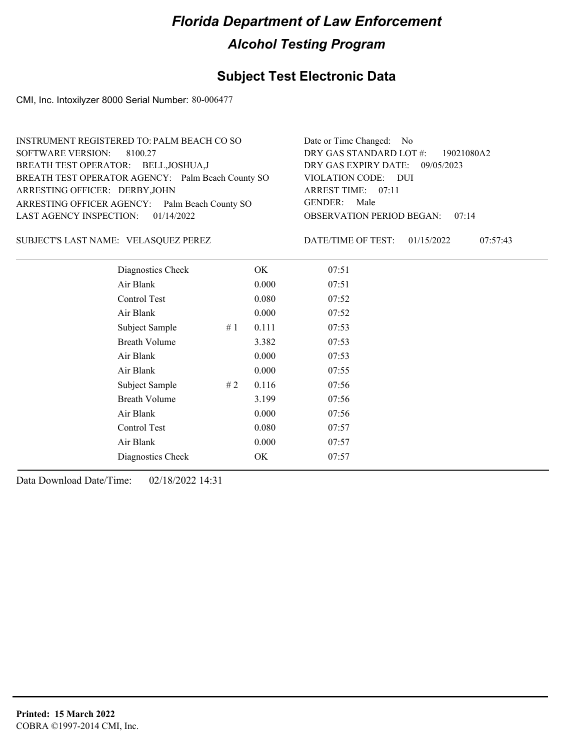# Florida Department of Law Enforcement

## Alcohol Testing Program

### Subject Test Electronic Data

CMI, Inc. Intoxilyzer 8000 Serial Number: 80-006477

INSTRUMENT REGISTERED TO: PALM BEACH CO SO
SOFTWARE VERSION: 8100.27
BREATH TEST OPERATOR: BELL,JOSHUA,J
BREATH TEST OPERATOR AGENCY: Palm Beach County SO
ARRESTING OFFICER: DERBY,JOHN
ARRESTING OFFICER AGENCY: Palm Beach County SO
LAST AGENCY INSPECTION: 01/14/2022

Date or Time Changed: No
DRY GAS STANDARD LOT #: 19021080A2
DRY GAS EXPIRY DATE: 09/05/2023
VIOLATION CODE: DUI
ARREST TIME: 07:11
GENDER: Male
OBSERVATION PERIOD BEGAN: 07:14

SUBJECT'S LAST NAME: VELASQUEZ PEREZ

DATE/TIME OF TEST: 01/15/2022 07:57:43

| Test | # | Result | Time |
|---|---|---|---|
| Diagnostics Check | | OK | 07:51 |
| Air Blank | | 0.000 | 07:51 |
| Control Test | | 0.080 | 07:52 |
| Air Blank | | 0.000 | 07:52 |
| Subject Sample | # 1 | 0.111 | 07:53 |
| Breath Volume | | 3.382 | 07:53 |
| Air Blank | | 0.000 | 07:53 |
| Air Blank | | 0.000 | 07:55 |
| Subject Sample | # 2 | 0.116 | 07:56 |
| Breath Volume | | 3.199 | 07:56 |
| Air Blank | | 0.000 | 07:56 |
| Control Test | | 0.080 | 07:57 |
| Air Blank | | 0.000 | 07:57 |
| Diagnostics Check | | OK | 07:57 |

Data Download Date/Time: 02/18/2022 14:31

**Printed: 15 March 2022**
COBRA ©1997-2014 CMI, Inc.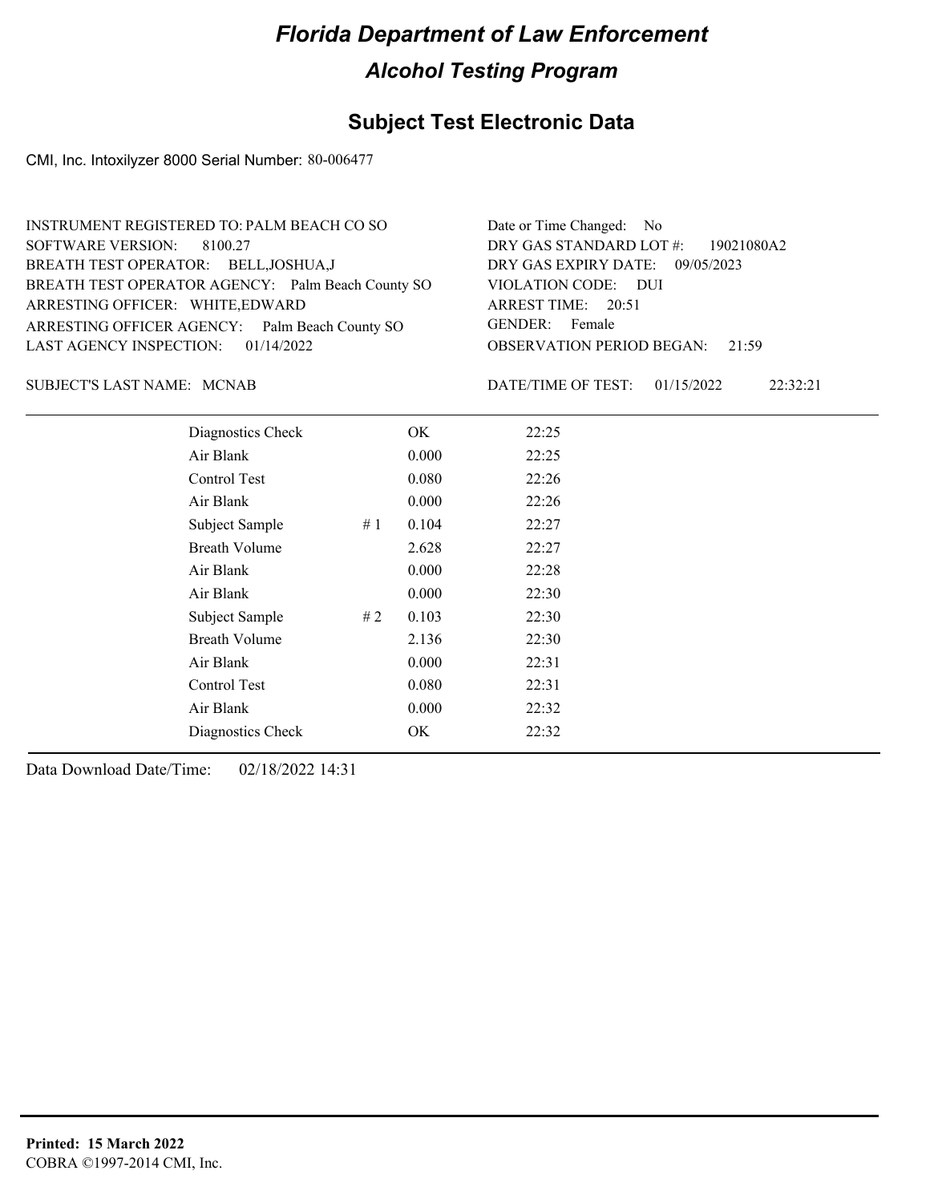# Florida Department of Law Enforcement

## Alcohol Testing Program

## Subject Test Electronic Data

CMI, Inc. Intoxilyzer 8000 Serial Number: 80-006477

INSTRUMENT REGISTERED TO: PALM BEACH CO SO
SOFTWARE VERSION: 8100.27
BREATH TEST OPERATOR: BELL,JOSHUA,J
BREATH TEST OPERATOR AGENCY: Palm Beach County SO
ARRESTING OFFICER: WHITE,EDWARD
ARRESTING OFFICER AGENCY: Palm Beach County SO
LAST AGENCY INSPECTION: 01/14/2022

Date or Time Changed: No
DRY GAS STANDARD LOT #: 19021080A2
DRY GAS EXPIRY DATE: 09/05/2023
VIOLATION CODE: DUI
ARREST TIME: 20:51
GENDER: Female
OBSERVATION PERIOD BEGAN: 21:59

SUBJECT'S LAST NAME: MCNAB

DATE/TIME OF TEST: 01/15/2022 22:32:21

| | | | |
|---|---|---|---|
| Diagnostics Check | | OK | 22:25 |
| Air Blank | | 0.000 | 22:25 |
| Control Test | | 0.080 | 22:26 |
| Air Blank | | 0.000 | 22:26 |
| Subject Sample | # 1 | 0.104 | 22:27 |
| Breath Volume | | 2.628 | 22:27 |
| Air Blank | | 0.000 | 22:28 |
| Air Blank | | 0.000 | 22:30 |
| Subject Sample | # 2 | 0.103 | 22:30 |
| Breath Volume | | 2.136 | 22:30 |
| Air Blank | | 0.000 | 22:31 |
| Control Test | | 0.080 | 22:31 |
| Air Blank | | 0.000 | 22:32 |
| Diagnostics Check | | OK | 22:32 |

Data Download Date/Time: 02/18/2022 14:31

**Printed: 15 March 2022**
COBRA ©1997-2014 CMI, Inc.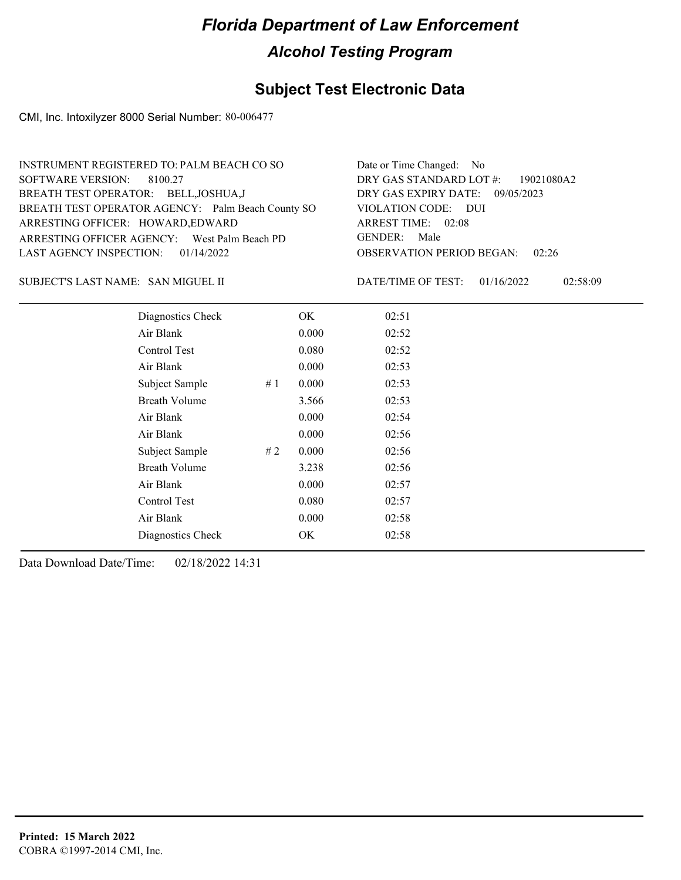# Florida Department of Law Enforcement

## Alcohol Testing Program

### Subject Test Electronic Data

CMI, Inc. Intoxilyzer 8000 Serial Number: 80-006477

INSTRUMENT REGISTERED TO: PALM BEACH CO SO
SOFTWARE VERSION: 8100.27
BREATH TEST OPERATOR: BELL,JOSHUA,J
BREATH TEST OPERATOR AGENCY: Palm Beach County SO
ARRESTING OFFICER: HOWARD,EDWARD
ARRESTING OFFICER AGENCY: West Palm Beach PD
LAST AGENCY INSPECTION: 01/14/2022

Date or Time Changed: No
DRY GAS STANDARD LOT #: 19021080A2
DRY GAS EXPIRY DATE: 09/05/2023
VIOLATION CODE: DUI
ARREST TIME: 02:08
GENDER: Male
OBSERVATION PERIOD BEGAN: 02:26

SUBJECT'S LAST NAME: SAN MIGUEL II

DATE/TIME OF TEST: 01/16/2022 02:58:09

| Test | # | Result | Time |
|---|---|---|---|
| Diagnostics Check | | OK | 02:51 |
| Air Blank | | 0.000 | 02:52 |
| Control Test | | 0.080 | 02:52 |
| Air Blank | | 0.000 | 02:53 |
| Subject Sample | # 1 | 0.000 | 02:53 |
| Breath Volume | | 3.566 | 02:53 |
| Air Blank | | 0.000 | 02:54 |
| Air Blank | | 0.000 | 02:56 |
| Subject Sample | # 2 | 0.000 | 02:56 |
| Breath Volume | | 3.238 | 02:56 |
| Air Blank | | 0.000 | 02:57 |
| Control Test | | 0.080 | 02:57 |
| Air Blank | | 0.000 | 02:58 |
| Diagnostics Check | | OK | 02:58 |

Data Download Date/Time: 02/18/2022 14:31

**Printed: 15 March 2022**
COBRA ©1997-2014 CMI, Inc.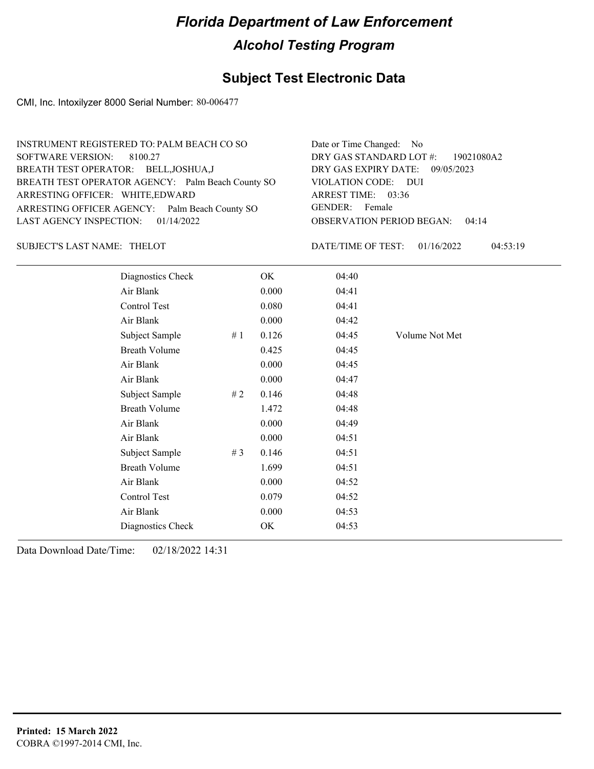# Florida Department of Law Enforcement

## Alcohol Testing Program

### Subject Test Electronic Data

CMI, Inc. Intoxilyzer 8000 Serial Number: 80-006477

INSTRUMENT REGISTERED TO: PALM BEACH CO SO
SOFTWARE VERSION: 8100.27
BREATH TEST OPERATOR: BELL,JOSHUA,J
BREATH TEST OPERATOR AGENCY: Palm Beach County SO
ARRESTING OFFICER: WHITE,EDWARD
ARRESTING OFFICER AGENCY: Palm Beach County SO
LAST AGENCY INSPECTION: 01/14/2022

Date or Time Changed: No
DRY GAS STANDARD LOT #: 19021080A2
DRY GAS EXPIRY DATE: 09/05/2023
VIOLATION CODE: DUI
ARREST TIME: 03:36
GENDER: Female
OBSERVATION PERIOD BEGAN: 04:14

SUBJECT'S LAST NAME: THELOT

DATE/TIME OF TEST: 01/16/2022 04:53:19

| | | | | |
|---|---|---|---|---|
| Diagnostics Check | | OK | 04:40 | |
| Air Blank | | 0.000 | 04:41 | |
| Control Test | | 0.080 | 04:41 | |
| Air Blank | | 0.000 | 04:42 | |
| Subject Sample | # 1 | 0.126 | 04:45 | Volume Not Met |
| Breath Volume | | 0.425 | 04:45 | |
| Air Blank | | 0.000 | 04:45 | |
| Air Blank | | 0.000 | 04:47 | |
| Subject Sample | # 2 | 0.146 | 04:48 | |
| Breath Volume | | 1.472 | 04:48 | |
| Air Blank | | 0.000 | 04:49 | |
| Air Blank | | 0.000 | 04:51 | |
| Subject Sample | # 3 | 0.146 | 04:51 | |
| Breath Volume | | 1.699 | 04:51 | |
| Air Blank | | 0.000 | 04:52 | |
| Control Test | | 0.079 | 04:52 | |
| Air Blank | | 0.000 | 04:53 | |
| Diagnostics Check | | OK | 04:53 | |

Data Download Date/Time: 02/18/2022 14:31

**Printed: 15 March 2022**
COBRA ©1997-2014 CMI, Inc.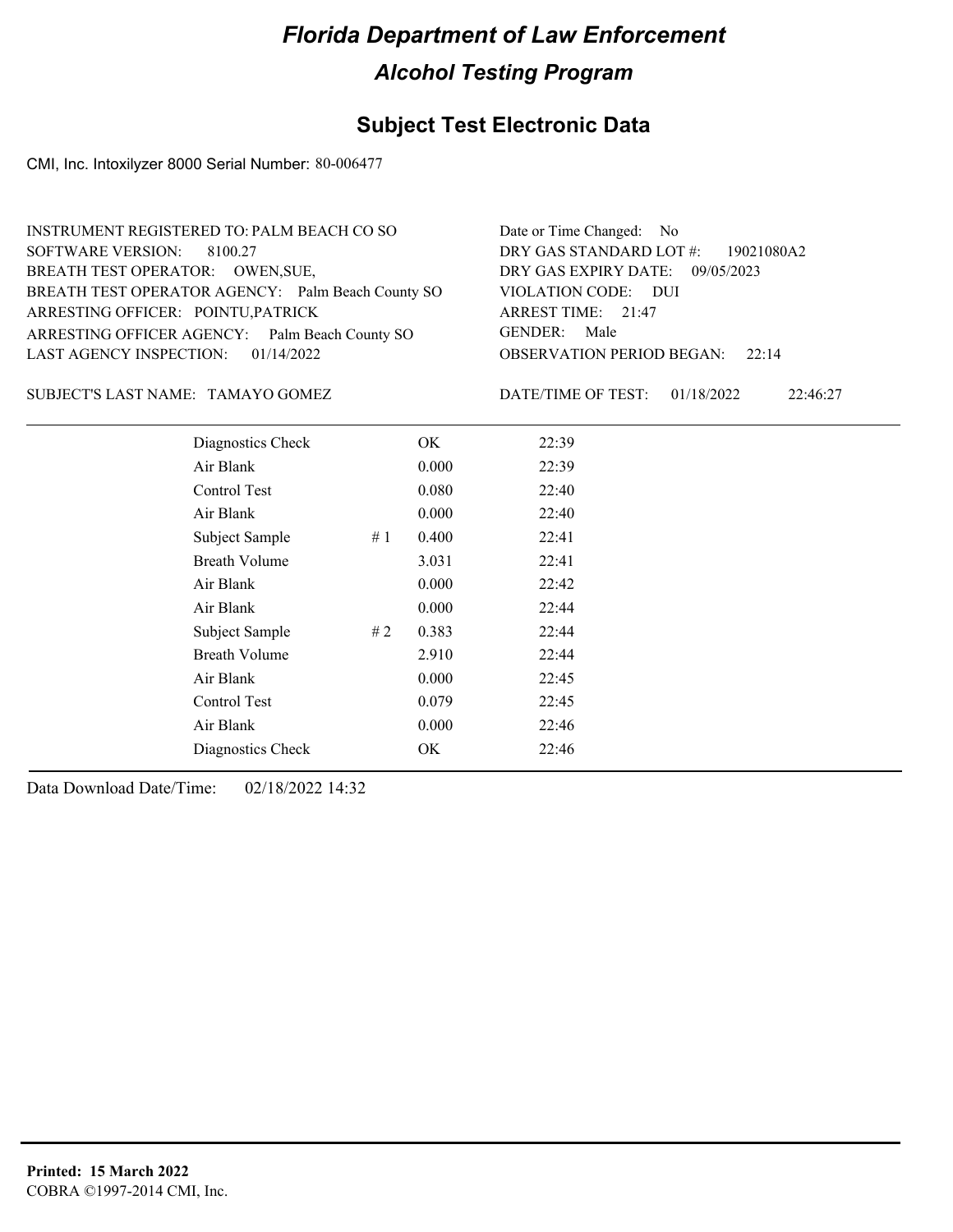# Florida Department of Law Enforcement

## Alcohol Testing Program

## Subject Test Electronic Data

CMI, Inc. Intoxilyzer 8000 Serial Number: 80-006477

INSTRUMENT REGISTERED TO: PALM BEACH CO SO
SOFTWARE VERSION: 8100.27
BREATH TEST OPERATOR: OWEN,SUE,
BREATH TEST OPERATOR AGENCY: Palm Beach County SO
ARRESTING OFFICER: POINTU,PATRICK
ARRESTING OFFICER AGENCY: Palm Beach County SO
LAST AGENCY INSPECTION: 01/14/2022

Date or Time Changed: No
DRY GAS STANDARD LOT #: 19021080A2
DRY GAS EXPIRY DATE: 09/05/2023
VIOLATION CODE: DUI
ARREST TIME: 21:47
GENDER: Male
OBSERVATION PERIOD BEGAN: 22:14

SUBJECT'S LAST NAME: TAMAYO GOMEZ

DATE/TIME OF TEST: 01/18/2022 22:46:27

| | | | |
|---|---|---|---|
| Diagnostics Check | | OK | 22:39 |
| Air Blank | | 0.000 | 22:39 |
| Control Test | | 0.080 | 22:40 |
| Air Blank | | 0.000 | 22:40 |
| Subject Sample | # 1 | 0.400 | 22:41 |
| Breath Volume | | 3.031 | 22:41 |
| Air Blank | | 0.000 | 22:42 |
| Air Blank | | 0.000 | 22:44 |
| Subject Sample | # 2 | 0.383 | 22:44 |
| Breath Volume | | 2.910 | 22:44 |
| Air Blank | | 0.000 | 22:45 |
| Control Test | | 0.079 | 22:45 |
| Air Blank | | 0.000 | 22:46 |
| Diagnostics Check | | OK | 22:46 |

Data Download Date/Time: 02/18/2022 14:32

**Printed: 15 March 2022**
COBRA ©1997-2014 CMI, Inc.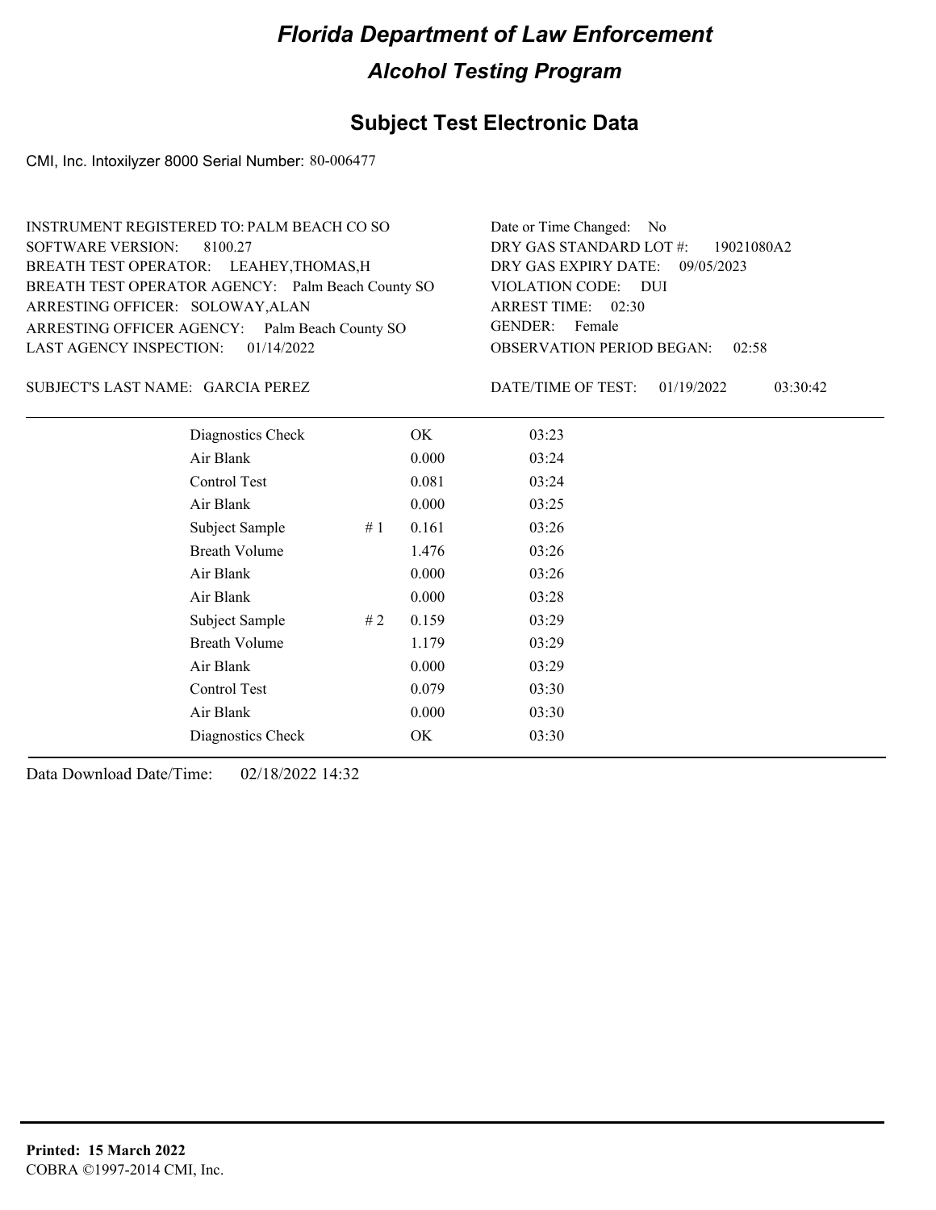# Florida Department of Law Enforcement

## Alcohol Testing Program

### Subject Test Electronic Data

CMI, Inc. Intoxilyzer 8000 Serial Number: 80-006477

INSTRUMENT REGISTERED TO: PALM BEACH CO SO
SOFTWARE VERSION: 8100.27
BREATH TEST OPERATOR: LEAHEY,THOMAS,H
BREATH TEST OPERATOR AGENCY: Palm Beach County SO
ARRESTING OFFICER: SOLOWAY,ALAN
ARRESTING OFFICER AGENCY: Palm Beach County SO
LAST AGENCY INSPECTION: 01/14/2022

Date or Time Changed: No
DRY GAS STANDARD LOT #: 19021080A2
DRY GAS EXPIRY DATE: 09/05/2023
VIOLATION CODE: DUI
ARREST TIME: 02:30
GENDER: Female
OBSERVATION PERIOD BEGAN: 02:58

SUBJECT'S LAST NAME: GARCIA PEREZ

DATE/TIME OF TEST: 01/19/2022 03:30:42

| | | | |
|---|---|---|---|
| Diagnostics Check | | OK | 03:23 |
| Air Blank | | 0.000 | 03:24 |
| Control Test | | 0.081 | 03:24 |
| Air Blank | | 0.000 | 03:25 |
| Subject Sample | # 1 | 0.161 | 03:26 |
| Breath Volume | | 1.476 | 03:26 |
| Air Blank | | 0.000 | 03:26 |
| Air Blank | | 0.000 | 03:28 |
| Subject Sample | # 2 | 0.159 | 03:29 |
| Breath Volume | | 1.179 | 03:29 |
| Air Blank | | 0.000 | 03:29 |
| Control Test | | 0.079 | 03:30 |
| Air Blank | | 0.000 | 03:30 |
| Diagnostics Check | | OK | 03:30 |

Data Download Date/Time: 02/18/2022 14:32

**Printed: 15 March 2022**
COBRA ©1997-2014 CMI, Inc.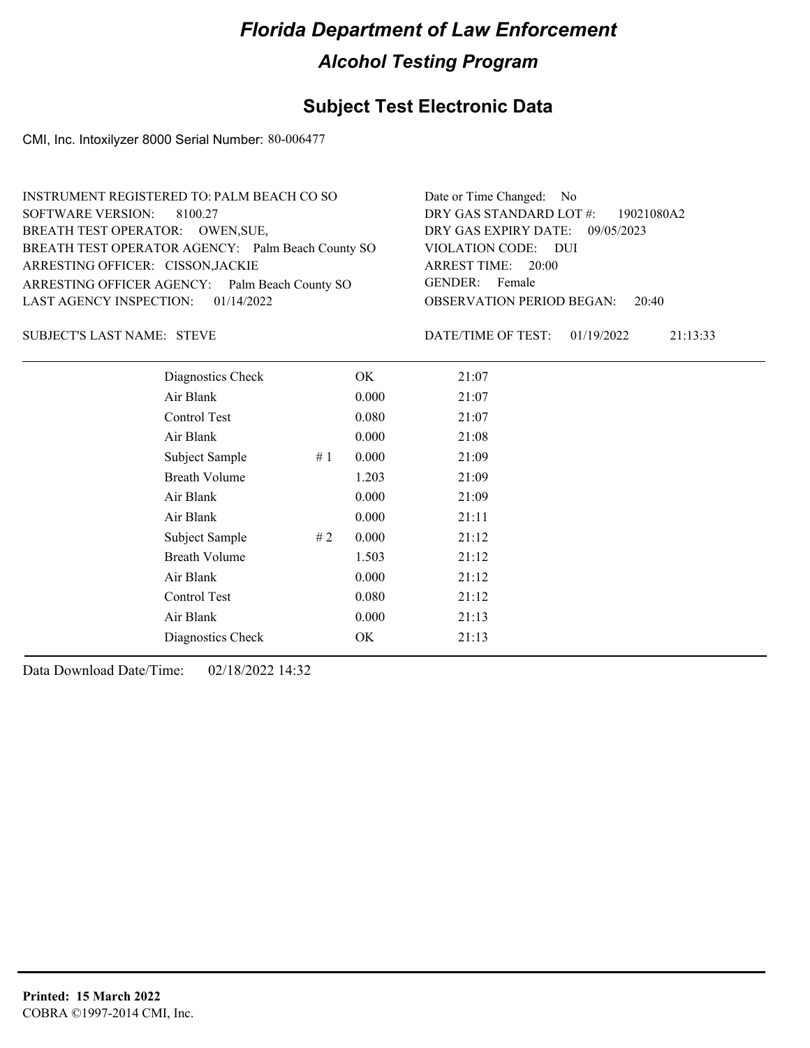# Florida Department of Law Enforcement

## Alcohol Testing Program

### Subject Test Electronic Data

CMI, Inc. Intoxilyzer 8000 Serial Number: 80-006477

INSTRUMENT REGISTERED TO: PALM BEACH CO SO
SOFTWARE VERSION: 8100.27
BREATH TEST OPERATOR: OWEN,SUE,
BREATH TEST OPERATOR AGENCY: Palm Beach County SO
ARRESTING OFFICER: CISSON,JACKIE
ARRESTING OFFICER AGENCY: Palm Beach County SO
LAST AGENCY INSPECTION: 01/14/2022

Date or Time Changed: No
DRY GAS STANDARD LOT #: 19021080A2
DRY GAS EXPIRY DATE: 09/05/2023
VIOLATION CODE: DUI
ARREST TIME: 20:00
GENDER: Female
OBSERVATION PERIOD BEGAN: 20:40

SUBJECT'S LAST NAME: STEVE

DATE/TIME OF TEST: 01/19/2022 21:13:33

| | | | |
|---|---|---|---|
| Diagnostics Check | | OK | 21:07 |
| Air Blank | | 0.000 | 21:07 |
| Control Test | | 0.080 | 21:07 |
| Air Blank | | 0.000 | 21:08 |
| Subject Sample | # 1 | 0.000 | 21:09 |
| Breath Volume | | 1.203 | 21:09 |
| Air Blank | | 0.000 | 21:09 |
| Air Blank | | 0.000 | 21:11 |
| Subject Sample | # 2 | 0.000 | 21:12 |
| Breath Volume | | 1.503 | 21:12 |
| Air Blank | | 0.000 | 21:12 |
| Control Test | | 0.080 | 21:12 |
| Air Blank | | 0.000 | 21:13 |
| Diagnostics Check | | OK | 21:13 |

Data Download Date/Time: 02/18/2022 14:32

**Printed: 15 March 2022**
COBRA ©1997-2014 CMI, Inc.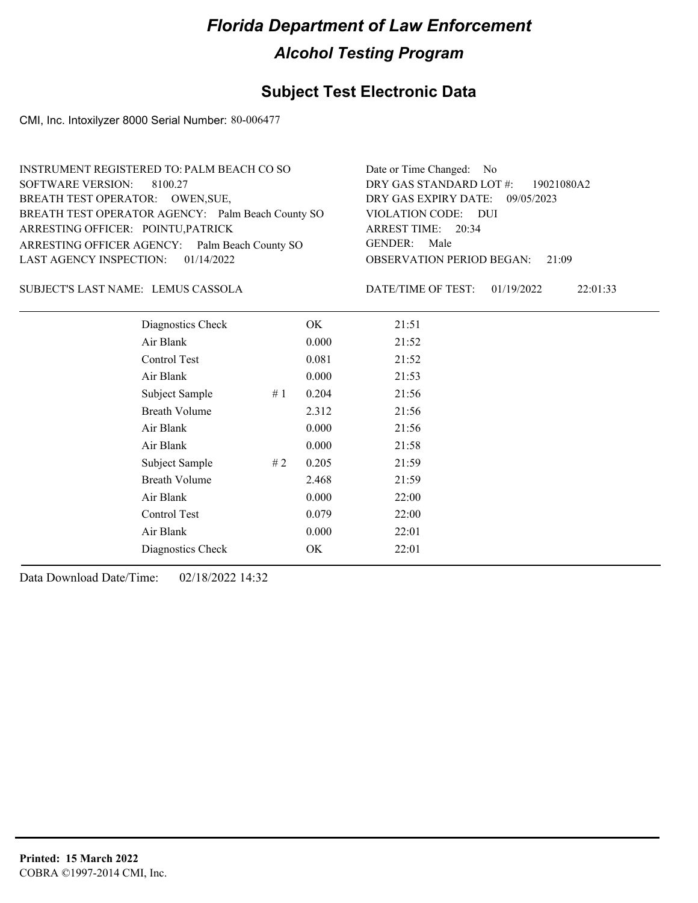# *Florida Department of Law Enforcement*

## *Alcohol Testing Program*

### Subject Test Electronic Data

CMI, Inc. Intoxilyzer 8000 Serial Number: 80-006477

INSTRUMENT REGISTERED TO: PALM BEACH CO SO
SOFTWARE VERSION: 8100.27
BREATH TEST OPERATOR: OWEN,SUE,
BREATH TEST OPERATOR AGENCY: Palm Beach County SO
ARRESTING OFFICER: POINTU,PATRICK
ARRESTING OFFICER AGENCY: Palm Beach County SO
LAST AGENCY INSPECTION: 01/14/2022

Date or Time Changed: No
DRY GAS STANDARD LOT #: 19021080A2
DRY GAS EXPIRY DATE: 09/05/2023
VIOLATION CODE: DUI
ARREST TIME: 20:34
GENDER: Male
OBSERVATION PERIOD BEGAN: 21:09

SUBJECT'S LAST NAME: LEMUS CASSOLA

DATE/TIME OF TEST: 01/19/2022 22:01:33

| | | | |
|---|---|---|---|
| Diagnostics Check | | OK | 21:51 |
| Air Blank | | 0.000 | 21:52 |
| Control Test | | 0.081 | 21:52 |
| Air Blank | | 0.000 | 21:53 |
| Subject Sample | # 1 | 0.204 | 21:56 |
| Breath Volume | | 2.312 | 21:56 |
| Air Blank | | 0.000 | 21:56 |
| Air Blank | | 0.000 | 21:58 |
| Subject Sample | # 2 | 0.205 | 21:59 |
| Breath Volume | | 2.468 | 21:59 |
| Air Blank | | 0.000 | 22:00 |
| Control Test | | 0.079 | 22:00 |
| Air Blank | | 0.000 | 22:01 |
| Diagnostics Check | | OK | 22:01 |

Data Download Date/Time: 02/18/2022 14:32

**Printed: 15 March 2022**
COBRA ©1997-2014 CMI, Inc.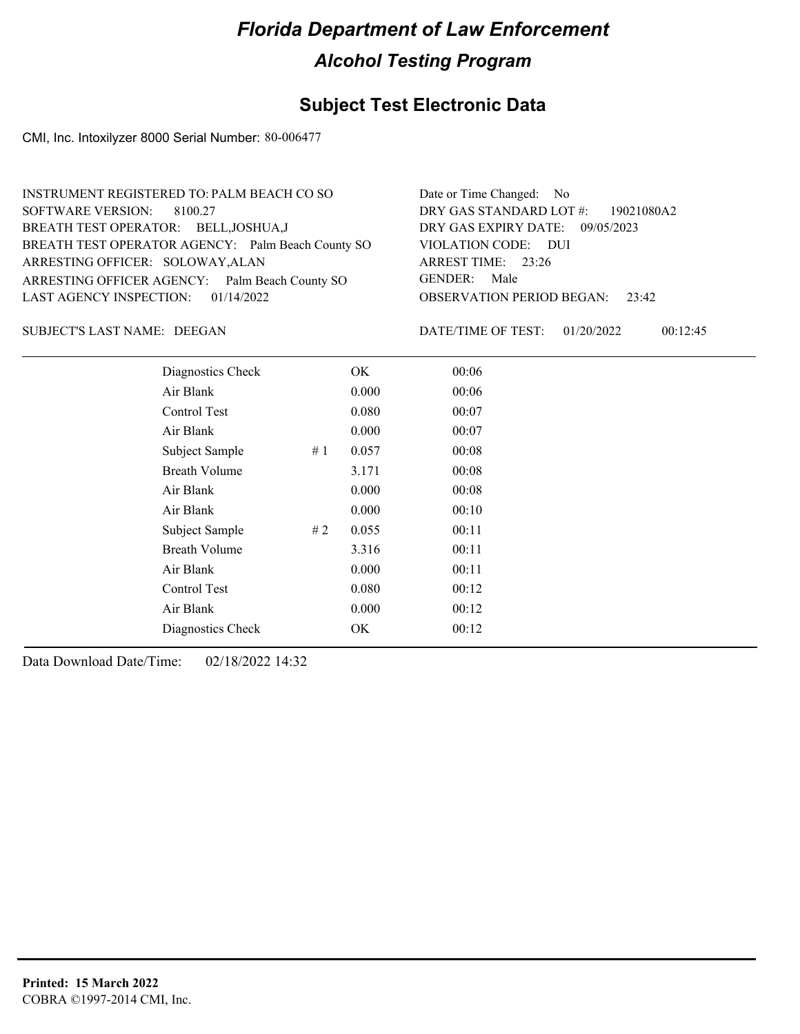# Florida Department of Law Enforcement

## Alcohol Testing Program

## Subject Test Electronic Data

CMI, Inc. Intoxilyzer 8000 Serial Number: 80-006477

INSTRUMENT REGISTERED TO: PALM BEACH CO SO
SOFTWARE VERSION: 8100.27
BREATH TEST OPERATOR: BELL,JOSHUA,J
BREATH TEST OPERATOR AGENCY: Palm Beach County SO
ARRESTING OFFICER: SOLOWAY,ALAN
ARRESTING OFFICER AGENCY: Palm Beach County SO
LAST AGENCY INSPECTION: 01/14/2022

Date or Time Changed: No
DRY GAS STANDARD LOT #: 19021080A2
DRY GAS EXPIRY DATE: 09/05/2023
VIOLATION CODE: DUI
ARREST TIME: 23:26
GENDER: Male
OBSERVATION PERIOD BEGAN: 23:42

SUBJECT'S LAST NAME: DEEGAN

DATE/TIME OF TEST: 01/20/2022 00:12:45

| | | | |
|---|---|---|---|
| Diagnostics Check | | OK | 00:06 |
| Air Blank | | 0.000 | 00:06 |
| Control Test | | 0.080 | 00:07 |
| Air Blank | | 0.000 | 00:07 |
| Subject Sample | # 1 | 0.057 | 00:08 |
| Breath Volume | | 3.171 | 00:08 |
| Air Blank | | 0.000 | 00:08 |
| Air Blank | | 0.000 | 00:10 |
| Subject Sample | # 2 | 0.055 | 00:11 |
| Breath Volume | | 3.316 | 00:11 |
| Air Blank | | 0.000 | 00:11 |
| Control Test | | 0.080 | 00:12 |
| Air Blank | | 0.000 | 00:12 |
| Diagnostics Check | | OK | 00:12 |

Data Download Date/Time: 02/18/2022 14:32

**Printed: 15 March 2022**
COBRA ©1997-2014 CMI, Inc.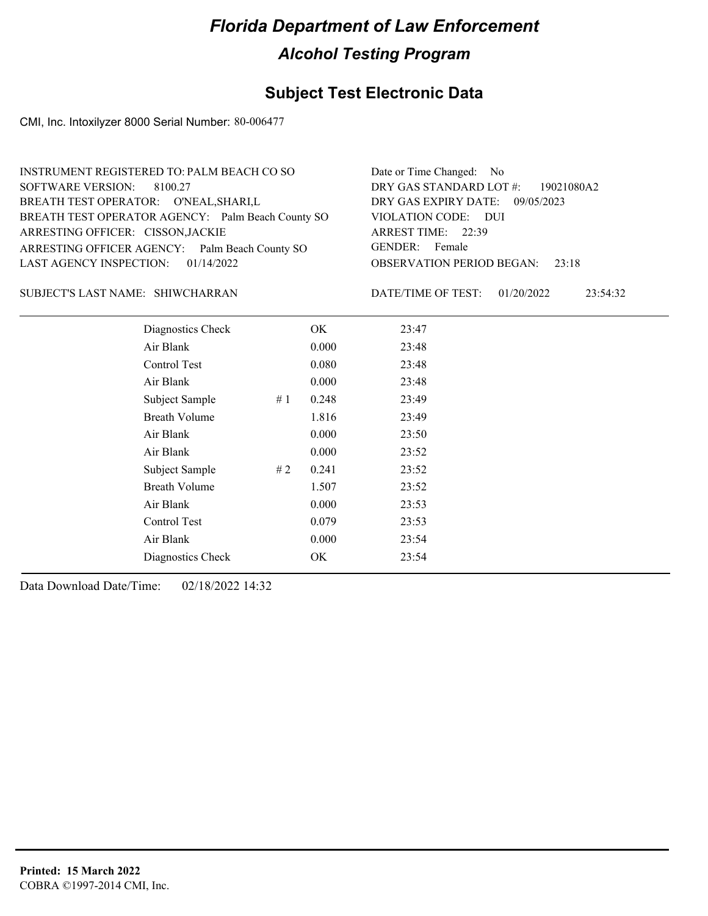# Florida Department of Law Enforcement

## Alcohol Testing Program

### Subject Test Electronic Data

CMI, Inc. Intoxilyzer 8000 Serial Number: 80-006477

INSTRUMENT REGISTERED TO: PALM BEACH CO SO
SOFTWARE VERSION: 8100.27
BREATH TEST OPERATOR: O'NEAL,SHARI,L
BREATH TEST OPERATOR AGENCY: Palm Beach County SO
ARRESTING OFFICER: CISSON,JACKIE
ARRESTING OFFICER AGENCY: Palm Beach County SO
LAST AGENCY INSPECTION: 01/14/2022

Date or Time Changed: No
DRY GAS STANDARD LOT #: 19021080A2
DRY GAS EXPIRY DATE: 09/05/2023
VIOLATION CODE: DUI
ARREST TIME: 22:39
GENDER: Female
OBSERVATION PERIOD BEGAN: 23:18

SUBJECT'S LAST NAME: SHIWCHARRAN

DATE/TIME OF TEST: 01/20/2022 23:54:32

| | | | |
|---|---|---|---|
| Diagnostics Check | | OK | 23:47 |
| Air Blank | | 0.000 | 23:48 |
| Control Test | | 0.080 | 23:48 |
| Air Blank | | 0.000 | 23:48 |
| Subject Sample | # 1 | 0.248 | 23:49 |
| Breath Volume | | 1.816 | 23:49 |
| Air Blank | | 0.000 | 23:50 |
| Air Blank | | 0.000 | 23:52 |
| Subject Sample | # 2 | 0.241 | 23:52 |
| Breath Volume | | 1.507 | 23:52 |
| Air Blank | | 0.000 | 23:53 |
| Control Test | | 0.079 | 23:53 |
| Air Blank | | 0.000 | 23:54 |
| Diagnostics Check | | OK | 23:54 |

Data Download Date/Time: 02/18/2022 14:32

**Printed: 15 March 2022**
COBRA ©1997-2014 CMI, Inc.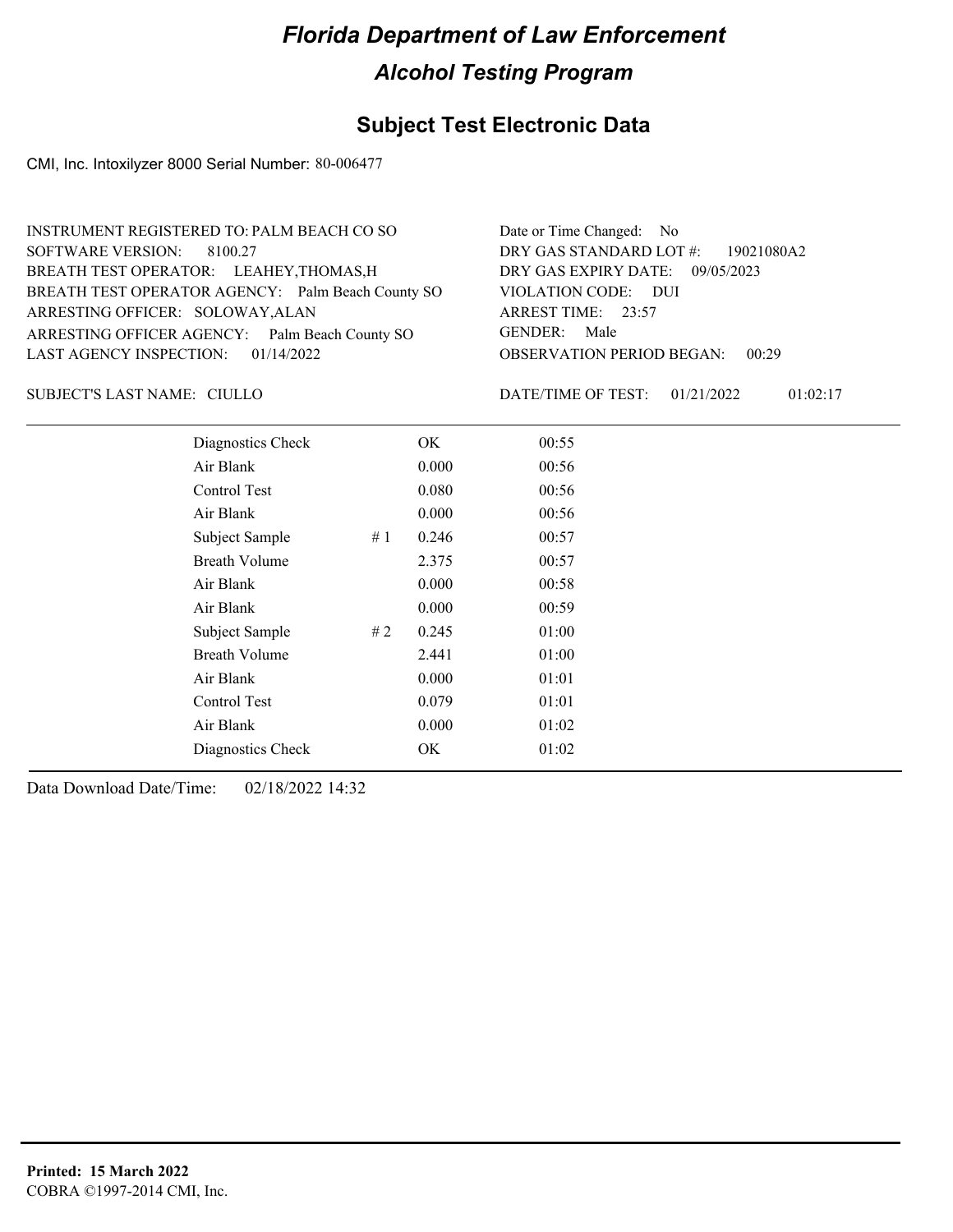# Florida Department of Law Enforcement

## Alcohol Testing Program

### Subject Test Electronic Data

CMI, Inc. Intoxilyzer 8000 Serial Number: 80-006477

INSTRUMENT REGISTERED TO: PALM BEACH CO SO
SOFTWARE VERSION: 8100.27
BREATH TEST OPERATOR: LEAHEY,THOMAS,H
BREATH TEST OPERATOR AGENCY: Palm Beach County SO
ARRESTING OFFICER: SOLOWAY,ALAN
ARRESTING OFFICER AGENCY: Palm Beach County SO
LAST AGENCY INSPECTION: 01/14/2022

Date or Time Changed: No
DRY GAS STANDARD LOT #: 19021080A2
DRY GAS EXPIRY DATE: 09/05/2023
VIOLATION CODE: DUI
ARREST TIME: 23:57
GENDER: Male
OBSERVATION PERIOD BEGAN: 00:29

SUBJECT'S LAST NAME: CIULLO

DATE/TIME OF TEST: 01/21/2022 01:02:17

| | | | |
|---|---|---|---|
| Diagnostics Check | | OK | 00:55 |
| Air Blank | | 0.000 | 00:56 |
| Control Test | | 0.080 | 00:56 |
| Air Blank | | 0.000 | 00:56 |
| Subject Sample | # 1 | 0.246 | 00:57 |
| Breath Volume | | 2.375 | 00:57 |
| Air Blank | | 0.000 | 00:58 |
| Air Blank | | 0.000 | 00:59 |
| Subject Sample | # 2 | 0.245 | 01:00 |
| Breath Volume | | 2.441 | 01:00 |
| Air Blank | | 0.000 | 01:01 |
| Control Test | | 0.079 | 01:01 |
| Air Blank | | 0.000 | 01:02 |
| Diagnostics Check | | OK | 01:02 |

Data Download Date/Time: 02/18/2022 14:32

**Printed: 15 March 2022**
COBRA ©1997-2014 CMI, Inc.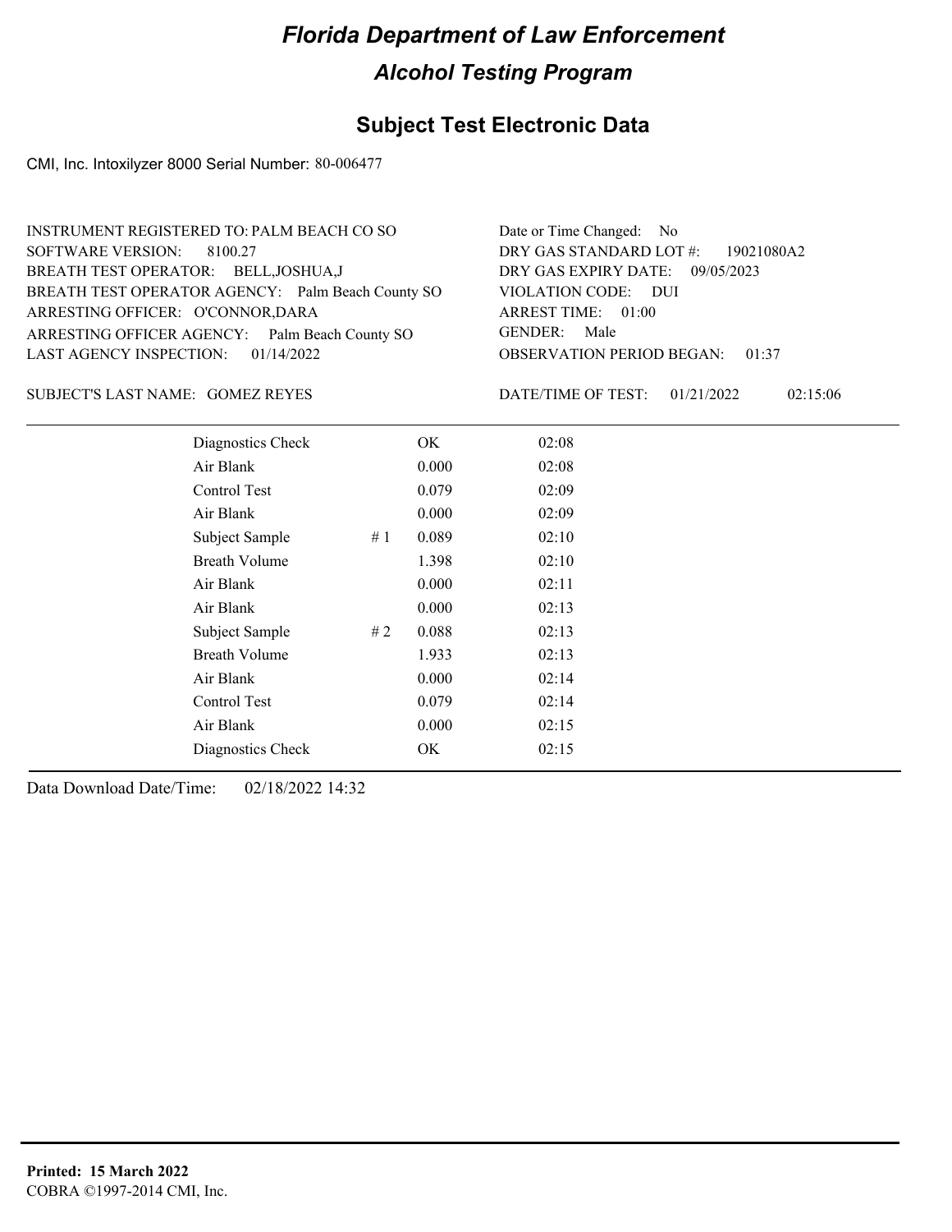# Florida Department of Law Enforcement

## Alcohol Testing Program

## Subject Test Electronic Data

CMI, Inc. Intoxilyzer 8000 Serial Number: 80-006477

INSTRUMENT REGISTERED TO: PALM BEACH CO SO
SOFTWARE VERSION: 8100.27
BREATH TEST OPERATOR: BELL,JOSHUA,J
BREATH TEST OPERATOR AGENCY: Palm Beach County SO
ARRESTING OFFICER: O'CONNOR,DARA
ARRESTING OFFICER AGENCY: Palm Beach County SO
LAST AGENCY INSPECTION: 01/14/2022

Date or Time Changed: No
DRY GAS STANDARD LOT #: 19021080A2
DRY GAS EXPIRY DATE: 09/05/2023
VIOLATION CODE: DUI
ARREST TIME: 01:00
GENDER: Male
OBSERVATION PERIOD BEGAN: 01:37

SUBJECT'S LAST NAME: GOMEZ REYES

DATE/TIME OF TEST: 01/21/2022 02:15:06

| | | | |
|---|---|---|---|
| Diagnostics Check | | OK | 02:08 |
| Air Blank | | 0.000 | 02:08 |
| Control Test | | 0.079 | 02:09 |
| Air Blank | | 0.000 | 02:09 |
| Subject Sample | # 1 | 0.089 | 02:10 |
| Breath Volume | | 1.398 | 02:10 |
| Air Blank | | 0.000 | 02:11 |
| Air Blank | | 0.000 | 02:13 |
| Subject Sample | # 2 | 0.088 | 02:13 |
| Breath Volume | | 1.933 | 02:13 |
| Air Blank | | 0.000 | 02:14 |
| Control Test | | 0.079 | 02:14 |
| Air Blank | | 0.000 | 02:15 |
| Diagnostics Check | | OK | 02:15 |

Data Download Date/Time: 02/18/2022 14:32

**Printed: 15 March 2022**
COBRA ©1997-2014 CMI, Inc.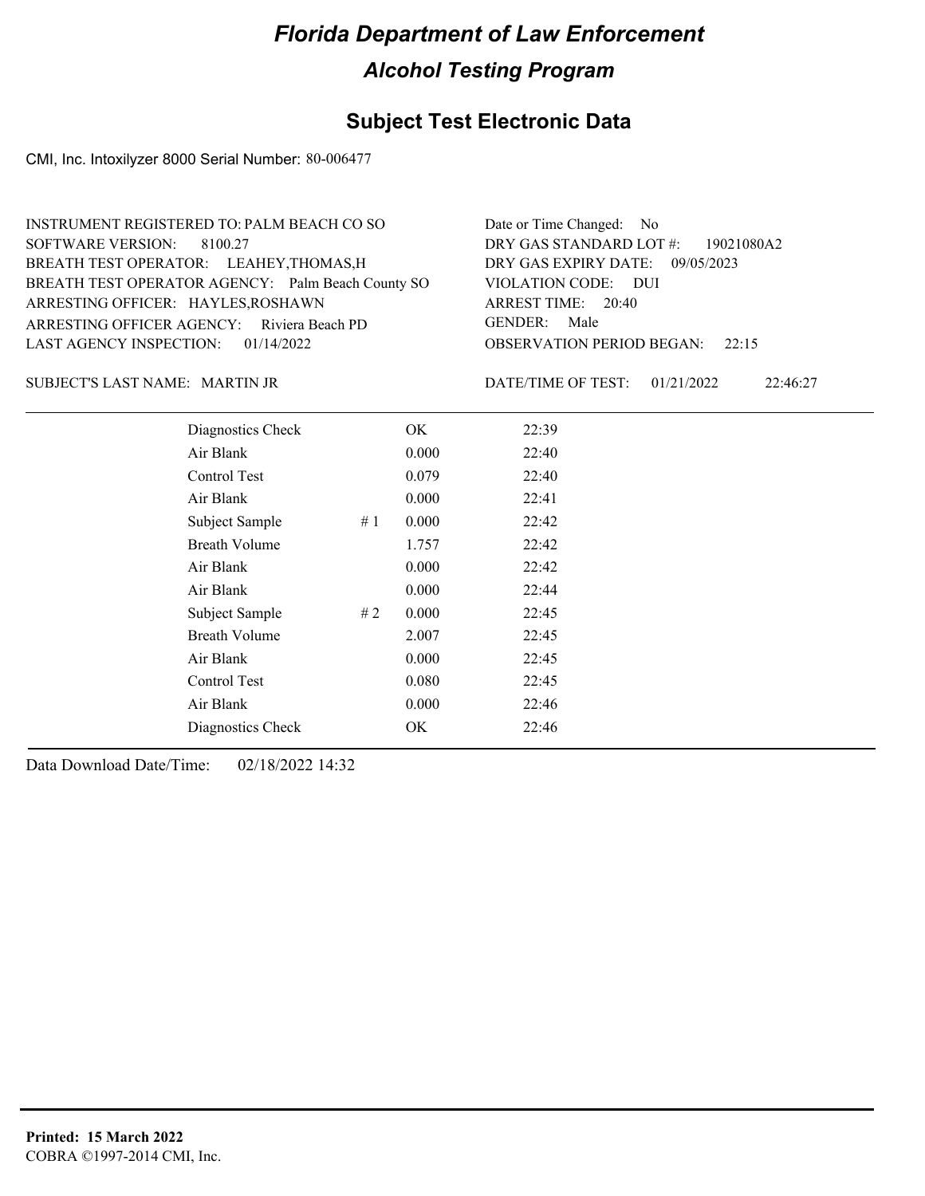# Florida Department of Law Enforcement

## Alcohol Testing Program

### Subject Test Electronic Data

CMI, Inc. Intoxilyzer 8000 Serial Number: 80-006477

INSTRUMENT REGISTERED TO: PALM BEACH CO SO
SOFTWARE VERSION: 8100.27
BREATH TEST OPERATOR: LEAHEY,THOMAS,H
BREATH TEST OPERATOR AGENCY: Palm Beach County SO
ARRESTING OFFICER: HAYLES,ROSHAWN
ARRESTING OFFICER AGENCY: Riviera Beach PD
LAST AGENCY INSPECTION: 01/14/2022

Date or Time Changed: No
DRY GAS STANDARD LOT #: 19021080A2
DRY GAS EXPIRY DATE: 09/05/2023
VIOLATION CODE: DUI
ARREST TIME: 20:40
GENDER: Male
OBSERVATION PERIOD BEGAN: 22:15

SUBJECT'S LAST NAME: MARTIN JR

DATE/TIME OF TEST: 01/21/2022 22:46:27

| | | | |
|---|---|---|---|
| Diagnostics Check | | OK | 22:39 |
| Air Blank | | 0.000 | 22:40 |
| Control Test | | 0.079 | 22:40 |
| Air Blank | | 0.000 | 22:41 |
| Subject Sample | # 1 | 0.000 | 22:42 |
| Breath Volume | | 1.757 | 22:42 |
| Air Blank | | 0.000 | 22:42 |
| Air Blank | | 0.000 | 22:44 |
| Subject Sample | # 2 | 0.000 | 22:45 |
| Breath Volume | | 2.007 | 22:45 |
| Air Blank | | 0.000 | 22:45 |
| Control Test | | 0.080 | 22:45 |
| Air Blank | | 0.000 | 22:46 |
| Diagnostics Check | | OK | 22:46 |

Data Download Date/Time: 02/18/2022 14:32

**Printed: 15 March 2022**
COBRA ©1997-2014 CMI, Inc.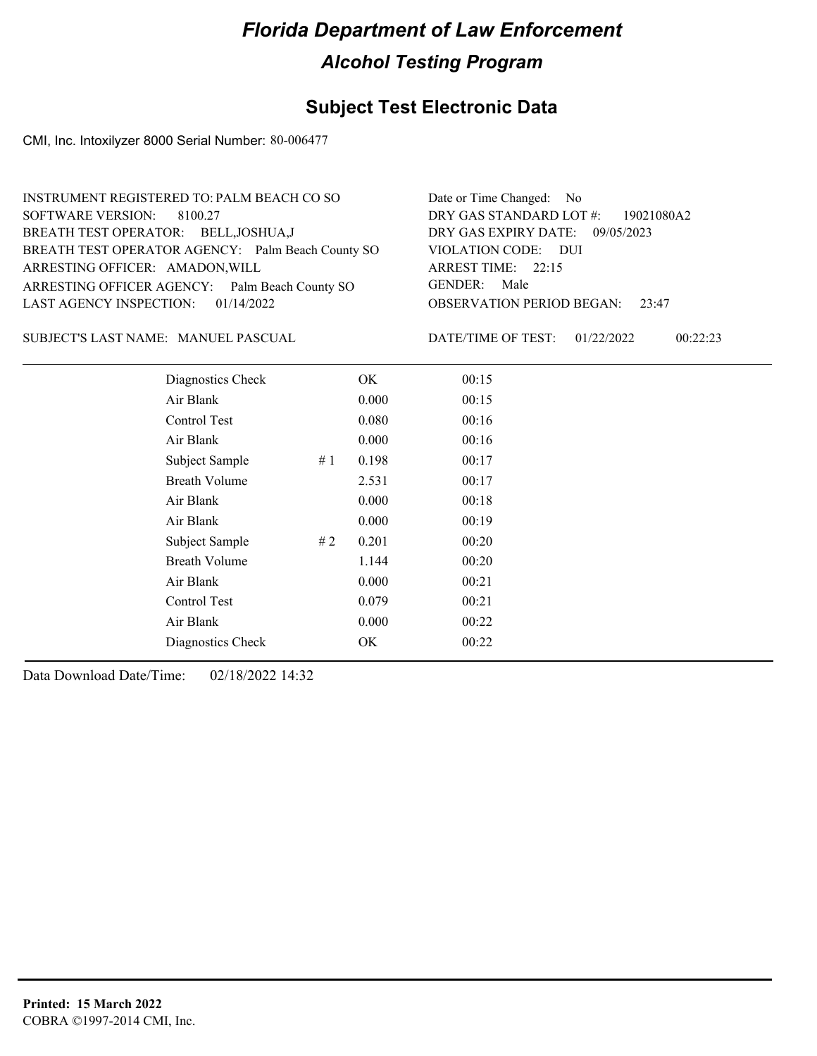# Florida Department of Law Enforcement

## Alcohol Testing Program

### Subject Test Electronic Data

CMI, Inc. Intoxilyzer 8000 Serial Number: 80-006477

INSTRUMENT REGISTERED TO: PALM BEACH CO SO
SOFTWARE VERSION: 8100.27
BREATH TEST OPERATOR: BELL,JOSHUA,J
BREATH TEST OPERATOR AGENCY: Palm Beach County SO
ARRESTING OFFICER: AMADON,WILL
ARRESTING OFFICER AGENCY: Palm Beach County SO
LAST AGENCY INSPECTION: 01/14/2022

Date or Time Changed: No
DRY GAS STANDARD LOT #: 19021080A2
DRY GAS EXPIRY DATE: 09/05/2023
VIOLATION CODE: DUI
ARREST TIME: 22:15
GENDER: Male
OBSERVATION PERIOD BEGAN: 23:47

SUBJECT'S LAST NAME: MANUEL PASCUAL

DATE/TIME OF TEST: 01/22/2022 00:22:23

| | | | |
|---|---|---|---|
| Diagnostics Check | | OK | 00:15 |
| Air Blank | | 0.000 | 00:15 |
| Control Test | | 0.080 | 00:16 |
| Air Blank | | 0.000 | 00:16 |
| Subject Sample | # 1 | 0.198 | 00:17 |
| Breath Volume | | 2.531 | 00:17 |
| Air Blank | | 0.000 | 00:18 |
| Air Blank | | 0.000 | 00:19 |
| Subject Sample | # 2 | 0.201 | 00:20 |
| Breath Volume | | 1.144 | 00:20 |
| Air Blank | | 0.000 | 00:21 |
| Control Test | | 0.079 | 00:21 |
| Air Blank | | 0.000 | 00:22 |
| Diagnostics Check | | OK | 00:22 |

Data Download Date/Time: 02/18/2022 14:32

**Printed: 15 March 2022**
COBRA ©1997-2014 CMI, Inc.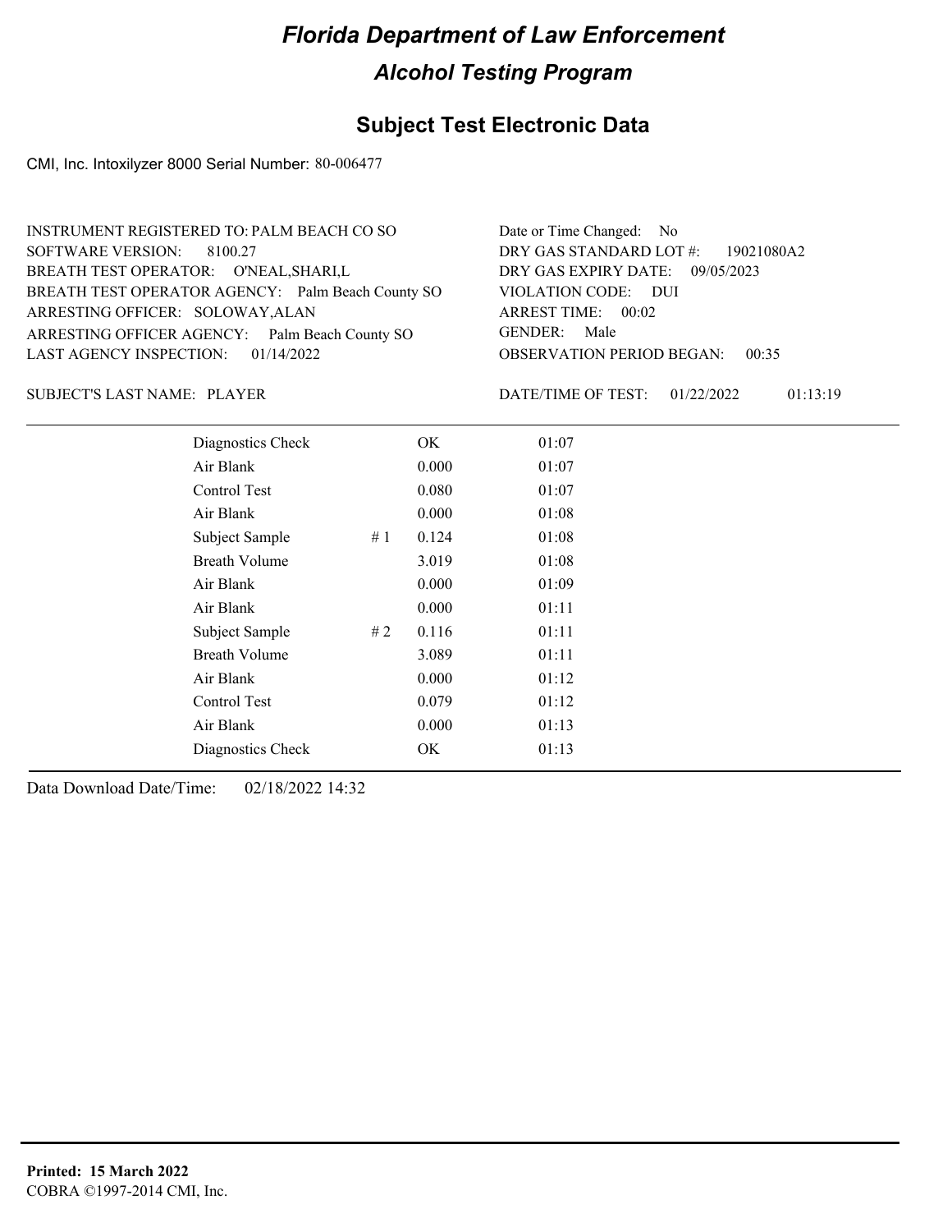# *Florida Department of Law Enforcement*

## *Alcohol Testing Program*

### Subject Test Electronic Data

CMI, Inc. Intoxilyzer 8000 Serial Number: 80-006477

INSTRUMENT REGISTERED TO: PALM BEACH CO SO
SOFTWARE VERSION: 8100.27
BREATH TEST OPERATOR: O'NEAL,SHARI,L
BREATH TEST OPERATOR AGENCY: Palm Beach County SO
ARRESTING OFFICER: SOLOWAY,ALAN
ARRESTING OFFICER AGENCY: Palm Beach County SO
LAST AGENCY INSPECTION: 01/14/2022

Date or Time Changed: No
DRY GAS STANDARD LOT #: 19021080A2
DRY GAS EXPIRY DATE: 09/05/2023
VIOLATION CODE: DUI
ARREST TIME: 00:02
GENDER: Male
OBSERVATION PERIOD BEGAN: 00:35

SUBJECT'S LAST NAME: PLAYER

DATE/TIME OF TEST: 01/22/2022 01:13:19

| | | | |
|---|---|---|---|
| Diagnostics Check | | OK | 01:07 |
| Air Blank | | 0.000 | 01:07 |
| Control Test | | 0.080 | 01:07 |
| Air Blank | | 0.000 | 01:08 |
| Subject Sample | # 1 | 0.124 | 01:08 |
| Breath Volume | | 3.019 | 01:08 |
| Air Blank | | 0.000 | 01:09 |
| Air Blank | | 0.000 | 01:11 |
| Subject Sample | # 2 | 0.116 | 01:11 |
| Breath Volume | | 3.089 | 01:11 |
| Air Blank | | 0.000 | 01:12 |
| Control Test | | 0.079 | 01:12 |
| Air Blank | | 0.000 | 01:13 |
| Diagnostics Check | | OK | 01:13 |

Data Download Date/Time: 02/18/2022 14:32

**Printed: 15 March 2022**
COBRA ©1997-2014 CMI, Inc.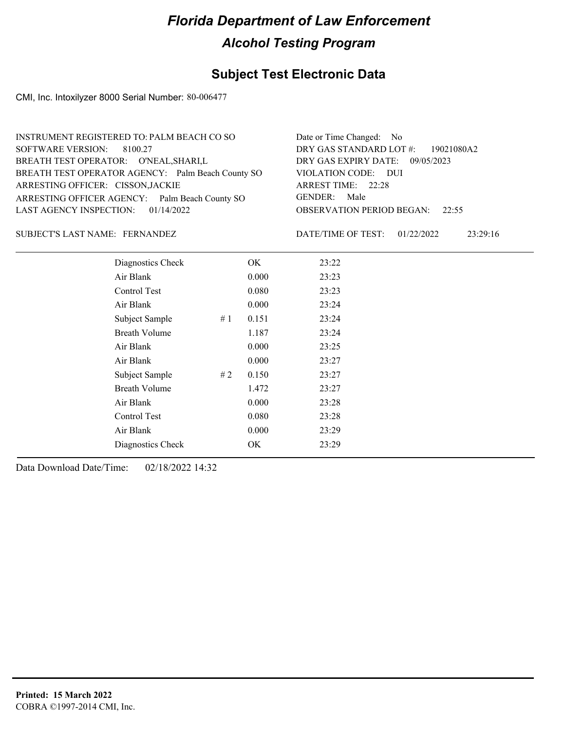# Florida Department of Law Enforcement

## Alcohol Testing Program

### Subject Test Electronic Data

CMI, Inc. Intoxilyzer 8000 Serial Number: 80-006477

INSTRUMENT REGISTERED TO: PALM BEACH CO SO
SOFTWARE VERSION: 8100.27
BREATH TEST OPERATOR: O'NEAL,SHARI,L
BREATH TEST OPERATOR AGENCY: Palm Beach County SO
ARRESTING OFFICER: CISSON,JACKIE
ARRESTING OFFICER AGENCY: Palm Beach County SO
LAST AGENCY INSPECTION: 01/14/2022

Date or Time Changed: No
DRY GAS STANDARD LOT #: 19021080A2
DRY GAS EXPIRY DATE: 09/05/2023
VIOLATION CODE: DUI
ARREST TIME: 22:28
GENDER: Male
OBSERVATION PERIOD BEGAN: 22:55

SUBJECT'S LAST NAME: FERNANDEZ

DATE/TIME OF TEST: 01/22/2022 23:29:16

| | | | |
|---|---|---|---|
| Diagnostics Check | | OK | 23:22 |
| Air Blank | | 0.000 | 23:23 |
| Control Test | | 0.080 | 23:23 |
| Air Blank | | 0.000 | 23:24 |
| Subject Sample | # 1 | 0.151 | 23:24 |
| Breath Volume | | 1.187 | 23:24 |
| Air Blank | | 0.000 | 23:25 |
| Air Blank | | 0.000 | 23:27 |
| Subject Sample | # 2 | 0.150 | 23:27 |
| Breath Volume | | 1.472 | 23:27 |
| Air Blank | | 0.000 | 23:28 |
| Control Test | | 0.080 | 23:28 |
| Air Blank | | 0.000 | 23:29 |
| Diagnostics Check | | OK | 23:29 |

Data Download Date/Time: 02/18/2022 14:32

**Printed: 15 March 2022**
COBRA ©1997-2014 CMI, Inc.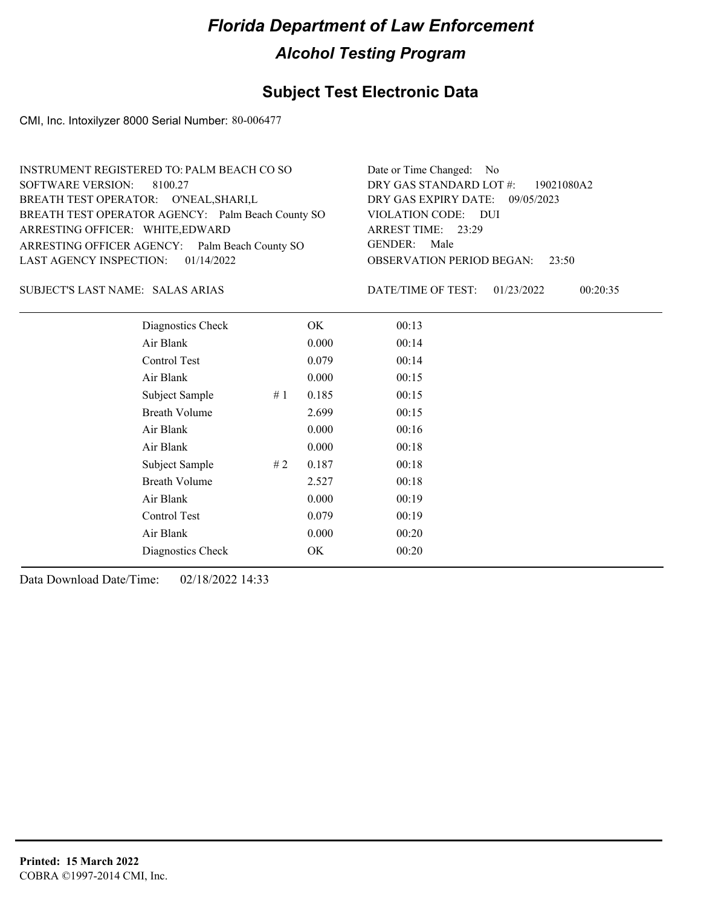# Florida Department of Law Enforcement

## Alcohol Testing Program

### Subject Test Electronic Data

CMI, Inc. Intoxilyzer 8000 Serial Number: 80-006477

INSTRUMENT REGISTERED TO: PALM BEACH CO SO
SOFTWARE VERSION: 8100.27
BREATH TEST OPERATOR: O'NEAL,SHARI,L
BREATH TEST OPERATOR AGENCY: Palm Beach County SO
ARRESTING OFFICER: WHITE,EDWARD
ARRESTING OFFICER AGENCY: Palm Beach County SO
LAST AGENCY INSPECTION: 01/14/2022

Date or Time Changed: No
DRY GAS STANDARD LOT #: 19021080A2
DRY GAS EXPIRY DATE: 09/05/2023
VIOLATION CODE: DUI
ARREST TIME: 23:29
GENDER: Male
OBSERVATION PERIOD BEGAN: 23:50

SUBJECT'S LAST NAME: SALAS ARIAS

DATE/TIME OF TEST: 01/23/2022 00:20:35

| | | | |
|---|---|---|---|
| Diagnostics Check | | OK | 00:13 |
| Air Blank | | 0.000 | 00:14 |
| Control Test | | 0.079 | 00:14 |
| Air Blank | | 0.000 | 00:15 |
| Subject Sample | # 1 | 0.185 | 00:15 |
| Breath Volume | | 2.699 | 00:15 |
| Air Blank | | 0.000 | 00:16 |
| Air Blank | | 0.000 | 00:18 |
| Subject Sample | # 2 | 0.187 | 00:18 |
| Breath Volume | | 2.527 | 00:18 |
| Air Blank | | 0.000 | 00:19 |
| Control Test | | 0.079 | 00:19 |
| Air Blank | | 0.000 | 00:20 |
| Diagnostics Check | | OK | 00:20 |

Data Download Date/Time: 02/18/2022 14:33

**Printed: 15 March 2022**
COBRA ©1997-2014 CMI, Inc.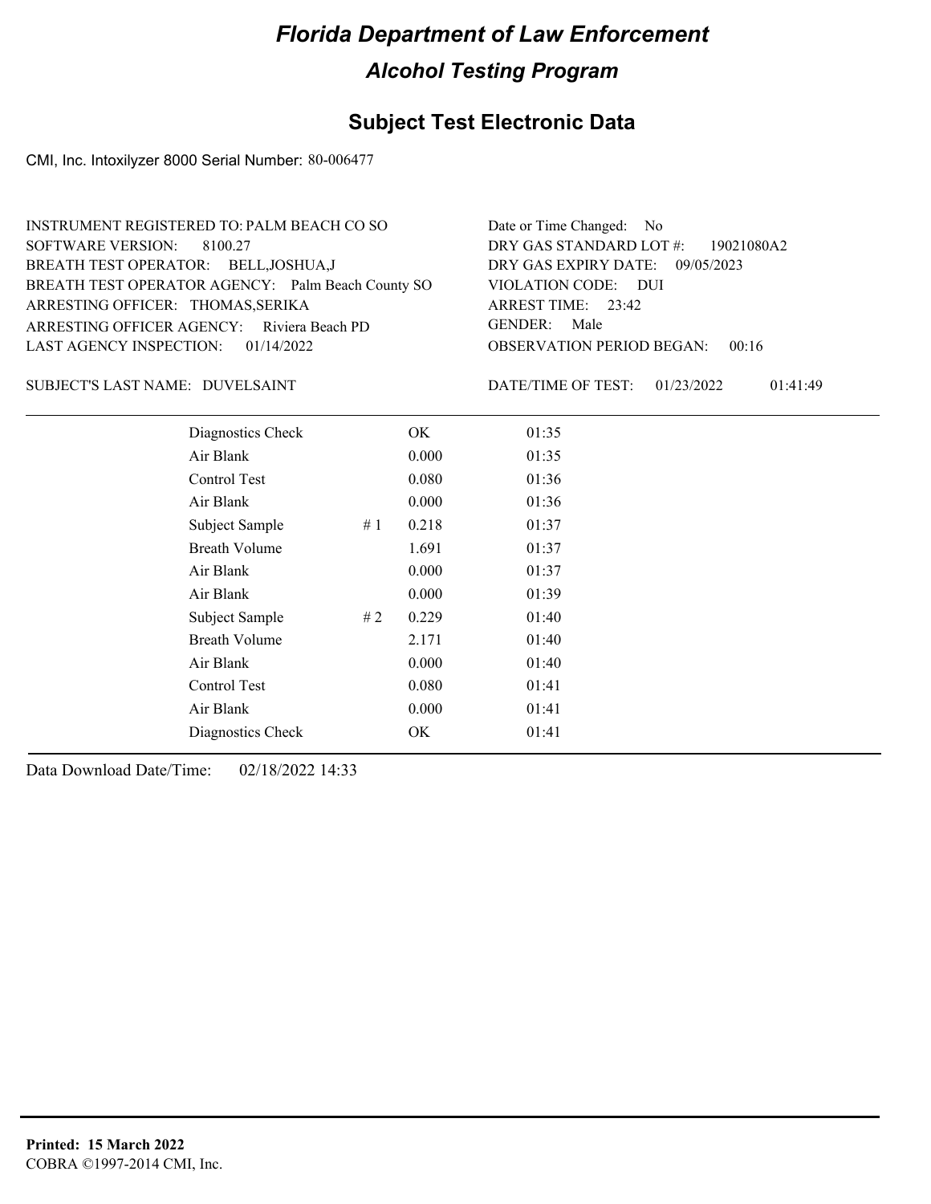# Florida Department of Law Enforcement

## Alcohol Testing Program

### Subject Test Electronic Data

CMI, Inc. Intoxilyzer 8000 Serial Number: 80-006477

INSTRUMENT REGISTERED TO: PALM BEACH CO SO
SOFTWARE VERSION: 8100.27
BREATH TEST OPERATOR: BELL,JOSHUA,J
BREATH TEST OPERATOR AGENCY: Palm Beach County SO
ARRESTING OFFICER: THOMAS,SERIKA
ARRESTING OFFICER AGENCY: Riviera Beach PD
LAST AGENCY INSPECTION: 01/14/2022

Date or Time Changed: No
DRY GAS STANDARD LOT #: 19021080A2
DRY GAS EXPIRY DATE: 09/05/2023
VIOLATION CODE: DUI
ARREST TIME: 23:42
GENDER: Male
OBSERVATION PERIOD BEGAN: 00:16

SUBJECT'S LAST NAME: DUVELSAINT

DATE/TIME OF TEST: 01/23/2022 01:41:49

| | | | |
|---|---|---|---|
| Diagnostics Check | | OK | 01:35 |
| Air Blank | | 0.000 | 01:35 |
| Control Test | | 0.080 | 01:36 |
| Air Blank | | 0.000 | 01:36 |
| Subject Sample | # 1 | 0.218 | 01:37 |
| Breath Volume | | 1.691 | 01:37 |
| Air Blank | | 0.000 | 01:37 |
| Air Blank | | 0.000 | 01:39 |
| Subject Sample | # 2 | 0.229 | 01:40 |
| Breath Volume | | 2.171 | 01:40 |
| Air Blank | | 0.000 | 01:40 |
| Control Test | | 0.080 | 01:41 |
| Air Blank | | 0.000 | 01:41 |
| Diagnostics Check | | OK | 01:41 |

Data Download Date/Time: 02/18/2022 14:33

**Printed: 15 March 2022**
COBRA ©1997-2014 CMI, Inc.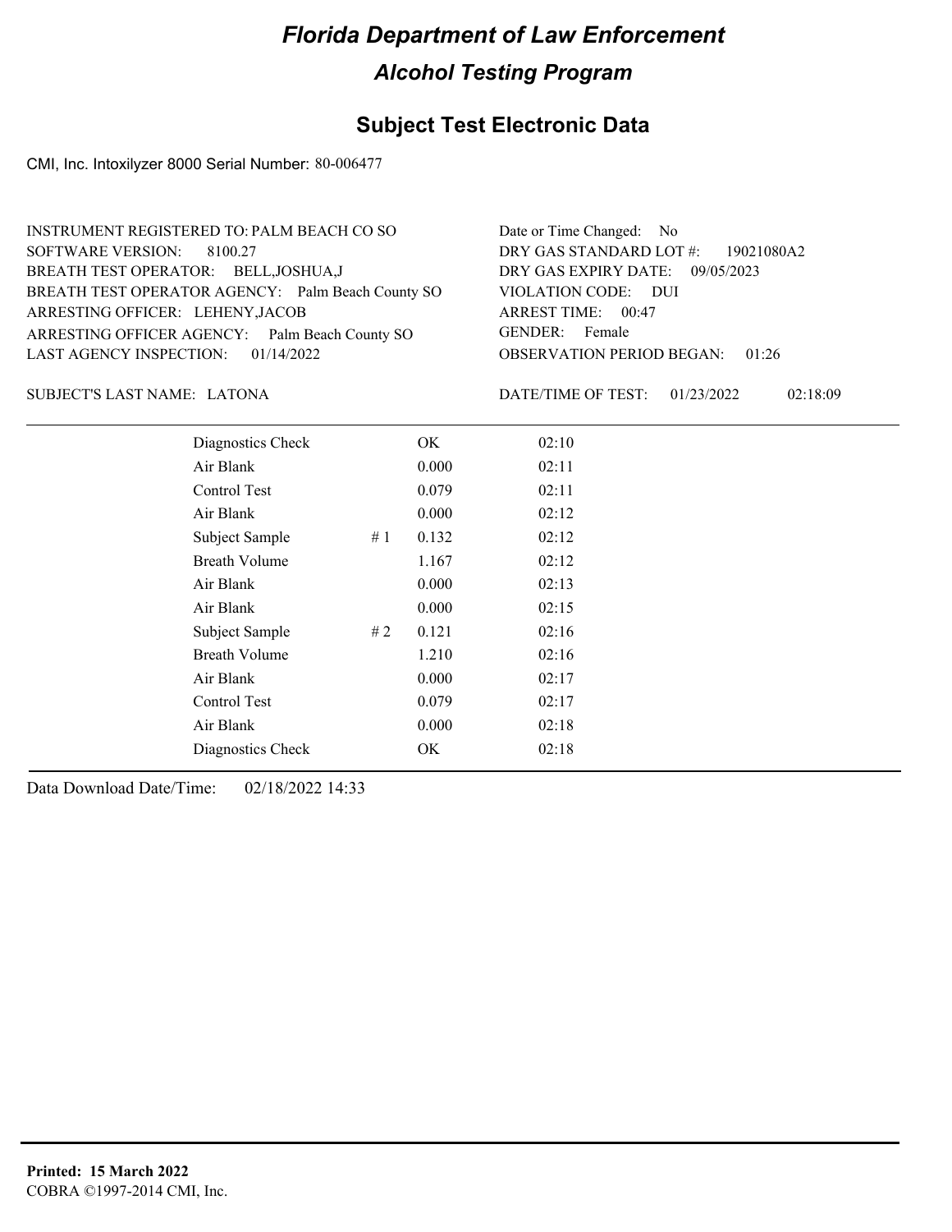# Florida Department of Law Enforcement

## Alcohol Testing Program

### Subject Test Electronic Data

CMI, Inc. Intoxilyzer 8000 Serial Number: 80-006477

INSTRUMENT REGISTERED TO: PALM BEACH CO SO
SOFTWARE VERSION: 8100.27
BREATH TEST OPERATOR: BELL,JOSHUA,J
BREATH TEST OPERATOR AGENCY: Palm Beach County SO
ARRESTING OFFICER: LEHENY,JACOB
ARRESTING OFFICER AGENCY: Palm Beach County SO
LAST AGENCY INSPECTION: 01/14/2022

Date or Time Changed: No
DRY GAS STANDARD LOT #: 19021080A2
DRY GAS EXPIRY DATE: 09/05/2023
VIOLATION CODE: DUI
ARREST TIME: 00:47
GENDER: Female
OBSERVATION PERIOD BEGAN: 01:26

SUBJECT'S LAST NAME: LATONA

DATE/TIME OF TEST: 01/23/2022 02:18:09

| | | | |
|---|---|---|---|
| Diagnostics Check | | OK | 02:10 |
| Air Blank | | 0.000 | 02:11 |
| Control Test | | 0.079 | 02:11 |
| Air Blank | | 0.000 | 02:12 |
| Subject Sample | # 1 | 0.132 | 02:12 |
| Breath Volume | | 1.167 | 02:12 |
| Air Blank | | 0.000 | 02:13 |
| Air Blank | | 0.000 | 02:15 |
| Subject Sample | # 2 | 0.121 | 02:16 |
| Breath Volume | | 1.210 | 02:16 |
| Air Blank | | 0.000 | 02:17 |
| Control Test | | 0.079 | 02:17 |
| Air Blank | | 0.000 | 02:18 |
| Diagnostics Check | | OK | 02:18 |

Data Download Date/Time: 02/18/2022 14:33

**Printed: 15 March 2022**
COBRA ©1997-2014 CMI, Inc.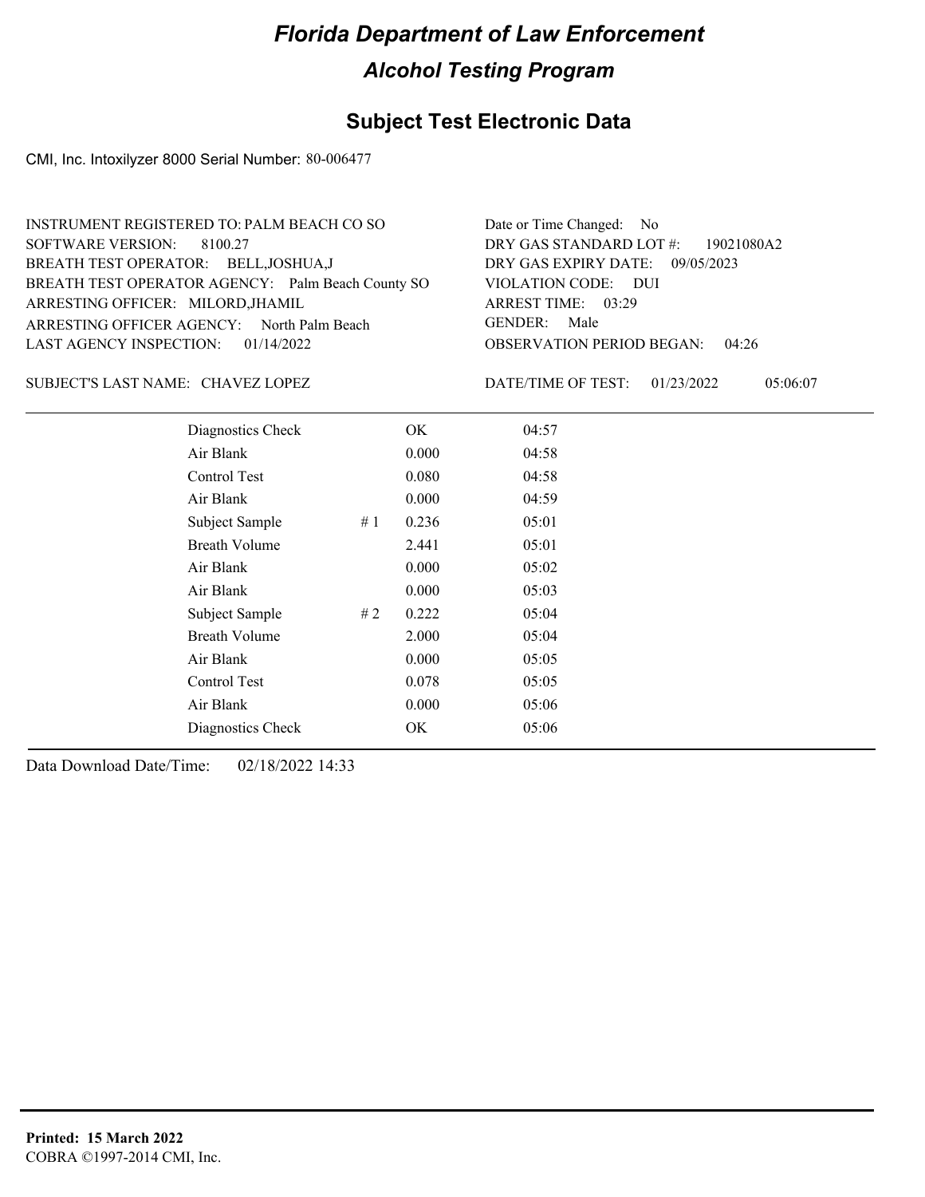# Florida Department of Law Enforcement

## Alcohol Testing Program

### Subject Test Electronic Data

CMI, Inc. Intoxilyzer 8000 Serial Number: 80-006477

INSTRUMENT REGISTERED TO: PALM BEACH CO SO
SOFTWARE VERSION: 8100.27
BREATH TEST OPERATOR: BELL,JOSHUA,J
BREATH TEST OPERATOR AGENCY: Palm Beach County SO
ARRESTING OFFICER: MILORD,JHAMIL
ARRESTING OFFICER AGENCY: North Palm Beach
LAST AGENCY INSPECTION: 01/14/2022

Date or Time Changed: No
DRY GAS STANDARD LOT #: 19021080A2
DRY GAS EXPIRY DATE: 09/05/2023
VIOLATION CODE: DUI
ARREST TIME: 03:29
GENDER: Male
OBSERVATION PERIOD BEGAN: 04:26

SUBJECT'S LAST NAME: CHAVEZ LOPEZ

DATE/TIME OF TEST: 01/23/2022 05:06:07

| | | | |
|---|---|---|---|
| Diagnostics Check | | OK | 04:57 |
| Air Blank | | 0.000 | 04:58 |
| Control Test | | 0.080 | 04:58 |
| Air Blank | | 0.000 | 04:59 |
| Subject Sample | # 1 | 0.236 | 05:01 |
| Breath Volume | | 2.441 | 05:01 |
| Air Blank | | 0.000 | 05:02 |
| Air Blank | | 0.000 | 05:03 |
| Subject Sample | # 2 | 0.222 | 05:04 |
| Breath Volume | | 2.000 | 05:04 |
| Air Blank | | 0.000 | 05:05 |
| Control Test | | 0.078 | 05:05 |
| Air Blank | | 0.000 | 05:06 |
| Diagnostics Check | | OK | 05:06 |

Data Download Date/Time: 02/18/2022 14:33

**Printed: 15 March 2022**
COBRA ©1997-2014 CMI, Inc.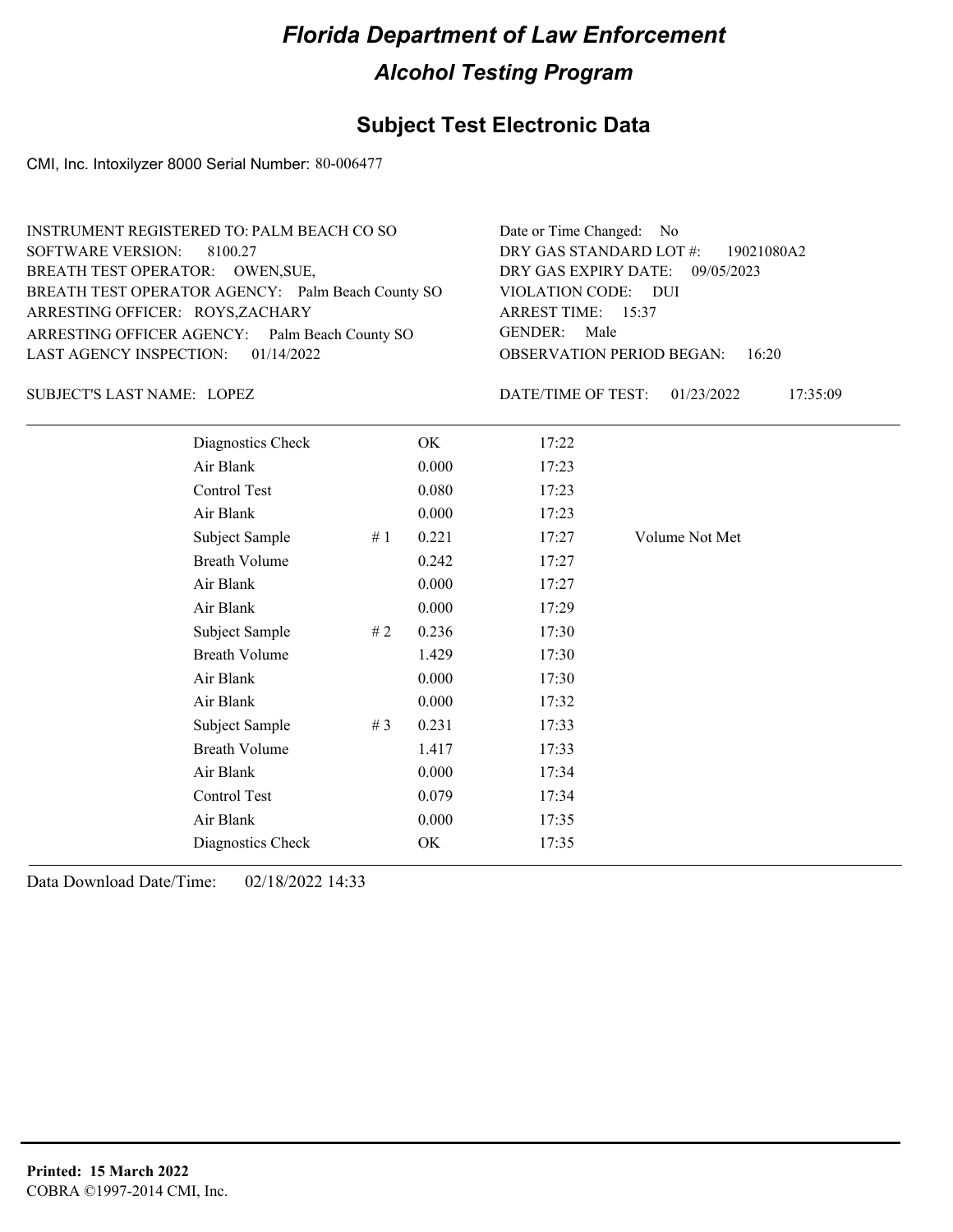# Florida Department of Law Enforcement

## Alcohol Testing Program

### Subject Test Electronic Data

CMI, Inc. Intoxilyzer 8000 Serial Number: 80-006477

INSTRUMENT REGISTERED TO: PALM BEACH CO SO
SOFTWARE VERSION: 8100.27
BREATH TEST OPERATOR: OWEN,SUE,
BREATH TEST OPERATOR AGENCY: Palm Beach County SO
ARRESTING OFFICER: ROYS,ZACHARY
ARRESTING OFFICER AGENCY: Palm Beach County SO
LAST AGENCY INSPECTION: 01/14/2022

Date or Time Changed: No
DRY GAS STANDARD LOT #: 19021080A2
DRY GAS EXPIRY DATE: 09/05/2023
VIOLATION CODE: DUI
ARREST TIME: 15:37
GENDER: Male
OBSERVATION PERIOD BEGAN: 16:20

SUBJECT'S LAST NAME: LOPEZ

DATE/TIME OF TEST: 01/23/2022 17:35:09

| | | | | |
|---|---|---|---|---|
| Diagnostics Check | | OK | 17:22 | |
| Air Blank | | 0.000 | 17:23 | |
| Control Test | | 0.080 | 17:23 | |
| Air Blank | | 0.000 | 17:23 | |
| Subject Sample | # 1 | 0.221 | 17:27 | Volume Not Met |
| Breath Volume | | 0.242 | 17:27 | |
| Air Blank | | 0.000 | 17:27 | |
| Air Blank | | 0.000 | 17:29 | |
| Subject Sample | # 2 | 0.236 | 17:30 | |
| Breath Volume | | 1.429 | 17:30 | |
| Air Blank | | 0.000 | 17:30 | |
| Air Blank | | 0.000 | 17:32 | |
| Subject Sample | # 3 | 0.231 | 17:33 | |
| Breath Volume | | 1.417 | 17:33 | |
| Air Blank | | 0.000 | 17:34 | |
| Control Test | | 0.079 | 17:34 | |
| Air Blank | | 0.000 | 17:35 | |
| Diagnostics Check | | OK | 17:35 | |

Data Download Date/Time: 02/18/2022 14:33

**Printed: 15 March 2022**
COBRA ©1997-2014 CMI, Inc.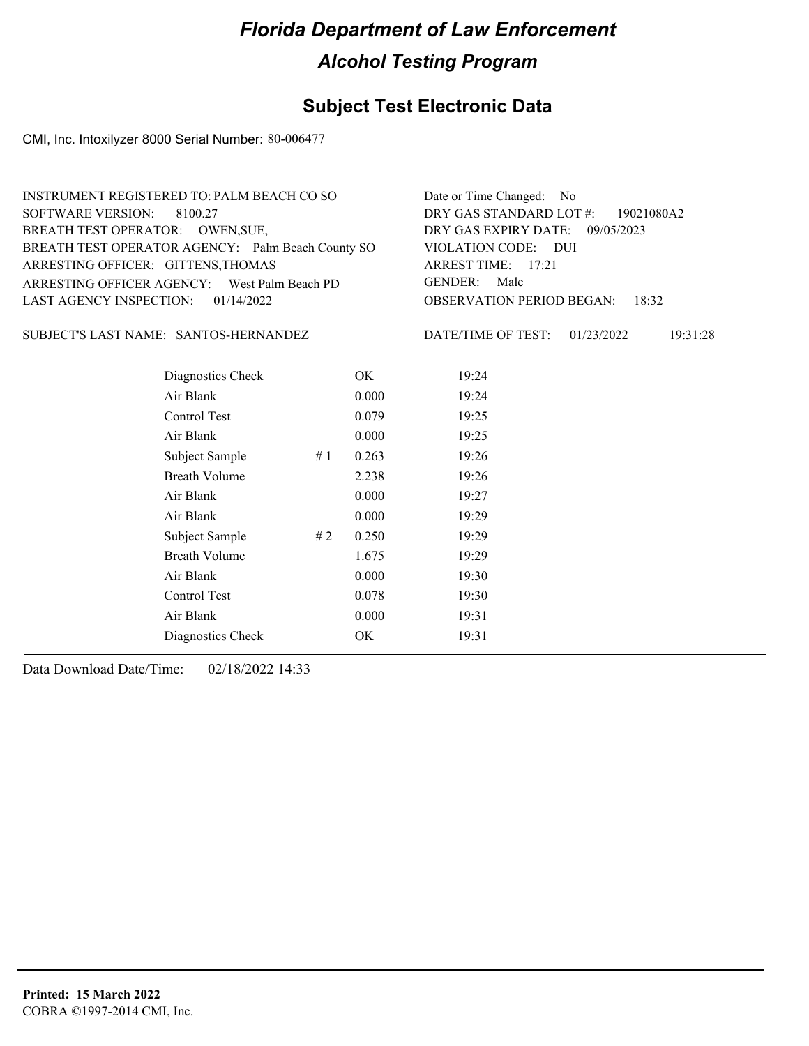# Florida Department of Law Enforcement

## Alcohol Testing Program

### Subject Test Electronic Data

CMI, Inc. Intoxilyzer 8000 Serial Number: 80-006477

INSTRUMENT REGISTERED TO: PALM BEACH CO SO
SOFTWARE VERSION: 8100.27
BREATH TEST OPERATOR: OWEN,SUE,
BREATH TEST OPERATOR AGENCY: Palm Beach County SO
ARRESTING OFFICER: GITTENS,THOMAS
ARRESTING OFFICER AGENCY: West Palm Beach PD
LAST AGENCY INSPECTION: 01/14/2022

Date or Time Changed: No
DRY GAS STANDARD LOT #: 19021080A2
DRY GAS EXPIRY DATE: 09/05/2023
VIOLATION CODE: DUI
ARREST TIME: 17:21
GENDER: Male
OBSERVATION PERIOD BEGAN: 18:32

SUBJECT'S LAST NAME: SANTOS-HERNANDEZ

DATE/TIME OF TEST: 01/23/2022 19:31:28

| | | | |
|---|---|---|---|
| Diagnostics Check | | OK | 19:24 |
| Air Blank | | 0.000 | 19:24 |
| Control Test | | 0.079 | 19:25 |
| Air Blank | | 0.000 | 19:25 |
| Subject Sample | # 1 | 0.263 | 19:26 |
| Breath Volume | | 2.238 | 19:26 |
| Air Blank | | 0.000 | 19:27 |
| Air Blank | | 0.000 | 19:29 |
| Subject Sample | # 2 | 0.250 | 19:29 |
| Breath Volume | | 1.675 | 19:29 |
| Air Blank | | 0.000 | 19:30 |
| Control Test | | 0.078 | 19:30 |
| Air Blank | | 0.000 | 19:31 |
| Diagnostics Check | | OK | 19:31 |

Data Download Date/Time: 02/18/2022 14:33

**Printed: 15 March 2022**
COBRA ©1997-2014 CMI, Inc.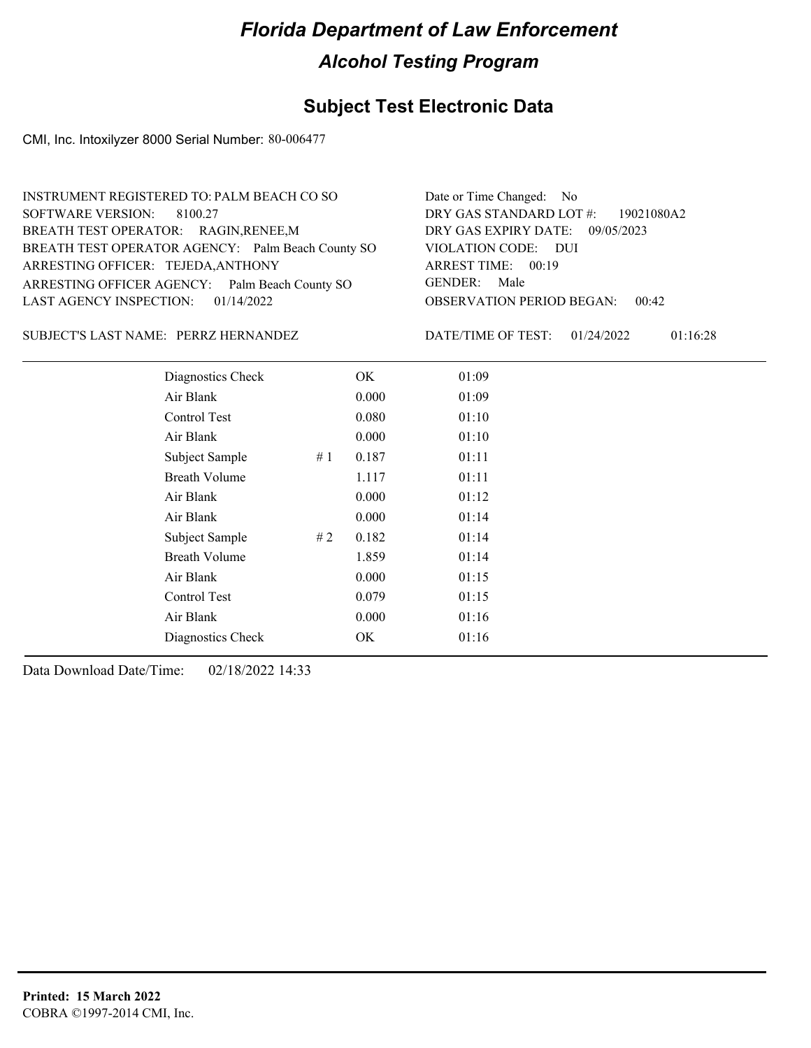# Florida Department of Law Enforcement

## Alcohol Testing Program

### Subject Test Electronic Data

CMI, Inc. Intoxilyzer 8000 Serial Number: 80-006477

INSTRUMENT REGISTERED TO: PALM BEACH CO SO
SOFTWARE VERSION: 8100.27
BREATH TEST OPERATOR: RAGIN,RENEE,M
BREATH TEST OPERATOR AGENCY: Palm Beach County SO
ARRESTING OFFICER: TEJEDA,ANTHONY
ARRESTING OFFICER AGENCY: Palm Beach County SO
LAST AGENCY INSPECTION: 01/14/2022

Date or Time Changed: No
DRY GAS STANDARD LOT #: 19021080A2
DRY GAS EXPIRY DATE: 09/05/2023
VIOLATION CODE: DUI
ARREST TIME: 00:19
GENDER: Male
OBSERVATION PERIOD BEGAN: 00:42

SUBJECT'S LAST NAME: PERRZ HERNANDEZ

DATE/TIME OF TEST: 01/24/2022 01:16:28

| | | | |
|---|---|---|---|
| Diagnostics Check | | OK | 01:09 |
| Air Blank | | 0.000 | 01:09 |
| Control Test | | 0.080 | 01:10 |
| Air Blank | | 0.000 | 01:10 |
| Subject Sample | # 1 | 0.187 | 01:11 |
| Breath Volume | | 1.117 | 01:11 |
| Air Blank | | 0.000 | 01:12 |
| Air Blank | | 0.000 | 01:14 |
| Subject Sample | # 2 | 0.182 | 01:14 |
| Breath Volume | | 1.859 | 01:14 |
| Air Blank | | 0.000 | 01:15 |
| Control Test | | 0.079 | 01:15 |
| Air Blank | | 0.000 | 01:16 |
| Diagnostics Check | | OK | 01:16 |

Data Download Date/Time: 02/18/2022 14:33

**Printed: 15 March 2022**
COBRA ©1997-2014 CMI, Inc.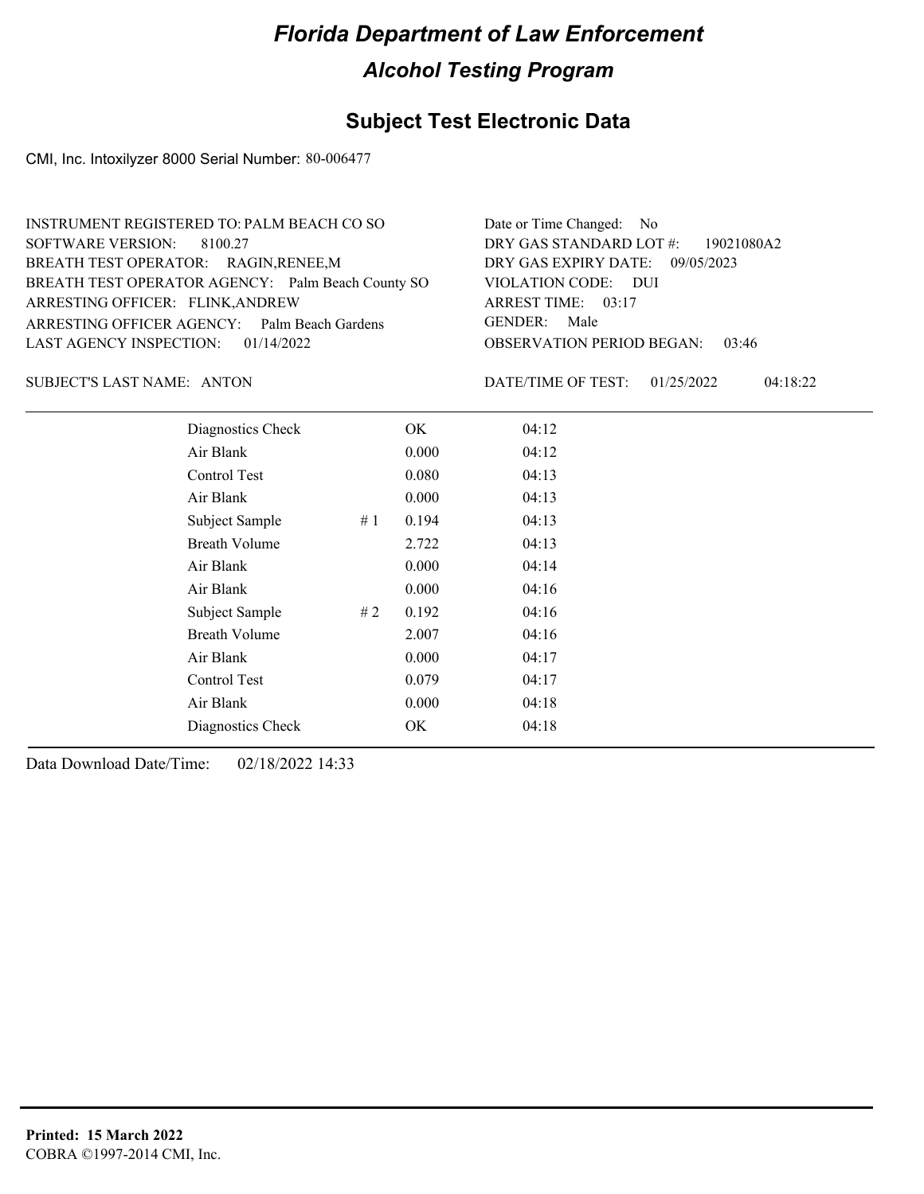# Florida Department of Law Enforcement

## Alcohol Testing Program

## Subject Test Electronic Data

CMI, Inc. Intoxilyzer 8000 Serial Number: 80-006477

INSTRUMENT REGISTERED TO: PALM BEACH CO SO
SOFTWARE VERSION: 8100.27
BREATH TEST OPERATOR: RAGIN,RENEE,M
BREATH TEST OPERATOR AGENCY: Palm Beach County SO
ARRESTING OFFICER: FLINK,ANDREW
ARRESTING OFFICER AGENCY: Palm Beach Gardens
LAST AGENCY INSPECTION: 01/14/2022

Date or Time Changed: No
DRY GAS STANDARD LOT #: 19021080A2
DRY GAS EXPIRY DATE: 09/05/2023
VIOLATION CODE: DUI
ARREST TIME: 03:17
GENDER: Male
OBSERVATION PERIOD BEGAN: 03:46

SUBJECT'S LAST NAME: ANTON

DATE/TIME OF TEST: 01/25/2022 04:18:22

| | | | |
|---|---|---|---|
| Diagnostics Check | | OK | 04:12 |
| Air Blank | | 0.000 | 04:12 |
| Control Test | | 0.080 | 04:13 |
| Air Blank | | 0.000 | 04:13 |
| Subject Sample | # 1 | 0.194 | 04:13 |
| Breath Volume | | 2.722 | 04:13 |
| Air Blank | | 0.000 | 04:14 |
| Air Blank | | 0.000 | 04:16 |
| Subject Sample | # 2 | 0.192 | 04:16 |
| Breath Volume | | 2.007 | 04:16 |
| Air Blank | | 0.000 | 04:17 |
| Control Test | | 0.079 | 04:17 |
| Air Blank | | 0.000 | 04:18 |
| Diagnostics Check | | OK | 04:18 |

Data Download Date/Time: 02/18/2022 14:33

**Printed: 15 March 2022**
COBRA ©1997-2014 CMI, Inc.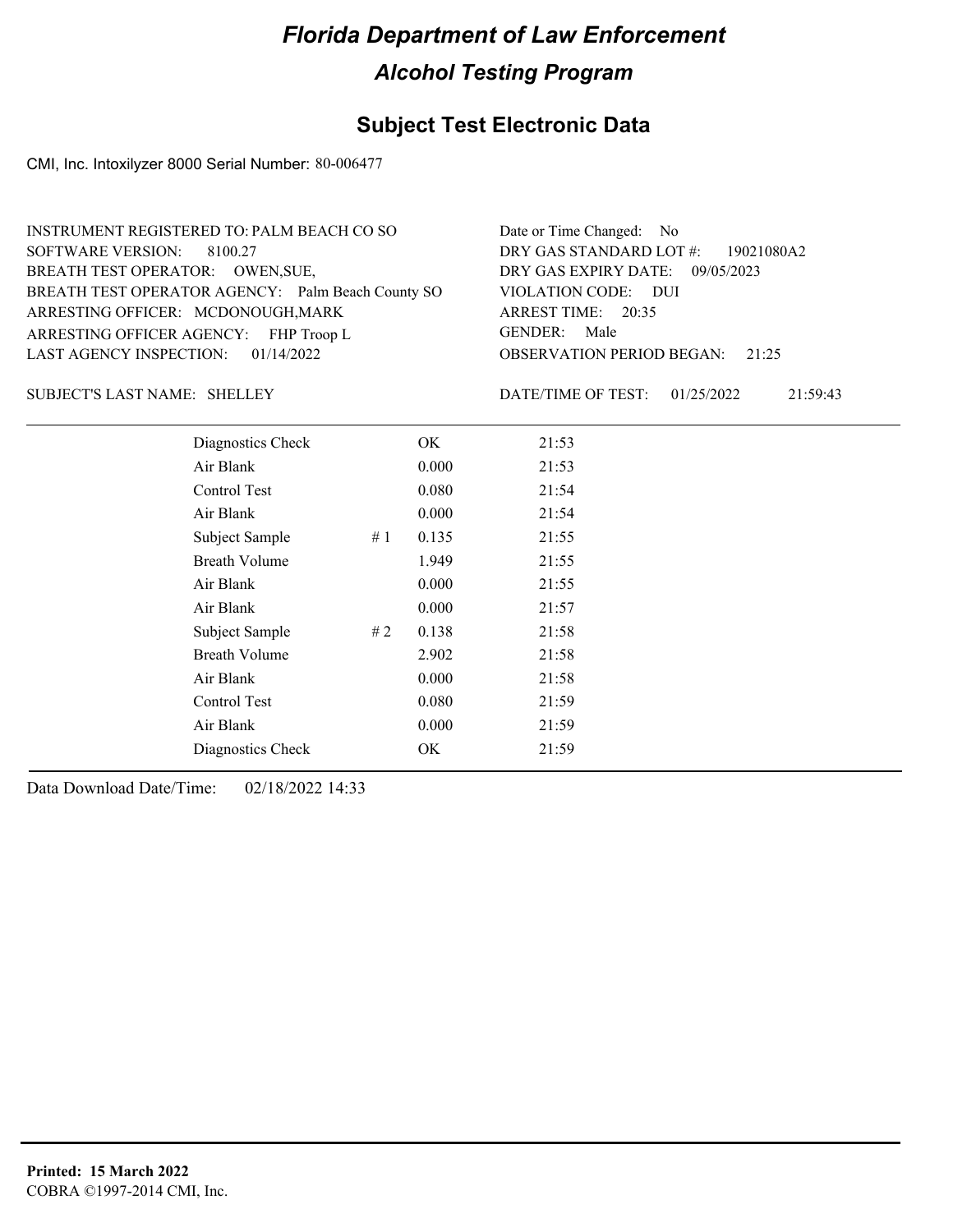# Florida Department of Law Enforcement

## Alcohol Testing Program

## Subject Test Electronic Data

CMI, Inc. Intoxilyzer 8000 Serial Number: 80-006477

INSTRUMENT REGISTERED TO: PALM BEACH CO SO
SOFTWARE VERSION: 8100.27
BREATH TEST OPERATOR: OWEN,SUE,
BREATH TEST OPERATOR AGENCY: Palm Beach County SO
ARRESTING OFFICER: MCDONOUGH,MARK
ARRESTING OFFICER AGENCY: FHP Troop L
LAST AGENCY INSPECTION: 01/14/2022

Date or Time Changed: No
DRY GAS STANDARD LOT #: 19021080A2
DRY GAS EXPIRY DATE: 09/05/2023
VIOLATION CODE: DUI
ARREST TIME: 20:35
GENDER: Male
OBSERVATION PERIOD BEGAN: 21:25

SUBJECT'S LAST NAME: SHELLEY

DATE/TIME OF TEST: 01/25/2022 21:59:43

| | | | |
|---|---|---|---|
| Diagnostics Check | | OK | 21:53 |
| Air Blank | | 0.000 | 21:53 |
| Control Test | | 0.080 | 21:54 |
| Air Blank | | 0.000 | 21:54 |
| Subject Sample | # 1 | 0.135 | 21:55 |
| Breath Volume | | 1.949 | 21:55 |
| Air Blank | | 0.000 | 21:55 |
| Air Blank | | 0.000 | 21:57 |
| Subject Sample | # 2 | 0.138 | 21:58 |
| Breath Volume | | 2.902 | 21:58 |
| Air Blank | | 0.000 | 21:58 |
| Control Test | | 0.080 | 21:59 |
| Air Blank | | 0.000 | 21:59 |
| Diagnostics Check | | OK | 21:59 |

Data Download Date/Time: 02/18/2022 14:33

**Printed: 15 March 2022**
COBRA ©1997-2014 CMI, Inc.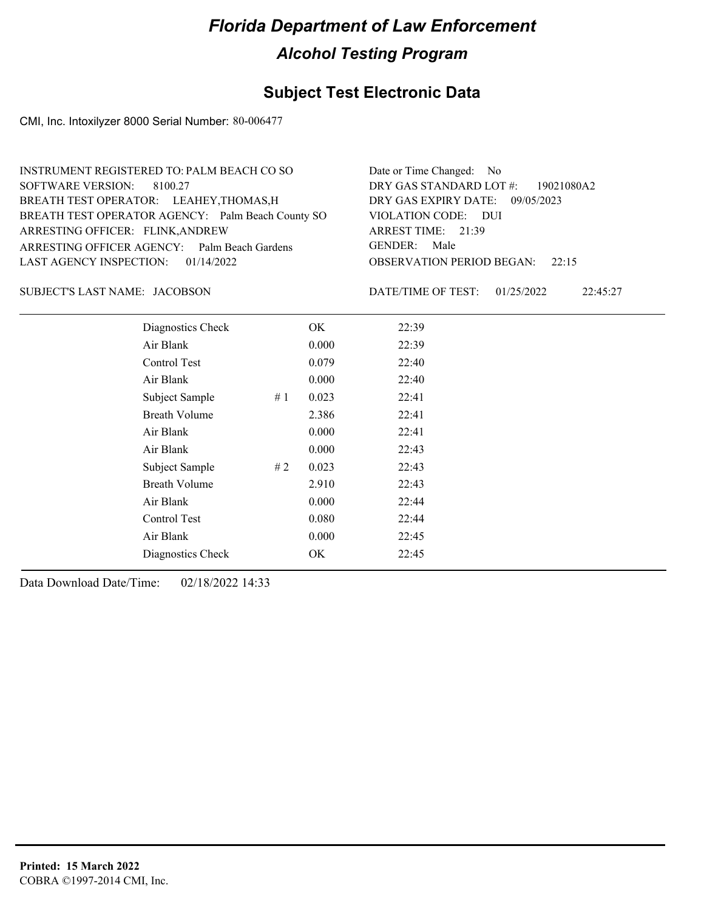# Florida Department of Law Enforcement

## Alcohol Testing Program

### Subject Test Electronic Data

CMI, Inc. Intoxilyzer 8000 Serial Number: 80-006477

INSTRUMENT REGISTERED TO: PALM BEACH CO SO
SOFTWARE VERSION: 8100.27
BREATH TEST OPERATOR: LEAHEY,THOMAS,H
BREATH TEST OPERATOR AGENCY: Palm Beach County SO
ARRESTING OFFICER: FLINK,ANDREW
ARRESTING OFFICER AGENCY: Palm Beach Gardens
LAST AGENCY INSPECTION: 01/14/2022

Date or Time Changed: No
DRY GAS STANDARD LOT #: 19021080A2
DRY GAS EXPIRY DATE: 09/05/2023
VIOLATION CODE: DUI
ARREST TIME: 21:39
GENDER: Male
OBSERVATION PERIOD BEGAN: 22:15

SUBJECT'S LAST NAME: JACOBSON

DATE/TIME OF TEST: 01/25/2022 22:45:27

| | | | |
|---|---|---|---|
| Diagnostics Check | | OK | 22:39 |
| Air Blank | | 0.000 | 22:39 |
| Control Test | | 0.079 | 22:40 |
| Air Blank | | 0.000 | 22:40 |
| Subject Sample | # 1 | 0.023 | 22:41 |
| Breath Volume | | 2.386 | 22:41 |
| Air Blank | | 0.000 | 22:41 |
| Air Blank | | 0.000 | 22:43 |
| Subject Sample | # 2 | 0.023 | 22:43 |
| Breath Volume | | 2.910 | 22:43 |
| Air Blank | | 0.000 | 22:44 |
| Control Test | | 0.080 | 22:44 |
| Air Blank | | 0.000 | 22:45 |
| Diagnostics Check | | OK | 22:45 |

Data Download Date/Time: 02/18/2022 14:33

**Printed: 15 March 2022**
COBRA ©1997-2014 CMI, Inc.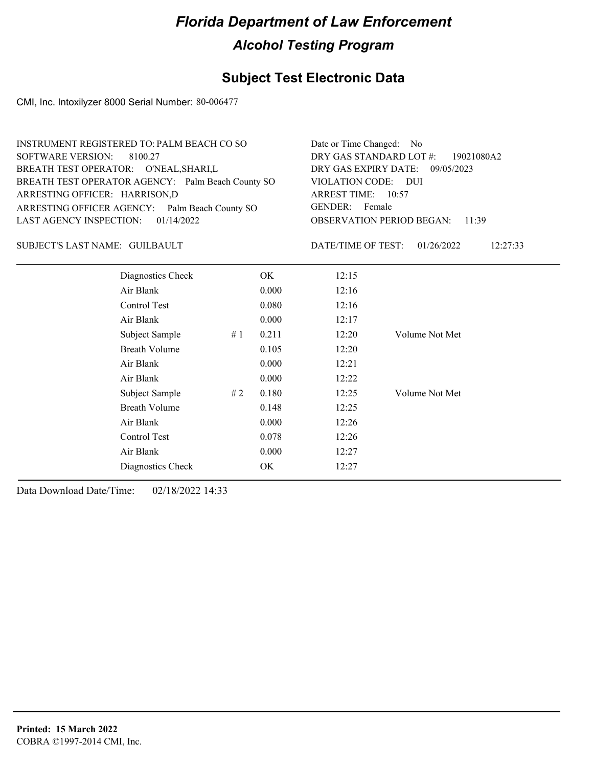# Florida Department of Law Enforcement

## Alcohol Testing Program

### Subject Test Electronic Data

CMI, Inc. Intoxilyzer 8000 Serial Number: 80-006477

INSTRUMENT REGISTERED TO: PALM BEACH CO SO
SOFTWARE VERSION: 8100.27
BREATH TEST OPERATOR: O'NEAL,SHARI,L
BREATH TEST OPERATOR AGENCY: Palm Beach County SO
ARRESTING OFFICER: HARRISON,D
ARRESTING OFFICER AGENCY: Palm Beach County SO
LAST AGENCY INSPECTION: 01/14/2022

Date or Time Changed: No
DRY GAS STANDARD LOT #: 19021080A2
DRY GAS EXPIRY DATE: 09/05/2023
VIOLATION CODE: DUI
ARREST TIME: 10:57
GENDER: Female
OBSERVATION PERIOD BEGAN: 11:39

SUBJECT'S LAST NAME: GUILBAULT

DATE/TIME OF TEST: 01/26/2022 12:27:33

| | | | | |
|---|---|---|---|---|
| Diagnostics Check | | OK | 12:15 | |
| Air Blank | | 0.000 | 12:16 | |
| Control Test | | 0.080 | 12:16 | |
| Air Blank | | 0.000 | 12:17 | |
| Subject Sample | # 1 | 0.211 | 12:20 | Volume Not Met |
| Breath Volume | | 0.105 | 12:20 | |
| Air Blank | | 0.000 | 12:21 | |
| Air Blank | | 0.000 | 12:22 | |
| Subject Sample | # 2 | 0.180 | 12:25 | Volume Not Met |
| Breath Volume | | 0.148 | 12:25 | |
| Air Blank | | 0.000 | 12:26 | |
| Control Test | | 0.078 | 12:26 | |
| Air Blank | | 0.000 | 12:27 | |
| Diagnostics Check | | OK | 12:27 | |

Data Download Date/Time: 02/18/2022 14:33

**Printed: 15 March 2022**
COBRA ©1997-2014 CMI, Inc.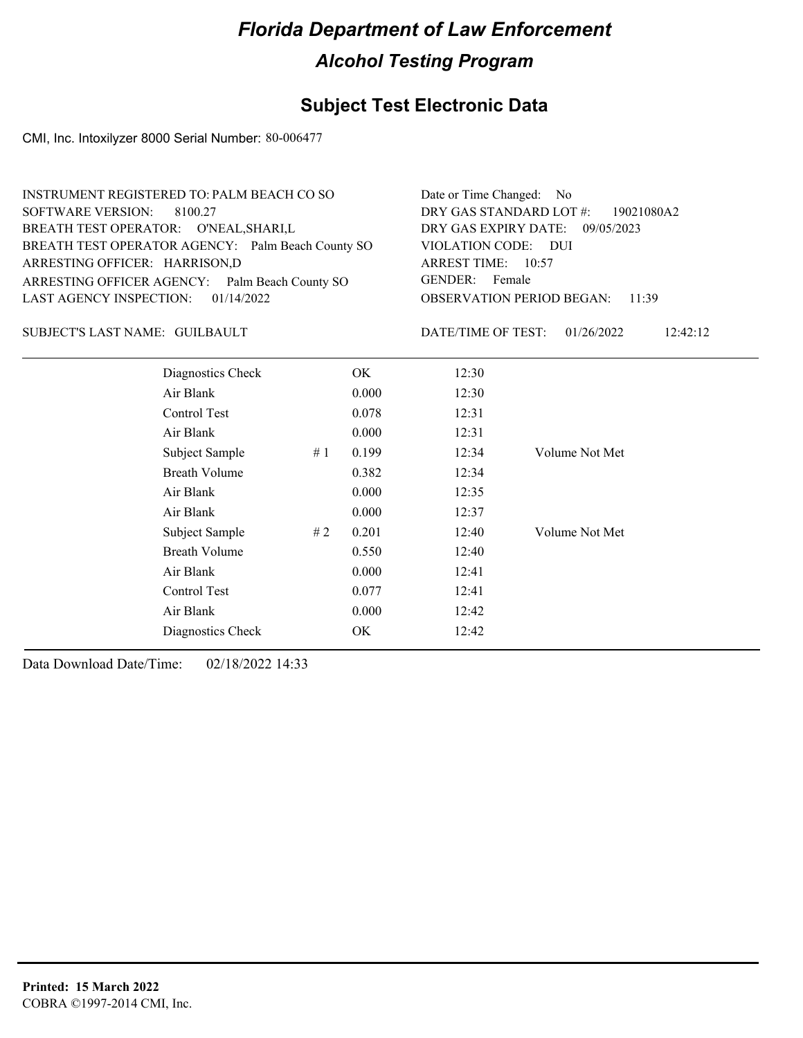# Florida Department of Law Enforcement

## Alcohol Testing Program

### Subject Test Electronic Data

CMI, Inc. Intoxilyzer 8000 Serial Number: 80-006477

INSTRUMENT REGISTERED TO: PALM BEACH CO SO
SOFTWARE VERSION: 8100.27
BREATH TEST OPERATOR: O'NEAL,SHARI,L
BREATH TEST OPERATOR AGENCY: Palm Beach County SO
ARRESTING OFFICER: HARRISON,D
ARRESTING OFFICER AGENCY: Palm Beach County SO
LAST AGENCY INSPECTION: 01/14/2022

Date or Time Changed: No
DRY GAS STANDARD LOT #: 19021080A2
DRY GAS EXPIRY DATE: 09/05/2023
VIOLATION CODE: DUI
ARREST TIME: 10:57
GENDER: Female
OBSERVATION PERIOD BEGAN: 11:39

SUBJECT'S LAST NAME: GUILBAULT

DATE/TIME OF TEST: 01/26/2022 12:42:12

| | | | | |
|---|---|---|---|---|
| Diagnostics Check | | OK | 12:30 | |
| Air Blank | | 0.000 | 12:30 | |
| Control Test | | 0.078 | 12:31 | |
| Air Blank | | 0.000 | 12:31 | |
| Subject Sample | # 1 | 0.199 | 12:34 | Volume Not Met |
| Breath Volume | | 0.382 | 12:34 | |
| Air Blank | | 0.000 | 12:35 | |
| Air Blank | | 0.000 | 12:37 | |
| Subject Sample | # 2 | 0.201 | 12:40 | Volume Not Met |
| Breath Volume | | 0.550 | 12:40 | |
| Air Blank | | 0.000 | 12:41 | |
| Control Test | | 0.077 | 12:41 | |
| Air Blank | | 0.000 | 12:42 | |
| Diagnostics Check | | OK | 12:42 | |

Data Download Date/Time: 02/18/2022 14:33

**Printed: 15 March 2022**
COBRA ©1997-2014 CMI, Inc.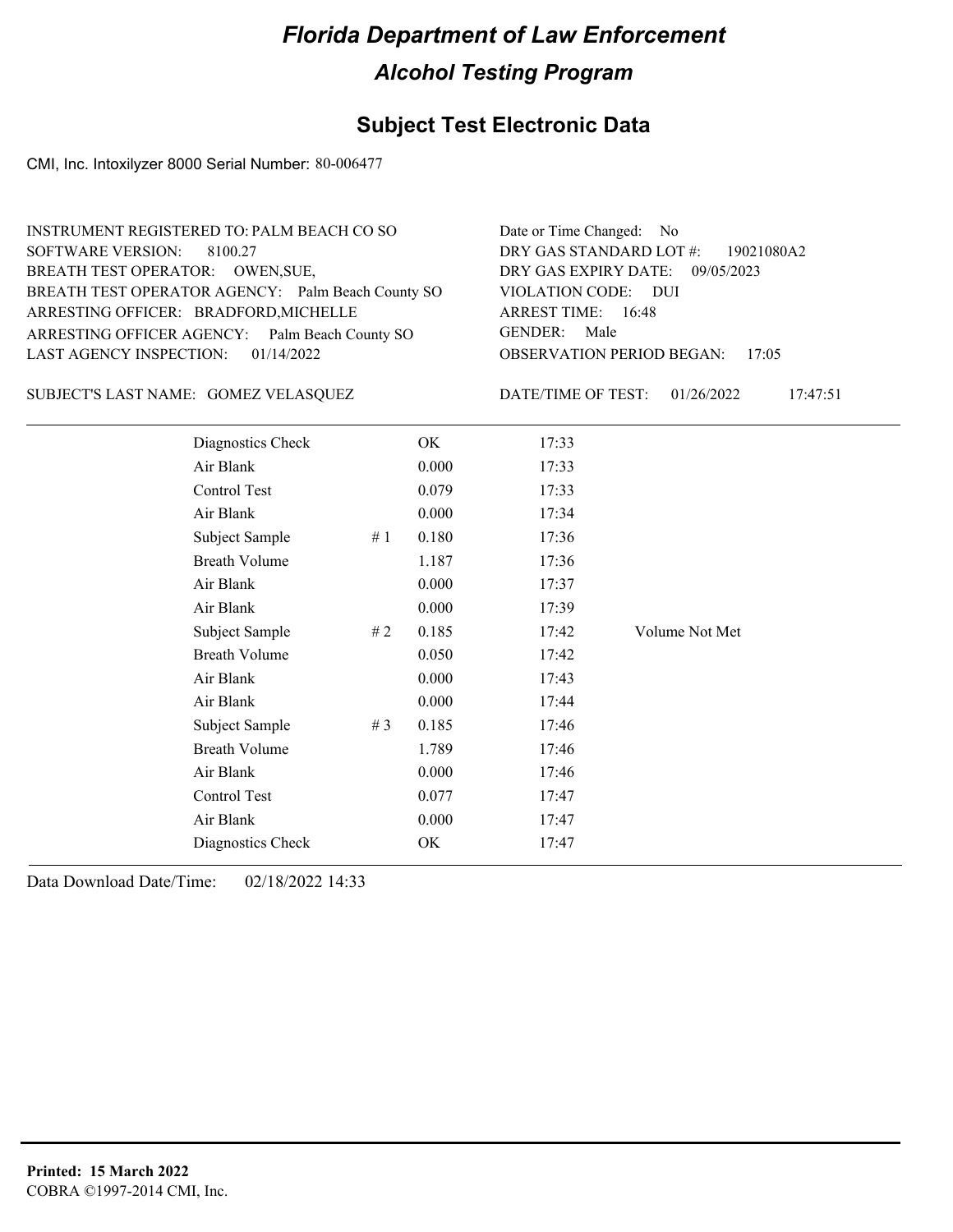# Florida Department of Law Enforcement

## Alcohol Testing Program

### Subject Test Electronic Data

CMI, Inc. Intoxilyzer 8000 Serial Number: 80-006477

INSTRUMENT REGISTERED TO: PALM BEACH CO SO
SOFTWARE VERSION: 8100.27
BREATH TEST OPERATOR: OWEN,SUE,
BREATH TEST OPERATOR AGENCY: Palm Beach County SO
ARRESTING OFFICER: BRADFORD,MICHELLE
ARRESTING OFFICER AGENCY: Palm Beach County SO
LAST AGENCY INSPECTION: 01/14/2022

Date or Time Changed: No
DRY GAS STANDARD LOT #: 19021080A2
DRY GAS EXPIRY DATE: 09/05/2023
VIOLATION CODE: DUI
ARREST TIME: 16:48
GENDER: Male
OBSERVATION PERIOD BEGAN: 17:05

SUBJECT'S LAST NAME: GOMEZ VELASQUEZ

DATE/TIME OF TEST: 01/26/2022 17:47:51

| | | | | |
|---|---|---|---|---|
| Diagnostics Check | | OK | 17:33 | |
| Air Blank | | 0.000 | 17:33 | |
| Control Test | | 0.079 | 17:33 | |
| Air Blank | | 0.000 | 17:34 | |
| Subject Sample | # 1 | 0.180 | 17:36 | |
| Breath Volume | | 1.187 | 17:36 | |
| Air Blank | | 0.000 | 17:37 | |
| Air Blank | | 0.000 | 17:39 | |
| Subject Sample | # 2 | 0.185 | 17:42 | Volume Not Met |
| Breath Volume | | 0.050 | 17:42 | |
| Air Blank | | 0.000 | 17:43 | |
| Air Blank | | 0.000 | 17:44 | |
| Subject Sample | # 3 | 0.185 | 17:46 | |
| Breath Volume | | 1.789 | 17:46 | |
| Air Blank | | 0.000 | 17:46 | |
| Control Test | | 0.077 | 17:47 | |
| Air Blank | | 0.000 | 17:47 | |
| Diagnostics Check | | OK | 17:47 | |

Data Download Date/Time: 02/18/2022 14:33

**Printed: 15 March 2022**
COBRA ©1997-2014 CMI, Inc.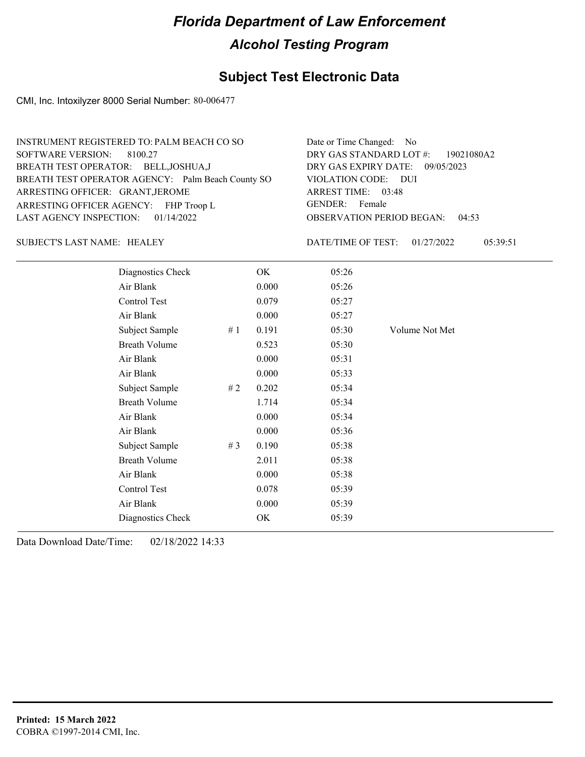# Florida Department of Law Enforcement

## Alcohol Testing Program

### Subject Test Electronic Data

CMI, Inc. Intoxilyzer 8000 Serial Number: 80-006477

INSTRUMENT REGISTERED TO: PALM BEACH CO SO
SOFTWARE VERSION: 8100.27
BREATH TEST OPERATOR: BELL,JOSHUA,J
BREATH TEST OPERATOR AGENCY: Palm Beach County SO
ARRESTING OFFICER: GRANT,JEROME
ARRESTING OFFICER AGENCY: FHP Troop L
LAST AGENCY INSPECTION: 01/14/2022

Date or Time Changed: No
DRY GAS STANDARD LOT #: 19021080A2
DRY GAS EXPIRY DATE: 09/05/2023
VIOLATION CODE: DUI
ARREST TIME: 03:48
GENDER: Female
OBSERVATION PERIOD BEGAN: 04:53

SUBJECT'S LAST NAME: HEALEY

DATE/TIME OF TEST: 01/27/2022 05:39:51

| | | | | |
|---|---|---|---|---|
| Diagnostics Check | | OK | 05:26 | |
| Air Blank | | 0.000 | 05:26 | |
| Control Test | | 0.079 | 05:27 | |
| Air Blank | | 0.000 | 05:27 | |
| Subject Sample | # 1 | 0.191 | 05:30 | Volume Not Met |
| Breath Volume | | 0.523 | 05:30 | |
| Air Blank | | 0.000 | 05:31 | |
| Air Blank | | 0.000 | 05:33 | |
| Subject Sample | # 2 | 0.202 | 05:34 | |
| Breath Volume | | 1.714 | 05:34 | |
| Air Blank | | 0.000 | 05:34 | |
| Air Blank | | 0.000 | 05:36 | |
| Subject Sample | # 3 | 0.190 | 05:38 | |
| Breath Volume | | 2.011 | 05:38 | |
| Air Blank | | 0.000 | 05:38 | |
| Control Test | | 0.078 | 05:39 | |
| Air Blank | | 0.000 | 05:39 | |
| Diagnostics Check | | OK | 05:39 | |

Data Download Date/Time: 02/18/2022 14:33

**Printed: 15 March 2022**
COBRA ©1997-2014 CMI, Inc.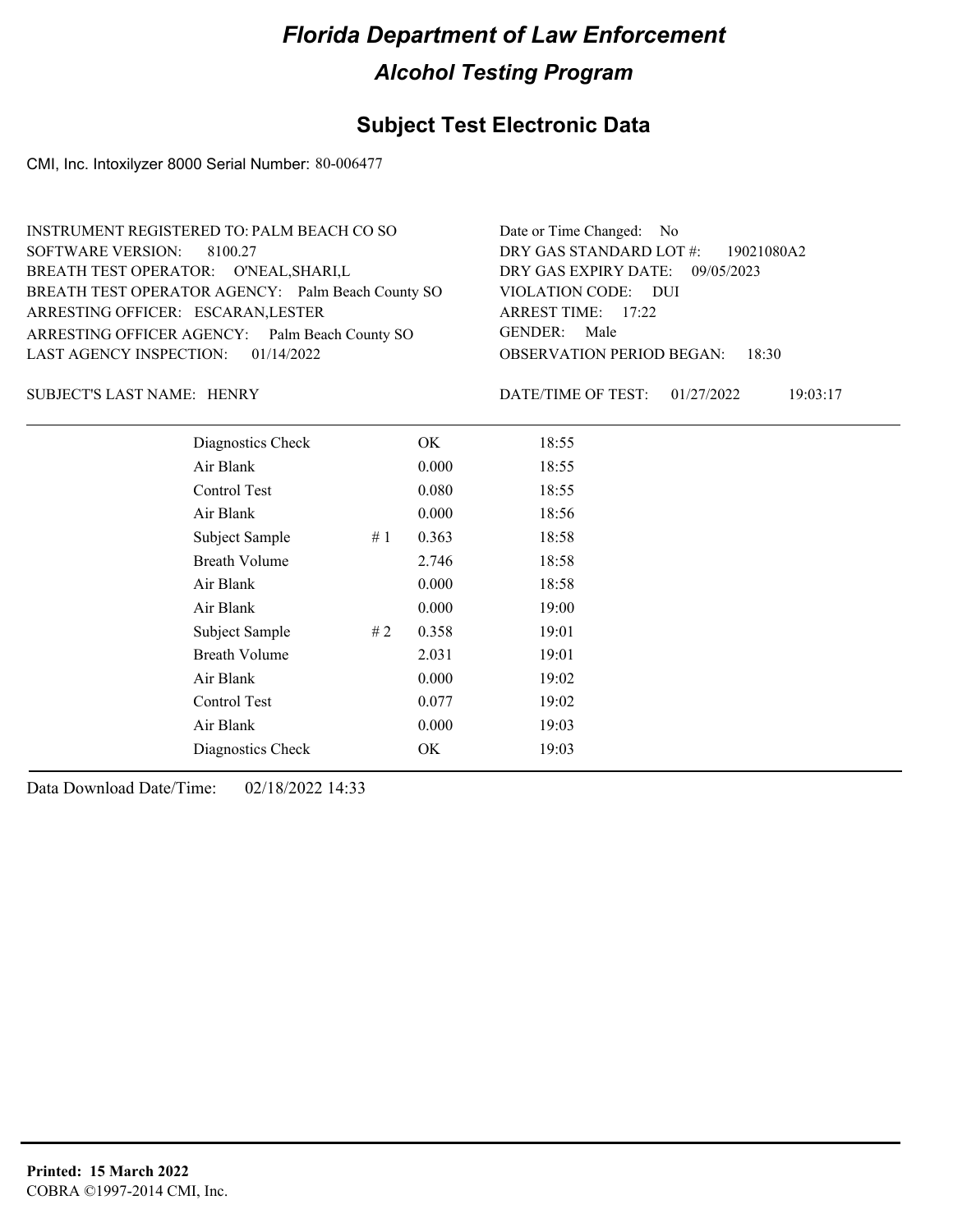# Florida Department of Law Enforcement

## Alcohol Testing Program

## Subject Test Electronic Data

CMI, Inc. Intoxilyzer 8000 Serial Number: 80-006477

INSTRUMENT REGISTERED TO: PALM BEACH CO SO
SOFTWARE VERSION: 8100.27
BREATH TEST OPERATOR: O'NEAL,SHARI,L
BREATH TEST OPERATOR AGENCY: Palm Beach County SO
ARRESTING OFFICER: ESCARAN,LESTER
ARRESTING OFFICER AGENCY: Palm Beach County SO
LAST AGENCY INSPECTION: 01/14/2022

Date or Time Changed: No
DRY GAS STANDARD LOT #: 19021080A2
DRY GAS EXPIRY DATE: 09/05/2023
VIOLATION CODE: DUI
ARREST TIME: 17:22
GENDER: Male
OBSERVATION PERIOD BEGAN: 18:30

SUBJECT'S LAST NAME: HENRY

DATE/TIME OF TEST: 01/27/2022 19:03:17

| | | | |
|---|---|---|---|
| Diagnostics Check | | OK | 18:55 |
| Air Blank | | 0.000 | 18:55 |
| Control Test | | 0.080 | 18:55 |
| Air Blank | | 0.000 | 18:56 |
| Subject Sample | # 1 | 0.363 | 18:58 |
| Breath Volume | | 2.746 | 18:58 |
| Air Blank | | 0.000 | 18:58 |
| Air Blank | | 0.000 | 19:00 |
| Subject Sample | # 2 | 0.358 | 19:01 |
| Breath Volume | | 2.031 | 19:01 |
| Air Blank | | 0.000 | 19:02 |
| Control Test | | 0.077 | 19:02 |
| Air Blank | | 0.000 | 19:03 |
| Diagnostics Check | | OK | 19:03 |

Data Download Date/Time: 02/18/2022 14:33

**Printed: 15 March 2022**
COBRA ©1997-2014 CMI, Inc.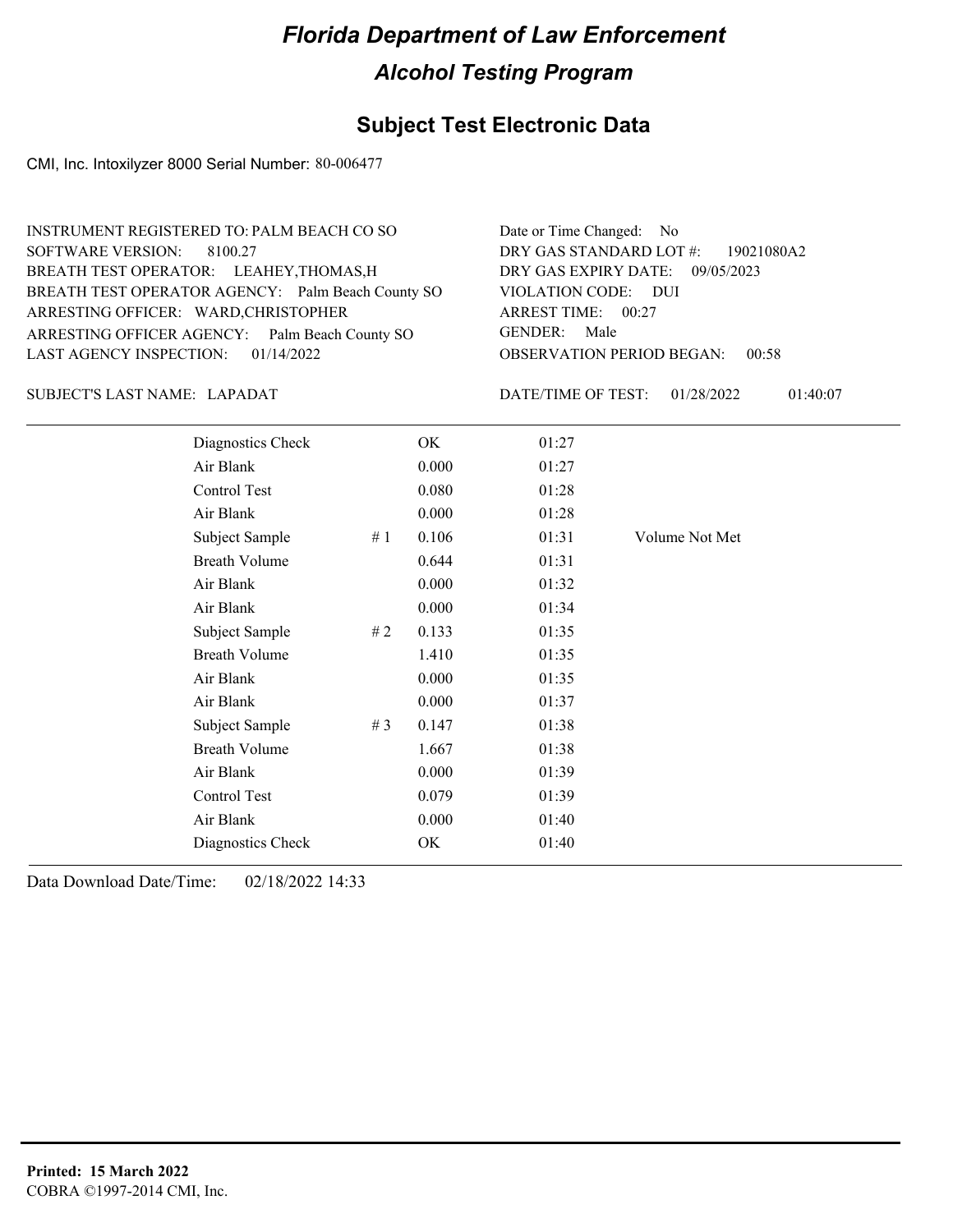# Florida Department of Law Enforcement

## Alcohol Testing Program

## Subject Test Electronic Data

CMI, Inc. Intoxilyzer 8000 Serial Number: 80-006477

INSTRUMENT REGISTERED TO: PALM BEACH CO SO
SOFTWARE VERSION: 8100.27
BREATH TEST OPERATOR: LEAHEY,THOMAS,H
BREATH TEST OPERATOR AGENCY: Palm Beach County SO
ARRESTING OFFICER: WARD,CHRISTOPHER
ARRESTING OFFICER AGENCY: Palm Beach County SO
LAST AGENCY INSPECTION: 01/14/2022

Date or Time Changed: No
DRY GAS STANDARD LOT #: 19021080A2
DRY GAS EXPIRY DATE: 09/05/2023
VIOLATION CODE: DUI
ARREST TIME: 00:27
GENDER: Male
OBSERVATION PERIOD BEGAN: 00:58

SUBJECT'S LAST NAME: LAPADAT

DATE/TIME OF TEST: 01/28/2022 01:40:07

| | | | | |
|---|---|---|---|---|
| Diagnostics Check | | OK | 01:27 | |
| Air Blank | | 0.000 | 01:27 | |
| Control Test | | 0.080 | 01:28 | |
| Air Blank | | 0.000 | 01:28 | |
| Subject Sample | # 1 | 0.106 | 01:31 | Volume Not Met |
| Breath Volume | | 0.644 | 01:31 | |
| Air Blank | | 0.000 | 01:32 | |
| Air Blank | | 0.000 | 01:34 | |
| Subject Sample | # 2 | 0.133 | 01:35 | |
| Breath Volume | | 1.410 | 01:35 | |
| Air Blank | | 0.000 | 01:35 | |
| Air Blank | | 0.000 | 01:37 | |
| Subject Sample | # 3 | 0.147 | 01:38 | |
| Breath Volume | | 1.667 | 01:38 | |
| Air Blank | | 0.000 | 01:39 | |
| Control Test | | 0.079 | 01:39 | |
| Air Blank | | 0.000 | 01:40 | |
| Diagnostics Check | | OK | 01:40 | |

Data Download Date/Time: 02/18/2022 14:33

**Printed: 15 March 2022**
COBRA ©1997-2014 CMI, Inc.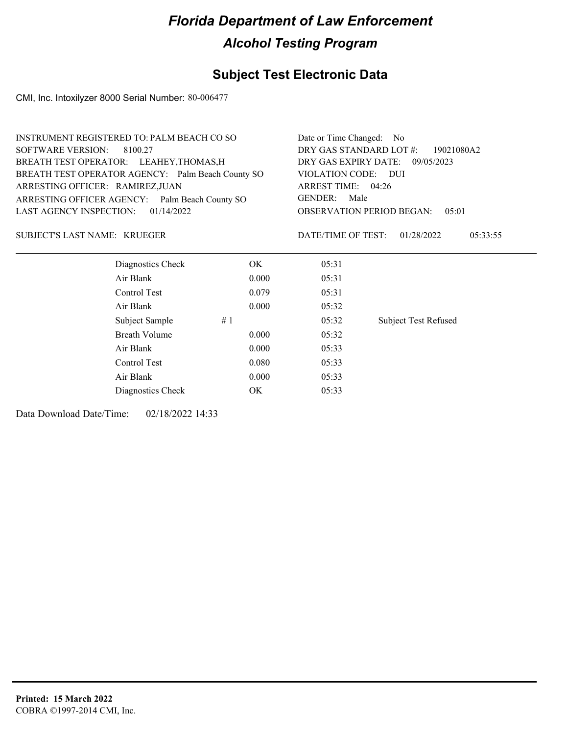# Florida Department of Law Enforcement

## Alcohol Testing Program

## Subject Test Electronic Data

CMI, Inc. Intoxilyzer 8000 Serial Number: 80-006477

INSTRUMENT REGISTERED TO: PALM BEACH CO SO
SOFTWARE VERSION: 8100.27
BREATH TEST OPERATOR: LEAHEY,THOMAS,H
BREATH TEST OPERATOR AGENCY: Palm Beach County SO
ARRESTING OFFICER: RAMIREZ,JUAN
ARRESTING OFFICER AGENCY: Palm Beach County SO
LAST AGENCY INSPECTION: 01/14/2022

Date or Time Changed: No
DRY GAS STANDARD LOT #: 19021080A2
DRY GAS EXPIRY DATE: 09/05/2023
VIOLATION CODE: DUI
ARREST TIME: 04:26
GENDER: Male
OBSERVATION PERIOD BEGAN: 05:01

SUBJECT'S LAST NAME: KRUEGER

DATE/TIME OF TEST: 01/28/2022 05:33:55

| | | | | |
|---|---|---|---|---|
| Diagnostics Check | | OK | 05:31 | |
| Air Blank | | 0.000 | 05:31 | |
| Control Test | | 0.079 | 05:31 | |
| Air Blank | | 0.000 | 05:32 | |
| Subject Sample | # 1 | | 05:32 | Subject Test Refused |
| Breath Volume | | 0.000 | 05:32 | |
| Air Blank | | 0.000 | 05:33 | |
| Control Test | | 0.080 | 05:33 | |
| Air Blank | | 0.000 | 05:33 | |
| Diagnostics Check | | OK | 05:33 | |

Data Download Date/Time: 02/18/2022 14:33

**Printed: 15 March 2022**
COBRA ©1997-2014 CMI, Inc.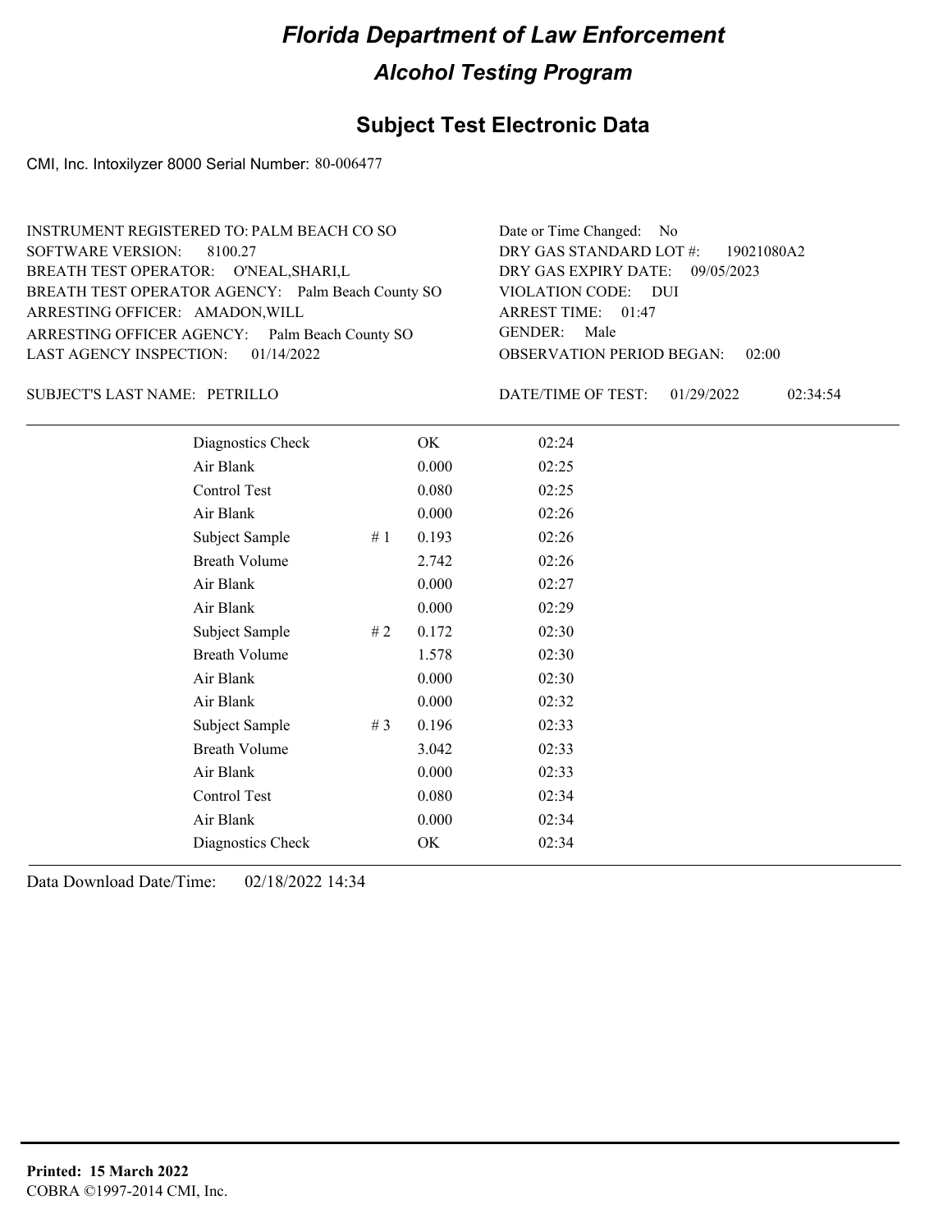# Florida Department of Law Enforcement

## Alcohol Testing Program

### Subject Test Electronic Data

CMI, Inc. Intoxilyzer 8000 Serial Number: 80-006477

INSTRUMENT REGISTERED TO: PALM BEACH CO SO
SOFTWARE VERSION: 8100.27
BREATH TEST OPERATOR: O'NEAL,SHARI,L
BREATH TEST OPERATOR AGENCY: Palm Beach County SO
ARRESTING OFFICER: AMADON,WILL
ARRESTING OFFICER AGENCY: Palm Beach County SO
LAST AGENCY INSPECTION: 01/14/2022

Date or Time Changed: No
DRY GAS STANDARD LOT #: 19021080A2
DRY GAS EXPIRY DATE: 09/05/2023
VIOLATION CODE: DUI
ARREST TIME: 01:47
GENDER: Male
OBSERVATION PERIOD BEGAN: 02:00

SUBJECT'S LAST NAME: PETRILLO

DATE/TIME OF TEST: 01/29/2022 02:34:54

| Test | # | Result | Time |
|---|---|---|---|
| Diagnostics Check | | OK | 02:24 |
| Air Blank | | 0.000 | 02:25 |
| Control Test | | 0.080 | 02:25 |
| Air Blank | | 0.000 | 02:26 |
| Subject Sample | # 1 | 0.193 | 02:26 |
| Breath Volume | | 2.742 | 02:26 |
| Air Blank | | 0.000 | 02:27 |
| Air Blank | | 0.000 | 02:29 |
| Subject Sample | # 2 | 0.172 | 02:30 |
| Breath Volume | | 1.578 | 02:30 |
| Air Blank | | 0.000 | 02:30 |
| Air Blank | | 0.000 | 02:32 |
| Subject Sample | # 3 | 0.196 | 02:33 |
| Breath Volume | | 3.042 | 02:33 |
| Air Blank | | 0.000 | 02:33 |
| Control Test | | 0.080 | 02:34 |
| Air Blank | | 0.000 | 02:34 |
| Diagnostics Check | | OK | 02:34 |

Data Download Date/Time: 02/18/2022 14:34

**Printed: 15 March 2022**
COBRA ©1997-2014 CMI, Inc.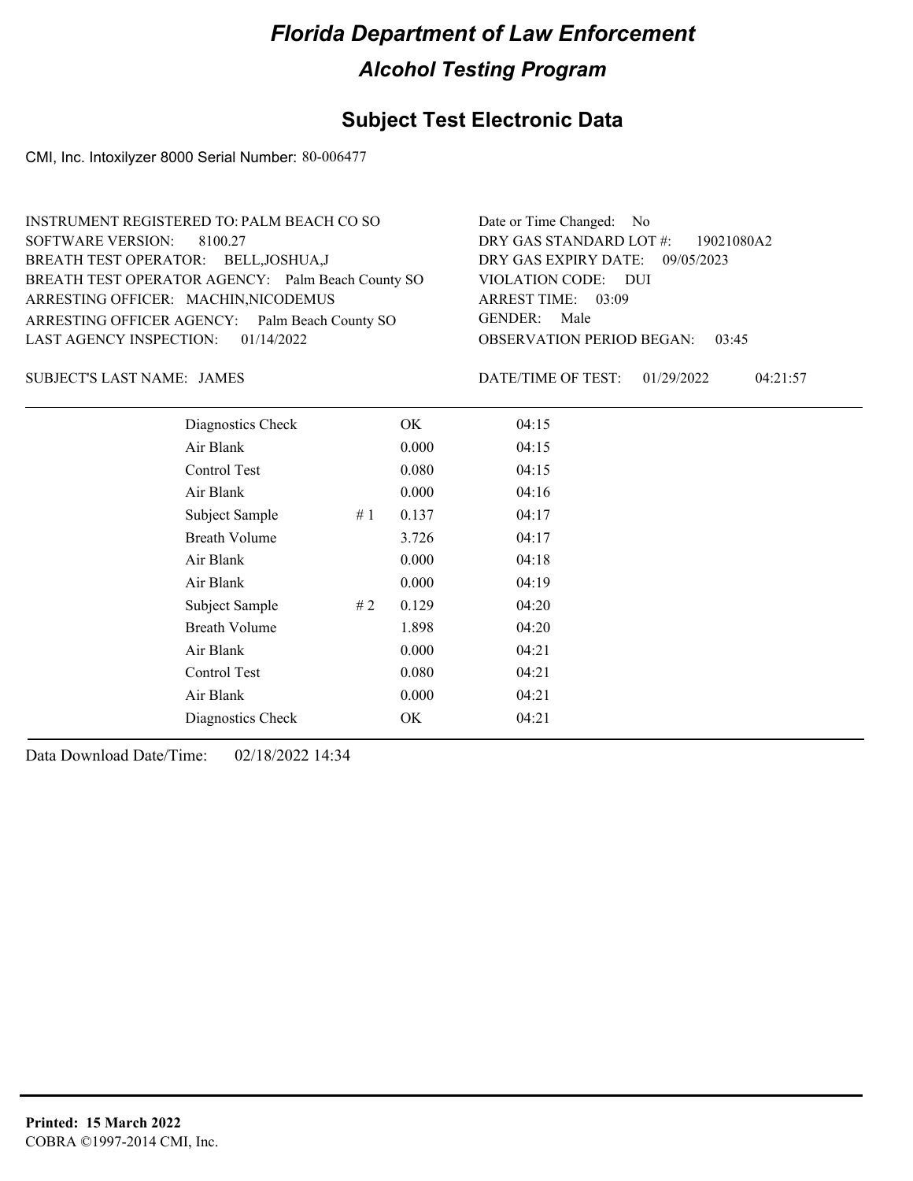# Florida Department of Law Enforcement

## Alcohol Testing Program

## Subject Test Electronic Data

CMI, Inc. Intoxilyzer 8000 Serial Number: 80-006477

INSTRUMENT REGISTERED TO: PALM BEACH CO SO
SOFTWARE VERSION: 8100.27
BREATH TEST OPERATOR: BELL,JOSHUA,J
BREATH TEST OPERATOR AGENCY: Palm Beach County SO
ARRESTING OFFICER: MACHIN,NICODEMUS
ARRESTING OFFICER AGENCY: Palm Beach County SO
LAST AGENCY INSPECTION: 01/14/2022

Date or Time Changed: No
DRY GAS STANDARD LOT #: 19021080A2
DRY GAS EXPIRY DATE: 09/05/2023
VIOLATION CODE: DUI
ARREST TIME: 03:09
GENDER: Male
OBSERVATION PERIOD BEGAN: 03:45

SUBJECT'S LAST NAME: JAMES

DATE/TIME OF TEST: 01/29/2022 04:21:57

| | | | |
|---|---|---|---|
| Diagnostics Check | | OK | 04:15 |
| Air Blank | | 0.000 | 04:15 |
| Control Test | | 0.080 | 04:15 |
| Air Blank | | 0.000 | 04:16 |
| Subject Sample | # 1 | 0.137 | 04:17 |
| Breath Volume | | 3.726 | 04:17 |
| Air Blank | | 0.000 | 04:18 |
| Air Blank | | 0.000 | 04:19 |
| Subject Sample | # 2 | 0.129 | 04:20 |
| Breath Volume | | 1.898 | 04:20 |
| Air Blank | | 0.000 | 04:21 |
| Control Test | | 0.080 | 04:21 |
| Air Blank | | 0.000 | 04:21 |
| Diagnostics Check | | OK | 04:21 |

Data Download Date/Time: 02/18/2022 14:34

**Printed: 15 March 2022**
COBRA ©1997-2014 CMI, Inc.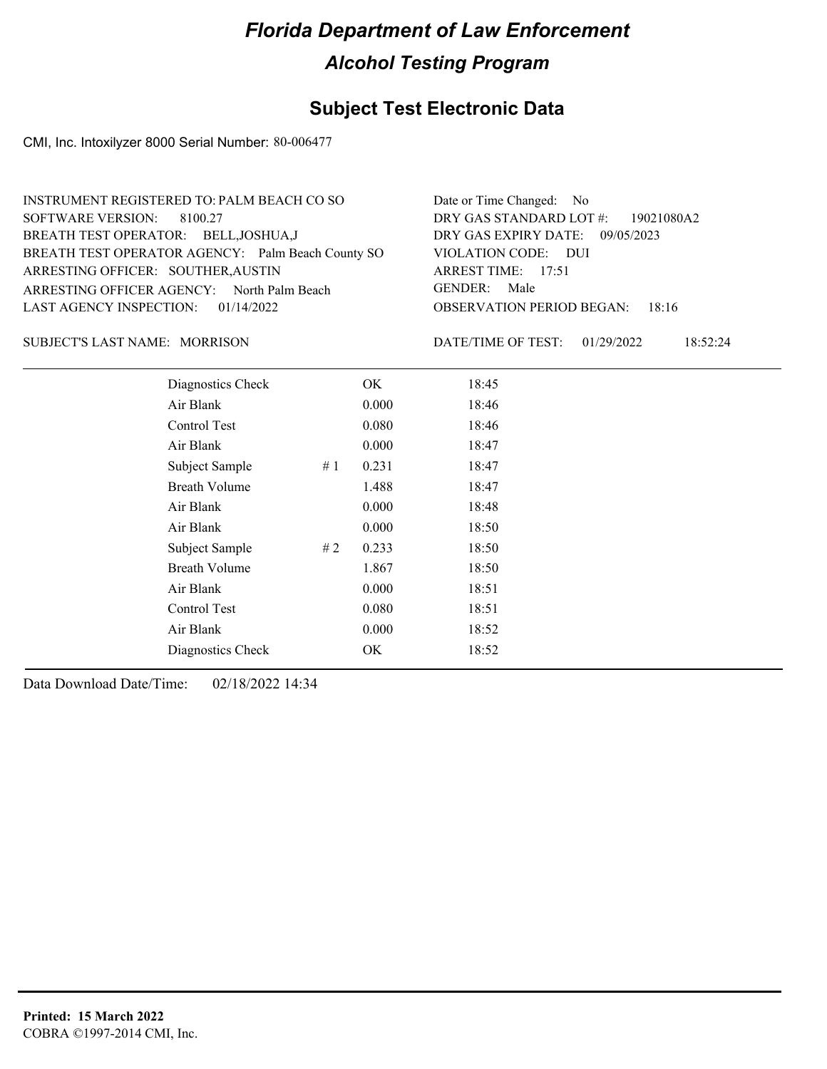# Florida Department of Law Enforcement

## Alcohol Testing Program

### Subject Test Electronic Data

CMI, Inc. Intoxilyzer 8000 Serial Number: 80-006477

INSTRUMENT REGISTERED TO: PALM BEACH CO SO
SOFTWARE VERSION: 8100.27
BREATH TEST OPERATOR: BELL,JOSHUA,J
BREATH TEST OPERATOR AGENCY: Palm Beach County SO
ARRESTING OFFICER: SOUTHER,AUSTIN
ARRESTING OFFICER AGENCY: North Palm Beach
LAST AGENCY INSPECTION: 01/14/2022

Date or Time Changed: No
DRY GAS STANDARD LOT #: 19021080A2
DRY GAS EXPIRY DATE: 09/05/2023
VIOLATION CODE: DUI
ARREST TIME: 17:51
GENDER: Male
OBSERVATION PERIOD BEGAN: 18:16

SUBJECT'S LAST NAME: MORRISON

DATE/TIME OF TEST: 01/29/2022 18:52:24

| | | | |
|---|---|---|---|
| Diagnostics Check | | OK | 18:45 |
| Air Blank | | 0.000 | 18:46 |
| Control Test | | 0.080 | 18:46 |
| Air Blank | | 0.000 | 18:47 |
| Subject Sample | # 1 | 0.231 | 18:47 |
| Breath Volume | | 1.488 | 18:47 |
| Air Blank | | 0.000 | 18:48 |
| Air Blank | | 0.000 | 18:50 |
| Subject Sample | # 2 | 0.233 | 18:50 |
| Breath Volume | | 1.867 | 18:50 |
| Air Blank | | 0.000 | 18:51 |
| Control Test | | 0.080 | 18:51 |
| Air Blank | | 0.000 | 18:52 |
| Diagnostics Check | | OK | 18:52 |

Data Download Date/Time: 02/18/2022 14:34

**Printed: 15 March 2022**
COBRA ©1997-2014 CMI, Inc.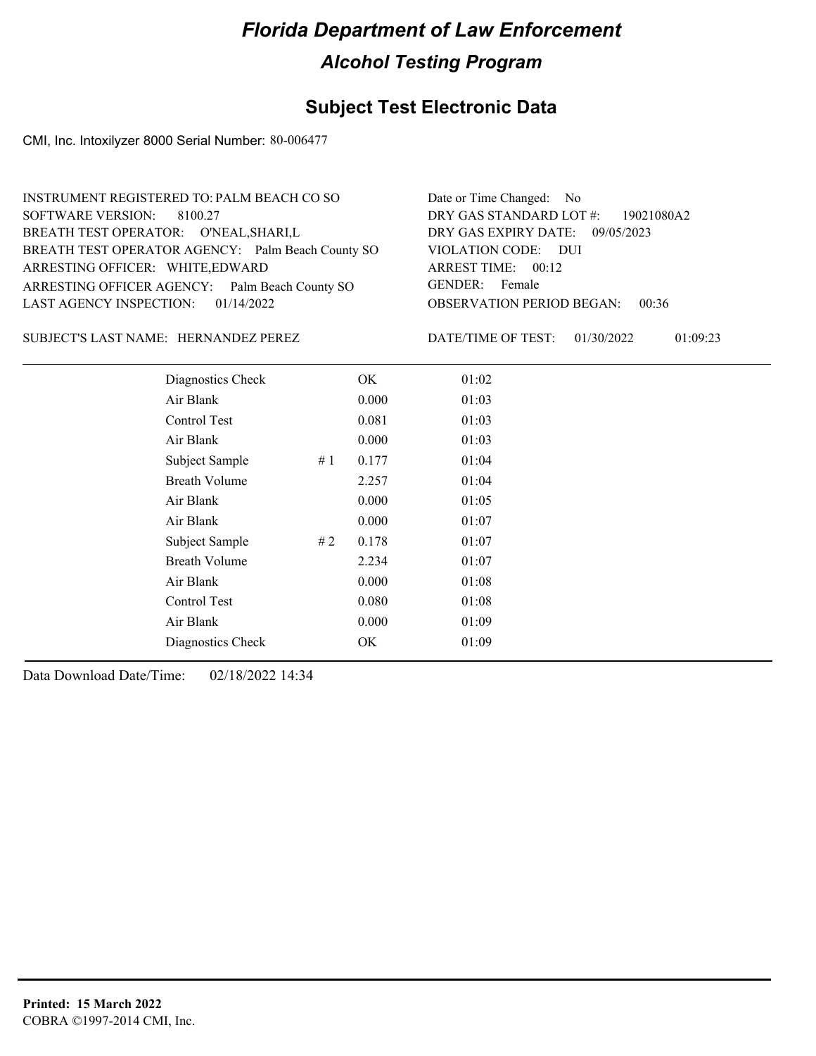# Florida Department of Law Enforcement

## Alcohol Testing Program

### Subject Test Electronic Data

CMI, Inc. Intoxilyzer 8000 Serial Number: 80-006477

INSTRUMENT REGISTERED TO: PALM BEACH CO SO
SOFTWARE VERSION: 8100.27
BREATH TEST OPERATOR: O'NEAL,SHARI,L
BREATH TEST OPERATOR AGENCY: Palm Beach County SO
ARRESTING OFFICER: WHITE,EDWARD
ARRESTING OFFICER AGENCY: Palm Beach County SO
LAST AGENCY INSPECTION: 01/14/2022

Date or Time Changed: No
DRY GAS STANDARD LOT #: 19021080A2
DRY GAS EXPIRY DATE: 09/05/2023
VIOLATION CODE: DUI
ARREST TIME: 00:12
GENDER: Female
OBSERVATION PERIOD BEGAN: 00:36

SUBJECT'S LAST NAME: HERNANDEZ PEREZ

DATE/TIME OF TEST: 01/30/2022 01:09:23

| Test | # | Result | Time |
|---|---|---|---|
| Diagnostics Check | | OK | 01:02 |
| Air Blank | | 0.000 | 01:03 |
| Control Test | | 0.081 | 01:03 |
| Air Blank | | 0.000 | 01:03 |
| Subject Sample | # 1 | 0.177 | 01:04 |
| Breath Volume | | 2.257 | 01:04 |
| Air Blank | | 0.000 | 01:05 |
| Air Blank | | 0.000 | 01:07 |
| Subject Sample | # 2 | 0.178 | 01:07 |
| Breath Volume | | 2.234 | 01:07 |
| Air Blank | | 0.000 | 01:08 |
| Control Test | | 0.080 | 01:08 |
| Air Blank | | 0.000 | 01:09 |
| Diagnostics Check | | OK | 01:09 |

Data Download Date/Time: 02/18/2022 14:34

**Printed: 15 March 2022**
COBRA ©1997-2014 CMI, Inc.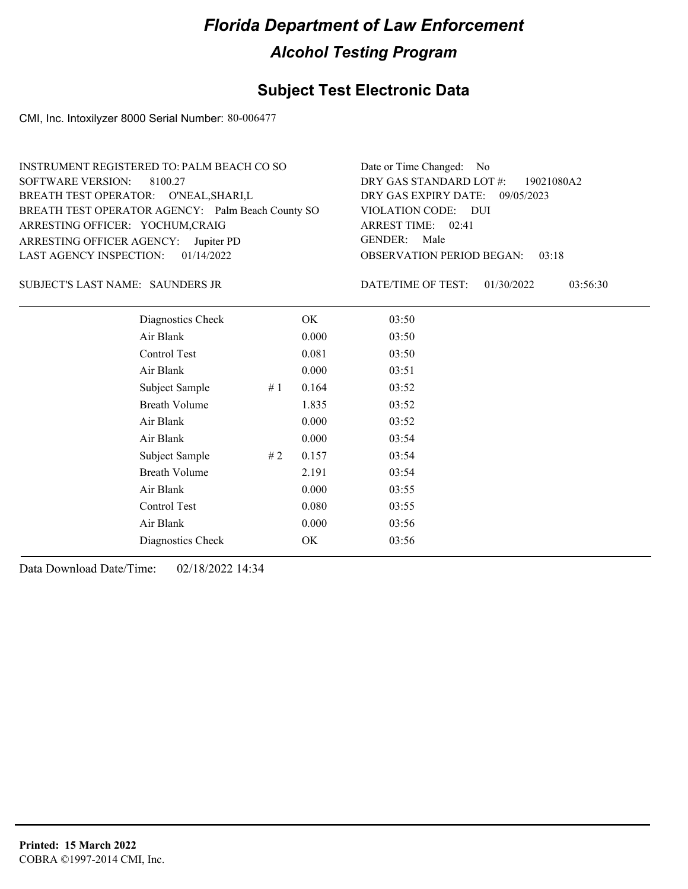# Florida Department of Law Enforcement

## Alcohol Testing Program

## Subject Test Electronic Data

CMI, Inc. Intoxilyzer 8000 Serial Number: 80-006477

INSTRUMENT REGISTERED TO: PALM BEACH CO SO
SOFTWARE VERSION: 8100.27
BREATH TEST OPERATOR: O'NEAL,SHARI,L
BREATH TEST OPERATOR AGENCY: Palm Beach County SO
ARRESTING OFFICER: YOCHUM,CRAIG
ARRESTING OFFICER AGENCY: Jupiter PD
LAST AGENCY INSPECTION: 01/14/2022

Date or Time Changed: No
DRY GAS STANDARD LOT #: 19021080A2
DRY GAS EXPIRY DATE: 09/05/2023
VIOLATION CODE: DUI
ARREST TIME: 02:41
GENDER: Male
OBSERVATION PERIOD BEGAN: 03:18

SUBJECT'S LAST NAME: SAUNDERS JR

DATE/TIME OF TEST: 01/30/2022 03:56:30

| | | | |
|---|---|---|---|
| Diagnostics Check | | OK | 03:50 |
| Air Blank | | 0.000 | 03:50 |
| Control Test | | 0.081 | 03:50 |
| Air Blank | | 0.000 | 03:51 |
| Subject Sample | # 1 | 0.164 | 03:52 |
| Breath Volume | | 1.835 | 03:52 |
| Air Blank | | 0.000 | 03:52 |
| Air Blank | | 0.000 | 03:54 |
| Subject Sample | # 2 | 0.157 | 03:54 |
| Breath Volume | | 2.191 | 03:54 |
| Air Blank | | 0.000 | 03:55 |
| Control Test | | 0.080 | 03:55 |
| Air Blank | | 0.000 | 03:56 |
| Diagnostics Check | | OK | 03:56 |

Data Download Date/Time: 02/18/2022 14:34

**Printed: 15 March 2022**
COBRA ©1997-2014 CMI, Inc.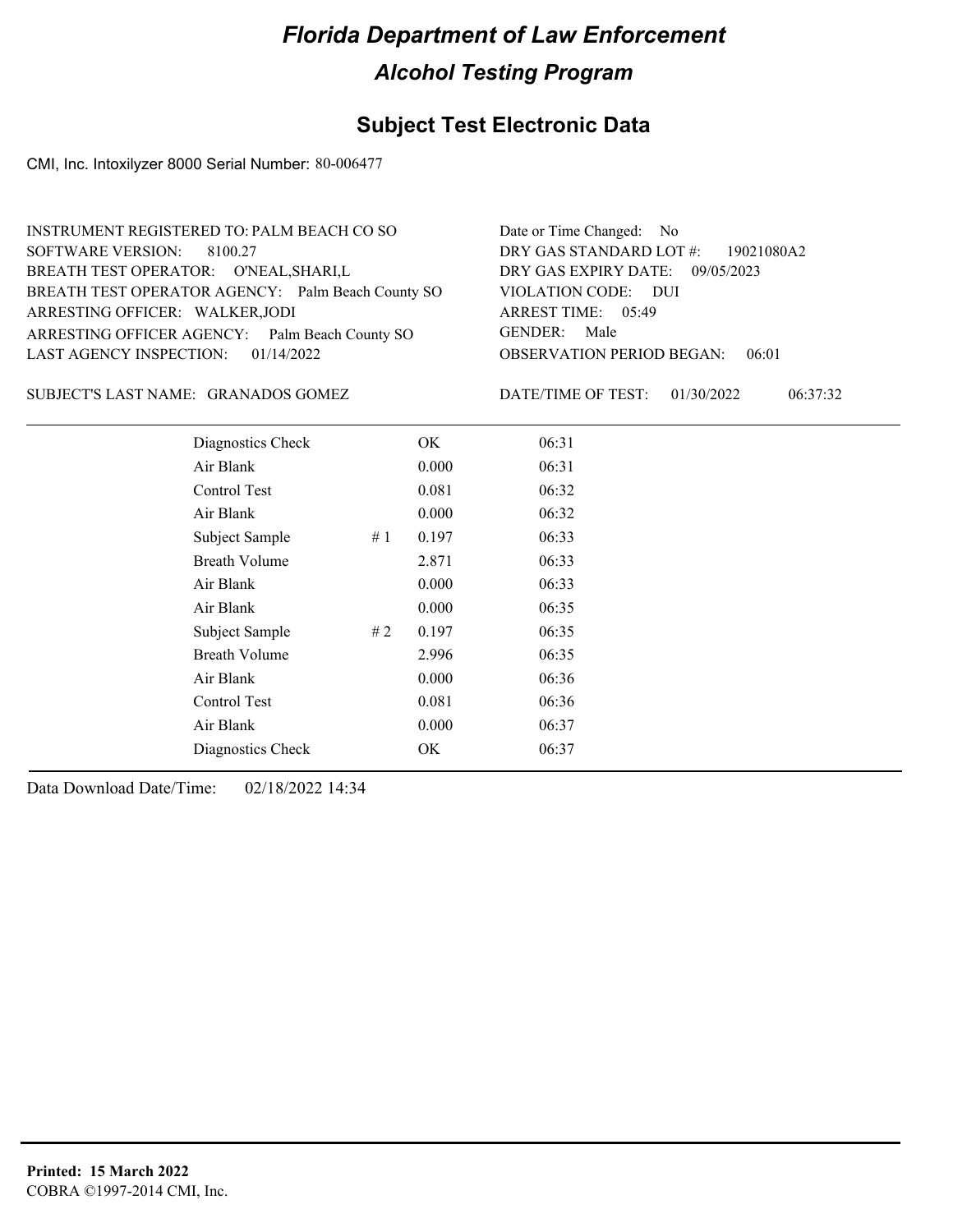# Florida Department of Law Enforcement

## Alcohol Testing Program

### Subject Test Electronic Data

CMI, Inc. Intoxilyzer 8000 Serial Number: 80-006477

INSTRUMENT REGISTERED TO: PALM BEACH CO SO
SOFTWARE VERSION: 8100.27
BREATH TEST OPERATOR: O'NEAL,SHARI,L
BREATH TEST OPERATOR AGENCY: Palm Beach County SO
ARRESTING OFFICER: WALKER,JODI
ARRESTING OFFICER AGENCY: Palm Beach County SO
LAST AGENCY INSPECTION: 01/14/2022

Date or Time Changed: No
DRY GAS STANDARD LOT #: 19021080A2
DRY GAS EXPIRY DATE: 09/05/2023
VIOLATION CODE: DUI
ARREST TIME: 05:49
GENDER: Male
OBSERVATION PERIOD BEGAN: 06:01

SUBJECT'S LAST NAME: GRANADOS GOMEZ

DATE/TIME OF TEST: 01/30/2022 06:37:32

| Test | | Result | Time |
|---|---|---|---|
| Diagnostics Check | | OK | 06:31 |
| Air Blank | | 0.000 | 06:31 |
| Control Test | | 0.081 | 06:32 |
| Air Blank | | 0.000 | 06:32 |
| Subject Sample | # 1 | 0.197 | 06:33 |
| Breath Volume | | 2.871 | 06:33 |
| Air Blank | | 0.000 | 06:33 |
| Air Blank | | 0.000 | 06:35 |
| Subject Sample | # 2 | 0.197 | 06:35 |
| Breath Volume | | 2.996 | 06:35 |
| Air Blank | | 0.000 | 06:36 |
| Control Test | | 0.081 | 06:36 |
| Air Blank | | 0.000 | 06:37 |
| Diagnostics Check | | OK | 06:37 |

Data Download Date/Time: 02/18/2022 14:34

**Printed: 15 March 2022**
COBRA ©1997-2014 CMI, Inc.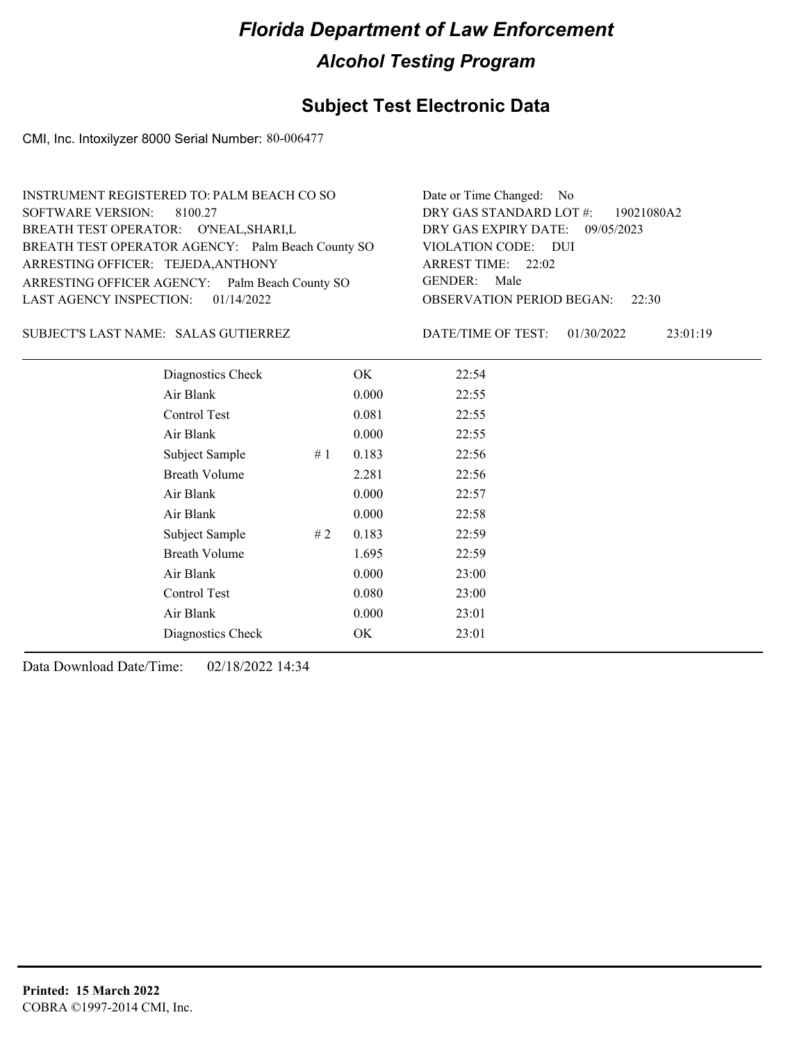# Florida Department of Law Enforcement

## Alcohol Testing Program

## Subject Test Electronic Data

CMI, Inc. Intoxilyzer 8000 Serial Number: 80-006477

INSTRUMENT REGISTERED TO: PALM BEACH CO SO
SOFTWARE VERSION: 8100.27
BREATH TEST OPERATOR: O'NEAL,SHARI,L
BREATH TEST OPERATOR AGENCY: Palm Beach County SO
ARRESTING OFFICER: TEJEDA,ANTHONY
ARRESTING OFFICER AGENCY: Palm Beach County SO
LAST AGENCY INSPECTION: 01/14/2022

Date or Time Changed: No
DRY GAS STANDARD LOT #: 19021080A2
DRY GAS EXPIRY DATE: 09/05/2023
VIOLATION CODE: DUI
ARREST TIME: 22:02
GENDER: Male
OBSERVATION PERIOD BEGAN: 22:30

SUBJECT'S LAST NAME: SALAS GUTIERREZ

DATE/TIME OF TEST: 01/30/2022 23:01:19

| Test | # | Result | Time |
|---|---|---|---|
| Diagnostics Check | | OK | 22:54 |
| Air Blank | | 0.000 | 22:55 |
| Control Test | | 0.081 | 22:55 |
| Air Blank | | 0.000 | 22:55 |
| Subject Sample | # 1 | 0.183 | 22:56 |
| Breath Volume | | 2.281 | 22:56 |
| Air Blank | | 0.000 | 22:57 |
| Air Blank | | 0.000 | 22:58 |
| Subject Sample | # 2 | 0.183 | 22:59 |
| Breath Volume | | 1.695 | 22:59 |
| Air Blank | | 0.000 | 23:00 |
| Control Test | | 0.080 | 23:00 |
| Air Blank | | 0.000 | 23:01 |
| Diagnostics Check | | OK | 23:01 |

Data Download Date/Time: 02/18/2022 14:34

**Printed: 15 March 2022**
COBRA ©1997-2014 CMI, Inc.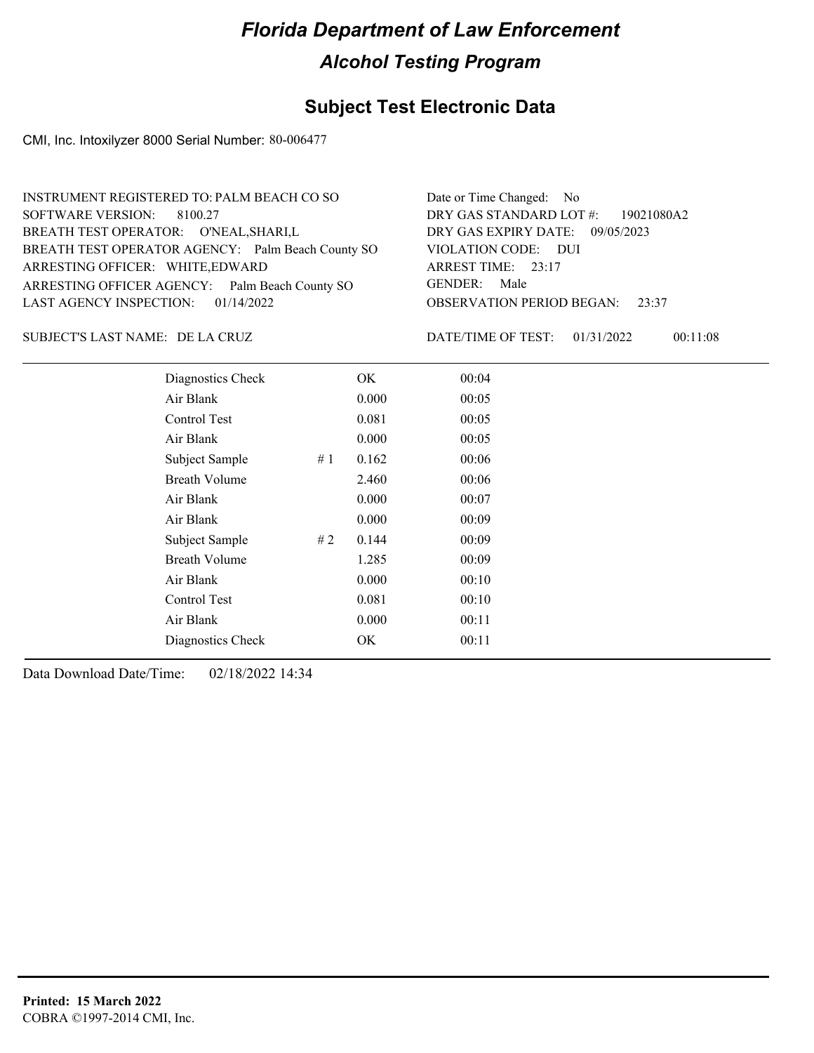# Florida Department of Law Enforcement

## Alcohol Testing Program

### Subject Test Electronic Data

CMI, Inc. Intoxilyzer 8000 Serial Number: 80-006477

INSTRUMENT REGISTERED TO: PALM BEACH CO SO
SOFTWARE VERSION: 8100.27
BREATH TEST OPERATOR: O'NEAL,SHARI,L
BREATH TEST OPERATOR AGENCY: Palm Beach County SO
ARRESTING OFFICER: WHITE,EDWARD
ARRESTING OFFICER AGENCY: Palm Beach County SO
LAST AGENCY INSPECTION: 01/14/2022

Date or Time Changed: No
DRY GAS STANDARD LOT #: 19021080A2
DRY GAS EXPIRY DATE: 09/05/2023
VIOLATION CODE: DUI
ARREST TIME: 23:17
GENDER: Male
OBSERVATION PERIOD BEGAN: 23:37

SUBJECT'S LAST NAME: DE LA CRUZ

DATE/TIME OF TEST: 01/31/2022 00:11:08

| | | | |
|---|---|---|---|
| Diagnostics Check | | OK | 00:04 |
| Air Blank | | 0.000 | 00:05 |
| Control Test | | 0.081 | 00:05 |
| Air Blank | | 0.000 | 00:05 |
| Subject Sample | # 1 | 0.162 | 00:06 |
| Breath Volume | | 2.460 | 00:06 |
| Air Blank | | 0.000 | 00:07 |
| Air Blank | | 0.000 | 00:09 |
| Subject Sample | # 2 | 0.144 | 00:09 |
| Breath Volume | | 1.285 | 00:09 |
| Air Blank | | 0.000 | 00:10 |
| Control Test | | 0.081 | 00:10 |
| Air Blank | | 0.000 | 00:11 |
| Diagnostics Check | | OK | 00:11 |

Data Download Date/Time: 02/18/2022 14:34

**Printed: 15 March 2022**
COBRA ©1997-2014 CMI, Inc.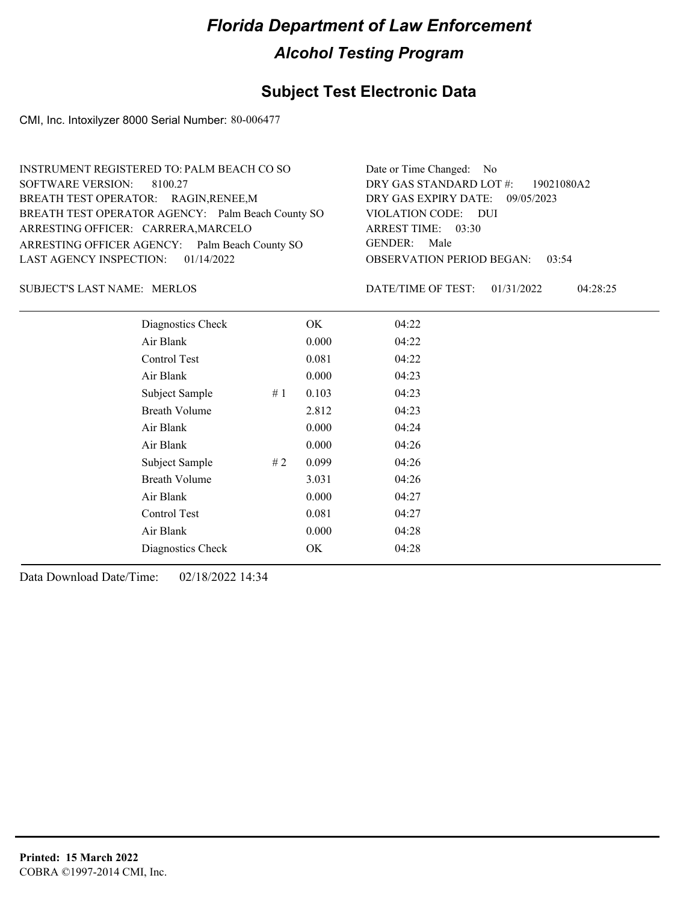# Florida Department of Law Enforcement

## Alcohol Testing Program

### Subject Test Electronic Data

CMI, Inc. Intoxilyzer 8000 Serial Number: 80-006477

INSTRUMENT REGISTERED TO: PALM BEACH CO SO
SOFTWARE VERSION: 8100.27
BREATH TEST OPERATOR: RAGIN,RENEE,M
BREATH TEST OPERATOR AGENCY: Palm Beach County SO
ARRESTING OFFICER: CARRERA,MARCELO
ARRESTING OFFICER AGENCY: Palm Beach County SO
LAST AGENCY INSPECTION: 01/14/2022

Date or Time Changed: No
DRY GAS STANDARD LOT #: 19021080A2
DRY GAS EXPIRY DATE: 09/05/2023
VIOLATION CODE: DUI
ARREST TIME: 03:30
GENDER: Male
OBSERVATION PERIOD BEGAN: 03:54

SUBJECT'S LAST NAME: MERLOS

DATE/TIME OF TEST: 01/31/2022 04:28:25

| | | | |
|---|---|---|---|
| Diagnostics Check | | OK | 04:22 |
| Air Blank | | 0.000 | 04:22 |
| Control Test | | 0.081 | 04:22 |
| Air Blank | | 0.000 | 04:23 |
| Subject Sample | # 1 | 0.103 | 04:23 |
| Breath Volume | | 2.812 | 04:23 |
| Air Blank | | 0.000 | 04:24 |
| Air Blank | | 0.000 | 04:26 |
| Subject Sample | # 2 | 0.099 | 04:26 |
| Breath Volume | | 3.031 | 04:26 |
| Air Blank | | 0.000 | 04:27 |
| Control Test | | 0.081 | 04:27 |
| Air Blank | | 0.000 | 04:28 |
| Diagnostics Check | | OK | 04:28 |

Data Download Date/Time: 02/18/2022 14:34

**Printed: 15 March 2022**
COBRA ©1997-2014 CMI, Inc.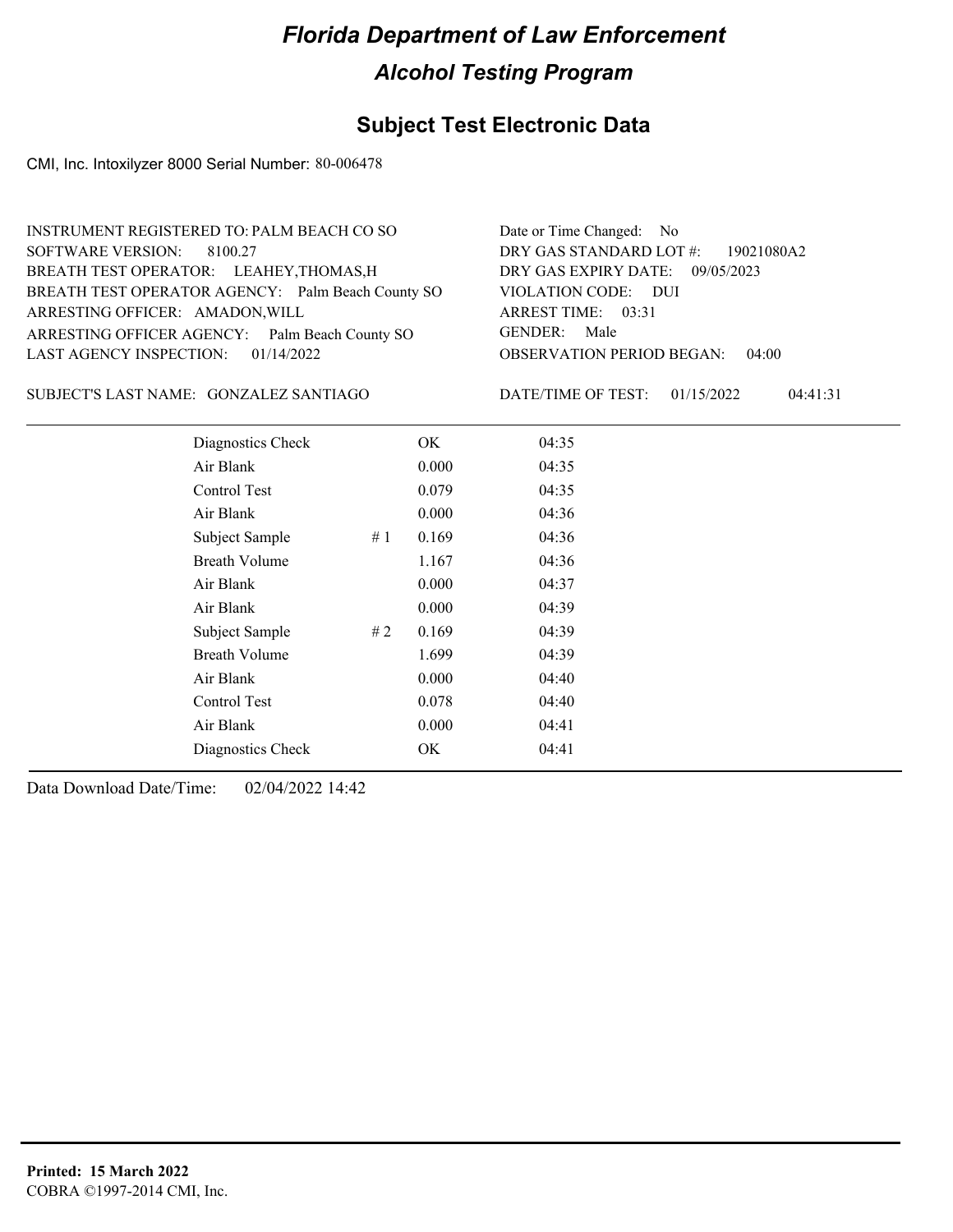# Florida Department of Law Enforcement

## Alcohol Testing Program

### Subject Test Electronic Data

CMI, Inc. Intoxilyzer 8000 Serial Number: 80-006478

INSTRUMENT REGISTERED TO: PALM BEACH CO SO
SOFTWARE VERSION: 8100.27
BREATH TEST OPERATOR: LEAHEY,THOMAS,H
BREATH TEST OPERATOR AGENCY: Palm Beach County SO
ARRESTING OFFICER: AMADON,WILL
ARRESTING OFFICER AGENCY: Palm Beach County SO
LAST AGENCY INSPECTION: 01/14/2022

Date or Time Changed: No
DRY GAS STANDARD LOT #: 19021080A2
DRY GAS EXPIRY DATE: 09/05/2023
VIOLATION CODE: DUI
ARREST TIME: 03:31
GENDER: Male
OBSERVATION PERIOD BEGAN: 04:00

SUBJECT'S LAST NAME: GONZALEZ SANTIAGO

DATE/TIME OF TEST: 01/15/2022 04:41:31

| | | | |
|---|---|---|---|
| Diagnostics Check | | OK | 04:35 |
| Air Blank | | 0.000 | 04:35 |
| Control Test | | 0.079 | 04:35 |
| Air Blank | | 0.000 | 04:36 |
| Subject Sample | # 1 | 0.169 | 04:36 |
| Breath Volume | | 1.167 | 04:36 |
| Air Blank | | 0.000 | 04:37 |
| Air Blank | | 0.000 | 04:39 |
| Subject Sample | # 2 | 0.169 | 04:39 |
| Breath Volume | | 1.699 | 04:39 |
| Air Blank | | 0.000 | 04:40 |
| Control Test | | 0.078 | 04:40 |
| Air Blank | | 0.000 | 04:41 |
| Diagnostics Check | | OK | 04:41 |

Data Download Date/Time: 02/04/2022 14:42

**Printed: 15 March 2022**
COBRA ©1997-2014 CMI, Inc.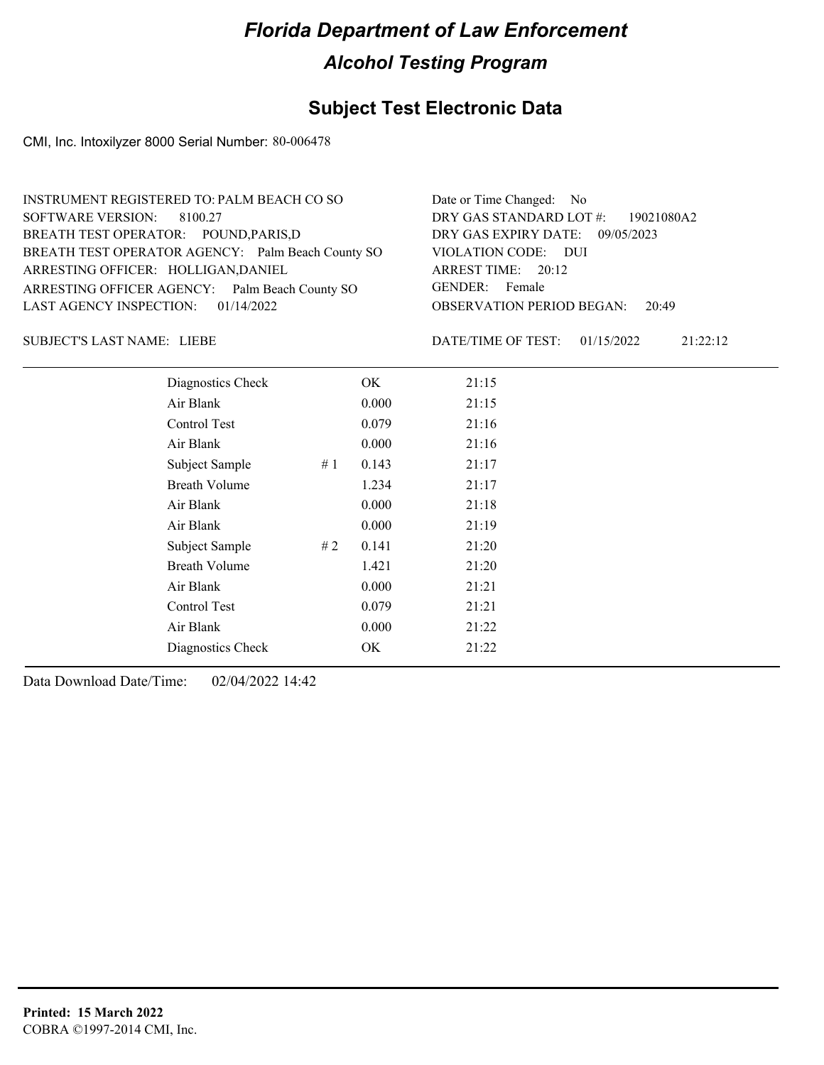# Florida Department of Law Enforcement

## Alcohol Testing Program

## Subject Test Electronic Data

CMI, Inc. Intoxilyzer 8000 Serial Number: 80-006478

INSTRUMENT REGISTERED TO: PALM BEACH CO SO
SOFTWARE VERSION: 8100.27
BREATH TEST OPERATOR: POUND,PARIS,D
BREATH TEST OPERATOR AGENCY: Palm Beach County SO
ARRESTING OFFICER: HOLLIGAN,DANIEL
ARRESTING OFFICER AGENCY: Palm Beach County SO
LAST AGENCY INSPECTION: 01/14/2022

Date or Time Changed: No
DRY GAS STANDARD LOT #: 19021080A2
DRY GAS EXPIRY DATE: 09/05/2023
VIOLATION CODE: DUI
ARREST TIME: 20:12
GENDER: Female
OBSERVATION PERIOD BEGAN: 20:49

SUBJECT'S LAST NAME: LIEBE

DATE/TIME OF TEST: 01/15/2022 21:22:12

| | | | |
|---|---|---|---|
| Diagnostics Check | | OK | 21:15 |
| Air Blank | | 0.000 | 21:15 |
| Control Test | | 0.079 | 21:16 |
| Air Blank | | 0.000 | 21:16 |
| Subject Sample | # 1 | 0.143 | 21:17 |
| Breath Volume | | 1.234 | 21:17 |
| Air Blank | | 0.000 | 21:18 |
| Air Blank | | 0.000 | 21:19 |
| Subject Sample | # 2 | 0.141 | 21:20 |
| Breath Volume | | 1.421 | 21:20 |
| Air Blank | | 0.000 | 21:21 |
| Control Test | | 0.079 | 21:21 |
| Air Blank | | 0.000 | 21:22 |
| Diagnostics Check | | OK | 21:22 |

Data Download Date/Time: 02/04/2022 14:42

**Printed: 15 March 2022**
COBRA ©1997-2014 CMI, Inc.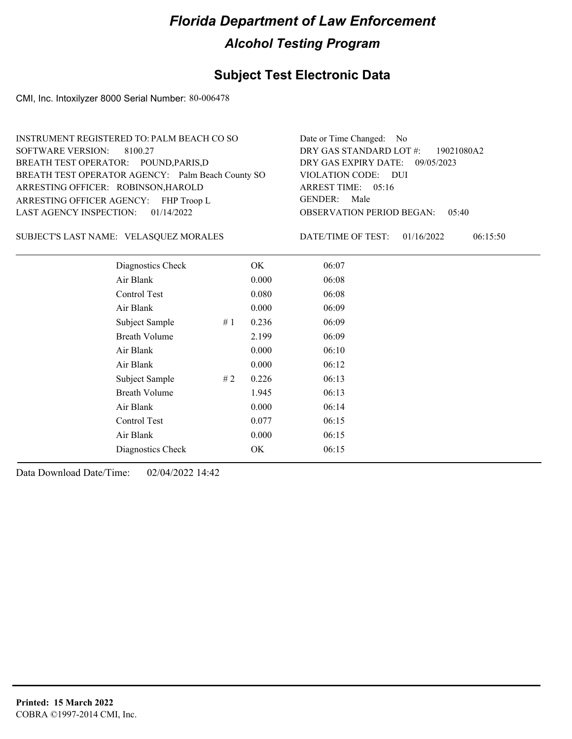# Florida Department of Law Enforcement

## Alcohol Testing Program

## Subject Test Electronic Data

CMI, Inc. Intoxilyzer 8000 Serial Number: 80-006478

INSTRUMENT REGISTERED TO: PALM BEACH CO SO
SOFTWARE VERSION: 8100.27
BREATH TEST OPERATOR: POUND,PARIS,D
BREATH TEST OPERATOR AGENCY: Palm Beach County SO
ARRESTING OFFICER: ROBINSON,HAROLD
ARRESTING OFFICER AGENCY: FHP Troop L
LAST AGENCY INSPECTION: 01/14/2022

Date or Time Changed: No
DRY GAS STANDARD LOT #: 19021080A2
DRY GAS EXPIRY DATE: 09/05/2023
VIOLATION CODE: DUI
ARREST TIME: 05:16
GENDER: Male
OBSERVATION PERIOD BEGAN: 05:40

SUBJECT'S LAST NAME: VELASQUEZ MORALES

DATE/TIME OF TEST: 01/16/2022 06:15:50

| Test | # | Result | Time |
|---|---|---|---|
| Diagnostics Check | | OK | 06:07 |
| Air Blank | | 0.000 | 06:08 |
| Control Test | | 0.080 | 06:08 |
| Air Blank | | 0.000 | 06:09 |
| Subject Sample | # 1 | 0.236 | 06:09 |
| Breath Volume | | 2.199 | 06:09 |
| Air Blank | | 0.000 | 06:10 |
| Air Blank | | 0.000 | 06:12 |
| Subject Sample | # 2 | 0.226 | 06:13 |
| Breath Volume | | 1.945 | 06:13 |
| Air Blank | | 0.000 | 06:14 |
| Control Test | | 0.077 | 06:15 |
| Air Blank | | 0.000 | 06:15 |
| Diagnostics Check | | OK | 06:15 |

Data Download Date/Time: 02/04/2022 14:42

**Printed: 15 March 2022**
COBRA ©1997-2014 CMI, Inc.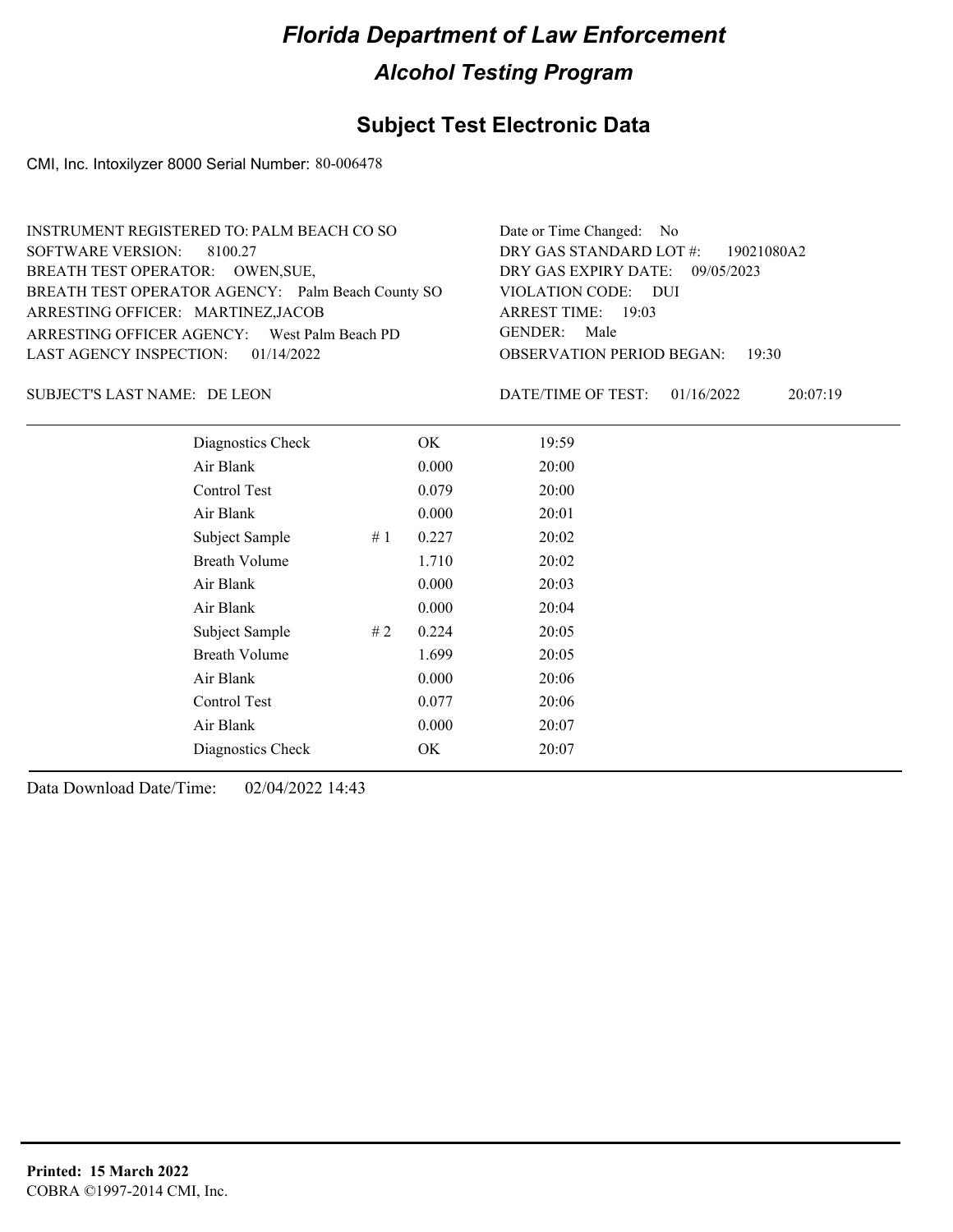# Florida Department of Law Enforcement

## Alcohol Testing Program

## Subject Test Electronic Data

CMI, Inc. Intoxilyzer 8000 Serial Number: 80-006478

INSTRUMENT REGISTERED TO: PALM BEACH CO SO
SOFTWARE VERSION: 8100.27
BREATH TEST OPERATOR: OWEN,SUE,
BREATH TEST OPERATOR AGENCY: Palm Beach County SO
ARRESTING OFFICER: MARTINEZ,JACOB
ARRESTING OFFICER AGENCY: West Palm Beach PD
LAST AGENCY INSPECTION: 01/14/2022

Date or Time Changed: No
DRY GAS STANDARD LOT #: 19021080A2
DRY GAS EXPIRY DATE: 09/05/2023
VIOLATION CODE: DUI
ARREST TIME: 19:03
GENDER: Male
OBSERVATION PERIOD BEGAN: 19:30

SUBJECT'S LAST NAME: DE LEON

DATE/TIME OF TEST: 01/16/2022 20:07:19

| | | | |
|---|---|---|---|
| Diagnostics Check | | OK | 19:59 |
| Air Blank | | 0.000 | 20:00 |
| Control Test | | 0.079 | 20:00 |
| Air Blank | | 0.000 | 20:01 |
| Subject Sample | # 1 | 0.227 | 20:02 |
| Breath Volume | | 1.710 | 20:02 |
| Air Blank | | 0.000 | 20:03 |
| Air Blank | | 0.000 | 20:04 |
| Subject Sample | # 2 | 0.224 | 20:05 |
| Breath Volume | | 1.699 | 20:05 |
| Air Blank | | 0.000 | 20:06 |
| Control Test | | 0.077 | 20:06 |
| Air Blank | | 0.000 | 20:07 |
| Diagnostics Check | | OK | 20:07 |

Data Download Date/Time: 02/04/2022 14:43

**Printed: 15 March 2022**
COBRA ©1997-2014 CMI, Inc.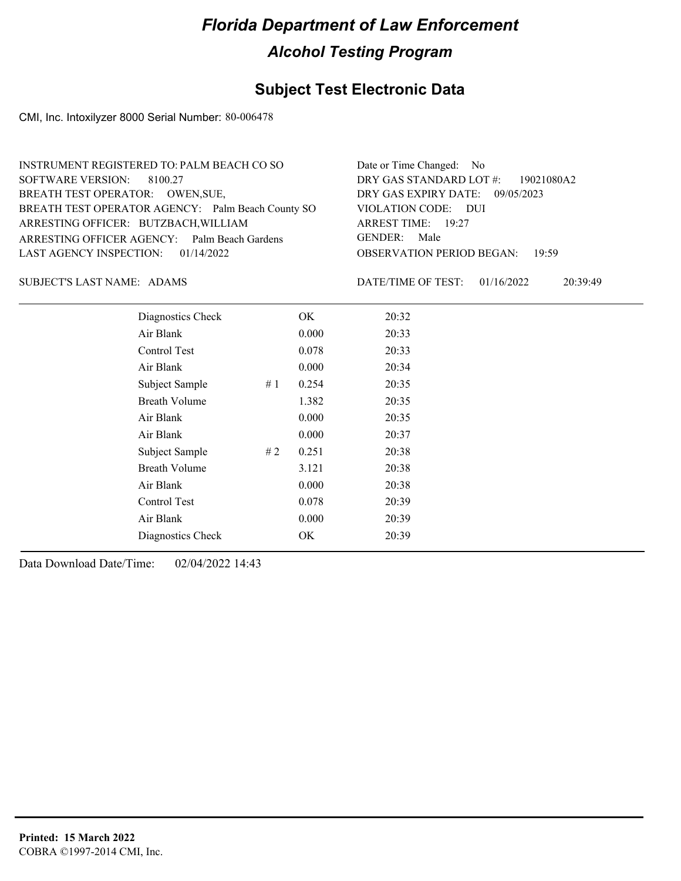# Florida Department of Law Enforcement

## Alcohol Testing Program

### Subject Test Electronic Data

CMI, Inc. Intoxilyzer 8000 Serial Number: 80-006478

INSTRUMENT REGISTERED TO: PALM BEACH CO SO
SOFTWARE VERSION: 8100.27
BREATH TEST OPERATOR: OWEN,SUE,
BREATH TEST OPERATOR AGENCY: Palm Beach County SO
ARRESTING OFFICER: BUTZBACH,WILLIAM
ARRESTING OFFICER AGENCY: Palm Beach Gardens
LAST AGENCY INSPECTION: 01/14/2022

Date or Time Changed: No
DRY GAS STANDARD LOT #: 19021080A2
DRY GAS EXPIRY DATE: 09/05/2023
VIOLATION CODE: DUI
ARREST TIME: 19:27
GENDER: Male
OBSERVATION PERIOD BEGAN: 19:59

SUBJECT'S LAST NAME: ADAMS

DATE/TIME OF TEST: 01/16/2022 20:39:49

| | | | |
|---|---|---|---|
| Diagnostics Check | | OK | 20:32 |
| Air Blank | | 0.000 | 20:33 |
| Control Test | | 0.078 | 20:33 |
| Air Blank | | 0.000 | 20:34 |
| Subject Sample | # 1 | 0.254 | 20:35 |
| Breath Volume | | 1.382 | 20:35 |
| Air Blank | | 0.000 | 20:35 |
| Air Blank | | 0.000 | 20:37 |
| Subject Sample | # 2 | 0.251 | 20:38 |
| Breath Volume | | 3.121 | 20:38 |
| Air Blank | | 0.000 | 20:38 |
| Control Test | | 0.078 | 20:39 |
| Air Blank | | 0.000 | 20:39 |
| Diagnostics Check | | OK | 20:39 |

Data Download Date/Time: 02/04/2022 14:43

**Printed: 15 March 2022**
COBRA ©1997-2014 CMI, Inc.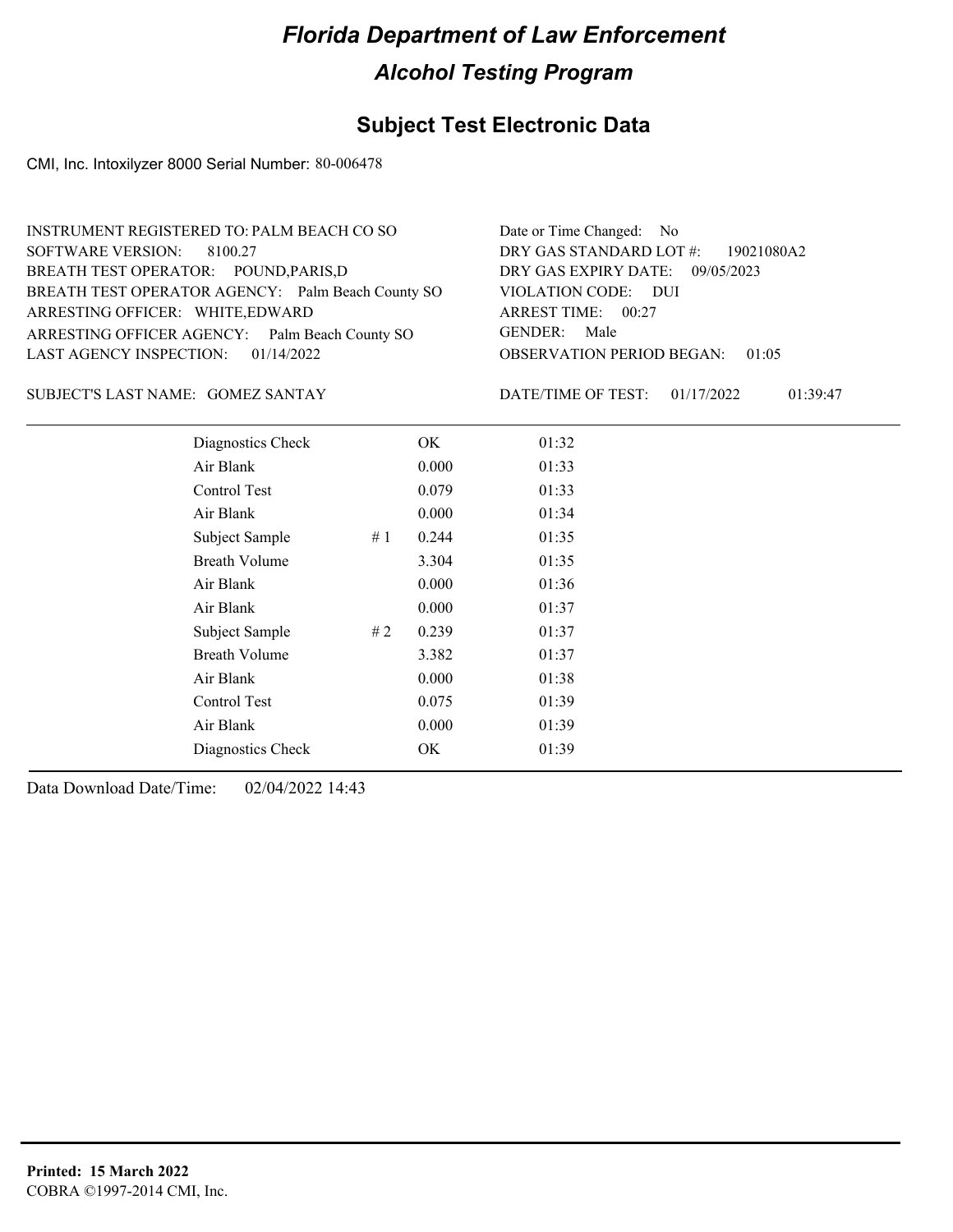# Florida Department of Law Enforcement

## Alcohol Testing Program

### Subject Test Electronic Data

CMI, Inc. Intoxilyzer 8000 Serial Number: 80-006478

INSTRUMENT REGISTERED TO: PALM BEACH CO SO
SOFTWARE VERSION: 8100.27
BREATH TEST OPERATOR: POUND,PARIS,D
BREATH TEST OPERATOR AGENCY: Palm Beach County SO
ARRESTING OFFICER: WHITE,EDWARD
ARRESTING OFFICER AGENCY: Palm Beach County SO
LAST AGENCY INSPECTION: 01/14/2022

Date or Time Changed: No
DRY GAS STANDARD LOT #: 19021080A2
DRY GAS EXPIRY DATE: 09/05/2023
VIOLATION CODE: DUI
ARREST TIME: 00:27
GENDER: Male
OBSERVATION PERIOD BEGAN: 01:05

SUBJECT'S LAST NAME: GOMEZ SANTAY

DATE/TIME OF TEST: 01/17/2022 01:39:47

| | | | |
|---|---|---|---|
| Diagnostics Check | | OK | 01:32 |
| Air Blank | | 0.000 | 01:33 |
| Control Test | | 0.079 | 01:33 |
| Air Blank | | 0.000 | 01:34 |
| Subject Sample | # 1 | 0.244 | 01:35 |
| Breath Volume | | 3.304 | 01:35 |
| Air Blank | | 0.000 | 01:36 |
| Air Blank | | 0.000 | 01:37 |
| Subject Sample | # 2 | 0.239 | 01:37 |
| Breath Volume | | 3.382 | 01:37 |
| Air Blank | | 0.000 | 01:38 |
| Control Test | | 0.075 | 01:39 |
| Air Blank | | 0.000 | 01:39 |
| Diagnostics Check | | OK | 01:39 |

Data Download Date/Time: 02/04/2022 14:43

**Printed: 15 March 2022**
COBRA ©1997-2014 CMI, Inc.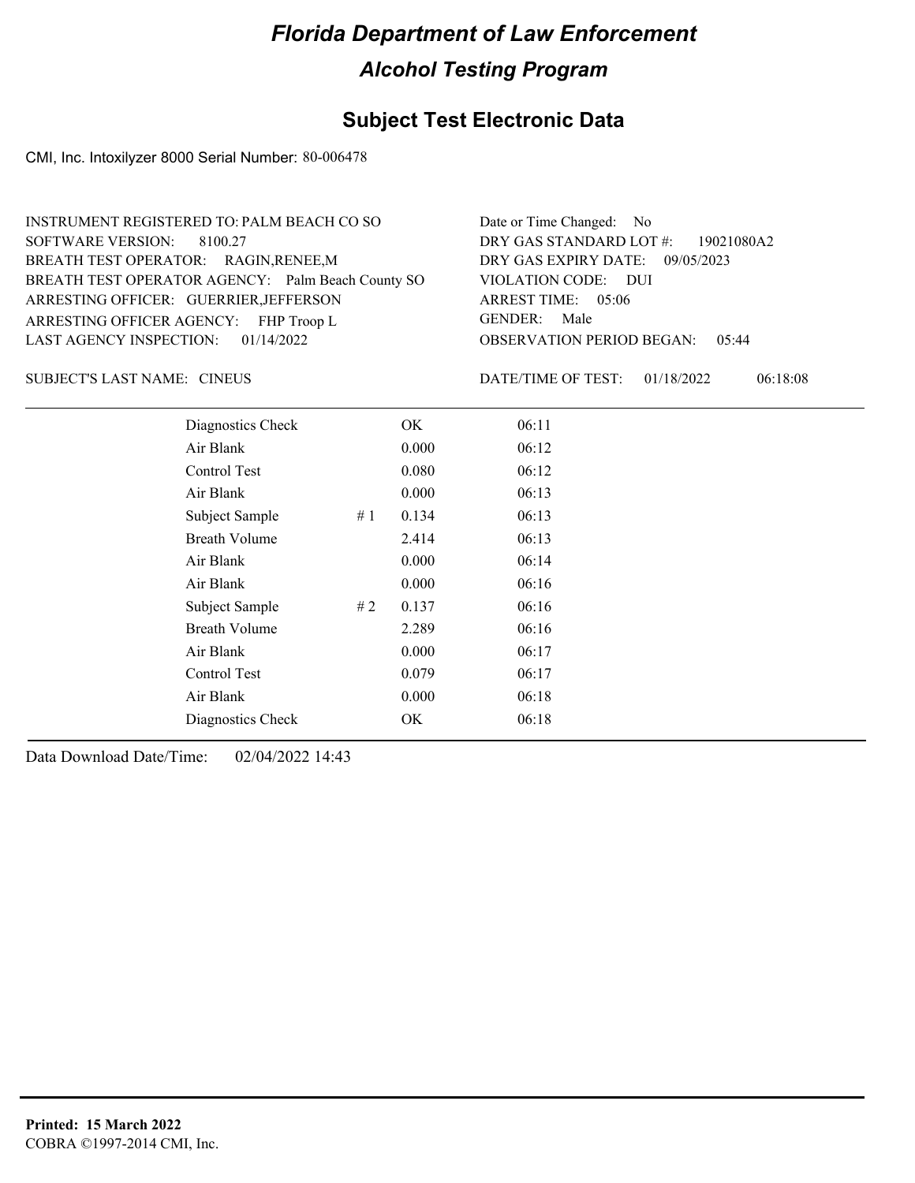# Florida Department of Law Enforcement

## Alcohol Testing Program

## Subject Test Electronic Data

CMI, Inc. Intoxilyzer 8000 Serial Number: 80-006478

INSTRUMENT REGISTERED TO: PALM BEACH CO SO
SOFTWARE VERSION: 8100.27
BREATH TEST OPERATOR: RAGIN,RENEE,M
BREATH TEST OPERATOR AGENCY: Palm Beach County SO
ARRESTING OFFICER: GUERRIER,JEFFERSON
ARRESTING OFFICER AGENCY: FHP Troop L
LAST AGENCY INSPECTION: 01/14/2022

Date or Time Changed: No
DRY GAS STANDARD LOT #: 19021080A2
DRY GAS EXPIRY DATE: 09/05/2023
VIOLATION CODE: DUI
ARREST TIME: 05:06
GENDER: Male
OBSERVATION PERIOD BEGAN: 05:44

SUBJECT'S LAST NAME: CINEUS

DATE/TIME OF TEST: 01/18/2022 06:18:08

| | | | |
|---|---|---|---|
| Diagnostics Check | | OK | 06:11 |
| Air Blank | | 0.000 | 06:12 |
| Control Test | | 0.080 | 06:12 |
| Air Blank | | 0.000 | 06:13 |
| Subject Sample | # 1 | 0.134 | 06:13 |
| Breath Volume | | 2.414 | 06:13 |
| Air Blank | | 0.000 | 06:14 |
| Air Blank | | 0.000 | 06:16 |
| Subject Sample | # 2 | 0.137 | 06:16 |
| Breath Volume | | 2.289 | 06:16 |
| Air Blank | | 0.000 | 06:17 |
| Control Test | | 0.079 | 06:17 |
| Air Blank | | 0.000 | 06:18 |
| Diagnostics Check | | OK | 06:18 |

Data Download Date/Time: 02/04/2022 14:43

**Printed: 15 March 2022**
COBRA ©1997-2014 CMI, Inc.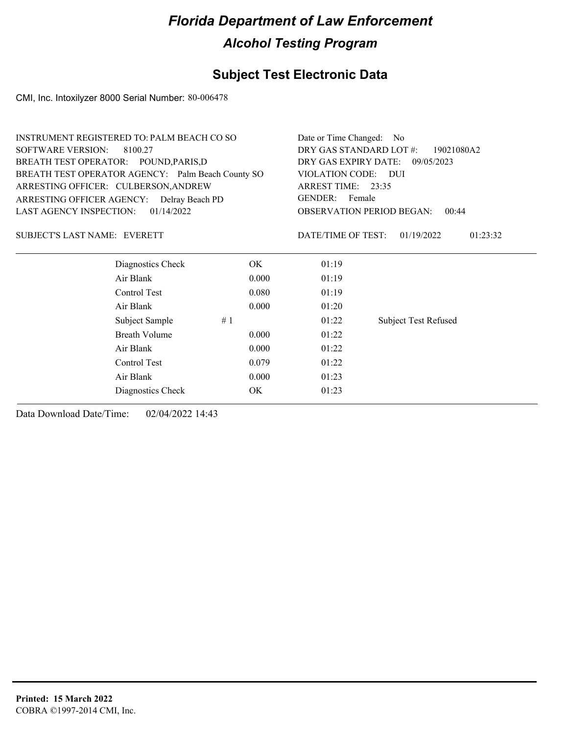# Florida Department of Law Enforcement

## Alcohol Testing Program

### Subject Test Electronic Data

CMI, Inc. Intoxilyzer 8000 Serial Number: 80-006478

INSTRUMENT REGISTERED TO: PALM BEACH CO SO
SOFTWARE VERSION: 8100.27
BREATH TEST OPERATOR: POUND,PARIS,D
BREATH TEST OPERATOR AGENCY: Palm Beach County SO
ARRESTING OFFICER: CULBERSON,ANDREW
ARRESTING OFFICER AGENCY: Delray Beach PD
LAST AGENCY INSPECTION: 01/14/2022

Date or Time Changed: No
DRY GAS STANDARD LOT #: 19021080A2
DRY GAS EXPIRY DATE: 09/05/2023
VIOLATION CODE: DUI
ARREST TIME: 23:35
GENDER: Female
OBSERVATION PERIOD BEGAN: 00:44

SUBJECT'S LAST NAME: EVERETT

DATE/TIME OF TEST: 01/19/2022 01:23:32

| Test | | Result | Time | Note |
|---|---|---|---|---|
| Diagnostics Check | | OK | 01:19 | |
| Air Blank | | 0.000 | 01:19 | |
| Control Test | | 0.080 | 01:19 | |
| Air Blank | | 0.000 | 01:20 | |
| Subject Sample | # 1 | | 01:22 | Subject Test Refused |
| Breath Volume | | 0.000 | 01:22 | |
| Air Blank | | 0.000 | 01:22 | |
| Control Test | | 0.079 | 01:22 | |
| Air Blank | | 0.000 | 01:23 | |
| Diagnostics Check | | OK | 01:23 | |

Data Download Date/Time: 02/04/2022 14:43

**Printed: 15 March 2022**
COBRA ©1997-2014 CMI, Inc.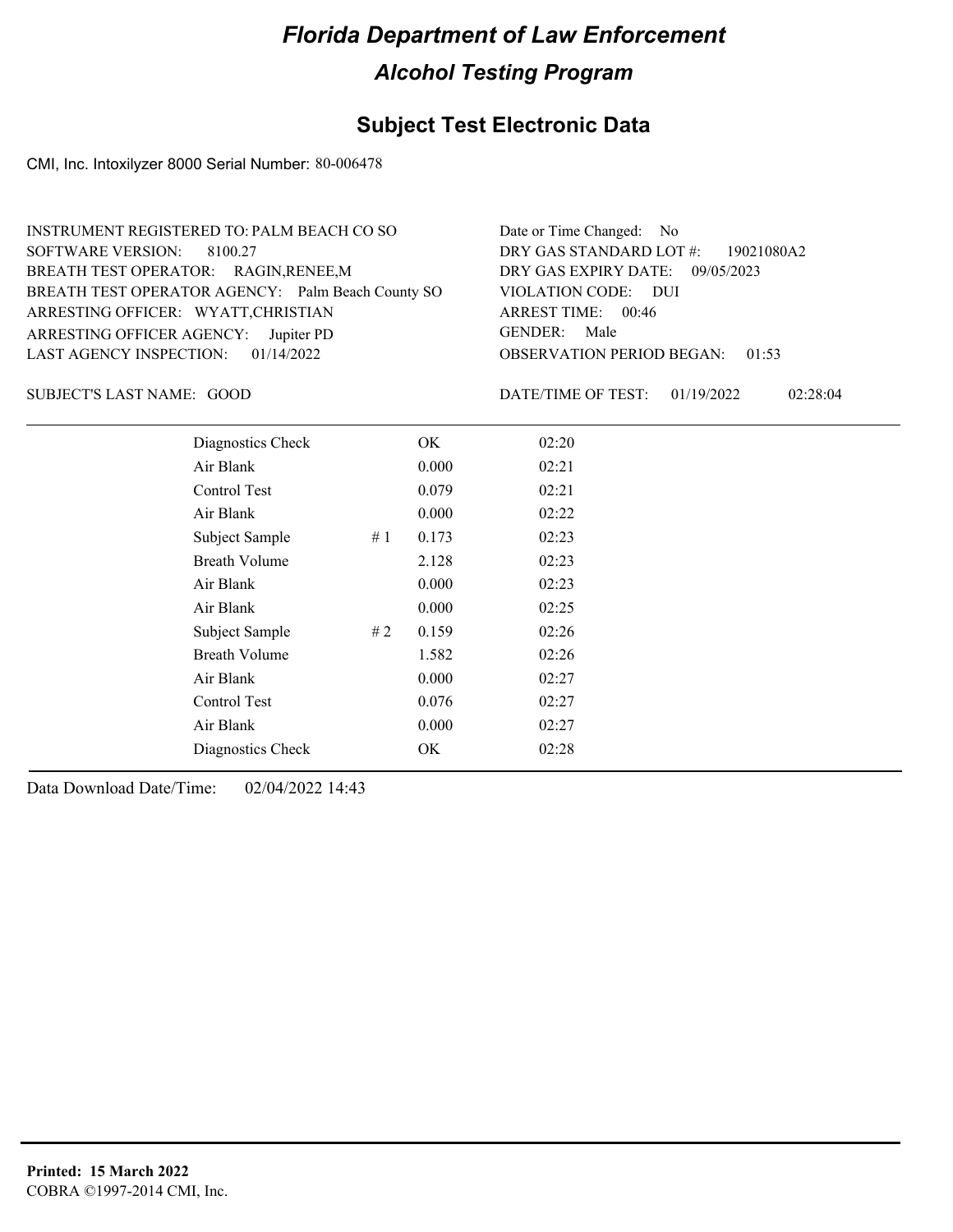# *Florida Department of Law Enforcement*

## *Alcohol Testing Program*

## Subject Test Electronic Data

CMI, Inc. Intoxilyzer 8000 Serial Number: 80-006478

INSTRUMENT REGISTERED TO: PALM BEACH CO SO
SOFTWARE VERSION: 8100.27
BREATH TEST OPERATOR: RAGIN,RENEE,M
BREATH TEST OPERATOR AGENCY: Palm Beach County SO
ARRESTING OFFICER: WYATT,CHRISTIAN
ARRESTING OFFICER AGENCY: Jupiter PD
LAST AGENCY INSPECTION: 01/14/2022

Date or Time Changed: No
DRY GAS STANDARD LOT #: 19021080A2
DRY GAS EXPIRY DATE: 09/05/2023
VIOLATION CODE: DUI
ARREST TIME: 00:46
GENDER: Male
OBSERVATION PERIOD BEGAN: 01:53

SUBJECT'S LAST NAME: GOOD

DATE/TIME OF TEST: 01/19/2022 02:28:04

| | | | |
|---|---|---|---|
| Diagnostics Check | | OK | 02:20 |
| Air Blank | | 0.000 | 02:21 |
| Control Test | | 0.079 | 02:21 |
| Air Blank | | 0.000 | 02:22 |
| Subject Sample | # 1 | 0.173 | 02:23 |
| Breath Volume | | 2.128 | 02:23 |
| Air Blank | | 0.000 | 02:23 |
| Air Blank | | 0.000 | 02:25 |
| Subject Sample | # 2 | 0.159 | 02:26 |
| Breath Volume | | 1.582 | 02:26 |
| Air Blank | | 0.000 | 02:27 |
| Control Test | | 0.076 | 02:27 |
| Air Blank | | 0.000 | 02:27 |
| Diagnostics Check | | OK | 02:28 |

Data Download Date/Time: 02/04/2022 14:43

**Printed: 15 March 2022**
COBRA ©1997-2014 CMI, Inc.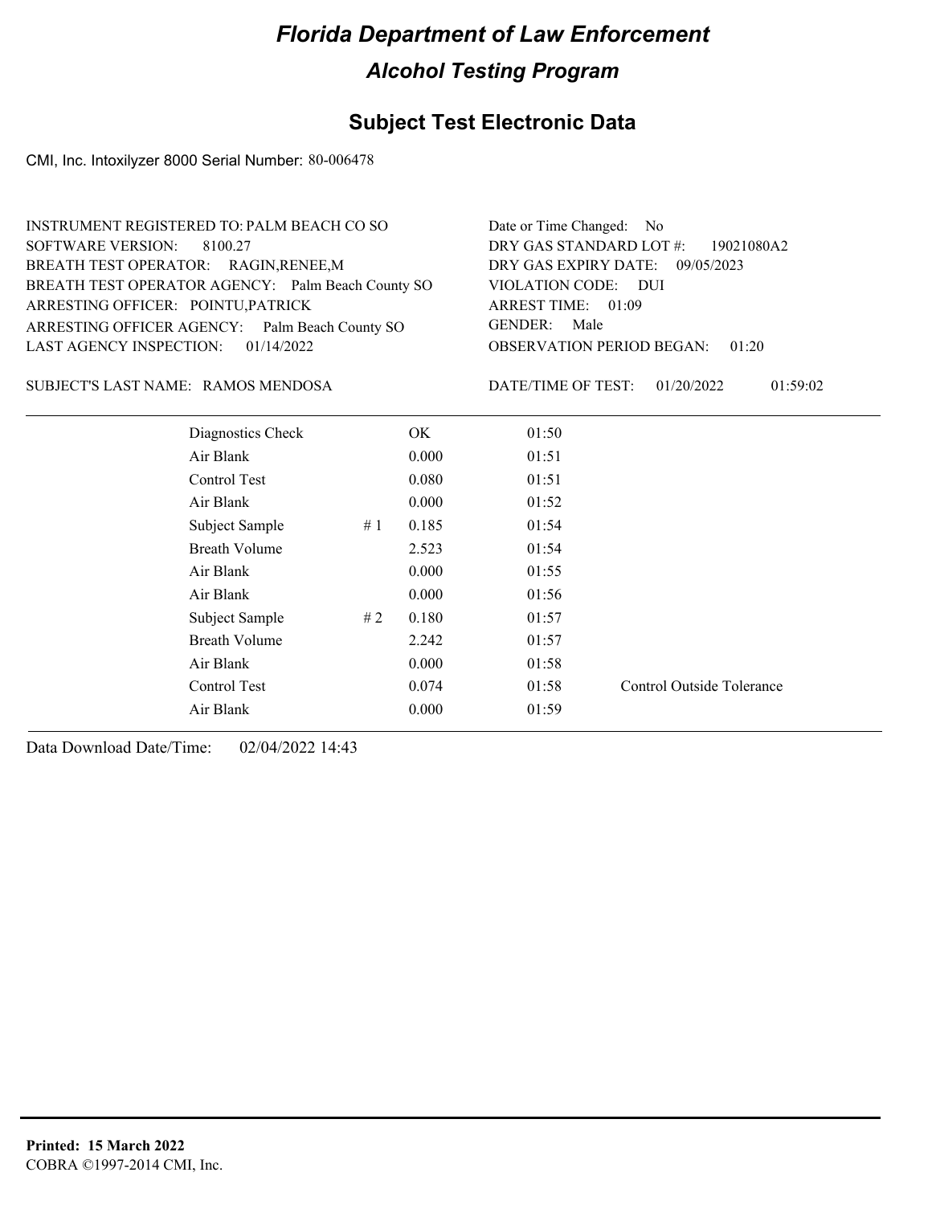# Florida Department of Law Enforcement

## Alcohol Testing Program

### Subject Test Electronic Data

CMI, Inc. Intoxilyzer 8000 Serial Number: 80-006478

INSTRUMENT REGISTERED TO: PALM BEACH CO SO
SOFTWARE VERSION: 8100.27
BREATH TEST OPERATOR: RAGIN,RENEE,M
BREATH TEST OPERATOR AGENCY: Palm Beach County SO
ARRESTING OFFICER: POINTU,PATRICK
ARRESTING OFFICER AGENCY: Palm Beach County SO
LAST AGENCY INSPECTION: 01/14/2022

Date or Time Changed: No
DRY GAS STANDARD LOT #: 19021080A2
DRY GAS EXPIRY DATE: 09/05/2023
VIOLATION CODE: DUI
ARREST TIME: 01:09
GENDER: Male
OBSERVATION PERIOD BEGAN: 01:20

SUBJECT'S LAST NAME: RAMOS MENDOSA

DATE/TIME OF TEST: 01/20/2022 01:59:02

| | | | | |
|---|---|---|---|---|
| Diagnostics Check | | OK | 01:50 | |
| Air Blank | | 0.000 | 01:51 | |
| Control Test | | 0.080 | 01:51 | |
| Air Blank | | 0.000 | 01:52 | |
| Subject Sample | # 1 | 0.185 | 01:54 | |
| Breath Volume | | 2.523 | 01:54 | |
| Air Blank | | 0.000 | 01:55 | |
| Air Blank | | 0.000 | 01:56 | |
| Subject Sample | # 2 | 0.180 | 01:57 | |
| Breath Volume | | 2.242 | 01:57 | |
| Air Blank | | 0.000 | 01:58 | |
| Control Test | | 0.074 | 01:58 | Control Outside Tolerance |
| Air Blank | | 0.000 | 01:59 | |

Data Download Date/Time: 02/04/2022 14:43

**Printed: 15 March 2022**
COBRA ©1997-2014 CMI, Inc.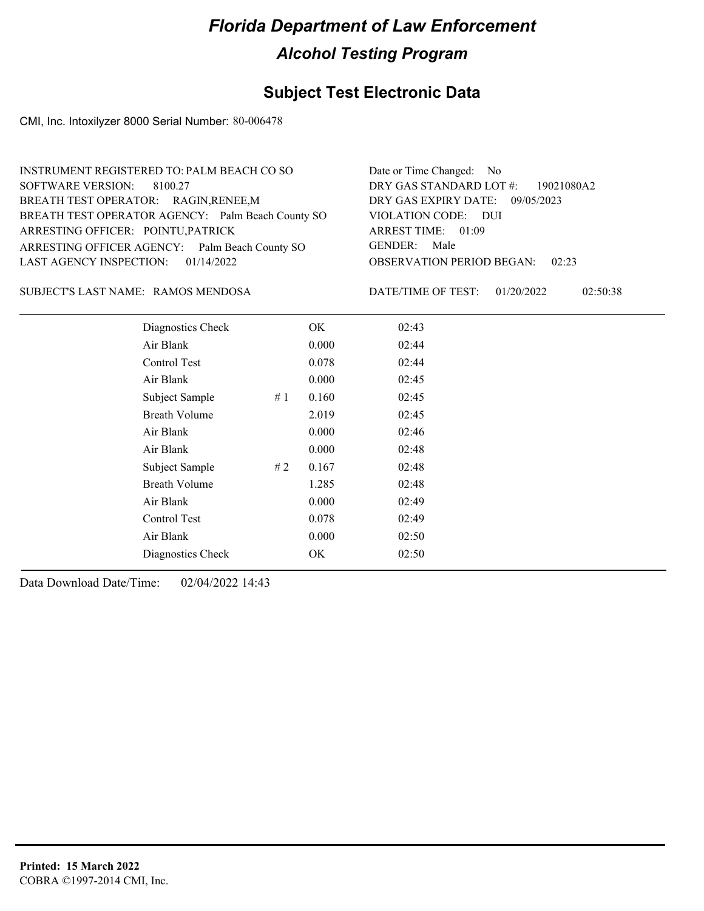# Florida Department of Law Enforcement

## Alcohol Testing Program

### Subject Test Electronic Data

CMI, Inc. Intoxilyzer 8000 Serial Number: 80-006478

INSTRUMENT REGISTERED TO: PALM BEACH CO SO
SOFTWARE VERSION: 8100.27
BREATH TEST OPERATOR: RAGIN,RENEE,M
BREATH TEST OPERATOR AGENCY: Palm Beach County SO
ARRESTING OFFICER: POINTU,PATRICK
ARRESTING OFFICER AGENCY: Palm Beach County SO
LAST AGENCY INSPECTION: 01/14/2022

Date or Time Changed: No
DRY GAS STANDARD LOT #: 19021080A2
DRY GAS EXPIRY DATE: 09/05/2023
VIOLATION CODE: DUI
ARREST TIME: 01:09
GENDER: Male
OBSERVATION PERIOD BEGAN: 02:23

SUBJECT'S LAST NAME: RAMOS MENDOSA

DATE/TIME OF TEST: 01/20/2022 02:50:38

| | | | |
|---|---|---|---|
| Diagnostics Check | | OK | 02:43 |
| Air Blank | | 0.000 | 02:44 |
| Control Test | | 0.078 | 02:44 |
| Air Blank | | 0.000 | 02:45 |
| Subject Sample | # 1 | 0.160 | 02:45 |
| Breath Volume | | 2.019 | 02:45 |
| Air Blank | | 0.000 | 02:46 |
| Air Blank | | 0.000 | 02:48 |
| Subject Sample | # 2 | 0.167 | 02:48 |
| Breath Volume | | 1.285 | 02:48 |
| Air Blank | | 0.000 | 02:49 |
| Control Test | | 0.078 | 02:49 |
| Air Blank | | 0.000 | 02:50 |
| Diagnostics Check | | OK | 02:50 |

Data Download Date/Time: 02/04/2022 14:43

**Printed: 15 March 2022**
COBRA ©1997-2014 CMI, Inc.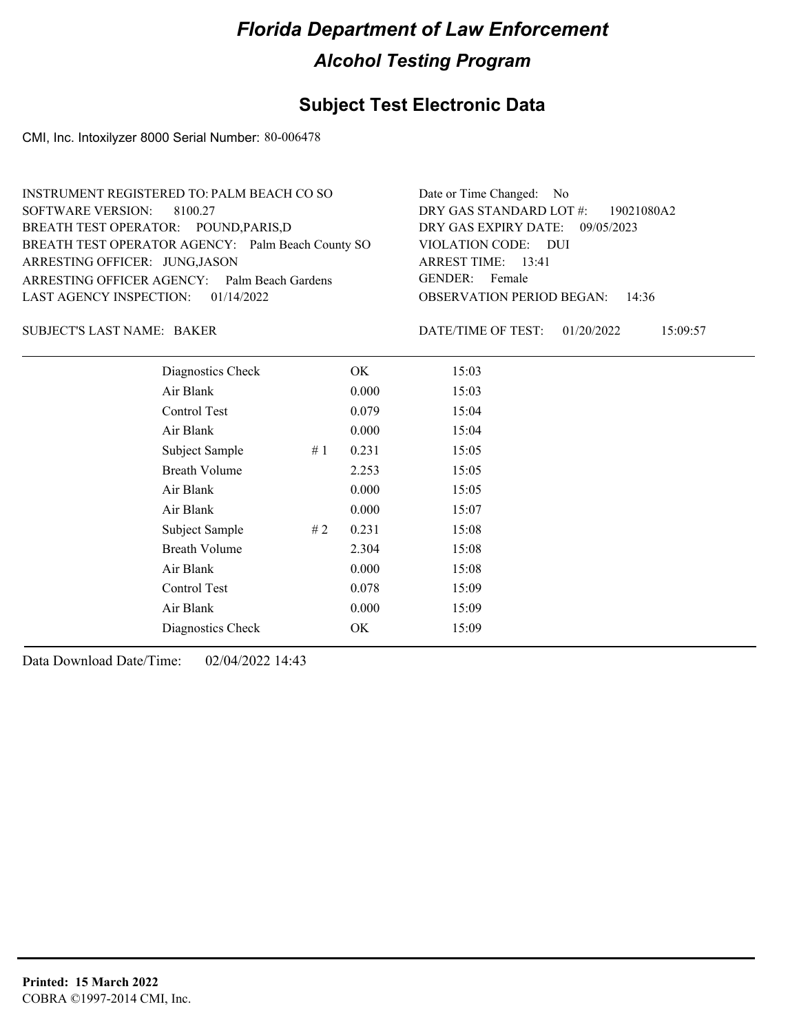# Florida Department of Law Enforcement

## Alcohol Testing Program

## Subject Test Electronic Data

CMI, Inc. Intoxilyzer 8000 Serial Number: 80-006478

INSTRUMENT REGISTERED TO: PALM BEACH CO SO
SOFTWARE VERSION: 8100.27
BREATH TEST OPERATOR: POUND,PARIS,D
BREATH TEST OPERATOR AGENCY: Palm Beach County SO
ARRESTING OFFICER: JUNG,JASON
ARRESTING OFFICER AGENCY: Palm Beach Gardens
LAST AGENCY INSPECTION: 01/14/2022

Date or Time Changed: No
DRY GAS STANDARD LOT #: 19021080A2
DRY GAS EXPIRY DATE: 09/05/2023
VIOLATION CODE: DUI
ARREST TIME: 13:41
GENDER: Female
OBSERVATION PERIOD BEGAN: 14:36

SUBJECT'S LAST NAME: BAKER

DATE/TIME OF TEST: 01/20/2022 15:09:57

| | | | |
|---|---|---|---|
| Diagnostics Check | | OK | 15:03 |
| Air Blank | | 0.000 | 15:03 |
| Control Test | | 0.079 | 15:04 |
| Air Blank | | 0.000 | 15:04 |
| Subject Sample | # 1 | 0.231 | 15:05 |
| Breath Volume | | 2.253 | 15:05 |
| Air Blank | | 0.000 | 15:05 |
| Air Blank | | 0.000 | 15:07 |
| Subject Sample | # 2 | 0.231 | 15:08 |
| Breath Volume | | 2.304 | 15:08 |
| Air Blank | | 0.000 | 15:08 |
| Control Test | | 0.078 | 15:09 |
| Air Blank | | 0.000 | 15:09 |
| Diagnostics Check | | OK | 15:09 |

Data Download Date/Time: 02/04/2022 14:43

**Printed: 15 March 2022**
COBRA ©1997-2014 CMI, Inc.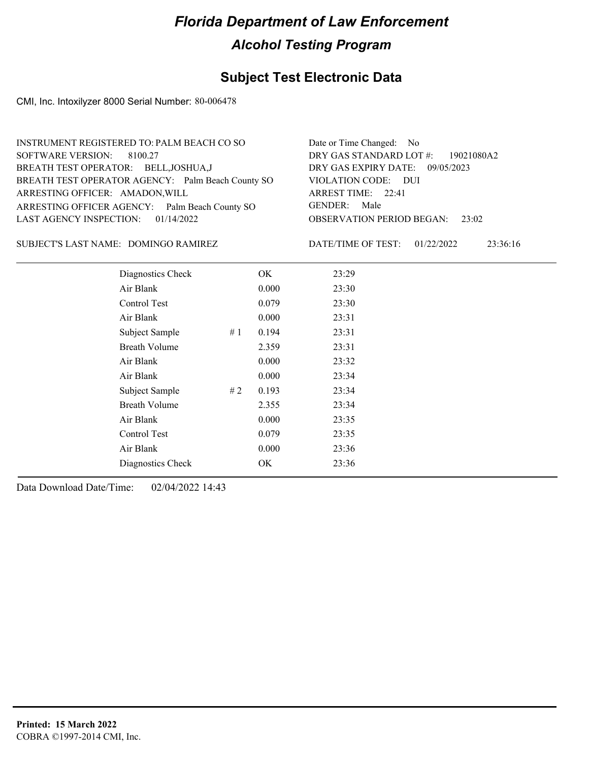# Florida Department of Law Enforcement

## Alcohol Testing Program

### Subject Test Electronic Data

CMI, Inc. Intoxilyzer 8000 Serial Number: 80-006478

INSTRUMENT REGISTERED TO: PALM BEACH CO SO
SOFTWARE VERSION: 8100.27
BREATH TEST OPERATOR: BELL,JOSHUA,J
BREATH TEST OPERATOR AGENCY: Palm Beach County SO
ARRESTING OFFICER: AMADON,WILL
ARRESTING OFFICER AGENCY: Palm Beach County SO
LAST AGENCY INSPECTION: 01/14/2022

Date or Time Changed: No
DRY GAS STANDARD LOT #: 19021080A2
DRY GAS EXPIRY DATE: 09/05/2023
VIOLATION CODE: DUI
ARREST TIME: 22:41
GENDER: Male
OBSERVATION PERIOD BEGAN: 23:02

SUBJECT'S LAST NAME: DOMINGO RAMIREZ

DATE/TIME OF TEST: 01/22/2022 23:36:16

| | | | |
|---|---|---|---|
| Diagnostics Check | | OK | 23:29 |
| Air Blank | | 0.000 | 23:30 |
| Control Test | | 0.079 | 23:30 |
| Air Blank | | 0.000 | 23:31 |
| Subject Sample | # 1 | 0.194 | 23:31 |
| Breath Volume | | 2.359 | 23:31 |
| Air Blank | | 0.000 | 23:32 |
| Air Blank | | 0.000 | 23:34 |
| Subject Sample | # 2 | 0.193 | 23:34 |
| Breath Volume | | 2.355 | 23:34 |
| Air Blank | | 0.000 | 23:35 |
| Control Test | | 0.079 | 23:35 |
| Air Blank | | 0.000 | 23:36 |
| Diagnostics Check | | OK | 23:36 |

Data Download Date/Time: 02/04/2022 14:43

**Printed: 15 March 2022**
COBRA ©1997-2014 CMI, Inc.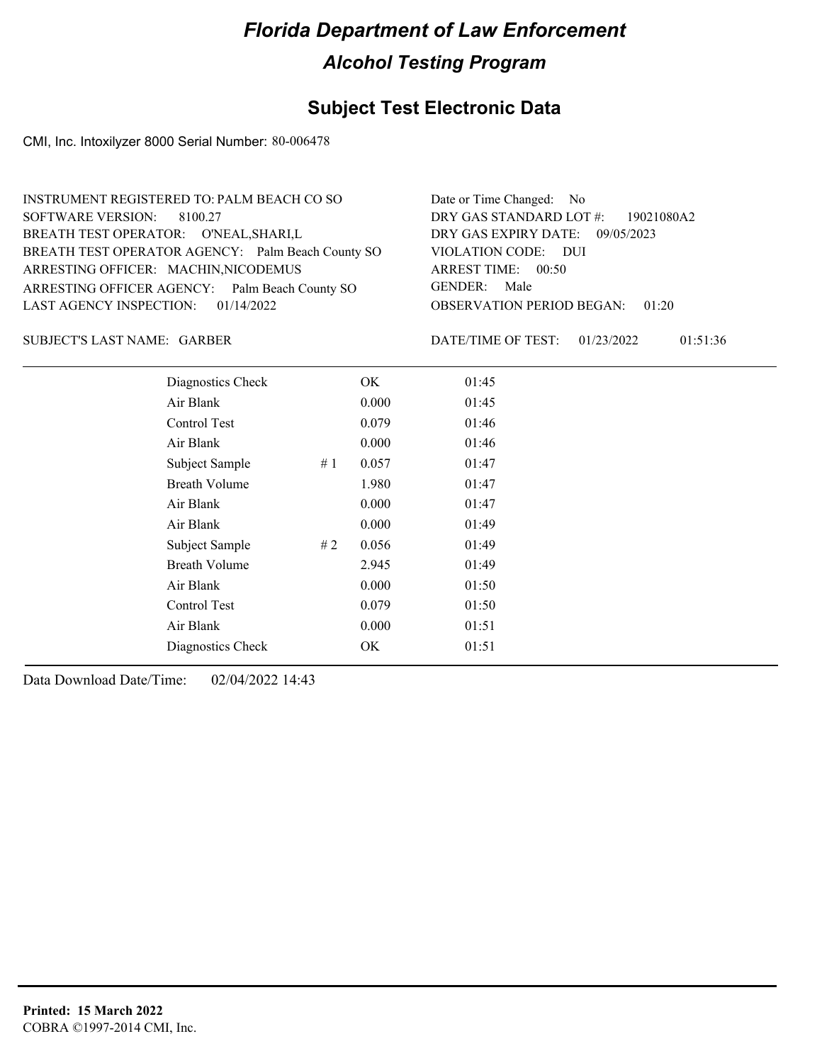# Florida Department of Law Enforcement

## Alcohol Testing Program

## Subject Test Electronic Data

CMI, Inc. Intoxilyzer 8000 Serial Number: 80-006478

INSTRUMENT REGISTERED TO: PALM BEACH CO SO
SOFTWARE VERSION: 8100.27
BREATH TEST OPERATOR: O'NEAL,SHARI,L
BREATH TEST OPERATOR AGENCY: Palm Beach County SO
ARRESTING OFFICER: MACHIN,NICODEMUS
ARRESTING OFFICER AGENCY: Palm Beach County SO
LAST AGENCY INSPECTION: 01/14/2022

Date or Time Changed: No
DRY GAS STANDARD LOT #: 19021080A2
DRY GAS EXPIRY DATE: 09/05/2023
VIOLATION CODE: DUI
ARREST TIME: 00:50
GENDER: Male
OBSERVATION PERIOD BEGAN: 01:20

SUBJECT'S LAST NAME: GARBER

DATE/TIME OF TEST: 01/23/2022 01:51:36

| | | | |
|---|---|---|---|
| Diagnostics Check | | OK | 01:45 |
| Air Blank | | 0.000 | 01:45 |
| Control Test | | 0.079 | 01:46 |
| Air Blank | | 0.000 | 01:46 |
| Subject Sample | # 1 | 0.057 | 01:47 |
| Breath Volume | | 1.980 | 01:47 |
| Air Blank | | 0.000 | 01:47 |
| Air Blank | | 0.000 | 01:49 |
| Subject Sample | # 2 | 0.056 | 01:49 |
| Breath Volume | | 2.945 | 01:49 |
| Air Blank | | 0.000 | 01:50 |
| Control Test | | 0.079 | 01:50 |
| Air Blank | | 0.000 | 01:51 |
| Diagnostics Check | | OK | 01:51 |

Data Download Date/Time: 02/04/2022 14:43

**Printed: 15 March 2022**
COBRA ©1997-2014 CMI, Inc.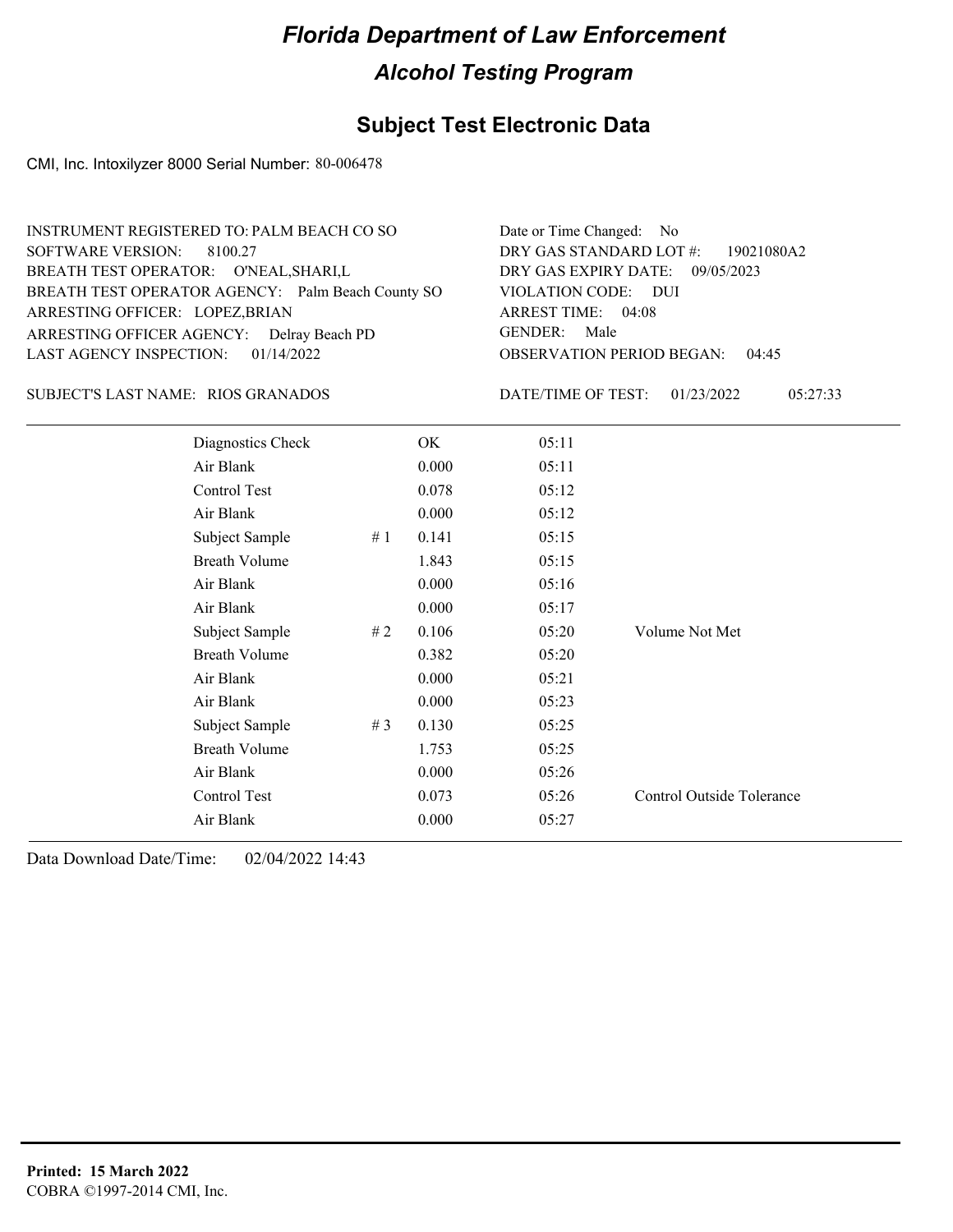# Florida Department of Law Enforcement

## Alcohol Testing Program

### Subject Test Electronic Data

CMI, Inc. Intoxilyzer 8000 Serial Number: 80-006478

INSTRUMENT REGISTERED TO: PALM BEACH CO SO
SOFTWARE VERSION: 8100.27
BREATH TEST OPERATOR: O'NEAL,SHARI,L
BREATH TEST OPERATOR AGENCY: Palm Beach County SO
ARRESTING OFFICER: LOPEZ,BRIAN
ARRESTING OFFICER AGENCY: Delray Beach PD
LAST AGENCY INSPECTION: 01/14/2022

Date or Time Changed: No
DRY GAS STANDARD LOT #: 19021080A2
DRY GAS EXPIRY DATE: 09/05/2023
VIOLATION CODE: DUI
ARREST TIME: 04:08
GENDER: Male
OBSERVATION PERIOD BEGAN: 04:45

SUBJECT'S LAST NAME: RIOS GRANADOS

DATE/TIME OF TEST: 01/23/2022 05:27:33

| | | | | |
|---|---|---|---|---|
| Diagnostics Check | | OK | 05:11 | |
| Air Blank | | 0.000 | 05:11 | |
| Control Test | | 0.078 | 05:12 | |
| Air Blank | | 0.000 | 05:12 | |
| Subject Sample | # 1 | 0.141 | 05:15 | |
| Breath Volume | | 1.843 | 05:15 | |
| Air Blank | | 0.000 | 05:16 | |
| Air Blank | | 0.000 | 05:17 | |
| Subject Sample | # 2 | 0.106 | 05:20 | Volume Not Met |
| Breath Volume | | 0.382 | 05:20 | |
| Air Blank | | 0.000 | 05:21 | |
| Air Blank | | 0.000 | 05:23 | |
| Subject Sample | # 3 | 0.130 | 05:25 | |
| Breath Volume | | 1.753 | 05:25 | |
| Air Blank | | 0.000 | 05:26 | |
| Control Test | | 0.073 | 05:26 | Control Outside Tolerance |
| Air Blank | | 0.000 | 05:27 | |

Data Download Date/Time: 02/04/2022 14:43

**Printed: 15 March 2022**
COBRA ©1997-2014 CMI, Inc.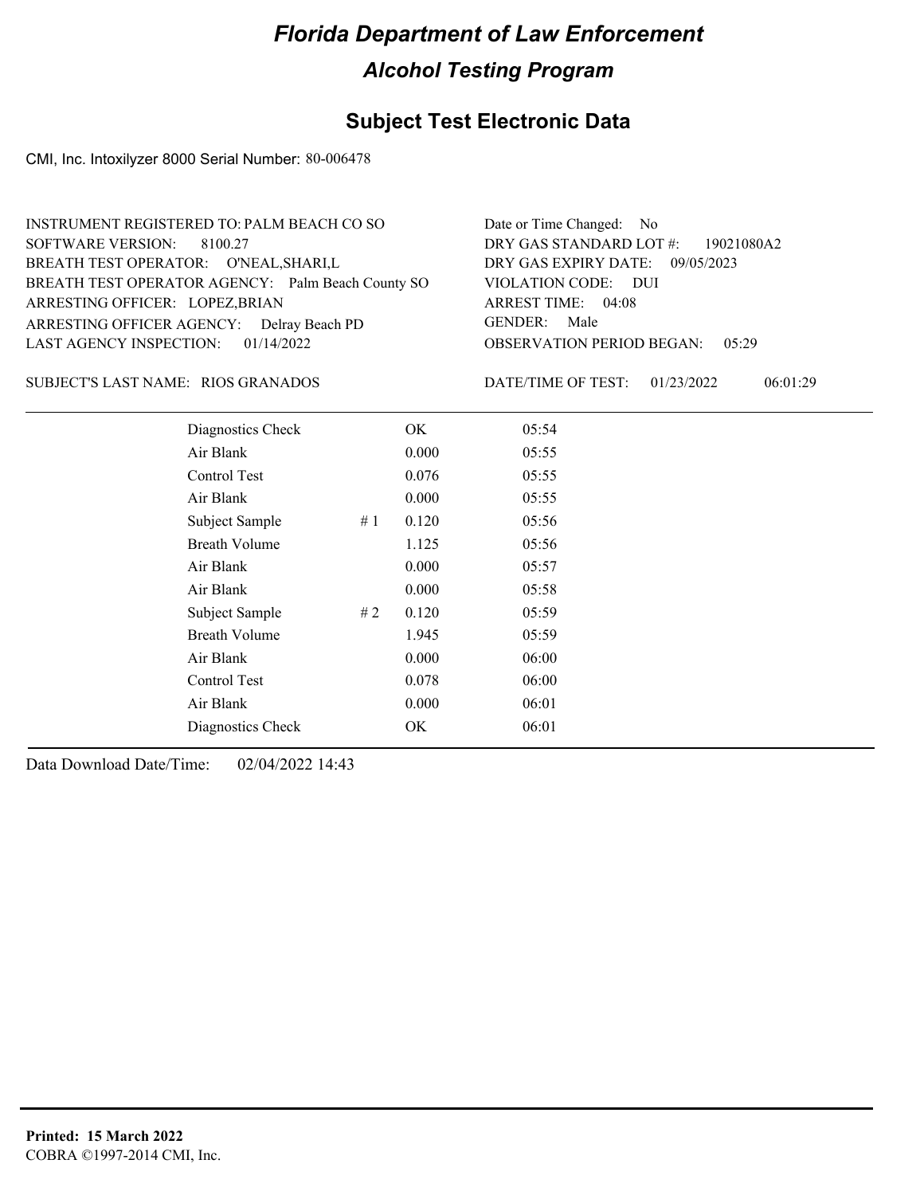# Florida Department of Law Enforcement

## Alcohol Testing Program

## Subject Test Electronic Data

CMI, Inc. Intoxilyzer 8000 Serial Number: 80-006478

INSTRUMENT REGISTERED TO: PALM BEACH CO SO
SOFTWARE VERSION: 8100.27
BREATH TEST OPERATOR: O'NEAL,SHARI,L
BREATH TEST OPERATOR AGENCY: Palm Beach County SO
ARRESTING OFFICER: LOPEZ,BRIAN
ARRESTING OFFICER AGENCY: Delray Beach PD
LAST AGENCY INSPECTION: 01/14/2022

Date or Time Changed: No
DRY GAS STANDARD LOT #: 19021080A2
DRY GAS EXPIRY DATE: 09/05/2023
VIOLATION CODE: DUI
ARREST TIME: 04:08
GENDER: Male
OBSERVATION PERIOD BEGAN: 05:29

SUBJECT'S LAST NAME: RIOS GRANADOS

DATE/TIME OF TEST: 01/23/2022 06:01:29

| | | | |
|---|---|---|---|
| Diagnostics Check | | OK | 05:54 |
| Air Blank | | 0.000 | 05:55 |
| Control Test | | 0.076 | 05:55 |
| Air Blank | | 0.000 | 05:55 |
| Subject Sample | # 1 | 0.120 | 05:56 |
| Breath Volume | | 1.125 | 05:56 |
| Air Blank | | 0.000 | 05:57 |
| Air Blank | | 0.000 | 05:58 |
| Subject Sample | # 2 | 0.120 | 05:59 |
| Breath Volume | | 1.945 | 05:59 |
| Air Blank | | 0.000 | 06:00 |
| Control Test | | 0.078 | 06:00 |
| Air Blank | | 0.000 | 06:01 |
| Diagnostics Check | | OK | 06:01 |

Data Download Date/Time: 02/04/2022 14:43

**Printed: 15 March 2022**
COBRA ©1997-2014 CMI, Inc.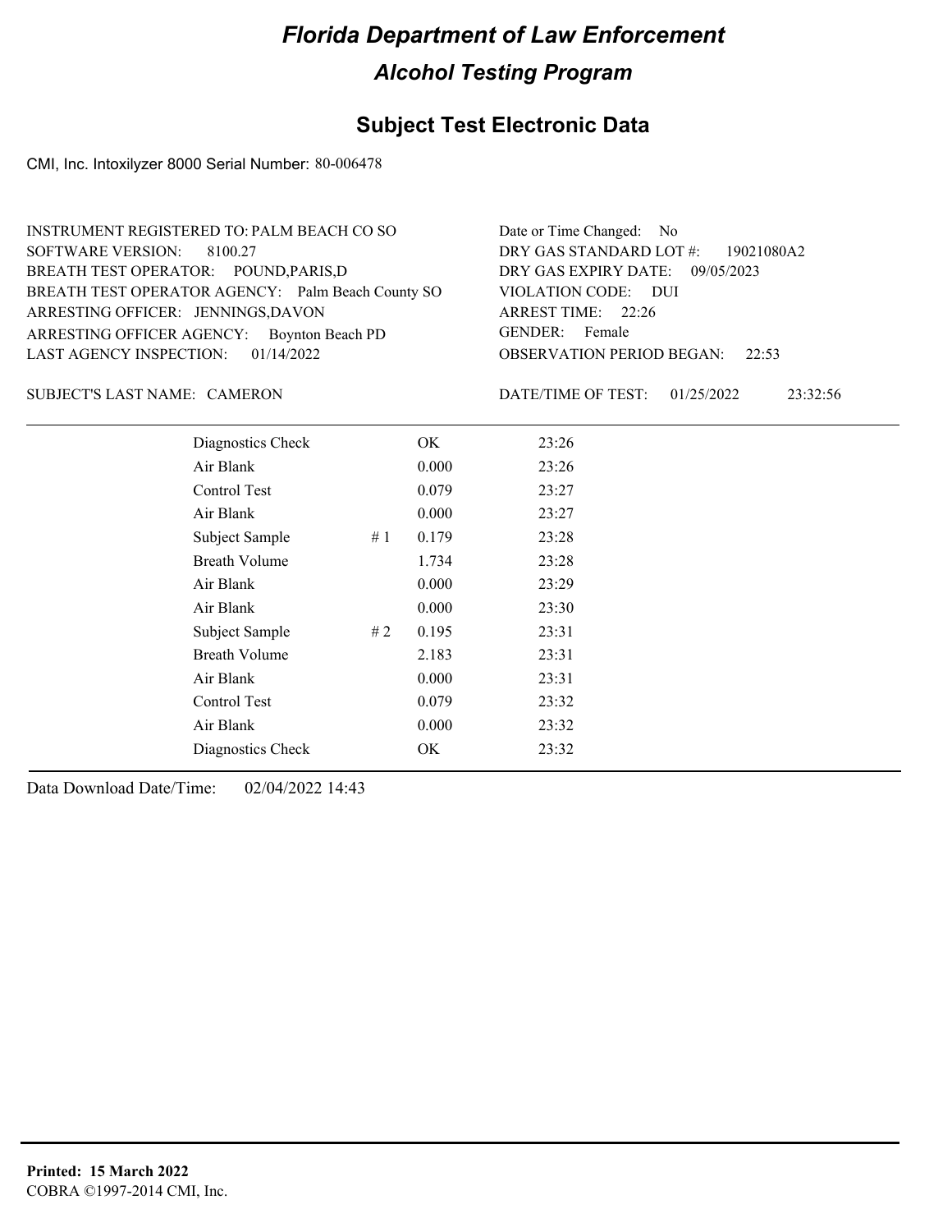# Florida Department of Law Enforcement

## Alcohol Testing Program

### Subject Test Electronic Data

CMI, Inc. Intoxilyzer 8000 Serial Number: 80-006478

INSTRUMENT REGISTERED TO: PALM BEACH CO SO
SOFTWARE VERSION: 8100.27
BREATH TEST OPERATOR: POUND,PARIS,D
BREATH TEST OPERATOR AGENCY: Palm Beach County SO
ARRESTING OFFICER: JENNINGS,DAVON
ARRESTING OFFICER AGENCY: Boynton Beach PD
LAST AGENCY INSPECTION: 01/14/2022

Date or Time Changed: No
DRY GAS STANDARD LOT #: 19021080A2
DRY GAS EXPIRY DATE: 09/05/2023
VIOLATION CODE: DUI
ARREST TIME: 22:26
GENDER: Female
OBSERVATION PERIOD BEGAN: 22:53

SUBJECT'S LAST NAME: CAMERON

DATE/TIME OF TEST: 01/25/2022 23:32:56

| | | | |
|---|---|---|---|
| Diagnostics Check | | OK | 23:26 |
| Air Blank | | 0.000 | 23:26 |
| Control Test | | 0.079 | 23:27 |
| Air Blank | | 0.000 | 23:27 |
| Subject Sample | # 1 | 0.179 | 23:28 |
| Breath Volume | | 1.734 | 23:28 |
| Air Blank | | 0.000 | 23:29 |
| Air Blank | | 0.000 | 23:30 |
| Subject Sample | # 2 | 0.195 | 23:31 |
| Breath Volume | | 2.183 | 23:31 |
| Air Blank | | 0.000 | 23:31 |
| Control Test | | 0.079 | 23:32 |
| Air Blank | | 0.000 | 23:32 |
| Diagnostics Check | | OK | 23:32 |

Data Download Date/Time: 02/04/2022 14:43

**Printed: 15 March 2022**
COBRA ©1997-2014 CMI, Inc.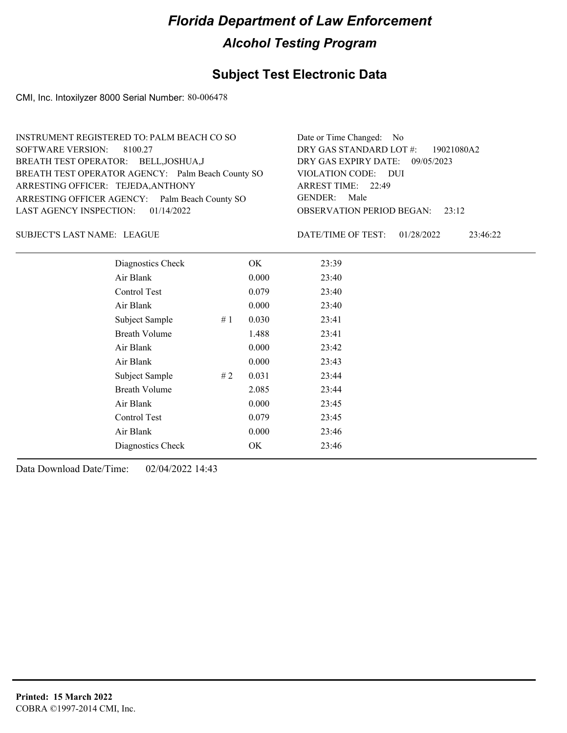# Florida Department of Law Enforcement

## Alcohol Testing Program

### Subject Test Electronic Data

CMI, Inc. Intoxilyzer 8000 Serial Number: 80-006478

INSTRUMENT REGISTERED TO: PALM BEACH CO SO
SOFTWARE VERSION: 8100.27
BREATH TEST OPERATOR: BELL,JOSHUA,J
BREATH TEST OPERATOR AGENCY: Palm Beach County SO
ARRESTING OFFICER: TEJEDA,ANTHONY
ARRESTING OFFICER AGENCY: Palm Beach County SO
LAST AGENCY INSPECTION: 01/14/2022

Date or Time Changed: No
DRY GAS STANDARD LOT #: 19021080A2
DRY GAS EXPIRY DATE: 09/05/2023
VIOLATION CODE: DUI
ARREST TIME: 22:49
GENDER: Male
OBSERVATION PERIOD BEGAN: 23:12

SUBJECT'S LAST NAME: LEAGUE

DATE/TIME OF TEST: 01/28/2022 23:46:22

| | | | |
|---|---|---|---|
| Diagnostics Check | | OK | 23:39 |
| Air Blank | | 0.000 | 23:40 |
| Control Test | | 0.079 | 23:40 |
| Air Blank | | 0.000 | 23:40 |
| Subject Sample | # 1 | 0.030 | 23:41 |
| Breath Volume | | 1.488 | 23:41 |
| Air Blank | | 0.000 | 23:42 |
| Air Blank | | 0.000 | 23:43 |
| Subject Sample | # 2 | 0.031 | 23:44 |
| Breath Volume | | 2.085 | 23:44 |
| Air Blank | | 0.000 | 23:45 |
| Control Test | | 0.079 | 23:45 |
| Air Blank | | 0.000 | 23:46 |
| Diagnostics Check | | OK | 23:46 |

Data Download Date/Time: 02/04/2022 14:43

**Printed: 15 March 2022**
COBRA ©1997-2014 CMI, Inc.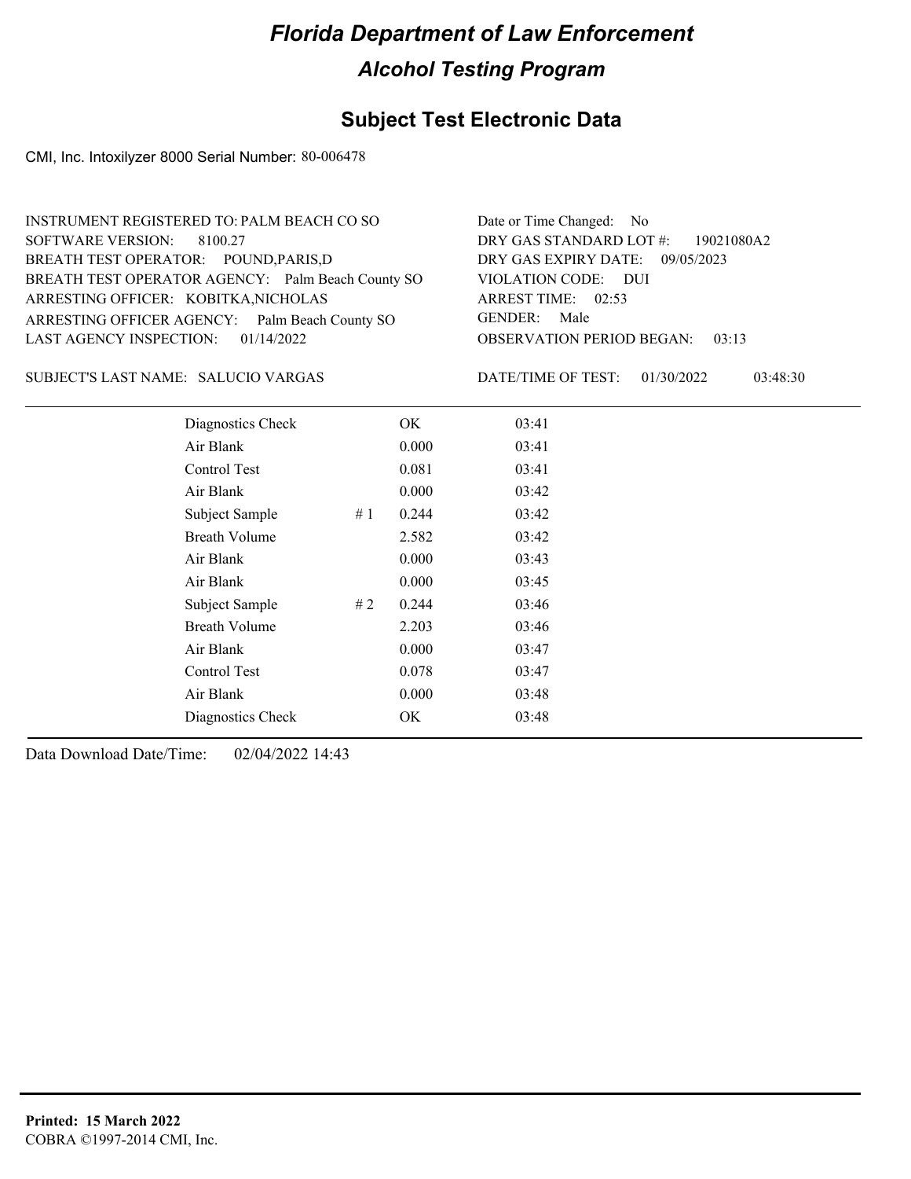# Florida Department of Law Enforcement

## Alcohol Testing Program

### Subject Test Electronic Data

CMI, Inc. Intoxilyzer 8000 Serial Number: 80-006478

INSTRUMENT REGISTERED TO: PALM BEACH CO SO
SOFTWARE VERSION: 8100.27
BREATH TEST OPERATOR: POUND,PARIS,D
BREATH TEST OPERATOR AGENCY: Palm Beach County SO
ARRESTING OFFICER: KOBITKA,NICHOLAS
ARRESTING OFFICER AGENCY: Palm Beach County SO
LAST AGENCY INSPECTION: 01/14/2022

Date or Time Changed: No
DRY GAS STANDARD LOT #: 19021080A2
DRY GAS EXPIRY DATE: 09/05/2023
VIOLATION CODE: DUI
ARREST TIME: 02:53
GENDER: Male
OBSERVATION PERIOD BEGAN: 03:13

SUBJECT'S LAST NAME: SALUCIO VARGAS

DATE/TIME OF TEST: 01/30/2022 03:48:30

| | | | |
|---|---|---|---|
| Diagnostics Check | | OK | 03:41 |
| Air Blank | | 0.000 | 03:41 |
| Control Test | | 0.081 | 03:41 |
| Air Blank | | 0.000 | 03:42 |
| Subject Sample | # 1 | 0.244 | 03:42 |
| Breath Volume | | 2.582 | 03:42 |
| Air Blank | | 0.000 | 03:43 |
| Air Blank | | 0.000 | 03:45 |
| Subject Sample | # 2 | 0.244 | 03:46 |
| Breath Volume | | 2.203 | 03:46 |
| Air Blank | | 0.000 | 03:47 |
| Control Test | | 0.078 | 03:47 |
| Air Blank | | 0.000 | 03:48 |
| Diagnostics Check | | OK | 03:48 |

Data Download Date/Time: 02/04/2022 14:43

**Printed: 15 March 2022**
COBRA ©1997-2014 CMI, Inc.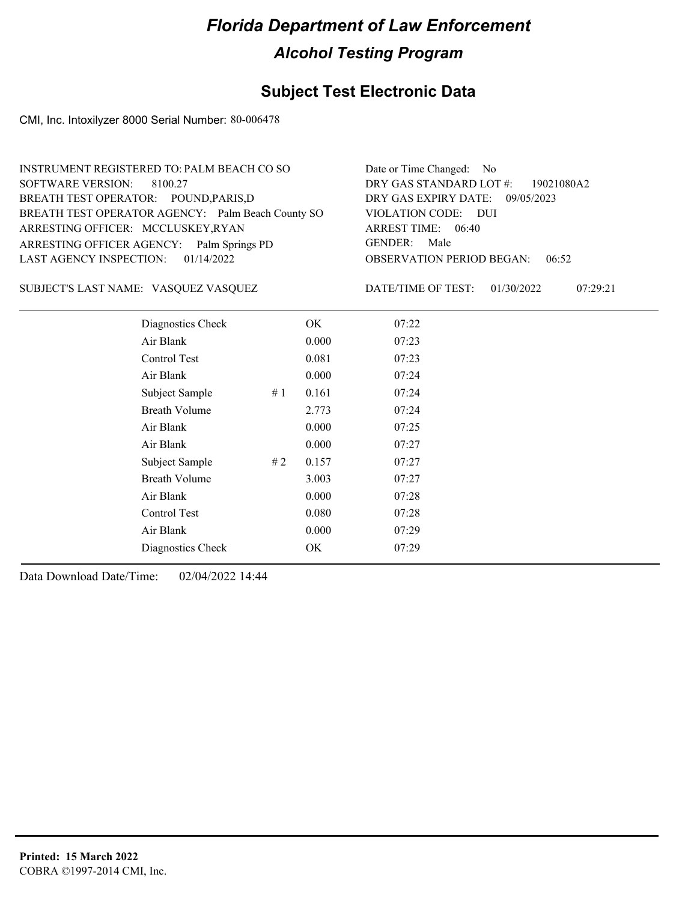# Florida Department of Law Enforcement

## Alcohol Testing Program

## Subject Test Electronic Data

CMI, Inc. Intoxilyzer 8000 Serial Number: 80-006478

INSTRUMENT REGISTERED TO: PALM BEACH CO SO
SOFTWARE VERSION: 8100.27
BREATH TEST OPERATOR: POUND,PARIS,D
BREATH TEST OPERATOR AGENCY: Palm Beach County SO
ARRESTING OFFICER: MCCLUSKEY,RYAN
ARRESTING OFFICER AGENCY: Palm Springs PD
LAST AGENCY INSPECTION: 01/14/2022

Date or Time Changed: No
DRY GAS STANDARD LOT #: 19021080A2
DRY GAS EXPIRY DATE: 09/05/2023
VIOLATION CODE: DUI
ARREST TIME: 06:40
GENDER: Male
OBSERVATION PERIOD BEGAN: 06:52

SUBJECT'S LAST NAME: VASQUEZ VASQUEZ

DATE/TIME OF TEST: 01/30/2022 07:29:21

| | | | |
|---|---|---|---|
| Diagnostics Check | | OK | 07:22 |
| Air Blank | | 0.000 | 07:23 |
| Control Test | | 0.081 | 07:23 |
| Air Blank | | 0.000 | 07:24 |
| Subject Sample | # 1 | 0.161 | 07:24 |
| Breath Volume | | 2.773 | 07:24 |
| Air Blank | | 0.000 | 07:25 |
| Air Blank | | 0.000 | 07:27 |
| Subject Sample | # 2 | 0.157 | 07:27 |
| Breath Volume | | 3.003 | 07:27 |
| Air Blank | | 0.000 | 07:28 |
| Control Test | | 0.080 | 07:28 |
| Air Blank | | 0.000 | 07:29 |
| Diagnostics Check | | OK | 07:29 |

Data Download Date/Time: 02/04/2022 14:44

**Printed: 15 March 2022**
COBRA ©1997-2014 CMI, Inc.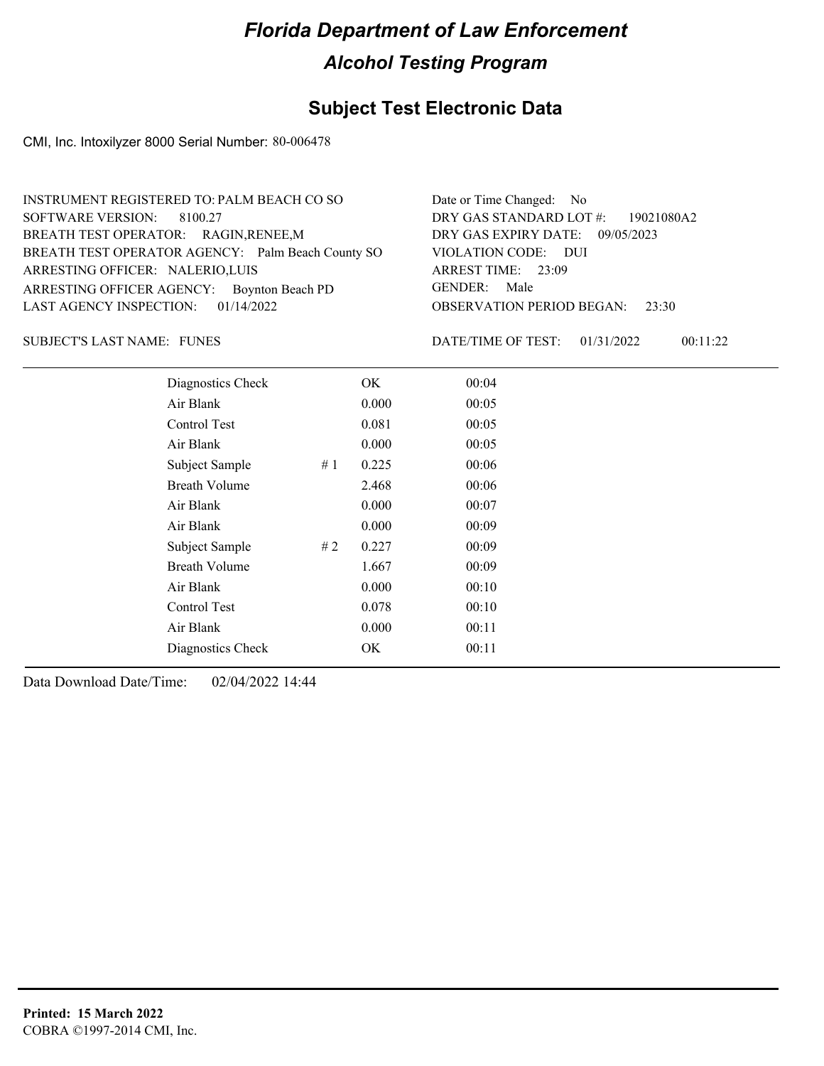# Florida Department of Law Enforcement

## Alcohol Testing Program

### Subject Test Electronic Data

CMI, Inc. Intoxilyzer 8000 Serial Number: 80-006478

INSTRUMENT REGISTERED TO: PALM BEACH CO SO
SOFTWARE VERSION: 8100.27
BREATH TEST OPERATOR: RAGIN,RENEE,M
BREATH TEST OPERATOR AGENCY: Palm Beach County SO
ARRESTING OFFICER: NALERIO,LUIS
ARRESTING OFFICER AGENCY: Boynton Beach PD
LAST AGENCY INSPECTION: 01/14/2022

Date or Time Changed: No
DRY GAS STANDARD LOT #: 19021080A2
DRY GAS EXPIRY DATE: 09/05/2023
VIOLATION CODE: DUI
ARREST TIME: 23:09
GENDER: Male
OBSERVATION PERIOD BEGAN: 23:30

SUBJECT'S LAST NAME: FUNES

DATE/TIME OF TEST: 01/31/2022 00:11:22

| | | | |
|---|---|---|---|
| Diagnostics Check | | OK | 00:04 |
| Air Blank | | 0.000 | 00:05 |
| Control Test | | 0.081 | 00:05 |
| Air Blank | | 0.000 | 00:05 |
| Subject Sample | # 1 | 0.225 | 00:06 |
| Breath Volume | | 2.468 | 00:06 |
| Air Blank | | 0.000 | 00:07 |
| Air Blank | | 0.000 | 00:09 |
| Subject Sample | # 2 | 0.227 | 00:09 |
| Breath Volume | | 1.667 | 00:09 |
| Air Blank | | 0.000 | 00:10 |
| Control Test | | 0.078 | 00:10 |
| Air Blank | | 0.000 | 00:11 |
| Diagnostics Check | | OK | 00:11 |

Data Download Date/Time: 02/04/2022 14:44

**Printed: 15 March 2022**
COBRA ©1997-2014 CMI, Inc.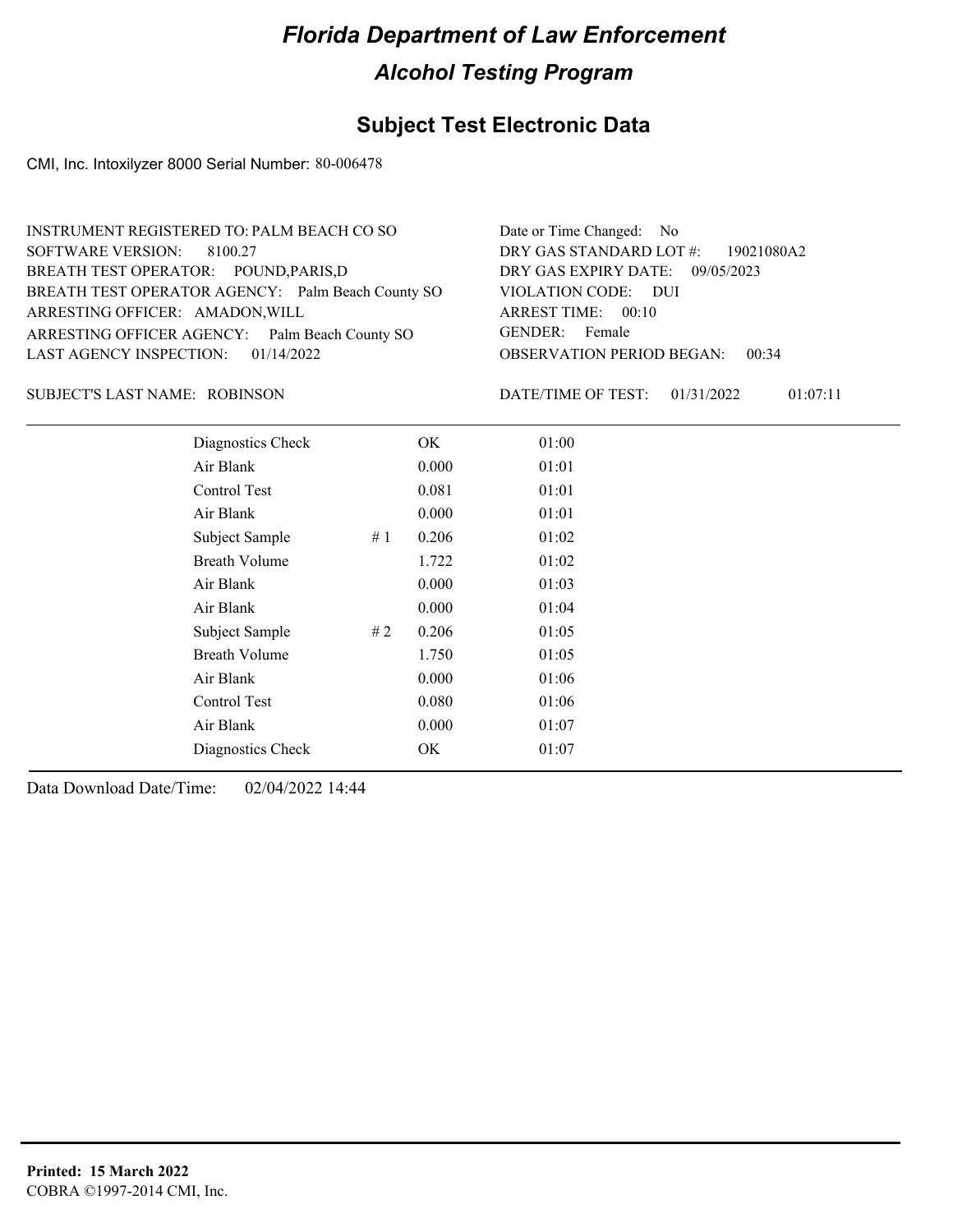# Florida Department of Law Enforcement

## Alcohol Testing Program

### Subject Test Electronic Data

CMI, Inc. Intoxilyzer 8000 Serial Number: 80-006478

INSTRUMENT REGISTERED TO: PALM BEACH CO SO
SOFTWARE VERSION: 8100.27
BREATH TEST OPERATOR: POUND,PARIS,D
BREATH TEST OPERATOR AGENCY: Palm Beach County SO
ARRESTING OFFICER: AMADON,WILL
ARRESTING OFFICER AGENCY: Palm Beach County SO
LAST AGENCY INSPECTION: 01/14/2022

Date or Time Changed: No
DRY GAS STANDARD LOT #: 19021080A2
DRY GAS EXPIRY DATE: 09/05/2023
VIOLATION CODE: DUI
ARREST TIME: 00:10
GENDER: Female
OBSERVATION PERIOD BEGAN: 00:34

SUBJECT'S LAST NAME: ROBINSON

DATE/TIME OF TEST: 01/31/2022 01:07:11

| Test | | Result | Time |
|---|---|---|---|
| Diagnostics Check | | OK | 01:00 |
| Air Blank | | 0.000 | 01:01 |
| Control Test | | 0.081 | 01:01 |
| Air Blank | | 0.000 | 01:01 |
| Subject Sample | # 1 | 0.206 | 01:02 |
| Breath Volume | | 1.722 | 01:02 |
| Air Blank | | 0.000 | 01:03 |
| Air Blank | | 0.000 | 01:04 |
| Subject Sample | # 2 | 0.206 | 01:05 |
| Breath Volume | | 1.750 | 01:05 |
| Air Blank | | 0.000 | 01:06 |
| Control Test | | 0.080 | 01:06 |
| Air Blank | | 0.000 | 01:07 |
| Diagnostics Check | | OK | 01:07 |

Data Download Date/Time: 02/04/2022 14:44

**Printed: 15 March 2022**
COBRA ©1997-2014 CMI, Inc.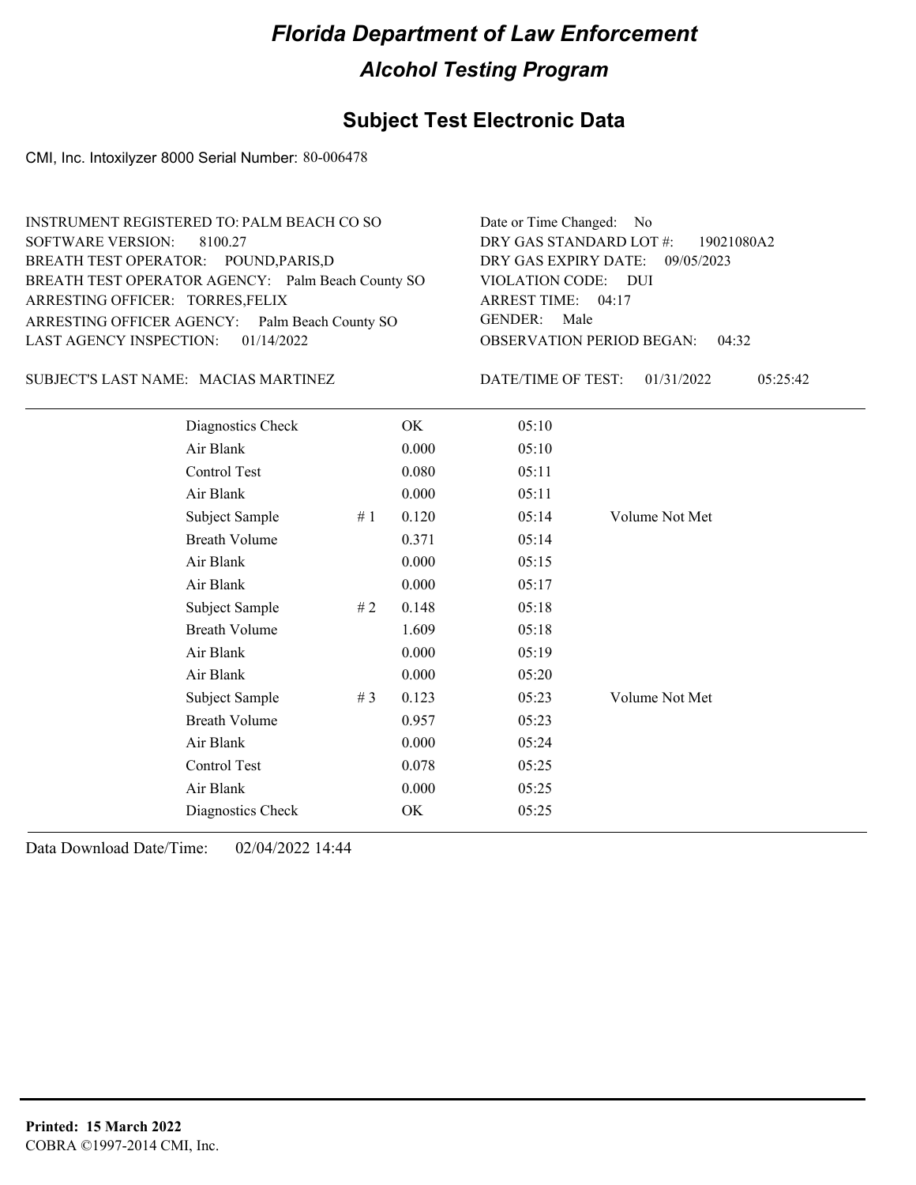# Florida Department of Law Enforcement

## Alcohol Testing Program

### Subject Test Electronic Data

CMI, Inc. Intoxilyzer 8000 Serial Number: 80-006478

INSTRUMENT REGISTERED TO: PALM BEACH CO SO
SOFTWARE VERSION: 8100.27
BREATH TEST OPERATOR: POUND,PARIS,D
BREATH TEST OPERATOR AGENCY: Palm Beach County SO
ARRESTING OFFICER: TORRES,FELIX
ARRESTING OFFICER AGENCY: Palm Beach County SO
LAST AGENCY INSPECTION: 01/14/2022

Date or Time Changed: No
DRY GAS STANDARD LOT #: 19021080A2
DRY GAS EXPIRY DATE: 09/05/2023
VIOLATION CODE: DUI
ARREST TIME: 04:17
GENDER: Male
OBSERVATION PERIOD BEGAN: 04:32

SUBJECT'S LAST NAME: MACIAS MARTINEZ

DATE/TIME OF TEST: 01/31/2022 05:25:42

| | | | | |
|---|---|---|---|---|
| Diagnostics Check | | OK | 05:10 | |
| Air Blank | | 0.000 | 05:10 | |
| Control Test | | 0.080 | 05:11 | |
| Air Blank | | 0.000 | 05:11 | |
| Subject Sample | # 1 | 0.120 | 05:14 | Volume Not Met |
| Breath Volume | | 0.371 | 05:14 | |
| Air Blank | | 0.000 | 05:15 | |
| Air Blank | | 0.000 | 05:17 | |
| Subject Sample | # 2 | 0.148 | 05:18 | |
| Breath Volume | | 1.609 | 05:18 | |
| Air Blank | | 0.000 | 05:19 | |
| Air Blank | | 0.000 | 05:20 | |
| Subject Sample | # 3 | 0.123 | 05:23 | Volume Not Met |
| Breath Volume | | 0.957 | 05:23 | |
| Air Blank | | 0.000 | 05:24 | |
| Control Test | | 0.078 | 05:25 | |
| Air Blank | | 0.000 | 05:25 | |
| Diagnostics Check | | OK | 05:25 | |

Data Download Date/Time: 02/04/2022 14:44

**Printed: 15 March 2022**
COBRA ©1997-2014 CMI, Inc.